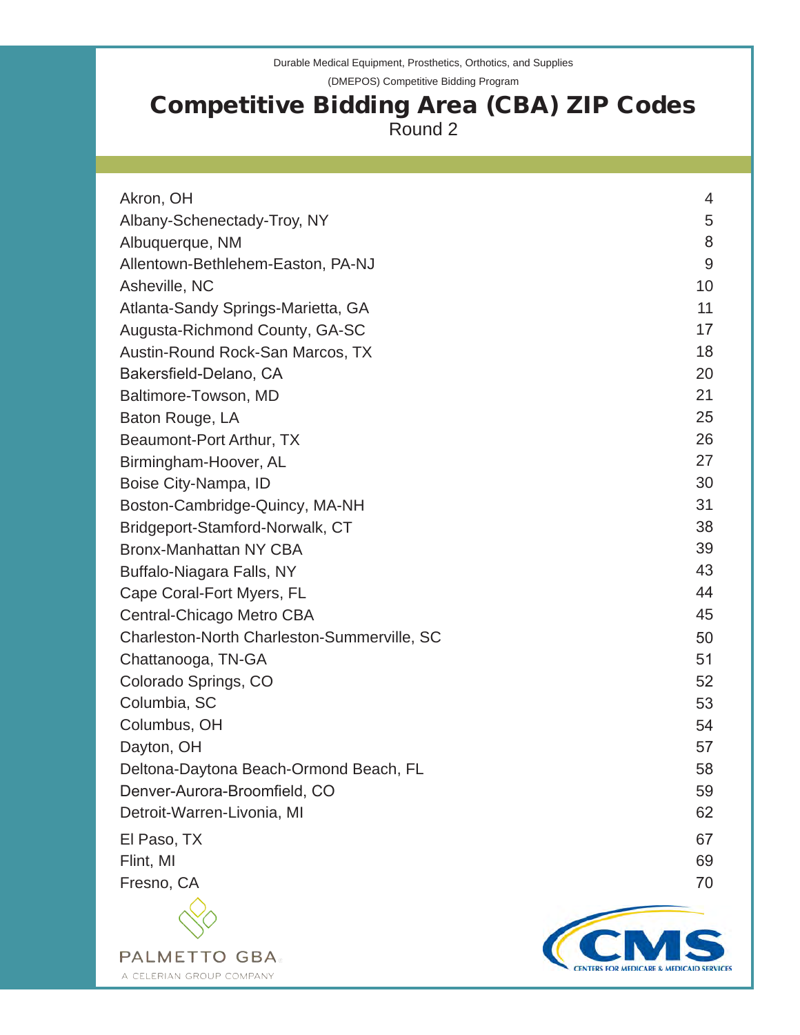Durable Medical Equipment, Prosthetics, Orthotics, and Supplies

(DMEPOS) Competitive Bidding Program

# Competitive Bidding Area (CBA) ZIP Codes

Round 2

| | |
|---|---|
| Akron, OH | 4 |
| Albany-Schenectady-Troy, NY | 5 |
| Albuquerque, NM | 8 |
| Allentown-Bethlehem-Easton, PA-NJ | 9 |
| Asheville, NC | 10 |
| Atlanta-Sandy Springs-Marietta, GA | 11 |
| Augusta-Richmond County, GA-SC | 17 |
| Austin-Round Rock-San Marcos, TX | 18 |
| Bakersfield-Delano, CA | 20 |
| Baltimore-Towson, MD | 21 |
| Baton Rouge, LA | 25 |
| Beaumont-Port Arthur, TX | 26 |
| Birmingham-Hoover, AL | 27 |
| Boise City-Nampa, ID | 30 |
| Boston-Cambridge-Quincy, MA-NH | 31 |
| Bridgeport-Stamford-Norwalk, CT | 38 |
| Bronx-Manhattan NY CBA | 39 |
| Buffalo-Niagara Falls, NY | 43 |
| Cape Coral-Fort Myers, FL | 44 |
| Central-Chicago Metro CBA | 45 |
| Charleston-North Charleston-Summerville, SC | 50 |
| Chattanooga, TN-GA | 51 |
| Colorado Springs, CO | 52 |
| Columbia, SC | 53 |
| Columbus, OH | 54 |
| Dayton, OH | 57 |
| Deltona-Daytona Beach-Ormond Beach, FL | 58 |
| Denver-Aurora-Broomfield, CO | 59 |
| Detroit-Warren-Livonia, MI | 62 |
| El Paso, TX | 67 |
| Flint, MI | 69 |
| Fresno, CA | 70 |

PALMETTO GBA

A CELERIAN GROUP COMPANY

CMS

CENTERS FOR MEDICARE & MEDICAID SERVICES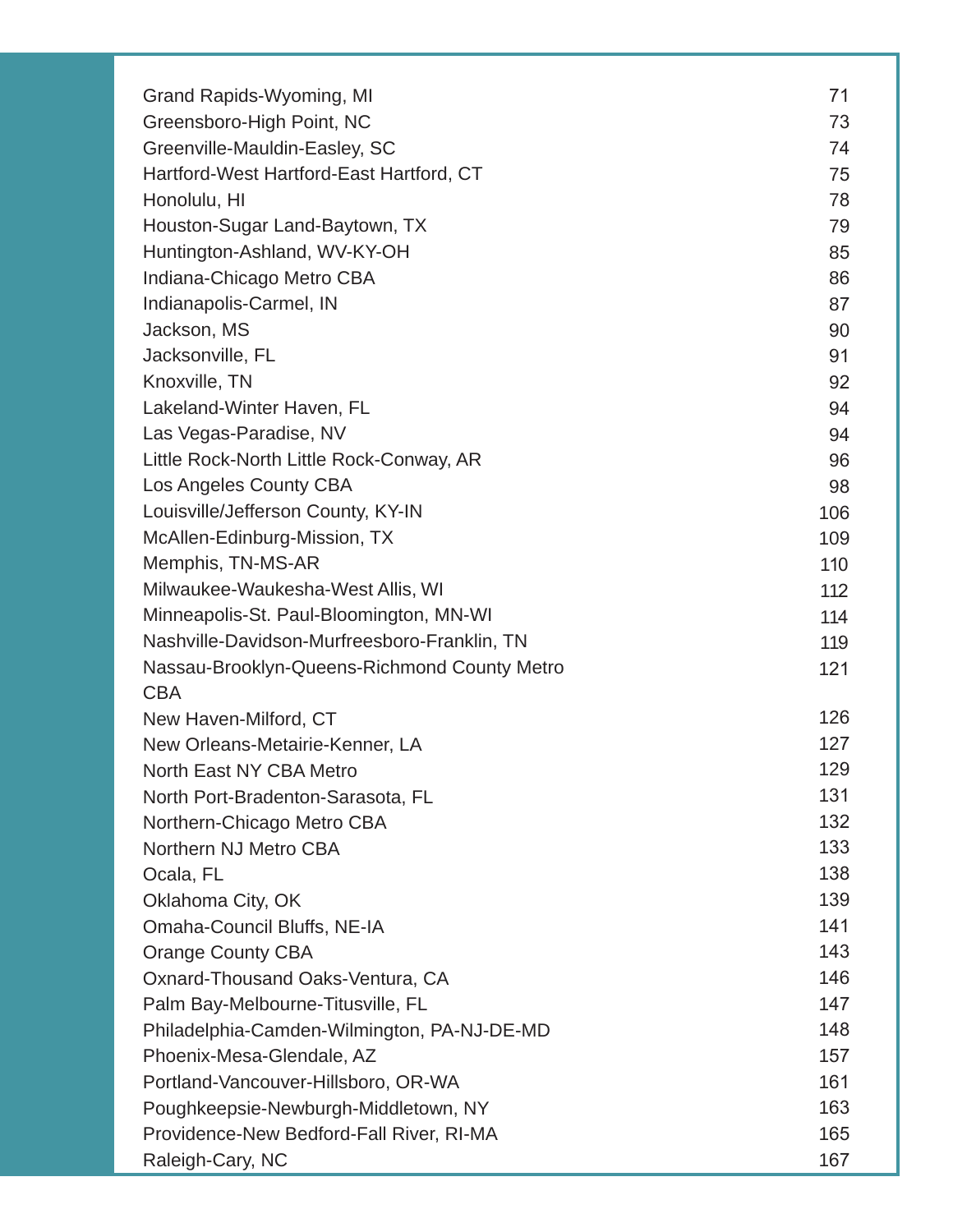| | |
|---|---|
| Grand Rapids-Wyoming, MI | 71 |
| Greensboro-High Point, NC | 73 |
| Greenville-Mauldin-Easley, SC | 74 |
| Hartford-West Hartford-East Hartford, CT | 75 |
| Honolulu, HI | 78 |
| Houston-Sugar Land-Baytown, TX | 79 |
| Huntington-Ashland, WV-KY-OH | 85 |
| Indiana-Chicago Metro CBA | 86 |
| Indianapolis-Carmel, IN | 87 |
| Jackson, MS | 90 |
| Jacksonville, FL | 91 |
| Knoxville, TN | 92 |
| Lakeland-Winter Haven, FL | 94 |
| Las Vegas-Paradise, NV | 94 |
| Little Rock-North Little Rock-Conway, AR | 96 |
| Los Angeles County CBA | 98 |
| Louisville/Jefferson County, KY-IN | 106 |
| McAllen-Edinburg-Mission, TX | 109 |
| Memphis, TN-MS-AR | 110 |
| Milwaukee-Waukesha-West Allis, WI | 112 |
| Minneapolis-St. Paul-Bloomington, MN-WI | 114 |
| Nashville-Davidson-Murfreesboro-Franklin, TN | 119 |
| Nassau-Brooklyn-Queens-Richmond County Metro CBA | 121 |
| New Haven-Milford, CT | 126 |
| New Orleans-Metairie-Kenner, LA | 127 |
| North East NY CBA Metro | 129 |
| North Port-Bradenton-Sarasota, FL | 131 |
| Northern-Chicago Metro CBA | 132 |
| Northern NJ Metro CBA | 133 |
| Ocala, FL | 138 |
| Oklahoma City, OK | 139 |
| Omaha-Council Bluffs, NE-IA | 141 |
| Orange County CBA | 143 |
| Oxnard-Thousand Oaks-Ventura, CA | 146 |
| Palm Bay-Melbourne-Titusville, FL | 147 |
| Philadelphia-Camden-Wilmington, PA-NJ-DE-MD | 148 |
| Phoenix-Mesa-Glendale, AZ | 157 |
| Portland-Vancouver-Hillsboro, OR-WA | 161 |
| Poughkeepsie-Newburgh-Middletown, NY | 163 |
| Providence-New Bedford-Fall River, RI-MA | 165 |
| Raleigh-Cary, NC | 167 |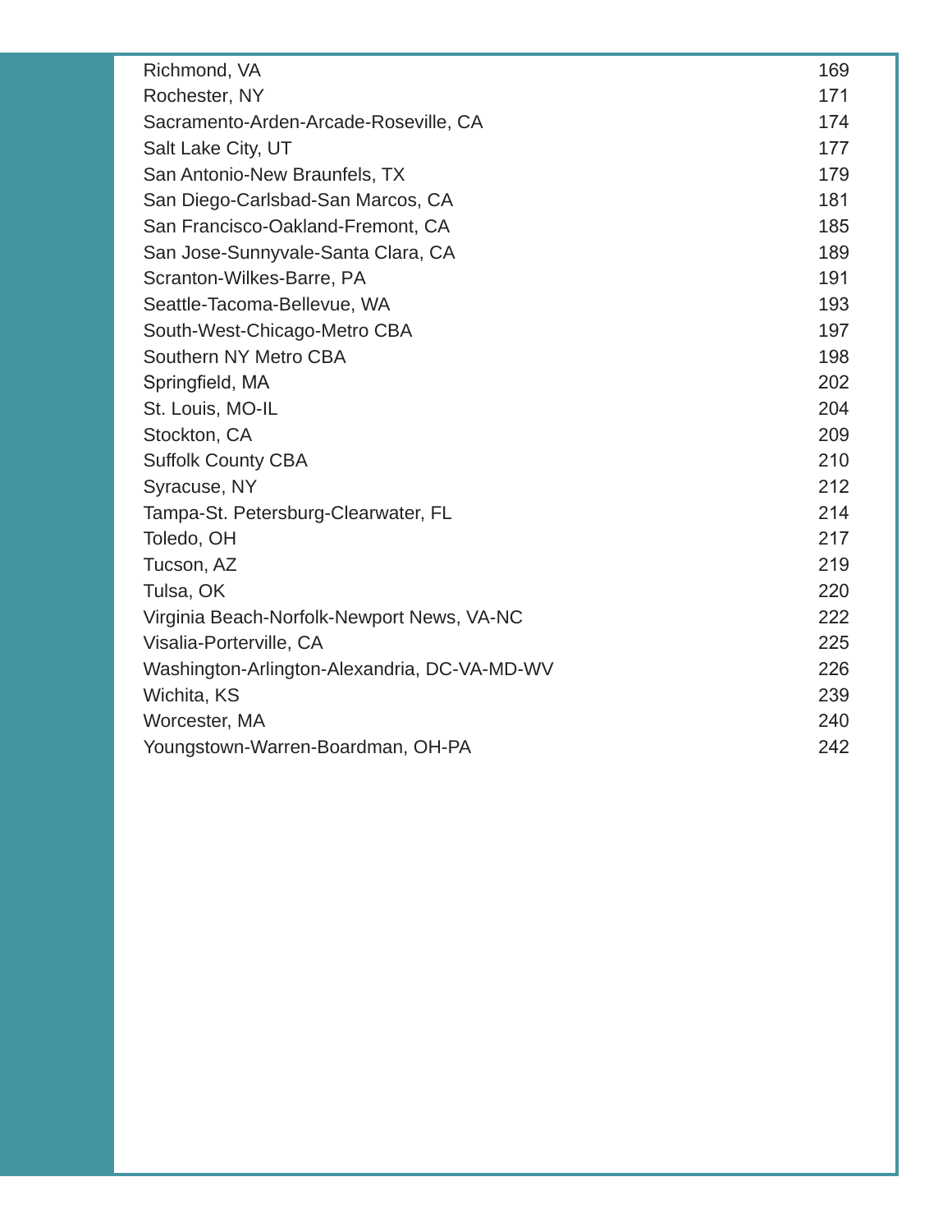| | |
|---|---|
| Richmond, VA | 169 |
| Rochester, NY | 171 |
| Sacramento-Arden-Arcade-Roseville, CA | 174 |
| Salt Lake City, UT | 177 |
| San Antonio-New Braunfels, TX | 179 |
| San Diego-Carlsbad-San Marcos, CA | 181 |
| San Francisco-Oakland-Fremont, CA | 185 |
| San Jose-Sunnyvale-Santa Clara, CA | 189 |
| Scranton-Wilkes-Barre, PA | 191 |
| Seattle-Tacoma-Bellevue, WA | 193 |
| South-West-Chicago-Metro CBA | 197 |
| Southern NY Metro CBA | 198 |
| Springfield, MA | 202 |
| St. Louis, MO-IL | 204 |
| Stockton, CA | 209 |
| Suffolk County CBA | 210 |
| Syracuse, NY | 212 |
| Tampa-St. Petersburg-Clearwater, FL | 214 |
| Toledo, OH | 217 |
| Tucson, AZ | 219 |
| Tulsa, OK | 220 |
| Virginia Beach-Norfolk-Newport News, VA-NC | 222 |
| Visalia-Porterville, CA | 225 |
| Washington-Arlington-Alexandria, DC-VA-MD-WV | 226 |
| Wichita, KS | 239 |
| Worcester, MA | 240 |
| Youngstown-Warren-Boardman, OH-PA | 242 |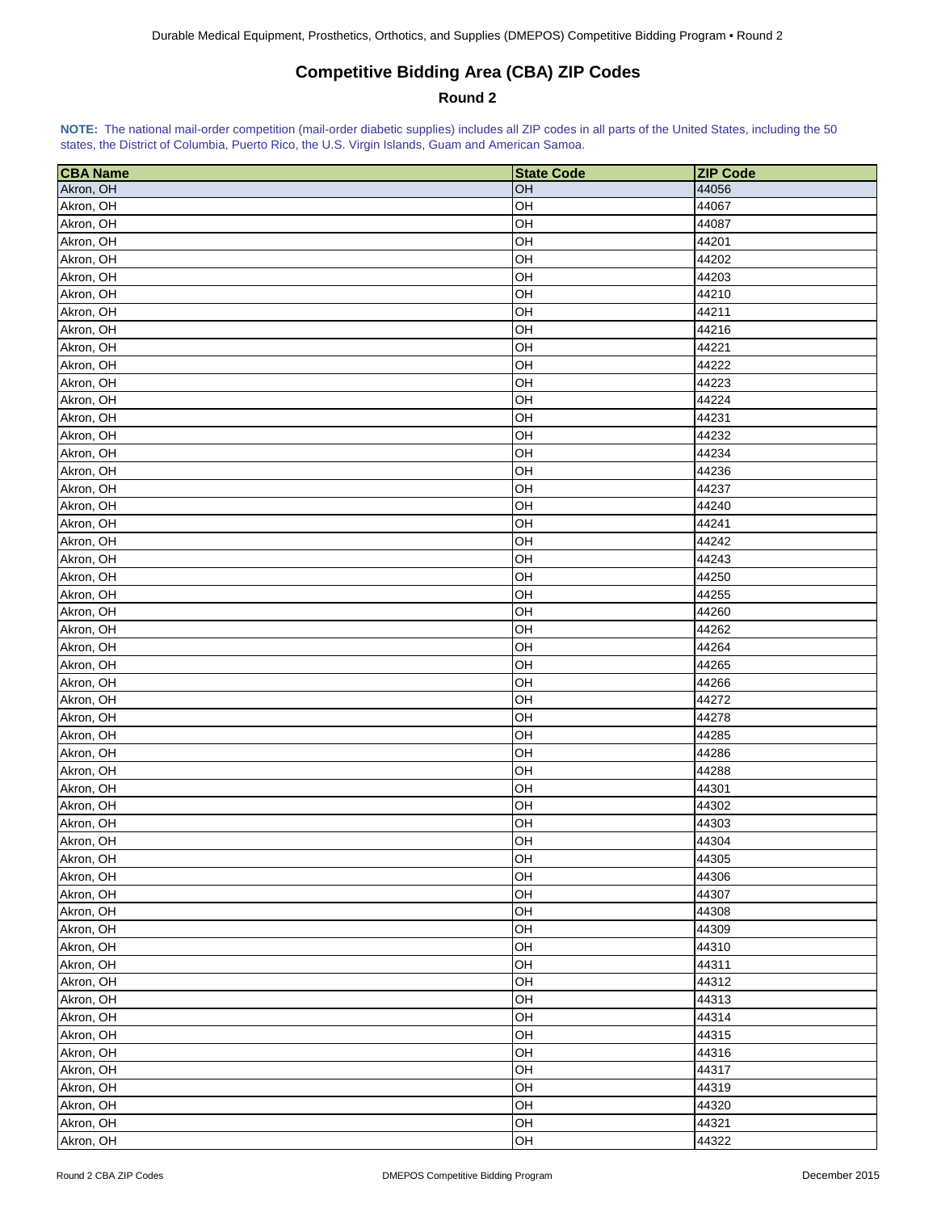## Competitive Bidding Area (CBA) ZIP Codes

### Round 2

**NOTE:** The national mail-order competition (mail-order diabetic supplies) includes all ZIP codes in all parts of the United States, including the 50 states, the District of Columbia, Puerto Rico, the U.S. Virgin Islands, Guam and American Samoa.

| CBA Name | State Code | ZIP Code |
|---|---|---|
| Akron, OH | OH | 44056 |
| Akron, OH | OH | 44067 |
| Akron, OH | OH | 44087 |
| Akron, OH | OH | 44201 |
| Akron, OH | OH | 44202 |
| Akron, OH | OH | 44203 |
| Akron, OH | OH | 44210 |
| Akron, OH | OH | 44211 |
| Akron, OH | OH | 44216 |
| Akron, OH | OH | 44221 |
| Akron, OH | OH | 44222 |
| Akron, OH | OH | 44223 |
| Akron, OH | OH | 44224 |
| Akron, OH | OH | 44231 |
| Akron, OH | OH | 44232 |
| Akron, OH | OH | 44234 |
| Akron, OH | OH | 44236 |
| Akron, OH | OH | 44237 |
| Akron, OH | OH | 44240 |
| Akron, OH | OH | 44241 |
| Akron, OH | OH | 44242 |
| Akron, OH | OH | 44243 |
| Akron, OH | OH | 44250 |
| Akron, OH | OH | 44255 |
| Akron, OH | OH | 44260 |
| Akron, OH | OH | 44262 |
| Akron, OH | OH | 44264 |
| Akron, OH | OH | 44265 |
| Akron, OH | OH | 44266 |
| Akron, OH | OH | 44272 |
| Akron, OH | OH | 44278 |
| Akron, OH | OH | 44285 |
| Akron, OH | OH | 44286 |
| Akron, OH | OH | 44288 |
| Akron, OH | OH | 44301 |
| Akron, OH | OH | 44302 |
| Akron, OH | OH | 44303 |
| Akron, OH | OH | 44304 |
| Akron, OH | OH | 44305 |
| Akron, OH | OH | 44306 |
| Akron, OH | OH | 44307 |
| Akron, OH | OH | 44308 |
| Akron, OH | OH | 44309 |
| Akron, OH | OH | 44310 |
| Akron, OH | OH | 44311 |
| Akron, OH | OH | 44312 |
| Akron, OH | OH | 44313 |
| Akron, OH | OH | 44314 |
| Akron, OH | OH | 44315 |
| Akron, OH | OH | 44316 |
| Akron, OH | OH | 44317 |
| Akron, OH | OH | 44319 |
| Akron, OH | OH | 44320 |
| Akron, OH | OH | 44321 |
| Akron, OH | OH | 44322 |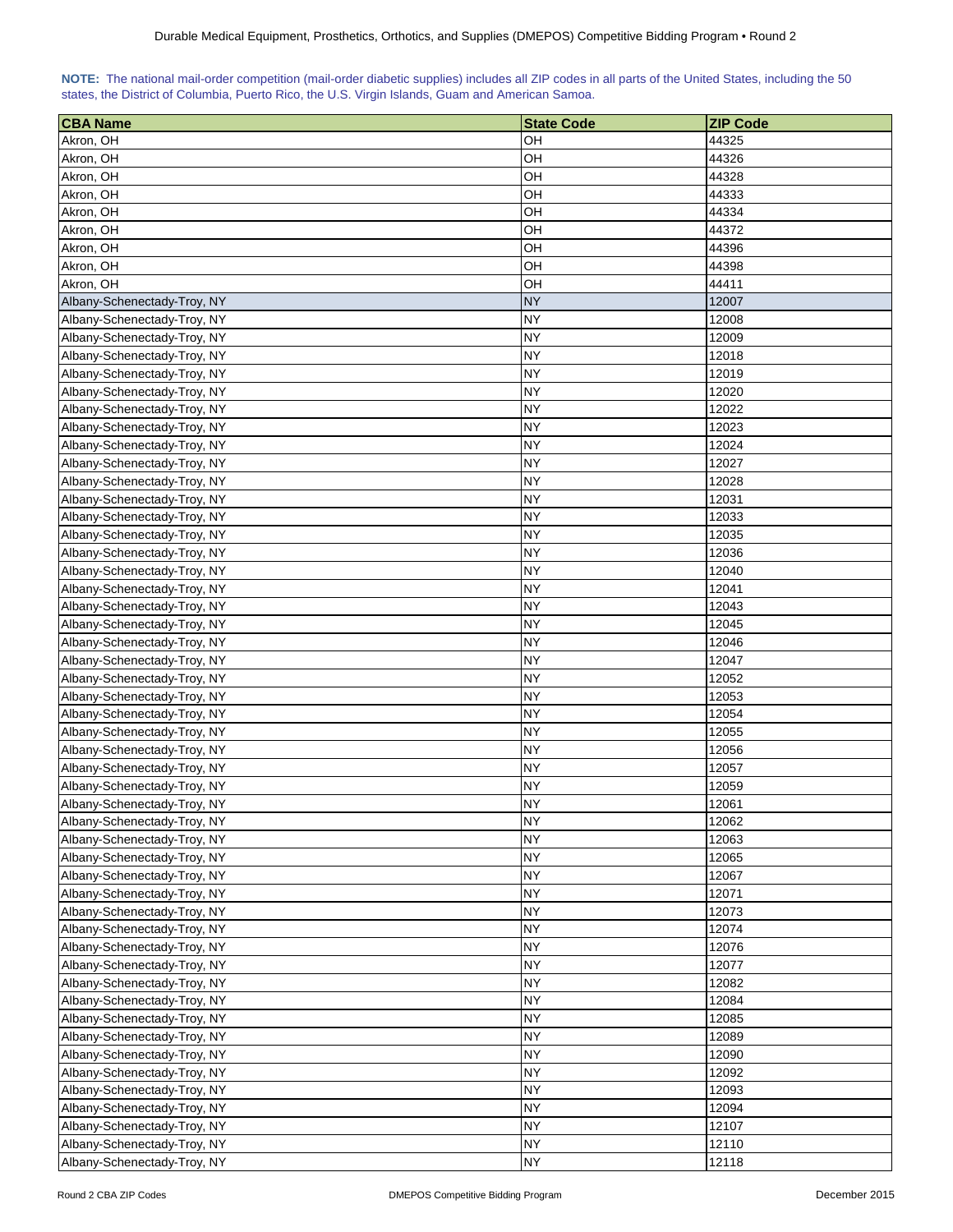**NOTE:** The national mail-order competition (mail-order diabetic supplies) includes all ZIP codes in all parts of the United States, including the 50 states, the District of Columbia, Puerto Rico, the U.S. Virgin Islands, Guam and American Samoa.

| CBA Name | State Code | ZIP Code |
|---|---|---|
| Akron, OH | OH | 44325 |
| Akron, OH | OH | 44326 |
| Akron, OH | OH | 44328 |
| Akron, OH | OH | 44333 |
| Akron, OH | OH | 44334 |
| Akron, OH | OH | 44372 |
| Akron, OH | OH | 44396 |
| Akron, OH | OH | 44398 |
| Akron, OH | OH | 44411 |
| Albany-Schenectady-Troy, NY | NY | 12007 |
| Albany-Schenectady-Troy, NY | NY | 12008 |
| Albany-Schenectady-Troy, NY | NY | 12009 |
| Albany-Schenectady-Troy, NY | NY | 12018 |
| Albany-Schenectady-Troy, NY | NY | 12019 |
| Albany-Schenectady-Troy, NY | NY | 12020 |
| Albany-Schenectady-Troy, NY | NY | 12022 |
| Albany-Schenectady-Troy, NY | NY | 12023 |
| Albany-Schenectady-Troy, NY | NY | 12024 |
| Albany-Schenectady-Troy, NY | NY | 12027 |
| Albany-Schenectady-Troy, NY | NY | 12028 |
| Albany-Schenectady-Troy, NY | NY | 12031 |
| Albany-Schenectady-Troy, NY | NY | 12033 |
| Albany-Schenectady-Troy, NY | NY | 12035 |
| Albany-Schenectady-Troy, NY | NY | 12036 |
| Albany-Schenectady-Troy, NY | NY | 12040 |
| Albany-Schenectady-Troy, NY | NY | 12041 |
| Albany-Schenectady-Troy, NY | NY | 12043 |
| Albany-Schenectady-Troy, NY | NY | 12045 |
| Albany-Schenectady-Troy, NY | NY | 12046 |
| Albany-Schenectady-Troy, NY | NY | 12047 |
| Albany-Schenectady-Troy, NY | NY | 12052 |
| Albany-Schenectady-Troy, NY | NY | 12053 |
| Albany-Schenectady-Troy, NY | NY | 12054 |
| Albany-Schenectady-Troy, NY | NY | 12055 |
| Albany-Schenectady-Troy, NY | NY | 12056 |
| Albany-Schenectady-Troy, NY | NY | 12057 |
| Albany-Schenectady-Troy, NY | NY | 12059 |
| Albany-Schenectady-Troy, NY | NY | 12061 |
| Albany-Schenectady-Troy, NY | NY | 12062 |
| Albany-Schenectady-Troy, NY | NY | 12063 |
| Albany-Schenectady-Troy, NY | NY | 12065 |
| Albany-Schenectady-Troy, NY | NY | 12067 |
| Albany-Schenectady-Troy, NY | NY | 12071 |
| Albany-Schenectady-Troy, NY | NY | 12073 |
| Albany-Schenectady-Troy, NY | NY | 12074 |
| Albany-Schenectady-Troy, NY | NY | 12076 |
| Albany-Schenectady-Troy, NY | NY | 12077 |
| Albany-Schenectady-Troy, NY | NY | 12082 |
| Albany-Schenectady-Troy, NY | NY | 12084 |
| Albany-Schenectady-Troy, NY | NY | 12085 |
| Albany-Schenectady-Troy, NY | NY | 12089 |
| Albany-Schenectady-Troy, NY | NY | 12090 |
| Albany-Schenectady-Troy, NY | NY | 12092 |
| Albany-Schenectady-Troy, NY | NY | 12093 |
| Albany-Schenectady-Troy, NY | NY | 12094 |
| Albany-Schenectady-Troy, NY | NY | 12107 |
| Albany-Schenectady-Troy, NY | NY | 12110 |
| Albany-Schenectady-Troy, NY | NY | 12118 |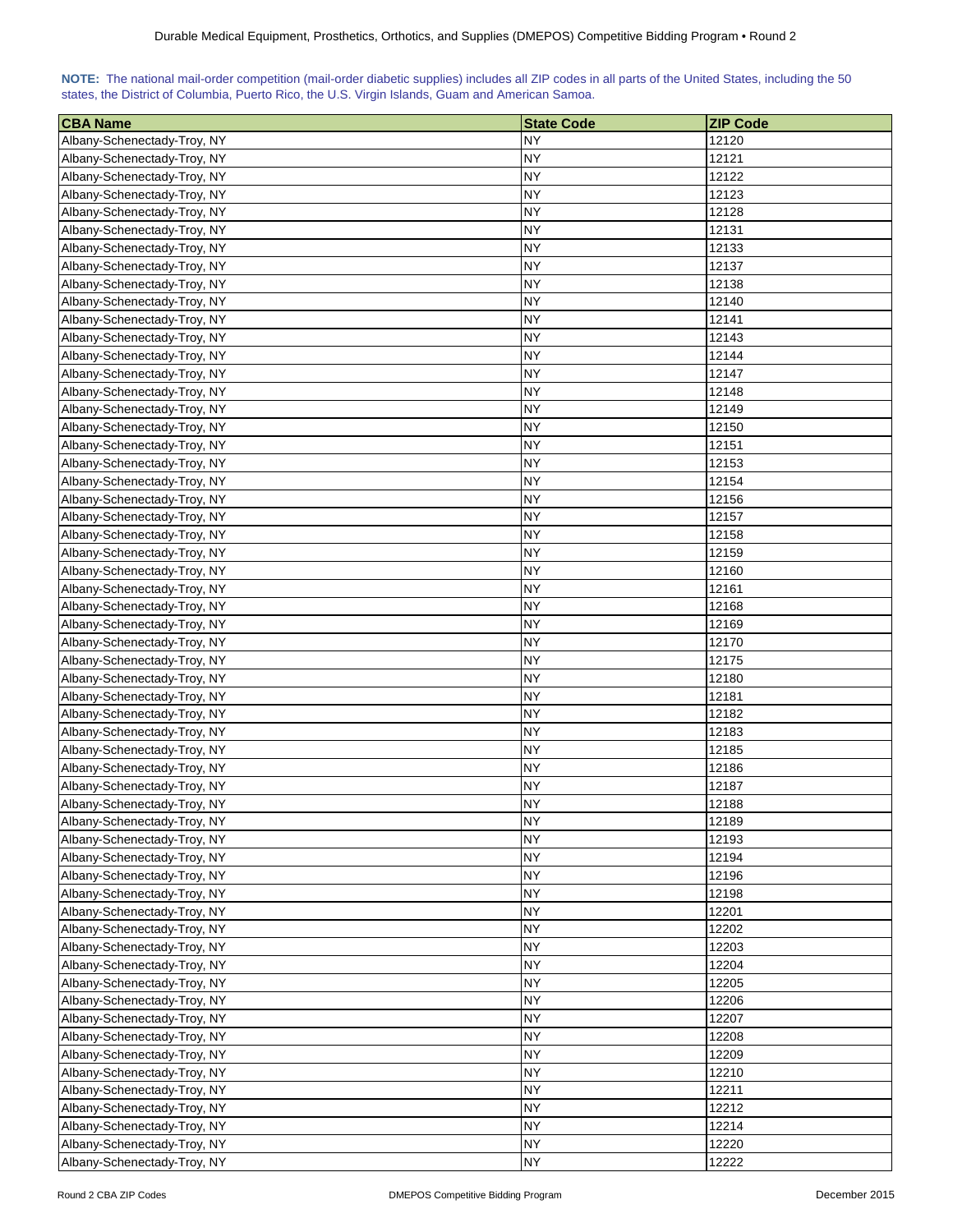**NOTE:** The national mail-order competition (mail-order diabetic supplies) includes all ZIP codes in all parts of the United States, including the 50 states, the District of Columbia, Puerto Rico, the U.S. Virgin Islands, Guam and American Samoa.

| CBA Name | State Code | ZIP Code |
|---|---|---|
| Albany-Schenectady-Troy, NY | NY | 12120 |
| Albany-Schenectady-Troy, NY | NY | 12121 |
| Albany-Schenectady-Troy, NY | NY | 12122 |
| Albany-Schenectady-Troy, NY | NY | 12123 |
| Albany-Schenectady-Troy, NY | NY | 12128 |
| Albany-Schenectady-Troy, NY | NY | 12131 |
| Albany-Schenectady-Troy, NY | NY | 12133 |
| Albany-Schenectady-Troy, NY | NY | 12137 |
| Albany-Schenectady-Troy, NY | NY | 12138 |
| Albany-Schenectady-Troy, NY | NY | 12140 |
| Albany-Schenectady-Troy, NY | NY | 12141 |
| Albany-Schenectady-Troy, NY | NY | 12143 |
| Albany-Schenectady-Troy, NY | NY | 12144 |
| Albany-Schenectady-Troy, NY | NY | 12147 |
| Albany-Schenectady-Troy, NY | NY | 12148 |
| Albany-Schenectady-Troy, NY | NY | 12149 |
| Albany-Schenectady-Troy, NY | NY | 12150 |
| Albany-Schenectady-Troy, NY | NY | 12151 |
| Albany-Schenectady-Troy, NY | NY | 12153 |
| Albany-Schenectady-Troy, NY | NY | 12154 |
| Albany-Schenectady-Troy, NY | NY | 12156 |
| Albany-Schenectady-Troy, NY | NY | 12157 |
| Albany-Schenectady-Troy, NY | NY | 12158 |
| Albany-Schenectady-Troy, NY | NY | 12159 |
| Albany-Schenectady-Troy, NY | NY | 12160 |
| Albany-Schenectady-Troy, NY | NY | 12161 |
| Albany-Schenectady-Troy, NY | NY | 12168 |
| Albany-Schenectady-Troy, NY | NY | 12169 |
| Albany-Schenectady-Troy, NY | NY | 12170 |
| Albany-Schenectady-Troy, NY | NY | 12175 |
| Albany-Schenectady-Troy, NY | NY | 12180 |
| Albany-Schenectady-Troy, NY | NY | 12181 |
| Albany-Schenectady-Troy, NY | NY | 12182 |
| Albany-Schenectady-Troy, NY | NY | 12183 |
| Albany-Schenectady-Troy, NY | NY | 12185 |
| Albany-Schenectady-Troy, NY | NY | 12186 |
| Albany-Schenectady-Troy, NY | NY | 12187 |
| Albany-Schenectady-Troy, NY | NY | 12188 |
| Albany-Schenectady-Troy, NY | NY | 12189 |
| Albany-Schenectady-Troy, NY | NY | 12193 |
| Albany-Schenectady-Troy, NY | NY | 12194 |
| Albany-Schenectady-Troy, NY | NY | 12196 |
| Albany-Schenectady-Troy, NY | NY | 12198 |
| Albany-Schenectady-Troy, NY | NY | 12201 |
| Albany-Schenectady-Troy, NY | NY | 12202 |
| Albany-Schenectady-Troy, NY | NY | 12203 |
| Albany-Schenectady-Troy, NY | NY | 12204 |
| Albany-Schenectady-Troy, NY | NY | 12205 |
| Albany-Schenectady-Troy, NY | NY | 12206 |
| Albany-Schenectady-Troy, NY | NY | 12207 |
| Albany-Schenectady-Troy, NY | NY | 12208 |
| Albany-Schenectady-Troy, NY | NY | 12209 |
| Albany-Schenectady-Troy, NY | NY | 12210 |
| Albany-Schenectady-Troy, NY | NY | 12211 |
| Albany-Schenectady-Troy, NY | NY | 12212 |
| Albany-Schenectady-Troy, NY | NY | 12214 |
| Albany-Schenectady-Troy, NY | NY | 12220 |
| Albany-Schenectady-Troy, NY | NY | 12222 |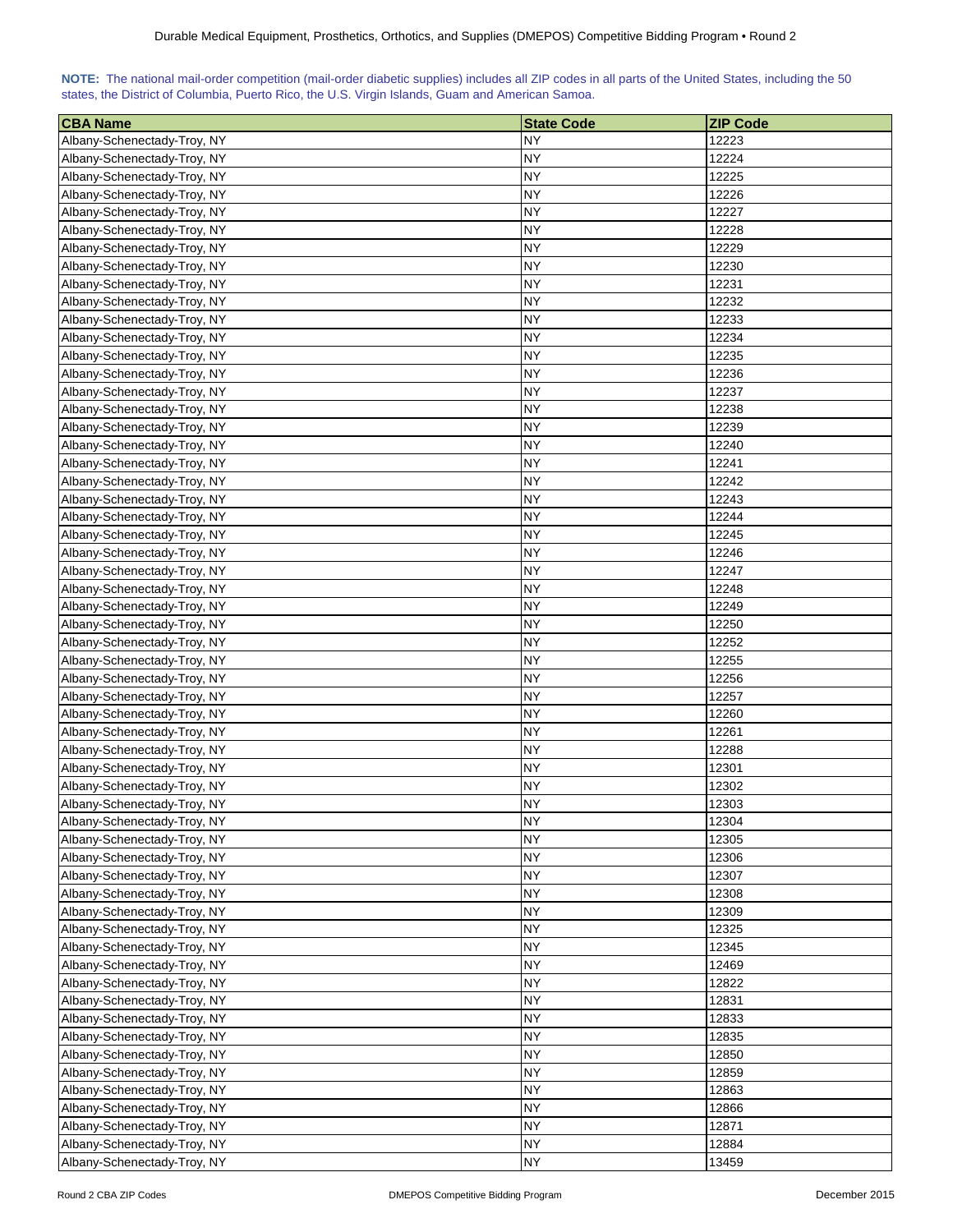**NOTE:** The national mail-order competition (mail-order diabetic supplies) includes all ZIP codes in all parts of the United States, including the 50 states, the District of Columbia, Puerto Rico, the U.S. Virgin Islands, Guam and American Samoa.

| CBA Name | State Code | ZIP Code |
|---|---|---|
| Albany-Schenectady-Troy, NY | NY | 12223 |
| Albany-Schenectady-Troy, NY | NY | 12224 |
| Albany-Schenectady-Troy, NY | NY | 12225 |
| Albany-Schenectady-Troy, NY | NY | 12226 |
| Albany-Schenectady-Troy, NY | NY | 12227 |
| Albany-Schenectady-Troy, NY | NY | 12228 |
| Albany-Schenectady-Troy, NY | NY | 12229 |
| Albany-Schenectady-Troy, NY | NY | 12230 |
| Albany-Schenectady-Troy, NY | NY | 12231 |
| Albany-Schenectady-Troy, NY | NY | 12232 |
| Albany-Schenectady-Troy, NY | NY | 12233 |
| Albany-Schenectady-Troy, NY | NY | 12234 |
| Albany-Schenectady-Troy, NY | NY | 12235 |
| Albany-Schenectady-Troy, NY | NY | 12236 |
| Albany-Schenectady-Troy, NY | NY | 12237 |
| Albany-Schenectady-Troy, NY | NY | 12238 |
| Albany-Schenectady-Troy, NY | NY | 12239 |
| Albany-Schenectady-Troy, NY | NY | 12240 |
| Albany-Schenectady-Troy, NY | NY | 12241 |
| Albany-Schenectady-Troy, NY | NY | 12242 |
| Albany-Schenectady-Troy, NY | NY | 12243 |
| Albany-Schenectady-Troy, NY | NY | 12244 |
| Albany-Schenectady-Troy, NY | NY | 12245 |
| Albany-Schenectady-Troy, NY | NY | 12246 |
| Albany-Schenectady-Troy, NY | NY | 12247 |
| Albany-Schenectady-Troy, NY | NY | 12248 |
| Albany-Schenectady-Troy, NY | NY | 12249 |
| Albany-Schenectady-Troy, NY | NY | 12250 |
| Albany-Schenectady-Troy, NY | NY | 12252 |
| Albany-Schenectady-Troy, NY | NY | 12255 |
| Albany-Schenectady-Troy, NY | NY | 12256 |
| Albany-Schenectady-Troy, NY | NY | 12257 |
| Albany-Schenectady-Troy, NY | NY | 12260 |
| Albany-Schenectady-Troy, NY | NY | 12261 |
| Albany-Schenectady-Troy, NY | NY | 12288 |
| Albany-Schenectady-Troy, NY | NY | 12301 |
| Albany-Schenectady-Troy, NY | NY | 12302 |
| Albany-Schenectady-Troy, NY | NY | 12303 |
| Albany-Schenectady-Troy, NY | NY | 12304 |
| Albany-Schenectady-Troy, NY | NY | 12305 |
| Albany-Schenectady-Troy, NY | NY | 12306 |
| Albany-Schenectady-Troy, NY | NY | 12307 |
| Albany-Schenectady-Troy, NY | NY | 12308 |
| Albany-Schenectady-Troy, NY | NY | 12309 |
| Albany-Schenectady-Troy, NY | NY | 12325 |
| Albany-Schenectady-Troy, NY | NY | 12345 |
| Albany-Schenectady-Troy, NY | NY | 12469 |
| Albany-Schenectady-Troy, NY | NY | 12822 |
| Albany-Schenectady-Troy, NY | NY | 12831 |
| Albany-Schenectady-Troy, NY | NY | 12833 |
| Albany-Schenectady-Troy, NY | NY | 12835 |
| Albany-Schenectady-Troy, NY | NY | 12850 |
| Albany-Schenectady-Troy, NY | NY | 12859 |
| Albany-Schenectady-Troy, NY | NY | 12863 |
| Albany-Schenectady-Troy, NY | NY | 12866 |
| Albany-Schenectady-Troy, NY | NY | 12871 |
| Albany-Schenectady-Troy, NY | NY | 12884 |
| Albany-Schenectady-Troy, NY | NY | 13459 |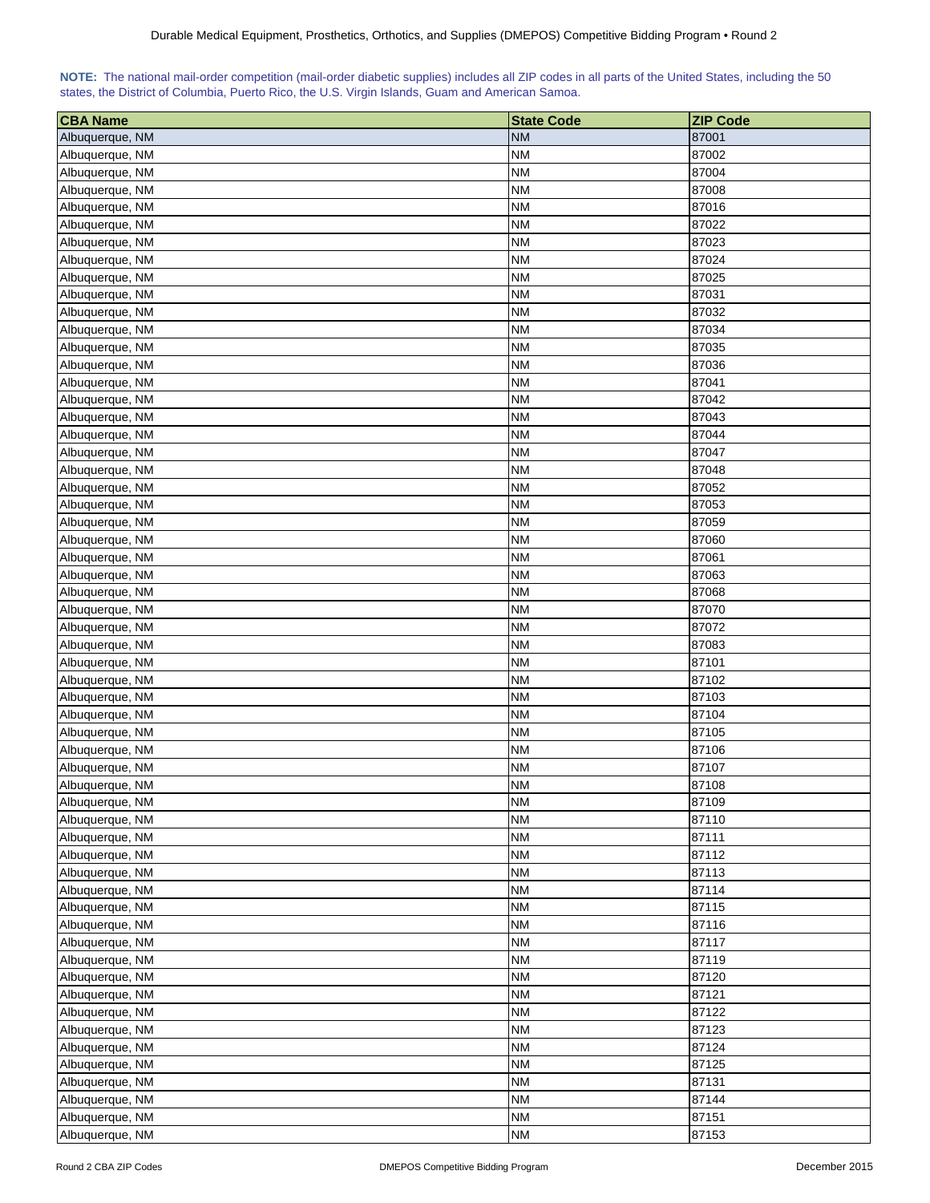**NOTE:** The national mail-order competition (mail-order diabetic supplies) includes all ZIP codes in all parts of the United States, including the 50 states, the District of Columbia, Puerto Rico, the U.S. Virgin Islands, Guam and American Samoa.

| CBA Name | State Code | ZIP Code |
|---|---|---|
| Albuquerque, NM | NM | 87001 |
| Albuquerque, NM | NM | 87002 |
| Albuquerque, NM | NM | 87004 |
| Albuquerque, NM | NM | 87008 |
| Albuquerque, NM | NM | 87016 |
| Albuquerque, NM | NM | 87022 |
| Albuquerque, NM | NM | 87023 |
| Albuquerque, NM | NM | 87024 |
| Albuquerque, NM | NM | 87025 |
| Albuquerque, NM | NM | 87031 |
| Albuquerque, NM | NM | 87032 |
| Albuquerque, NM | NM | 87034 |
| Albuquerque, NM | NM | 87035 |
| Albuquerque, NM | NM | 87036 |
| Albuquerque, NM | NM | 87041 |
| Albuquerque, NM | NM | 87042 |
| Albuquerque, NM | NM | 87043 |
| Albuquerque, NM | NM | 87044 |
| Albuquerque, NM | NM | 87047 |
| Albuquerque, NM | NM | 87048 |
| Albuquerque, NM | NM | 87052 |
| Albuquerque, NM | NM | 87053 |
| Albuquerque, NM | NM | 87059 |
| Albuquerque, NM | NM | 87060 |
| Albuquerque, NM | NM | 87061 |
| Albuquerque, NM | NM | 87063 |
| Albuquerque, NM | NM | 87068 |
| Albuquerque, NM | NM | 87070 |
| Albuquerque, NM | NM | 87072 |
| Albuquerque, NM | NM | 87083 |
| Albuquerque, NM | NM | 87101 |
| Albuquerque, NM | NM | 87102 |
| Albuquerque, NM | NM | 87103 |
| Albuquerque, NM | NM | 87104 |
| Albuquerque, NM | NM | 87105 |
| Albuquerque, NM | NM | 87106 |
| Albuquerque, NM | NM | 87107 |
| Albuquerque, NM | NM | 87108 |
| Albuquerque, NM | NM | 87109 |
| Albuquerque, NM | NM | 87110 |
| Albuquerque, NM | NM | 87111 |
| Albuquerque, NM | NM | 87112 |
| Albuquerque, NM | NM | 87113 |
| Albuquerque, NM | NM | 87114 |
| Albuquerque, NM | NM | 87115 |
| Albuquerque, NM | NM | 87116 |
| Albuquerque, NM | NM | 87117 |
| Albuquerque, NM | NM | 87119 |
| Albuquerque, NM | NM | 87120 |
| Albuquerque, NM | NM | 87121 |
| Albuquerque, NM | NM | 87122 |
| Albuquerque, NM | NM | 87123 |
| Albuquerque, NM | NM | 87124 |
| Albuquerque, NM | NM | 87125 |
| Albuquerque, NM | NM | 87131 |
| Albuquerque, NM | NM | 87144 |
| Albuquerque, NM | NM | 87151 |
| Albuquerque, NM | NM | 87153 |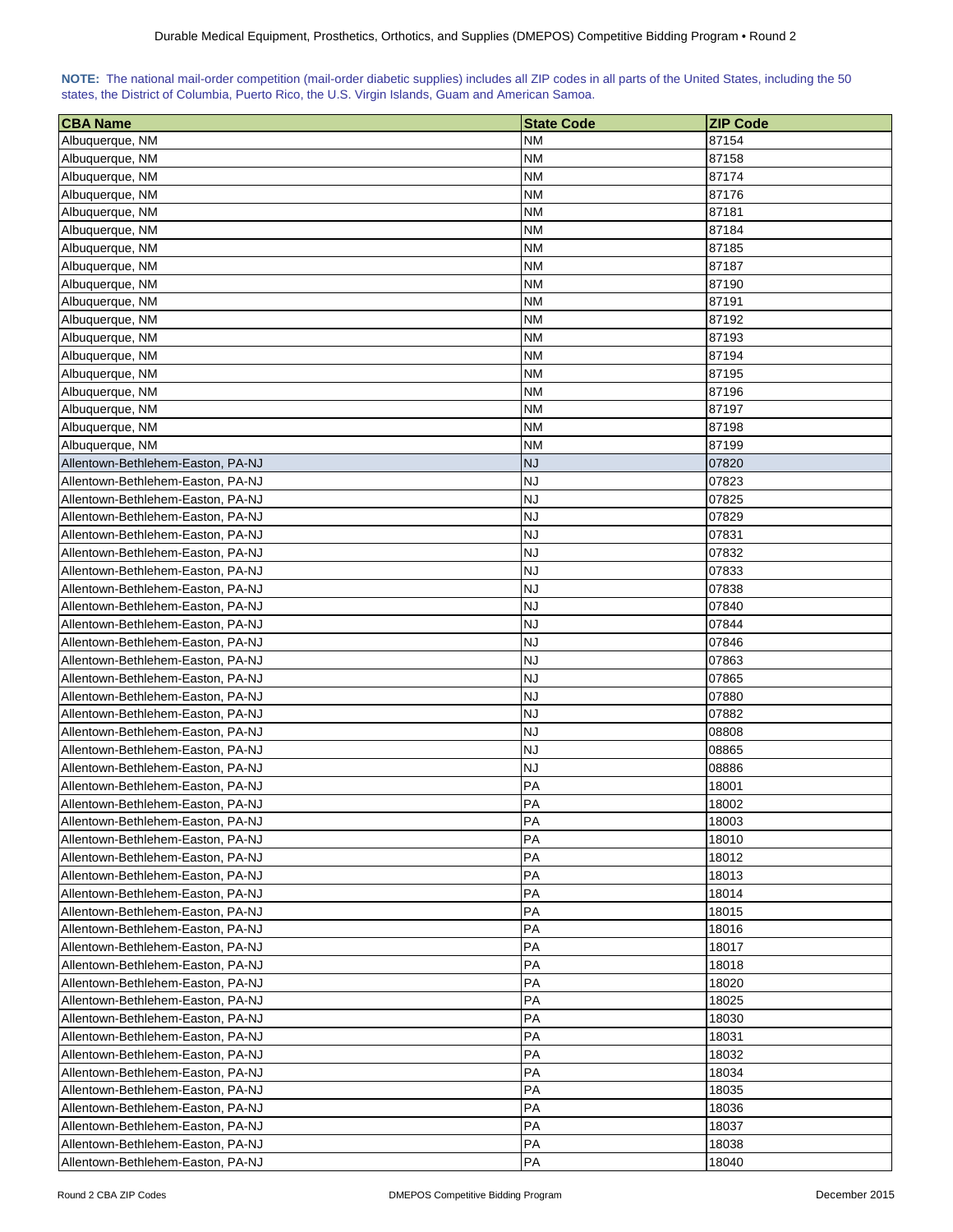**NOTE:** The national mail-order competition (mail-order diabetic supplies) includes all ZIP codes in all parts of the United States, including the 50 states, the District of Columbia, Puerto Rico, the U.S. Virgin Islands, Guam and American Samoa.

| CBA Name | State Code | ZIP Code |
|---|---|---|
| Albuquerque, NM | NM | 87154 |
| Albuquerque, NM | NM | 87158 |
| Albuquerque, NM | NM | 87174 |
| Albuquerque, NM | NM | 87176 |
| Albuquerque, NM | NM | 87181 |
| Albuquerque, NM | NM | 87184 |
| Albuquerque, NM | NM | 87185 |
| Albuquerque, NM | NM | 87187 |
| Albuquerque, NM | NM | 87190 |
| Albuquerque, NM | NM | 87191 |
| Albuquerque, NM | NM | 87192 |
| Albuquerque, NM | NM | 87193 |
| Albuquerque, NM | NM | 87194 |
| Albuquerque, NM | NM | 87195 |
| Albuquerque, NM | NM | 87196 |
| Albuquerque, NM | NM | 87197 |
| Albuquerque, NM | NM | 87198 |
| Albuquerque, NM | NM | 87199 |
| Allentown-Bethlehem-Easton, PA-NJ | NJ | 07820 |
| Allentown-Bethlehem-Easton, PA-NJ | NJ | 07823 |
| Allentown-Bethlehem-Easton, PA-NJ | NJ | 07825 |
| Allentown-Bethlehem-Easton, PA-NJ | NJ | 07829 |
| Allentown-Bethlehem-Easton, PA-NJ | NJ | 07831 |
| Allentown-Bethlehem-Easton, PA-NJ | NJ | 07832 |
| Allentown-Bethlehem-Easton, PA-NJ | NJ | 07833 |
| Allentown-Bethlehem-Easton, PA-NJ | NJ | 07838 |
| Allentown-Bethlehem-Easton, PA-NJ | NJ | 07840 |
| Allentown-Bethlehem-Easton, PA-NJ | NJ | 07844 |
| Allentown-Bethlehem-Easton, PA-NJ | NJ | 07846 |
| Allentown-Bethlehem-Easton, PA-NJ | NJ | 07863 |
| Allentown-Bethlehem-Easton, PA-NJ | NJ | 07865 |
| Allentown-Bethlehem-Easton, PA-NJ | NJ | 07880 |
| Allentown-Bethlehem-Easton, PA-NJ | NJ | 07882 |
| Allentown-Bethlehem-Easton, PA-NJ | NJ | 08808 |
| Allentown-Bethlehem-Easton, PA-NJ | NJ | 08865 |
| Allentown-Bethlehem-Easton, PA-NJ | NJ | 08886 |
| Allentown-Bethlehem-Easton, PA-NJ | PA | 18001 |
| Allentown-Bethlehem-Easton, PA-NJ | PA | 18002 |
| Allentown-Bethlehem-Easton, PA-NJ | PA | 18003 |
| Allentown-Bethlehem-Easton, PA-NJ | PA | 18010 |
| Allentown-Bethlehem-Easton, PA-NJ | PA | 18012 |
| Allentown-Bethlehem-Easton, PA-NJ | PA | 18013 |
| Allentown-Bethlehem-Easton, PA-NJ | PA | 18014 |
| Allentown-Bethlehem-Easton, PA-NJ | PA | 18015 |
| Allentown-Bethlehem-Easton, PA-NJ | PA | 18016 |
| Allentown-Bethlehem-Easton, PA-NJ | PA | 18017 |
| Allentown-Bethlehem-Easton, PA-NJ | PA | 18018 |
| Allentown-Bethlehem-Easton, PA-NJ | PA | 18020 |
| Allentown-Bethlehem-Easton, PA-NJ | PA | 18025 |
| Allentown-Bethlehem-Easton, PA-NJ | PA | 18030 |
| Allentown-Bethlehem-Easton, PA-NJ | PA | 18031 |
| Allentown-Bethlehem-Easton, PA-NJ | PA | 18032 |
| Allentown-Bethlehem-Easton, PA-NJ | PA | 18034 |
| Allentown-Bethlehem-Easton, PA-NJ | PA | 18035 |
| Allentown-Bethlehem-Easton, PA-NJ | PA | 18036 |
| Allentown-Bethlehem-Easton, PA-NJ | PA | 18037 |
| Allentown-Bethlehem-Easton, PA-NJ | PA | 18038 |
| Allentown-Bethlehem-Easton, PA-NJ | PA | 18040 |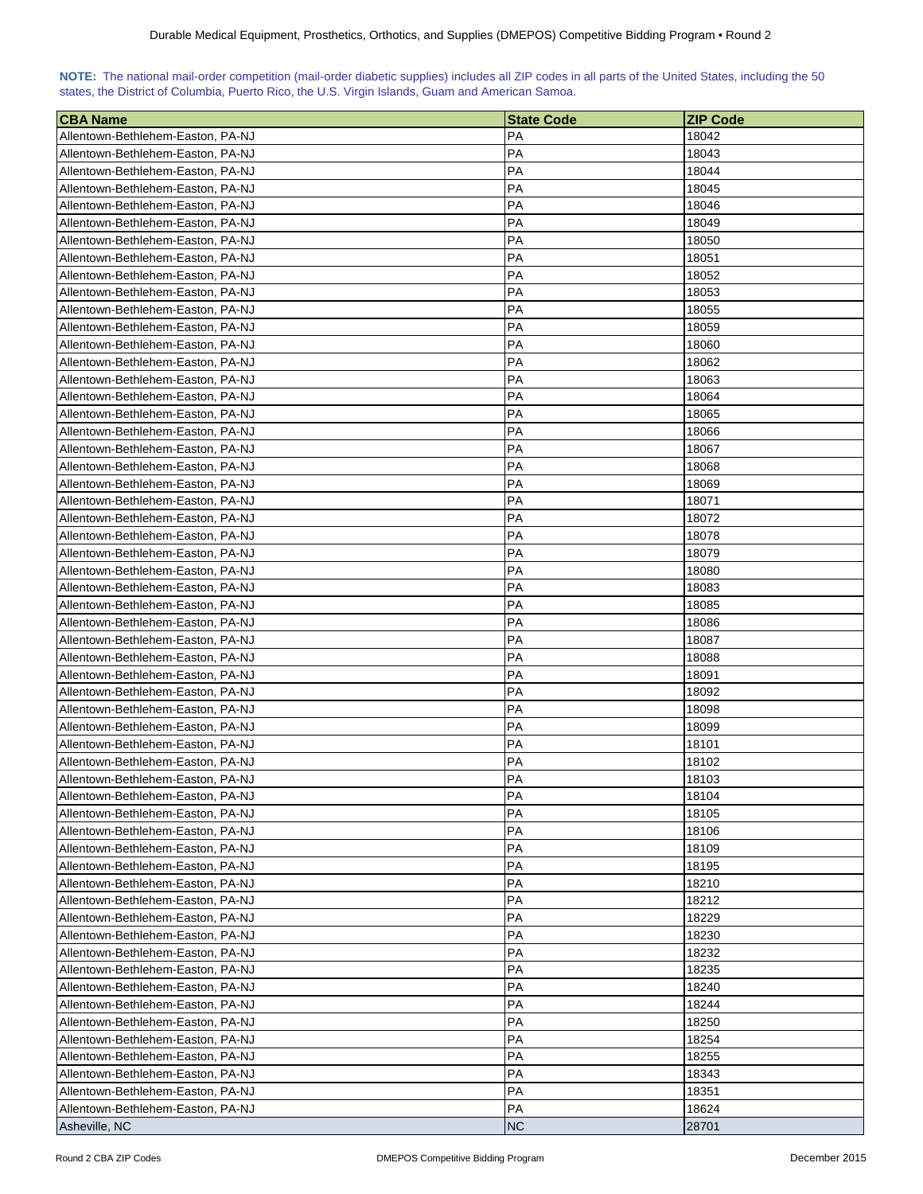**NOTE:** The national mail-order competition (mail-order diabetic supplies) includes all ZIP codes in all parts of the United States, including the 50 states, the District of Columbia, Puerto Rico, the U.S. Virgin Islands, Guam and American Samoa.

| CBA Name | State Code | ZIP Code |
|---|---|---|
| Allentown-Bethlehem-Easton, PA-NJ | PA | 18042 |
| Allentown-Bethlehem-Easton, PA-NJ | PA | 18043 |
| Allentown-Bethlehem-Easton, PA-NJ | PA | 18044 |
| Allentown-Bethlehem-Easton, PA-NJ | PA | 18045 |
| Allentown-Bethlehem-Easton, PA-NJ | PA | 18046 |
| Allentown-Bethlehem-Easton, PA-NJ | PA | 18049 |
| Allentown-Bethlehem-Easton, PA-NJ | PA | 18050 |
| Allentown-Bethlehem-Easton, PA-NJ | PA | 18051 |
| Allentown-Bethlehem-Easton, PA-NJ | PA | 18052 |
| Allentown-Bethlehem-Easton, PA-NJ | PA | 18053 |
| Allentown-Bethlehem-Easton, PA-NJ | PA | 18055 |
| Allentown-Bethlehem-Easton, PA-NJ | PA | 18059 |
| Allentown-Bethlehem-Easton, PA-NJ | PA | 18060 |
| Allentown-Bethlehem-Easton, PA-NJ | PA | 18062 |
| Allentown-Bethlehem-Easton, PA-NJ | PA | 18063 |
| Allentown-Bethlehem-Easton, PA-NJ | PA | 18064 |
| Allentown-Bethlehem-Easton, PA-NJ | PA | 18065 |
| Allentown-Bethlehem-Easton, PA-NJ | PA | 18066 |
| Allentown-Bethlehem-Easton, PA-NJ | PA | 18067 |
| Allentown-Bethlehem-Easton, PA-NJ | PA | 18068 |
| Allentown-Bethlehem-Easton, PA-NJ | PA | 18069 |
| Allentown-Bethlehem-Easton, PA-NJ | PA | 18071 |
| Allentown-Bethlehem-Easton, PA-NJ | PA | 18072 |
| Allentown-Bethlehem-Easton, PA-NJ | PA | 18078 |
| Allentown-Bethlehem-Easton, PA-NJ | PA | 18079 |
| Allentown-Bethlehem-Easton, PA-NJ | PA | 18080 |
| Allentown-Bethlehem-Easton, PA-NJ | PA | 18083 |
| Allentown-Bethlehem-Easton, PA-NJ | PA | 18085 |
| Allentown-Bethlehem-Easton, PA-NJ | PA | 18086 |
| Allentown-Bethlehem-Easton, PA-NJ | PA | 18087 |
| Allentown-Bethlehem-Easton, PA-NJ | PA | 18088 |
| Allentown-Bethlehem-Easton, PA-NJ | PA | 18091 |
| Allentown-Bethlehem-Easton, PA-NJ | PA | 18092 |
| Allentown-Bethlehem-Easton, PA-NJ | PA | 18098 |
| Allentown-Bethlehem-Easton, PA-NJ | PA | 18099 |
| Allentown-Bethlehem-Easton, PA-NJ | PA | 18101 |
| Allentown-Bethlehem-Easton, PA-NJ | PA | 18102 |
| Allentown-Bethlehem-Easton, PA-NJ | PA | 18103 |
| Allentown-Bethlehem-Easton, PA-NJ | PA | 18104 |
| Allentown-Bethlehem-Easton, PA-NJ | PA | 18105 |
| Allentown-Bethlehem-Easton, PA-NJ | PA | 18106 |
| Allentown-Bethlehem-Easton, PA-NJ | PA | 18109 |
| Allentown-Bethlehem-Easton, PA-NJ | PA | 18195 |
| Allentown-Bethlehem-Easton, PA-NJ | PA | 18210 |
| Allentown-Bethlehem-Easton, PA-NJ | PA | 18212 |
| Allentown-Bethlehem-Easton, PA-NJ | PA | 18229 |
| Allentown-Bethlehem-Easton, PA-NJ | PA | 18230 |
| Allentown-Bethlehem-Easton, PA-NJ | PA | 18232 |
| Allentown-Bethlehem-Easton, PA-NJ | PA | 18235 |
| Allentown-Bethlehem-Easton, PA-NJ | PA | 18240 |
| Allentown-Bethlehem-Easton, PA-NJ | PA | 18244 |
| Allentown-Bethlehem-Easton, PA-NJ | PA | 18250 |
| Allentown-Bethlehem-Easton, PA-NJ | PA | 18254 |
| Allentown-Bethlehem-Easton, PA-NJ | PA | 18255 |
| Allentown-Bethlehem-Easton, PA-NJ | PA | 18343 |
| Allentown-Bethlehem-Easton, PA-NJ | PA | 18351 |
| Allentown-Bethlehem-Easton, PA-NJ | PA | 18624 |
| Asheville, NC | NC | 28701 |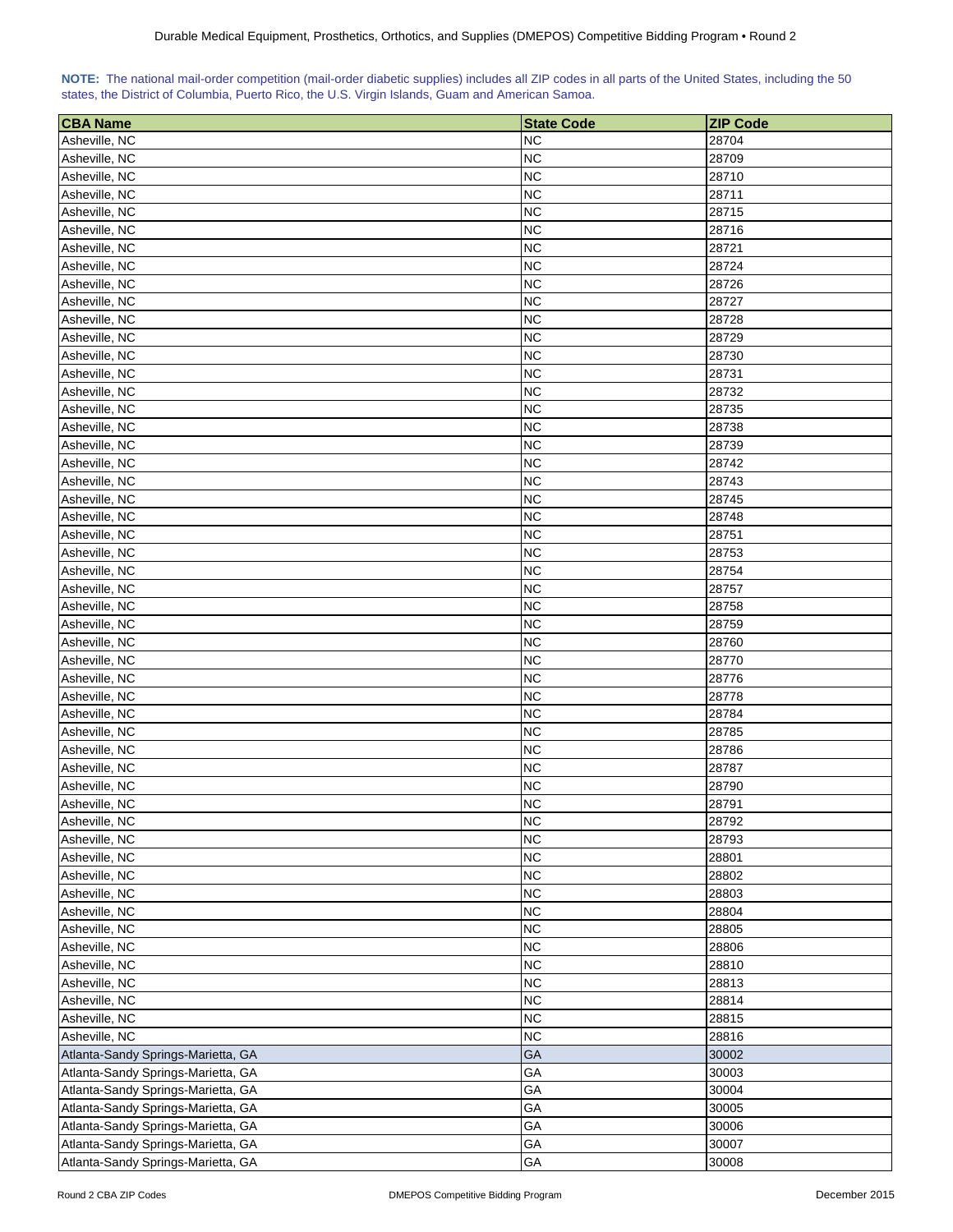**NOTE:** The national mail-order competition (mail-order diabetic supplies) includes all ZIP codes in all parts of the United States, including the 50 states, the District of Columbia, Puerto Rico, the U.S. Virgin Islands, Guam and American Samoa.

| CBA Name | State Code | ZIP Code |
|---|---|---|
| Asheville, NC | NC | 28704 |
| Asheville, NC | NC | 28709 |
| Asheville, NC | NC | 28710 |
| Asheville, NC | NC | 28711 |
| Asheville, NC | NC | 28715 |
| Asheville, NC | NC | 28716 |
| Asheville, NC | NC | 28721 |
| Asheville, NC | NC | 28724 |
| Asheville, NC | NC | 28726 |
| Asheville, NC | NC | 28727 |
| Asheville, NC | NC | 28728 |
| Asheville, NC | NC | 28729 |
| Asheville, NC | NC | 28730 |
| Asheville, NC | NC | 28731 |
| Asheville, NC | NC | 28732 |
| Asheville, NC | NC | 28735 |
| Asheville, NC | NC | 28738 |
| Asheville, NC | NC | 28739 |
| Asheville, NC | NC | 28742 |
| Asheville, NC | NC | 28743 |
| Asheville, NC | NC | 28745 |
| Asheville, NC | NC | 28748 |
| Asheville, NC | NC | 28751 |
| Asheville, NC | NC | 28753 |
| Asheville, NC | NC | 28754 |
| Asheville, NC | NC | 28757 |
| Asheville, NC | NC | 28758 |
| Asheville, NC | NC | 28759 |
| Asheville, NC | NC | 28760 |
| Asheville, NC | NC | 28770 |
| Asheville, NC | NC | 28776 |
| Asheville, NC | NC | 28778 |
| Asheville, NC | NC | 28784 |
| Asheville, NC | NC | 28785 |
| Asheville, NC | NC | 28786 |
| Asheville, NC | NC | 28787 |
| Asheville, NC | NC | 28790 |
| Asheville, NC | NC | 28791 |
| Asheville, NC | NC | 28792 |
| Asheville, NC | NC | 28793 |
| Asheville, NC | NC | 28801 |
| Asheville, NC | NC | 28802 |
| Asheville, NC | NC | 28803 |
| Asheville, NC | NC | 28804 |
| Asheville, NC | NC | 28805 |
| Asheville, NC | NC | 28806 |
| Asheville, NC | NC | 28810 |
| Asheville, NC | NC | 28813 |
| Asheville, NC | NC | 28814 |
| Asheville, NC | NC | 28815 |
| Asheville, NC | NC | 28816 |
| Atlanta-Sandy Springs-Marietta, GA | GA | 30002 |
| Atlanta-Sandy Springs-Marietta, GA | GA | 30003 |
| Atlanta-Sandy Springs-Marietta, GA | GA | 30004 |
| Atlanta-Sandy Springs-Marietta, GA | GA | 30005 |
| Atlanta-Sandy Springs-Marietta, GA | GA | 30006 |
| Atlanta-Sandy Springs-Marietta, GA | GA | 30007 |
| Atlanta-Sandy Springs-Marietta, GA | GA | 30008 |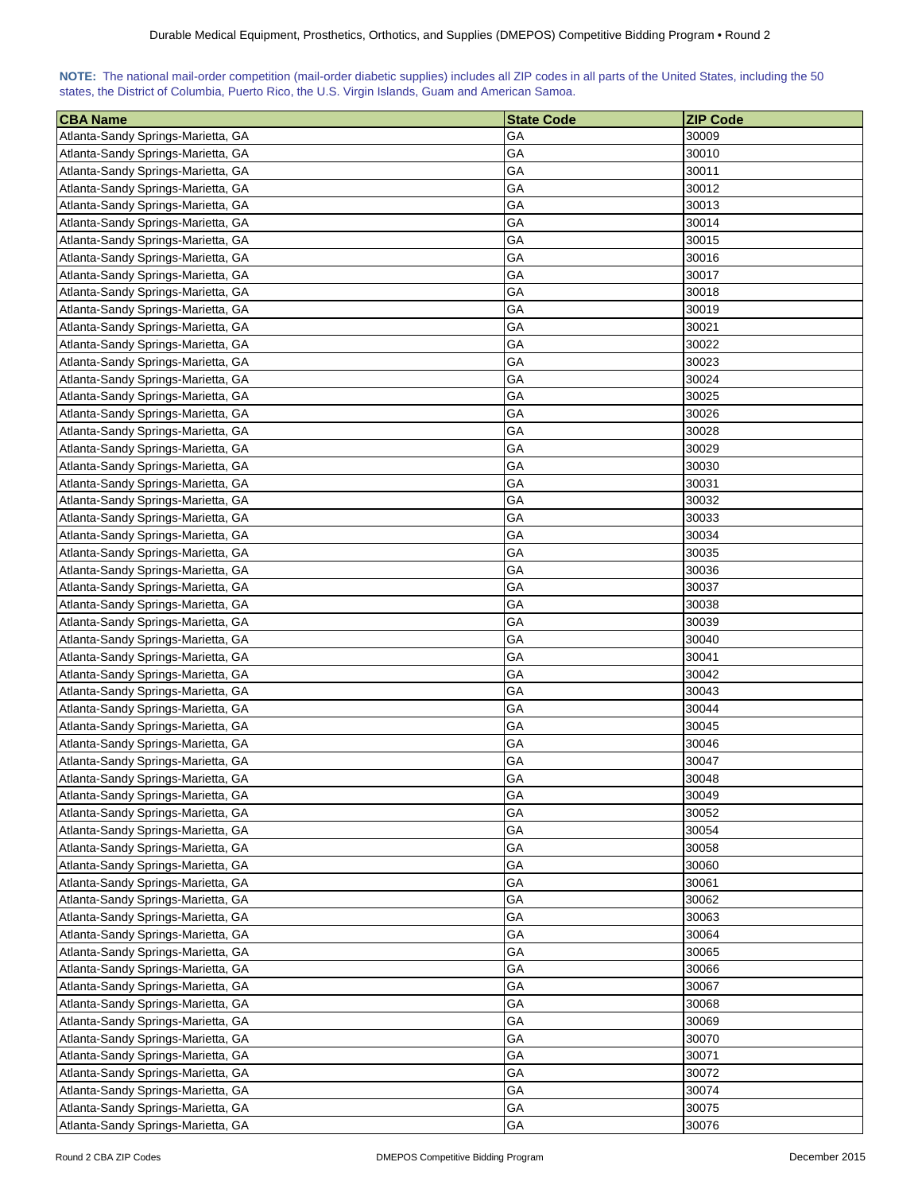**NOTE:** The national mail-order competition (mail-order diabetic supplies) includes all ZIP codes in all parts of the United States, including the 50 states, the District of Columbia, Puerto Rico, the U.S. Virgin Islands, Guam and American Samoa.

| CBA Name | State Code | ZIP Code |
|---|---|---|
| Atlanta-Sandy Springs-Marietta, GA | GA | 30009 |
| Atlanta-Sandy Springs-Marietta, GA | GA | 30010 |
| Atlanta-Sandy Springs-Marietta, GA | GA | 30011 |
| Atlanta-Sandy Springs-Marietta, GA | GA | 30012 |
| Atlanta-Sandy Springs-Marietta, GA | GA | 30013 |
| Atlanta-Sandy Springs-Marietta, GA | GA | 30014 |
| Atlanta-Sandy Springs-Marietta, GA | GA | 30015 |
| Atlanta-Sandy Springs-Marietta, GA | GA | 30016 |
| Atlanta-Sandy Springs-Marietta, GA | GA | 30017 |
| Atlanta-Sandy Springs-Marietta, GA | GA | 30018 |
| Atlanta-Sandy Springs-Marietta, GA | GA | 30019 |
| Atlanta-Sandy Springs-Marietta, GA | GA | 30021 |
| Atlanta-Sandy Springs-Marietta, GA | GA | 30022 |
| Atlanta-Sandy Springs-Marietta, GA | GA | 30023 |
| Atlanta-Sandy Springs-Marietta, GA | GA | 30024 |
| Atlanta-Sandy Springs-Marietta, GA | GA | 30025 |
| Atlanta-Sandy Springs-Marietta, GA | GA | 30026 |
| Atlanta-Sandy Springs-Marietta, GA | GA | 30028 |
| Atlanta-Sandy Springs-Marietta, GA | GA | 30029 |
| Atlanta-Sandy Springs-Marietta, GA | GA | 30030 |
| Atlanta-Sandy Springs-Marietta, GA | GA | 30031 |
| Atlanta-Sandy Springs-Marietta, GA | GA | 30032 |
| Atlanta-Sandy Springs-Marietta, GA | GA | 30033 |
| Atlanta-Sandy Springs-Marietta, GA | GA | 30034 |
| Atlanta-Sandy Springs-Marietta, GA | GA | 30035 |
| Atlanta-Sandy Springs-Marietta, GA | GA | 30036 |
| Atlanta-Sandy Springs-Marietta, GA | GA | 30037 |
| Atlanta-Sandy Springs-Marietta, GA | GA | 30038 |
| Atlanta-Sandy Springs-Marietta, GA | GA | 30039 |
| Atlanta-Sandy Springs-Marietta, GA | GA | 30040 |
| Atlanta-Sandy Springs-Marietta, GA | GA | 30041 |
| Atlanta-Sandy Springs-Marietta, GA | GA | 30042 |
| Atlanta-Sandy Springs-Marietta, GA | GA | 30043 |
| Atlanta-Sandy Springs-Marietta, GA | GA | 30044 |
| Atlanta-Sandy Springs-Marietta, GA | GA | 30045 |
| Atlanta-Sandy Springs-Marietta, GA | GA | 30046 |
| Atlanta-Sandy Springs-Marietta, GA | GA | 30047 |
| Atlanta-Sandy Springs-Marietta, GA | GA | 30048 |
| Atlanta-Sandy Springs-Marietta, GA | GA | 30049 |
| Atlanta-Sandy Springs-Marietta, GA | GA | 30052 |
| Atlanta-Sandy Springs-Marietta, GA | GA | 30054 |
| Atlanta-Sandy Springs-Marietta, GA | GA | 30058 |
| Atlanta-Sandy Springs-Marietta, GA | GA | 30060 |
| Atlanta-Sandy Springs-Marietta, GA | GA | 30061 |
| Atlanta-Sandy Springs-Marietta, GA | GA | 30062 |
| Atlanta-Sandy Springs-Marietta, GA | GA | 30063 |
| Atlanta-Sandy Springs-Marietta, GA | GA | 30064 |
| Atlanta-Sandy Springs-Marietta, GA | GA | 30065 |
| Atlanta-Sandy Springs-Marietta, GA | GA | 30066 |
| Atlanta-Sandy Springs-Marietta, GA | GA | 30067 |
| Atlanta-Sandy Springs-Marietta, GA | GA | 30068 |
| Atlanta-Sandy Springs-Marietta, GA | GA | 30069 |
| Atlanta-Sandy Springs-Marietta, GA | GA | 30070 |
| Atlanta-Sandy Springs-Marietta, GA | GA | 30071 |
| Atlanta-Sandy Springs-Marietta, GA | GA | 30072 |
| Atlanta-Sandy Springs-Marietta, GA | GA | 30074 |
| Atlanta-Sandy Springs-Marietta, GA | GA | 30075 |
| Atlanta-Sandy Springs-Marietta, GA | GA | 30076 |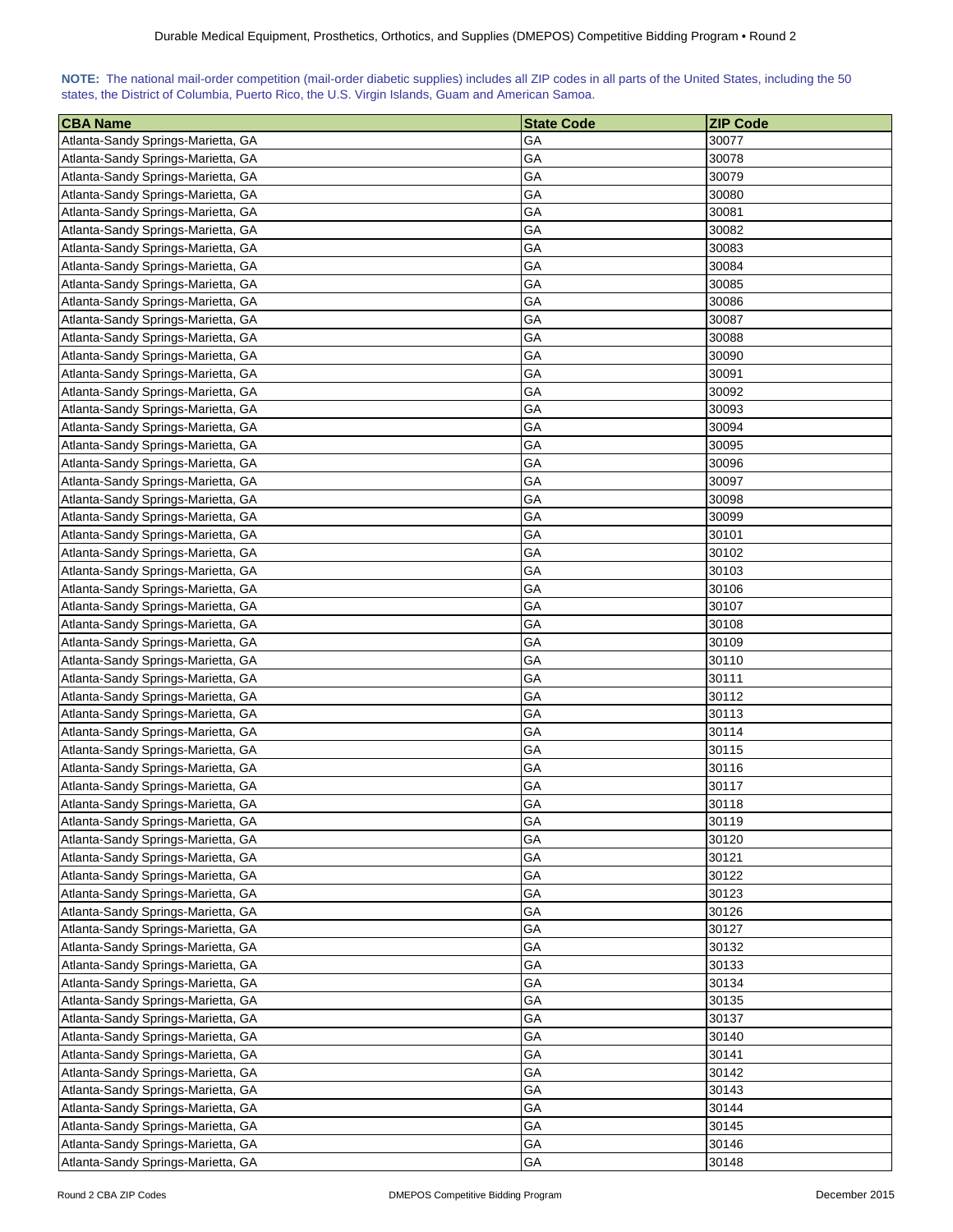**NOTE:** The national mail-order competition (mail-order diabetic supplies) includes all ZIP codes in all parts of the United States, including the 50 states, the District of Columbia, Puerto Rico, the U.S. Virgin Islands, Guam and American Samoa.

| CBA Name | State Code | ZIP Code |
|---|---|---|
| Atlanta-Sandy Springs-Marietta, GA | GA | 30077 |
| Atlanta-Sandy Springs-Marietta, GA | GA | 30078 |
| Atlanta-Sandy Springs-Marietta, GA | GA | 30079 |
| Atlanta-Sandy Springs-Marietta, GA | GA | 30080 |
| Atlanta-Sandy Springs-Marietta, GA | GA | 30081 |
| Atlanta-Sandy Springs-Marietta, GA | GA | 30082 |
| Atlanta-Sandy Springs-Marietta, GA | GA | 30083 |
| Atlanta-Sandy Springs-Marietta, GA | GA | 30084 |
| Atlanta-Sandy Springs-Marietta, GA | GA | 30085 |
| Atlanta-Sandy Springs-Marietta, GA | GA | 30086 |
| Atlanta-Sandy Springs-Marietta, GA | GA | 30087 |
| Atlanta-Sandy Springs-Marietta, GA | GA | 30088 |
| Atlanta-Sandy Springs-Marietta, GA | GA | 30090 |
| Atlanta-Sandy Springs-Marietta, GA | GA | 30091 |
| Atlanta-Sandy Springs-Marietta, GA | GA | 30092 |
| Atlanta-Sandy Springs-Marietta, GA | GA | 30093 |
| Atlanta-Sandy Springs-Marietta, GA | GA | 30094 |
| Atlanta-Sandy Springs-Marietta, GA | GA | 30095 |
| Atlanta-Sandy Springs-Marietta, GA | GA | 30096 |
| Atlanta-Sandy Springs-Marietta, GA | GA | 30097 |
| Atlanta-Sandy Springs-Marietta, GA | GA | 30098 |
| Atlanta-Sandy Springs-Marietta, GA | GA | 30099 |
| Atlanta-Sandy Springs-Marietta, GA | GA | 30101 |
| Atlanta-Sandy Springs-Marietta, GA | GA | 30102 |
| Atlanta-Sandy Springs-Marietta, GA | GA | 30103 |
| Atlanta-Sandy Springs-Marietta, GA | GA | 30106 |
| Atlanta-Sandy Springs-Marietta, GA | GA | 30107 |
| Atlanta-Sandy Springs-Marietta, GA | GA | 30108 |
| Atlanta-Sandy Springs-Marietta, GA | GA | 30109 |
| Atlanta-Sandy Springs-Marietta, GA | GA | 30110 |
| Atlanta-Sandy Springs-Marietta, GA | GA | 30111 |
| Atlanta-Sandy Springs-Marietta, GA | GA | 30112 |
| Atlanta-Sandy Springs-Marietta, GA | GA | 30113 |
| Atlanta-Sandy Springs-Marietta, GA | GA | 30114 |
| Atlanta-Sandy Springs-Marietta, GA | GA | 30115 |
| Atlanta-Sandy Springs-Marietta, GA | GA | 30116 |
| Atlanta-Sandy Springs-Marietta, GA | GA | 30117 |
| Atlanta-Sandy Springs-Marietta, GA | GA | 30118 |
| Atlanta-Sandy Springs-Marietta, GA | GA | 30119 |
| Atlanta-Sandy Springs-Marietta, GA | GA | 30120 |
| Atlanta-Sandy Springs-Marietta, GA | GA | 30121 |
| Atlanta-Sandy Springs-Marietta, GA | GA | 30122 |
| Atlanta-Sandy Springs-Marietta, GA | GA | 30123 |
| Atlanta-Sandy Springs-Marietta, GA | GA | 30126 |
| Atlanta-Sandy Springs-Marietta, GA | GA | 30127 |
| Atlanta-Sandy Springs-Marietta, GA | GA | 30132 |
| Atlanta-Sandy Springs-Marietta, GA | GA | 30133 |
| Atlanta-Sandy Springs-Marietta, GA | GA | 30134 |
| Atlanta-Sandy Springs-Marietta, GA | GA | 30135 |
| Atlanta-Sandy Springs-Marietta, GA | GA | 30137 |
| Atlanta-Sandy Springs-Marietta, GA | GA | 30140 |
| Atlanta-Sandy Springs-Marietta, GA | GA | 30141 |
| Atlanta-Sandy Springs-Marietta, GA | GA | 30142 |
| Atlanta-Sandy Springs-Marietta, GA | GA | 30143 |
| Atlanta-Sandy Springs-Marietta, GA | GA | 30144 |
| Atlanta-Sandy Springs-Marietta, GA | GA | 30145 |
| Atlanta-Sandy Springs-Marietta, GA | GA | 30146 |
| Atlanta-Sandy Springs-Marietta, GA | GA | 30148 |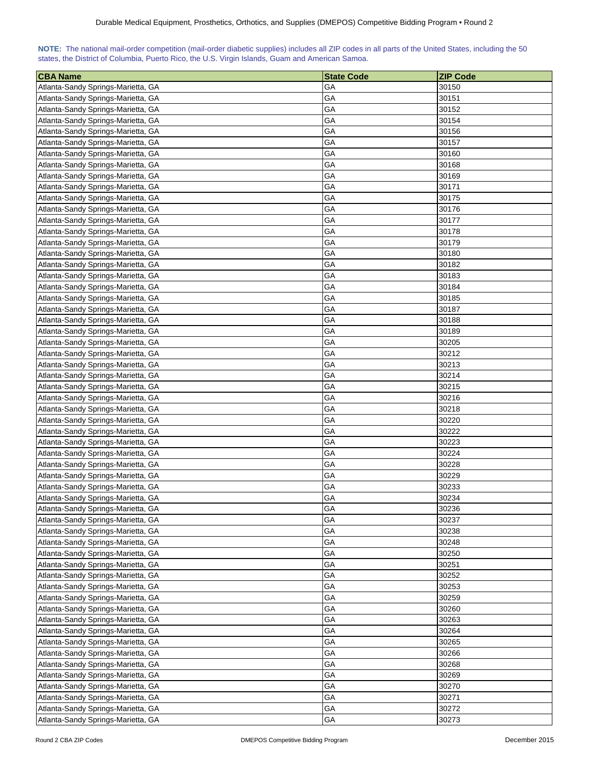**NOTE:** The national mail-order competition (mail-order diabetic supplies) includes all ZIP codes in all parts of the United States, including the 50 states, the District of Columbia, Puerto Rico, the U.S. Virgin Islands, Guam and American Samoa.

| CBA Name | State Code | ZIP Code |
|---|---|---|
| Atlanta-Sandy Springs-Marietta, GA | GA | 30150 |
| Atlanta-Sandy Springs-Marietta, GA | GA | 30151 |
| Atlanta-Sandy Springs-Marietta, GA | GA | 30152 |
| Atlanta-Sandy Springs-Marietta, GA | GA | 30154 |
| Atlanta-Sandy Springs-Marietta, GA | GA | 30156 |
| Atlanta-Sandy Springs-Marietta, GA | GA | 30157 |
| Atlanta-Sandy Springs-Marietta, GA | GA | 30160 |
| Atlanta-Sandy Springs-Marietta, GA | GA | 30168 |
| Atlanta-Sandy Springs-Marietta, GA | GA | 30169 |
| Atlanta-Sandy Springs-Marietta, GA | GA | 30171 |
| Atlanta-Sandy Springs-Marietta, GA | GA | 30175 |
| Atlanta-Sandy Springs-Marietta, GA | GA | 30176 |
| Atlanta-Sandy Springs-Marietta, GA | GA | 30177 |
| Atlanta-Sandy Springs-Marietta, GA | GA | 30178 |
| Atlanta-Sandy Springs-Marietta, GA | GA | 30179 |
| Atlanta-Sandy Springs-Marietta, GA | GA | 30180 |
| Atlanta-Sandy Springs-Marietta, GA | GA | 30182 |
| Atlanta-Sandy Springs-Marietta, GA | GA | 30183 |
| Atlanta-Sandy Springs-Marietta, GA | GA | 30184 |
| Atlanta-Sandy Springs-Marietta, GA | GA | 30185 |
| Atlanta-Sandy Springs-Marietta, GA | GA | 30187 |
| Atlanta-Sandy Springs-Marietta, GA | GA | 30188 |
| Atlanta-Sandy Springs-Marietta, GA | GA | 30189 |
| Atlanta-Sandy Springs-Marietta, GA | GA | 30205 |
| Atlanta-Sandy Springs-Marietta, GA | GA | 30212 |
| Atlanta-Sandy Springs-Marietta, GA | GA | 30213 |
| Atlanta-Sandy Springs-Marietta, GA | GA | 30214 |
| Atlanta-Sandy Springs-Marietta, GA | GA | 30215 |
| Atlanta-Sandy Springs-Marietta, GA | GA | 30216 |
| Atlanta-Sandy Springs-Marietta, GA | GA | 30218 |
| Atlanta-Sandy Springs-Marietta, GA | GA | 30220 |
| Atlanta-Sandy Springs-Marietta, GA | GA | 30222 |
| Atlanta-Sandy Springs-Marietta, GA | GA | 30223 |
| Atlanta-Sandy Springs-Marietta, GA | GA | 30224 |
| Atlanta-Sandy Springs-Marietta, GA | GA | 30228 |
| Atlanta-Sandy Springs-Marietta, GA | GA | 30229 |
| Atlanta-Sandy Springs-Marietta, GA | GA | 30233 |
| Atlanta-Sandy Springs-Marietta, GA | GA | 30234 |
| Atlanta-Sandy Springs-Marietta, GA | GA | 30236 |
| Atlanta-Sandy Springs-Marietta, GA | GA | 30237 |
| Atlanta-Sandy Springs-Marietta, GA | GA | 30238 |
| Atlanta-Sandy Springs-Marietta, GA | GA | 30248 |
| Atlanta-Sandy Springs-Marietta, GA | GA | 30250 |
| Atlanta-Sandy Springs-Marietta, GA | GA | 30251 |
| Atlanta-Sandy Springs-Marietta, GA | GA | 30252 |
| Atlanta-Sandy Springs-Marietta, GA | GA | 30253 |
| Atlanta-Sandy Springs-Marietta, GA | GA | 30259 |
| Atlanta-Sandy Springs-Marietta, GA | GA | 30260 |
| Atlanta-Sandy Springs-Marietta, GA | GA | 30263 |
| Atlanta-Sandy Springs-Marietta, GA | GA | 30264 |
| Atlanta-Sandy Springs-Marietta, GA | GA | 30265 |
| Atlanta-Sandy Springs-Marietta, GA | GA | 30266 |
| Atlanta-Sandy Springs-Marietta, GA | GA | 30268 |
| Atlanta-Sandy Springs-Marietta, GA | GA | 30269 |
| Atlanta-Sandy Springs-Marietta, GA | GA | 30270 |
| Atlanta-Sandy Springs-Marietta, GA | GA | 30271 |
| Atlanta-Sandy Springs-Marietta, GA | GA | 30272 |
| Atlanta-Sandy Springs-Marietta, GA | GA | 30273 |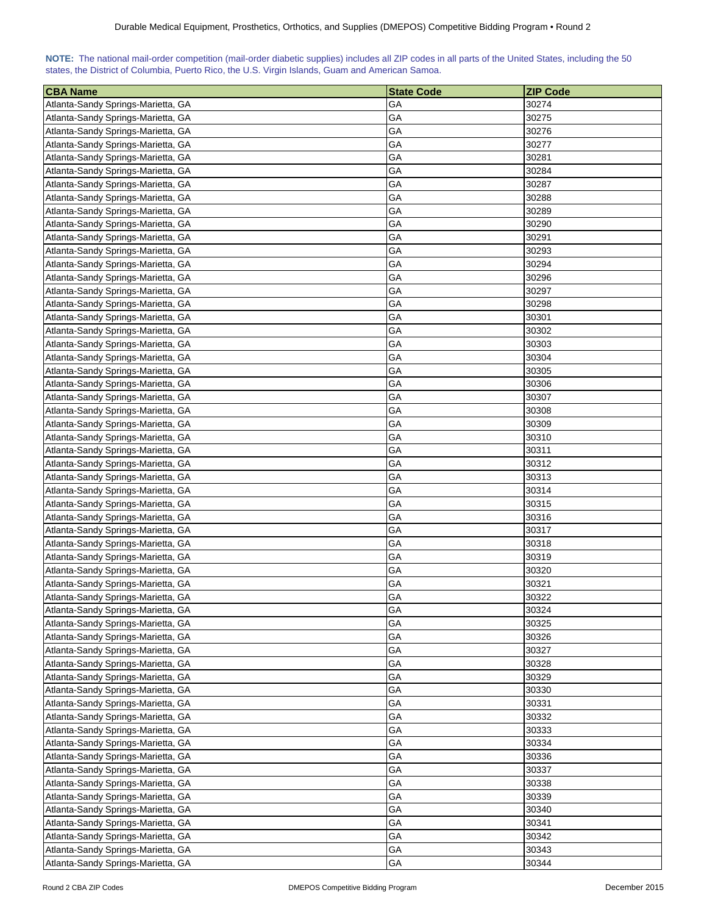**NOTE:** The national mail-order competition (mail-order diabetic supplies) includes all ZIP codes in all parts of the United States, including the 50 states, the District of Columbia, Puerto Rico, the U.S. Virgin Islands, Guam and American Samoa.

| CBA Name | State Code | ZIP Code |
|---|---|---|
| Atlanta-Sandy Springs-Marietta, GA | GA | 30274 |
| Atlanta-Sandy Springs-Marietta, GA | GA | 30275 |
| Atlanta-Sandy Springs-Marietta, GA | GA | 30276 |
| Atlanta-Sandy Springs-Marietta, GA | GA | 30277 |
| Atlanta-Sandy Springs-Marietta, GA | GA | 30281 |
| Atlanta-Sandy Springs-Marietta, GA | GA | 30284 |
| Atlanta-Sandy Springs-Marietta, GA | GA | 30287 |
| Atlanta-Sandy Springs-Marietta, GA | GA | 30288 |
| Atlanta-Sandy Springs-Marietta, GA | GA | 30289 |
| Atlanta-Sandy Springs-Marietta, GA | GA | 30290 |
| Atlanta-Sandy Springs-Marietta, GA | GA | 30291 |
| Atlanta-Sandy Springs-Marietta, GA | GA | 30293 |
| Atlanta-Sandy Springs-Marietta, GA | GA | 30294 |
| Atlanta-Sandy Springs-Marietta, GA | GA | 30296 |
| Atlanta-Sandy Springs-Marietta, GA | GA | 30297 |
| Atlanta-Sandy Springs-Marietta, GA | GA | 30298 |
| Atlanta-Sandy Springs-Marietta, GA | GA | 30301 |
| Atlanta-Sandy Springs-Marietta, GA | GA | 30302 |
| Atlanta-Sandy Springs-Marietta, GA | GA | 30303 |
| Atlanta-Sandy Springs-Marietta, GA | GA | 30304 |
| Atlanta-Sandy Springs-Marietta, GA | GA | 30305 |
| Atlanta-Sandy Springs-Marietta, GA | GA | 30306 |
| Atlanta-Sandy Springs-Marietta, GA | GA | 30307 |
| Atlanta-Sandy Springs-Marietta, GA | GA | 30308 |
| Atlanta-Sandy Springs-Marietta, GA | GA | 30309 |
| Atlanta-Sandy Springs-Marietta, GA | GA | 30310 |
| Atlanta-Sandy Springs-Marietta, GA | GA | 30311 |
| Atlanta-Sandy Springs-Marietta, GA | GA | 30312 |
| Atlanta-Sandy Springs-Marietta, GA | GA | 30313 |
| Atlanta-Sandy Springs-Marietta, GA | GA | 30314 |
| Atlanta-Sandy Springs-Marietta, GA | GA | 30315 |
| Atlanta-Sandy Springs-Marietta, GA | GA | 30316 |
| Atlanta-Sandy Springs-Marietta, GA | GA | 30317 |
| Atlanta-Sandy Springs-Marietta, GA | GA | 30318 |
| Atlanta-Sandy Springs-Marietta, GA | GA | 30319 |
| Atlanta-Sandy Springs-Marietta, GA | GA | 30320 |
| Atlanta-Sandy Springs-Marietta, GA | GA | 30321 |
| Atlanta-Sandy Springs-Marietta, GA | GA | 30322 |
| Atlanta-Sandy Springs-Marietta, GA | GA | 30324 |
| Atlanta-Sandy Springs-Marietta, GA | GA | 30325 |
| Atlanta-Sandy Springs-Marietta, GA | GA | 30326 |
| Atlanta-Sandy Springs-Marietta, GA | GA | 30327 |
| Atlanta-Sandy Springs-Marietta, GA | GA | 30328 |
| Atlanta-Sandy Springs-Marietta, GA | GA | 30329 |
| Atlanta-Sandy Springs-Marietta, GA | GA | 30330 |
| Atlanta-Sandy Springs-Marietta, GA | GA | 30331 |
| Atlanta-Sandy Springs-Marietta, GA | GA | 30332 |
| Atlanta-Sandy Springs-Marietta, GA | GA | 30333 |
| Atlanta-Sandy Springs-Marietta, GA | GA | 30334 |
| Atlanta-Sandy Springs-Marietta, GA | GA | 30336 |
| Atlanta-Sandy Springs-Marietta, GA | GA | 30337 |
| Atlanta-Sandy Springs-Marietta, GA | GA | 30338 |
| Atlanta-Sandy Springs-Marietta, GA | GA | 30339 |
| Atlanta-Sandy Springs-Marietta, GA | GA | 30340 |
| Atlanta-Sandy Springs-Marietta, GA | GA | 30341 |
| Atlanta-Sandy Springs-Marietta, GA | GA | 30342 |
| Atlanta-Sandy Springs-Marietta, GA | GA | 30343 |
| Atlanta-Sandy Springs-Marietta, GA | GA | 30344 |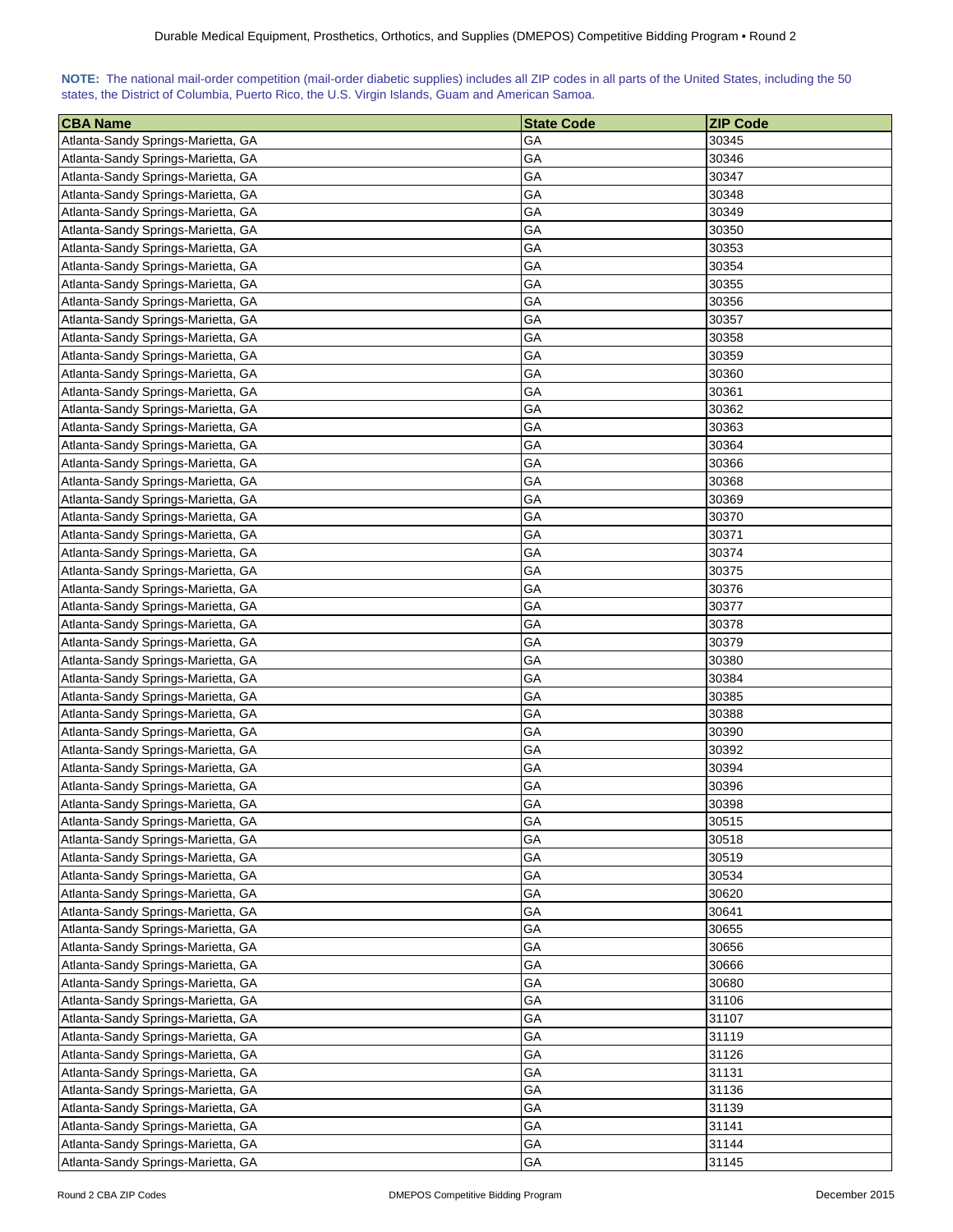**NOTE:** The national mail-order competition (mail-order diabetic supplies) includes all ZIP codes in all parts of the United States, including the 50 states, the District of Columbia, Puerto Rico, the U.S. Virgin Islands, Guam and American Samoa.

| CBA Name | State Code | ZIP Code |
|---|---|---|
| Atlanta-Sandy Springs-Marietta, GA | GA | 30345 |
| Atlanta-Sandy Springs-Marietta, GA | GA | 30346 |
| Atlanta-Sandy Springs-Marietta, GA | GA | 30347 |
| Atlanta-Sandy Springs-Marietta, GA | GA | 30348 |
| Atlanta-Sandy Springs-Marietta, GA | GA | 30349 |
| Atlanta-Sandy Springs-Marietta, GA | GA | 30350 |
| Atlanta-Sandy Springs-Marietta, GA | GA | 30353 |
| Atlanta-Sandy Springs-Marietta, GA | GA | 30354 |
| Atlanta-Sandy Springs-Marietta, GA | GA | 30355 |
| Atlanta-Sandy Springs-Marietta, GA | GA | 30356 |
| Atlanta-Sandy Springs-Marietta, GA | GA | 30357 |
| Atlanta-Sandy Springs-Marietta, GA | GA | 30358 |
| Atlanta-Sandy Springs-Marietta, GA | GA | 30359 |
| Atlanta-Sandy Springs-Marietta, GA | GA | 30360 |
| Atlanta-Sandy Springs-Marietta, GA | GA | 30361 |
| Atlanta-Sandy Springs-Marietta, GA | GA | 30362 |
| Atlanta-Sandy Springs-Marietta, GA | GA | 30363 |
| Atlanta-Sandy Springs-Marietta, GA | GA | 30364 |
| Atlanta-Sandy Springs-Marietta, GA | GA | 30366 |
| Atlanta-Sandy Springs-Marietta, GA | GA | 30368 |
| Atlanta-Sandy Springs-Marietta, GA | GA | 30369 |
| Atlanta-Sandy Springs-Marietta, GA | GA | 30370 |
| Atlanta-Sandy Springs-Marietta, GA | GA | 30371 |
| Atlanta-Sandy Springs-Marietta, GA | GA | 30374 |
| Atlanta-Sandy Springs-Marietta, GA | GA | 30375 |
| Atlanta-Sandy Springs-Marietta, GA | GA | 30376 |
| Atlanta-Sandy Springs-Marietta, GA | GA | 30377 |
| Atlanta-Sandy Springs-Marietta, GA | GA | 30378 |
| Atlanta-Sandy Springs-Marietta, GA | GA | 30379 |
| Atlanta-Sandy Springs-Marietta, GA | GA | 30380 |
| Atlanta-Sandy Springs-Marietta, GA | GA | 30384 |
| Atlanta-Sandy Springs-Marietta, GA | GA | 30385 |
| Atlanta-Sandy Springs-Marietta, GA | GA | 30388 |
| Atlanta-Sandy Springs-Marietta, GA | GA | 30390 |
| Atlanta-Sandy Springs-Marietta, GA | GA | 30392 |
| Atlanta-Sandy Springs-Marietta, GA | GA | 30394 |
| Atlanta-Sandy Springs-Marietta, GA | GA | 30396 |
| Atlanta-Sandy Springs-Marietta, GA | GA | 30398 |
| Atlanta-Sandy Springs-Marietta, GA | GA | 30515 |
| Atlanta-Sandy Springs-Marietta, GA | GA | 30518 |
| Atlanta-Sandy Springs-Marietta, GA | GA | 30519 |
| Atlanta-Sandy Springs-Marietta, GA | GA | 30534 |
| Atlanta-Sandy Springs-Marietta, GA | GA | 30620 |
| Atlanta-Sandy Springs-Marietta, GA | GA | 30641 |
| Atlanta-Sandy Springs-Marietta, GA | GA | 30655 |
| Atlanta-Sandy Springs-Marietta, GA | GA | 30656 |
| Atlanta-Sandy Springs-Marietta, GA | GA | 30666 |
| Atlanta-Sandy Springs-Marietta, GA | GA | 30680 |
| Atlanta-Sandy Springs-Marietta, GA | GA | 31106 |
| Atlanta-Sandy Springs-Marietta, GA | GA | 31107 |
| Atlanta-Sandy Springs-Marietta, GA | GA | 31119 |
| Atlanta-Sandy Springs-Marietta, GA | GA | 31126 |
| Atlanta-Sandy Springs-Marietta, GA | GA | 31131 |
| Atlanta-Sandy Springs-Marietta, GA | GA | 31136 |
| Atlanta-Sandy Springs-Marietta, GA | GA | 31139 |
| Atlanta-Sandy Springs-Marietta, GA | GA | 31141 |
| Atlanta-Sandy Springs-Marietta, GA | GA | 31144 |
| Atlanta-Sandy Springs-Marietta, GA | GA | 31145 |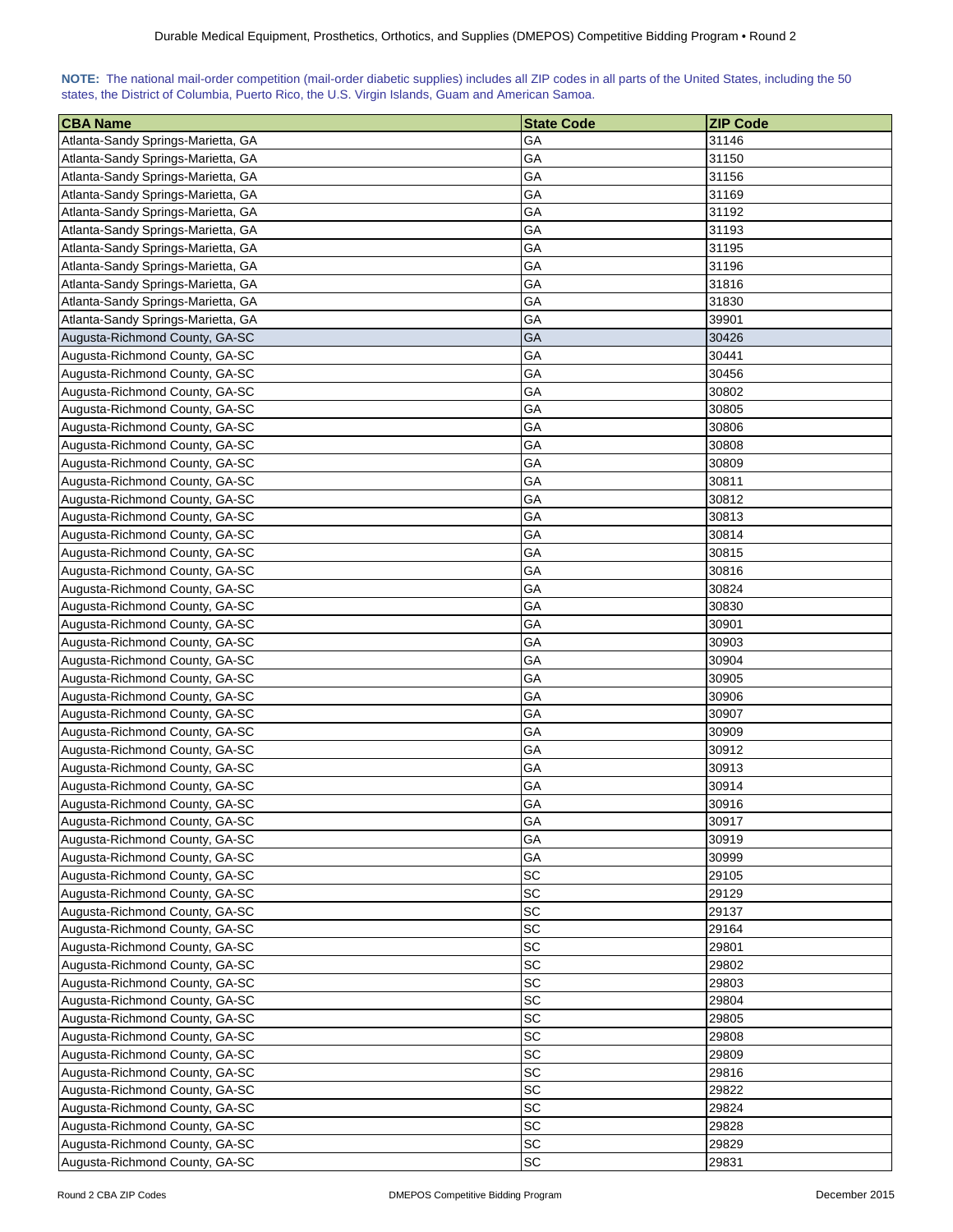**NOTE:** The national mail-order competition (mail-order diabetic supplies) includes all ZIP codes in all parts of the United States, including the 50 states, the District of Columbia, Puerto Rico, the U.S. Virgin Islands, Guam and American Samoa.

| CBA Name | State Code | ZIP Code |
|---|---|---|
| Atlanta-Sandy Springs-Marietta, GA | GA | 31146 |
| Atlanta-Sandy Springs-Marietta, GA | GA | 31150 |
| Atlanta-Sandy Springs-Marietta, GA | GA | 31156 |
| Atlanta-Sandy Springs-Marietta, GA | GA | 31169 |
| Atlanta-Sandy Springs-Marietta, GA | GA | 31192 |
| Atlanta-Sandy Springs-Marietta, GA | GA | 31193 |
| Atlanta-Sandy Springs-Marietta, GA | GA | 31195 |
| Atlanta-Sandy Springs-Marietta, GA | GA | 31196 |
| Atlanta-Sandy Springs-Marietta, GA | GA | 31816 |
| Atlanta-Sandy Springs-Marietta, GA | GA | 31830 |
| Atlanta-Sandy Springs-Marietta, GA | GA | 39901 |
| Augusta-Richmond County, GA-SC | GA | 30426 |
| Augusta-Richmond County, GA-SC | GA | 30441 |
| Augusta-Richmond County, GA-SC | GA | 30456 |
| Augusta-Richmond County, GA-SC | GA | 30802 |
| Augusta-Richmond County, GA-SC | GA | 30805 |
| Augusta-Richmond County, GA-SC | GA | 30806 |
| Augusta-Richmond County, GA-SC | GA | 30808 |
| Augusta-Richmond County, GA-SC | GA | 30809 |
| Augusta-Richmond County, GA-SC | GA | 30811 |
| Augusta-Richmond County, GA-SC | GA | 30812 |
| Augusta-Richmond County, GA-SC | GA | 30813 |
| Augusta-Richmond County, GA-SC | GA | 30814 |
| Augusta-Richmond County, GA-SC | GA | 30815 |
| Augusta-Richmond County, GA-SC | GA | 30816 |
| Augusta-Richmond County, GA-SC | GA | 30824 |
| Augusta-Richmond County, GA-SC | GA | 30830 |
| Augusta-Richmond County, GA-SC | GA | 30901 |
| Augusta-Richmond County, GA-SC | GA | 30903 |
| Augusta-Richmond County, GA-SC | GA | 30904 |
| Augusta-Richmond County, GA-SC | GA | 30905 |
| Augusta-Richmond County, GA-SC | GA | 30906 |
| Augusta-Richmond County, GA-SC | GA | 30907 |
| Augusta-Richmond County, GA-SC | GA | 30909 |
| Augusta-Richmond County, GA-SC | GA | 30912 |
| Augusta-Richmond County, GA-SC | GA | 30913 |
| Augusta-Richmond County, GA-SC | GA | 30914 |
| Augusta-Richmond County, GA-SC | GA | 30916 |
| Augusta-Richmond County, GA-SC | GA | 30917 |
| Augusta-Richmond County, GA-SC | GA | 30919 |
| Augusta-Richmond County, GA-SC | GA | 30999 |
| Augusta-Richmond County, GA-SC | SC | 29105 |
| Augusta-Richmond County, GA-SC | SC | 29129 |
| Augusta-Richmond County, GA-SC | SC | 29137 |
| Augusta-Richmond County, GA-SC | SC | 29164 |
| Augusta-Richmond County, GA-SC | SC | 29801 |
| Augusta-Richmond County, GA-SC | SC | 29802 |
| Augusta-Richmond County, GA-SC | SC | 29803 |
| Augusta-Richmond County, GA-SC | SC | 29804 |
| Augusta-Richmond County, GA-SC | SC | 29805 |
| Augusta-Richmond County, GA-SC | SC | 29808 |
| Augusta-Richmond County, GA-SC | SC | 29809 |
| Augusta-Richmond County, GA-SC | SC | 29816 |
| Augusta-Richmond County, GA-SC | SC | 29822 |
| Augusta-Richmond County, GA-SC | SC | 29824 |
| Augusta-Richmond County, GA-SC | SC | 29828 |
| Augusta-Richmond County, GA-SC | SC | 29829 |
| Augusta-Richmond County, GA-SC | SC | 29831 |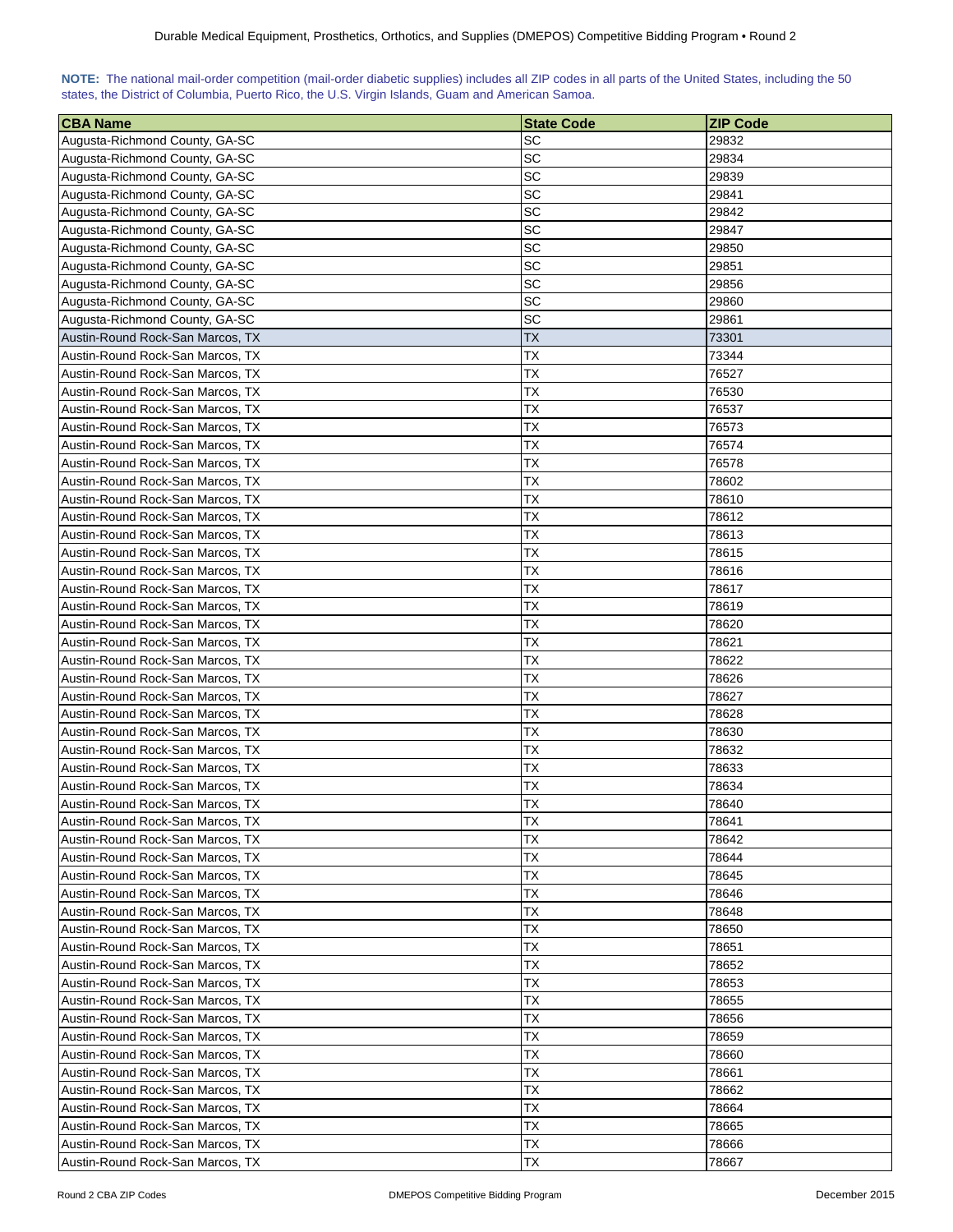**NOTE:** The national mail-order competition (mail-order diabetic supplies) includes all ZIP codes in all parts of the United States, including the 50 states, the District of Columbia, Puerto Rico, the U.S. Virgin Islands, Guam and American Samoa.

| CBA Name | State Code | ZIP Code |
|---|---|---|
| Augusta-Richmond County, GA-SC | SC | 29832 |
| Augusta-Richmond County, GA-SC | SC | 29834 |
| Augusta-Richmond County, GA-SC | SC | 29839 |
| Augusta-Richmond County, GA-SC | SC | 29841 |
| Augusta-Richmond County, GA-SC | SC | 29842 |
| Augusta-Richmond County, GA-SC | SC | 29847 |
| Augusta-Richmond County, GA-SC | SC | 29850 |
| Augusta-Richmond County, GA-SC | SC | 29851 |
| Augusta-Richmond County, GA-SC | SC | 29856 |
| Augusta-Richmond County, GA-SC | SC | 29860 |
| Augusta-Richmond County, GA-SC | SC | 29861 |
| Austin-Round Rock-San Marcos, TX | TX | 73301 |
| Austin-Round Rock-San Marcos, TX | TX | 73344 |
| Austin-Round Rock-San Marcos, TX | TX | 76527 |
| Austin-Round Rock-San Marcos, TX | TX | 76530 |
| Austin-Round Rock-San Marcos, TX | TX | 76537 |
| Austin-Round Rock-San Marcos, TX | TX | 76573 |
| Austin-Round Rock-San Marcos, TX | TX | 76574 |
| Austin-Round Rock-San Marcos, TX | TX | 76578 |
| Austin-Round Rock-San Marcos, TX | TX | 78602 |
| Austin-Round Rock-San Marcos, TX | TX | 78610 |
| Austin-Round Rock-San Marcos, TX | TX | 78612 |
| Austin-Round Rock-San Marcos, TX | TX | 78613 |
| Austin-Round Rock-San Marcos, TX | TX | 78615 |
| Austin-Round Rock-San Marcos, TX | TX | 78616 |
| Austin-Round Rock-San Marcos, TX | TX | 78617 |
| Austin-Round Rock-San Marcos, TX | TX | 78619 |
| Austin-Round Rock-San Marcos, TX | TX | 78620 |
| Austin-Round Rock-San Marcos, TX | TX | 78621 |
| Austin-Round Rock-San Marcos, TX | TX | 78622 |
| Austin-Round Rock-San Marcos, TX | TX | 78626 |
| Austin-Round Rock-San Marcos, TX | TX | 78627 |
| Austin-Round Rock-San Marcos, TX | TX | 78628 |
| Austin-Round Rock-San Marcos, TX | TX | 78630 |
| Austin-Round Rock-San Marcos, TX | TX | 78632 |
| Austin-Round Rock-San Marcos, TX | TX | 78633 |
| Austin-Round Rock-San Marcos, TX | TX | 78634 |
| Austin-Round Rock-San Marcos, TX | TX | 78640 |
| Austin-Round Rock-San Marcos, TX | TX | 78641 |
| Austin-Round Rock-San Marcos, TX | TX | 78642 |
| Austin-Round Rock-San Marcos, TX | TX | 78644 |
| Austin-Round Rock-San Marcos, TX | TX | 78645 |
| Austin-Round Rock-San Marcos, TX | TX | 78646 |
| Austin-Round Rock-San Marcos, TX | TX | 78648 |
| Austin-Round Rock-San Marcos, TX | TX | 78650 |
| Austin-Round Rock-San Marcos, TX | TX | 78651 |
| Austin-Round Rock-San Marcos, TX | TX | 78652 |
| Austin-Round Rock-San Marcos, TX | TX | 78653 |
| Austin-Round Rock-San Marcos, TX | TX | 78655 |
| Austin-Round Rock-San Marcos, TX | TX | 78656 |
| Austin-Round Rock-San Marcos, TX | TX | 78659 |
| Austin-Round Rock-San Marcos, TX | TX | 78660 |
| Austin-Round Rock-San Marcos, TX | TX | 78661 |
| Austin-Round Rock-San Marcos, TX | TX | 78662 |
| Austin-Round Rock-San Marcos, TX | TX | 78664 |
| Austin-Round Rock-San Marcos, TX | TX | 78665 |
| Austin-Round Rock-San Marcos, TX | TX | 78666 |
| Austin-Round Rock-San Marcos, TX | TX | 78667 |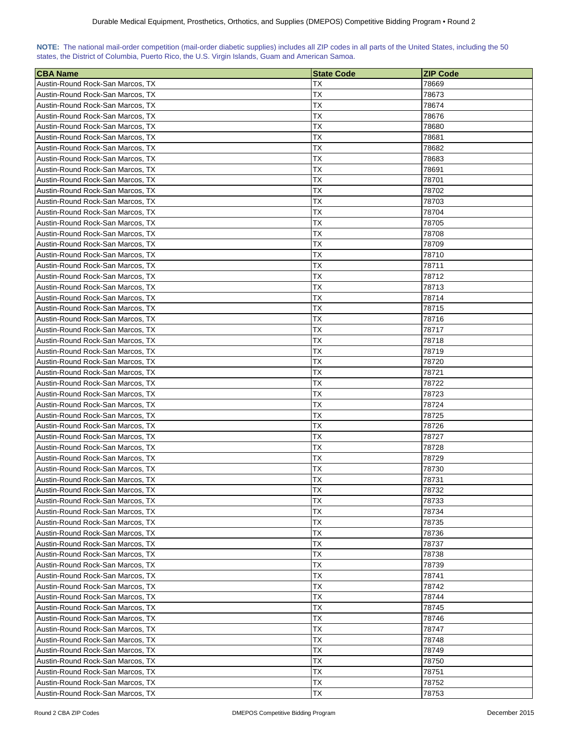**NOTE:** The national mail-order competition (mail-order diabetic supplies) includes all ZIP codes in all parts of the United States, including the 50 states, the District of Columbia, Puerto Rico, the U.S. Virgin Islands, Guam and American Samoa.

| CBA Name | State Code | ZIP Code |
|---|---|---|
| Austin-Round Rock-San Marcos, TX | TX | 78669 |
| Austin-Round Rock-San Marcos, TX | TX | 78673 |
| Austin-Round Rock-San Marcos, TX | TX | 78674 |
| Austin-Round Rock-San Marcos, TX | TX | 78676 |
| Austin-Round Rock-San Marcos, TX | TX | 78680 |
| Austin-Round Rock-San Marcos, TX | TX | 78681 |
| Austin-Round Rock-San Marcos, TX | TX | 78682 |
| Austin-Round Rock-San Marcos, TX | TX | 78683 |
| Austin-Round Rock-San Marcos, TX | TX | 78691 |
| Austin-Round Rock-San Marcos, TX | TX | 78701 |
| Austin-Round Rock-San Marcos, TX | TX | 78702 |
| Austin-Round Rock-San Marcos, TX | TX | 78703 |
| Austin-Round Rock-San Marcos, TX | TX | 78704 |
| Austin-Round Rock-San Marcos, TX | TX | 78705 |
| Austin-Round Rock-San Marcos, TX | TX | 78708 |
| Austin-Round Rock-San Marcos, TX | TX | 78709 |
| Austin-Round Rock-San Marcos, TX | TX | 78710 |
| Austin-Round Rock-San Marcos, TX | TX | 78711 |
| Austin-Round Rock-San Marcos, TX | TX | 78712 |
| Austin-Round Rock-San Marcos, TX | TX | 78713 |
| Austin-Round Rock-San Marcos, TX | TX | 78714 |
| Austin-Round Rock-San Marcos, TX | TX | 78715 |
| Austin-Round Rock-San Marcos, TX | TX | 78716 |
| Austin-Round Rock-San Marcos, TX | TX | 78717 |
| Austin-Round Rock-San Marcos, TX | TX | 78718 |
| Austin-Round Rock-San Marcos, TX | TX | 78719 |
| Austin-Round Rock-San Marcos, TX | TX | 78720 |
| Austin-Round Rock-San Marcos, TX | TX | 78721 |
| Austin-Round Rock-San Marcos, TX | TX | 78722 |
| Austin-Round Rock-San Marcos, TX | TX | 78723 |
| Austin-Round Rock-San Marcos, TX | TX | 78724 |
| Austin-Round Rock-San Marcos, TX | TX | 78725 |
| Austin-Round Rock-San Marcos, TX | TX | 78726 |
| Austin-Round Rock-San Marcos, TX | TX | 78727 |
| Austin-Round Rock-San Marcos, TX | TX | 78728 |
| Austin-Round Rock-San Marcos, TX | TX | 78729 |
| Austin-Round Rock-San Marcos, TX | TX | 78730 |
| Austin-Round Rock-San Marcos, TX | TX | 78731 |
| Austin-Round Rock-San Marcos, TX | TX | 78732 |
| Austin-Round Rock-San Marcos, TX | TX | 78733 |
| Austin-Round Rock-San Marcos, TX | TX | 78734 |
| Austin-Round Rock-San Marcos, TX | TX | 78735 |
| Austin-Round Rock-San Marcos, TX | TX | 78736 |
| Austin-Round Rock-San Marcos, TX | TX | 78737 |
| Austin-Round Rock-San Marcos, TX | TX | 78738 |
| Austin-Round Rock-San Marcos, TX | TX | 78739 |
| Austin-Round Rock-San Marcos, TX | TX | 78741 |
| Austin-Round Rock-San Marcos, TX | TX | 78742 |
| Austin-Round Rock-San Marcos, TX | TX | 78744 |
| Austin-Round Rock-San Marcos, TX | TX | 78745 |
| Austin-Round Rock-San Marcos, TX | TX | 78746 |
| Austin-Round Rock-San Marcos, TX | TX | 78747 |
| Austin-Round Rock-San Marcos, TX | TX | 78748 |
| Austin-Round Rock-San Marcos, TX | TX | 78749 |
| Austin-Round Rock-San Marcos, TX | TX | 78750 |
| Austin-Round Rock-San Marcos, TX | TX | 78751 |
| Austin-Round Rock-San Marcos, TX | TX | 78752 |
| Austin-Round Rock-San Marcos, TX | TX | 78753 |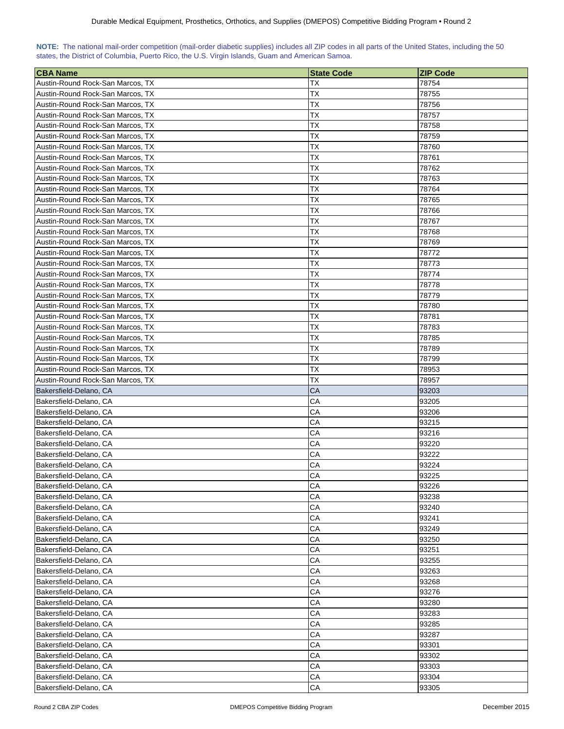**NOTE:** The national mail-order competition (mail-order diabetic supplies) includes all ZIP codes in all parts of the United States, including the 50 states, the District of Columbia, Puerto Rico, the U.S. Virgin Islands, Guam and American Samoa.

| CBA Name | State Code | ZIP Code |
|---|---|---|
| Austin-Round Rock-San Marcos, TX | TX | 78754 |
| Austin-Round Rock-San Marcos, TX | TX | 78755 |
| Austin-Round Rock-San Marcos, TX | TX | 78756 |
| Austin-Round Rock-San Marcos, TX | TX | 78757 |
| Austin-Round Rock-San Marcos, TX | TX | 78758 |
| Austin-Round Rock-San Marcos, TX | TX | 78759 |
| Austin-Round Rock-San Marcos, TX | TX | 78760 |
| Austin-Round Rock-San Marcos, TX | TX | 78761 |
| Austin-Round Rock-San Marcos, TX | TX | 78762 |
| Austin-Round Rock-San Marcos, TX | TX | 78763 |
| Austin-Round Rock-San Marcos, TX | TX | 78764 |
| Austin-Round Rock-San Marcos, TX | TX | 78765 |
| Austin-Round Rock-San Marcos, TX | TX | 78766 |
| Austin-Round Rock-San Marcos, TX | TX | 78767 |
| Austin-Round Rock-San Marcos, TX | TX | 78768 |
| Austin-Round Rock-San Marcos, TX | TX | 78769 |
| Austin-Round Rock-San Marcos, TX | TX | 78772 |
| Austin-Round Rock-San Marcos, TX | TX | 78773 |
| Austin-Round Rock-San Marcos, TX | TX | 78774 |
| Austin-Round Rock-San Marcos, TX | TX | 78778 |
| Austin-Round Rock-San Marcos, TX | TX | 78779 |
| Austin-Round Rock-San Marcos, TX | TX | 78780 |
| Austin-Round Rock-San Marcos, TX | TX | 78781 |
| Austin-Round Rock-San Marcos, TX | TX | 78783 |
| Austin-Round Rock-San Marcos, TX | TX | 78785 |
| Austin-Round Rock-San Marcos, TX | TX | 78789 |
| Austin-Round Rock-San Marcos, TX | TX | 78799 |
| Austin-Round Rock-San Marcos, TX | TX | 78953 |
| Austin-Round Rock-San Marcos, TX | TX | 78957 |
| Bakersfield-Delano, CA | CA | 93203 |
| Bakersfield-Delano, CA | CA | 93205 |
| Bakersfield-Delano, CA | CA | 93206 |
| Bakersfield-Delano, CA | CA | 93215 |
| Bakersfield-Delano, CA | CA | 93216 |
| Bakersfield-Delano, CA | CA | 93220 |
| Bakersfield-Delano, CA | CA | 93222 |
| Bakersfield-Delano, CA | CA | 93224 |
| Bakersfield-Delano, CA | CA | 93225 |
| Bakersfield-Delano, CA | CA | 93226 |
| Bakersfield-Delano, CA | CA | 93238 |
| Bakersfield-Delano, CA | CA | 93240 |
| Bakersfield-Delano, CA | CA | 93241 |
| Bakersfield-Delano, CA | CA | 93249 |
| Bakersfield-Delano, CA | CA | 93250 |
| Bakersfield-Delano, CA | CA | 93251 |
| Bakersfield-Delano, CA | CA | 93255 |
| Bakersfield-Delano, CA | CA | 93263 |
| Bakersfield-Delano, CA | CA | 93268 |
| Bakersfield-Delano, CA | CA | 93276 |
| Bakersfield-Delano, CA | CA | 93280 |
| Bakersfield-Delano, CA | CA | 93283 |
| Bakersfield-Delano, CA | CA | 93285 |
| Bakersfield-Delano, CA | CA | 93287 |
| Bakersfield-Delano, CA | CA | 93301 |
| Bakersfield-Delano, CA | CA | 93302 |
| Bakersfield-Delano, CA | CA | 93303 |
| Bakersfield-Delano, CA | CA | 93304 |
| Bakersfield-Delano, CA | CA | 93305 |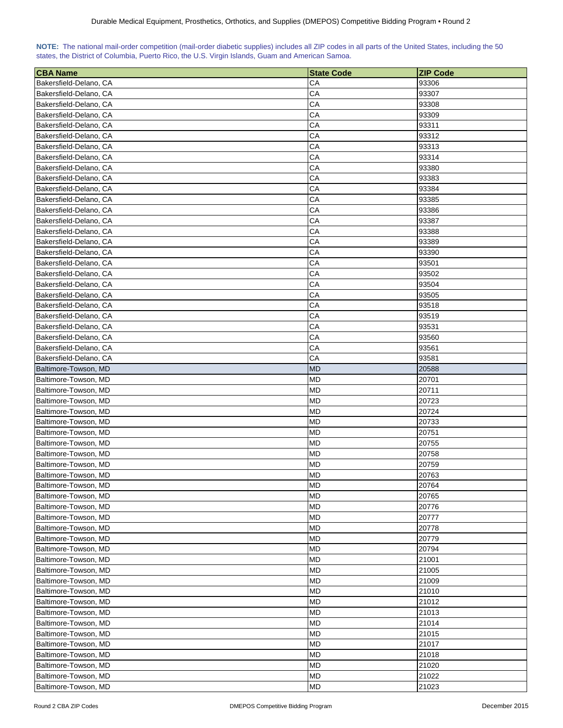**NOTE:** The national mail-order competition (mail-order diabetic supplies) includes all ZIP codes in all parts of the United States, including the 50 states, the District of Columbia, Puerto Rico, the U.S. Virgin Islands, Guam and American Samoa.

| CBA Name | State Code | ZIP Code |
|---|---|---|
| Bakersfield-Delano, CA | CA | 93306 |
| Bakersfield-Delano, CA | CA | 93307 |
| Bakersfield-Delano, CA | CA | 93308 |
| Bakersfield-Delano, CA | CA | 93309 |
| Bakersfield-Delano, CA | CA | 93311 |
| Bakersfield-Delano, CA | CA | 93312 |
| Bakersfield-Delano, CA | CA | 93313 |
| Bakersfield-Delano, CA | CA | 93314 |
| Bakersfield-Delano, CA | CA | 93380 |
| Bakersfield-Delano, CA | CA | 93383 |
| Bakersfield-Delano, CA | CA | 93384 |
| Bakersfield-Delano, CA | CA | 93385 |
| Bakersfield-Delano, CA | CA | 93386 |
| Bakersfield-Delano, CA | CA | 93387 |
| Bakersfield-Delano, CA | CA | 93388 |
| Bakersfield-Delano, CA | CA | 93389 |
| Bakersfield-Delano, CA | CA | 93390 |
| Bakersfield-Delano, CA | CA | 93501 |
| Bakersfield-Delano, CA | CA | 93502 |
| Bakersfield-Delano, CA | CA | 93504 |
| Bakersfield-Delano, CA | CA | 93505 |
| Bakersfield-Delano, CA | CA | 93518 |
| Bakersfield-Delano, CA | CA | 93519 |
| Bakersfield-Delano, CA | CA | 93531 |
| Bakersfield-Delano, CA | CA | 93560 |
| Bakersfield-Delano, CA | CA | 93561 |
| Bakersfield-Delano, CA | CA | 93581 |
| Baltimore-Towson, MD | MD | 20588 |
| Baltimore-Towson, MD | MD | 20701 |
| Baltimore-Towson, MD | MD | 20711 |
| Baltimore-Towson, MD | MD | 20723 |
| Baltimore-Towson, MD | MD | 20724 |
| Baltimore-Towson, MD | MD | 20733 |
| Baltimore-Towson, MD | MD | 20751 |
| Baltimore-Towson, MD | MD | 20755 |
| Baltimore-Towson, MD | MD | 20758 |
| Baltimore-Towson, MD | MD | 20759 |
| Baltimore-Towson, MD | MD | 20763 |
| Baltimore-Towson, MD | MD | 20764 |
| Baltimore-Towson, MD | MD | 20765 |
| Baltimore-Towson, MD | MD | 20776 |
| Baltimore-Towson, MD | MD | 20777 |
| Baltimore-Towson, MD | MD | 20778 |
| Baltimore-Towson, MD | MD | 20779 |
| Baltimore-Towson, MD | MD | 20794 |
| Baltimore-Towson, MD | MD | 21001 |
| Baltimore-Towson, MD | MD | 21005 |
| Baltimore-Towson, MD | MD | 21009 |
| Baltimore-Towson, MD | MD | 21010 |
| Baltimore-Towson, MD | MD | 21012 |
| Baltimore-Towson, MD | MD | 21013 |
| Baltimore-Towson, MD | MD | 21014 |
| Baltimore-Towson, MD | MD | 21015 |
| Baltimore-Towson, MD | MD | 21017 |
| Baltimore-Towson, MD | MD | 21018 |
| Baltimore-Towson, MD | MD | 21020 |
| Baltimore-Towson, MD | MD | 21022 |
| Baltimore-Towson, MD | MD | 21023 |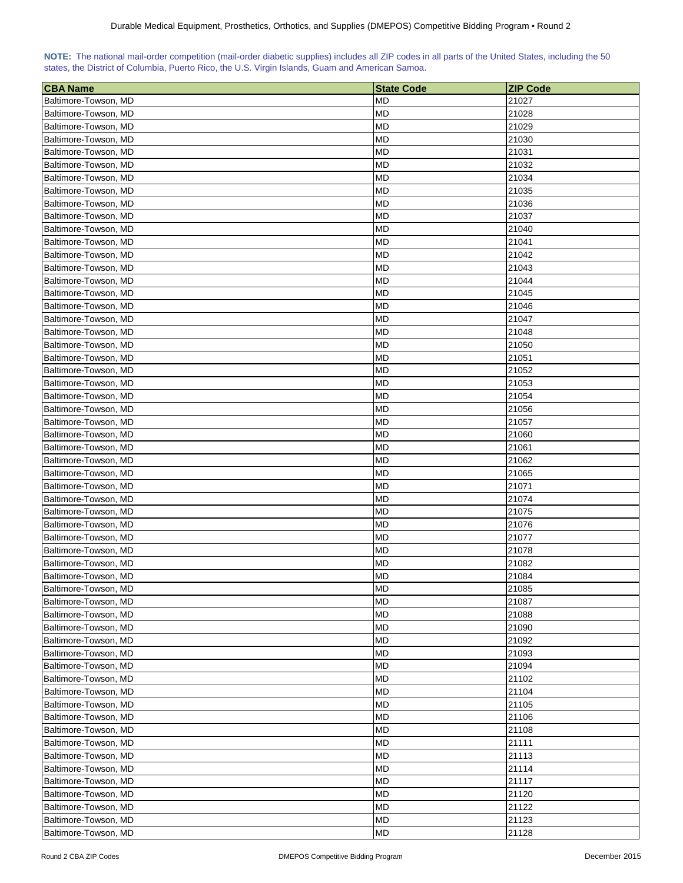**NOTE:** The national mail-order competition (mail-order diabetic supplies) includes all ZIP codes in all parts of the United States, including the 50 states, the District of Columbia, Puerto Rico, the U.S. Virgin Islands, Guam and American Samoa.

| CBA Name | State Code | ZIP Code |
|---|---|---|
| Baltimore-Towson, MD | MD | 21027 |
| Baltimore-Towson, MD | MD | 21028 |
| Baltimore-Towson, MD | MD | 21029 |
| Baltimore-Towson, MD | MD | 21030 |
| Baltimore-Towson, MD | MD | 21031 |
| Baltimore-Towson, MD | MD | 21032 |
| Baltimore-Towson, MD | MD | 21034 |
| Baltimore-Towson, MD | MD | 21035 |
| Baltimore-Towson, MD | MD | 21036 |
| Baltimore-Towson, MD | MD | 21037 |
| Baltimore-Towson, MD | MD | 21040 |
| Baltimore-Towson, MD | MD | 21041 |
| Baltimore-Towson, MD | MD | 21042 |
| Baltimore-Towson, MD | MD | 21043 |
| Baltimore-Towson, MD | MD | 21044 |
| Baltimore-Towson, MD | MD | 21045 |
| Baltimore-Towson, MD | MD | 21046 |
| Baltimore-Towson, MD | MD | 21047 |
| Baltimore-Towson, MD | MD | 21048 |
| Baltimore-Towson, MD | MD | 21050 |
| Baltimore-Towson, MD | MD | 21051 |
| Baltimore-Towson, MD | MD | 21052 |
| Baltimore-Towson, MD | MD | 21053 |
| Baltimore-Towson, MD | MD | 21054 |
| Baltimore-Towson, MD | MD | 21056 |
| Baltimore-Towson, MD | MD | 21057 |
| Baltimore-Towson, MD | MD | 21060 |
| Baltimore-Towson, MD | MD | 21061 |
| Baltimore-Towson, MD | MD | 21062 |
| Baltimore-Towson, MD | MD | 21065 |
| Baltimore-Towson, MD | MD | 21071 |
| Baltimore-Towson, MD | MD | 21074 |
| Baltimore-Towson, MD | MD | 21075 |
| Baltimore-Towson, MD | MD | 21076 |
| Baltimore-Towson, MD | MD | 21077 |
| Baltimore-Towson, MD | MD | 21078 |
| Baltimore-Towson, MD | MD | 21082 |
| Baltimore-Towson, MD | MD | 21084 |
| Baltimore-Towson, MD | MD | 21085 |
| Baltimore-Towson, MD | MD | 21087 |
| Baltimore-Towson, MD | MD | 21088 |
| Baltimore-Towson, MD | MD | 21090 |
| Baltimore-Towson, MD | MD | 21092 |
| Baltimore-Towson, MD | MD | 21093 |
| Baltimore-Towson, MD | MD | 21094 |
| Baltimore-Towson, MD | MD | 21102 |
| Baltimore-Towson, MD | MD | 21104 |
| Baltimore-Towson, MD | MD | 21105 |
| Baltimore-Towson, MD | MD | 21106 |
| Baltimore-Towson, MD | MD | 21108 |
| Baltimore-Towson, MD | MD | 21111 |
| Baltimore-Towson, MD | MD | 21113 |
| Baltimore-Towson, MD | MD | 21114 |
| Baltimore-Towson, MD | MD | 21117 |
| Baltimore-Towson, MD | MD | 21120 |
| Baltimore-Towson, MD | MD | 21122 |
| Baltimore-Towson, MD | MD | 21123 |
| Baltimore-Towson, MD | MD | 21128 |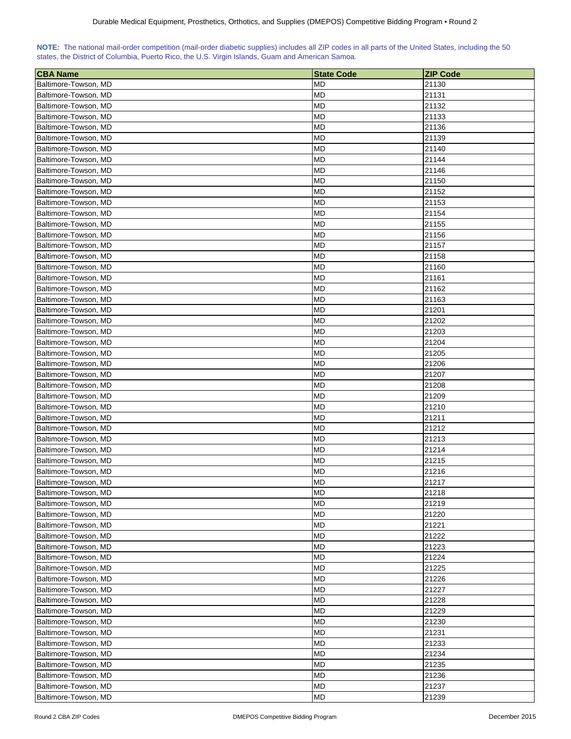**NOTE:** The national mail-order competition (mail-order diabetic supplies) includes all ZIP codes in all parts of the United States, including the 50 states, the District of Columbia, Puerto Rico, the U.S. Virgin Islands, Guam and American Samoa.

| CBA Name | State Code | ZIP Code |
| --- | --- | --- |
| Baltimore-Towson, MD | MD | 21130 |
| Baltimore-Towson, MD | MD | 21131 |
| Baltimore-Towson, MD | MD | 21132 |
| Baltimore-Towson, MD | MD | 21133 |
| Baltimore-Towson, MD | MD | 21136 |
| Baltimore-Towson, MD | MD | 21139 |
| Baltimore-Towson, MD | MD | 21140 |
| Baltimore-Towson, MD | MD | 21144 |
| Baltimore-Towson, MD | MD | 21146 |
| Baltimore-Towson, MD | MD | 21150 |
| Baltimore-Towson, MD | MD | 21152 |
| Baltimore-Towson, MD | MD | 21153 |
| Baltimore-Towson, MD | MD | 21154 |
| Baltimore-Towson, MD | MD | 21155 |
| Baltimore-Towson, MD | MD | 21156 |
| Baltimore-Towson, MD | MD | 21157 |
| Baltimore-Towson, MD | MD | 21158 |
| Baltimore-Towson, MD | MD | 21160 |
| Baltimore-Towson, MD | MD | 21161 |
| Baltimore-Towson, MD | MD | 21162 |
| Baltimore-Towson, MD | MD | 21163 |
| Baltimore-Towson, MD | MD | 21201 |
| Baltimore-Towson, MD | MD | 21202 |
| Baltimore-Towson, MD | MD | 21203 |
| Baltimore-Towson, MD | MD | 21204 |
| Baltimore-Towson, MD | MD | 21205 |
| Baltimore-Towson, MD | MD | 21206 |
| Baltimore-Towson, MD | MD | 21207 |
| Baltimore-Towson, MD | MD | 21208 |
| Baltimore-Towson, MD | MD | 21209 |
| Baltimore-Towson, MD | MD | 21210 |
| Baltimore-Towson, MD | MD | 21211 |
| Baltimore-Towson, MD | MD | 21212 |
| Baltimore-Towson, MD | MD | 21213 |
| Baltimore-Towson, MD | MD | 21214 |
| Baltimore-Towson, MD | MD | 21215 |
| Baltimore-Towson, MD | MD | 21216 |
| Baltimore-Towson, MD | MD | 21217 |
| Baltimore-Towson, MD | MD | 21218 |
| Baltimore-Towson, MD | MD | 21219 |
| Baltimore-Towson, MD | MD | 21220 |
| Baltimore-Towson, MD | MD | 21221 |
| Baltimore-Towson, MD | MD | 21222 |
| Baltimore-Towson, MD | MD | 21223 |
| Baltimore-Towson, MD | MD | 21224 |
| Baltimore-Towson, MD | MD | 21225 |
| Baltimore-Towson, MD | MD | 21226 |
| Baltimore-Towson, MD | MD | 21227 |
| Baltimore-Towson, MD | MD | 21228 |
| Baltimore-Towson, MD | MD | 21229 |
| Baltimore-Towson, MD | MD | 21230 |
| Baltimore-Towson, MD | MD | 21231 |
| Baltimore-Towson, MD | MD | 21233 |
| Baltimore-Towson, MD | MD | 21234 |
| Baltimore-Towson, MD | MD | 21235 |
| Baltimore-Towson, MD | MD | 21236 |
| Baltimore-Towson, MD | MD | 21237 |
| Baltimore-Towson, MD | MD | 21239 |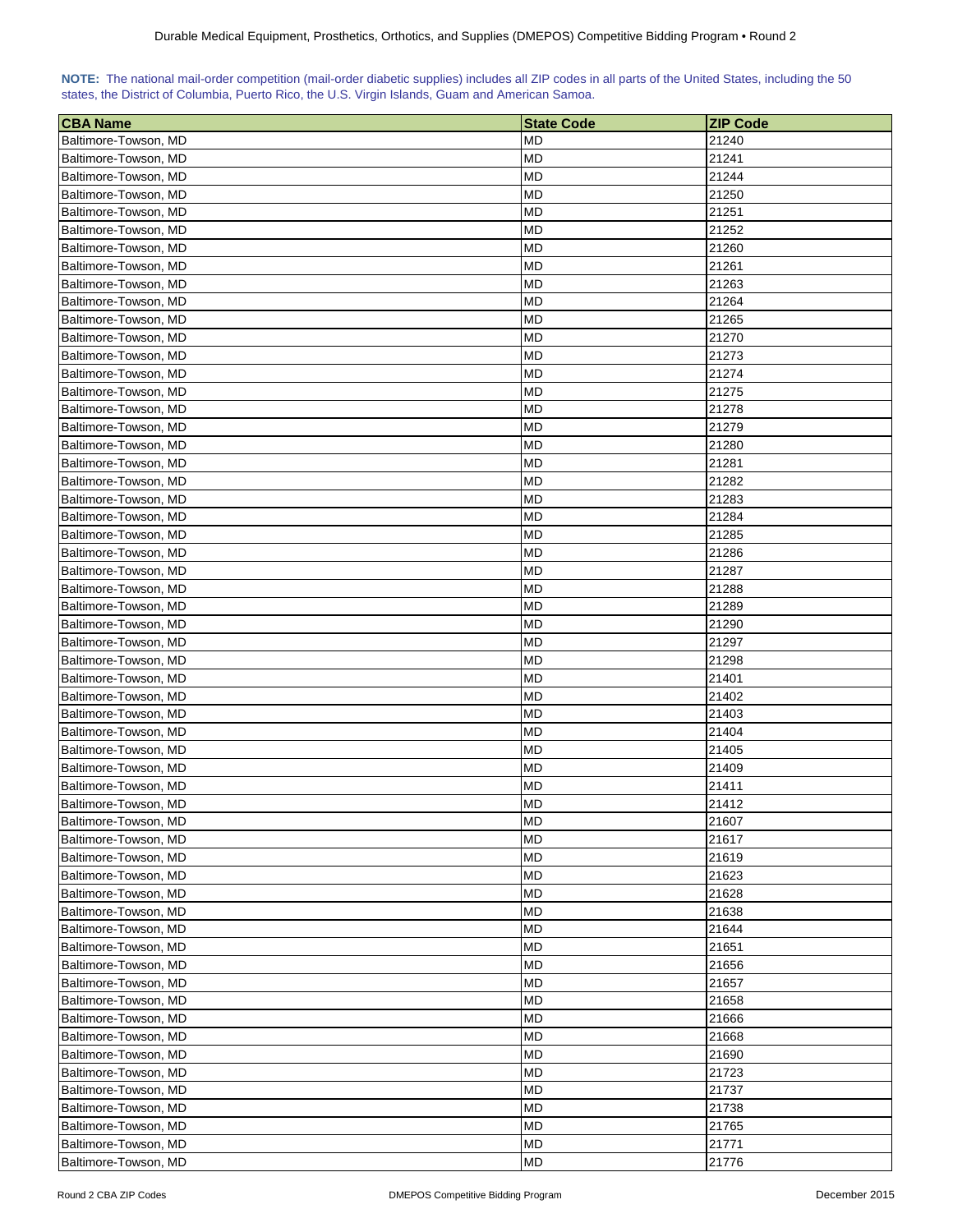**NOTE:** The national mail-order competition (mail-order diabetic supplies) includes all ZIP codes in all parts of the United States, including the 50 states, the District of Columbia, Puerto Rico, the U.S. Virgin Islands, Guam and American Samoa.

| CBA Name | State Code | ZIP Code |
|---|---|---|
| Baltimore-Towson, MD | MD | 21240 |
| Baltimore-Towson, MD | MD | 21241 |
| Baltimore-Towson, MD | MD | 21244 |
| Baltimore-Towson, MD | MD | 21250 |
| Baltimore-Towson, MD | MD | 21251 |
| Baltimore-Towson, MD | MD | 21252 |
| Baltimore-Towson, MD | MD | 21260 |
| Baltimore-Towson, MD | MD | 21261 |
| Baltimore-Towson, MD | MD | 21263 |
| Baltimore-Towson, MD | MD | 21264 |
| Baltimore-Towson, MD | MD | 21265 |
| Baltimore-Towson, MD | MD | 21270 |
| Baltimore-Towson, MD | MD | 21273 |
| Baltimore-Towson, MD | MD | 21274 |
| Baltimore-Towson, MD | MD | 21275 |
| Baltimore-Towson, MD | MD | 21278 |
| Baltimore-Towson, MD | MD | 21279 |
| Baltimore-Towson, MD | MD | 21280 |
| Baltimore-Towson, MD | MD | 21281 |
| Baltimore-Towson, MD | MD | 21282 |
| Baltimore-Towson, MD | MD | 21283 |
| Baltimore-Towson, MD | MD | 21284 |
| Baltimore-Towson, MD | MD | 21285 |
| Baltimore-Towson, MD | MD | 21286 |
| Baltimore-Towson, MD | MD | 21287 |
| Baltimore-Towson, MD | MD | 21288 |
| Baltimore-Towson, MD | MD | 21289 |
| Baltimore-Towson, MD | MD | 21290 |
| Baltimore-Towson, MD | MD | 21297 |
| Baltimore-Towson, MD | MD | 21298 |
| Baltimore-Towson, MD | MD | 21401 |
| Baltimore-Towson, MD | MD | 21402 |
| Baltimore-Towson, MD | MD | 21403 |
| Baltimore-Towson, MD | MD | 21404 |
| Baltimore-Towson, MD | MD | 21405 |
| Baltimore-Towson, MD | MD | 21409 |
| Baltimore-Towson, MD | MD | 21411 |
| Baltimore-Towson, MD | MD | 21412 |
| Baltimore-Towson, MD | MD | 21607 |
| Baltimore-Towson, MD | MD | 21617 |
| Baltimore-Towson, MD | MD | 21619 |
| Baltimore-Towson, MD | MD | 21623 |
| Baltimore-Towson, MD | MD | 21628 |
| Baltimore-Towson, MD | MD | 21638 |
| Baltimore-Towson, MD | MD | 21644 |
| Baltimore-Towson, MD | MD | 21651 |
| Baltimore-Towson, MD | MD | 21656 |
| Baltimore-Towson, MD | MD | 21657 |
| Baltimore-Towson, MD | MD | 21658 |
| Baltimore-Towson, MD | MD | 21666 |
| Baltimore-Towson, MD | MD | 21668 |
| Baltimore-Towson, MD | MD | 21690 |
| Baltimore-Towson, MD | MD | 21723 |
| Baltimore-Towson, MD | MD | 21737 |
| Baltimore-Towson, MD | MD | 21738 |
| Baltimore-Towson, MD | MD | 21765 |
| Baltimore-Towson, MD | MD | 21771 |
| Baltimore-Towson, MD | MD | 21776 |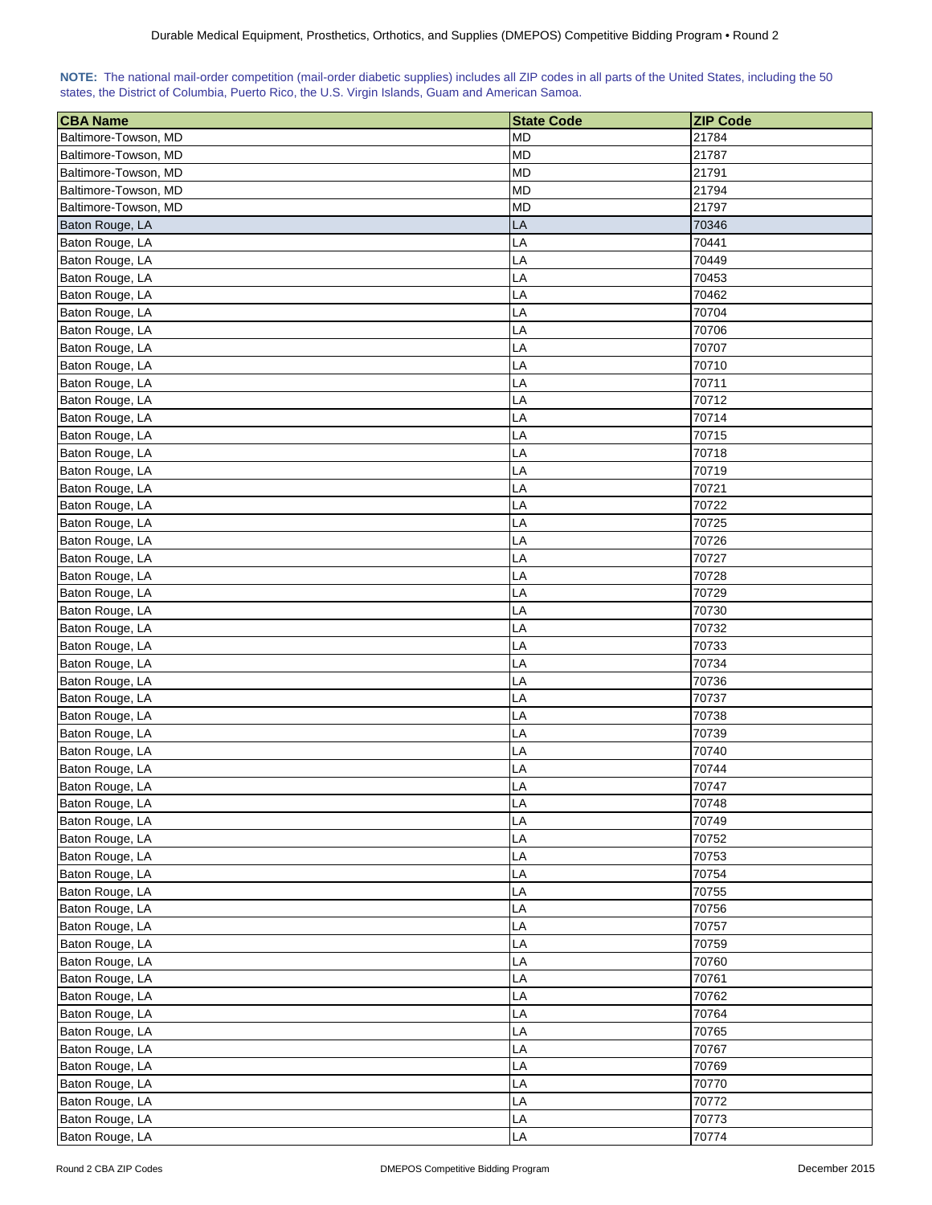**NOTE:** The national mail-order competition (mail-order diabetic supplies) includes all ZIP codes in all parts of the United States, including the 50 states, the District of Columbia, Puerto Rico, the U.S. Virgin Islands, Guam and American Samoa.

| CBA Name | State Code | ZIP Code |
|---|---|---|
| Baltimore-Towson, MD | MD | 21784 |
| Baltimore-Towson, MD | MD | 21787 |
| Baltimore-Towson, MD | MD | 21791 |
| Baltimore-Towson, MD | MD | 21794 |
| Baltimore-Towson, MD | MD | 21797 |
| Baton Rouge, LA | LA | 70346 |
| Baton Rouge, LA | LA | 70441 |
| Baton Rouge, LA | LA | 70449 |
| Baton Rouge, LA | LA | 70453 |
| Baton Rouge, LA | LA | 70462 |
| Baton Rouge, LA | LA | 70704 |
| Baton Rouge, LA | LA | 70706 |
| Baton Rouge, LA | LA | 70707 |
| Baton Rouge, LA | LA | 70710 |
| Baton Rouge, LA | LA | 70711 |
| Baton Rouge, LA | LA | 70712 |
| Baton Rouge, LA | LA | 70714 |
| Baton Rouge, LA | LA | 70715 |
| Baton Rouge, LA | LA | 70718 |
| Baton Rouge, LA | LA | 70719 |
| Baton Rouge, LA | LA | 70721 |
| Baton Rouge, LA | LA | 70722 |
| Baton Rouge, LA | LA | 70725 |
| Baton Rouge, LA | LA | 70726 |
| Baton Rouge, LA | LA | 70727 |
| Baton Rouge, LA | LA | 70728 |
| Baton Rouge, LA | LA | 70729 |
| Baton Rouge, LA | LA | 70730 |
| Baton Rouge, LA | LA | 70732 |
| Baton Rouge, LA | LA | 70733 |
| Baton Rouge, LA | LA | 70734 |
| Baton Rouge, LA | LA | 70736 |
| Baton Rouge, LA | LA | 70737 |
| Baton Rouge, LA | LA | 70738 |
| Baton Rouge, LA | LA | 70739 |
| Baton Rouge, LA | LA | 70740 |
| Baton Rouge, LA | LA | 70744 |
| Baton Rouge, LA | LA | 70747 |
| Baton Rouge, LA | LA | 70748 |
| Baton Rouge, LA | LA | 70749 |
| Baton Rouge, LA | LA | 70752 |
| Baton Rouge, LA | LA | 70753 |
| Baton Rouge, LA | LA | 70754 |
| Baton Rouge, LA | LA | 70755 |
| Baton Rouge, LA | LA | 70756 |
| Baton Rouge, LA | LA | 70757 |
| Baton Rouge, LA | LA | 70759 |
| Baton Rouge, LA | LA | 70760 |
| Baton Rouge, LA | LA | 70761 |
| Baton Rouge, LA | LA | 70762 |
| Baton Rouge, LA | LA | 70764 |
| Baton Rouge, LA | LA | 70765 |
| Baton Rouge, LA | LA | 70767 |
| Baton Rouge, LA | LA | 70769 |
| Baton Rouge, LA | LA | 70770 |
| Baton Rouge, LA | LA | 70772 |
| Baton Rouge, LA | LA | 70773 |
| Baton Rouge, LA | LA | 70774 |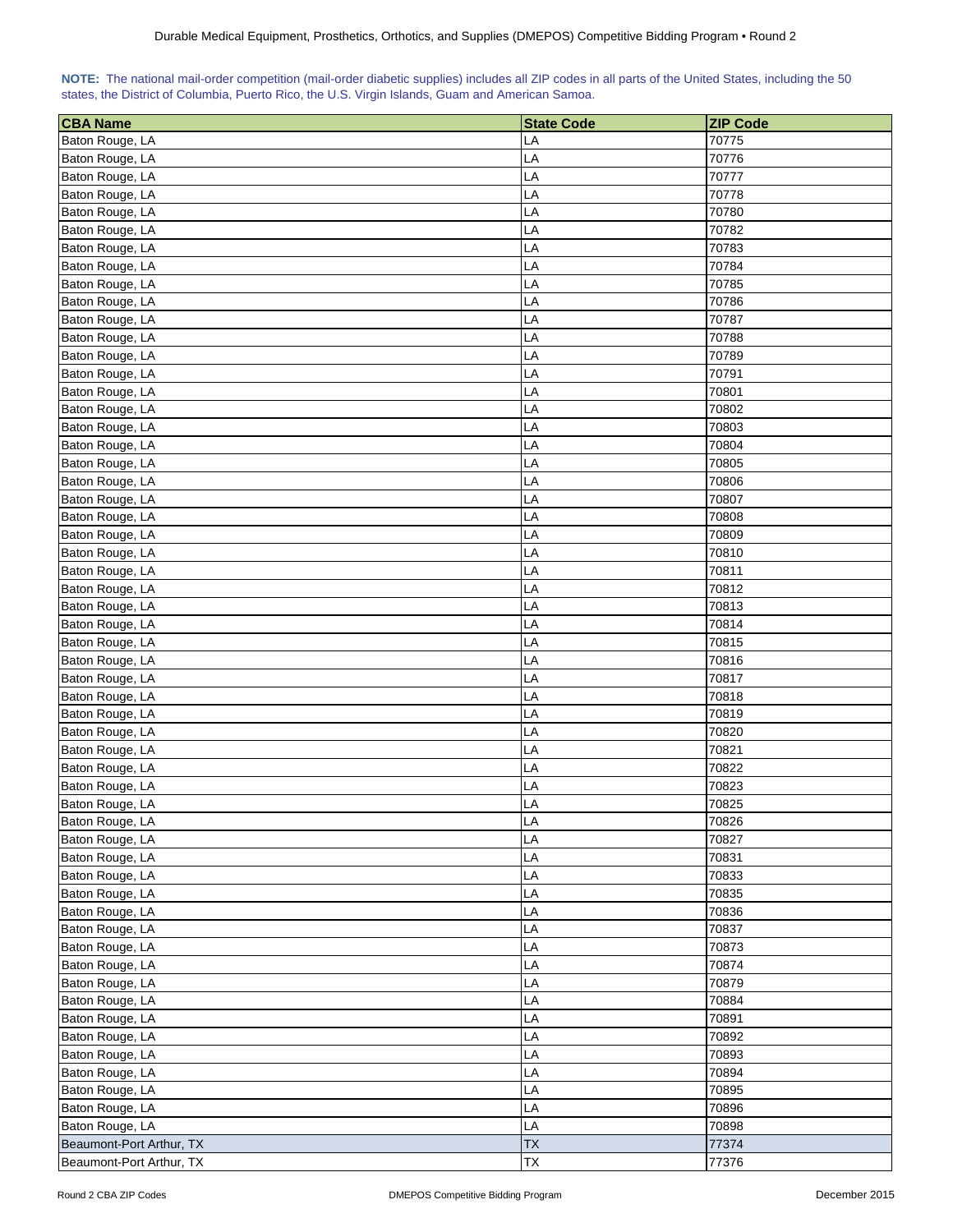**NOTE:** The national mail-order competition (mail-order diabetic supplies) includes all ZIP codes in all parts of the United States, including the 50 states, the District of Columbia, Puerto Rico, the U.S. Virgin Islands, Guam and American Samoa.

| CBA Name | State Code | ZIP Code |
|---|---|---|
| Baton Rouge, LA | LA | 70775 |
| Baton Rouge, LA | LA | 70776 |
| Baton Rouge, LA | LA | 70777 |
| Baton Rouge, LA | LA | 70778 |
| Baton Rouge, LA | LA | 70780 |
| Baton Rouge, LA | LA | 70782 |
| Baton Rouge, LA | LA | 70783 |
| Baton Rouge, LA | LA | 70784 |
| Baton Rouge, LA | LA | 70785 |
| Baton Rouge, LA | LA | 70786 |
| Baton Rouge, LA | LA | 70787 |
| Baton Rouge, LA | LA | 70788 |
| Baton Rouge, LA | LA | 70789 |
| Baton Rouge, LA | LA | 70791 |
| Baton Rouge, LA | LA | 70801 |
| Baton Rouge, LA | LA | 70802 |
| Baton Rouge, LA | LA | 70803 |
| Baton Rouge, LA | LA | 70804 |
| Baton Rouge, LA | LA | 70805 |
| Baton Rouge, LA | LA | 70806 |
| Baton Rouge, LA | LA | 70807 |
| Baton Rouge, LA | LA | 70808 |
| Baton Rouge, LA | LA | 70809 |
| Baton Rouge, LA | LA | 70810 |
| Baton Rouge, LA | LA | 70811 |
| Baton Rouge, LA | LA | 70812 |
| Baton Rouge, LA | LA | 70813 |
| Baton Rouge, LA | LA | 70814 |
| Baton Rouge, LA | LA | 70815 |
| Baton Rouge, LA | LA | 70816 |
| Baton Rouge, LA | LA | 70817 |
| Baton Rouge, LA | LA | 70818 |
| Baton Rouge, LA | LA | 70819 |
| Baton Rouge, LA | LA | 70820 |
| Baton Rouge, LA | LA | 70821 |
| Baton Rouge, LA | LA | 70822 |
| Baton Rouge, LA | LA | 70823 |
| Baton Rouge, LA | LA | 70825 |
| Baton Rouge, LA | LA | 70826 |
| Baton Rouge, LA | LA | 70827 |
| Baton Rouge, LA | LA | 70831 |
| Baton Rouge, LA | LA | 70833 |
| Baton Rouge, LA | LA | 70835 |
| Baton Rouge, LA | LA | 70836 |
| Baton Rouge, LA | LA | 70837 |
| Baton Rouge, LA | LA | 70873 |
| Baton Rouge, LA | LA | 70874 |
| Baton Rouge, LA | LA | 70879 |
| Baton Rouge, LA | LA | 70884 |
| Baton Rouge, LA | LA | 70891 |
| Baton Rouge, LA | LA | 70892 |
| Baton Rouge, LA | LA | 70893 |
| Baton Rouge, LA | LA | 70894 |
| Baton Rouge, LA | LA | 70895 |
| Baton Rouge, LA | LA | 70896 |
| Baton Rouge, LA | LA | 70898 |
| Beaumont-Port Arthur, TX | TX | 77374 |
| Beaumont-Port Arthur, TX | TX | 77376 |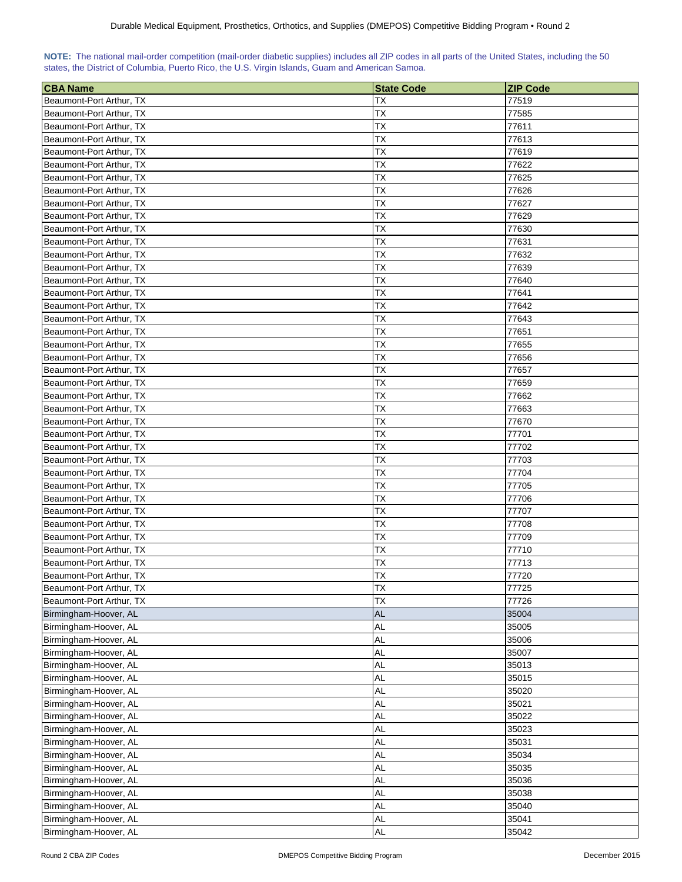**NOTE:** The national mail-order competition (mail-order diabetic supplies) includes all ZIP codes in all parts of the United States, including the 50 states, the District of Columbia, Puerto Rico, the U.S. Virgin Islands, Guam and American Samoa.

| CBA Name | State Code | ZIP Code |
|---|---|---|
| Beaumont-Port Arthur, TX | TX | 77519 |
| Beaumont-Port Arthur, TX | TX | 77585 |
| Beaumont-Port Arthur, TX | TX | 77611 |
| Beaumont-Port Arthur, TX | TX | 77613 |
| Beaumont-Port Arthur, TX | TX | 77619 |
| Beaumont-Port Arthur, TX | TX | 77622 |
| Beaumont-Port Arthur, TX | TX | 77625 |
| Beaumont-Port Arthur, TX | TX | 77626 |
| Beaumont-Port Arthur, TX | TX | 77627 |
| Beaumont-Port Arthur, TX | TX | 77629 |
| Beaumont-Port Arthur, TX | TX | 77630 |
| Beaumont-Port Arthur, TX | TX | 77631 |
| Beaumont-Port Arthur, TX | TX | 77632 |
| Beaumont-Port Arthur, TX | TX | 77639 |
| Beaumont-Port Arthur, TX | TX | 77640 |
| Beaumont-Port Arthur, TX | TX | 77641 |
| Beaumont-Port Arthur, TX | TX | 77642 |
| Beaumont-Port Arthur, TX | TX | 77643 |
| Beaumont-Port Arthur, TX | TX | 77651 |
| Beaumont-Port Arthur, TX | TX | 77655 |
| Beaumont-Port Arthur, TX | TX | 77656 |
| Beaumont-Port Arthur, TX | TX | 77657 |
| Beaumont-Port Arthur, TX | TX | 77659 |
| Beaumont-Port Arthur, TX | TX | 77662 |
| Beaumont-Port Arthur, TX | TX | 77663 |
| Beaumont-Port Arthur, TX | TX | 77670 |
| Beaumont-Port Arthur, TX | TX | 77701 |
| Beaumont-Port Arthur, TX | TX | 77702 |
| Beaumont-Port Arthur, TX | TX | 77703 |
| Beaumont-Port Arthur, TX | TX | 77704 |
| Beaumont-Port Arthur, TX | TX | 77705 |
| Beaumont-Port Arthur, TX | TX | 77706 |
| Beaumont-Port Arthur, TX | TX | 77707 |
| Beaumont-Port Arthur, TX | TX | 77708 |
| Beaumont-Port Arthur, TX | TX | 77709 |
| Beaumont-Port Arthur, TX | TX | 77710 |
| Beaumont-Port Arthur, TX | TX | 77713 |
| Beaumont-Port Arthur, TX | TX | 77720 |
| Beaumont-Port Arthur, TX | TX | 77725 |
| Beaumont-Port Arthur, TX | TX | 77726 |
| Birmingham-Hoover, AL | AL | 35004 |
| Birmingham-Hoover, AL | AL | 35005 |
| Birmingham-Hoover, AL | AL | 35006 |
| Birmingham-Hoover, AL | AL | 35007 |
| Birmingham-Hoover, AL | AL | 35013 |
| Birmingham-Hoover, AL | AL | 35015 |
| Birmingham-Hoover, AL | AL | 35020 |
| Birmingham-Hoover, AL | AL | 35021 |
| Birmingham-Hoover, AL | AL | 35022 |
| Birmingham-Hoover, AL | AL | 35023 |
| Birmingham-Hoover, AL | AL | 35031 |
| Birmingham-Hoover, AL | AL | 35034 |
| Birmingham-Hoover, AL | AL | 35035 |
| Birmingham-Hoover, AL | AL | 35036 |
| Birmingham-Hoover, AL | AL | 35038 |
| Birmingham-Hoover, AL | AL | 35040 |
| Birmingham-Hoover, AL | AL | 35041 |
| Birmingham-Hoover, AL | AL | 35042 |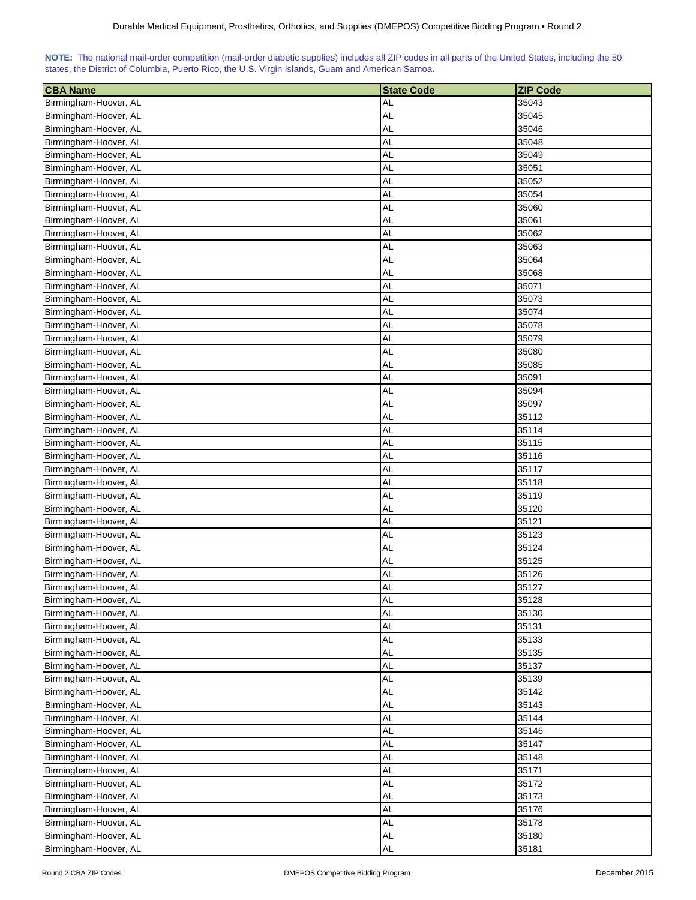**NOTE:** The national mail-order competition (mail-order diabetic supplies) includes all ZIP codes in all parts of the United States, including the 50 states, the District of Columbia, Puerto Rico, the U.S. Virgin Islands, Guam and American Samoa.

| CBA Name | State Code | ZIP Code |
|---|---|---|
| Birmingham-Hoover, AL | AL | 35043 |
| Birmingham-Hoover, AL | AL | 35045 |
| Birmingham-Hoover, AL | AL | 35046 |
| Birmingham-Hoover, AL | AL | 35048 |
| Birmingham-Hoover, AL | AL | 35049 |
| Birmingham-Hoover, AL | AL | 35051 |
| Birmingham-Hoover, AL | AL | 35052 |
| Birmingham-Hoover, AL | AL | 35054 |
| Birmingham-Hoover, AL | AL | 35060 |
| Birmingham-Hoover, AL | AL | 35061 |
| Birmingham-Hoover, AL | AL | 35062 |
| Birmingham-Hoover, AL | AL | 35063 |
| Birmingham-Hoover, AL | AL | 35064 |
| Birmingham-Hoover, AL | AL | 35068 |
| Birmingham-Hoover, AL | AL | 35071 |
| Birmingham-Hoover, AL | AL | 35073 |
| Birmingham-Hoover, AL | AL | 35074 |
| Birmingham-Hoover, AL | AL | 35078 |
| Birmingham-Hoover, AL | AL | 35079 |
| Birmingham-Hoover, AL | AL | 35080 |
| Birmingham-Hoover, AL | AL | 35085 |
| Birmingham-Hoover, AL | AL | 35091 |
| Birmingham-Hoover, AL | AL | 35094 |
| Birmingham-Hoover, AL | AL | 35097 |
| Birmingham-Hoover, AL | AL | 35112 |
| Birmingham-Hoover, AL | AL | 35114 |
| Birmingham-Hoover, AL | AL | 35115 |
| Birmingham-Hoover, AL | AL | 35116 |
| Birmingham-Hoover, AL | AL | 35117 |
| Birmingham-Hoover, AL | AL | 35118 |
| Birmingham-Hoover, AL | AL | 35119 |
| Birmingham-Hoover, AL | AL | 35120 |
| Birmingham-Hoover, AL | AL | 35121 |
| Birmingham-Hoover, AL | AL | 35123 |
| Birmingham-Hoover, AL | AL | 35124 |
| Birmingham-Hoover, AL | AL | 35125 |
| Birmingham-Hoover, AL | AL | 35126 |
| Birmingham-Hoover, AL | AL | 35127 |
| Birmingham-Hoover, AL | AL | 35128 |
| Birmingham-Hoover, AL | AL | 35130 |
| Birmingham-Hoover, AL | AL | 35131 |
| Birmingham-Hoover, AL | AL | 35133 |
| Birmingham-Hoover, AL | AL | 35135 |
| Birmingham-Hoover, AL | AL | 35137 |
| Birmingham-Hoover, AL | AL | 35139 |
| Birmingham-Hoover, AL | AL | 35142 |
| Birmingham-Hoover, AL | AL | 35143 |
| Birmingham-Hoover, AL | AL | 35144 |
| Birmingham-Hoover, AL | AL | 35146 |
| Birmingham-Hoover, AL | AL | 35147 |
| Birmingham-Hoover, AL | AL | 35148 |
| Birmingham-Hoover, AL | AL | 35171 |
| Birmingham-Hoover, AL | AL | 35172 |
| Birmingham-Hoover, AL | AL | 35173 |
| Birmingham-Hoover, AL | AL | 35176 |
| Birmingham-Hoover, AL | AL | 35178 |
| Birmingham-Hoover, AL | AL | 35180 |
| Birmingham-Hoover, AL | AL | 35181 |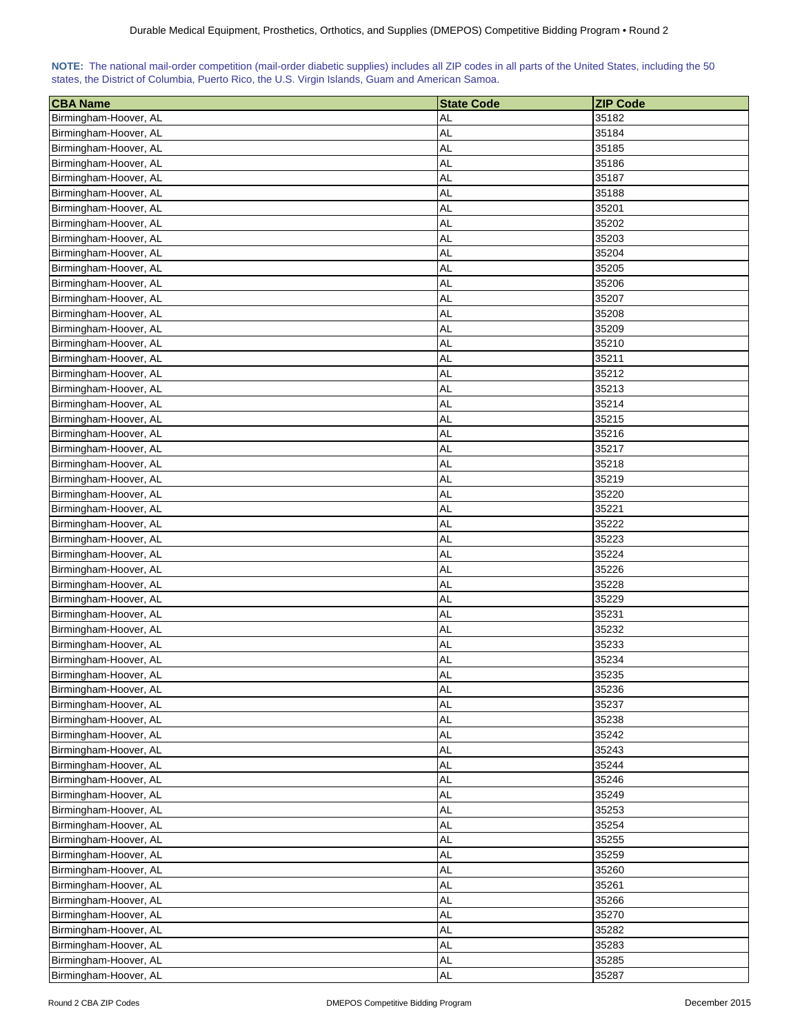**NOTE:** The national mail-order competition (mail-order diabetic supplies) includes all ZIP codes in all parts of the United States, including the 50 states, the District of Columbia, Puerto Rico, the U.S. Virgin Islands, Guam and American Samoa.

| CBA Name | State Code | ZIP Code |
|---|---|---|
| Birmingham-Hoover, AL | AL | 35182 |
| Birmingham-Hoover, AL | AL | 35184 |
| Birmingham-Hoover, AL | AL | 35185 |
| Birmingham-Hoover, AL | AL | 35186 |
| Birmingham-Hoover, AL | AL | 35187 |
| Birmingham-Hoover, AL | AL | 35188 |
| Birmingham-Hoover, AL | AL | 35201 |
| Birmingham-Hoover, AL | AL | 35202 |
| Birmingham-Hoover, AL | AL | 35203 |
| Birmingham-Hoover, AL | AL | 35204 |
| Birmingham-Hoover, AL | AL | 35205 |
| Birmingham-Hoover, AL | AL | 35206 |
| Birmingham-Hoover, AL | AL | 35207 |
| Birmingham-Hoover, AL | AL | 35208 |
| Birmingham-Hoover, AL | AL | 35209 |
| Birmingham-Hoover, AL | AL | 35210 |
| Birmingham-Hoover, AL | AL | 35211 |
| Birmingham-Hoover, AL | AL | 35212 |
| Birmingham-Hoover, AL | AL | 35213 |
| Birmingham-Hoover, AL | AL | 35214 |
| Birmingham-Hoover, AL | AL | 35215 |
| Birmingham-Hoover, AL | AL | 35216 |
| Birmingham-Hoover, AL | AL | 35217 |
| Birmingham-Hoover, AL | AL | 35218 |
| Birmingham-Hoover, AL | AL | 35219 |
| Birmingham-Hoover, AL | AL | 35220 |
| Birmingham-Hoover, AL | AL | 35221 |
| Birmingham-Hoover, AL | AL | 35222 |
| Birmingham-Hoover, AL | AL | 35223 |
| Birmingham-Hoover, AL | AL | 35224 |
| Birmingham-Hoover, AL | AL | 35226 |
| Birmingham-Hoover, AL | AL | 35228 |
| Birmingham-Hoover, AL | AL | 35229 |
| Birmingham-Hoover, AL | AL | 35231 |
| Birmingham-Hoover, AL | AL | 35232 |
| Birmingham-Hoover, AL | AL | 35233 |
| Birmingham-Hoover, AL | AL | 35234 |
| Birmingham-Hoover, AL | AL | 35235 |
| Birmingham-Hoover, AL | AL | 35236 |
| Birmingham-Hoover, AL | AL | 35237 |
| Birmingham-Hoover, AL | AL | 35238 |
| Birmingham-Hoover, AL | AL | 35242 |
| Birmingham-Hoover, AL | AL | 35243 |
| Birmingham-Hoover, AL | AL | 35244 |
| Birmingham-Hoover, AL | AL | 35246 |
| Birmingham-Hoover, AL | AL | 35249 |
| Birmingham-Hoover, AL | AL | 35253 |
| Birmingham-Hoover, AL | AL | 35254 |
| Birmingham-Hoover, AL | AL | 35255 |
| Birmingham-Hoover, AL | AL | 35259 |
| Birmingham-Hoover, AL | AL | 35260 |
| Birmingham-Hoover, AL | AL | 35261 |
| Birmingham-Hoover, AL | AL | 35266 |
| Birmingham-Hoover, AL | AL | 35270 |
| Birmingham-Hoover, AL | AL | 35282 |
| Birmingham-Hoover, AL | AL | 35283 |
| Birmingham-Hoover, AL | AL | 35285 |
| Birmingham-Hoover, AL | AL | 35287 |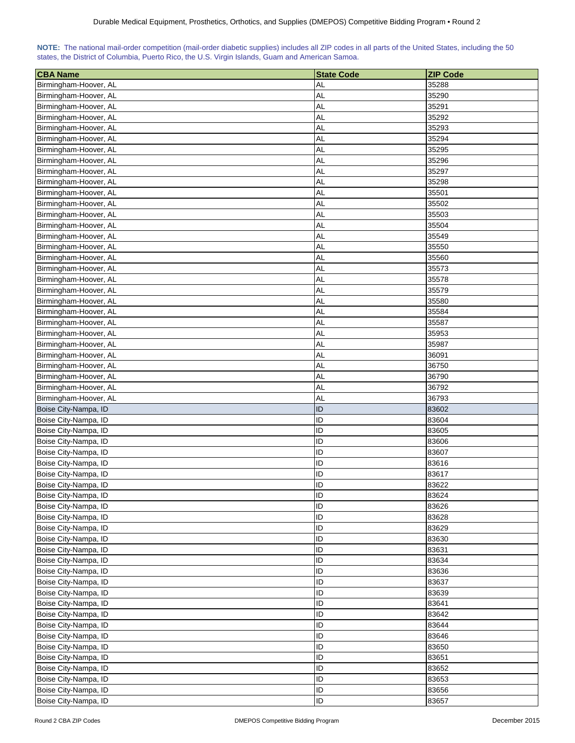**NOTE:** The national mail-order competition (mail-order diabetic supplies) includes all ZIP codes in all parts of the United States, including the 50 states, the District of Columbia, Puerto Rico, the U.S. Virgin Islands, Guam and American Samoa.

| CBA Name | State Code | ZIP Code |
|---|---|---|
| Birmingham-Hoover, AL | AL | 35288 |
| Birmingham-Hoover, AL | AL | 35290 |
| Birmingham-Hoover, AL | AL | 35291 |
| Birmingham-Hoover, AL | AL | 35292 |
| Birmingham-Hoover, AL | AL | 35293 |
| Birmingham-Hoover, AL | AL | 35294 |
| Birmingham-Hoover, AL | AL | 35295 |
| Birmingham-Hoover, AL | AL | 35296 |
| Birmingham-Hoover, AL | AL | 35297 |
| Birmingham-Hoover, AL | AL | 35298 |
| Birmingham-Hoover, AL | AL | 35501 |
| Birmingham-Hoover, AL | AL | 35502 |
| Birmingham-Hoover, AL | AL | 35503 |
| Birmingham-Hoover, AL | AL | 35504 |
| Birmingham-Hoover, AL | AL | 35549 |
| Birmingham-Hoover, AL | AL | 35550 |
| Birmingham-Hoover, AL | AL | 35560 |
| Birmingham-Hoover, AL | AL | 35573 |
| Birmingham-Hoover, AL | AL | 35578 |
| Birmingham-Hoover, AL | AL | 35579 |
| Birmingham-Hoover, AL | AL | 35580 |
| Birmingham-Hoover, AL | AL | 35584 |
| Birmingham-Hoover, AL | AL | 35587 |
| Birmingham-Hoover, AL | AL | 35953 |
| Birmingham-Hoover, AL | AL | 35987 |
| Birmingham-Hoover, AL | AL | 36091 |
| Birmingham-Hoover, AL | AL | 36750 |
| Birmingham-Hoover, AL | AL | 36790 |
| Birmingham-Hoover, AL | AL | 36792 |
| Birmingham-Hoover, AL | AL | 36793 |
| Boise City-Nampa, ID | ID | 83602 |
| Boise City-Nampa, ID | ID | 83604 |
| Boise City-Nampa, ID | ID | 83605 |
| Boise City-Nampa, ID | ID | 83606 |
| Boise City-Nampa, ID | ID | 83607 |
| Boise City-Nampa, ID | ID | 83616 |
| Boise City-Nampa, ID | ID | 83617 |
| Boise City-Nampa, ID | ID | 83622 |
| Boise City-Nampa, ID | ID | 83624 |
| Boise City-Nampa, ID | ID | 83626 |
| Boise City-Nampa, ID | ID | 83628 |
| Boise City-Nampa, ID | ID | 83629 |
| Boise City-Nampa, ID | ID | 83630 |
| Boise City-Nampa, ID | ID | 83631 |
| Boise City-Nampa, ID | ID | 83634 |
| Boise City-Nampa, ID | ID | 83636 |
| Boise City-Nampa, ID | ID | 83637 |
| Boise City-Nampa, ID | ID | 83639 |
| Boise City-Nampa, ID | ID | 83641 |
| Boise City-Nampa, ID | ID | 83642 |
| Boise City-Nampa, ID | ID | 83644 |
| Boise City-Nampa, ID | ID | 83646 |
| Boise City-Nampa, ID | ID | 83650 |
| Boise City-Nampa, ID | ID | 83651 |
| Boise City-Nampa, ID | ID | 83652 |
| Boise City-Nampa, ID | ID | 83653 |
| Boise City-Nampa, ID | ID | 83656 |
| Boise City-Nampa, ID | ID | 83657 |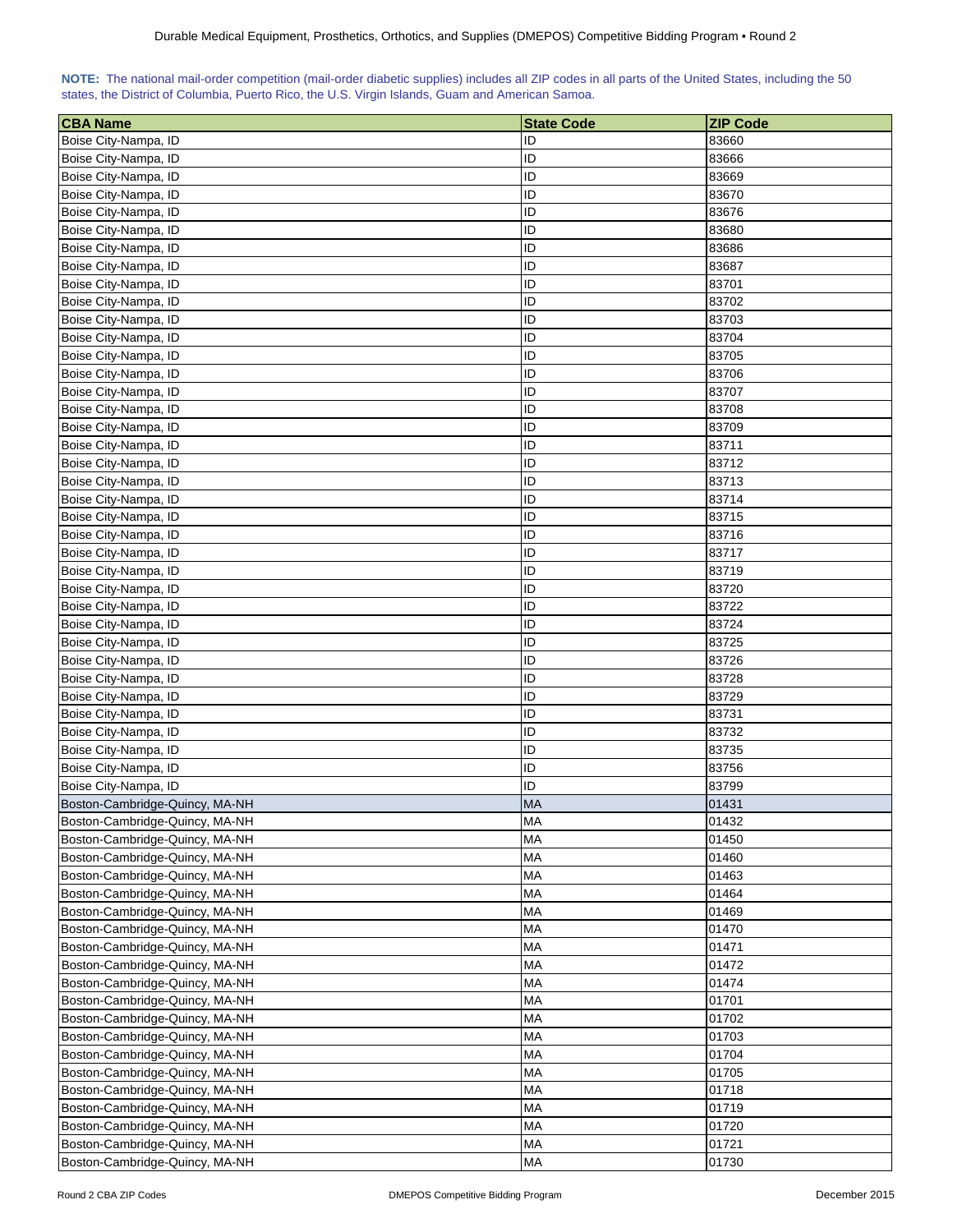**NOTE:** The national mail-order competition (mail-order diabetic supplies) includes all ZIP codes in all parts of the United States, including the 50 states, the District of Columbia, Puerto Rico, the U.S. Virgin Islands, Guam and American Samoa.

| CBA Name | State Code | ZIP Code |
|---|---|---|
| Boise City-Nampa, ID | ID | 83660 |
| Boise City-Nampa, ID | ID | 83666 |
| Boise City-Nampa, ID | ID | 83669 |
| Boise City-Nampa, ID | ID | 83670 |
| Boise City-Nampa, ID | ID | 83676 |
| Boise City-Nampa, ID | ID | 83680 |
| Boise City-Nampa, ID | ID | 83686 |
| Boise City-Nampa, ID | ID | 83687 |
| Boise City-Nampa, ID | ID | 83701 |
| Boise City-Nampa, ID | ID | 83702 |
| Boise City-Nampa, ID | ID | 83703 |
| Boise City-Nampa, ID | ID | 83704 |
| Boise City-Nampa, ID | ID | 83705 |
| Boise City-Nampa, ID | ID | 83706 |
| Boise City-Nampa, ID | ID | 83707 |
| Boise City-Nampa, ID | ID | 83708 |
| Boise City-Nampa, ID | ID | 83709 |
| Boise City-Nampa, ID | ID | 83711 |
| Boise City-Nampa, ID | ID | 83712 |
| Boise City-Nampa, ID | ID | 83713 |
| Boise City-Nampa, ID | ID | 83714 |
| Boise City-Nampa, ID | ID | 83715 |
| Boise City-Nampa, ID | ID | 83716 |
| Boise City-Nampa, ID | ID | 83717 |
| Boise City-Nampa, ID | ID | 83719 |
| Boise City-Nampa, ID | ID | 83720 |
| Boise City-Nampa, ID | ID | 83722 |
| Boise City-Nampa, ID | ID | 83724 |
| Boise City-Nampa, ID | ID | 83725 |
| Boise City-Nampa, ID | ID | 83726 |
| Boise City-Nampa, ID | ID | 83728 |
| Boise City-Nampa, ID | ID | 83729 |
| Boise City-Nampa, ID | ID | 83731 |
| Boise City-Nampa, ID | ID | 83732 |
| Boise City-Nampa, ID | ID | 83735 |
| Boise City-Nampa, ID | ID | 83756 |
| Boise City-Nampa, ID | ID | 83799 |
| Boston-Cambridge-Quincy, MA-NH | MA | 01431 |
| Boston-Cambridge-Quincy, MA-NH | MA | 01432 |
| Boston-Cambridge-Quincy, MA-NH | MA | 01450 |
| Boston-Cambridge-Quincy, MA-NH | MA | 01460 |
| Boston-Cambridge-Quincy, MA-NH | MA | 01463 |
| Boston-Cambridge-Quincy, MA-NH | MA | 01464 |
| Boston-Cambridge-Quincy, MA-NH | MA | 01469 |
| Boston-Cambridge-Quincy, MA-NH | MA | 01470 |
| Boston-Cambridge-Quincy, MA-NH | MA | 01471 |
| Boston-Cambridge-Quincy, MA-NH | MA | 01472 |
| Boston-Cambridge-Quincy, MA-NH | MA | 01474 |
| Boston-Cambridge-Quincy, MA-NH | MA | 01701 |
| Boston-Cambridge-Quincy, MA-NH | MA | 01702 |
| Boston-Cambridge-Quincy, MA-NH | MA | 01703 |
| Boston-Cambridge-Quincy, MA-NH | MA | 01704 |
| Boston-Cambridge-Quincy, MA-NH | MA | 01705 |
| Boston-Cambridge-Quincy, MA-NH | MA | 01718 |
| Boston-Cambridge-Quincy, MA-NH | MA | 01719 |
| Boston-Cambridge-Quincy, MA-NH | MA | 01720 |
| Boston-Cambridge-Quincy, MA-NH | MA | 01721 |
| Boston-Cambridge-Quincy, MA-NH | MA | 01730 |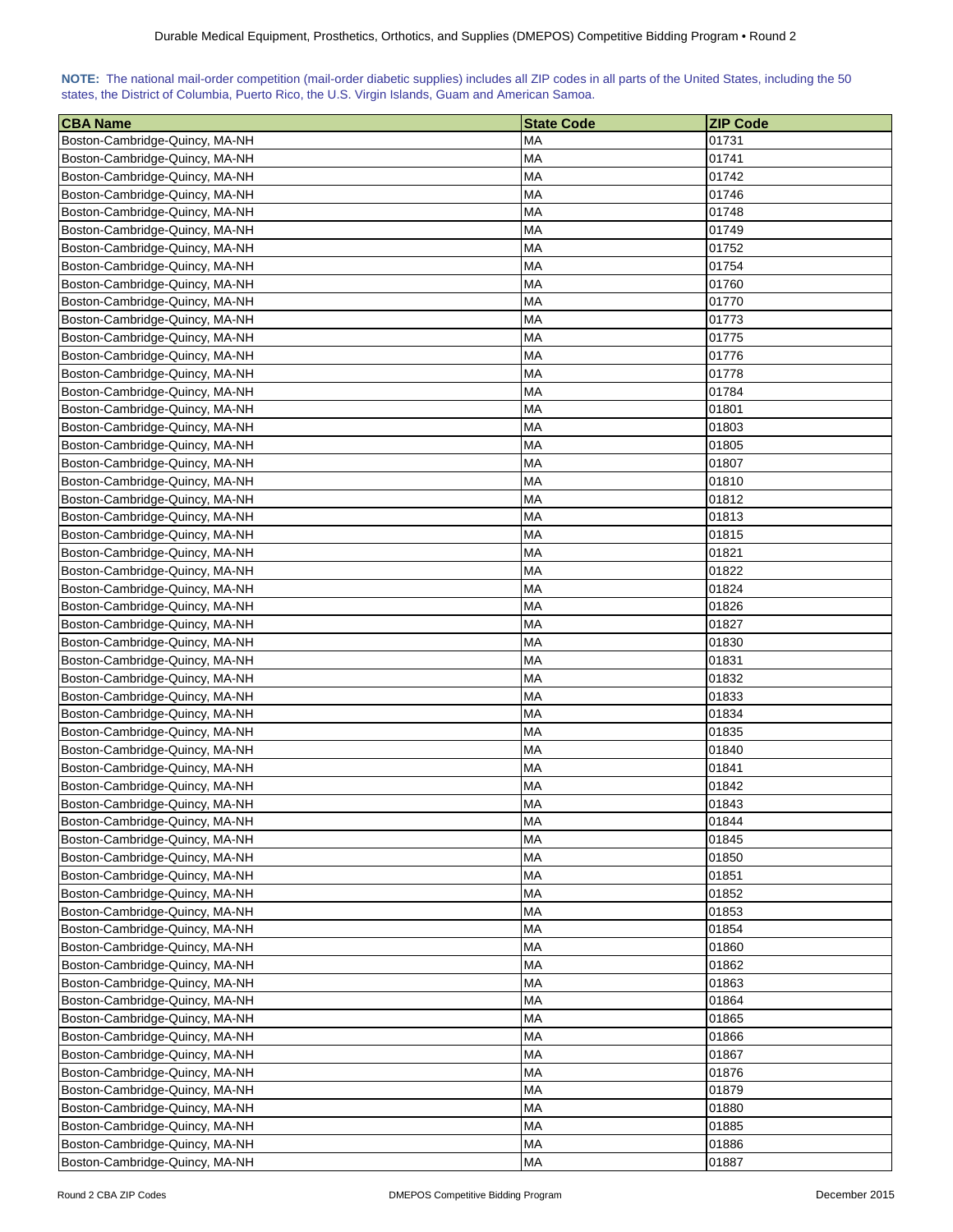**NOTE:** The national mail-order competition (mail-order diabetic supplies) includes all ZIP codes in all parts of the United States, including the 50 states, the District of Columbia, Puerto Rico, the U.S. Virgin Islands, Guam and American Samoa.

| CBA Name | State Code | ZIP Code |
|---|---|---|
| Boston-Cambridge-Quincy, MA-NH | MA | 01731 |
| Boston-Cambridge-Quincy, MA-NH | MA | 01741 |
| Boston-Cambridge-Quincy, MA-NH | MA | 01742 |
| Boston-Cambridge-Quincy, MA-NH | MA | 01746 |
| Boston-Cambridge-Quincy, MA-NH | MA | 01748 |
| Boston-Cambridge-Quincy, MA-NH | MA | 01749 |
| Boston-Cambridge-Quincy, MA-NH | MA | 01752 |
| Boston-Cambridge-Quincy, MA-NH | MA | 01754 |
| Boston-Cambridge-Quincy, MA-NH | MA | 01760 |
| Boston-Cambridge-Quincy, MA-NH | MA | 01770 |
| Boston-Cambridge-Quincy, MA-NH | MA | 01773 |
| Boston-Cambridge-Quincy, MA-NH | MA | 01775 |
| Boston-Cambridge-Quincy, MA-NH | MA | 01776 |
| Boston-Cambridge-Quincy, MA-NH | MA | 01778 |
| Boston-Cambridge-Quincy, MA-NH | MA | 01784 |
| Boston-Cambridge-Quincy, MA-NH | MA | 01801 |
| Boston-Cambridge-Quincy, MA-NH | MA | 01803 |
| Boston-Cambridge-Quincy, MA-NH | MA | 01805 |
| Boston-Cambridge-Quincy, MA-NH | MA | 01807 |
| Boston-Cambridge-Quincy, MA-NH | MA | 01810 |
| Boston-Cambridge-Quincy, MA-NH | MA | 01812 |
| Boston-Cambridge-Quincy, MA-NH | MA | 01813 |
| Boston-Cambridge-Quincy, MA-NH | MA | 01815 |
| Boston-Cambridge-Quincy, MA-NH | MA | 01821 |
| Boston-Cambridge-Quincy, MA-NH | MA | 01822 |
| Boston-Cambridge-Quincy, MA-NH | MA | 01824 |
| Boston-Cambridge-Quincy, MA-NH | MA | 01826 |
| Boston-Cambridge-Quincy, MA-NH | MA | 01827 |
| Boston-Cambridge-Quincy, MA-NH | MA | 01830 |
| Boston-Cambridge-Quincy, MA-NH | MA | 01831 |
| Boston-Cambridge-Quincy, MA-NH | MA | 01832 |
| Boston-Cambridge-Quincy, MA-NH | MA | 01833 |
| Boston-Cambridge-Quincy, MA-NH | MA | 01834 |
| Boston-Cambridge-Quincy, MA-NH | MA | 01835 |
| Boston-Cambridge-Quincy, MA-NH | MA | 01840 |
| Boston-Cambridge-Quincy, MA-NH | MA | 01841 |
| Boston-Cambridge-Quincy, MA-NH | MA | 01842 |
| Boston-Cambridge-Quincy, MA-NH | MA | 01843 |
| Boston-Cambridge-Quincy, MA-NH | MA | 01844 |
| Boston-Cambridge-Quincy, MA-NH | MA | 01845 |
| Boston-Cambridge-Quincy, MA-NH | MA | 01850 |
| Boston-Cambridge-Quincy, MA-NH | MA | 01851 |
| Boston-Cambridge-Quincy, MA-NH | MA | 01852 |
| Boston-Cambridge-Quincy, MA-NH | MA | 01853 |
| Boston-Cambridge-Quincy, MA-NH | MA | 01854 |
| Boston-Cambridge-Quincy, MA-NH | MA | 01860 |
| Boston-Cambridge-Quincy, MA-NH | MA | 01862 |
| Boston-Cambridge-Quincy, MA-NH | MA | 01863 |
| Boston-Cambridge-Quincy, MA-NH | MA | 01864 |
| Boston-Cambridge-Quincy, MA-NH | MA | 01865 |
| Boston-Cambridge-Quincy, MA-NH | MA | 01866 |
| Boston-Cambridge-Quincy, MA-NH | MA | 01867 |
| Boston-Cambridge-Quincy, MA-NH | MA | 01876 |
| Boston-Cambridge-Quincy, MA-NH | MA | 01879 |
| Boston-Cambridge-Quincy, MA-NH | MA | 01880 |
| Boston-Cambridge-Quincy, MA-NH | MA | 01885 |
| Boston-Cambridge-Quincy, MA-NH | MA | 01886 |
| Boston-Cambridge-Quincy, MA-NH | MA | 01887 |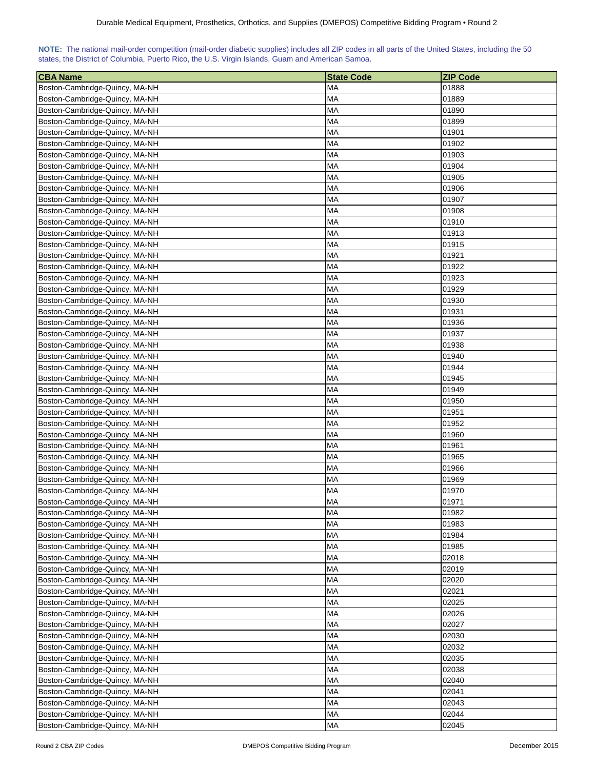**NOTE:** The national mail-order competition (mail-order diabetic supplies) includes all ZIP codes in all parts of the United States, including the 50 states, the District of Columbia, Puerto Rico, the U.S. Virgin Islands, Guam and American Samoa.

| CBA Name | State Code | ZIP Code |
|---|---|---|
| Boston-Cambridge-Quincy, MA-NH | MA | 01888 |
| Boston-Cambridge-Quincy, MA-NH | MA | 01889 |
| Boston-Cambridge-Quincy, MA-NH | MA | 01890 |
| Boston-Cambridge-Quincy, MA-NH | MA | 01899 |
| Boston-Cambridge-Quincy, MA-NH | MA | 01901 |
| Boston-Cambridge-Quincy, MA-NH | MA | 01902 |
| Boston-Cambridge-Quincy, MA-NH | MA | 01903 |
| Boston-Cambridge-Quincy, MA-NH | MA | 01904 |
| Boston-Cambridge-Quincy, MA-NH | MA | 01905 |
| Boston-Cambridge-Quincy, MA-NH | MA | 01906 |
| Boston-Cambridge-Quincy, MA-NH | MA | 01907 |
| Boston-Cambridge-Quincy, MA-NH | MA | 01908 |
| Boston-Cambridge-Quincy, MA-NH | MA | 01910 |
| Boston-Cambridge-Quincy, MA-NH | MA | 01913 |
| Boston-Cambridge-Quincy, MA-NH | MA | 01915 |
| Boston-Cambridge-Quincy, MA-NH | MA | 01921 |
| Boston-Cambridge-Quincy, MA-NH | MA | 01922 |
| Boston-Cambridge-Quincy, MA-NH | MA | 01923 |
| Boston-Cambridge-Quincy, MA-NH | MA | 01929 |
| Boston-Cambridge-Quincy, MA-NH | MA | 01930 |
| Boston-Cambridge-Quincy, MA-NH | MA | 01931 |
| Boston-Cambridge-Quincy, MA-NH | MA | 01936 |
| Boston-Cambridge-Quincy, MA-NH | MA | 01937 |
| Boston-Cambridge-Quincy, MA-NH | MA | 01938 |
| Boston-Cambridge-Quincy, MA-NH | MA | 01940 |
| Boston-Cambridge-Quincy, MA-NH | MA | 01944 |
| Boston-Cambridge-Quincy, MA-NH | MA | 01945 |
| Boston-Cambridge-Quincy, MA-NH | MA | 01949 |
| Boston-Cambridge-Quincy, MA-NH | MA | 01950 |
| Boston-Cambridge-Quincy, MA-NH | MA | 01951 |
| Boston-Cambridge-Quincy, MA-NH | MA | 01952 |
| Boston-Cambridge-Quincy, MA-NH | MA | 01960 |
| Boston-Cambridge-Quincy, MA-NH | MA | 01961 |
| Boston-Cambridge-Quincy, MA-NH | MA | 01965 |
| Boston-Cambridge-Quincy, MA-NH | MA | 01966 |
| Boston-Cambridge-Quincy, MA-NH | MA | 01969 |
| Boston-Cambridge-Quincy, MA-NH | MA | 01970 |
| Boston-Cambridge-Quincy, MA-NH | MA | 01971 |
| Boston-Cambridge-Quincy, MA-NH | MA | 01982 |
| Boston-Cambridge-Quincy, MA-NH | MA | 01983 |
| Boston-Cambridge-Quincy, MA-NH | MA | 01984 |
| Boston-Cambridge-Quincy, MA-NH | MA | 01985 |
| Boston-Cambridge-Quincy, MA-NH | MA | 02018 |
| Boston-Cambridge-Quincy, MA-NH | MA | 02019 |
| Boston-Cambridge-Quincy, MA-NH | MA | 02020 |
| Boston-Cambridge-Quincy, MA-NH | MA | 02021 |
| Boston-Cambridge-Quincy, MA-NH | MA | 02025 |
| Boston-Cambridge-Quincy, MA-NH | MA | 02026 |
| Boston-Cambridge-Quincy, MA-NH | MA | 02027 |
| Boston-Cambridge-Quincy, MA-NH | MA | 02030 |
| Boston-Cambridge-Quincy, MA-NH | MA | 02032 |
| Boston-Cambridge-Quincy, MA-NH | MA | 02035 |
| Boston-Cambridge-Quincy, MA-NH | MA | 02038 |
| Boston-Cambridge-Quincy, MA-NH | MA | 02040 |
| Boston-Cambridge-Quincy, MA-NH | MA | 02041 |
| Boston-Cambridge-Quincy, MA-NH | MA | 02043 |
| Boston-Cambridge-Quincy, MA-NH | MA | 02044 |
| Boston-Cambridge-Quincy, MA-NH | MA | 02045 |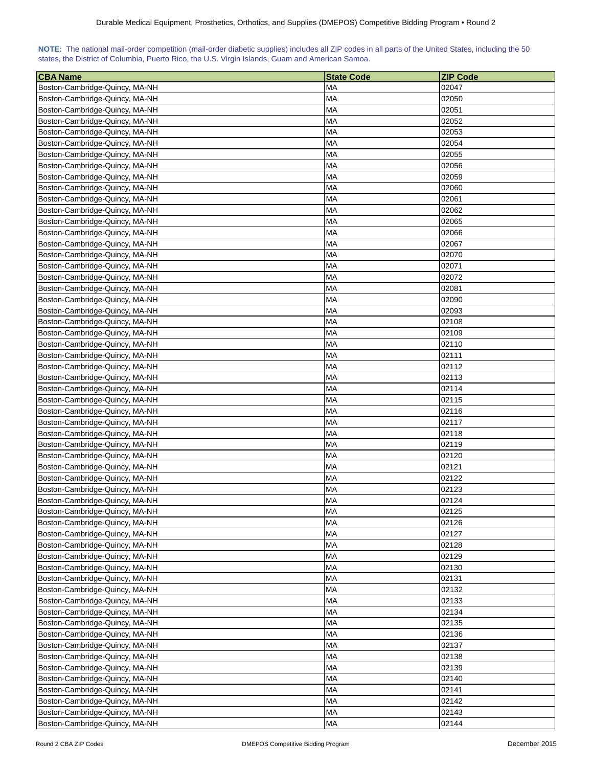**NOTE:** The national mail-order competition (mail-order diabetic supplies) includes all ZIP codes in all parts of the United States, including the 50 states, the District of Columbia, Puerto Rico, the U.S. Virgin Islands, Guam and American Samoa.

| CBA Name | State Code | ZIP Code |
|---|---|---|
| Boston-Cambridge-Quincy, MA-NH | MA | 02047 |
| Boston-Cambridge-Quincy, MA-NH | MA | 02050 |
| Boston-Cambridge-Quincy, MA-NH | MA | 02051 |
| Boston-Cambridge-Quincy, MA-NH | MA | 02052 |
| Boston-Cambridge-Quincy, MA-NH | MA | 02053 |
| Boston-Cambridge-Quincy, MA-NH | MA | 02054 |
| Boston-Cambridge-Quincy, MA-NH | MA | 02055 |
| Boston-Cambridge-Quincy, MA-NH | MA | 02056 |
| Boston-Cambridge-Quincy, MA-NH | MA | 02059 |
| Boston-Cambridge-Quincy, MA-NH | MA | 02060 |
| Boston-Cambridge-Quincy, MA-NH | MA | 02061 |
| Boston-Cambridge-Quincy, MA-NH | MA | 02062 |
| Boston-Cambridge-Quincy, MA-NH | MA | 02065 |
| Boston-Cambridge-Quincy, MA-NH | MA | 02066 |
| Boston-Cambridge-Quincy, MA-NH | MA | 02067 |
| Boston-Cambridge-Quincy, MA-NH | MA | 02070 |
| Boston-Cambridge-Quincy, MA-NH | MA | 02071 |
| Boston-Cambridge-Quincy, MA-NH | MA | 02072 |
| Boston-Cambridge-Quincy, MA-NH | MA | 02081 |
| Boston-Cambridge-Quincy, MA-NH | MA | 02090 |
| Boston-Cambridge-Quincy, MA-NH | MA | 02093 |
| Boston-Cambridge-Quincy, MA-NH | MA | 02108 |
| Boston-Cambridge-Quincy, MA-NH | MA | 02109 |
| Boston-Cambridge-Quincy, MA-NH | MA | 02110 |
| Boston-Cambridge-Quincy, MA-NH | MA | 02111 |
| Boston-Cambridge-Quincy, MA-NH | MA | 02112 |
| Boston-Cambridge-Quincy, MA-NH | MA | 02113 |
| Boston-Cambridge-Quincy, MA-NH | MA | 02114 |
| Boston-Cambridge-Quincy, MA-NH | MA | 02115 |
| Boston-Cambridge-Quincy, MA-NH | MA | 02116 |
| Boston-Cambridge-Quincy, MA-NH | MA | 02117 |
| Boston-Cambridge-Quincy, MA-NH | MA | 02118 |
| Boston-Cambridge-Quincy, MA-NH | MA | 02119 |
| Boston-Cambridge-Quincy, MA-NH | MA | 02120 |
| Boston-Cambridge-Quincy, MA-NH | MA | 02121 |
| Boston-Cambridge-Quincy, MA-NH | MA | 02122 |
| Boston-Cambridge-Quincy, MA-NH | MA | 02123 |
| Boston-Cambridge-Quincy, MA-NH | MA | 02124 |
| Boston-Cambridge-Quincy, MA-NH | MA | 02125 |
| Boston-Cambridge-Quincy, MA-NH | MA | 02126 |
| Boston-Cambridge-Quincy, MA-NH | MA | 02127 |
| Boston-Cambridge-Quincy, MA-NH | MA | 02128 |
| Boston-Cambridge-Quincy, MA-NH | MA | 02129 |
| Boston-Cambridge-Quincy, MA-NH | MA | 02130 |
| Boston-Cambridge-Quincy, MA-NH | MA | 02131 |
| Boston-Cambridge-Quincy, MA-NH | MA | 02132 |
| Boston-Cambridge-Quincy, MA-NH | MA | 02133 |
| Boston-Cambridge-Quincy, MA-NH | MA | 02134 |
| Boston-Cambridge-Quincy, MA-NH | MA | 02135 |
| Boston-Cambridge-Quincy, MA-NH | MA | 02136 |
| Boston-Cambridge-Quincy, MA-NH | MA | 02137 |
| Boston-Cambridge-Quincy, MA-NH | MA | 02138 |
| Boston-Cambridge-Quincy, MA-NH | MA | 02139 |
| Boston-Cambridge-Quincy, MA-NH | MA | 02140 |
| Boston-Cambridge-Quincy, MA-NH | MA | 02141 |
| Boston-Cambridge-Quincy, MA-NH | MA | 02142 |
| Boston-Cambridge-Quincy, MA-NH | MA | 02143 |
| Boston-Cambridge-Quincy, MA-NH | MA | 02144 |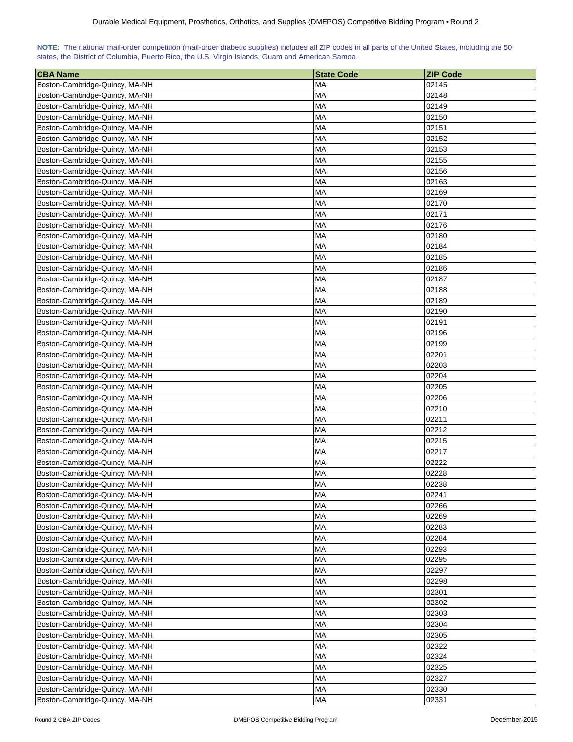**NOTE:** The national mail-order competition (mail-order diabetic supplies) includes all ZIP codes in all parts of the United States, including the 50 states, the District of Columbia, Puerto Rico, the U.S. Virgin Islands, Guam and American Samoa.

| CBA Name | State Code | ZIP Code |
|---|---|---|
| Boston-Cambridge-Quincy, MA-NH | MA | 02145 |
| Boston-Cambridge-Quincy, MA-NH | MA | 02148 |
| Boston-Cambridge-Quincy, MA-NH | MA | 02149 |
| Boston-Cambridge-Quincy, MA-NH | MA | 02150 |
| Boston-Cambridge-Quincy, MA-NH | MA | 02151 |
| Boston-Cambridge-Quincy, MA-NH | MA | 02152 |
| Boston-Cambridge-Quincy, MA-NH | MA | 02153 |
| Boston-Cambridge-Quincy, MA-NH | MA | 02155 |
| Boston-Cambridge-Quincy, MA-NH | MA | 02156 |
| Boston-Cambridge-Quincy, MA-NH | MA | 02163 |
| Boston-Cambridge-Quincy, MA-NH | MA | 02169 |
| Boston-Cambridge-Quincy, MA-NH | MA | 02170 |
| Boston-Cambridge-Quincy, MA-NH | MA | 02171 |
| Boston-Cambridge-Quincy, MA-NH | MA | 02176 |
| Boston-Cambridge-Quincy, MA-NH | MA | 02180 |
| Boston-Cambridge-Quincy, MA-NH | MA | 02184 |
| Boston-Cambridge-Quincy, MA-NH | MA | 02185 |
| Boston-Cambridge-Quincy, MA-NH | MA | 02186 |
| Boston-Cambridge-Quincy, MA-NH | MA | 02187 |
| Boston-Cambridge-Quincy, MA-NH | MA | 02188 |
| Boston-Cambridge-Quincy, MA-NH | MA | 02189 |
| Boston-Cambridge-Quincy, MA-NH | MA | 02190 |
| Boston-Cambridge-Quincy, MA-NH | MA | 02191 |
| Boston-Cambridge-Quincy, MA-NH | MA | 02196 |
| Boston-Cambridge-Quincy, MA-NH | MA | 02199 |
| Boston-Cambridge-Quincy, MA-NH | MA | 02201 |
| Boston-Cambridge-Quincy, MA-NH | MA | 02203 |
| Boston-Cambridge-Quincy, MA-NH | MA | 02204 |
| Boston-Cambridge-Quincy, MA-NH | MA | 02205 |
| Boston-Cambridge-Quincy, MA-NH | MA | 02206 |
| Boston-Cambridge-Quincy, MA-NH | MA | 02210 |
| Boston-Cambridge-Quincy, MA-NH | MA | 02211 |
| Boston-Cambridge-Quincy, MA-NH | MA | 02212 |
| Boston-Cambridge-Quincy, MA-NH | MA | 02215 |
| Boston-Cambridge-Quincy, MA-NH | MA | 02217 |
| Boston-Cambridge-Quincy, MA-NH | MA | 02222 |
| Boston-Cambridge-Quincy, MA-NH | MA | 02228 |
| Boston-Cambridge-Quincy, MA-NH | MA | 02238 |
| Boston-Cambridge-Quincy, MA-NH | MA | 02241 |
| Boston-Cambridge-Quincy, MA-NH | MA | 02266 |
| Boston-Cambridge-Quincy, MA-NH | MA | 02269 |
| Boston-Cambridge-Quincy, MA-NH | MA | 02283 |
| Boston-Cambridge-Quincy, MA-NH | MA | 02284 |
| Boston-Cambridge-Quincy, MA-NH | MA | 02293 |
| Boston-Cambridge-Quincy, MA-NH | MA | 02295 |
| Boston-Cambridge-Quincy, MA-NH | MA | 02297 |
| Boston-Cambridge-Quincy, MA-NH | MA | 02298 |
| Boston-Cambridge-Quincy, MA-NH | MA | 02301 |
| Boston-Cambridge-Quincy, MA-NH | MA | 02302 |
| Boston-Cambridge-Quincy, MA-NH | MA | 02303 |
| Boston-Cambridge-Quincy, MA-NH | MA | 02304 |
| Boston-Cambridge-Quincy, MA-NH | MA | 02305 |
| Boston-Cambridge-Quincy, MA-NH | MA | 02322 |
| Boston-Cambridge-Quincy, MA-NH | MA | 02324 |
| Boston-Cambridge-Quincy, MA-NH | MA | 02325 |
| Boston-Cambridge-Quincy, MA-NH | MA | 02327 |
| Boston-Cambridge-Quincy, MA-NH | MA | 02330 |
| Boston-Cambridge-Quincy, MA-NH | MA | 02331 |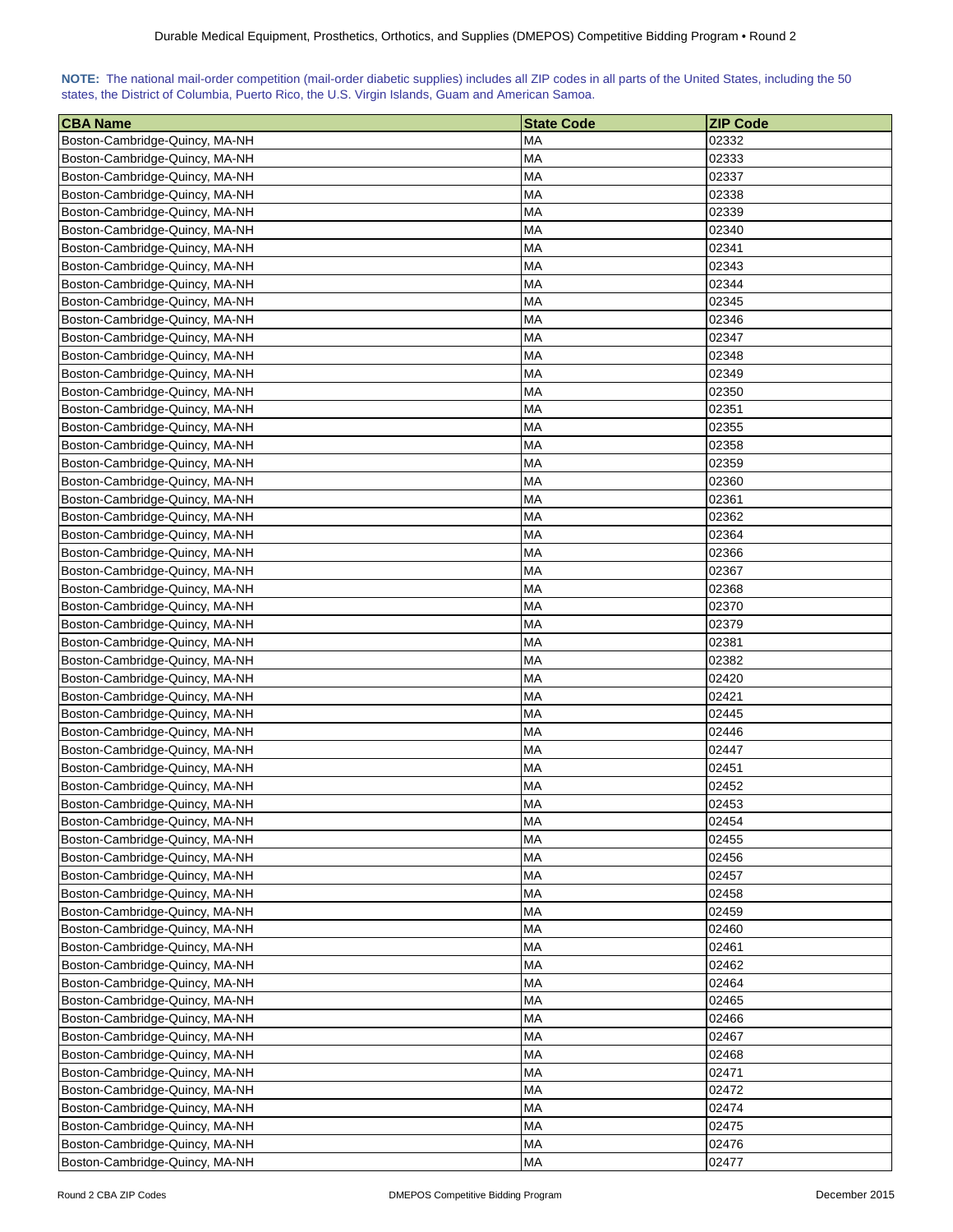**NOTE:** The national mail-order competition (mail-order diabetic supplies) includes all ZIP codes in all parts of the United States, including the 50 states, the District of Columbia, Puerto Rico, the U.S. Virgin Islands, Guam and American Samoa.

| CBA Name | State Code | ZIP Code |
|---|---|---|
| Boston-Cambridge-Quincy, MA-NH | MA | 02332 |
| Boston-Cambridge-Quincy, MA-NH | MA | 02333 |
| Boston-Cambridge-Quincy, MA-NH | MA | 02337 |
| Boston-Cambridge-Quincy, MA-NH | MA | 02338 |
| Boston-Cambridge-Quincy, MA-NH | MA | 02339 |
| Boston-Cambridge-Quincy, MA-NH | MA | 02340 |
| Boston-Cambridge-Quincy, MA-NH | MA | 02341 |
| Boston-Cambridge-Quincy, MA-NH | MA | 02343 |
| Boston-Cambridge-Quincy, MA-NH | MA | 02344 |
| Boston-Cambridge-Quincy, MA-NH | MA | 02345 |
| Boston-Cambridge-Quincy, MA-NH | MA | 02346 |
| Boston-Cambridge-Quincy, MA-NH | MA | 02347 |
| Boston-Cambridge-Quincy, MA-NH | MA | 02348 |
| Boston-Cambridge-Quincy, MA-NH | MA | 02349 |
| Boston-Cambridge-Quincy, MA-NH | MA | 02350 |
| Boston-Cambridge-Quincy, MA-NH | MA | 02351 |
| Boston-Cambridge-Quincy, MA-NH | MA | 02355 |
| Boston-Cambridge-Quincy, MA-NH | MA | 02358 |
| Boston-Cambridge-Quincy, MA-NH | MA | 02359 |
| Boston-Cambridge-Quincy, MA-NH | MA | 02360 |
| Boston-Cambridge-Quincy, MA-NH | MA | 02361 |
| Boston-Cambridge-Quincy, MA-NH | MA | 02362 |
| Boston-Cambridge-Quincy, MA-NH | MA | 02364 |
| Boston-Cambridge-Quincy, MA-NH | MA | 02366 |
| Boston-Cambridge-Quincy, MA-NH | MA | 02367 |
| Boston-Cambridge-Quincy, MA-NH | MA | 02368 |
| Boston-Cambridge-Quincy, MA-NH | MA | 02370 |
| Boston-Cambridge-Quincy, MA-NH | MA | 02379 |
| Boston-Cambridge-Quincy, MA-NH | MA | 02381 |
| Boston-Cambridge-Quincy, MA-NH | MA | 02382 |
| Boston-Cambridge-Quincy, MA-NH | MA | 02420 |
| Boston-Cambridge-Quincy, MA-NH | MA | 02421 |
| Boston-Cambridge-Quincy, MA-NH | MA | 02445 |
| Boston-Cambridge-Quincy, MA-NH | MA | 02446 |
| Boston-Cambridge-Quincy, MA-NH | MA | 02447 |
| Boston-Cambridge-Quincy, MA-NH | MA | 02451 |
| Boston-Cambridge-Quincy, MA-NH | MA | 02452 |
| Boston-Cambridge-Quincy, MA-NH | MA | 02453 |
| Boston-Cambridge-Quincy, MA-NH | MA | 02454 |
| Boston-Cambridge-Quincy, MA-NH | MA | 02455 |
| Boston-Cambridge-Quincy, MA-NH | MA | 02456 |
| Boston-Cambridge-Quincy, MA-NH | MA | 02457 |
| Boston-Cambridge-Quincy, MA-NH | MA | 02458 |
| Boston-Cambridge-Quincy, MA-NH | MA | 02459 |
| Boston-Cambridge-Quincy, MA-NH | MA | 02460 |
| Boston-Cambridge-Quincy, MA-NH | MA | 02461 |
| Boston-Cambridge-Quincy, MA-NH | MA | 02462 |
| Boston-Cambridge-Quincy, MA-NH | MA | 02464 |
| Boston-Cambridge-Quincy, MA-NH | MA | 02465 |
| Boston-Cambridge-Quincy, MA-NH | MA | 02466 |
| Boston-Cambridge-Quincy, MA-NH | MA | 02467 |
| Boston-Cambridge-Quincy, MA-NH | MA | 02468 |
| Boston-Cambridge-Quincy, MA-NH | MA | 02471 |
| Boston-Cambridge-Quincy, MA-NH | MA | 02472 |
| Boston-Cambridge-Quincy, MA-NH | MA | 02474 |
| Boston-Cambridge-Quincy, MA-NH | MA | 02475 |
| Boston-Cambridge-Quincy, MA-NH | MA | 02476 |
| Boston-Cambridge-Quincy, MA-NH | MA | 02477 |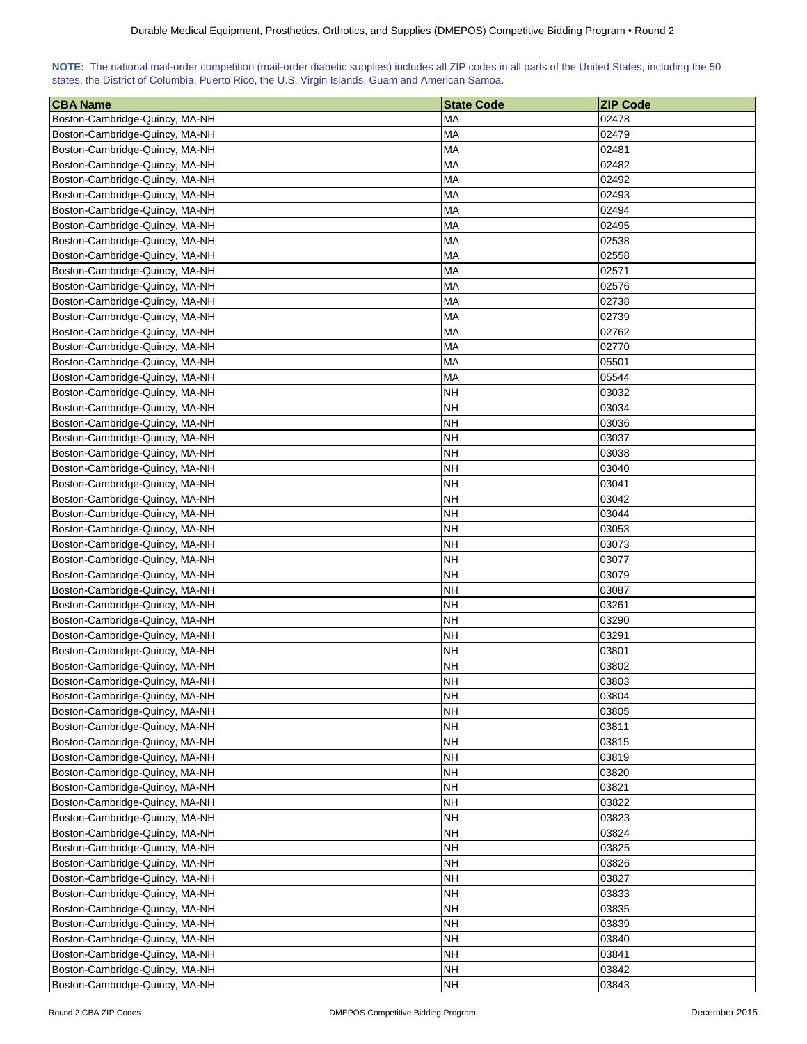**NOTE:** The national mail-order competition (mail-order diabetic supplies) includes all ZIP codes in all parts of the United States, including the 50 states, the District of Columbia, Puerto Rico, the U.S. Virgin Islands, Guam and American Samoa.

| CBA Name | State Code | ZIP Code |
|---|---|---|
| Boston-Cambridge-Quincy, MA-NH | MA | 02478 |
| Boston-Cambridge-Quincy, MA-NH | MA | 02479 |
| Boston-Cambridge-Quincy, MA-NH | MA | 02481 |
| Boston-Cambridge-Quincy, MA-NH | MA | 02482 |
| Boston-Cambridge-Quincy, MA-NH | MA | 02492 |
| Boston-Cambridge-Quincy, MA-NH | MA | 02493 |
| Boston-Cambridge-Quincy, MA-NH | MA | 02494 |
| Boston-Cambridge-Quincy, MA-NH | MA | 02495 |
| Boston-Cambridge-Quincy, MA-NH | MA | 02538 |
| Boston-Cambridge-Quincy, MA-NH | MA | 02558 |
| Boston-Cambridge-Quincy, MA-NH | MA | 02571 |
| Boston-Cambridge-Quincy, MA-NH | MA | 02576 |
| Boston-Cambridge-Quincy, MA-NH | MA | 02738 |
| Boston-Cambridge-Quincy, MA-NH | MA | 02739 |
| Boston-Cambridge-Quincy, MA-NH | MA | 02762 |
| Boston-Cambridge-Quincy, MA-NH | MA | 02770 |
| Boston-Cambridge-Quincy, MA-NH | MA | 05501 |
| Boston-Cambridge-Quincy, MA-NH | MA | 05544 |
| Boston-Cambridge-Quincy, MA-NH | NH | 03032 |
| Boston-Cambridge-Quincy, MA-NH | NH | 03034 |
| Boston-Cambridge-Quincy, MA-NH | NH | 03036 |
| Boston-Cambridge-Quincy, MA-NH | NH | 03037 |
| Boston-Cambridge-Quincy, MA-NH | NH | 03038 |
| Boston-Cambridge-Quincy, MA-NH | NH | 03040 |
| Boston-Cambridge-Quincy, MA-NH | NH | 03041 |
| Boston-Cambridge-Quincy, MA-NH | NH | 03042 |
| Boston-Cambridge-Quincy, MA-NH | NH | 03044 |
| Boston-Cambridge-Quincy, MA-NH | NH | 03053 |
| Boston-Cambridge-Quincy, MA-NH | NH | 03073 |
| Boston-Cambridge-Quincy, MA-NH | NH | 03077 |
| Boston-Cambridge-Quincy, MA-NH | NH | 03079 |
| Boston-Cambridge-Quincy, MA-NH | NH | 03087 |
| Boston-Cambridge-Quincy, MA-NH | NH | 03261 |
| Boston-Cambridge-Quincy, MA-NH | NH | 03290 |
| Boston-Cambridge-Quincy, MA-NH | NH | 03291 |
| Boston-Cambridge-Quincy, MA-NH | NH | 03801 |
| Boston-Cambridge-Quincy, MA-NH | NH | 03802 |
| Boston-Cambridge-Quincy, MA-NH | NH | 03803 |
| Boston-Cambridge-Quincy, MA-NH | NH | 03804 |
| Boston-Cambridge-Quincy, MA-NH | NH | 03805 |
| Boston-Cambridge-Quincy, MA-NH | NH | 03811 |
| Boston-Cambridge-Quincy, MA-NH | NH | 03815 |
| Boston-Cambridge-Quincy, MA-NH | NH | 03819 |
| Boston-Cambridge-Quincy, MA-NH | NH | 03820 |
| Boston-Cambridge-Quincy, MA-NH | NH | 03821 |
| Boston-Cambridge-Quincy, MA-NH | NH | 03822 |
| Boston-Cambridge-Quincy, MA-NH | NH | 03823 |
| Boston-Cambridge-Quincy, MA-NH | NH | 03824 |
| Boston-Cambridge-Quincy, MA-NH | NH | 03825 |
| Boston-Cambridge-Quincy, MA-NH | NH | 03826 |
| Boston-Cambridge-Quincy, MA-NH | NH | 03827 |
| Boston-Cambridge-Quincy, MA-NH | NH | 03833 |
| Boston-Cambridge-Quincy, MA-NH | NH | 03835 |
| Boston-Cambridge-Quincy, MA-NH | NH | 03839 |
| Boston-Cambridge-Quincy, MA-NH | NH | 03840 |
| Boston-Cambridge-Quincy, MA-NH | NH | 03841 |
| Boston-Cambridge-Quincy, MA-NH | NH | 03842 |
| Boston-Cambridge-Quincy, MA-NH | NH | 03843 |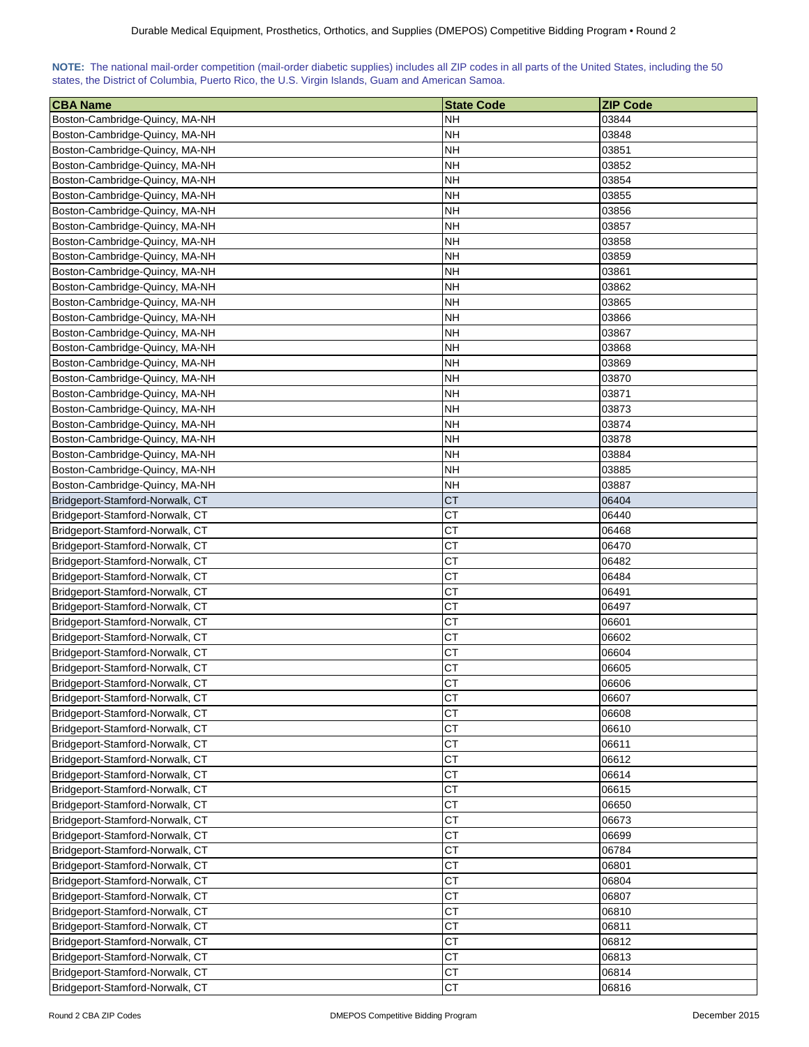**NOTE:** The national mail-order competition (mail-order diabetic supplies) includes all ZIP codes in all parts of the United States, including the 50 states, the District of Columbia, Puerto Rico, the U.S. Virgin Islands, Guam and American Samoa.

| CBA Name | State Code | ZIP Code |
|---|---|---|
| Boston-Cambridge-Quincy, MA-NH | NH | 03844 |
| Boston-Cambridge-Quincy, MA-NH | NH | 03848 |
| Boston-Cambridge-Quincy, MA-NH | NH | 03851 |
| Boston-Cambridge-Quincy, MA-NH | NH | 03852 |
| Boston-Cambridge-Quincy, MA-NH | NH | 03854 |
| Boston-Cambridge-Quincy, MA-NH | NH | 03855 |
| Boston-Cambridge-Quincy, MA-NH | NH | 03856 |
| Boston-Cambridge-Quincy, MA-NH | NH | 03857 |
| Boston-Cambridge-Quincy, MA-NH | NH | 03858 |
| Boston-Cambridge-Quincy, MA-NH | NH | 03859 |
| Boston-Cambridge-Quincy, MA-NH | NH | 03861 |
| Boston-Cambridge-Quincy, MA-NH | NH | 03862 |
| Boston-Cambridge-Quincy, MA-NH | NH | 03865 |
| Boston-Cambridge-Quincy, MA-NH | NH | 03866 |
| Boston-Cambridge-Quincy, MA-NH | NH | 03867 |
| Boston-Cambridge-Quincy, MA-NH | NH | 03868 |
| Boston-Cambridge-Quincy, MA-NH | NH | 03869 |
| Boston-Cambridge-Quincy, MA-NH | NH | 03870 |
| Boston-Cambridge-Quincy, MA-NH | NH | 03871 |
| Boston-Cambridge-Quincy, MA-NH | NH | 03873 |
| Boston-Cambridge-Quincy, MA-NH | NH | 03874 |
| Boston-Cambridge-Quincy, MA-NH | NH | 03878 |
| Boston-Cambridge-Quincy, MA-NH | NH | 03884 |
| Boston-Cambridge-Quincy, MA-NH | NH | 03885 |
| Boston-Cambridge-Quincy, MA-NH | NH | 03887 |
| Bridgeport-Stamford-Norwalk, CT | CT | 06404 |
| Bridgeport-Stamford-Norwalk, CT | CT | 06440 |
| Bridgeport-Stamford-Norwalk, CT | CT | 06468 |
| Bridgeport-Stamford-Norwalk, CT | CT | 06470 |
| Bridgeport-Stamford-Norwalk, CT | CT | 06482 |
| Bridgeport-Stamford-Norwalk, CT | CT | 06484 |
| Bridgeport-Stamford-Norwalk, CT | CT | 06491 |
| Bridgeport-Stamford-Norwalk, CT | CT | 06497 |
| Bridgeport-Stamford-Norwalk, CT | CT | 06601 |
| Bridgeport-Stamford-Norwalk, CT | CT | 06602 |
| Bridgeport-Stamford-Norwalk, CT | CT | 06604 |
| Bridgeport-Stamford-Norwalk, CT | CT | 06605 |
| Bridgeport-Stamford-Norwalk, CT | CT | 06606 |
| Bridgeport-Stamford-Norwalk, CT | CT | 06607 |
| Bridgeport-Stamford-Norwalk, CT | CT | 06608 |
| Bridgeport-Stamford-Norwalk, CT | CT | 06610 |
| Bridgeport-Stamford-Norwalk, CT | CT | 06611 |
| Bridgeport-Stamford-Norwalk, CT | CT | 06612 |
| Bridgeport-Stamford-Norwalk, CT | CT | 06614 |
| Bridgeport-Stamford-Norwalk, CT | CT | 06615 |
| Bridgeport-Stamford-Norwalk, CT | CT | 06650 |
| Bridgeport-Stamford-Norwalk, CT | CT | 06673 |
| Bridgeport-Stamford-Norwalk, CT | CT | 06699 |
| Bridgeport-Stamford-Norwalk, CT | CT | 06784 |
| Bridgeport-Stamford-Norwalk, CT | CT | 06801 |
| Bridgeport-Stamford-Norwalk, CT | CT | 06804 |
| Bridgeport-Stamford-Norwalk, CT | CT | 06807 |
| Bridgeport-Stamford-Norwalk, CT | CT | 06810 |
| Bridgeport-Stamford-Norwalk, CT | CT | 06811 |
| Bridgeport-Stamford-Norwalk, CT | CT | 06812 |
| Bridgeport-Stamford-Norwalk, CT | CT | 06813 |
| Bridgeport-Stamford-Norwalk, CT | CT | 06814 |
| Bridgeport-Stamford-Norwalk, CT | CT | 06816 |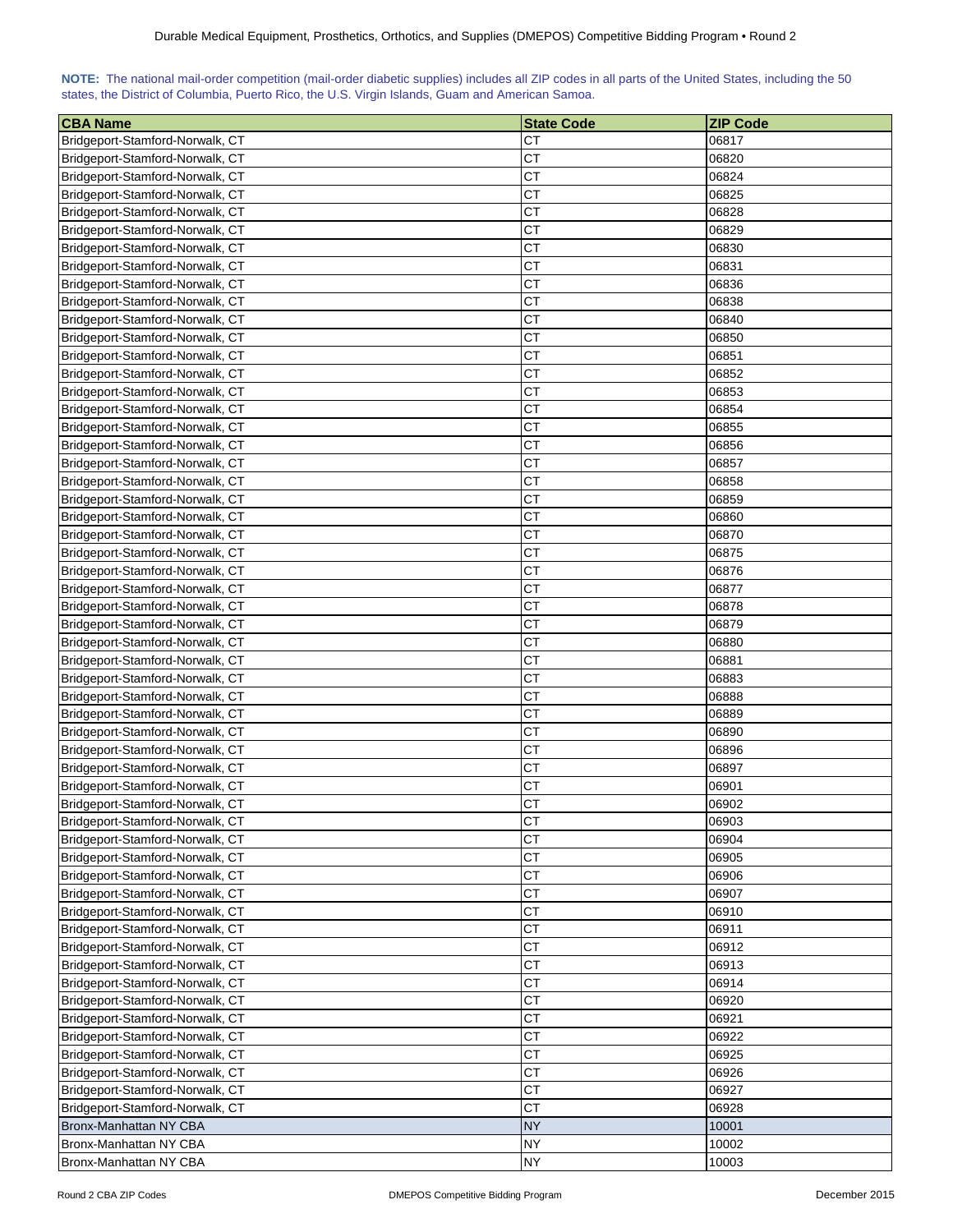**NOTE:** The national mail-order competition (mail-order diabetic supplies) includes all ZIP codes in all parts of the United States, including the 50 states, the District of Columbia, Puerto Rico, the U.S. Virgin Islands, Guam and American Samoa.

| CBA Name | State Code | ZIP Code |
|---|---|---|
| Bridgeport-Stamford-Norwalk, CT | CT | 06817 |
| Bridgeport-Stamford-Norwalk, CT | CT | 06820 |
| Bridgeport-Stamford-Norwalk, CT | CT | 06824 |
| Bridgeport-Stamford-Norwalk, CT | CT | 06825 |
| Bridgeport-Stamford-Norwalk, CT | CT | 06828 |
| Bridgeport-Stamford-Norwalk, CT | CT | 06829 |
| Bridgeport-Stamford-Norwalk, CT | CT | 06830 |
| Bridgeport-Stamford-Norwalk, CT | CT | 06831 |
| Bridgeport-Stamford-Norwalk, CT | CT | 06836 |
| Bridgeport-Stamford-Norwalk, CT | CT | 06838 |
| Bridgeport-Stamford-Norwalk, CT | CT | 06840 |
| Bridgeport-Stamford-Norwalk, CT | CT | 06850 |
| Bridgeport-Stamford-Norwalk, CT | CT | 06851 |
| Bridgeport-Stamford-Norwalk, CT | CT | 06852 |
| Bridgeport-Stamford-Norwalk, CT | CT | 06853 |
| Bridgeport-Stamford-Norwalk, CT | CT | 06854 |
| Bridgeport-Stamford-Norwalk, CT | CT | 06855 |
| Bridgeport-Stamford-Norwalk, CT | CT | 06856 |
| Bridgeport-Stamford-Norwalk, CT | CT | 06857 |
| Bridgeport-Stamford-Norwalk, CT | CT | 06858 |
| Bridgeport-Stamford-Norwalk, CT | CT | 06859 |
| Bridgeport-Stamford-Norwalk, CT | CT | 06860 |
| Bridgeport-Stamford-Norwalk, CT | CT | 06870 |
| Bridgeport-Stamford-Norwalk, CT | CT | 06875 |
| Bridgeport-Stamford-Norwalk, CT | CT | 06876 |
| Bridgeport-Stamford-Norwalk, CT | CT | 06877 |
| Bridgeport-Stamford-Norwalk, CT | CT | 06878 |
| Bridgeport-Stamford-Norwalk, CT | CT | 06879 |
| Bridgeport-Stamford-Norwalk, CT | CT | 06880 |
| Bridgeport-Stamford-Norwalk, CT | CT | 06881 |
| Bridgeport-Stamford-Norwalk, CT | CT | 06883 |
| Bridgeport-Stamford-Norwalk, CT | CT | 06888 |
| Bridgeport-Stamford-Norwalk, CT | CT | 06889 |
| Bridgeport-Stamford-Norwalk, CT | CT | 06890 |
| Bridgeport-Stamford-Norwalk, CT | CT | 06896 |
| Bridgeport-Stamford-Norwalk, CT | CT | 06897 |
| Bridgeport-Stamford-Norwalk, CT | CT | 06901 |
| Bridgeport-Stamford-Norwalk, CT | CT | 06902 |
| Bridgeport-Stamford-Norwalk, CT | CT | 06903 |
| Bridgeport-Stamford-Norwalk, CT | CT | 06904 |
| Bridgeport-Stamford-Norwalk, CT | CT | 06905 |
| Bridgeport-Stamford-Norwalk, CT | CT | 06906 |
| Bridgeport-Stamford-Norwalk, CT | CT | 06907 |
| Bridgeport-Stamford-Norwalk, CT | CT | 06910 |
| Bridgeport-Stamford-Norwalk, CT | CT | 06911 |
| Bridgeport-Stamford-Norwalk, CT | CT | 06912 |
| Bridgeport-Stamford-Norwalk, CT | CT | 06913 |
| Bridgeport-Stamford-Norwalk, CT | CT | 06914 |
| Bridgeport-Stamford-Norwalk, CT | CT | 06920 |
| Bridgeport-Stamford-Norwalk, CT | CT | 06921 |
| Bridgeport-Stamford-Norwalk, CT | CT | 06922 |
| Bridgeport-Stamford-Norwalk, CT | CT | 06925 |
| Bridgeport-Stamford-Norwalk, CT | CT | 06926 |
| Bridgeport-Stamford-Norwalk, CT | CT | 06927 |
| Bridgeport-Stamford-Norwalk, CT | CT | 06928 |
| Bronx-Manhattan NY CBA | NY | 10001 |
| Bronx-Manhattan NY CBA | NY | 10002 |
| Bronx-Manhattan NY CBA | NY | 10003 |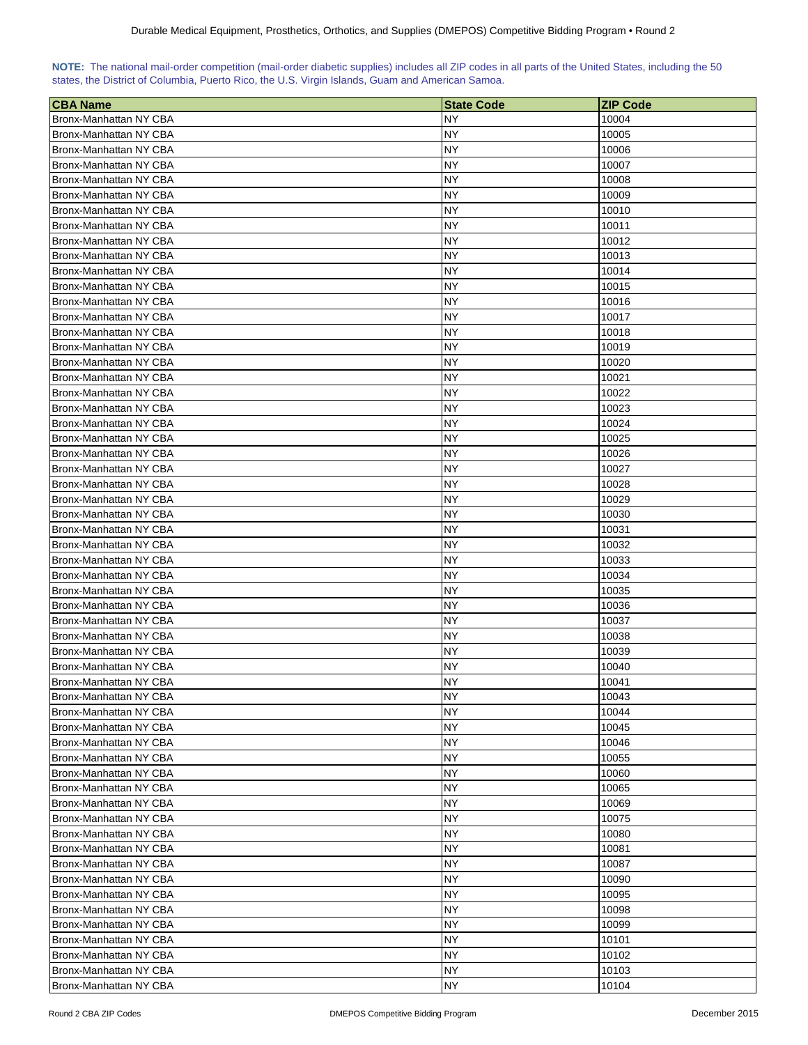**NOTE:** The national mail-order competition (mail-order diabetic supplies) includes all ZIP codes in all parts of the United States, including the 50 states, the District of Columbia, Puerto Rico, the U.S. Virgin Islands, Guam and American Samoa.

| CBA Name | State Code | ZIP Code |
|---|---|---|
| Bronx-Manhattan NY CBA | NY | 10004 |
| Bronx-Manhattan NY CBA | NY | 10005 |
| Bronx-Manhattan NY CBA | NY | 10006 |
| Bronx-Manhattan NY CBA | NY | 10007 |
| Bronx-Manhattan NY CBA | NY | 10008 |
| Bronx-Manhattan NY CBA | NY | 10009 |
| Bronx-Manhattan NY CBA | NY | 10010 |
| Bronx-Manhattan NY CBA | NY | 10011 |
| Bronx-Manhattan NY CBA | NY | 10012 |
| Bronx-Manhattan NY CBA | NY | 10013 |
| Bronx-Manhattan NY CBA | NY | 10014 |
| Bronx-Manhattan NY CBA | NY | 10015 |
| Bronx-Manhattan NY CBA | NY | 10016 |
| Bronx-Manhattan NY CBA | NY | 10017 |
| Bronx-Manhattan NY CBA | NY | 10018 |
| Bronx-Manhattan NY CBA | NY | 10019 |
| Bronx-Manhattan NY CBA | NY | 10020 |
| Bronx-Manhattan NY CBA | NY | 10021 |
| Bronx-Manhattan NY CBA | NY | 10022 |
| Bronx-Manhattan NY CBA | NY | 10023 |
| Bronx-Manhattan NY CBA | NY | 10024 |
| Bronx-Manhattan NY CBA | NY | 10025 |
| Bronx-Manhattan NY CBA | NY | 10026 |
| Bronx-Manhattan NY CBA | NY | 10027 |
| Bronx-Manhattan NY CBA | NY | 10028 |
| Bronx-Manhattan NY CBA | NY | 10029 |
| Bronx-Manhattan NY CBA | NY | 10030 |
| Bronx-Manhattan NY CBA | NY | 10031 |
| Bronx-Manhattan NY CBA | NY | 10032 |
| Bronx-Manhattan NY CBA | NY | 10033 |
| Bronx-Manhattan NY CBA | NY | 10034 |
| Bronx-Manhattan NY CBA | NY | 10035 |
| Bronx-Manhattan NY CBA | NY | 10036 |
| Bronx-Manhattan NY CBA | NY | 10037 |
| Bronx-Manhattan NY CBA | NY | 10038 |
| Bronx-Manhattan NY CBA | NY | 10039 |
| Bronx-Manhattan NY CBA | NY | 10040 |
| Bronx-Manhattan NY CBA | NY | 10041 |
| Bronx-Manhattan NY CBA | NY | 10043 |
| Bronx-Manhattan NY CBA | NY | 10044 |
| Bronx-Manhattan NY CBA | NY | 10045 |
| Bronx-Manhattan NY CBA | NY | 10046 |
| Bronx-Manhattan NY CBA | NY | 10055 |
| Bronx-Manhattan NY CBA | NY | 10060 |
| Bronx-Manhattan NY CBA | NY | 10065 |
| Bronx-Manhattan NY CBA | NY | 10069 |
| Bronx-Manhattan NY CBA | NY | 10075 |
| Bronx-Manhattan NY CBA | NY | 10080 |
| Bronx-Manhattan NY CBA | NY | 10081 |
| Bronx-Manhattan NY CBA | NY | 10087 |
| Bronx-Manhattan NY CBA | NY | 10090 |
| Bronx-Manhattan NY CBA | NY | 10095 |
| Bronx-Manhattan NY CBA | NY | 10098 |
| Bronx-Manhattan NY CBA | NY | 10099 |
| Bronx-Manhattan NY CBA | NY | 10101 |
| Bronx-Manhattan NY CBA | NY | 10102 |
| Bronx-Manhattan NY CBA | NY | 10103 |
| Bronx-Manhattan NY CBA | NY | 10104 |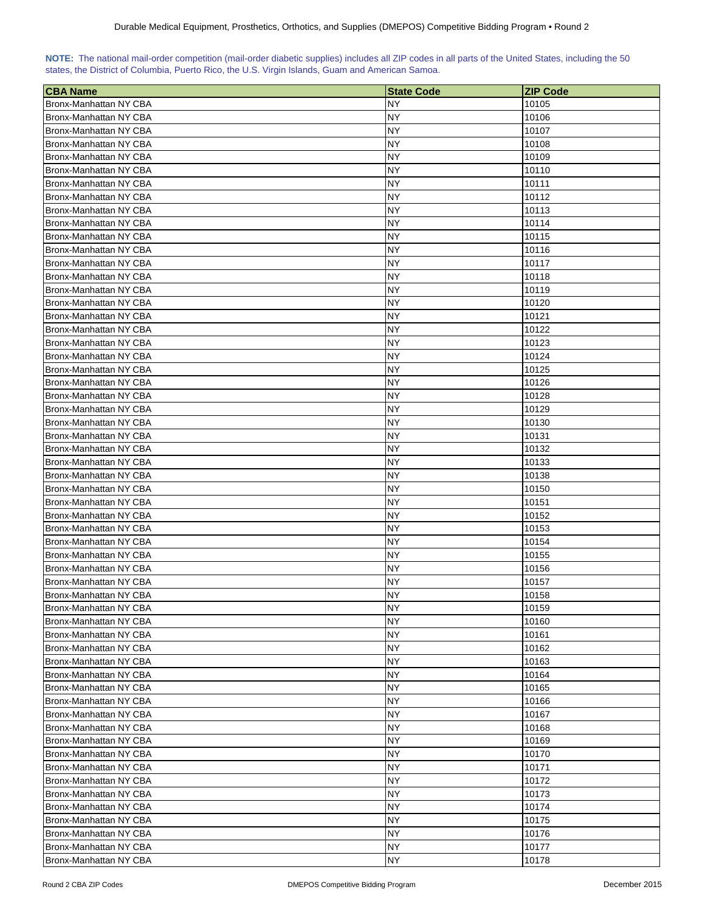**NOTE:** The national mail-order competition (mail-order diabetic supplies) includes all ZIP codes in all parts of the United States, including the 50 states, the District of Columbia, Puerto Rico, the U.S. Virgin Islands, Guam and American Samoa.

| CBA Name | State Code | ZIP Code |
|---|---|---|
| Bronx-Manhattan NY CBA | NY | 10105 |
| Bronx-Manhattan NY CBA | NY | 10106 |
| Bronx-Manhattan NY CBA | NY | 10107 |
| Bronx-Manhattan NY CBA | NY | 10108 |
| Bronx-Manhattan NY CBA | NY | 10109 |
| Bronx-Manhattan NY CBA | NY | 10110 |
| Bronx-Manhattan NY CBA | NY | 10111 |
| Bronx-Manhattan NY CBA | NY | 10112 |
| Bronx-Manhattan NY CBA | NY | 10113 |
| Bronx-Manhattan NY CBA | NY | 10114 |
| Bronx-Manhattan NY CBA | NY | 10115 |
| Bronx-Manhattan NY CBA | NY | 10116 |
| Bronx-Manhattan NY CBA | NY | 10117 |
| Bronx-Manhattan NY CBA | NY | 10118 |
| Bronx-Manhattan NY CBA | NY | 10119 |
| Bronx-Manhattan NY CBA | NY | 10120 |
| Bronx-Manhattan NY CBA | NY | 10121 |
| Bronx-Manhattan NY CBA | NY | 10122 |
| Bronx-Manhattan NY CBA | NY | 10123 |
| Bronx-Manhattan NY CBA | NY | 10124 |
| Bronx-Manhattan NY CBA | NY | 10125 |
| Bronx-Manhattan NY CBA | NY | 10126 |
| Bronx-Manhattan NY CBA | NY | 10128 |
| Bronx-Manhattan NY CBA | NY | 10129 |
| Bronx-Manhattan NY CBA | NY | 10130 |
| Bronx-Manhattan NY CBA | NY | 10131 |
| Bronx-Manhattan NY CBA | NY | 10132 |
| Bronx-Manhattan NY CBA | NY | 10133 |
| Bronx-Manhattan NY CBA | NY | 10138 |
| Bronx-Manhattan NY CBA | NY | 10150 |
| Bronx-Manhattan NY CBA | NY | 10151 |
| Bronx-Manhattan NY CBA | NY | 10152 |
| Bronx-Manhattan NY CBA | NY | 10153 |
| Bronx-Manhattan NY CBA | NY | 10154 |
| Bronx-Manhattan NY CBA | NY | 10155 |
| Bronx-Manhattan NY CBA | NY | 10156 |
| Bronx-Manhattan NY CBA | NY | 10157 |
| Bronx-Manhattan NY CBA | NY | 10158 |
| Bronx-Manhattan NY CBA | NY | 10159 |
| Bronx-Manhattan NY CBA | NY | 10160 |
| Bronx-Manhattan NY CBA | NY | 10161 |
| Bronx-Manhattan NY CBA | NY | 10162 |
| Bronx-Manhattan NY CBA | NY | 10163 |
| Bronx-Manhattan NY CBA | NY | 10164 |
| Bronx-Manhattan NY CBA | NY | 10165 |
| Bronx-Manhattan NY CBA | NY | 10166 |
| Bronx-Manhattan NY CBA | NY | 10167 |
| Bronx-Manhattan NY CBA | NY | 10168 |
| Bronx-Manhattan NY CBA | NY | 10169 |
| Bronx-Manhattan NY CBA | NY | 10170 |
| Bronx-Manhattan NY CBA | NY | 10171 |
| Bronx-Manhattan NY CBA | NY | 10172 |
| Bronx-Manhattan NY CBA | NY | 10173 |
| Bronx-Manhattan NY CBA | NY | 10174 |
| Bronx-Manhattan NY CBA | NY | 10175 |
| Bronx-Manhattan NY CBA | NY | 10176 |
| Bronx-Manhattan NY CBA | NY | 10177 |
| Bronx-Manhattan NY CBA | NY | 10178 |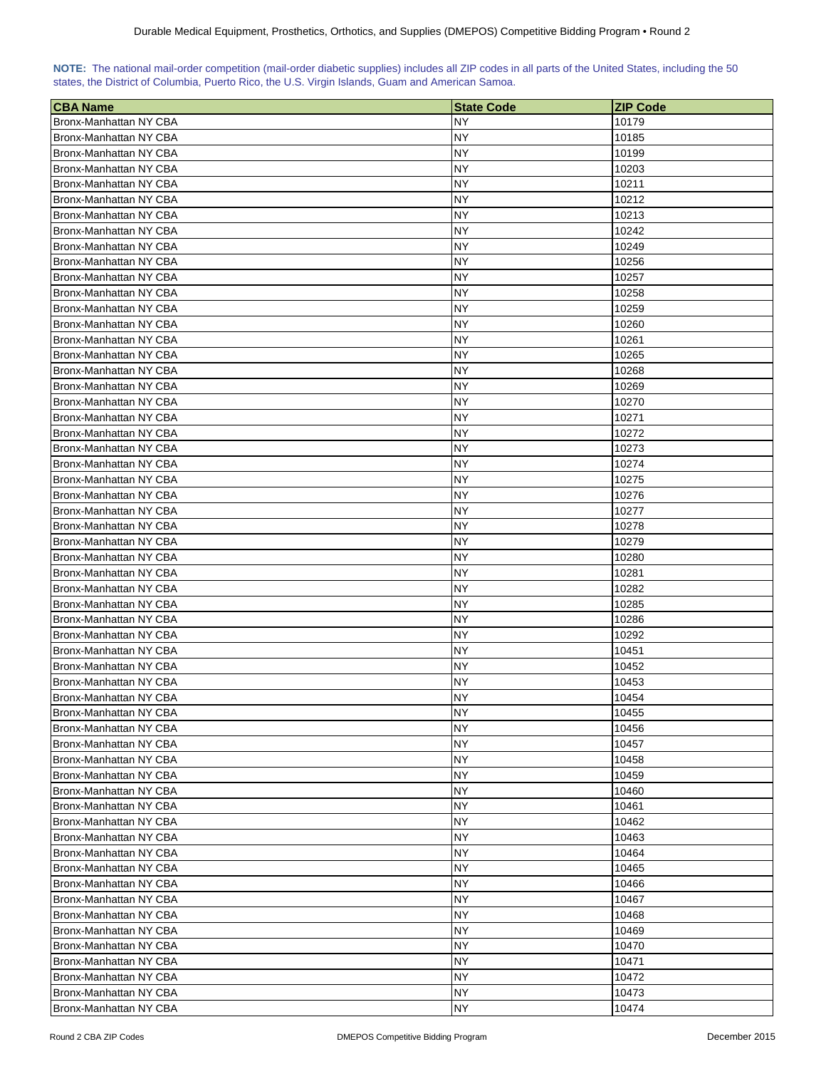**NOTE:** The national mail-order competition (mail-order diabetic supplies) includes all ZIP codes in all parts of the United States, including the 50 states, the District of Columbia, Puerto Rico, the U.S. Virgin Islands, Guam and American Samoa.

| CBA Name | State Code | ZIP Code |
|---|---|---|
| Bronx-Manhattan NY CBA | NY | 10179 |
| Bronx-Manhattan NY CBA | NY | 10185 |
| Bronx-Manhattan NY CBA | NY | 10199 |
| Bronx-Manhattan NY CBA | NY | 10203 |
| Bronx-Manhattan NY CBA | NY | 10211 |
| Bronx-Manhattan NY CBA | NY | 10212 |
| Bronx-Manhattan NY CBA | NY | 10213 |
| Bronx-Manhattan NY CBA | NY | 10242 |
| Bronx-Manhattan NY CBA | NY | 10249 |
| Bronx-Manhattan NY CBA | NY | 10256 |
| Bronx-Manhattan NY CBA | NY | 10257 |
| Bronx-Manhattan NY CBA | NY | 10258 |
| Bronx-Manhattan NY CBA | NY | 10259 |
| Bronx-Manhattan NY CBA | NY | 10260 |
| Bronx-Manhattan NY CBA | NY | 10261 |
| Bronx-Manhattan NY CBA | NY | 10265 |
| Bronx-Manhattan NY CBA | NY | 10268 |
| Bronx-Manhattan NY CBA | NY | 10269 |
| Bronx-Manhattan NY CBA | NY | 10270 |
| Bronx-Manhattan NY CBA | NY | 10271 |
| Bronx-Manhattan NY CBA | NY | 10272 |
| Bronx-Manhattan NY CBA | NY | 10273 |
| Bronx-Manhattan NY CBA | NY | 10274 |
| Bronx-Manhattan NY CBA | NY | 10275 |
| Bronx-Manhattan NY CBA | NY | 10276 |
| Bronx-Manhattan NY CBA | NY | 10277 |
| Bronx-Manhattan NY CBA | NY | 10278 |
| Bronx-Manhattan NY CBA | NY | 10279 |
| Bronx-Manhattan NY CBA | NY | 10280 |
| Bronx-Manhattan NY CBA | NY | 10281 |
| Bronx-Manhattan NY CBA | NY | 10282 |
| Bronx-Manhattan NY CBA | NY | 10285 |
| Bronx-Manhattan NY CBA | NY | 10286 |
| Bronx-Manhattan NY CBA | NY | 10292 |
| Bronx-Manhattan NY CBA | NY | 10451 |
| Bronx-Manhattan NY CBA | NY | 10452 |
| Bronx-Manhattan NY CBA | NY | 10453 |
| Bronx-Manhattan NY CBA | NY | 10454 |
| Bronx-Manhattan NY CBA | NY | 10455 |
| Bronx-Manhattan NY CBA | NY | 10456 |
| Bronx-Manhattan NY CBA | NY | 10457 |
| Bronx-Manhattan NY CBA | NY | 10458 |
| Bronx-Manhattan NY CBA | NY | 10459 |
| Bronx-Manhattan NY CBA | NY | 10460 |
| Bronx-Manhattan NY CBA | NY | 10461 |
| Bronx-Manhattan NY CBA | NY | 10462 |
| Bronx-Manhattan NY CBA | NY | 10463 |
| Bronx-Manhattan NY CBA | NY | 10464 |
| Bronx-Manhattan NY CBA | NY | 10465 |
| Bronx-Manhattan NY CBA | NY | 10466 |
| Bronx-Manhattan NY CBA | NY | 10467 |
| Bronx-Manhattan NY CBA | NY | 10468 |
| Bronx-Manhattan NY CBA | NY | 10469 |
| Bronx-Manhattan NY CBA | NY | 10470 |
| Bronx-Manhattan NY CBA | NY | 10471 |
| Bronx-Manhattan NY CBA | NY | 10472 |
| Bronx-Manhattan NY CBA | NY | 10473 |
| Bronx-Manhattan NY CBA | NY | 10474 |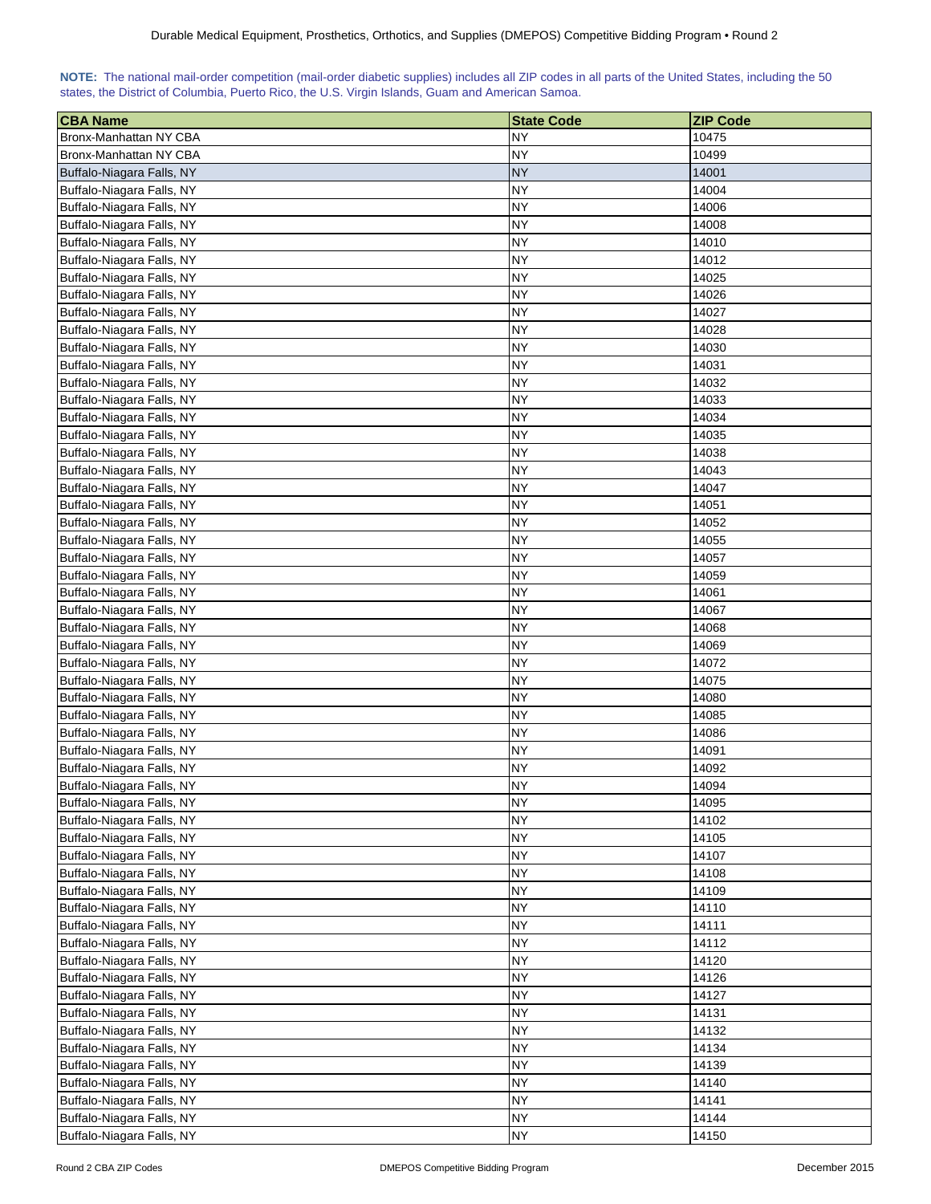**NOTE:** The national mail-order competition (mail-order diabetic supplies) includes all ZIP codes in all parts of the United States, including the 50 states, the District of Columbia, Puerto Rico, the U.S. Virgin Islands, Guam and American Samoa.

| CBA Name | State Code | ZIP Code |
|---|---|---|
| Bronx-Manhattan NY CBA | NY | 10475 |
| Bronx-Manhattan NY CBA | NY | 10499 |
| Buffalo-Niagara Falls, NY | NY | 14001 |
| Buffalo-Niagara Falls, NY | NY | 14004 |
| Buffalo-Niagara Falls, NY | NY | 14006 |
| Buffalo-Niagara Falls, NY | NY | 14008 |
| Buffalo-Niagara Falls, NY | NY | 14010 |
| Buffalo-Niagara Falls, NY | NY | 14012 |
| Buffalo-Niagara Falls, NY | NY | 14025 |
| Buffalo-Niagara Falls, NY | NY | 14026 |
| Buffalo-Niagara Falls, NY | NY | 14027 |
| Buffalo-Niagara Falls, NY | NY | 14028 |
| Buffalo-Niagara Falls, NY | NY | 14030 |
| Buffalo-Niagara Falls, NY | NY | 14031 |
| Buffalo-Niagara Falls, NY | NY | 14032 |
| Buffalo-Niagara Falls, NY | NY | 14033 |
| Buffalo-Niagara Falls, NY | NY | 14034 |
| Buffalo-Niagara Falls, NY | NY | 14035 |
| Buffalo-Niagara Falls, NY | NY | 14038 |
| Buffalo-Niagara Falls, NY | NY | 14043 |
| Buffalo-Niagara Falls, NY | NY | 14047 |
| Buffalo-Niagara Falls, NY | NY | 14051 |
| Buffalo-Niagara Falls, NY | NY | 14052 |
| Buffalo-Niagara Falls, NY | NY | 14055 |
| Buffalo-Niagara Falls, NY | NY | 14057 |
| Buffalo-Niagara Falls, NY | NY | 14059 |
| Buffalo-Niagara Falls, NY | NY | 14061 |
| Buffalo-Niagara Falls, NY | NY | 14067 |
| Buffalo-Niagara Falls, NY | NY | 14068 |
| Buffalo-Niagara Falls, NY | NY | 14069 |
| Buffalo-Niagara Falls, NY | NY | 14072 |
| Buffalo-Niagara Falls, NY | NY | 14075 |
| Buffalo-Niagara Falls, NY | NY | 14080 |
| Buffalo-Niagara Falls, NY | NY | 14085 |
| Buffalo-Niagara Falls, NY | NY | 14086 |
| Buffalo-Niagara Falls, NY | NY | 14091 |
| Buffalo-Niagara Falls, NY | NY | 14092 |
| Buffalo-Niagara Falls, NY | NY | 14094 |
| Buffalo-Niagara Falls, NY | NY | 14095 |
| Buffalo-Niagara Falls, NY | NY | 14102 |
| Buffalo-Niagara Falls, NY | NY | 14105 |
| Buffalo-Niagara Falls, NY | NY | 14107 |
| Buffalo-Niagara Falls, NY | NY | 14108 |
| Buffalo-Niagara Falls, NY | NY | 14109 |
| Buffalo-Niagara Falls, NY | NY | 14110 |
| Buffalo-Niagara Falls, NY | NY | 14111 |
| Buffalo-Niagara Falls, NY | NY | 14112 |
| Buffalo-Niagara Falls, NY | NY | 14120 |
| Buffalo-Niagara Falls, NY | NY | 14126 |
| Buffalo-Niagara Falls, NY | NY | 14127 |
| Buffalo-Niagara Falls, NY | NY | 14131 |
| Buffalo-Niagara Falls, NY | NY | 14132 |
| Buffalo-Niagara Falls, NY | NY | 14134 |
| Buffalo-Niagara Falls, NY | NY | 14139 |
| Buffalo-Niagara Falls, NY | NY | 14140 |
| Buffalo-Niagara Falls, NY | NY | 14141 |
| Buffalo-Niagara Falls, NY | NY | 14144 |
| Buffalo-Niagara Falls, NY | NY | 14150 |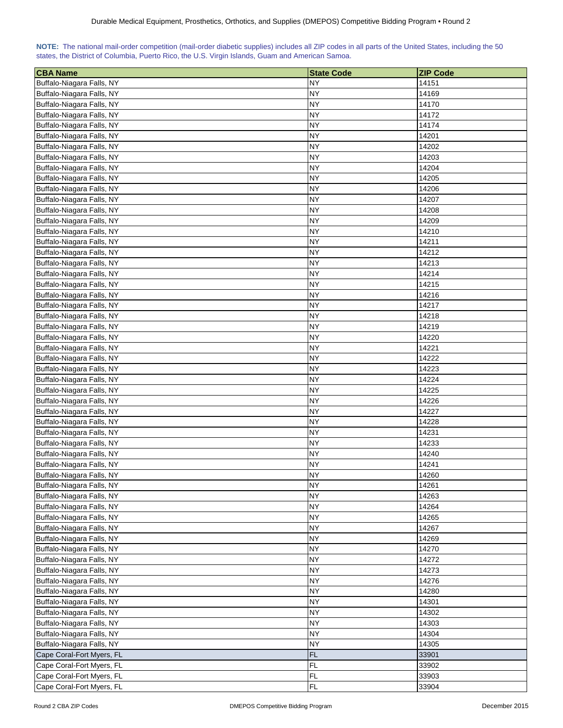**NOTE:** The national mail-order competition (mail-order diabetic supplies) includes all ZIP codes in all parts of the United States, including the 50 states, the District of Columbia, Puerto Rico, the U.S. Virgin Islands, Guam and American Samoa.

| CBA Name | State Code | ZIP Code |
| --- | --- | --- |
| Buffalo-Niagara Falls, NY | NY | 14151 |
| Buffalo-Niagara Falls, NY | NY | 14169 |
| Buffalo-Niagara Falls, NY | NY | 14170 |
| Buffalo-Niagara Falls, NY | NY | 14172 |
| Buffalo-Niagara Falls, NY | NY | 14174 |
| Buffalo-Niagara Falls, NY | NY | 14201 |
| Buffalo-Niagara Falls, NY | NY | 14202 |
| Buffalo-Niagara Falls, NY | NY | 14203 |
| Buffalo-Niagara Falls, NY | NY | 14204 |
| Buffalo-Niagara Falls, NY | NY | 14205 |
| Buffalo-Niagara Falls, NY | NY | 14206 |
| Buffalo-Niagara Falls, NY | NY | 14207 |
| Buffalo-Niagara Falls, NY | NY | 14208 |
| Buffalo-Niagara Falls, NY | NY | 14209 |
| Buffalo-Niagara Falls, NY | NY | 14210 |
| Buffalo-Niagara Falls, NY | NY | 14211 |
| Buffalo-Niagara Falls, NY | NY | 14212 |
| Buffalo-Niagara Falls, NY | NY | 14213 |
| Buffalo-Niagara Falls, NY | NY | 14214 |
| Buffalo-Niagara Falls, NY | NY | 14215 |
| Buffalo-Niagara Falls, NY | NY | 14216 |
| Buffalo-Niagara Falls, NY | NY | 14217 |
| Buffalo-Niagara Falls, NY | NY | 14218 |
| Buffalo-Niagara Falls, NY | NY | 14219 |
| Buffalo-Niagara Falls, NY | NY | 14220 |
| Buffalo-Niagara Falls, NY | NY | 14221 |
| Buffalo-Niagara Falls, NY | NY | 14222 |
| Buffalo-Niagara Falls, NY | NY | 14223 |
| Buffalo-Niagara Falls, NY | NY | 14224 |
| Buffalo-Niagara Falls, NY | NY | 14225 |
| Buffalo-Niagara Falls, NY | NY | 14226 |
| Buffalo-Niagara Falls, NY | NY | 14227 |
| Buffalo-Niagara Falls, NY | NY | 14228 |
| Buffalo-Niagara Falls, NY | NY | 14231 |
| Buffalo-Niagara Falls, NY | NY | 14233 |
| Buffalo-Niagara Falls, NY | NY | 14240 |
| Buffalo-Niagara Falls, NY | NY | 14241 |
| Buffalo-Niagara Falls, NY | NY | 14260 |
| Buffalo-Niagara Falls, NY | NY | 14261 |
| Buffalo-Niagara Falls, NY | NY | 14263 |
| Buffalo-Niagara Falls, NY | NY | 14264 |
| Buffalo-Niagara Falls, NY | NY | 14265 |
| Buffalo-Niagara Falls, NY | NY | 14267 |
| Buffalo-Niagara Falls, NY | NY | 14269 |
| Buffalo-Niagara Falls, NY | NY | 14270 |
| Buffalo-Niagara Falls, NY | NY | 14272 |
| Buffalo-Niagara Falls, NY | NY | 14273 |
| Buffalo-Niagara Falls, NY | NY | 14276 |
| Buffalo-Niagara Falls, NY | NY | 14280 |
| Buffalo-Niagara Falls, NY | NY | 14301 |
| Buffalo-Niagara Falls, NY | NY | 14302 |
| Buffalo-Niagara Falls, NY | NY | 14303 |
| Buffalo-Niagara Falls, NY | NY | 14304 |
| Buffalo-Niagara Falls, NY | NY | 14305 |
| Cape Coral-Fort Myers, FL | FL | 33901 |
| Cape Coral-Fort Myers, FL | FL | 33902 |
| Cape Coral-Fort Myers, FL | FL | 33903 |
| Cape Coral-Fort Myers, FL | FL | 33904 |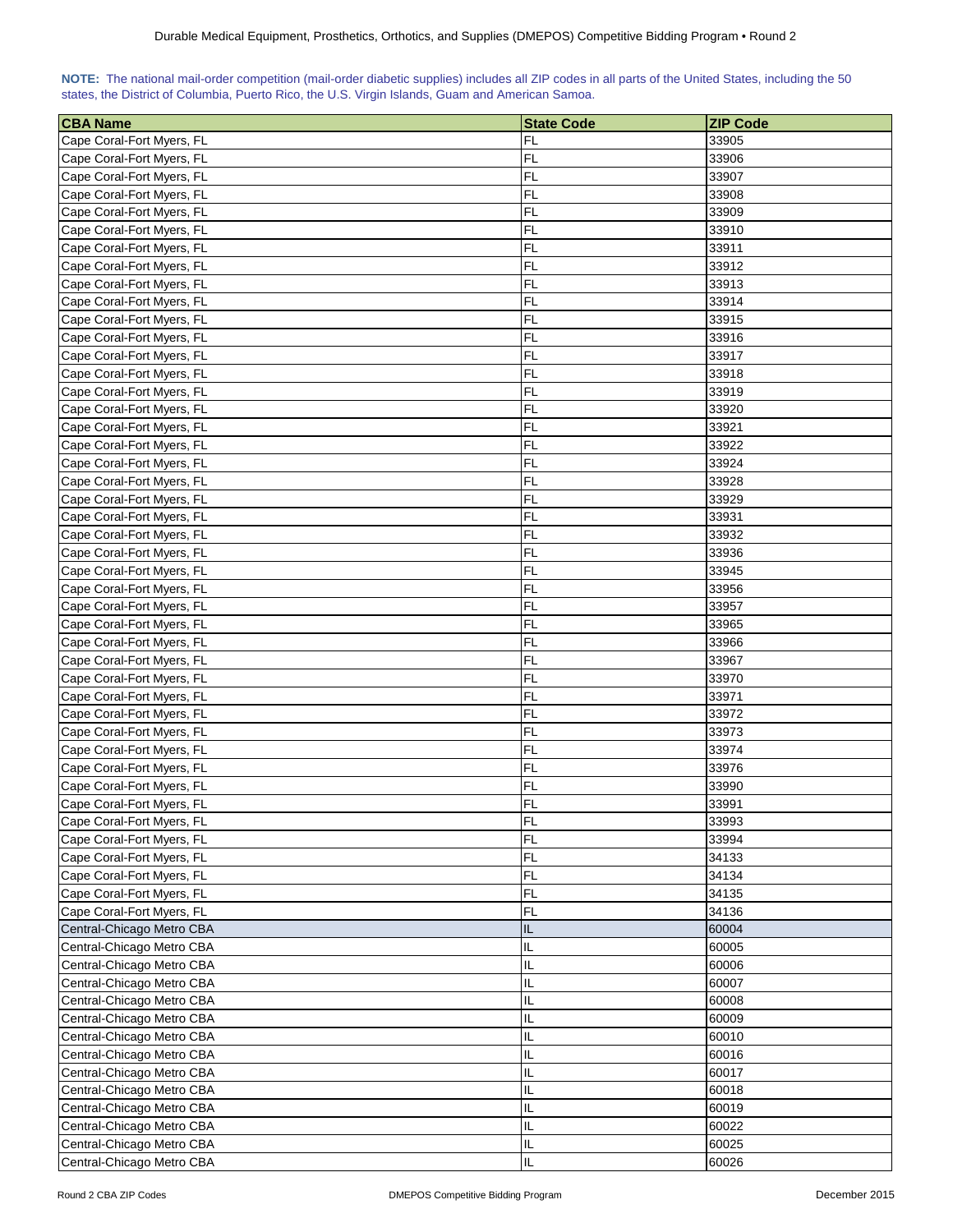**NOTE:** The national mail-order competition (mail-order diabetic supplies) includes all ZIP codes in all parts of the United States, including the 50 states, the District of Columbia, Puerto Rico, the U.S. Virgin Islands, Guam and American Samoa.

| CBA Name | State Code | ZIP Code |
|---|---|---|
| Cape Coral-Fort Myers, FL | FL | 33905 |
| Cape Coral-Fort Myers, FL | FL | 33906 |
| Cape Coral-Fort Myers, FL | FL | 33907 |
| Cape Coral-Fort Myers, FL | FL | 33908 |
| Cape Coral-Fort Myers, FL | FL | 33909 |
| Cape Coral-Fort Myers, FL | FL | 33910 |
| Cape Coral-Fort Myers, FL | FL | 33911 |
| Cape Coral-Fort Myers, FL | FL | 33912 |
| Cape Coral-Fort Myers, FL | FL | 33913 |
| Cape Coral-Fort Myers, FL | FL | 33914 |
| Cape Coral-Fort Myers, FL | FL | 33915 |
| Cape Coral-Fort Myers, FL | FL | 33916 |
| Cape Coral-Fort Myers, FL | FL | 33917 |
| Cape Coral-Fort Myers, FL | FL | 33918 |
| Cape Coral-Fort Myers, FL | FL | 33919 |
| Cape Coral-Fort Myers, FL | FL | 33920 |
| Cape Coral-Fort Myers, FL | FL | 33921 |
| Cape Coral-Fort Myers, FL | FL | 33922 |
| Cape Coral-Fort Myers, FL | FL | 33924 |
| Cape Coral-Fort Myers, FL | FL | 33928 |
| Cape Coral-Fort Myers, FL | FL | 33929 |
| Cape Coral-Fort Myers, FL | FL | 33931 |
| Cape Coral-Fort Myers, FL | FL | 33932 |
| Cape Coral-Fort Myers, FL | FL | 33936 |
| Cape Coral-Fort Myers, FL | FL | 33945 |
| Cape Coral-Fort Myers, FL | FL | 33956 |
| Cape Coral-Fort Myers, FL | FL | 33957 |
| Cape Coral-Fort Myers, FL | FL | 33965 |
| Cape Coral-Fort Myers, FL | FL | 33966 |
| Cape Coral-Fort Myers, FL | FL | 33967 |
| Cape Coral-Fort Myers, FL | FL | 33970 |
| Cape Coral-Fort Myers, FL | FL | 33971 |
| Cape Coral-Fort Myers, FL | FL | 33972 |
| Cape Coral-Fort Myers, FL | FL | 33973 |
| Cape Coral-Fort Myers, FL | FL | 33974 |
| Cape Coral-Fort Myers, FL | FL | 33976 |
| Cape Coral-Fort Myers, FL | FL | 33990 |
| Cape Coral-Fort Myers, FL | FL | 33991 |
| Cape Coral-Fort Myers, FL | FL | 33993 |
| Cape Coral-Fort Myers, FL | FL | 33994 |
| Cape Coral-Fort Myers, FL | FL | 34133 |
| Cape Coral-Fort Myers, FL | FL | 34134 |
| Cape Coral-Fort Myers, FL | FL | 34135 |
| Cape Coral-Fort Myers, FL | FL | 34136 |
| Central-Chicago Metro CBA | IL | 60004 |
| Central-Chicago Metro CBA | IL | 60005 |
| Central-Chicago Metro CBA | IL | 60006 |
| Central-Chicago Metro CBA | IL | 60007 |
| Central-Chicago Metro CBA | IL | 60008 |
| Central-Chicago Metro CBA | IL | 60009 |
| Central-Chicago Metro CBA | IL | 60010 |
| Central-Chicago Metro CBA | IL | 60016 |
| Central-Chicago Metro CBA | IL | 60017 |
| Central-Chicago Metro CBA | IL | 60018 |
| Central-Chicago Metro CBA | IL | 60019 |
| Central-Chicago Metro CBA | IL | 60022 |
| Central-Chicago Metro CBA | IL | 60025 |
| Central-Chicago Metro CBA | IL | 60026 |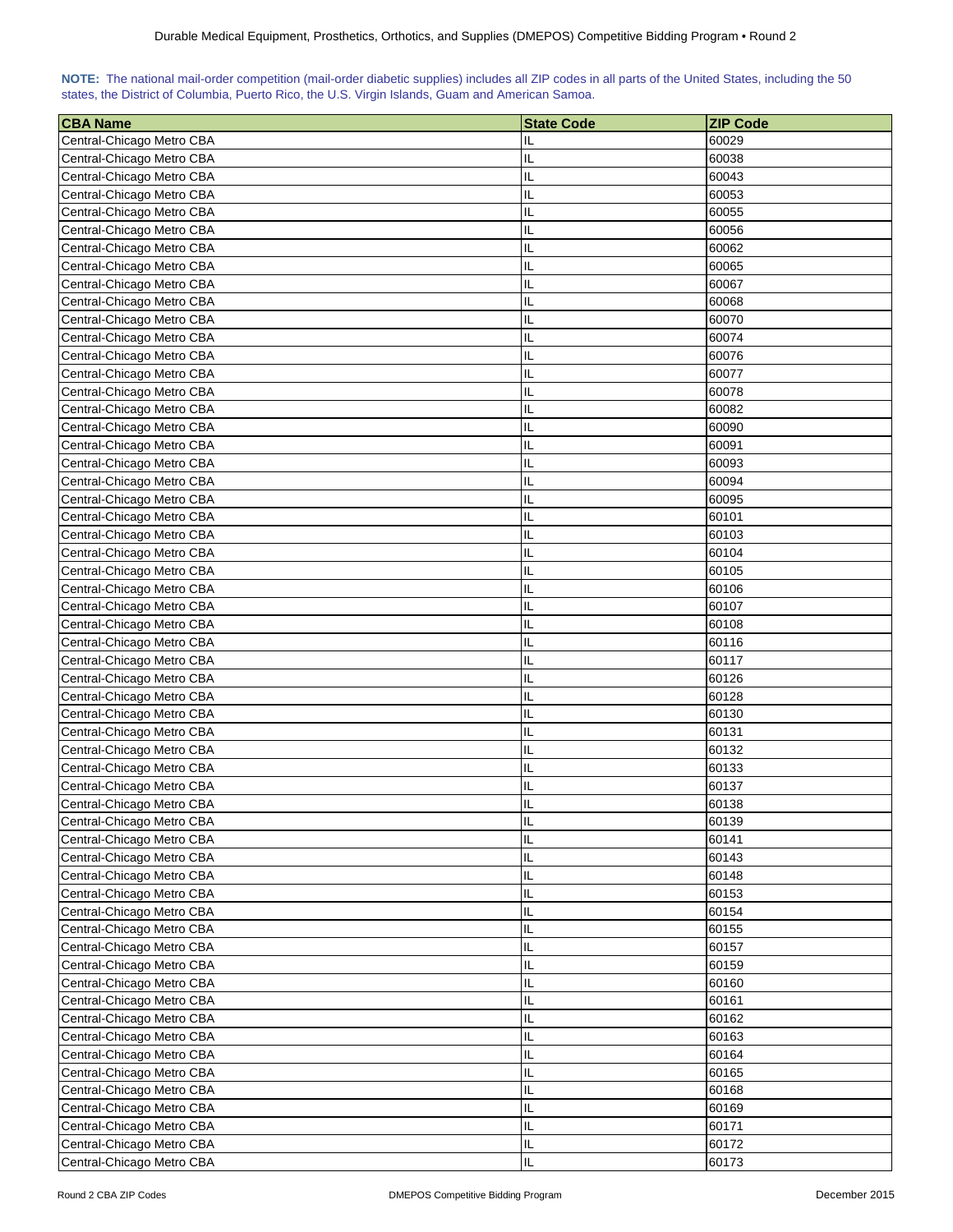**NOTE:** The national mail-order competition (mail-order diabetic supplies) includes all ZIP codes in all parts of the United States, including the 50 states, the District of Columbia, Puerto Rico, the U.S. Virgin Islands, Guam and American Samoa.

| CBA Name | State Code | ZIP Code |
|---|---|---|
| Central-Chicago Metro CBA | IL | 60029 |
| Central-Chicago Metro CBA | IL | 60038 |
| Central-Chicago Metro CBA | IL | 60043 |
| Central-Chicago Metro CBA | IL | 60053 |
| Central-Chicago Metro CBA | IL | 60055 |
| Central-Chicago Metro CBA | IL | 60056 |
| Central-Chicago Metro CBA | IL | 60062 |
| Central-Chicago Metro CBA | IL | 60065 |
| Central-Chicago Metro CBA | IL | 60067 |
| Central-Chicago Metro CBA | IL | 60068 |
| Central-Chicago Metro CBA | IL | 60070 |
| Central-Chicago Metro CBA | IL | 60074 |
| Central-Chicago Metro CBA | IL | 60076 |
| Central-Chicago Metro CBA | IL | 60077 |
| Central-Chicago Metro CBA | IL | 60078 |
| Central-Chicago Metro CBA | IL | 60082 |
| Central-Chicago Metro CBA | IL | 60090 |
| Central-Chicago Metro CBA | IL | 60091 |
| Central-Chicago Metro CBA | IL | 60093 |
| Central-Chicago Metro CBA | IL | 60094 |
| Central-Chicago Metro CBA | IL | 60095 |
| Central-Chicago Metro CBA | IL | 60101 |
| Central-Chicago Metro CBA | IL | 60103 |
| Central-Chicago Metro CBA | IL | 60104 |
| Central-Chicago Metro CBA | IL | 60105 |
| Central-Chicago Metro CBA | IL | 60106 |
| Central-Chicago Metro CBA | IL | 60107 |
| Central-Chicago Metro CBA | IL | 60108 |
| Central-Chicago Metro CBA | IL | 60116 |
| Central-Chicago Metro CBA | IL | 60117 |
| Central-Chicago Metro CBA | IL | 60126 |
| Central-Chicago Metro CBA | IL | 60128 |
| Central-Chicago Metro CBA | IL | 60130 |
| Central-Chicago Metro CBA | IL | 60131 |
| Central-Chicago Metro CBA | IL | 60132 |
| Central-Chicago Metro CBA | IL | 60133 |
| Central-Chicago Metro CBA | IL | 60137 |
| Central-Chicago Metro CBA | IL | 60138 |
| Central-Chicago Metro CBA | IL | 60139 |
| Central-Chicago Metro CBA | IL | 60141 |
| Central-Chicago Metro CBA | IL | 60143 |
| Central-Chicago Metro CBA | IL | 60148 |
| Central-Chicago Metro CBA | IL | 60153 |
| Central-Chicago Metro CBA | IL | 60154 |
| Central-Chicago Metro CBA | IL | 60155 |
| Central-Chicago Metro CBA | IL | 60157 |
| Central-Chicago Metro CBA | IL | 60159 |
| Central-Chicago Metro CBA | IL | 60160 |
| Central-Chicago Metro CBA | IL | 60161 |
| Central-Chicago Metro CBA | IL | 60162 |
| Central-Chicago Metro CBA | IL | 60163 |
| Central-Chicago Metro CBA | IL | 60164 |
| Central-Chicago Metro CBA | IL | 60165 |
| Central-Chicago Metro CBA | IL | 60168 |
| Central-Chicago Metro CBA | IL | 60169 |
| Central-Chicago Metro CBA | IL | 60171 |
| Central-Chicago Metro CBA | IL | 60172 |
| Central-Chicago Metro CBA | IL | 60173 |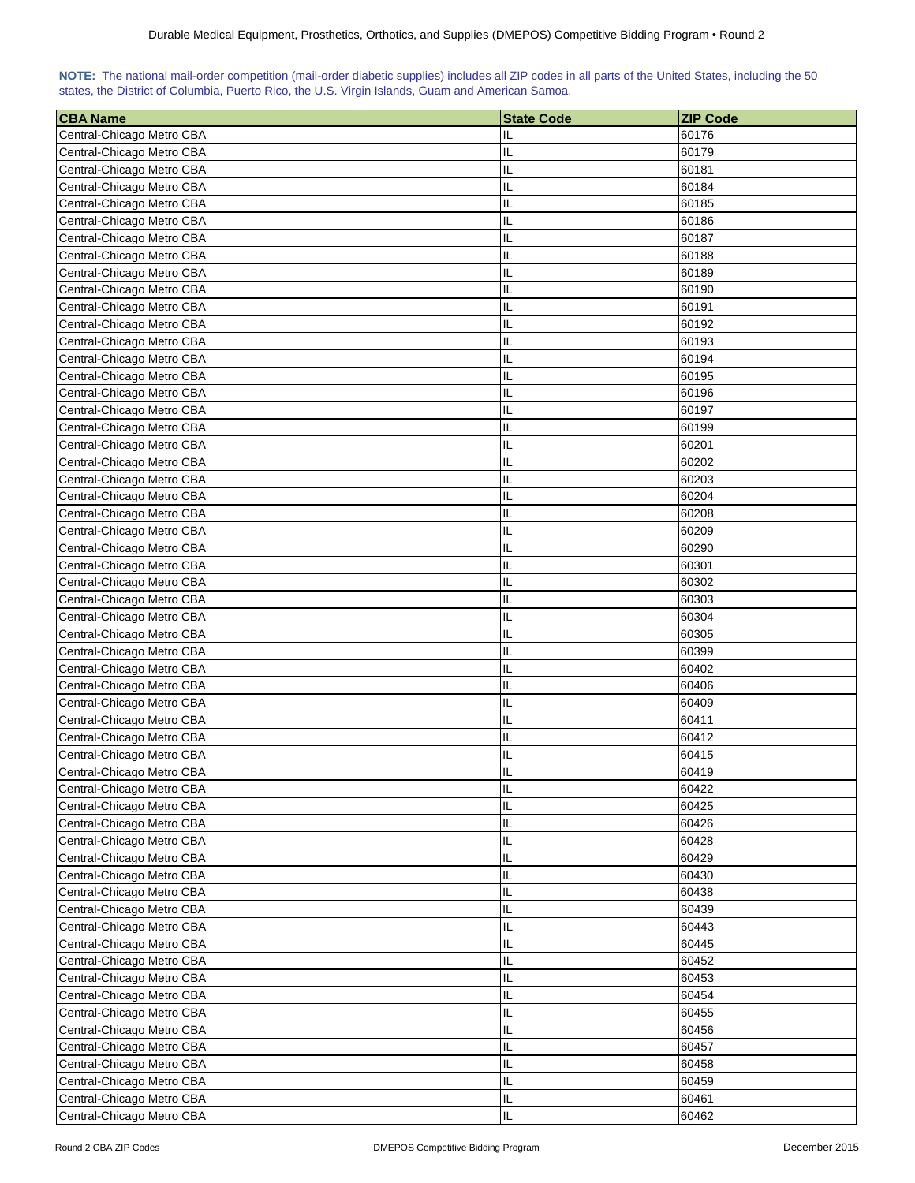**NOTE:** The national mail-order competition (mail-order diabetic supplies) includes all ZIP codes in all parts of the United States, including the 50 states, the District of Columbia, Puerto Rico, the U.S. Virgin Islands, Guam and American Samoa.

| CBA Name | State Code | ZIP Code |
|---|---|---|
| Central-Chicago Metro CBA | IL | 60176 |
| Central-Chicago Metro CBA | IL | 60179 |
| Central-Chicago Metro CBA | IL | 60181 |
| Central-Chicago Metro CBA | IL | 60184 |
| Central-Chicago Metro CBA | IL | 60185 |
| Central-Chicago Metro CBA | IL | 60186 |
| Central-Chicago Metro CBA | IL | 60187 |
| Central-Chicago Metro CBA | IL | 60188 |
| Central-Chicago Metro CBA | IL | 60189 |
| Central-Chicago Metro CBA | IL | 60190 |
| Central-Chicago Metro CBA | IL | 60191 |
| Central-Chicago Metro CBA | IL | 60192 |
| Central-Chicago Metro CBA | IL | 60193 |
| Central-Chicago Metro CBA | IL | 60194 |
| Central-Chicago Metro CBA | IL | 60195 |
| Central-Chicago Metro CBA | IL | 60196 |
| Central-Chicago Metro CBA | IL | 60197 |
| Central-Chicago Metro CBA | IL | 60199 |
| Central-Chicago Metro CBA | IL | 60201 |
| Central-Chicago Metro CBA | IL | 60202 |
| Central-Chicago Metro CBA | IL | 60203 |
| Central-Chicago Metro CBA | IL | 60204 |
| Central-Chicago Metro CBA | IL | 60208 |
| Central-Chicago Metro CBA | IL | 60209 |
| Central-Chicago Metro CBA | IL | 60290 |
| Central-Chicago Metro CBA | IL | 60301 |
| Central-Chicago Metro CBA | IL | 60302 |
| Central-Chicago Metro CBA | IL | 60303 |
| Central-Chicago Metro CBA | IL | 60304 |
| Central-Chicago Metro CBA | IL | 60305 |
| Central-Chicago Metro CBA | IL | 60399 |
| Central-Chicago Metro CBA | IL | 60402 |
| Central-Chicago Metro CBA | IL | 60406 |
| Central-Chicago Metro CBA | IL | 60409 |
| Central-Chicago Metro CBA | IL | 60411 |
| Central-Chicago Metro CBA | IL | 60412 |
| Central-Chicago Metro CBA | IL | 60415 |
| Central-Chicago Metro CBA | IL | 60419 |
| Central-Chicago Metro CBA | IL | 60422 |
| Central-Chicago Metro CBA | IL | 60425 |
| Central-Chicago Metro CBA | IL | 60426 |
| Central-Chicago Metro CBA | IL | 60428 |
| Central-Chicago Metro CBA | IL | 60429 |
| Central-Chicago Metro CBA | IL | 60430 |
| Central-Chicago Metro CBA | IL | 60438 |
| Central-Chicago Metro CBA | IL | 60439 |
| Central-Chicago Metro CBA | IL | 60443 |
| Central-Chicago Metro CBA | IL | 60445 |
| Central-Chicago Metro CBA | IL | 60452 |
| Central-Chicago Metro CBA | IL | 60453 |
| Central-Chicago Metro CBA | IL | 60454 |
| Central-Chicago Metro CBA | IL | 60455 |
| Central-Chicago Metro CBA | IL | 60456 |
| Central-Chicago Metro CBA | IL | 60457 |
| Central-Chicago Metro CBA | IL | 60458 |
| Central-Chicago Metro CBA | IL | 60459 |
| Central-Chicago Metro CBA | IL | 60461 |
| Central-Chicago Metro CBA | IL | 60462 |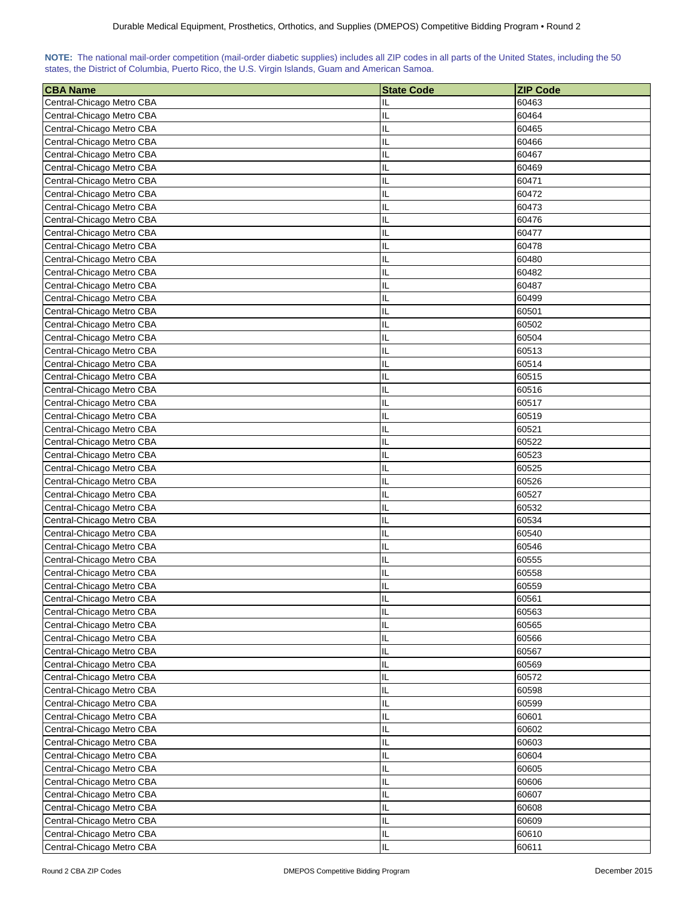**NOTE:** The national mail-order competition (mail-order diabetic supplies) includes all ZIP codes in all parts of the United States, including the 50 states, the District of Columbia, Puerto Rico, the U.S. Virgin Islands, Guam and American Samoa.

| CBA Name | State Code | ZIP Code |
|---|---|---|
| Central-Chicago Metro CBA | IL | 60463 |
| Central-Chicago Metro CBA | IL | 60464 |
| Central-Chicago Metro CBA | IL | 60465 |
| Central-Chicago Metro CBA | IL | 60466 |
| Central-Chicago Metro CBA | IL | 60467 |
| Central-Chicago Metro CBA | IL | 60469 |
| Central-Chicago Metro CBA | IL | 60471 |
| Central-Chicago Metro CBA | IL | 60472 |
| Central-Chicago Metro CBA | IL | 60473 |
| Central-Chicago Metro CBA | IL | 60476 |
| Central-Chicago Metro CBA | IL | 60477 |
| Central-Chicago Metro CBA | IL | 60478 |
| Central-Chicago Metro CBA | IL | 60480 |
| Central-Chicago Metro CBA | IL | 60482 |
| Central-Chicago Metro CBA | IL | 60487 |
| Central-Chicago Metro CBA | IL | 60499 |
| Central-Chicago Metro CBA | IL | 60501 |
| Central-Chicago Metro CBA | IL | 60502 |
| Central-Chicago Metro CBA | IL | 60504 |
| Central-Chicago Metro CBA | IL | 60513 |
| Central-Chicago Metro CBA | IL | 60514 |
| Central-Chicago Metro CBA | IL | 60515 |
| Central-Chicago Metro CBA | IL | 60516 |
| Central-Chicago Metro CBA | IL | 60517 |
| Central-Chicago Metro CBA | IL | 60519 |
| Central-Chicago Metro CBA | IL | 60521 |
| Central-Chicago Metro CBA | IL | 60522 |
| Central-Chicago Metro CBA | IL | 60523 |
| Central-Chicago Metro CBA | IL | 60525 |
| Central-Chicago Metro CBA | IL | 60526 |
| Central-Chicago Metro CBA | IL | 60527 |
| Central-Chicago Metro CBA | IL | 60532 |
| Central-Chicago Metro CBA | IL | 60534 |
| Central-Chicago Metro CBA | IL | 60540 |
| Central-Chicago Metro CBA | IL | 60546 |
| Central-Chicago Metro CBA | IL | 60555 |
| Central-Chicago Metro CBA | IL | 60558 |
| Central-Chicago Metro CBA | IL | 60559 |
| Central-Chicago Metro CBA | IL | 60561 |
| Central-Chicago Metro CBA | IL | 60563 |
| Central-Chicago Metro CBA | IL | 60565 |
| Central-Chicago Metro CBA | IL | 60566 |
| Central-Chicago Metro CBA | IL | 60567 |
| Central-Chicago Metro CBA | IL | 60569 |
| Central-Chicago Metro CBA | IL | 60572 |
| Central-Chicago Metro CBA | IL | 60598 |
| Central-Chicago Metro CBA | IL | 60599 |
| Central-Chicago Metro CBA | IL | 60601 |
| Central-Chicago Metro CBA | IL | 60602 |
| Central-Chicago Metro CBA | IL | 60603 |
| Central-Chicago Metro CBA | IL | 60604 |
| Central-Chicago Metro CBA | IL | 60605 |
| Central-Chicago Metro CBA | IL | 60606 |
| Central-Chicago Metro CBA | IL | 60607 |
| Central-Chicago Metro CBA | IL | 60608 |
| Central-Chicago Metro CBA | IL | 60609 |
| Central-Chicago Metro CBA | IL | 60610 |
| Central-Chicago Metro CBA | IL | 60611 |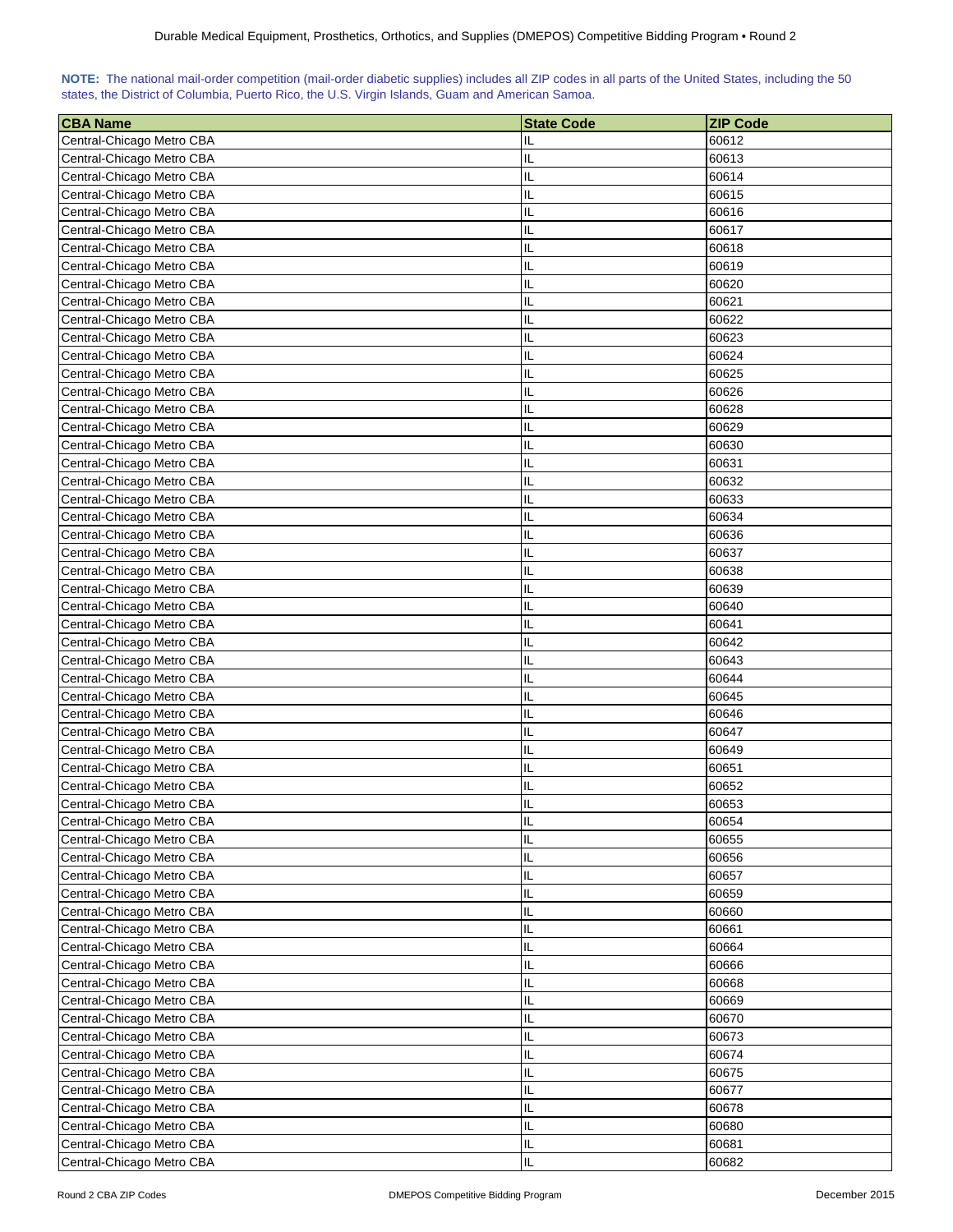**NOTE:** The national mail-order competition (mail-order diabetic supplies) includes all ZIP codes in all parts of the United States, including the 50 states, the District of Columbia, Puerto Rico, the U.S. Virgin Islands, Guam and American Samoa.

| CBA Name | State Code | ZIP Code |
|---|---|---|
| Central-Chicago Metro CBA | IL | 60612 |
| Central-Chicago Metro CBA | IL | 60613 |
| Central-Chicago Metro CBA | IL | 60614 |
| Central-Chicago Metro CBA | IL | 60615 |
| Central-Chicago Metro CBA | IL | 60616 |
| Central-Chicago Metro CBA | IL | 60617 |
| Central-Chicago Metro CBA | IL | 60618 |
| Central-Chicago Metro CBA | IL | 60619 |
| Central-Chicago Metro CBA | IL | 60620 |
| Central-Chicago Metro CBA | IL | 60621 |
| Central-Chicago Metro CBA | IL | 60622 |
| Central-Chicago Metro CBA | IL | 60623 |
| Central-Chicago Metro CBA | IL | 60624 |
| Central-Chicago Metro CBA | IL | 60625 |
| Central-Chicago Metro CBA | IL | 60626 |
| Central-Chicago Metro CBA | IL | 60628 |
| Central-Chicago Metro CBA | IL | 60629 |
| Central-Chicago Metro CBA | IL | 60630 |
| Central-Chicago Metro CBA | IL | 60631 |
| Central-Chicago Metro CBA | IL | 60632 |
| Central-Chicago Metro CBA | IL | 60633 |
| Central-Chicago Metro CBA | IL | 60634 |
| Central-Chicago Metro CBA | IL | 60636 |
| Central-Chicago Metro CBA | IL | 60637 |
| Central-Chicago Metro CBA | IL | 60638 |
| Central-Chicago Metro CBA | IL | 60639 |
| Central-Chicago Metro CBA | IL | 60640 |
| Central-Chicago Metro CBA | IL | 60641 |
| Central-Chicago Metro CBA | IL | 60642 |
| Central-Chicago Metro CBA | IL | 60643 |
| Central-Chicago Metro CBA | IL | 60644 |
| Central-Chicago Metro CBA | IL | 60645 |
| Central-Chicago Metro CBA | IL | 60646 |
| Central-Chicago Metro CBA | IL | 60647 |
| Central-Chicago Metro CBA | IL | 60649 |
| Central-Chicago Metro CBA | IL | 60651 |
| Central-Chicago Metro CBA | IL | 60652 |
| Central-Chicago Metro CBA | IL | 60653 |
| Central-Chicago Metro CBA | IL | 60654 |
| Central-Chicago Metro CBA | IL | 60655 |
| Central-Chicago Metro CBA | IL | 60656 |
| Central-Chicago Metro CBA | IL | 60657 |
| Central-Chicago Metro CBA | IL | 60659 |
| Central-Chicago Metro CBA | IL | 60660 |
| Central-Chicago Metro CBA | IL | 60661 |
| Central-Chicago Metro CBA | IL | 60664 |
| Central-Chicago Metro CBA | IL | 60666 |
| Central-Chicago Metro CBA | IL | 60668 |
| Central-Chicago Metro CBA | IL | 60669 |
| Central-Chicago Metro CBA | IL | 60670 |
| Central-Chicago Metro CBA | IL | 60673 |
| Central-Chicago Metro CBA | IL | 60674 |
| Central-Chicago Metro CBA | IL | 60675 |
| Central-Chicago Metro CBA | IL | 60677 |
| Central-Chicago Metro CBA | IL | 60678 |
| Central-Chicago Metro CBA | IL | 60680 |
| Central-Chicago Metro CBA | IL | 60681 |
| Central-Chicago Metro CBA | IL | 60682 |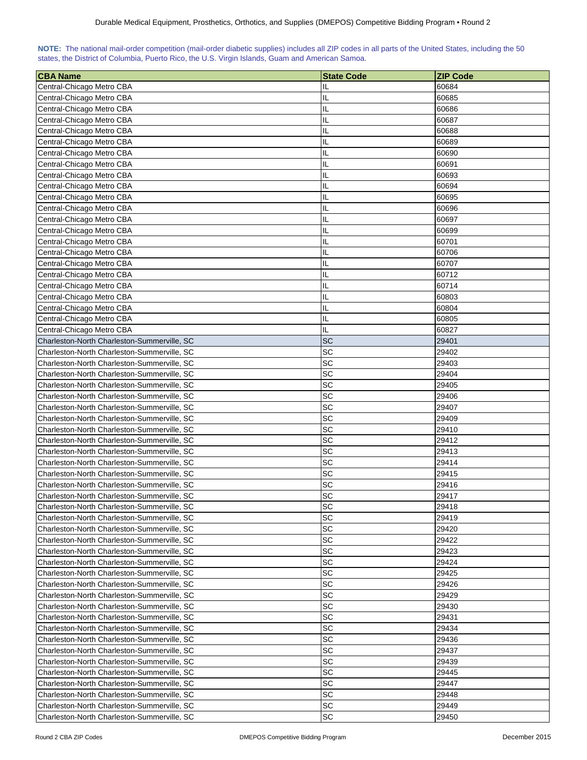**NOTE:** The national mail-order competition (mail-order diabetic supplies) includes all ZIP codes in all parts of the United States, including the 50 states, the District of Columbia, Puerto Rico, the U.S. Virgin Islands, Guam and American Samoa.

| CBA Name | State Code | ZIP Code |
|---|---|---|
| Central-Chicago Metro CBA | IL | 60684 |
| Central-Chicago Metro CBA | IL | 60685 |
| Central-Chicago Metro CBA | IL | 60686 |
| Central-Chicago Metro CBA | IL | 60687 |
| Central-Chicago Metro CBA | IL | 60688 |
| Central-Chicago Metro CBA | IL | 60689 |
| Central-Chicago Metro CBA | IL | 60690 |
| Central-Chicago Metro CBA | IL | 60691 |
| Central-Chicago Metro CBA | IL | 60693 |
| Central-Chicago Metro CBA | IL | 60694 |
| Central-Chicago Metro CBA | IL | 60695 |
| Central-Chicago Metro CBA | IL | 60696 |
| Central-Chicago Metro CBA | IL | 60697 |
| Central-Chicago Metro CBA | IL | 60699 |
| Central-Chicago Metro CBA | IL | 60701 |
| Central-Chicago Metro CBA | IL | 60706 |
| Central-Chicago Metro CBA | IL | 60707 |
| Central-Chicago Metro CBA | IL | 60712 |
| Central-Chicago Metro CBA | IL | 60714 |
| Central-Chicago Metro CBA | IL | 60803 |
| Central-Chicago Metro CBA | IL | 60804 |
| Central-Chicago Metro CBA | IL | 60805 |
| Central-Chicago Metro CBA | IL | 60827 |
| Charleston-North Charleston-Summerville, SC | SC | 29401 |
| Charleston-North Charleston-Summerville, SC | SC | 29402 |
| Charleston-North Charleston-Summerville, SC | SC | 29403 |
| Charleston-North Charleston-Summerville, SC | SC | 29404 |
| Charleston-North Charleston-Summerville, SC | SC | 29405 |
| Charleston-North Charleston-Summerville, SC | SC | 29406 |
| Charleston-North Charleston-Summerville, SC | SC | 29407 |
| Charleston-North Charleston-Summerville, SC | SC | 29409 |
| Charleston-North Charleston-Summerville, SC | SC | 29410 |
| Charleston-North Charleston-Summerville, SC | SC | 29412 |
| Charleston-North Charleston-Summerville, SC | SC | 29413 |
| Charleston-North Charleston-Summerville, SC | SC | 29414 |
| Charleston-North Charleston-Summerville, SC | SC | 29415 |
| Charleston-North Charleston-Summerville, SC | SC | 29416 |
| Charleston-North Charleston-Summerville, SC | SC | 29417 |
| Charleston-North Charleston-Summerville, SC | SC | 29418 |
| Charleston-North Charleston-Summerville, SC | SC | 29419 |
| Charleston-North Charleston-Summerville, SC | SC | 29420 |
| Charleston-North Charleston-Summerville, SC | SC | 29422 |
| Charleston-North Charleston-Summerville, SC | SC | 29423 |
| Charleston-North Charleston-Summerville, SC | SC | 29424 |
| Charleston-North Charleston-Summerville, SC | SC | 29425 |
| Charleston-North Charleston-Summerville, SC | SC | 29426 |
| Charleston-North Charleston-Summerville, SC | SC | 29429 |
| Charleston-North Charleston-Summerville, SC | SC | 29430 |
| Charleston-North Charleston-Summerville, SC | SC | 29431 |
| Charleston-North Charleston-Summerville, SC | SC | 29434 |
| Charleston-North Charleston-Summerville, SC | SC | 29436 |
| Charleston-North Charleston-Summerville, SC | SC | 29437 |
| Charleston-North Charleston-Summerville, SC | SC | 29439 |
| Charleston-North Charleston-Summerville, SC | SC | 29445 |
| Charleston-North Charleston-Summerville, SC | SC | 29447 |
| Charleston-North Charleston-Summerville, SC | SC | 29448 |
| Charleston-North Charleston-Summerville, SC | SC | 29449 |
| Charleston-North Charleston-Summerville, SC | SC | 29450 |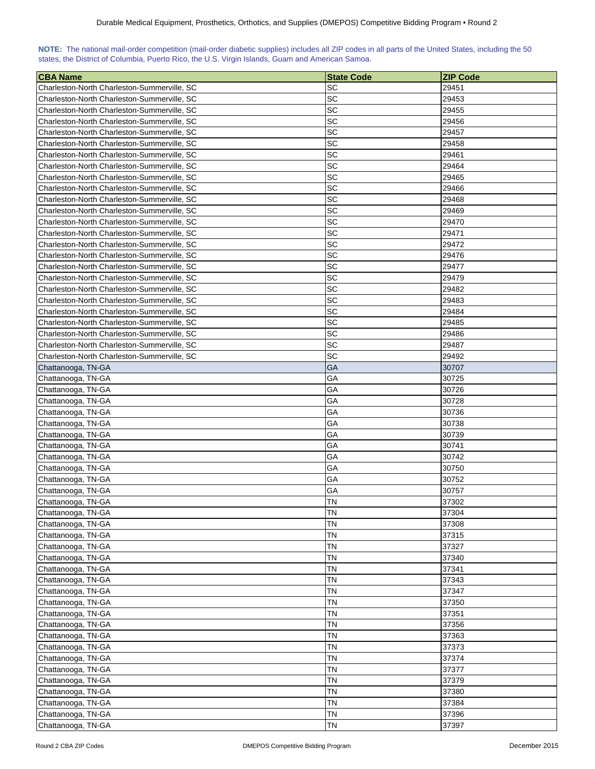**NOTE:** The national mail-order competition (mail-order diabetic supplies) includes all ZIP codes in all parts of the United States, including the 50 states, the District of Columbia, Puerto Rico, the U.S. Virgin Islands, Guam and American Samoa.

| CBA Name | State Code | ZIP Code |
|---|---|---|
| Charleston-North Charleston-Summerville, SC | SC | 29451 |
| Charleston-North Charleston-Summerville, SC | SC | 29453 |
| Charleston-North Charleston-Summerville, SC | SC | 29455 |
| Charleston-North Charleston-Summerville, SC | SC | 29456 |
| Charleston-North Charleston-Summerville, SC | SC | 29457 |
| Charleston-North Charleston-Summerville, SC | SC | 29458 |
| Charleston-North Charleston-Summerville, SC | SC | 29461 |
| Charleston-North Charleston-Summerville, SC | SC | 29464 |
| Charleston-North Charleston-Summerville, SC | SC | 29465 |
| Charleston-North Charleston-Summerville, SC | SC | 29466 |
| Charleston-North Charleston-Summerville, SC | SC | 29468 |
| Charleston-North Charleston-Summerville, SC | SC | 29469 |
| Charleston-North Charleston-Summerville, SC | SC | 29470 |
| Charleston-North Charleston-Summerville, SC | SC | 29471 |
| Charleston-North Charleston-Summerville, SC | SC | 29472 |
| Charleston-North Charleston-Summerville, SC | SC | 29476 |
| Charleston-North Charleston-Summerville, SC | SC | 29477 |
| Charleston-North Charleston-Summerville, SC | SC | 29479 |
| Charleston-North Charleston-Summerville, SC | SC | 29482 |
| Charleston-North Charleston-Summerville, SC | SC | 29483 |
| Charleston-North Charleston-Summerville, SC | SC | 29484 |
| Charleston-North Charleston-Summerville, SC | SC | 29485 |
| Charleston-North Charleston-Summerville, SC | SC | 29486 |
| Charleston-North Charleston-Summerville, SC | SC | 29487 |
| Charleston-North Charleston-Summerville, SC | SC | 29492 |
| Chattanooga, TN-GA | GA | 30707 |
| Chattanooga, TN-GA | GA | 30725 |
| Chattanooga, TN-GA | GA | 30726 |
| Chattanooga, TN-GA | GA | 30728 |
| Chattanooga, TN-GA | GA | 30736 |
| Chattanooga, TN-GA | GA | 30738 |
| Chattanooga, TN-GA | GA | 30739 |
| Chattanooga, TN-GA | GA | 30741 |
| Chattanooga, TN-GA | GA | 30742 |
| Chattanooga, TN-GA | GA | 30750 |
| Chattanooga, TN-GA | GA | 30752 |
| Chattanooga, TN-GA | GA | 30757 |
| Chattanooga, TN-GA | TN | 37302 |
| Chattanooga, TN-GA | TN | 37304 |
| Chattanooga, TN-GA | TN | 37308 |
| Chattanooga, TN-GA | TN | 37315 |
| Chattanooga, TN-GA | TN | 37327 |
| Chattanooga, TN-GA | TN | 37340 |
| Chattanooga, TN-GA | TN | 37341 |
| Chattanooga, TN-GA | TN | 37343 |
| Chattanooga, TN-GA | TN | 37347 |
| Chattanooga, TN-GA | TN | 37350 |
| Chattanooga, TN-GA | TN | 37351 |
| Chattanooga, TN-GA | TN | 37356 |
| Chattanooga, TN-GA | TN | 37363 |
| Chattanooga, TN-GA | TN | 37373 |
| Chattanooga, TN-GA | TN | 37374 |
| Chattanooga, TN-GA | TN | 37377 |
| Chattanooga, TN-GA | TN | 37379 |
| Chattanooga, TN-GA | TN | 37380 |
| Chattanooga, TN-GA | TN | 37384 |
| Chattanooga, TN-GA | TN | 37396 |
| Chattanooga, TN-GA | TN | 37397 |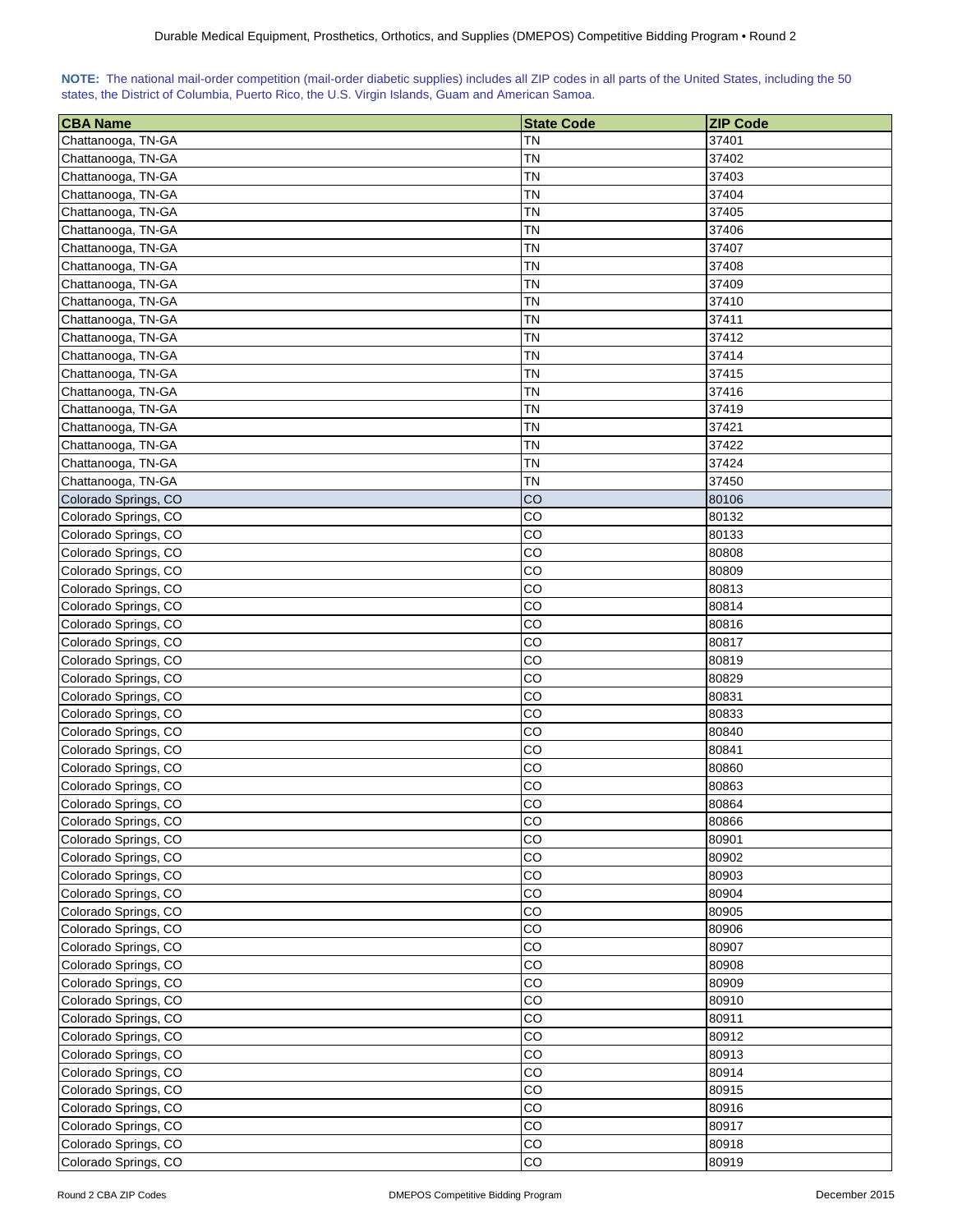**NOTE:** The national mail-order competition (mail-order diabetic supplies) includes all ZIP codes in all parts of the United States, including the 50 states, the District of Columbia, Puerto Rico, the U.S. Virgin Islands, Guam and American Samoa.

| CBA Name | State Code | ZIP Code |
|---|---|---|
| Chattanooga, TN-GA | TN | 37401 |
| Chattanooga, TN-GA | TN | 37402 |
| Chattanooga, TN-GA | TN | 37403 |
| Chattanooga, TN-GA | TN | 37404 |
| Chattanooga, TN-GA | TN | 37405 |
| Chattanooga, TN-GA | TN | 37406 |
| Chattanooga, TN-GA | TN | 37407 |
| Chattanooga, TN-GA | TN | 37408 |
| Chattanooga, TN-GA | TN | 37409 |
| Chattanooga, TN-GA | TN | 37410 |
| Chattanooga, TN-GA | TN | 37411 |
| Chattanooga, TN-GA | TN | 37412 |
| Chattanooga, TN-GA | TN | 37414 |
| Chattanooga, TN-GA | TN | 37415 |
| Chattanooga, TN-GA | TN | 37416 |
| Chattanooga, TN-GA | TN | 37419 |
| Chattanooga, TN-GA | TN | 37421 |
| Chattanooga, TN-GA | TN | 37422 |
| Chattanooga, TN-GA | TN | 37424 |
| Chattanooga, TN-GA | TN | 37450 |
| Colorado Springs, CO | CO | 80106 |
| Colorado Springs, CO | CO | 80132 |
| Colorado Springs, CO | CO | 80133 |
| Colorado Springs, CO | CO | 80808 |
| Colorado Springs, CO | CO | 80809 |
| Colorado Springs, CO | CO | 80813 |
| Colorado Springs, CO | CO | 80814 |
| Colorado Springs, CO | CO | 80816 |
| Colorado Springs, CO | CO | 80817 |
| Colorado Springs, CO | CO | 80819 |
| Colorado Springs, CO | CO | 80829 |
| Colorado Springs, CO | CO | 80831 |
| Colorado Springs, CO | CO | 80833 |
| Colorado Springs, CO | CO | 80840 |
| Colorado Springs, CO | CO | 80841 |
| Colorado Springs, CO | CO | 80860 |
| Colorado Springs, CO | CO | 80863 |
| Colorado Springs, CO | CO | 80864 |
| Colorado Springs, CO | CO | 80866 |
| Colorado Springs, CO | CO | 80901 |
| Colorado Springs, CO | CO | 80902 |
| Colorado Springs, CO | CO | 80903 |
| Colorado Springs, CO | CO | 80904 |
| Colorado Springs, CO | CO | 80905 |
| Colorado Springs, CO | CO | 80906 |
| Colorado Springs, CO | CO | 80907 |
| Colorado Springs, CO | CO | 80908 |
| Colorado Springs, CO | CO | 80909 |
| Colorado Springs, CO | CO | 80910 |
| Colorado Springs, CO | CO | 80911 |
| Colorado Springs, CO | CO | 80912 |
| Colorado Springs, CO | CO | 80913 |
| Colorado Springs, CO | CO | 80914 |
| Colorado Springs, CO | CO | 80915 |
| Colorado Springs, CO | CO | 80916 |
| Colorado Springs, CO | CO | 80917 |
| Colorado Springs, CO | CO | 80918 |
| Colorado Springs, CO | CO | 80919 |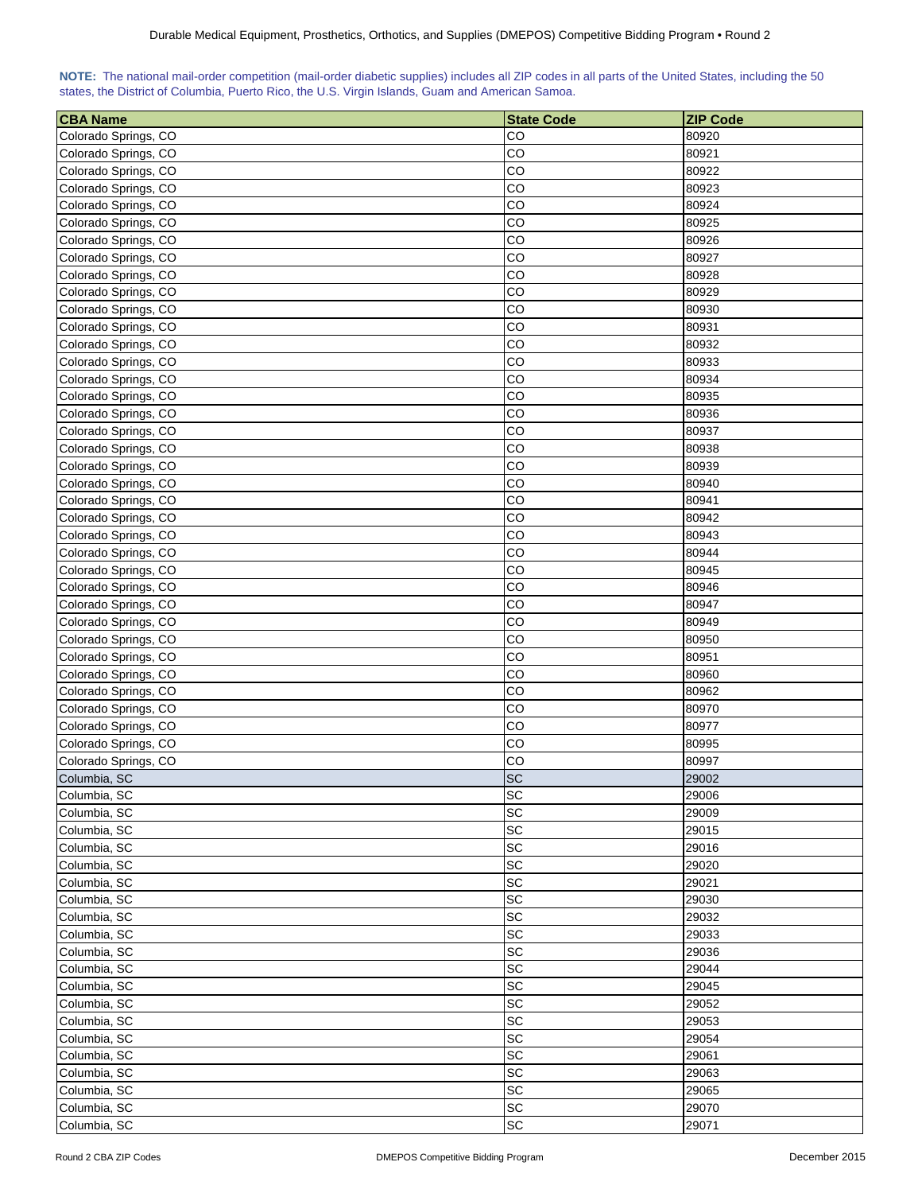**NOTE:** The national mail-order competition (mail-order diabetic supplies) includes all ZIP codes in all parts of the United States, including the 50 states, the District of Columbia, Puerto Rico, the U.S. Virgin Islands, Guam and American Samoa.

| CBA Name | State Code | ZIP Code |
|---|---|---|
| Colorado Springs, CO | CO | 80920 |
| Colorado Springs, CO | CO | 80921 |
| Colorado Springs, CO | CO | 80922 |
| Colorado Springs, CO | CO | 80923 |
| Colorado Springs, CO | CO | 80924 |
| Colorado Springs, CO | CO | 80925 |
| Colorado Springs, CO | CO | 80926 |
| Colorado Springs, CO | CO | 80927 |
| Colorado Springs, CO | CO | 80928 |
| Colorado Springs, CO | CO | 80929 |
| Colorado Springs, CO | CO | 80930 |
| Colorado Springs, CO | CO | 80931 |
| Colorado Springs, CO | CO | 80932 |
| Colorado Springs, CO | CO | 80933 |
| Colorado Springs, CO | CO | 80934 |
| Colorado Springs, CO | CO | 80935 |
| Colorado Springs, CO | CO | 80936 |
| Colorado Springs, CO | CO | 80937 |
| Colorado Springs, CO | CO | 80938 |
| Colorado Springs, CO | CO | 80939 |
| Colorado Springs, CO | CO | 80940 |
| Colorado Springs, CO | CO | 80941 |
| Colorado Springs, CO | CO | 80942 |
| Colorado Springs, CO | CO | 80943 |
| Colorado Springs, CO | CO | 80944 |
| Colorado Springs, CO | CO | 80945 |
| Colorado Springs, CO | CO | 80946 |
| Colorado Springs, CO | CO | 80947 |
| Colorado Springs, CO | CO | 80949 |
| Colorado Springs, CO | CO | 80950 |
| Colorado Springs, CO | CO | 80951 |
| Colorado Springs, CO | CO | 80960 |
| Colorado Springs, CO | CO | 80962 |
| Colorado Springs, CO | CO | 80970 |
| Colorado Springs, CO | CO | 80977 |
| Colorado Springs, CO | CO | 80995 |
| Colorado Springs, CO | CO | 80997 |
| Columbia, SC | SC | 29002 |
| Columbia, SC | SC | 29006 |
| Columbia, SC | SC | 29009 |
| Columbia, SC | SC | 29015 |
| Columbia, SC | SC | 29016 |
| Columbia, SC | SC | 29020 |
| Columbia, SC | SC | 29021 |
| Columbia, SC | SC | 29030 |
| Columbia, SC | SC | 29032 |
| Columbia, SC | SC | 29033 |
| Columbia, SC | SC | 29036 |
| Columbia, SC | SC | 29044 |
| Columbia, SC | SC | 29045 |
| Columbia, SC | SC | 29052 |
| Columbia, SC | SC | 29053 |
| Columbia, SC | SC | 29054 |
| Columbia, SC | SC | 29061 |
| Columbia, SC | SC | 29063 |
| Columbia, SC | SC | 29065 |
| Columbia, SC | SC | 29070 |
| Columbia, SC | SC | 29071 |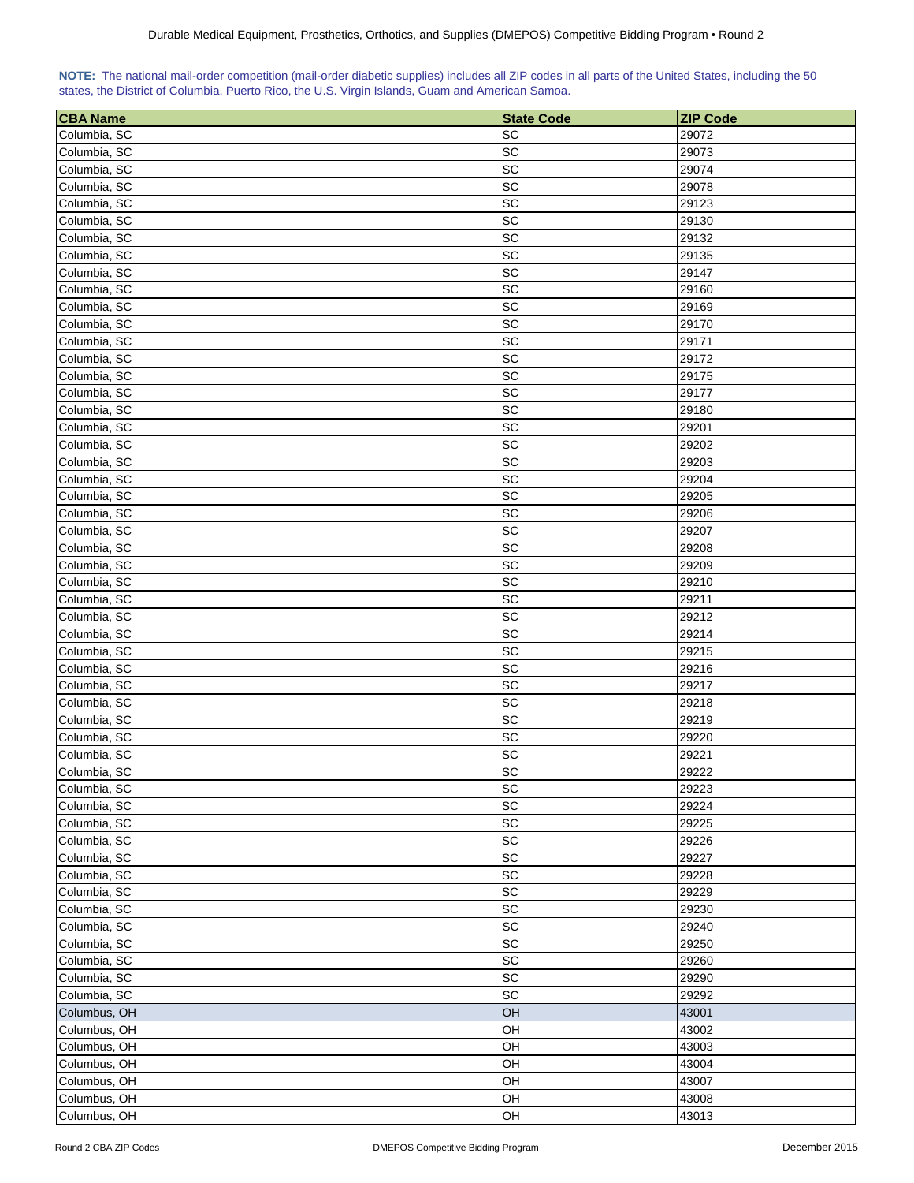**NOTE:** The national mail-order competition (mail-order diabetic supplies) includes all ZIP codes in all parts of the United States, including the 50 states, the District of Columbia, Puerto Rico, the U.S. Virgin Islands, Guam and American Samoa.

| CBA Name | State Code | ZIP Code |
|---|---|---|
| Columbia, SC | SC | 29072 |
| Columbia, SC | SC | 29073 |
| Columbia, SC | SC | 29074 |
| Columbia, SC | SC | 29078 |
| Columbia, SC | SC | 29123 |
| Columbia, SC | SC | 29130 |
| Columbia, SC | SC | 29132 |
| Columbia, SC | SC | 29135 |
| Columbia, SC | SC | 29147 |
| Columbia, SC | SC | 29160 |
| Columbia, SC | SC | 29169 |
| Columbia, SC | SC | 29170 |
| Columbia, SC | SC | 29171 |
| Columbia, SC | SC | 29172 |
| Columbia, SC | SC | 29175 |
| Columbia, SC | SC | 29177 |
| Columbia, SC | SC | 29180 |
| Columbia, SC | SC | 29201 |
| Columbia, SC | SC | 29202 |
| Columbia, SC | SC | 29203 |
| Columbia, SC | SC | 29204 |
| Columbia, SC | SC | 29205 |
| Columbia, SC | SC | 29206 |
| Columbia, SC | SC | 29207 |
| Columbia, SC | SC | 29208 |
| Columbia, SC | SC | 29209 |
| Columbia, SC | SC | 29210 |
| Columbia, SC | SC | 29211 |
| Columbia, SC | SC | 29212 |
| Columbia, SC | SC | 29214 |
| Columbia, SC | SC | 29215 |
| Columbia, SC | SC | 29216 |
| Columbia, SC | SC | 29217 |
| Columbia, SC | SC | 29218 |
| Columbia, SC | SC | 29219 |
| Columbia, SC | SC | 29220 |
| Columbia, SC | SC | 29221 |
| Columbia, SC | SC | 29222 |
| Columbia, SC | SC | 29223 |
| Columbia, SC | SC | 29224 |
| Columbia, SC | SC | 29225 |
| Columbia, SC | SC | 29226 |
| Columbia, SC | SC | 29227 |
| Columbia, SC | SC | 29228 |
| Columbia, SC | SC | 29229 |
| Columbia, SC | SC | 29230 |
| Columbia, SC | SC | 29240 |
| Columbia, SC | SC | 29250 |
| Columbia, SC | SC | 29260 |
| Columbia, SC | SC | 29290 |
| Columbia, SC | SC | 29292 |
| Columbus, OH | OH | 43001 |
| Columbus, OH | OH | 43002 |
| Columbus, OH | OH | 43003 |
| Columbus, OH | OH | 43004 |
| Columbus, OH | OH | 43007 |
| Columbus, OH | OH | 43008 |
| Columbus, OH | OH | 43013 |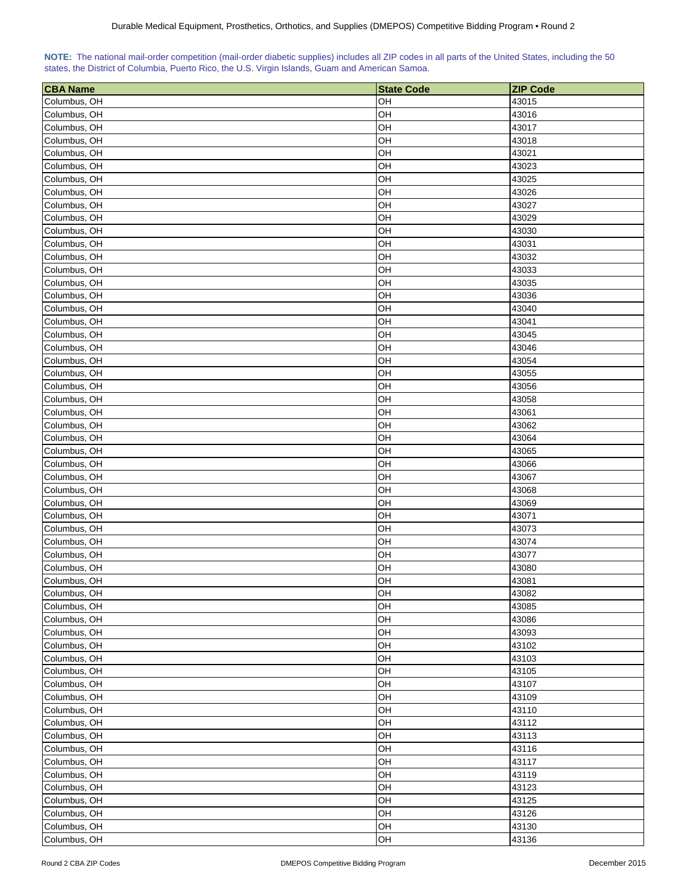**NOTE:** The national mail-order competition (mail-order diabetic supplies) includes all ZIP codes in all parts of the United States, including the 50 states, the District of Columbia, Puerto Rico, the U.S. Virgin Islands, Guam and American Samoa.

| CBA Name | State Code | ZIP Code |
|---|---|---|
| Columbus, OH | OH | 43015 |
| Columbus, OH | OH | 43016 |
| Columbus, OH | OH | 43017 |
| Columbus, OH | OH | 43018 |
| Columbus, OH | OH | 43021 |
| Columbus, OH | OH | 43023 |
| Columbus, OH | OH | 43025 |
| Columbus, OH | OH | 43026 |
| Columbus, OH | OH | 43027 |
| Columbus, OH | OH | 43029 |
| Columbus, OH | OH | 43030 |
| Columbus, OH | OH | 43031 |
| Columbus, OH | OH | 43032 |
| Columbus, OH | OH | 43033 |
| Columbus, OH | OH | 43035 |
| Columbus, OH | OH | 43036 |
| Columbus, OH | OH | 43040 |
| Columbus, OH | OH | 43041 |
| Columbus, OH | OH | 43045 |
| Columbus, OH | OH | 43046 |
| Columbus, OH | OH | 43054 |
| Columbus, OH | OH | 43055 |
| Columbus, OH | OH | 43056 |
| Columbus, OH | OH | 43058 |
| Columbus, OH | OH | 43061 |
| Columbus, OH | OH | 43062 |
| Columbus, OH | OH | 43064 |
| Columbus, OH | OH | 43065 |
| Columbus, OH | OH | 43066 |
| Columbus, OH | OH | 43067 |
| Columbus, OH | OH | 43068 |
| Columbus, OH | OH | 43069 |
| Columbus, OH | OH | 43071 |
| Columbus, OH | OH | 43073 |
| Columbus, OH | OH | 43074 |
| Columbus, OH | OH | 43077 |
| Columbus, OH | OH | 43080 |
| Columbus, OH | OH | 43081 |
| Columbus, OH | OH | 43082 |
| Columbus, OH | OH | 43085 |
| Columbus, OH | OH | 43086 |
| Columbus, OH | OH | 43093 |
| Columbus, OH | OH | 43102 |
| Columbus, OH | OH | 43103 |
| Columbus, OH | OH | 43105 |
| Columbus, OH | OH | 43107 |
| Columbus, OH | OH | 43109 |
| Columbus, OH | OH | 43110 |
| Columbus, OH | OH | 43112 |
| Columbus, OH | OH | 43113 |
| Columbus, OH | OH | 43116 |
| Columbus, OH | OH | 43117 |
| Columbus, OH | OH | 43119 |
| Columbus, OH | OH | 43123 |
| Columbus, OH | OH | 43125 |
| Columbus, OH | OH | 43126 |
| Columbus, OH | OH | 43130 |
| Columbus, OH | OH | 43136 |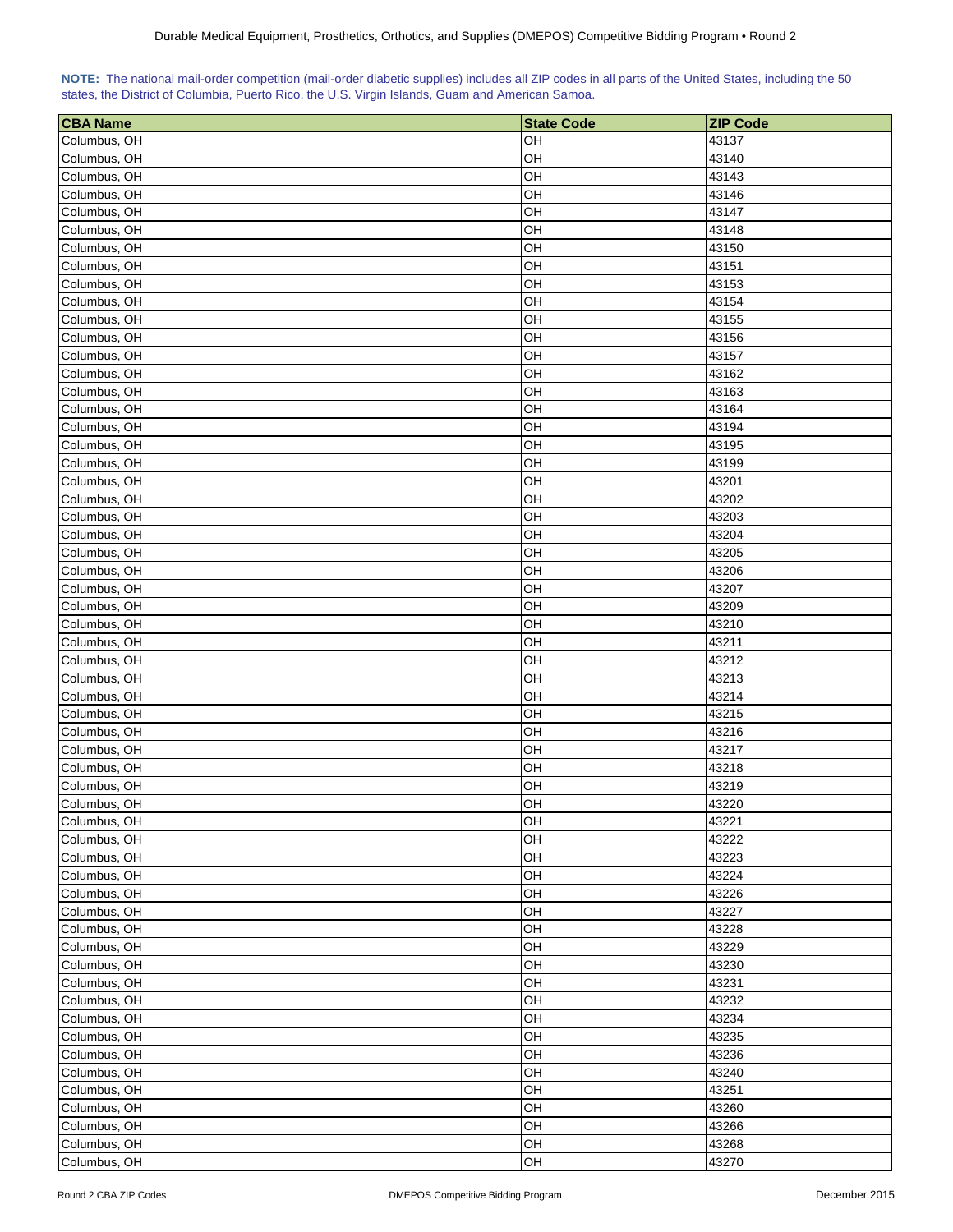**NOTE:** The national mail-order competition (mail-order diabetic supplies) includes all ZIP codes in all parts of the United States, including the 50 states, the District of Columbia, Puerto Rico, the U.S. Virgin Islands, Guam and American Samoa.

| CBA Name | State Code | ZIP Code |
|---|---|---|
| Columbus, OH | OH | 43137 |
| Columbus, OH | OH | 43140 |
| Columbus, OH | OH | 43143 |
| Columbus, OH | OH | 43146 |
| Columbus, OH | OH | 43147 |
| Columbus, OH | OH | 43148 |
| Columbus, OH | OH | 43150 |
| Columbus, OH | OH | 43151 |
| Columbus, OH | OH | 43153 |
| Columbus, OH | OH | 43154 |
| Columbus, OH | OH | 43155 |
| Columbus, OH | OH | 43156 |
| Columbus, OH | OH | 43157 |
| Columbus, OH | OH | 43162 |
| Columbus, OH | OH | 43163 |
| Columbus, OH | OH | 43164 |
| Columbus, OH | OH | 43194 |
| Columbus, OH | OH | 43195 |
| Columbus, OH | OH | 43199 |
| Columbus, OH | OH | 43201 |
| Columbus, OH | OH | 43202 |
| Columbus, OH | OH | 43203 |
| Columbus, OH | OH | 43204 |
| Columbus, OH | OH | 43205 |
| Columbus, OH | OH | 43206 |
| Columbus, OH | OH | 43207 |
| Columbus, OH | OH | 43209 |
| Columbus, OH | OH | 43210 |
| Columbus, OH | OH | 43211 |
| Columbus, OH | OH | 43212 |
| Columbus, OH | OH | 43213 |
| Columbus, OH | OH | 43214 |
| Columbus, OH | OH | 43215 |
| Columbus, OH | OH | 43216 |
| Columbus, OH | OH | 43217 |
| Columbus, OH | OH | 43218 |
| Columbus, OH | OH | 43219 |
| Columbus, OH | OH | 43220 |
| Columbus, OH | OH | 43221 |
| Columbus, OH | OH | 43222 |
| Columbus, OH | OH | 43223 |
| Columbus, OH | OH | 43224 |
| Columbus, OH | OH | 43226 |
| Columbus, OH | OH | 43227 |
| Columbus, OH | OH | 43228 |
| Columbus, OH | OH | 43229 |
| Columbus, OH | OH | 43230 |
| Columbus, OH | OH | 43231 |
| Columbus, OH | OH | 43232 |
| Columbus, OH | OH | 43234 |
| Columbus, OH | OH | 43235 |
| Columbus, OH | OH | 43236 |
| Columbus, OH | OH | 43240 |
| Columbus, OH | OH | 43251 |
| Columbus, OH | OH | 43260 |
| Columbus, OH | OH | 43266 |
| Columbus, OH | OH | 43268 |
| Columbus, OH | OH | 43270 |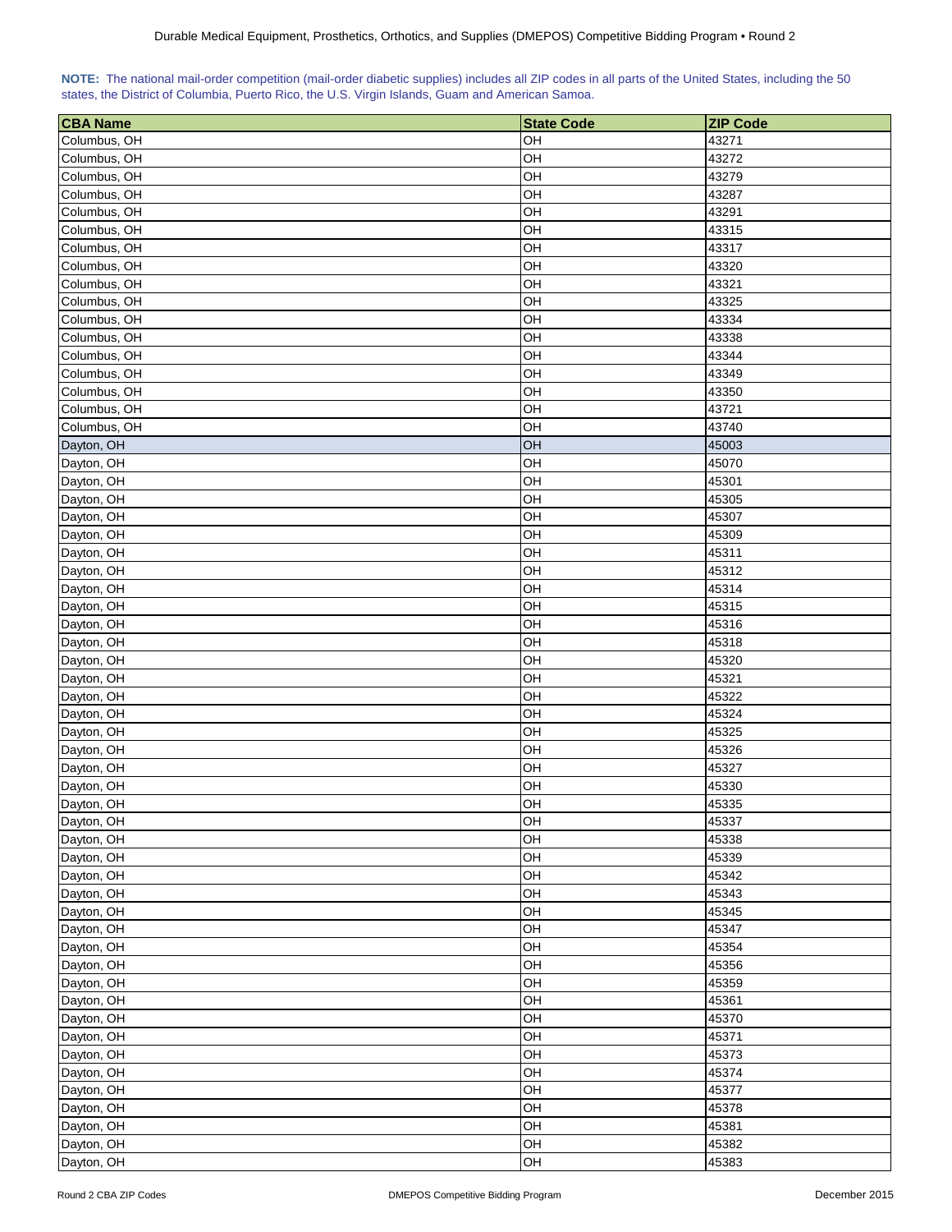**NOTE:** The national mail-order competition (mail-order diabetic supplies) includes all ZIP codes in all parts of the United States, including the 50 states, the District of Columbia, Puerto Rico, the U.S. Virgin Islands, Guam and American Samoa.

| CBA Name | State Code | ZIP Code |
|---|---|---|
| Columbus, OH | OH | 43271 |
| Columbus, OH | OH | 43272 |
| Columbus, OH | OH | 43279 |
| Columbus, OH | OH | 43287 |
| Columbus, OH | OH | 43291 |
| Columbus, OH | OH | 43315 |
| Columbus, OH | OH | 43317 |
| Columbus, OH | OH | 43320 |
| Columbus, OH | OH | 43321 |
| Columbus, OH | OH | 43325 |
| Columbus, OH | OH | 43334 |
| Columbus, OH | OH | 43338 |
| Columbus, OH | OH | 43344 |
| Columbus, OH | OH | 43349 |
| Columbus, OH | OH | 43350 |
| Columbus, OH | OH | 43721 |
| Columbus, OH | OH | 43740 |
| Dayton, OH | OH | 45003 |
| Dayton, OH | OH | 45070 |
| Dayton, OH | OH | 45301 |
| Dayton, OH | OH | 45305 |
| Dayton, OH | OH | 45307 |
| Dayton, OH | OH | 45309 |
| Dayton, OH | OH | 45311 |
| Dayton, OH | OH | 45312 |
| Dayton, OH | OH | 45314 |
| Dayton, OH | OH | 45315 |
| Dayton, OH | OH | 45316 |
| Dayton, OH | OH | 45318 |
| Dayton, OH | OH | 45320 |
| Dayton, OH | OH | 45321 |
| Dayton, OH | OH | 45322 |
| Dayton, OH | OH | 45324 |
| Dayton, OH | OH | 45325 |
| Dayton, OH | OH | 45326 |
| Dayton, OH | OH | 45327 |
| Dayton, OH | OH | 45330 |
| Dayton, OH | OH | 45335 |
| Dayton, OH | OH | 45337 |
| Dayton, OH | OH | 45338 |
| Dayton, OH | OH | 45339 |
| Dayton, OH | OH | 45342 |
| Dayton, OH | OH | 45343 |
| Dayton, OH | OH | 45345 |
| Dayton, OH | OH | 45347 |
| Dayton, OH | OH | 45354 |
| Dayton, OH | OH | 45356 |
| Dayton, OH | OH | 45359 |
| Dayton, OH | OH | 45361 |
| Dayton, OH | OH | 45370 |
| Dayton, OH | OH | 45371 |
| Dayton, OH | OH | 45373 |
| Dayton, OH | OH | 45374 |
| Dayton, OH | OH | 45377 |
| Dayton, OH | OH | 45378 |
| Dayton, OH | OH | 45381 |
| Dayton, OH | OH | 45382 |
| Dayton, OH | OH | 45383 |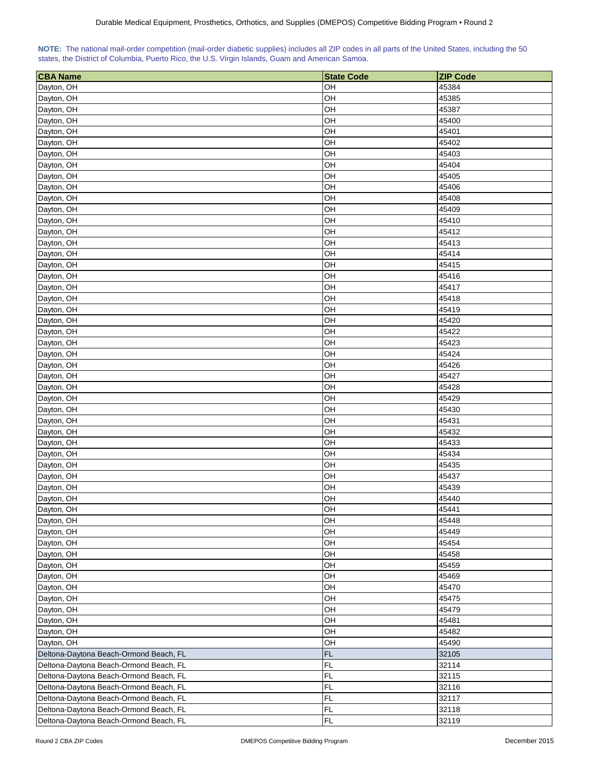**NOTE:** The national mail-order competition (mail-order diabetic supplies) includes all ZIP codes in all parts of the United States, including the 50 states, the District of Columbia, Puerto Rico, the U.S. Virgin Islands, Guam and American Samoa.

| CBA Name | State Code | ZIP Code |
|---|---|---|
| Dayton, OH | OH | 45384 |
| Dayton, OH | OH | 45385 |
| Dayton, OH | OH | 45387 |
| Dayton, OH | OH | 45400 |
| Dayton, OH | OH | 45401 |
| Dayton, OH | OH | 45402 |
| Dayton, OH | OH | 45403 |
| Dayton, OH | OH | 45404 |
| Dayton, OH | OH | 45405 |
| Dayton, OH | OH | 45406 |
| Dayton, OH | OH | 45408 |
| Dayton, OH | OH | 45409 |
| Dayton, OH | OH | 45410 |
| Dayton, OH | OH | 45412 |
| Dayton, OH | OH | 45413 |
| Dayton, OH | OH | 45414 |
| Dayton, OH | OH | 45415 |
| Dayton, OH | OH | 45416 |
| Dayton, OH | OH | 45417 |
| Dayton, OH | OH | 45418 |
| Dayton, OH | OH | 45419 |
| Dayton, OH | OH | 45420 |
| Dayton, OH | OH | 45422 |
| Dayton, OH | OH | 45423 |
| Dayton, OH | OH | 45424 |
| Dayton, OH | OH | 45426 |
| Dayton, OH | OH | 45427 |
| Dayton, OH | OH | 45428 |
| Dayton, OH | OH | 45429 |
| Dayton, OH | OH | 45430 |
| Dayton, OH | OH | 45431 |
| Dayton, OH | OH | 45432 |
| Dayton, OH | OH | 45433 |
| Dayton, OH | OH | 45434 |
| Dayton, OH | OH | 45435 |
| Dayton, OH | OH | 45437 |
| Dayton, OH | OH | 45439 |
| Dayton, OH | OH | 45440 |
| Dayton, OH | OH | 45441 |
| Dayton, OH | OH | 45448 |
| Dayton, OH | OH | 45449 |
| Dayton, OH | OH | 45454 |
| Dayton, OH | OH | 45458 |
| Dayton, OH | OH | 45459 |
| Dayton, OH | OH | 45469 |
| Dayton, OH | OH | 45470 |
| Dayton, OH | OH | 45475 |
| Dayton, OH | OH | 45479 |
| Dayton, OH | OH | 45481 |
| Dayton, OH | OH | 45482 |
| Dayton, OH | OH | 45490 |
| Deltona-Daytona Beach-Ormond Beach, FL | FL | 32105 |
| Deltona-Daytona Beach-Ormond Beach, FL | FL | 32114 |
| Deltona-Daytona Beach-Ormond Beach, FL | FL | 32115 |
| Deltona-Daytona Beach-Ormond Beach, FL | FL | 32116 |
| Deltona-Daytona Beach-Ormond Beach, FL | FL | 32117 |
| Deltona-Daytona Beach-Ormond Beach, FL | FL | 32118 |
| Deltona-Daytona Beach-Ormond Beach, FL | FL | 32119 |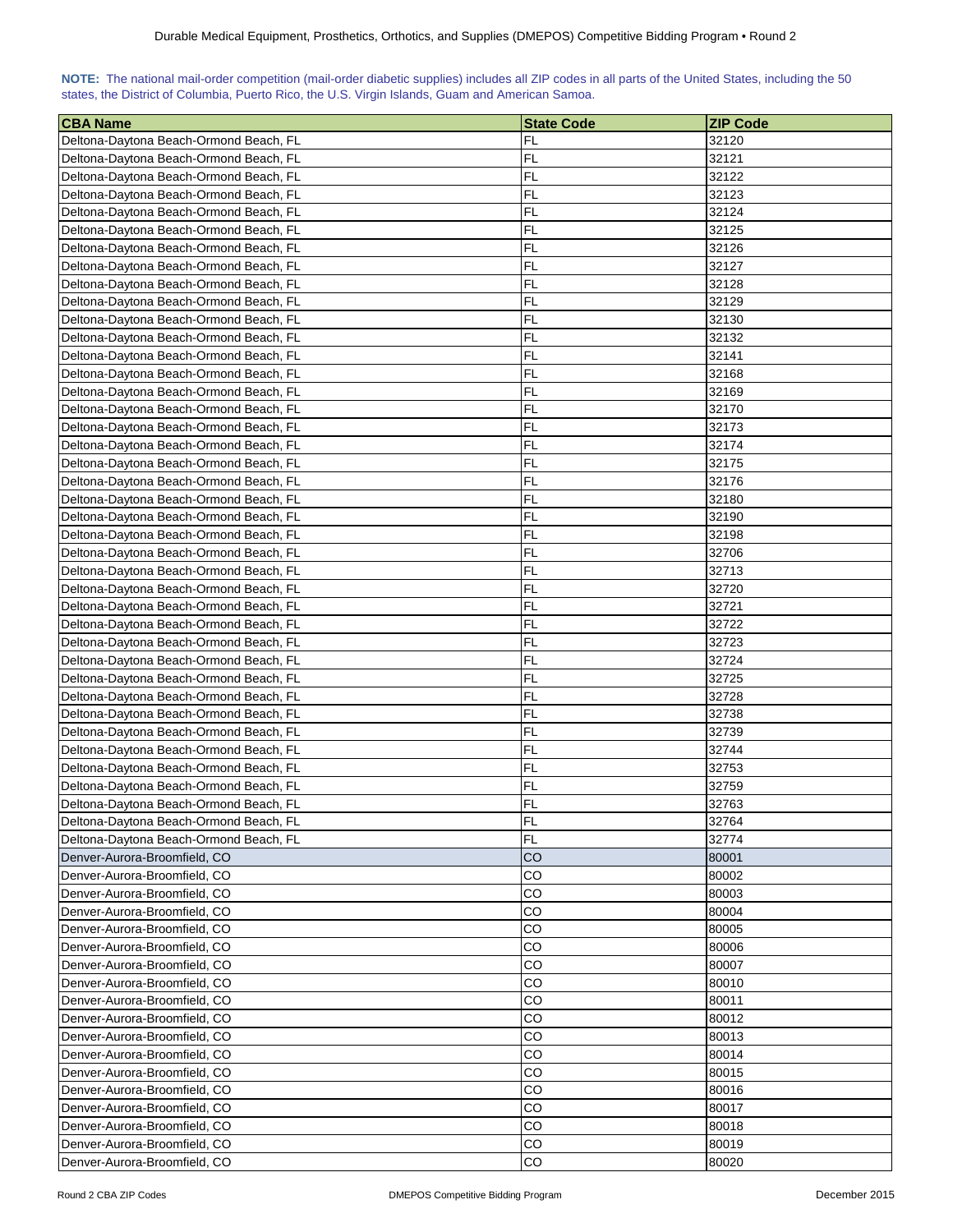**NOTE:** The national mail-order competition (mail-order diabetic supplies) includes all ZIP codes in all parts of the United States, including the 50 states, the District of Columbia, Puerto Rico, the U.S. Virgin Islands, Guam and American Samoa.

| CBA Name | State Code | ZIP Code |
|---|---|---|
| Deltona-Daytona Beach-Ormond Beach, FL | FL | 32120 |
| Deltona-Daytona Beach-Ormond Beach, FL | FL | 32121 |
| Deltona-Daytona Beach-Ormond Beach, FL | FL | 32122 |
| Deltona-Daytona Beach-Ormond Beach, FL | FL | 32123 |
| Deltona-Daytona Beach-Ormond Beach, FL | FL | 32124 |
| Deltona-Daytona Beach-Ormond Beach, FL | FL | 32125 |
| Deltona-Daytona Beach-Ormond Beach, FL | FL | 32126 |
| Deltona-Daytona Beach-Ormond Beach, FL | FL | 32127 |
| Deltona-Daytona Beach-Ormond Beach, FL | FL | 32128 |
| Deltona-Daytona Beach-Ormond Beach, FL | FL | 32129 |
| Deltona-Daytona Beach-Ormond Beach, FL | FL | 32130 |
| Deltona-Daytona Beach-Ormond Beach, FL | FL | 32132 |
| Deltona-Daytona Beach-Ormond Beach, FL | FL | 32141 |
| Deltona-Daytona Beach-Ormond Beach, FL | FL | 32168 |
| Deltona-Daytona Beach-Ormond Beach, FL | FL | 32169 |
| Deltona-Daytona Beach-Ormond Beach, FL | FL | 32170 |
| Deltona-Daytona Beach-Ormond Beach, FL | FL | 32173 |
| Deltona-Daytona Beach-Ormond Beach, FL | FL | 32174 |
| Deltona-Daytona Beach-Ormond Beach, FL | FL | 32175 |
| Deltona-Daytona Beach-Ormond Beach, FL | FL | 32176 |
| Deltona-Daytona Beach-Ormond Beach, FL | FL | 32180 |
| Deltona-Daytona Beach-Ormond Beach, FL | FL | 32190 |
| Deltona-Daytona Beach-Ormond Beach, FL | FL | 32198 |
| Deltona-Daytona Beach-Ormond Beach, FL | FL | 32706 |
| Deltona-Daytona Beach-Ormond Beach, FL | FL | 32713 |
| Deltona-Daytona Beach-Ormond Beach, FL | FL | 32720 |
| Deltona-Daytona Beach-Ormond Beach, FL | FL | 32721 |
| Deltona-Daytona Beach-Ormond Beach, FL | FL | 32722 |
| Deltona-Daytona Beach-Ormond Beach, FL | FL | 32723 |
| Deltona-Daytona Beach-Ormond Beach, FL | FL | 32724 |
| Deltona-Daytona Beach-Ormond Beach, FL | FL | 32725 |
| Deltona-Daytona Beach-Ormond Beach, FL | FL | 32728 |
| Deltona-Daytona Beach-Ormond Beach, FL | FL | 32738 |
| Deltona-Daytona Beach-Ormond Beach, FL | FL | 32739 |
| Deltona-Daytona Beach-Ormond Beach, FL | FL | 32744 |
| Deltona-Daytona Beach-Ormond Beach, FL | FL | 32753 |
| Deltona-Daytona Beach-Ormond Beach, FL | FL | 32759 |
| Deltona-Daytona Beach-Ormond Beach, FL | FL | 32763 |
| Deltona-Daytona Beach-Ormond Beach, FL | FL | 32764 |
| Deltona-Daytona Beach-Ormond Beach, FL | FL | 32774 |
| Denver-Aurora-Broomfield, CO | CO | 80001 |
| Denver-Aurora-Broomfield, CO | CO | 80002 |
| Denver-Aurora-Broomfield, CO | CO | 80003 |
| Denver-Aurora-Broomfield, CO | CO | 80004 |
| Denver-Aurora-Broomfield, CO | CO | 80005 |
| Denver-Aurora-Broomfield, CO | CO | 80006 |
| Denver-Aurora-Broomfield, CO | CO | 80007 |
| Denver-Aurora-Broomfield, CO | CO | 80010 |
| Denver-Aurora-Broomfield, CO | CO | 80011 |
| Denver-Aurora-Broomfield, CO | CO | 80012 |
| Denver-Aurora-Broomfield, CO | CO | 80013 |
| Denver-Aurora-Broomfield, CO | CO | 80014 |
| Denver-Aurora-Broomfield, CO | CO | 80015 |
| Denver-Aurora-Broomfield, CO | CO | 80016 |
| Denver-Aurora-Broomfield, CO | CO | 80017 |
| Denver-Aurora-Broomfield, CO | CO | 80018 |
| Denver-Aurora-Broomfield, CO | CO | 80019 |
| Denver-Aurora-Broomfield, CO | CO | 80020 |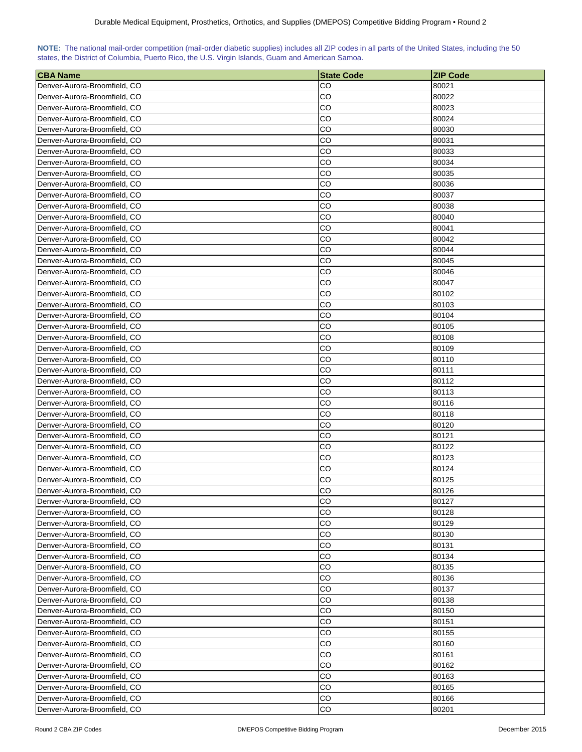**NOTE:** The national mail-order competition (mail-order diabetic supplies) includes all ZIP codes in all parts of the United States, including the 50 states, the District of Columbia, Puerto Rico, the U.S. Virgin Islands, Guam and American Samoa.

| CBA Name | State Code | ZIP Code |
|---|---|---|
| Denver-Aurora-Broomfield, CO | CO | 80021 |
| Denver-Aurora-Broomfield, CO | CO | 80022 |
| Denver-Aurora-Broomfield, CO | CO | 80023 |
| Denver-Aurora-Broomfield, CO | CO | 80024 |
| Denver-Aurora-Broomfield, CO | CO | 80030 |
| Denver-Aurora-Broomfield, CO | CO | 80031 |
| Denver-Aurora-Broomfield, CO | CO | 80033 |
| Denver-Aurora-Broomfield, CO | CO | 80034 |
| Denver-Aurora-Broomfield, CO | CO | 80035 |
| Denver-Aurora-Broomfield, CO | CO | 80036 |
| Denver-Aurora-Broomfield, CO | CO | 80037 |
| Denver-Aurora-Broomfield, CO | CO | 80038 |
| Denver-Aurora-Broomfield, CO | CO | 80040 |
| Denver-Aurora-Broomfield, CO | CO | 80041 |
| Denver-Aurora-Broomfield, CO | CO | 80042 |
| Denver-Aurora-Broomfield, CO | CO | 80044 |
| Denver-Aurora-Broomfield, CO | CO | 80045 |
| Denver-Aurora-Broomfield, CO | CO | 80046 |
| Denver-Aurora-Broomfield, CO | CO | 80047 |
| Denver-Aurora-Broomfield, CO | CO | 80102 |
| Denver-Aurora-Broomfield, CO | CO | 80103 |
| Denver-Aurora-Broomfield, CO | CO | 80104 |
| Denver-Aurora-Broomfield, CO | CO | 80105 |
| Denver-Aurora-Broomfield, CO | CO | 80108 |
| Denver-Aurora-Broomfield, CO | CO | 80109 |
| Denver-Aurora-Broomfield, CO | CO | 80110 |
| Denver-Aurora-Broomfield, CO | CO | 80111 |
| Denver-Aurora-Broomfield, CO | CO | 80112 |
| Denver-Aurora-Broomfield, CO | CO | 80113 |
| Denver-Aurora-Broomfield, CO | CO | 80116 |
| Denver-Aurora-Broomfield, CO | CO | 80118 |
| Denver-Aurora-Broomfield, CO | CO | 80120 |
| Denver-Aurora-Broomfield, CO | CO | 80121 |
| Denver-Aurora-Broomfield, CO | CO | 80122 |
| Denver-Aurora-Broomfield, CO | CO | 80123 |
| Denver-Aurora-Broomfield, CO | CO | 80124 |
| Denver-Aurora-Broomfield, CO | CO | 80125 |
| Denver-Aurora-Broomfield, CO | CO | 80126 |
| Denver-Aurora-Broomfield, CO | CO | 80127 |
| Denver-Aurora-Broomfield, CO | CO | 80128 |
| Denver-Aurora-Broomfield, CO | CO | 80129 |
| Denver-Aurora-Broomfield, CO | CO | 80130 |
| Denver-Aurora-Broomfield, CO | CO | 80131 |
| Denver-Aurora-Broomfield, CO | CO | 80134 |
| Denver-Aurora-Broomfield, CO | CO | 80135 |
| Denver-Aurora-Broomfield, CO | CO | 80136 |
| Denver-Aurora-Broomfield, CO | CO | 80137 |
| Denver-Aurora-Broomfield, CO | CO | 80138 |
| Denver-Aurora-Broomfield, CO | CO | 80150 |
| Denver-Aurora-Broomfield, CO | CO | 80151 |
| Denver-Aurora-Broomfield, CO | CO | 80155 |
| Denver-Aurora-Broomfield, CO | CO | 80160 |
| Denver-Aurora-Broomfield, CO | CO | 80161 |
| Denver-Aurora-Broomfield, CO | CO | 80162 |
| Denver-Aurora-Broomfield, CO | CO | 80163 |
| Denver-Aurora-Broomfield, CO | CO | 80165 |
| Denver-Aurora-Broomfield, CO | CO | 80166 |
| Denver-Aurora-Broomfield, CO | CO | 80201 |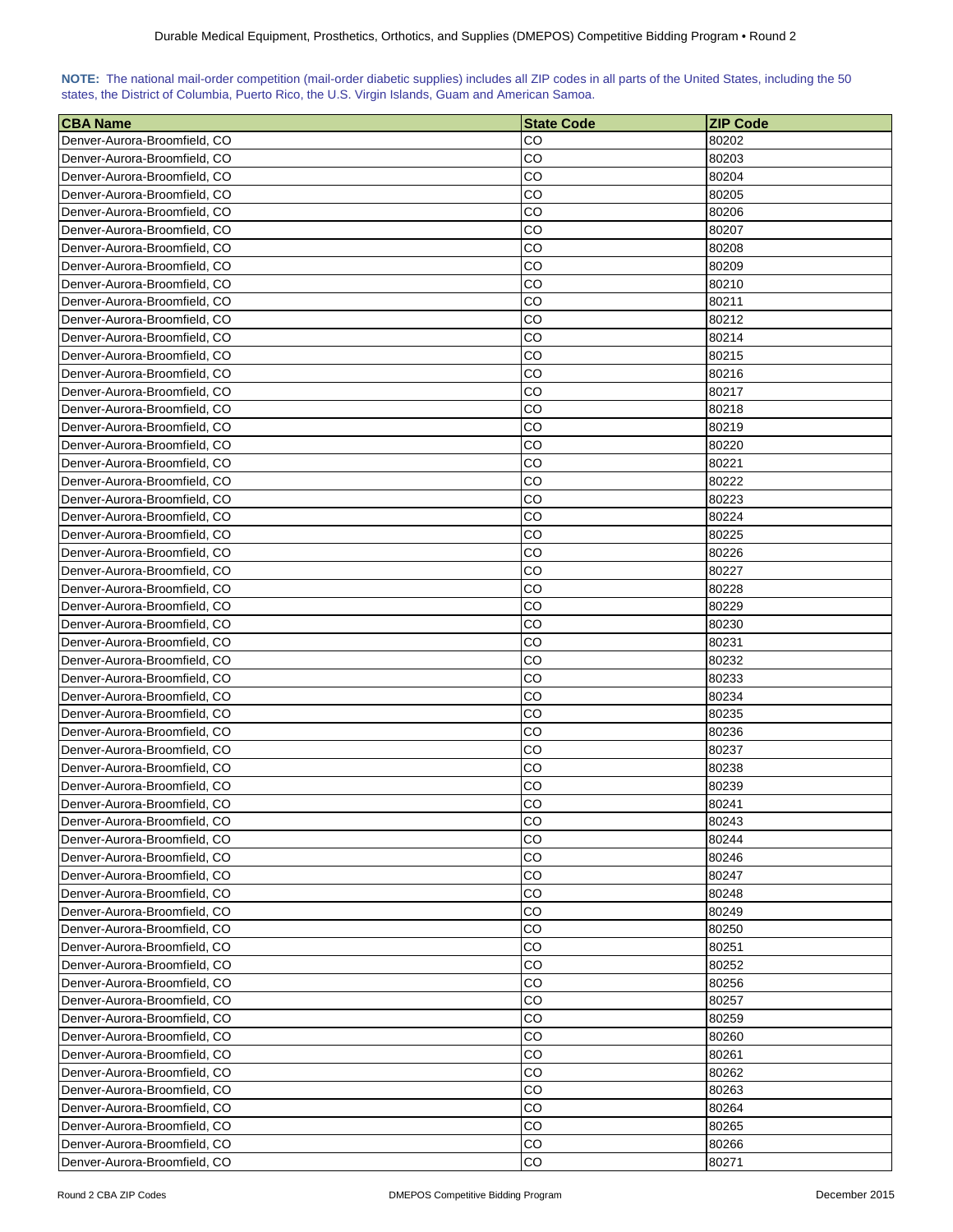**NOTE:** The national mail-order competition (mail-order diabetic supplies) includes all ZIP codes in all parts of the United States, including the 50 states, the District of Columbia, Puerto Rico, the U.S. Virgin Islands, Guam and American Samoa.

| CBA Name | State Code | ZIP Code |
|---|---|---|
| Denver-Aurora-Broomfield, CO | CO | 80202 |
| Denver-Aurora-Broomfield, CO | CO | 80203 |
| Denver-Aurora-Broomfield, CO | CO | 80204 |
| Denver-Aurora-Broomfield, CO | CO | 80205 |
| Denver-Aurora-Broomfield, CO | CO | 80206 |
| Denver-Aurora-Broomfield, CO | CO | 80207 |
| Denver-Aurora-Broomfield, CO | CO | 80208 |
| Denver-Aurora-Broomfield, CO | CO | 80209 |
| Denver-Aurora-Broomfield, CO | CO | 80210 |
| Denver-Aurora-Broomfield, CO | CO | 80211 |
| Denver-Aurora-Broomfield, CO | CO | 80212 |
| Denver-Aurora-Broomfield, CO | CO | 80214 |
| Denver-Aurora-Broomfield, CO | CO | 80215 |
| Denver-Aurora-Broomfield, CO | CO | 80216 |
| Denver-Aurora-Broomfield, CO | CO | 80217 |
| Denver-Aurora-Broomfield, CO | CO | 80218 |
| Denver-Aurora-Broomfield, CO | CO | 80219 |
| Denver-Aurora-Broomfield, CO | CO | 80220 |
| Denver-Aurora-Broomfield, CO | CO | 80221 |
| Denver-Aurora-Broomfield, CO | CO | 80222 |
| Denver-Aurora-Broomfield, CO | CO | 80223 |
| Denver-Aurora-Broomfield, CO | CO | 80224 |
| Denver-Aurora-Broomfield, CO | CO | 80225 |
| Denver-Aurora-Broomfield, CO | CO | 80226 |
| Denver-Aurora-Broomfield, CO | CO | 80227 |
| Denver-Aurora-Broomfield, CO | CO | 80228 |
| Denver-Aurora-Broomfield, CO | CO | 80229 |
| Denver-Aurora-Broomfield, CO | CO | 80230 |
| Denver-Aurora-Broomfield, CO | CO | 80231 |
| Denver-Aurora-Broomfield, CO | CO | 80232 |
| Denver-Aurora-Broomfield, CO | CO | 80233 |
| Denver-Aurora-Broomfield, CO | CO | 80234 |
| Denver-Aurora-Broomfield, CO | CO | 80235 |
| Denver-Aurora-Broomfield, CO | CO | 80236 |
| Denver-Aurora-Broomfield, CO | CO | 80237 |
| Denver-Aurora-Broomfield, CO | CO | 80238 |
| Denver-Aurora-Broomfield, CO | CO | 80239 |
| Denver-Aurora-Broomfield, CO | CO | 80241 |
| Denver-Aurora-Broomfield, CO | CO | 80243 |
| Denver-Aurora-Broomfield, CO | CO | 80244 |
| Denver-Aurora-Broomfield, CO | CO | 80246 |
| Denver-Aurora-Broomfield, CO | CO | 80247 |
| Denver-Aurora-Broomfield, CO | CO | 80248 |
| Denver-Aurora-Broomfield, CO | CO | 80249 |
| Denver-Aurora-Broomfield, CO | CO | 80250 |
| Denver-Aurora-Broomfield, CO | CO | 80251 |
| Denver-Aurora-Broomfield, CO | CO | 80252 |
| Denver-Aurora-Broomfield, CO | CO | 80256 |
| Denver-Aurora-Broomfield, CO | CO | 80257 |
| Denver-Aurora-Broomfield, CO | CO | 80259 |
| Denver-Aurora-Broomfield, CO | CO | 80260 |
| Denver-Aurora-Broomfield, CO | CO | 80261 |
| Denver-Aurora-Broomfield, CO | CO | 80262 |
| Denver-Aurora-Broomfield, CO | CO | 80263 |
| Denver-Aurora-Broomfield, CO | CO | 80264 |
| Denver-Aurora-Broomfield, CO | CO | 80265 |
| Denver-Aurora-Broomfield, CO | CO | 80266 |
| Denver-Aurora-Broomfield, CO | CO | 80271 |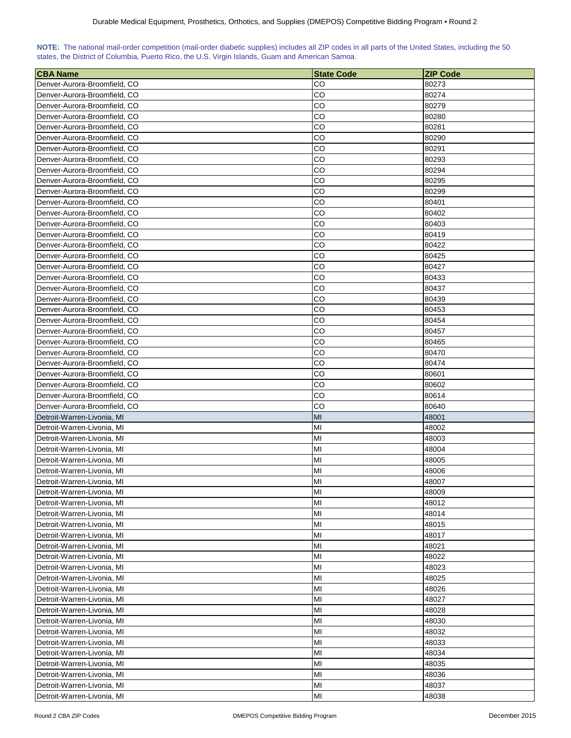**NOTE:** The national mail-order competition (mail-order diabetic supplies) includes all ZIP codes in all parts of the United States, including the 50 states, the District of Columbia, Puerto Rico, the U.S. Virgin Islands, Guam and American Samoa.

| CBA Name | State Code | ZIP Code |
|---|---|---|
| Denver-Aurora-Broomfield, CO | CO | 80273 |
| Denver-Aurora-Broomfield, CO | CO | 80274 |
| Denver-Aurora-Broomfield, CO | CO | 80279 |
| Denver-Aurora-Broomfield, CO | CO | 80280 |
| Denver-Aurora-Broomfield, CO | CO | 80281 |
| Denver-Aurora-Broomfield, CO | CO | 80290 |
| Denver-Aurora-Broomfield, CO | CO | 80291 |
| Denver-Aurora-Broomfield, CO | CO | 80293 |
| Denver-Aurora-Broomfield, CO | CO | 80294 |
| Denver-Aurora-Broomfield, CO | CO | 80295 |
| Denver-Aurora-Broomfield, CO | CO | 80299 |
| Denver-Aurora-Broomfield, CO | CO | 80401 |
| Denver-Aurora-Broomfield, CO | CO | 80402 |
| Denver-Aurora-Broomfield, CO | CO | 80403 |
| Denver-Aurora-Broomfield, CO | CO | 80419 |
| Denver-Aurora-Broomfield, CO | CO | 80422 |
| Denver-Aurora-Broomfield, CO | CO | 80425 |
| Denver-Aurora-Broomfield, CO | CO | 80427 |
| Denver-Aurora-Broomfield, CO | CO | 80433 |
| Denver-Aurora-Broomfield, CO | CO | 80437 |
| Denver-Aurora-Broomfield, CO | CO | 80439 |
| Denver-Aurora-Broomfield, CO | CO | 80453 |
| Denver-Aurora-Broomfield, CO | CO | 80454 |
| Denver-Aurora-Broomfield, CO | CO | 80457 |
| Denver-Aurora-Broomfield, CO | CO | 80465 |
| Denver-Aurora-Broomfield, CO | CO | 80470 |
| Denver-Aurora-Broomfield, CO | CO | 80474 |
| Denver-Aurora-Broomfield, CO | CO | 80601 |
| Denver-Aurora-Broomfield, CO | CO | 80602 |
| Denver-Aurora-Broomfield, CO | CO | 80614 |
| Denver-Aurora-Broomfield, CO | CO | 80640 |
| Detroit-Warren-Livonia, MI | MI | 48001 |
| Detroit-Warren-Livonia, MI | MI | 48002 |
| Detroit-Warren-Livonia, MI | MI | 48003 |
| Detroit-Warren-Livonia, MI | MI | 48004 |
| Detroit-Warren-Livonia, MI | MI | 48005 |
| Detroit-Warren-Livonia, MI | MI | 48006 |
| Detroit-Warren-Livonia, MI | MI | 48007 |
| Detroit-Warren-Livonia, MI | MI | 48009 |
| Detroit-Warren-Livonia, MI | MI | 48012 |
| Detroit-Warren-Livonia, MI | MI | 48014 |
| Detroit-Warren-Livonia, MI | MI | 48015 |
| Detroit-Warren-Livonia, MI | MI | 48017 |
| Detroit-Warren-Livonia, MI | MI | 48021 |
| Detroit-Warren-Livonia, MI | MI | 48022 |
| Detroit-Warren-Livonia, MI | MI | 48023 |
| Detroit-Warren-Livonia, MI | MI | 48025 |
| Detroit-Warren-Livonia, MI | MI | 48026 |
| Detroit-Warren-Livonia, MI | MI | 48027 |
| Detroit-Warren-Livonia, MI | MI | 48028 |
| Detroit-Warren-Livonia, MI | MI | 48030 |
| Detroit-Warren-Livonia, MI | MI | 48032 |
| Detroit-Warren-Livonia, MI | MI | 48033 |
| Detroit-Warren-Livonia, MI | MI | 48034 |
| Detroit-Warren-Livonia, MI | MI | 48035 |
| Detroit-Warren-Livonia, MI | MI | 48036 |
| Detroit-Warren-Livonia, MI | MI | 48037 |
| Detroit-Warren-Livonia, MI | MI | 48038 |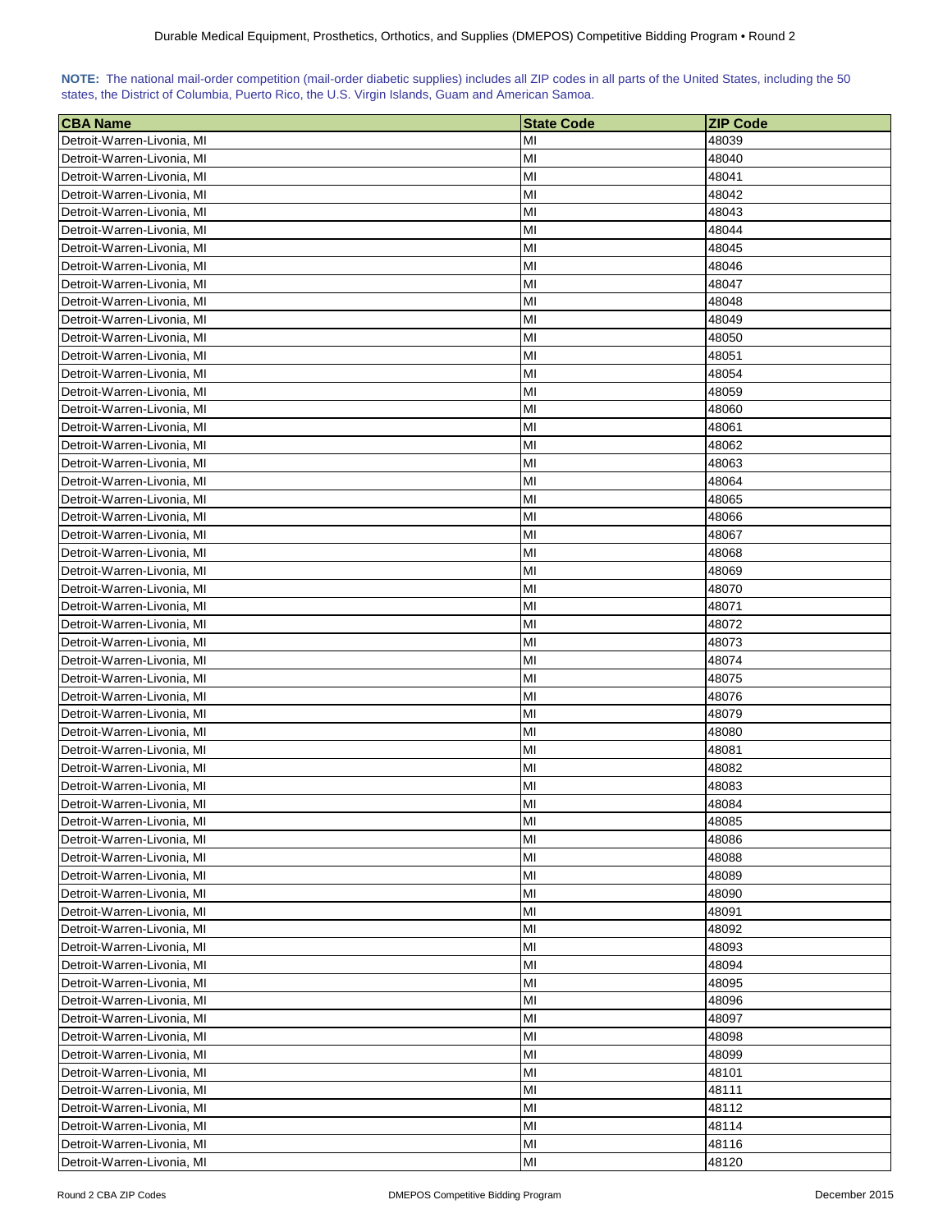**NOTE:** The national mail-order competition (mail-order diabetic supplies) includes all ZIP codes in all parts of the United States, including the 50 states, the District of Columbia, Puerto Rico, the U.S. Virgin Islands, Guam and American Samoa.

| CBA Name | State Code | ZIP Code |
| --- | --- | --- |
| Detroit-Warren-Livonia, MI | MI | 48039 |
| Detroit-Warren-Livonia, MI | MI | 48040 |
| Detroit-Warren-Livonia, MI | MI | 48041 |
| Detroit-Warren-Livonia, MI | MI | 48042 |
| Detroit-Warren-Livonia, MI | MI | 48043 |
| Detroit-Warren-Livonia, MI | MI | 48044 |
| Detroit-Warren-Livonia, MI | MI | 48045 |
| Detroit-Warren-Livonia, MI | MI | 48046 |
| Detroit-Warren-Livonia, MI | MI | 48047 |
| Detroit-Warren-Livonia, MI | MI | 48048 |
| Detroit-Warren-Livonia, MI | MI | 48049 |
| Detroit-Warren-Livonia, MI | MI | 48050 |
| Detroit-Warren-Livonia, MI | MI | 48051 |
| Detroit-Warren-Livonia, MI | MI | 48054 |
| Detroit-Warren-Livonia, MI | MI | 48059 |
| Detroit-Warren-Livonia, MI | MI | 48060 |
| Detroit-Warren-Livonia, MI | MI | 48061 |
| Detroit-Warren-Livonia, MI | MI | 48062 |
| Detroit-Warren-Livonia, MI | MI | 48063 |
| Detroit-Warren-Livonia, MI | MI | 48064 |
| Detroit-Warren-Livonia, MI | MI | 48065 |
| Detroit-Warren-Livonia, MI | MI | 48066 |
| Detroit-Warren-Livonia, MI | MI | 48067 |
| Detroit-Warren-Livonia, MI | MI | 48068 |
| Detroit-Warren-Livonia, MI | MI | 48069 |
| Detroit-Warren-Livonia, MI | MI | 48070 |
| Detroit-Warren-Livonia, MI | MI | 48071 |
| Detroit-Warren-Livonia, MI | MI | 48072 |
| Detroit-Warren-Livonia, MI | MI | 48073 |
| Detroit-Warren-Livonia, MI | MI | 48074 |
| Detroit-Warren-Livonia, MI | MI | 48075 |
| Detroit-Warren-Livonia, MI | MI | 48076 |
| Detroit-Warren-Livonia, MI | MI | 48079 |
| Detroit-Warren-Livonia, MI | MI | 48080 |
| Detroit-Warren-Livonia, MI | MI | 48081 |
| Detroit-Warren-Livonia, MI | MI | 48082 |
| Detroit-Warren-Livonia, MI | MI | 48083 |
| Detroit-Warren-Livonia, MI | MI | 48084 |
| Detroit-Warren-Livonia, MI | MI | 48085 |
| Detroit-Warren-Livonia, MI | MI | 48086 |
| Detroit-Warren-Livonia, MI | MI | 48088 |
| Detroit-Warren-Livonia, MI | MI | 48089 |
| Detroit-Warren-Livonia, MI | MI | 48090 |
| Detroit-Warren-Livonia, MI | MI | 48091 |
| Detroit-Warren-Livonia, MI | MI | 48092 |
| Detroit-Warren-Livonia, MI | MI | 48093 |
| Detroit-Warren-Livonia, MI | MI | 48094 |
| Detroit-Warren-Livonia, MI | MI | 48095 |
| Detroit-Warren-Livonia, MI | MI | 48096 |
| Detroit-Warren-Livonia, MI | MI | 48097 |
| Detroit-Warren-Livonia, MI | MI | 48098 |
| Detroit-Warren-Livonia, MI | MI | 48099 |
| Detroit-Warren-Livonia, MI | MI | 48101 |
| Detroit-Warren-Livonia, MI | MI | 48111 |
| Detroit-Warren-Livonia, MI | MI | 48112 |
| Detroit-Warren-Livonia, MI | MI | 48114 |
| Detroit-Warren-Livonia, MI | MI | 48116 |
| Detroit-Warren-Livonia, MI | MI | 48120 |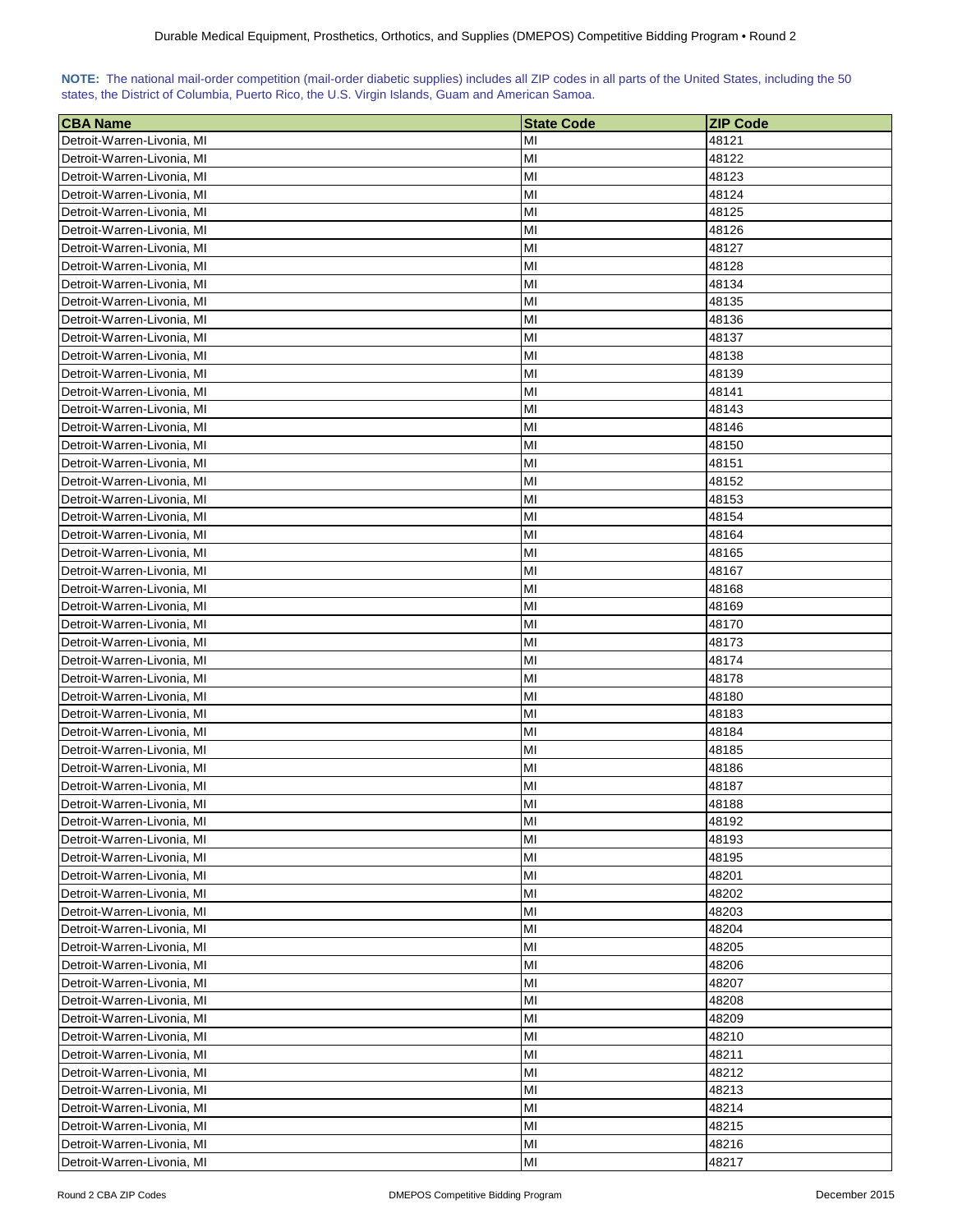**NOTE:** The national mail-order competition (mail-order diabetic supplies) includes all ZIP codes in all parts of the United States, including the 50 states, the District of Columbia, Puerto Rico, the U.S. Virgin Islands, Guam and American Samoa.

| CBA Name | State Code | ZIP Code |
|---|---|---|
| Detroit-Warren-Livonia, MI | MI | 48121 |
| Detroit-Warren-Livonia, MI | MI | 48122 |
| Detroit-Warren-Livonia, MI | MI | 48123 |
| Detroit-Warren-Livonia, MI | MI | 48124 |
| Detroit-Warren-Livonia, MI | MI | 48125 |
| Detroit-Warren-Livonia, MI | MI | 48126 |
| Detroit-Warren-Livonia, MI | MI | 48127 |
| Detroit-Warren-Livonia, MI | MI | 48128 |
| Detroit-Warren-Livonia, MI | MI | 48134 |
| Detroit-Warren-Livonia, MI | MI | 48135 |
| Detroit-Warren-Livonia, MI | MI | 48136 |
| Detroit-Warren-Livonia, MI | MI | 48137 |
| Detroit-Warren-Livonia, MI | MI | 48138 |
| Detroit-Warren-Livonia, MI | MI | 48139 |
| Detroit-Warren-Livonia, MI | MI | 48141 |
| Detroit-Warren-Livonia, MI | MI | 48143 |
| Detroit-Warren-Livonia, MI | MI | 48146 |
| Detroit-Warren-Livonia, MI | MI | 48150 |
| Detroit-Warren-Livonia, MI | MI | 48151 |
| Detroit-Warren-Livonia, MI | MI | 48152 |
| Detroit-Warren-Livonia, MI | MI | 48153 |
| Detroit-Warren-Livonia, MI | MI | 48154 |
| Detroit-Warren-Livonia, MI | MI | 48164 |
| Detroit-Warren-Livonia, MI | MI | 48165 |
| Detroit-Warren-Livonia, MI | MI | 48167 |
| Detroit-Warren-Livonia, MI | MI | 48168 |
| Detroit-Warren-Livonia, MI | MI | 48169 |
| Detroit-Warren-Livonia, MI | MI | 48170 |
| Detroit-Warren-Livonia, MI | MI | 48173 |
| Detroit-Warren-Livonia, MI | MI | 48174 |
| Detroit-Warren-Livonia, MI | MI | 48178 |
| Detroit-Warren-Livonia, MI | MI | 48180 |
| Detroit-Warren-Livonia, MI | MI | 48183 |
| Detroit-Warren-Livonia, MI | MI | 48184 |
| Detroit-Warren-Livonia, MI | MI | 48185 |
| Detroit-Warren-Livonia, MI | MI | 48186 |
| Detroit-Warren-Livonia, MI | MI | 48187 |
| Detroit-Warren-Livonia, MI | MI | 48188 |
| Detroit-Warren-Livonia, MI | MI | 48192 |
| Detroit-Warren-Livonia, MI | MI | 48193 |
| Detroit-Warren-Livonia, MI | MI | 48195 |
| Detroit-Warren-Livonia, MI | MI | 48201 |
| Detroit-Warren-Livonia, MI | MI | 48202 |
| Detroit-Warren-Livonia, MI | MI | 48203 |
| Detroit-Warren-Livonia, MI | MI | 48204 |
| Detroit-Warren-Livonia, MI | MI | 48205 |
| Detroit-Warren-Livonia, MI | MI | 48206 |
| Detroit-Warren-Livonia, MI | MI | 48207 |
| Detroit-Warren-Livonia, MI | MI | 48208 |
| Detroit-Warren-Livonia, MI | MI | 48209 |
| Detroit-Warren-Livonia, MI | MI | 48210 |
| Detroit-Warren-Livonia, MI | MI | 48211 |
| Detroit-Warren-Livonia, MI | MI | 48212 |
| Detroit-Warren-Livonia, MI | MI | 48213 |
| Detroit-Warren-Livonia, MI | MI | 48214 |
| Detroit-Warren-Livonia, MI | MI | 48215 |
| Detroit-Warren-Livonia, MI | MI | 48216 |
| Detroit-Warren-Livonia, MI | MI | 48217 |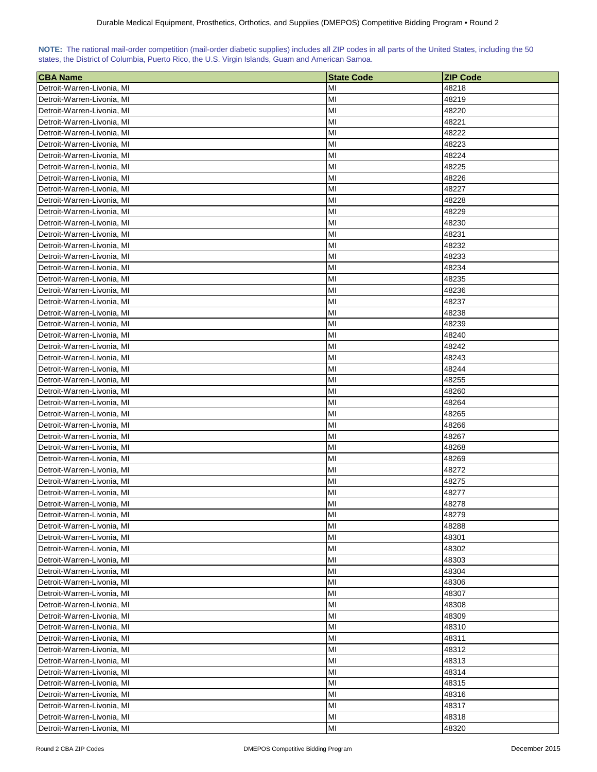**NOTE:** The national mail-order competition (mail-order diabetic supplies) includes all ZIP codes in all parts of the United States, including the 50 states, the District of Columbia, Puerto Rico, the U.S. Virgin Islands, Guam and American Samoa.

| CBA Name | State Code | ZIP Code |
|---|---|---|
| Detroit-Warren-Livonia, MI | MI | 48218 |
| Detroit-Warren-Livonia, MI | MI | 48219 |
| Detroit-Warren-Livonia, MI | MI | 48220 |
| Detroit-Warren-Livonia, MI | MI | 48221 |
| Detroit-Warren-Livonia, MI | MI | 48222 |
| Detroit-Warren-Livonia, MI | MI | 48223 |
| Detroit-Warren-Livonia, MI | MI | 48224 |
| Detroit-Warren-Livonia, MI | MI | 48225 |
| Detroit-Warren-Livonia, MI | MI | 48226 |
| Detroit-Warren-Livonia, MI | MI | 48227 |
| Detroit-Warren-Livonia, MI | MI | 48228 |
| Detroit-Warren-Livonia, MI | MI | 48229 |
| Detroit-Warren-Livonia, MI | MI | 48230 |
| Detroit-Warren-Livonia, MI | MI | 48231 |
| Detroit-Warren-Livonia, MI | MI | 48232 |
| Detroit-Warren-Livonia, MI | MI | 48233 |
| Detroit-Warren-Livonia, MI | MI | 48234 |
| Detroit-Warren-Livonia, MI | MI | 48235 |
| Detroit-Warren-Livonia, MI | MI | 48236 |
| Detroit-Warren-Livonia, MI | MI | 48237 |
| Detroit-Warren-Livonia, MI | MI | 48238 |
| Detroit-Warren-Livonia, MI | MI | 48239 |
| Detroit-Warren-Livonia, MI | MI | 48240 |
| Detroit-Warren-Livonia, MI | MI | 48242 |
| Detroit-Warren-Livonia, MI | MI | 48243 |
| Detroit-Warren-Livonia, MI | MI | 48244 |
| Detroit-Warren-Livonia, MI | MI | 48255 |
| Detroit-Warren-Livonia, MI | MI | 48260 |
| Detroit-Warren-Livonia, MI | MI | 48264 |
| Detroit-Warren-Livonia, MI | MI | 48265 |
| Detroit-Warren-Livonia, MI | MI | 48266 |
| Detroit-Warren-Livonia, MI | MI | 48267 |
| Detroit-Warren-Livonia, MI | MI | 48268 |
| Detroit-Warren-Livonia, MI | MI | 48269 |
| Detroit-Warren-Livonia, MI | MI | 48272 |
| Detroit-Warren-Livonia, MI | MI | 48275 |
| Detroit-Warren-Livonia, MI | MI | 48277 |
| Detroit-Warren-Livonia, MI | MI | 48278 |
| Detroit-Warren-Livonia, MI | MI | 48279 |
| Detroit-Warren-Livonia, MI | MI | 48288 |
| Detroit-Warren-Livonia, MI | MI | 48301 |
| Detroit-Warren-Livonia, MI | MI | 48302 |
| Detroit-Warren-Livonia, MI | MI | 48303 |
| Detroit-Warren-Livonia, MI | MI | 48304 |
| Detroit-Warren-Livonia, MI | MI | 48306 |
| Detroit-Warren-Livonia, MI | MI | 48307 |
| Detroit-Warren-Livonia, MI | MI | 48308 |
| Detroit-Warren-Livonia, MI | MI | 48309 |
| Detroit-Warren-Livonia, MI | MI | 48310 |
| Detroit-Warren-Livonia, MI | MI | 48311 |
| Detroit-Warren-Livonia, MI | MI | 48312 |
| Detroit-Warren-Livonia, MI | MI | 48313 |
| Detroit-Warren-Livonia, MI | MI | 48314 |
| Detroit-Warren-Livonia, MI | MI | 48315 |
| Detroit-Warren-Livonia, MI | MI | 48316 |
| Detroit-Warren-Livonia, MI | MI | 48317 |
| Detroit-Warren-Livonia, MI | MI | 48318 |
| Detroit-Warren-Livonia, MI | MI | 48320 |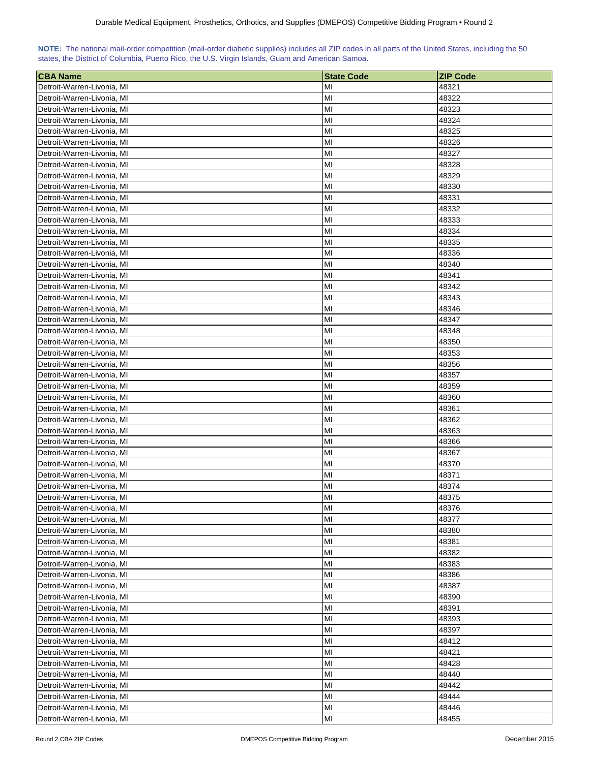**NOTE:** The national mail-order competition (mail-order diabetic supplies) includes all ZIP codes in all parts of the United States, including the 50 states, the District of Columbia, Puerto Rico, the U.S. Virgin Islands, Guam and American Samoa.

| CBA Name | State Code | ZIP Code |
|---|---|---|
| Detroit-Warren-Livonia, MI | MI | 48321 |
| Detroit-Warren-Livonia, MI | MI | 48322 |
| Detroit-Warren-Livonia, MI | MI | 48323 |
| Detroit-Warren-Livonia, MI | MI | 48324 |
| Detroit-Warren-Livonia, MI | MI | 48325 |
| Detroit-Warren-Livonia, MI | MI | 48326 |
| Detroit-Warren-Livonia, MI | MI | 48327 |
| Detroit-Warren-Livonia, MI | MI | 48328 |
| Detroit-Warren-Livonia, MI | MI | 48329 |
| Detroit-Warren-Livonia, MI | MI | 48330 |
| Detroit-Warren-Livonia, MI | MI | 48331 |
| Detroit-Warren-Livonia, MI | MI | 48332 |
| Detroit-Warren-Livonia, MI | MI | 48333 |
| Detroit-Warren-Livonia, MI | MI | 48334 |
| Detroit-Warren-Livonia, MI | MI | 48335 |
| Detroit-Warren-Livonia, MI | MI | 48336 |
| Detroit-Warren-Livonia, MI | MI | 48340 |
| Detroit-Warren-Livonia, MI | MI | 48341 |
| Detroit-Warren-Livonia, MI | MI | 48342 |
| Detroit-Warren-Livonia, MI | MI | 48343 |
| Detroit-Warren-Livonia, MI | MI | 48346 |
| Detroit-Warren-Livonia, MI | MI | 48347 |
| Detroit-Warren-Livonia, MI | MI | 48348 |
| Detroit-Warren-Livonia, MI | MI | 48350 |
| Detroit-Warren-Livonia, MI | MI | 48353 |
| Detroit-Warren-Livonia, MI | MI | 48356 |
| Detroit-Warren-Livonia, MI | MI | 48357 |
| Detroit-Warren-Livonia, MI | MI | 48359 |
| Detroit-Warren-Livonia, MI | MI | 48360 |
| Detroit-Warren-Livonia, MI | MI | 48361 |
| Detroit-Warren-Livonia, MI | MI | 48362 |
| Detroit-Warren-Livonia, MI | MI | 48363 |
| Detroit-Warren-Livonia, MI | MI | 48366 |
| Detroit-Warren-Livonia, MI | MI | 48367 |
| Detroit-Warren-Livonia, MI | MI | 48370 |
| Detroit-Warren-Livonia, MI | MI | 48371 |
| Detroit-Warren-Livonia, MI | MI | 48374 |
| Detroit-Warren-Livonia, MI | MI | 48375 |
| Detroit-Warren-Livonia, MI | MI | 48376 |
| Detroit-Warren-Livonia, MI | MI | 48377 |
| Detroit-Warren-Livonia, MI | MI | 48380 |
| Detroit-Warren-Livonia, MI | MI | 48381 |
| Detroit-Warren-Livonia, MI | MI | 48382 |
| Detroit-Warren-Livonia, MI | MI | 48383 |
| Detroit-Warren-Livonia, MI | MI | 48386 |
| Detroit-Warren-Livonia, MI | MI | 48387 |
| Detroit-Warren-Livonia, MI | MI | 48390 |
| Detroit-Warren-Livonia, MI | MI | 48391 |
| Detroit-Warren-Livonia, MI | MI | 48393 |
| Detroit-Warren-Livonia, MI | MI | 48397 |
| Detroit-Warren-Livonia, MI | MI | 48412 |
| Detroit-Warren-Livonia, MI | MI | 48421 |
| Detroit-Warren-Livonia, MI | MI | 48428 |
| Detroit-Warren-Livonia, MI | MI | 48440 |
| Detroit-Warren-Livonia, MI | MI | 48442 |
| Detroit-Warren-Livonia, MI | MI | 48444 |
| Detroit-Warren-Livonia, MI | MI | 48446 |
| Detroit-Warren-Livonia, MI | MI | 48455 |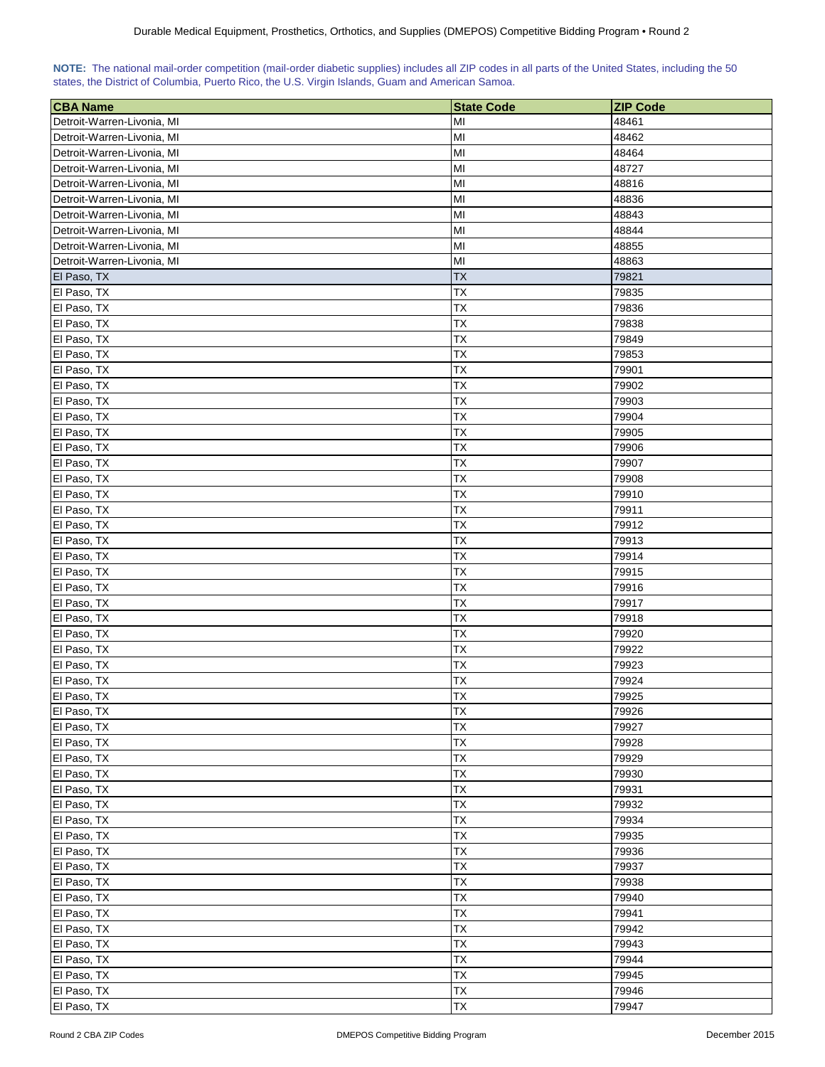**NOTE:** The national mail-order competition (mail-order diabetic supplies) includes all ZIP codes in all parts of the United States, including the 50 states, the District of Columbia, Puerto Rico, the U.S. Virgin Islands, Guam and American Samoa.

| CBA Name | State Code | ZIP Code |
|---|---|---|
| Detroit-Warren-Livonia, MI | MI | 48461 |
| Detroit-Warren-Livonia, MI | MI | 48462 |
| Detroit-Warren-Livonia, MI | MI | 48464 |
| Detroit-Warren-Livonia, MI | MI | 48727 |
| Detroit-Warren-Livonia, MI | MI | 48816 |
| Detroit-Warren-Livonia, MI | MI | 48836 |
| Detroit-Warren-Livonia, MI | MI | 48843 |
| Detroit-Warren-Livonia, MI | MI | 48844 |
| Detroit-Warren-Livonia, MI | MI | 48855 |
| Detroit-Warren-Livonia, MI | MI | 48863 |
| El Paso, TX | TX | 79821 |
| El Paso, TX | TX | 79835 |
| El Paso, TX | TX | 79836 |
| El Paso, TX | TX | 79838 |
| El Paso, TX | TX | 79849 |
| El Paso, TX | TX | 79853 |
| El Paso, TX | TX | 79901 |
| El Paso, TX | TX | 79902 |
| El Paso, TX | TX | 79903 |
| El Paso, TX | TX | 79904 |
| El Paso, TX | TX | 79905 |
| El Paso, TX | TX | 79906 |
| El Paso, TX | TX | 79907 |
| El Paso, TX | TX | 79908 |
| El Paso, TX | TX | 79910 |
| El Paso, TX | TX | 79911 |
| El Paso, TX | TX | 79912 |
| El Paso, TX | TX | 79913 |
| El Paso, TX | TX | 79914 |
| El Paso, TX | TX | 79915 |
| El Paso, TX | TX | 79916 |
| El Paso, TX | TX | 79917 |
| El Paso, TX | TX | 79918 |
| El Paso, TX | TX | 79920 |
| El Paso, TX | TX | 79922 |
| El Paso, TX | TX | 79923 |
| El Paso, TX | TX | 79924 |
| El Paso, TX | TX | 79925 |
| El Paso, TX | TX | 79926 |
| El Paso, TX | TX | 79927 |
| El Paso, TX | TX | 79928 |
| El Paso, TX | TX | 79929 |
| El Paso, TX | TX | 79930 |
| El Paso, TX | TX | 79931 |
| El Paso, TX | TX | 79932 |
| El Paso, TX | TX | 79934 |
| El Paso, TX | TX | 79935 |
| El Paso, TX | TX | 79936 |
| El Paso, TX | TX | 79937 |
| El Paso, TX | TX | 79938 |
| El Paso, TX | TX | 79940 |
| El Paso, TX | TX | 79941 |
| El Paso, TX | TX | 79942 |
| El Paso, TX | TX | 79943 |
| El Paso, TX | TX | 79944 |
| El Paso, TX | TX | 79945 |
| El Paso, TX | TX | 79946 |
| El Paso, TX | TX | 79947 |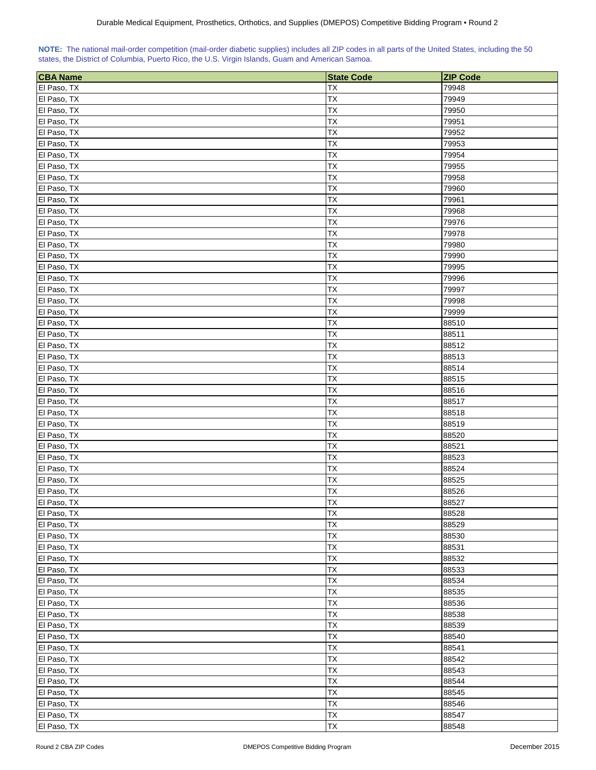**NOTE:** The national mail-order competition (mail-order diabetic supplies) includes all ZIP codes in all parts of the United States, including the 50 states, the District of Columbia, Puerto Rico, the U.S. Virgin Islands, Guam and American Samoa.

| CBA Name | State Code | ZIP Code |
|---|---|---|
| El Paso, TX | TX | 79948 |
| El Paso, TX | TX | 79949 |
| El Paso, TX | TX | 79950 |
| El Paso, TX | TX | 79951 |
| El Paso, TX | TX | 79952 |
| El Paso, TX | TX | 79953 |
| El Paso, TX | TX | 79954 |
| El Paso, TX | TX | 79955 |
| El Paso, TX | TX | 79958 |
| El Paso, TX | TX | 79960 |
| El Paso, TX | TX | 79961 |
| El Paso, TX | TX | 79968 |
| El Paso, TX | TX | 79976 |
| El Paso, TX | TX | 79978 |
| El Paso, TX | TX | 79980 |
| El Paso, TX | TX | 79990 |
| El Paso, TX | TX | 79995 |
| El Paso, TX | TX | 79996 |
| El Paso, TX | TX | 79997 |
| El Paso, TX | TX | 79998 |
| El Paso, TX | TX | 79999 |
| El Paso, TX | TX | 88510 |
| El Paso, TX | TX | 88511 |
| El Paso, TX | TX | 88512 |
| El Paso, TX | TX | 88513 |
| El Paso, TX | TX | 88514 |
| El Paso, TX | TX | 88515 |
| El Paso, TX | TX | 88516 |
| El Paso, TX | TX | 88517 |
| El Paso, TX | TX | 88518 |
| El Paso, TX | TX | 88519 |
| El Paso, TX | TX | 88520 |
| El Paso, TX | TX | 88521 |
| El Paso, TX | TX | 88523 |
| El Paso, TX | TX | 88524 |
| El Paso, TX | TX | 88525 |
| El Paso, TX | TX | 88526 |
| El Paso, TX | TX | 88527 |
| El Paso, TX | TX | 88528 |
| El Paso, TX | TX | 88529 |
| El Paso, TX | TX | 88530 |
| El Paso, TX | TX | 88531 |
| El Paso, TX | TX | 88532 |
| El Paso, TX | TX | 88533 |
| El Paso, TX | TX | 88534 |
| El Paso, TX | TX | 88535 |
| El Paso, TX | TX | 88536 |
| El Paso, TX | TX | 88538 |
| El Paso, TX | TX | 88539 |
| El Paso, TX | TX | 88540 |
| El Paso, TX | TX | 88541 |
| El Paso, TX | TX | 88542 |
| El Paso, TX | TX | 88543 |
| El Paso, TX | TX | 88544 |
| El Paso, TX | TX | 88545 |
| El Paso, TX | TX | 88546 |
| El Paso, TX | TX | 88547 |
| El Paso, TX | TX | 88548 |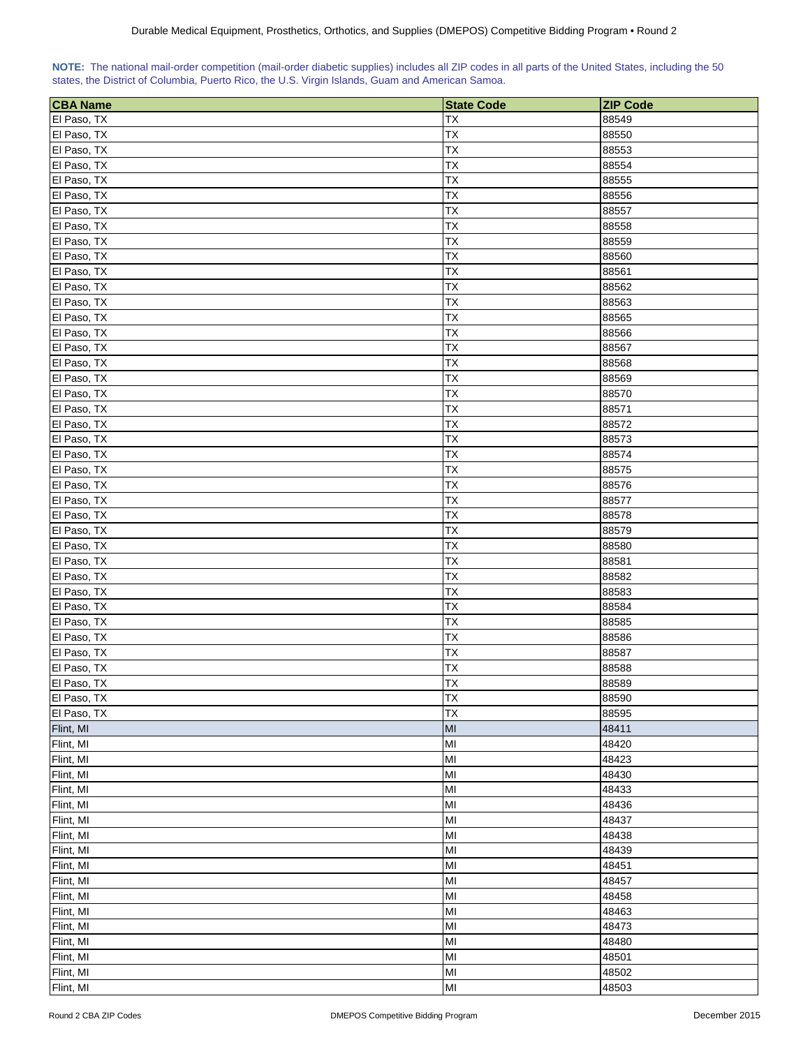**NOTE:** The national mail-order competition (mail-order diabetic supplies) includes all ZIP codes in all parts of the United States, including the 50 states, the District of Columbia, Puerto Rico, the U.S. Virgin Islands, Guam and American Samoa.

| CBA Name | State Code | ZIP Code |
| --- | --- | --- |
| El Paso, TX | TX | 88549 |
| El Paso, TX | TX | 88550 |
| El Paso, TX | TX | 88553 |
| El Paso, TX | TX | 88554 |
| El Paso, TX | TX | 88555 |
| El Paso, TX | TX | 88556 |
| El Paso, TX | TX | 88557 |
| El Paso, TX | TX | 88558 |
| El Paso, TX | TX | 88559 |
| El Paso, TX | TX | 88560 |
| El Paso, TX | TX | 88561 |
| El Paso, TX | TX | 88562 |
| El Paso, TX | TX | 88563 |
| El Paso, TX | TX | 88565 |
| El Paso, TX | TX | 88566 |
| El Paso, TX | TX | 88567 |
| El Paso, TX | TX | 88568 |
| El Paso, TX | TX | 88569 |
| El Paso, TX | TX | 88570 |
| El Paso, TX | TX | 88571 |
| El Paso, TX | TX | 88572 |
| El Paso, TX | TX | 88573 |
| El Paso, TX | TX | 88574 |
| El Paso, TX | TX | 88575 |
| El Paso, TX | TX | 88576 |
| El Paso, TX | TX | 88577 |
| El Paso, TX | TX | 88578 |
| El Paso, TX | TX | 88579 |
| El Paso, TX | TX | 88580 |
| El Paso, TX | TX | 88581 |
| El Paso, TX | TX | 88582 |
| El Paso, TX | TX | 88583 |
| El Paso, TX | TX | 88584 |
| El Paso, TX | TX | 88585 |
| El Paso, TX | TX | 88586 |
| El Paso, TX | TX | 88587 |
| El Paso, TX | TX | 88588 |
| El Paso, TX | TX | 88589 |
| El Paso, TX | TX | 88590 |
| El Paso, TX | TX | 88595 |
| Flint, MI | MI | 48411 |
| Flint, MI | MI | 48420 |
| Flint, MI | MI | 48423 |
| Flint, MI | MI | 48430 |
| Flint, MI | MI | 48433 |
| Flint, MI | MI | 48436 |
| Flint, MI | MI | 48437 |
| Flint, MI | MI | 48438 |
| Flint, MI | MI | 48439 |
| Flint, MI | MI | 48451 |
| Flint, MI | MI | 48457 |
| Flint, MI | MI | 48458 |
| Flint, MI | MI | 48463 |
| Flint, MI | MI | 48473 |
| Flint, MI | MI | 48480 |
| Flint, MI | MI | 48501 |
| Flint, MI | MI | 48502 |
| Flint, MI | MI | 48503 |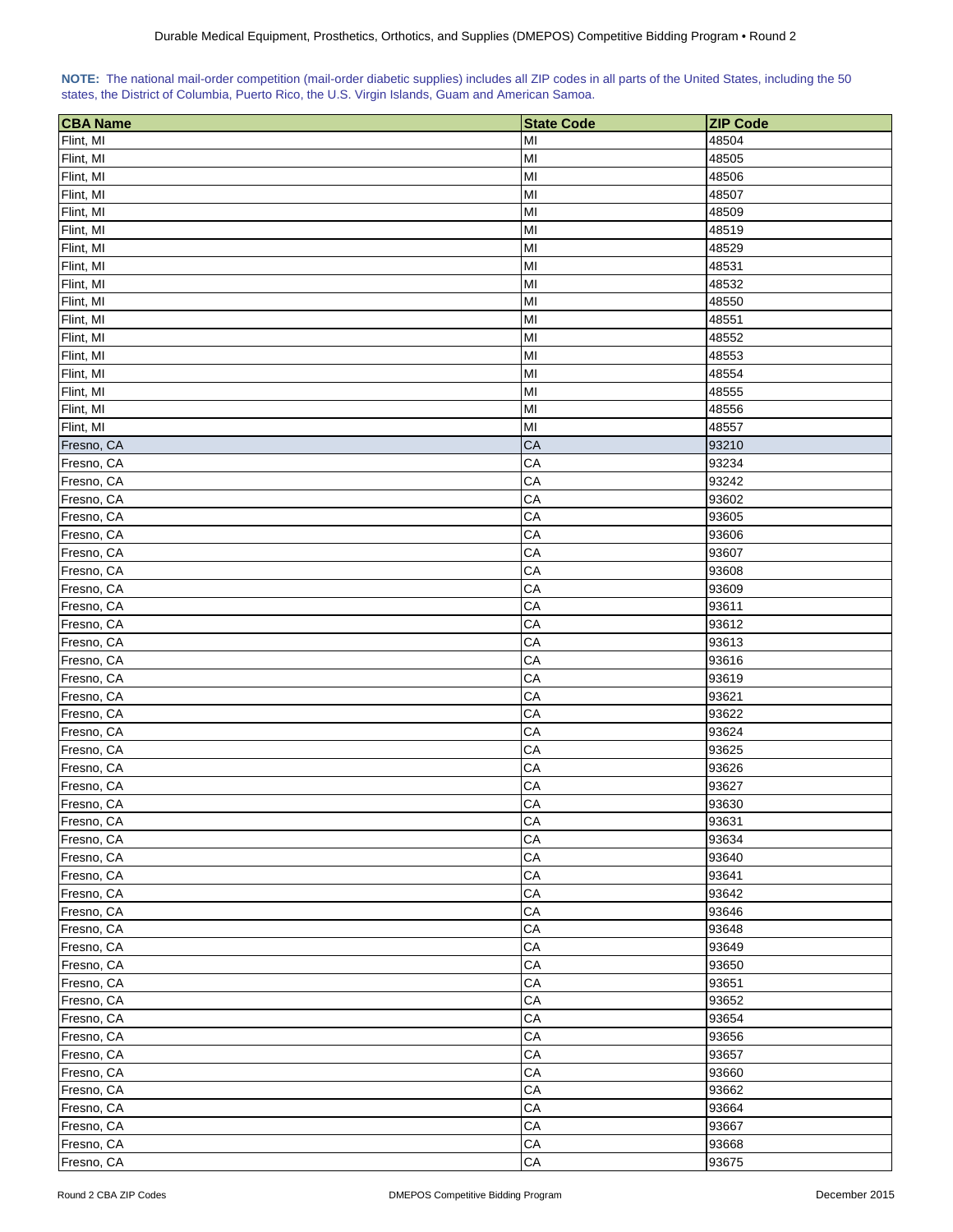**NOTE:** The national mail-order competition (mail-order diabetic supplies) includes all ZIP codes in all parts of the United States, including the 50 states, the District of Columbia, Puerto Rico, the U.S. Virgin Islands, Guam and American Samoa.

| CBA Name | State Code | ZIP Code |
|---|---|---|
| Flint, MI | MI | 48504 |
| Flint, MI | MI | 48505 |
| Flint, MI | MI | 48506 |
| Flint, MI | MI | 48507 |
| Flint, MI | MI | 48509 |
| Flint, MI | MI | 48519 |
| Flint, MI | MI | 48529 |
| Flint, MI | MI | 48531 |
| Flint, MI | MI | 48532 |
| Flint, MI | MI | 48550 |
| Flint, MI | MI | 48551 |
| Flint, MI | MI | 48552 |
| Flint, MI | MI | 48553 |
| Flint, MI | MI | 48554 |
| Flint, MI | MI | 48555 |
| Flint, MI | MI | 48556 |
| Flint, MI | MI | 48557 |
| Fresno, CA | CA | 93210 |
| Fresno, CA | CA | 93234 |
| Fresno, CA | CA | 93242 |
| Fresno, CA | CA | 93602 |
| Fresno, CA | CA | 93605 |
| Fresno, CA | CA | 93606 |
| Fresno, CA | CA | 93607 |
| Fresno, CA | CA | 93608 |
| Fresno, CA | CA | 93609 |
| Fresno, CA | CA | 93611 |
| Fresno, CA | CA | 93612 |
| Fresno, CA | CA | 93613 |
| Fresno, CA | CA | 93616 |
| Fresno, CA | CA | 93619 |
| Fresno, CA | CA | 93621 |
| Fresno, CA | CA | 93622 |
| Fresno, CA | CA | 93624 |
| Fresno, CA | CA | 93625 |
| Fresno, CA | CA | 93626 |
| Fresno, CA | CA | 93627 |
| Fresno, CA | CA | 93630 |
| Fresno, CA | CA | 93631 |
| Fresno, CA | CA | 93634 |
| Fresno, CA | CA | 93640 |
| Fresno, CA | CA | 93641 |
| Fresno, CA | CA | 93642 |
| Fresno, CA | CA | 93646 |
| Fresno, CA | CA | 93648 |
| Fresno, CA | CA | 93649 |
| Fresno, CA | CA | 93650 |
| Fresno, CA | CA | 93651 |
| Fresno, CA | CA | 93652 |
| Fresno, CA | CA | 93654 |
| Fresno, CA | CA | 93656 |
| Fresno, CA | CA | 93657 |
| Fresno, CA | CA | 93660 |
| Fresno, CA | CA | 93662 |
| Fresno, CA | CA | 93664 |
| Fresno, CA | CA | 93667 |
| Fresno, CA | CA | 93668 |
| Fresno, CA | CA | 93675 |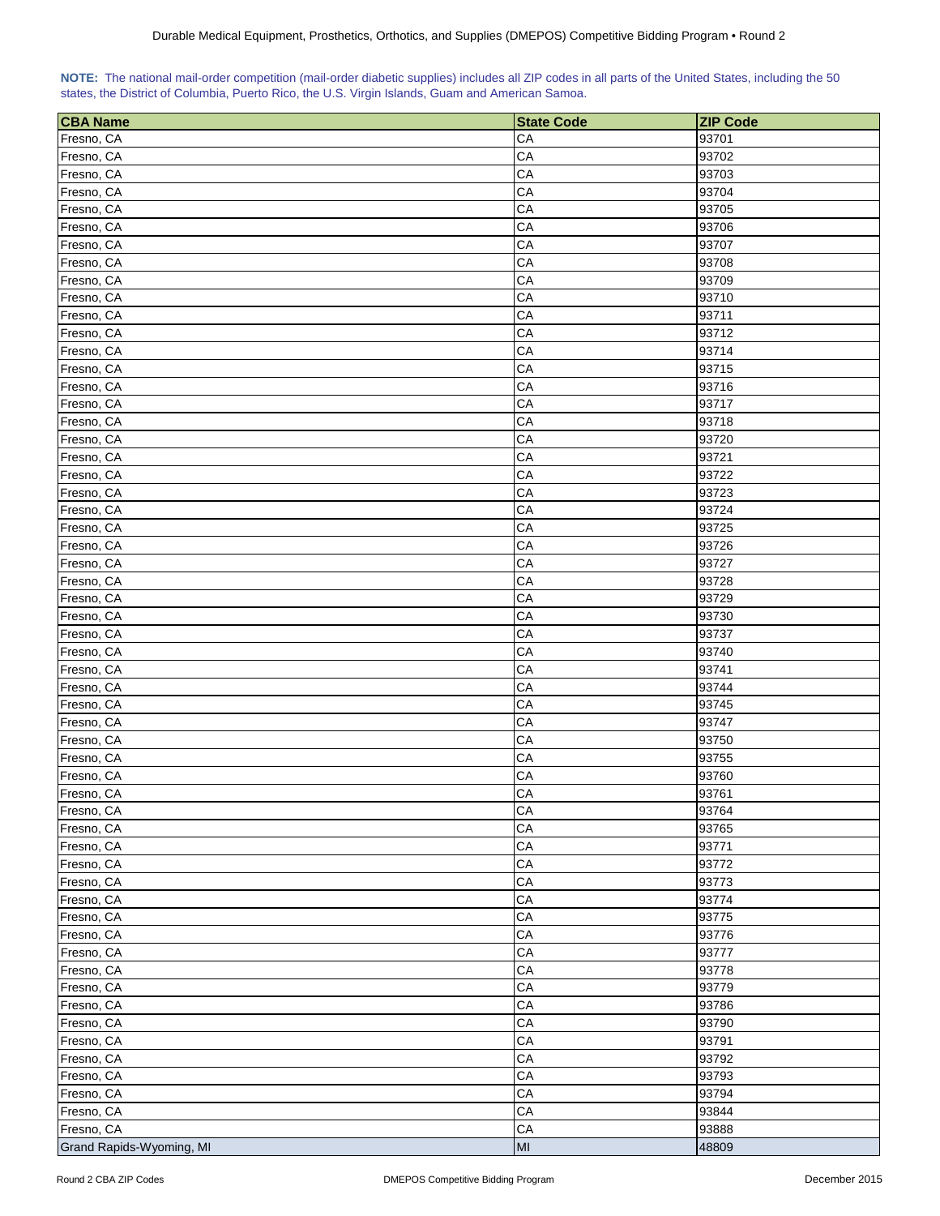**NOTE:** The national mail-order competition (mail-order diabetic supplies) includes all ZIP codes in all parts of the United States, including the 50 states, the District of Columbia, Puerto Rico, the U.S. Virgin Islands, Guam and American Samoa.

| CBA Name | State Code | ZIP Code |
|---|---|---|
| Fresno, CA | CA | 93701 |
| Fresno, CA | CA | 93702 |
| Fresno, CA | CA | 93703 |
| Fresno, CA | CA | 93704 |
| Fresno, CA | CA | 93705 |
| Fresno, CA | CA | 93706 |
| Fresno, CA | CA | 93707 |
| Fresno, CA | CA | 93708 |
| Fresno, CA | CA | 93709 |
| Fresno, CA | CA | 93710 |
| Fresno, CA | CA | 93711 |
| Fresno, CA | CA | 93712 |
| Fresno, CA | CA | 93714 |
| Fresno, CA | CA | 93715 |
| Fresno, CA | CA | 93716 |
| Fresno, CA | CA | 93717 |
| Fresno, CA | CA | 93718 |
| Fresno, CA | CA | 93720 |
| Fresno, CA | CA | 93721 |
| Fresno, CA | CA | 93722 |
| Fresno, CA | CA | 93723 |
| Fresno, CA | CA | 93724 |
| Fresno, CA | CA | 93725 |
| Fresno, CA | CA | 93726 |
| Fresno, CA | CA | 93727 |
| Fresno, CA | CA | 93728 |
| Fresno, CA | CA | 93729 |
| Fresno, CA | CA | 93730 |
| Fresno, CA | CA | 93737 |
| Fresno, CA | CA | 93740 |
| Fresno, CA | CA | 93741 |
| Fresno, CA | CA | 93744 |
| Fresno, CA | CA | 93745 |
| Fresno, CA | CA | 93747 |
| Fresno, CA | CA | 93750 |
| Fresno, CA | CA | 93755 |
| Fresno, CA | CA | 93760 |
| Fresno, CA | CA | 93761 |
| Fresno, CA | CA | 93764 |
| Fresno, CA | CA | 93765 |
| Fresno, CA | CA | 93771 |
| Fresno, CA | CA | 93772 |
| Fresno, CA | CA | 93773 |
| Fresno, CA | CA | 93774 |
| Fresno, CA | CA | 93775 |
| Fresno, CA | CA | 93776 |
| Fresno, CA | CA | 93777 |
| Fresno, CA | CA | 93778 |
| Fresno, CA | CA | 93779 |
| Fresno, CA | CA | 93786 |
| Fresno, CA | CA | 93790 |
| Fresno, CA | CA | 93791 |
| Fresno, CA | CA | 93792 |
| Fresno, CA | CA | 93793 |
| Fresno, CA | CA | 93794 |
| Fresno, CA | CA | 93844 |
| Fresno, CA | CA | 93888 |
| Grand Rapids-Wyoming, MI | MI | 48809 |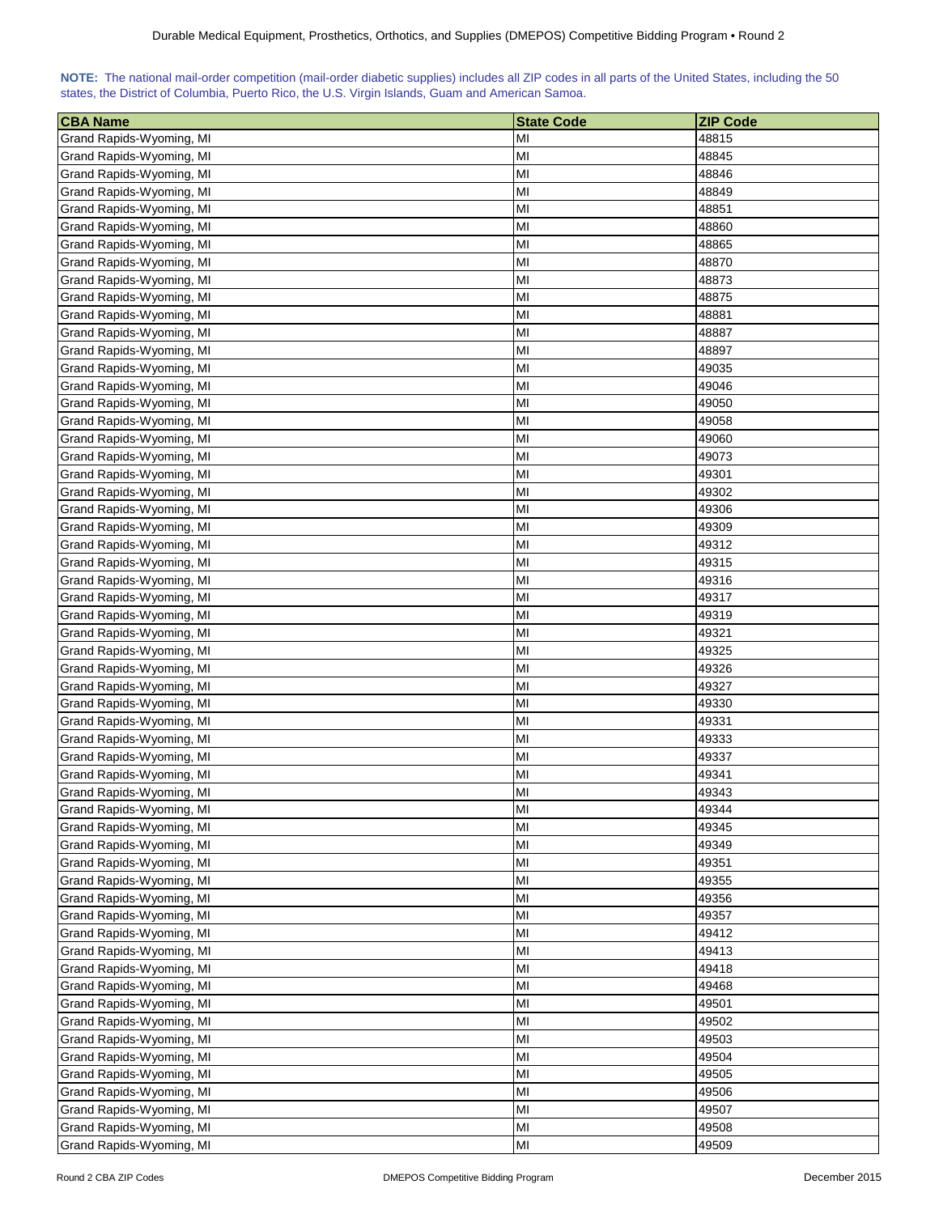**NOTE:** The national mail-order competition (mail-order diabetic supplies) includes all ZIP codes in all parts of the United States, including the 50 states, the District of Columbia, Puerto Rico, the U.S. Virgin Islands, Guam and American Samoa.

| CBA Name | State Code | ZIP Code |
|---|---|---|
| Grand Rapids-Wyoming, MI | MI | 48815 |
| Grand Rapids-Wyoming, MI | MI | 48845 |
| Grand Rapids-Wyoming, MI | MI | 48846 |
| Grand Rapids-Wyoming, MI | MI | 48849 |
| Grand Rapids-Wyoming, MI | MI | 48851 |
| Grand Rapids-Wyoming, MI | MI | 48860 |
| Grand Rapids-Wyoming, MI | MI | 48865 |
| Grand Rapids-Wyoming, MI | MI | 48870 |
| Grand Rapids-Wyoming, MI | MI | 48873 |
| Grand Rapids-Wyoming, MI | MI | 48875 |
| Grand Rapids-Wyoming, MI | MI | 48881 |
| Grand Rapids-Wyoming, MI | MI | 48887 |
| Grand Rapids-Wyoming, MI | MI | 48897 |
| Grand Rapids-Wyoming, MI | MI | 49035 |
| Grand Rapids-Wyoming, MI | MI | 49046 |
| Grand Rapids-Wyoming, MI | MI | 49050 |
| Grand Rapids-Wyoming, MI | MI | 49058 |
| Grand Rapids-Wyoming, MI | MI | 49060 |
| Grand Rapids-Wyoming, MI | MI | 49073 |
| Grand Rapids-Wyoming, MI | MI | 49301 |
| Grand Rapids-Wyoming, MI | MI | 49302 |
| Grand Rapids-Wyoming, MI | MI | 49306 |
| Grand Rapids-Wyoming, MI | MI | 49309 |
| Grand Rapids-Wyoming, MI | MI | 49312 |
| Grand Rapids-Wyoming, MI | MI | 49315 |
| Grand Rapids-Wyoming, MI | MI | 49316 |
| Grand Rapids-Wyoming, MI | MI | 49317 |
| Grand Rapids-Wyoming, MI | MI | 49319 |
| Grand Rapids-Wyoming, MI | MI | 49321 |
| Grand Rapids-Wyoming, MI | MI | 49325 |
| Grand Rapids-Wyoming, MI | MI | 49326 |
| Grand Rapids-Wyoming, MI | MI | 49327 |
| Grand Rapids-Wyoming, MI | MI | 49330 |
| Grand Rapids-Wyoming, MI | MI | 49331 |
| Grand Rapids-Wyoming, MI | MI | 49333 |
| Grand Rapids-Wyoming, MI | MI | 49337 |
| Grand Rapids-Wyoming, MI | MI | 49341 |
| Grand Rapids-Wyoming, MI | MI | 49343 |
| Grand Rapids-Wyoming, MI | MI | 49344 |
| Grand Rapids-Wyoming, MI | MI | 49345 |
| Grand Rapids-Wyoming, MI | MI | 49349 |
| Grand Rapids-Wyoming, MI | MI | 49351 |
| Grand Rapids-Wyoming, MI | MI | 49355 |
| Grand Rapids-Wyoming, MI | MI | 49356 |
| Grand Rapids-Wyoming, MI | MI | 49357 |
| Grand Rapids-Wyoming, MI | MI | 49412 |
| Grand Rapids-Wyoming, MI | MI | 49413 |
| Grand Rapids-Wyoming, MI | MI | 49418 |
| Grand Rapids-Wyoming, MI | MI | 49468 |
| Grand Rapids-Wyoming, MI | MI | 49501 |
| Grand Rapids-Wyoming, MI | MI | 49502 |
| Grand Rapids-Wyoming, MI | MI | 49503 |
| Grand Rapids-Wyoming, MI | MI | 49504 |
| Grand Rapids-Wyoming, MI | MI | 49505 |
| Grand Rapids-Wyoming, MI | MI | 49506 |
| Grand Rapids-Wyoming, MI | MI | 49507 |
| Grand Rapids-Wyoming, MI | MI | 49508 |
| Grand Rapids-Wyoming, MI | MI | 49509 |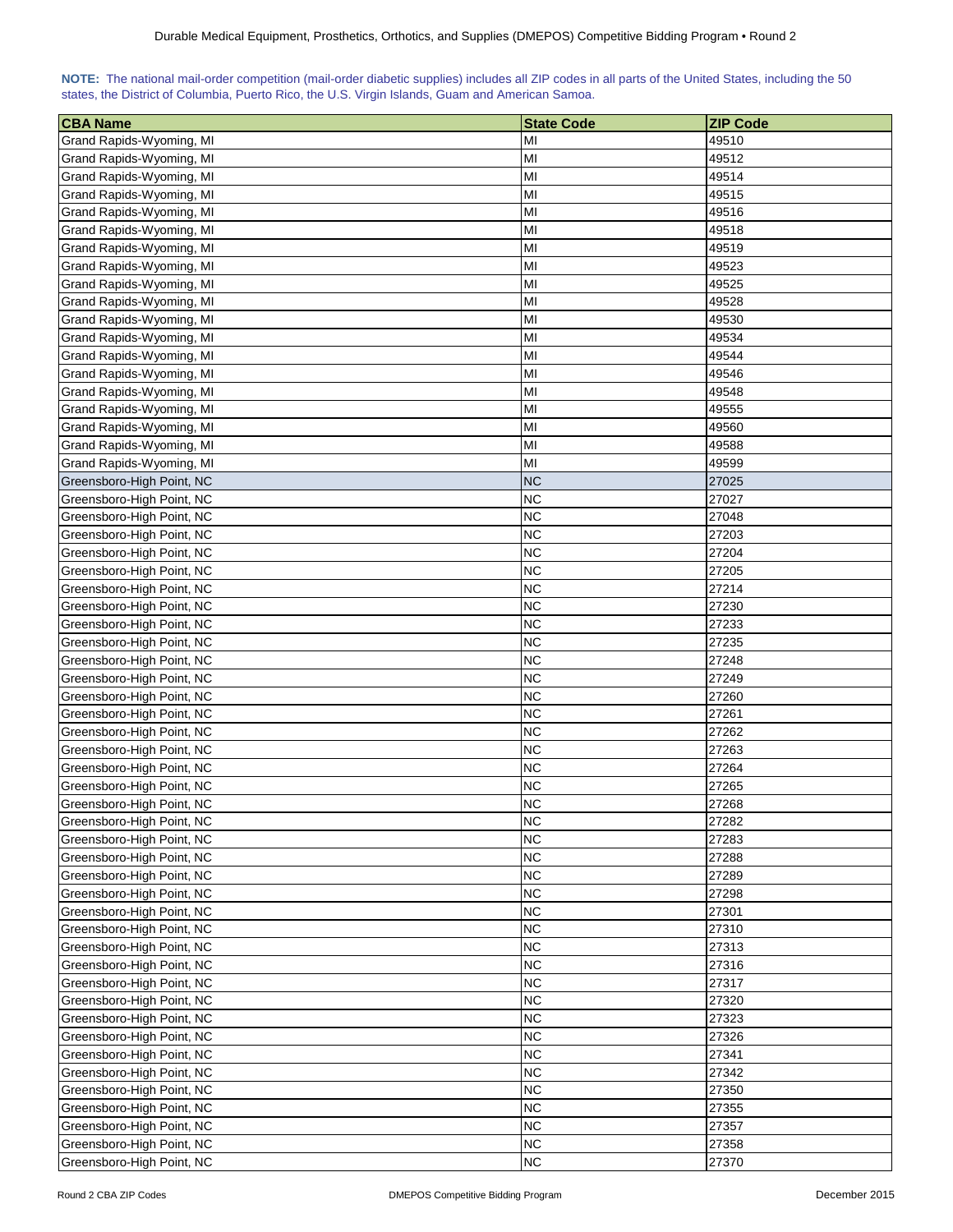**NOTE:** The national mail-order competition (mail-order diabetic supplies) includes all ZIP codes in all parts of the United States, including the 50 states, the District of Columbia, Puerto Rico, the U.S. Virgin Islands, Guam and American Samoa.

| CBA Name | State Code | ZIP Code |
|---|---|---|
| Grand Rapids-Wyoming, MI | MI | 49510 |
| Grand Rapids-Wyoming, MI | MI | 49512 |
| Grand Rapids-Wyoming, MI | MI | 49514 |
| Grand Rapids-Wyoming, MI | MI | 49515 |
| Grand Rapids-Wyoming, MI | MI | 49516 |
| Grand Rapids-Wyoming, MI | MI | 49518 |
| Grand Rapids-Wyoming, MI | MI | 49519 |
| Grand Rapids-Wyoming, MI | MI | 49523 |
| Grand Rapids-Wyoming, MI | MI | 49525 |
| Grand Rapids-Wyoming, MI | MI | 49528 |
| Grand Rapids-Wyoming, MI | MI | 49530 |
| Grand Rapids-Wyoming, MI | MI | 49534 |
| Grand Rapids-Wyoming, MI | MI | 49544 |
| Grand Rapids-Wyoming, MI | MI | 49546 |
| Grand Rapids-Wyoming, MI | MI | 49548 |
| Grand Rapids-Wyoming, MI | MI | 49555 |
| Grand Rapids-Wyoming, MI | MI | 49560 |
| Grand Rapids-Wyoming, MI | MI | 49588 |
| Grand Rapids-Wyoming, MI | MI | 49599 |
| Greensboro-High Point, NC | NC | 27025 |
| Greensboro-High Point, NC | NC | 27027 |
| Greensboro-High Point, NC | NC | 27048 |
| Greensboro-High Point, NC | NC | 27203 |
| Greensboro-High Point, NC | NC | 27204 |
| Greensboro-High Point, NC | NC | 27205 |
| Greensboro-High Point, NC | NC | 27214 |
| Greensboro-High Point, NC | NC | 27230 |
| Greensboro-High Point, NC | NC | 27233 |
| Greensboro-High Point, NC | NC | 27235 |
| Greensboro-High Point, NC | NC | 27248 |
| Greensboro-High Point, NC | NC | 27249 |
| Greensboro-High Point, NC | NC | 27260 |
| Greensboro-High Point, NC | NC | 27261 |
| Greensboro-High Point, NC | NC | 27262 |
| Greensboro-High Point, NC | NC | 27263 |
| Greensboro-High Point, NC | NC | 27264 |
| Greensboro-High Point, NC | NC | 27265 |
| Greensboro-High Point, NC | NC | 27268 |
| Greensboro-High Point, NC | NC | 27282 |
| Greensboro-High Point, NC | NC | 27283 |
| Greensboro-High Point, NC | NC | 27288 |
| Greensboro-High Point, NC | NC | 27289 |
| Greensboro-High Point, NC | NC | 27298 |
| Greensboro-High Point, NC | NC | 27301 |
| Greensboro-High Point, NC | NC | 27310 |
| Greensboro-High Point, NC | NC | 27313 |
| Greensboro-High Point, NC | NC | 27316 |
| Greensboro-High Point, NC | NC | 27317 |
| Greensboro-High Point, NC | NC | 27320 |
| Greensboro-High Point, NC | NC | 27323 |
| Greensboro-High Point, NC | NC | 27326 |
| Greensboro-High Point, NC | NC | 27341 |
| Greensboro-High Point, NC | NC | 27342 |
| Greensboro-High Point, NC | NC | 27350 |
| Greensboro-High Point, NC | NC | 27355 |
| Greensboro-High Point, NC | NC | 27357 |
| Greensboro-High Point, NC | NC | 27358 |
| Greensboro-High Point, NC | NC | 27370 |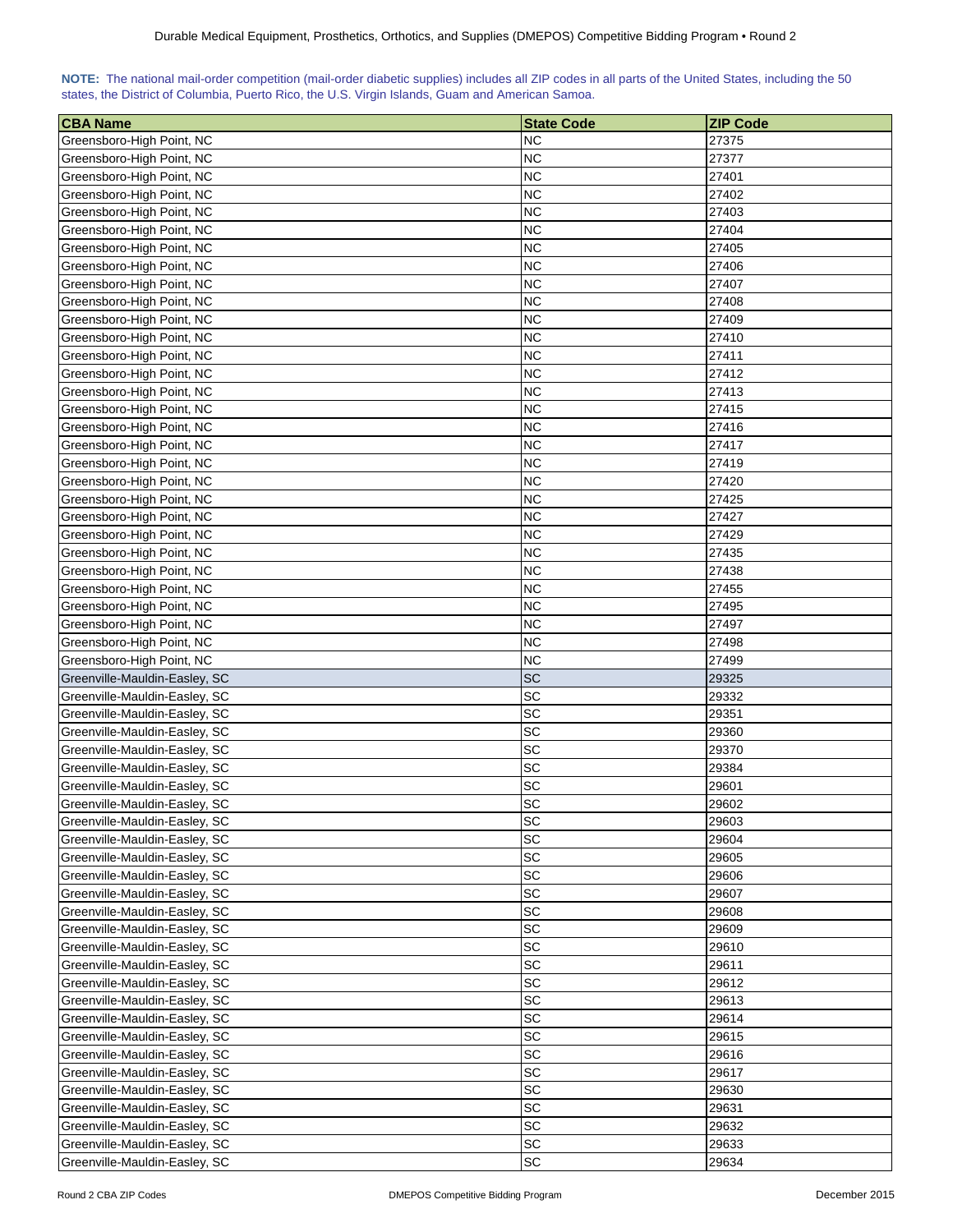**NOTE:** The national mail-order competition (mail-order diabetic supplies) includes all ZIP codes in all parts of the United States, including the 50 states, the District of Columbia, Puerto Rico, the U.S. Virgin Islands, Guam and American Samoa.

| CBA Name | State Code | ZIP Code |
|---|---|---|
| Greensboro-High Point, NC | NC | 27375 |
| Greensboro-High Point, NC | NC | 27377 |
| Greensboro-High Point, NC | NC | 27401 |
| Greensboro-High Point, NC | NC | 27402 |
| Greensboro-High Point, NC | NC | 27403 |
| Greensboro-High Point, NC | NC | 27404 |
| Greensboro-High Point, NC | NC | 27405 |
| Greensboro-High Point, NC | NC | 27406 |
| Greensboro-High Point, NC | NC | 27407 |
| Greensboro-High Point, NC | NC | 27408 |
| Greensboro-High Point, NC | NC | 27409 |
| Greensboro-High Point, NC | NC | 27410 |
| Greensboro-High Point, NC | NC | 27411 |
| Greensboro-High Point, NC | NC | 27412 |
| Greensboro-High Point, NC | NC | 27413 |
| Greensboro-High Point, NC | NC | 27415 |
| Greensboro-High Point, NC | NC | 27416 |
| Greensboro-High Point, NC | NC | 27417 |
| Greensboro-High Point, NC | NC | 27419 |
| Greensboro-High Point, NC | NC | 27420 |
| Greensboro-High Point, NC | NC | 27425 |
| Greensboro-High Point, NC | NC | 27427 |
| Greensboro-High Point, NC | NC | 27429 |
| Greensboro-High Point, NC | NC | 27435 |
| Greensboro-High Point, NC | NC | 27438 |
| Greensboro-High Point, NC | NC | 27455 |
| Greensboro-High Point, NC | NC | 27495 |
| Greensboro-High Point, NC | NC | 27497 |
| Greensboro-High Point, NC | NC | 27498 |
| Greensboro-High Point, NC | NC | 27499 |
| Greenville-Mauldin-Easley, SC | SC | 29325 |
| Greenville-Mauldin-Easley, SC | SC | 29332 |
| Greenville-Mauldin-Easley, SC | SC | 29351 |
| Greenville-Mauldin-Easley, SC | SC | 29360 |
| Greenville-Mauldin-Easley, SC | SC | 29370 |
| Greenville-Mauldin-Easley, SC | SC | 29384 |
| Greenville-Mauldin-Easley, SC | SC | 29601 |
| Greenville-Mauldin-Easley, SC | SC | 29602 |
| Greenville-Mauldin-Easley, SC | SC | 29603 |
| Greenville-Mauldin-Easley, SC | SC | 29604 |
| Greenville-Mauldin-Easley, SC | SC | 29605 |
| Greenville-Mauldin-Easley, SC | SC | 29606 |
| Greenville-Mauldin-Easley, SC | SC | 29607 |
| Greenville-Mauldin-Easley, SC | SC | 29608 |
| Greenville-Mauldin-Easley, SC | SC | 29609 |
| Greenville-Mauldin-Easley, SC | SC | 29610 |
| Greenville-Mauldin-Easley, SC | SC | 29611 |
| Greenville-Mauldin-Easley, SC | SC | 29612 |
| Greenville-Mauldin-Easley, SC | SC | 29613 |
| Greenville-Mauldin-Easley, SC | SC | 29614 |
| Greenville-Mauldin-Easley, SC | SC | 29615 |
| Greenville-Mauldin-Easley, SC | SC | 29616 |
| Greenville-Mauldin-Easley, SC | SC | 29617 |
| Greenville-Mauldin-Easley, SC | SC | 29630 |
| Greenville-Mauldin-Easley, SC | SC | 29631 |
| Greenville-Mauldin-Easley, SC | SC | 29632 |
| Greenville-Mauldin-Easley, SC | SC | 29633 |
| Greenville-Mauldin-Easley, SC | SC | 29634 |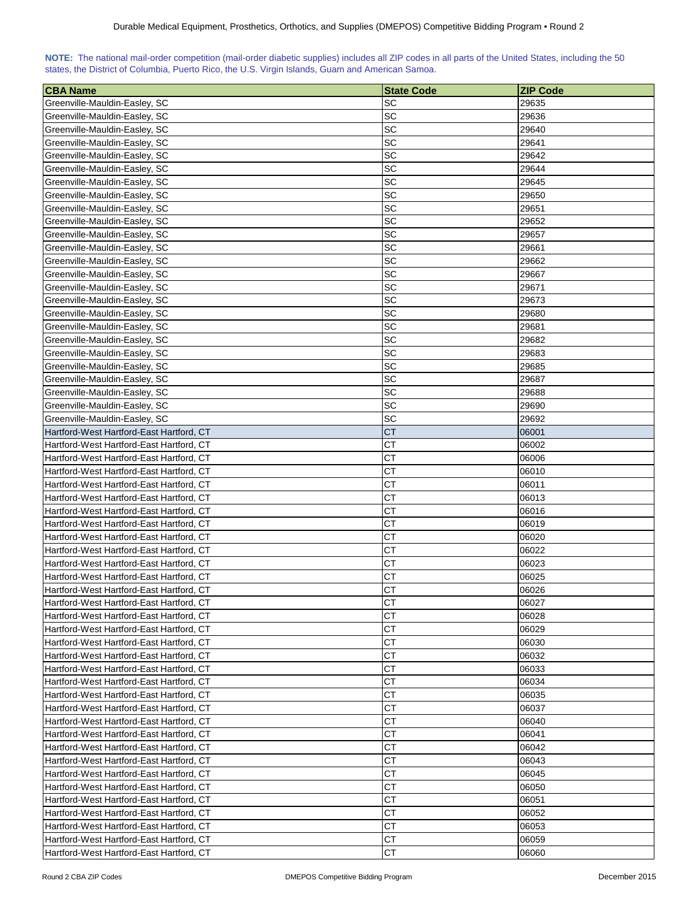**NOTE:** The national mail-order competition (mail-order diabetic supplies) includes all ZIP codes in all parts of the United States, including the 50 states, the District of Columbia, Puerto Rico, the U.S. Virgin Islands, Guam and American Samoa.

| CBA Name | State Code | ZIP Code |
|---|---|---|
| Greenville-Mauldin-Easley, SC | SC | 29635 |
| Greenville-Mauldin-Easley, SC | SC | 29636 |
| Greenville-Mauldin-Easley, SC | SC | 29640 |
| Greenville-Mauldin-Easley, SC | SC | 29641 |
| Greenville-Mauldin-Easley, SC | SC | 29642 |
| Greenville-Mauldin-Easley, SC | SC | 29644 |
| Greenville-Mauldin-Easley, SC | SC | 29645 |
| Greenville-Mauldin-Easley, SC | SC | 29650 |
| Greenville-Mauldin-Easley, SC | SC | 29651 |
| Greenville-Mauldin-Easley, SC | SC | 29652 |
| Greenville-Mauldin-Easley, SC | SC | 29657 |
| Greenville-Mauldin-Easley, SC | SC | 29661 |
| Greenville-Mauldin-Easley, SC | SC | 29662 |
| Greenville-Mauldin-Easley, SC | SC | 29667 |
| Greenville-Mauldin-Easley, SC | SC | 29671 |
| Greenville-Mauldin-Easley, SC | SC | 29673 |
| Greenville-Mauldin-Easley, SC | SC | 29680 |
| Greenville-Mauldin-Easley, SC | SC | 29681 |
| Greenville-Mauldin-Easley, SC | SC | 29682 |
| Greenville-Mauldin-Easley, SC | SC | 29683 |
| Greenville-Mauldin-Easley, SC | SC | 29685 |
| Greenville-Mauldin-Easley, SC | SC | 29687 |
| Greenville-Mauldin-Easley, SC | SC | 29688 |
| Greenville-Mauldin-Easley, SC | SC | 29690 |
| Greenville-Mauldin-Easley, SC | SC | 29692 |
| Hartford-West Hartford-East Hartford, CT | CT | 06001 |
| Hartford-West Hartford-East Hartford, CT | CT | 06002 |
| Hartford-West Hartford-East Hartford, CT | CT | 06006 |
| Hartford-West Hartford-East Hartford, CT | CT | 06010 |
| Hartford-West Hartford-East Hartford, CT | CT | 06011 |
| Hartford-West Hartford-East Hartford, CT | CT | 06013 |
| Hartford-West Hartford-East Hartford, CT | CT | 06016 |
| Hartford-West Hartford-East Hartford, CT | CT | 06019 |
| Hartford-West Hartford-East Hartford, CT | CT | 06020 |
| Hartford-West Hartford-East Hartford, CT | CT | 06022 |
| Hartford-West Hartford-East Hartford, CT | CT | 06023 |
| Hartford-West Hartford-East Hartford, CT | CT | 06025 |
| Hartford-West Hartford-East Hartford, CT | CT | 06026 |
| Hartford-West Hartford-East Hartford, CT | CT | 06027 |
| Hartford-West Hartford-East Hartford, CT | CT | 06028 |
| Hartford-West Hartford-East Hartford, CT | CT | 06029 |
| Hartford-West Hartford-East Hartford, CT | CT | 06030 |
| Hartford-West Hartford-East Hartford, CT | CT | 06032 |
| Hartford-West Hartford-East Hartford, CT | CT | 06033 |
| Hartford-West Hartford-East Hartford, CT | CT | 06034 |
| Hartford-West Hartford-East Hartford, CT | CT | 06035 |
| Hartford-West Hartford-East Hartford, CT | CT | 06037 |
| Hartford-West Hartford-East Hartford, CT | CT | 06040 |
| Hartford-West Hartford-East Hartford, CT | CT | 06041 |
| Hartford-West Hartford-East Hartford, CT | CT | 06042 |
| Hartford-West Hartford-East Hartford, CT | CT | 06043 |
| Hartford-West Hartford-East Hartford, CT | CT | 06045 |
| Hartford-West Hartford-East Hartford, CT | CT | 06050 |
| Hartford-West Hartford-East Hartford, CT | CT | 06051 |
| Hartford-West Hartford-East Hartford, CT | CT | 06052 |
| Hartford-West Hartford-East Hartford, CT | CT | 06053 |
| Hartford-West Hartford-East Hartford, CT | CT | 06059 |
| Hartford-West Hartford-East Hartford, CT | CT | 06060 |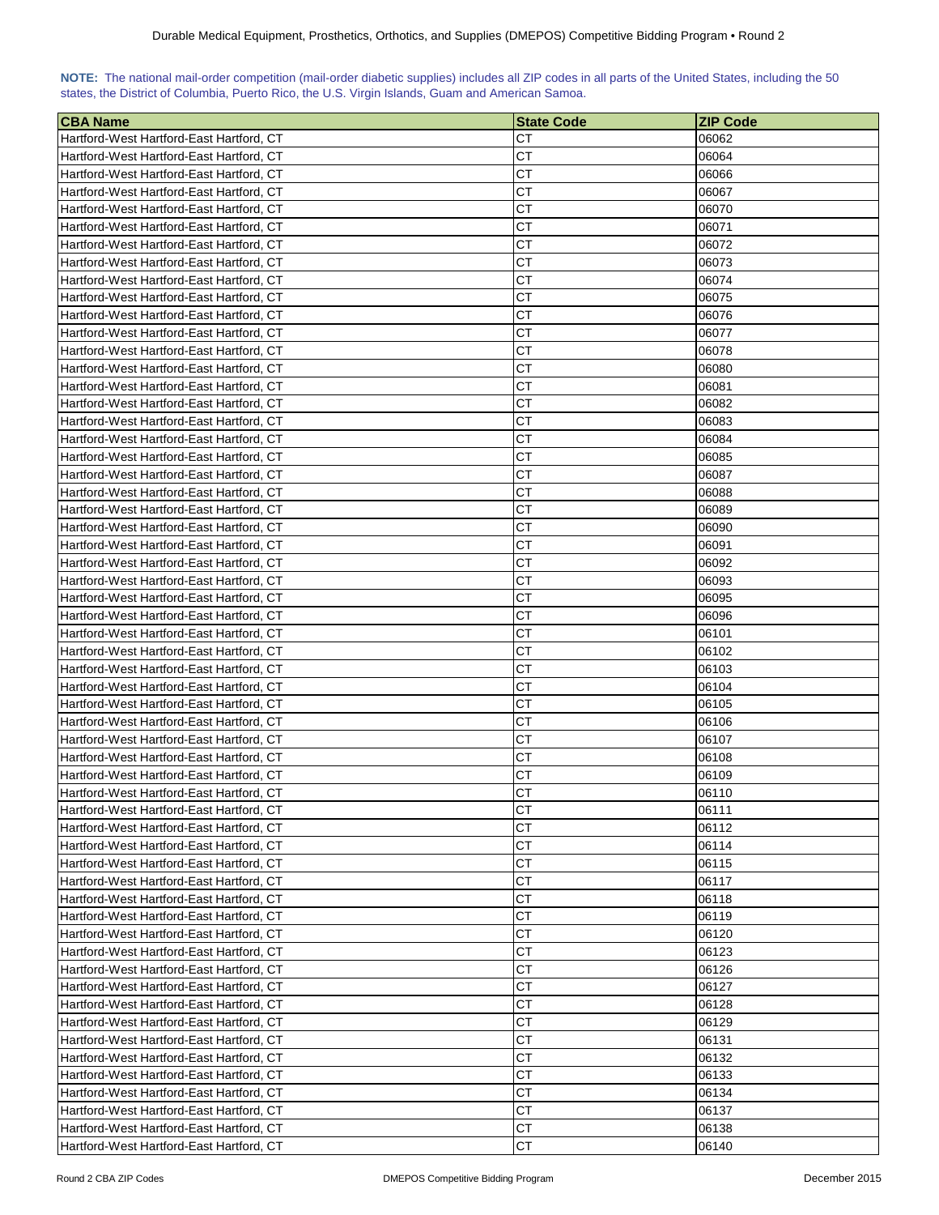**NOTE:** The national mail-order competition (mail-order diabetic supplies) includes all ZIP codes in all parts of the United States, including the 50 states, the District of Columbia, Puerto Rico, the U.S. Virgin Islands, Guam and American Samoa.

| CBA Name | State Code | ZIP Code |
|---|---|---|
| Hartford-West Hartford-East Hartford, CT | CT | 06062 |
| Hartford-West Hartford-East Hartford, CT | CT | 06064 |
| Hartford-West Hartford-East Hartford, CT | CT | 06066 |
| Hartford-West Hartford-East Hartford, CT | CT | 06067 |
| Hartford-West Hartford-East Hartford, CT | CT | 06070 |
| Hartford-West Hartford-East Hartford, CT | CT | 06071 |
| Hartford-West Hartford-East Hartford, CT | CT | 06072 |
| Hartford-West Hartford-East Hartford, CT | CT | 06073 |
| Hartford-West Hartford-East Hartford, CT | CT | 06074 |
| Hartford-West Hartford-East Hartford, CT | CT | 06075 |
| Hartford-West Hartford-East Hartford, CT | CT | 06076 |
| Hartford-West Hartford-East Hartford, CT | CT | 06077 |
| Hartford-West Hartford-East Hartford, CT | CT | 06078 |
| Hartford-West Hartford-East Hartford, CT | CT | 06080 |
| Hartford-West Hartford-East Hartford, CT | CT | 06081 |
| Hartford-West Hartford-East Hartford, CT | CT | 06082 |
| Hartford-West Hartford-East Hartford, CT | CT | 06083 |
| Hartford-West Hartford-East Hartford, CT | CT | 06084 |
| Hartford-West Hartford-East Hartford, CT | CT | 06085 |
| Hartford-West Hartford-East Hartford, CT | CT | 06087 |
| Hartford-West Hartford-East Hartford, CT | CT | 06088 |
| Hartford-West Hartford-East Hartford, CT | CT | 06089 |
| Hartford-West Hartford-East Hartford, CT | CT | 06090 |
| Hartford-West Hartford-East Hartford, CT | CT | 06091 |
| Hartford-West Hartford-East Hartford, CT | CT | 06092 |
| Hartford-West Hartford-East Hartford, CT | CT | 06093 |
| Hartford-West Hartford-East Hartford, CT | CT | 06095 |
| Hartford-West Hartford-East Hartford, CT | CT | 06096 |
| Hartford-West Hartford-East Hartford, CT | CT | 06101 |
| Hartford-West Hartford-East Hartford, CT | CT | 06102 |
| Hartford-West Hartford-East Hartford, CT | CT | 06103 |
| Hartford-West Hartford-East Hartford, CT | CT | 06104 |
| Hartford-West Hartford-East Hartford, CT | CT | 06105 |
| Hartford-West Hartford-East Hartford, CT | CT | 06106 |
| Hartford-West Hartford-East Hartford, CT | CT | 06107 |
| Hartford-West Hartford-East Hartford, CT | CT | 06108 |
| Hartford-West Hartford-East Hartford, CT | CT | 06109 |
| Hartford-West Hartford-East Hartford, CT | CT | 06110 |
| Hartford-West Hartford-East Hartford, CT | CT | 06111 |
| Hartford-West Hartford-East Hartford, CT | CT | 06112 |
| Hartford-West Hartford-East Hartford, CT | CT | 06114 |
| Hartford-West Hartford-East Hartford, CT | CT | 06115 |
| Hartford-West Hartford-East Hartford, CT | CT | 06117 |
| Hartford-West Hartford-East Hartford, CT | CT | 06118 |
| Hartford-West Hartford-East Hartford, CT | CT | 06119 |
| Hartford-West Hartford-East Hartford, CT | CT | 06120 |
| Hartford-West Hartford-East Hartford, CT | CT | 06123 |
| Hartford-West Hartford-East Hartford, CT | CT | 06126 |
| Hartford-West Hartford-East Hartford, CT | CT | 06127 |
| Hartford-West Hartford-East Hartford, CT | CT | 06128 |
| Hartford-West Hartford-East Hartford, CT | CT | 06129 |
| Hartford-West Hartford-East Hartford, CT | CT | 06131 |
| Hartford-West Hartford-East Hartford, CT | CT | 06132 |
| Hartford-West Hartford-East Hartford, CT | CT | 06133 |
| Hartford-West Hartford-East Hartford, CT | CT | 06134 |
| Hartford-West Hartford-East Hartford, CT | CT | 06137 |
| Hartford-West Hartford-East Hartford, CT | CT | 06138 |
| Hartford-West Hartford-East Hartford, CT | CT | 06140 |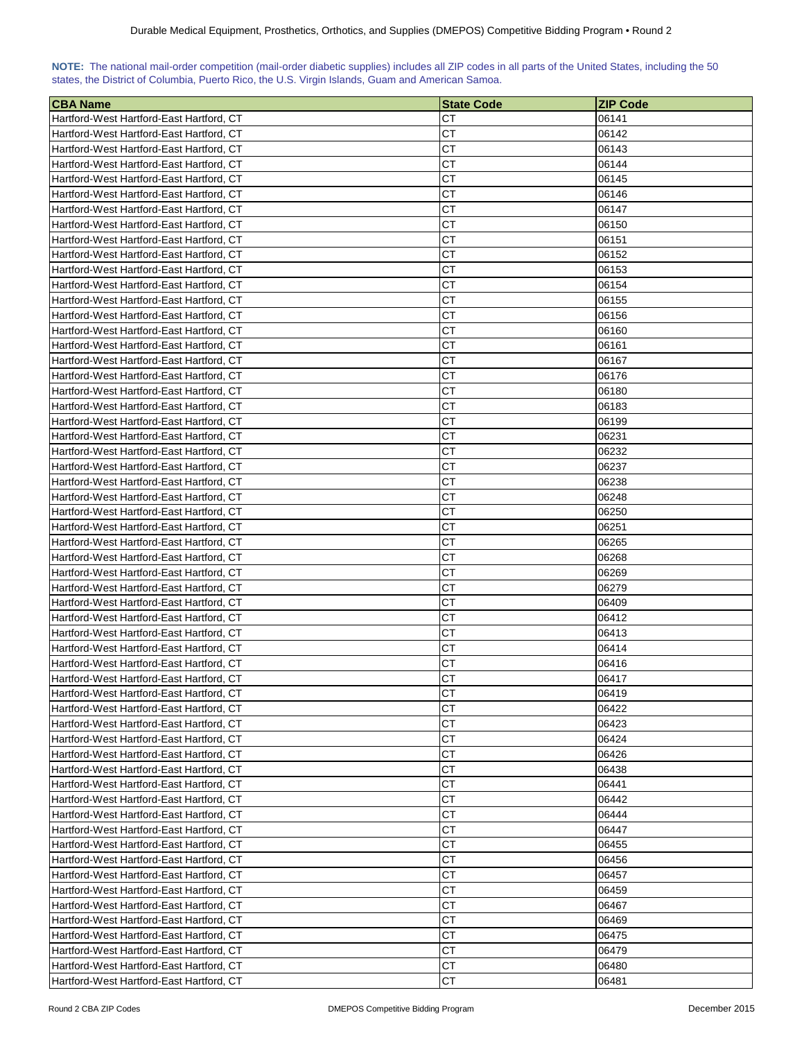**NOTE:** The national mail-order competition (mail-order diabetic supplies) includes all ZIP codes in all parts of the United States, including the 50 states, the District of Columbia, Puerto Rico, the U.S. Virgin Islands, Guam and American Samoa.

| CBA Name | State Code | ZIP Code |
|---|---|---|
| Hartford-West Hartford-East Hartford, CT | CT | 06141 |
| Hartford-West Hartford-East Hartford, CT | CT | 06142 |
| Hartford-West Hartford-East Hartford, CT | CT | 06143 |
| Hartford-West Hartford-East Hartford, CT | CT | 06144 |
| Hartford-West Hartford-East Hartford, CT | CT | 06145 |
| Hartford-West Hartford-East Hartford, CT | CT | 06146 |
| Hartford-West Hartford-East Hartford, CT | CT | 06147 |
| Hartford-West Hartford-East Hartford, CT | CT | 06150 |
| Hartford-West Hartford-East Hartford, CT | CT | 06151 |
| Hartford-West Hartford-East Hartford, CT | CT | 06152 |
| Hartford-West Hartford-East Hartford, CT | CT | 06153 |
| Hartford-West Hartford-East Hartford, CT | CT | 06154 |
| Hartford-West Hartford-East Hartford, CT | CT | 06155 |
| Hartford-West Hartford-East Hartford, CT | CT | 06156 |
| Hartford-West Hartford-East Hartford, CT | CT | 06160 |
| Hartford-West Hartford-East Hartford, CT | CT | 06161 |
| Hartford-West Hartford-East Hartford, CT | CT | 06167 |
| Hartford-West Hartford-East Hartford, CT | CT | 06176 |
| Hartford-West Hartford-East Hartford, CT | CT | 06180 |
| Hartford-West Hartford-East Hartford, CT | CT | 06183 |
| Hartford-West Hartford-East Hartford, CT | CT | 06199 |
| Hartford-West Hartford-East Hartford, CT | CT | 06231 |
| Hartford-West Hartford-East Hartford, CT | CT | 06232 |
| Hartford-West Hartford-East Hartford, CT | CT | 06237 |
| Hartford-West Hartford-East Hartford, CT | CT | 06238 |
| Hartford-West Hartford-East Hartford, CT | CT | 06248 |
| Hartford-West Hartford-East Hartford, CT | CT | 06250 |
| Hartford-West Hartford-East Hartford, CT | CT | 06251 |
| Hartford-West Hartford-East Hartford, CT | CT | 06265 |
| Hartford-West Hartford-East Hartford, CT | CT | 06268 |
| Hartford-West Hartford-East Hartford, CT | CT | 06269 |
| Hartford-West Hartford-East Hartford, CT | CT | 06279 |
| Hartford-West Hartford-East Hartford, CT | CT | 06409 |
| Hartford-West Hartford-East Hartford, CT | CT | 06412 |
| Hartford-West Hartford-East Hartford, CT | CT | 06413 |
| Hartford-West Hartford-East Hartford, CT | CT | 06414 |
| Hartford-West Hartford-East Hartford, CT | CT | 06416 |
| Hartford-West Hartford-East Hartford, CT | CT | 06417 |
| Hartford-West Hartford-East Hartford, CT | CT | 06419 |
| Hartford-West Hartford-East Hartford, CT | CT | 06422 |
| Hartford-West Hartford-East Hartford, CT | CT | 06423 |
| Hartford-West Hartford-East Hartford, CT | CT | 06424 |
| Hartford-West Hartford-East Hartford, CT | CT | 06426 |
| Hartford-West Hartford-East Hartford, CT | CT | 06438 |
| Hartford-West Hartford-East Hartford, CT | CT | 06441 |
| Hartford-West Hartford-East Hartford, CT | CT | 06442 |
| Hartford-West Hartford-East Hartford, CT | CT | 06444 |
| Hartford-West Hartford-East Hartford, CT | CT | 06447 |
| Hartford-West Hartford-East Hartford, CT | CT | 06455 |
| Hartford-West Hartford-East Hartford, CT | CT | 06456 |
| Hartford-West Hartford-East Hartford, CT | CT | 06457 |
| Hartford-West Hartford-East Hartford, CT | CT | 06459 |
| Hartford-West Hartford-East Hartford, CT | CT | 06467 |
| Hartford-West Hartford-East Hartford, CT | CT | 06469 |
| Hartford-West Hartford-East Hartford, CT | CT | 06475 |
| Hartford-West Hartford-East Hartford, CT | CT | 06479 |
| Hartford-West Hartford-East Hartford, CT | CT | 06480 |
| Hartford-West Hartford-East Hartford, CT | CT | 06481 |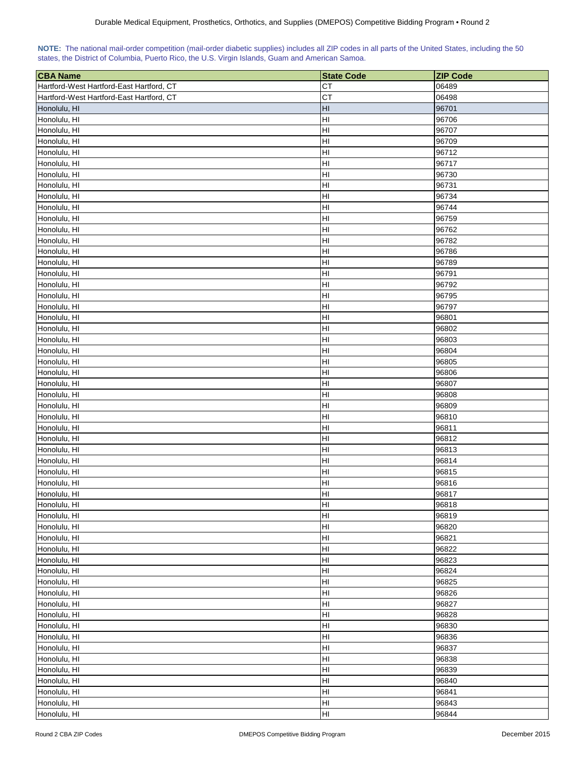**NOTE:** The national mail-order competition (mail-order diabetic supplies) includes all ZIP codes in all parts of the United States, including the 50 states, the District of Columbia, Puerto Rico, the U.S. Virgin Islands, Guam and American Samoa.

| CBA Name | State Code | ZIP Code |
|---|---|---|
| Hartford-West Hartford-East Hartford, CT | CT | 06489 |
| Hartford-West Hartford-East Hartford, CT | CT | 06498 |
| Honolulu, HI | HI | 96701 |
| Honolulu, HI | HI | 96706 |
| Honolulu, HI | HI | 96707 |
| Honolulu, HI | HI | 96709 |
| Honolulu, HI | HI | 96712 |
| Honolulu, HI | HI | 96717 |
| Honolulu, HI | HI | 96730 |
| Honolulu, HI | HI | 96731 |
| Honolulu, HI | HI | 96734 |
| Honolulu, HI | HI | 96744 |
| Honolulu, HI | HI | 96759 |
| Honolulu, HI | HI | 96762 |
| Honolulu, HI | HI | 96782 |
| Honolulu, HI | HI | 96786 |
| Honolulu, HI | HI | 96789 |
| Honolulu, HI | HI | 96791 |
| Honolulu, HI | HI | 96792 |
| Honolulu, HI | HI | 96795 |
| Honolulu, HI | HI | 96797 |
| Honolulu, HI | HI | 96801 |
| Honolulu, HI | HI | 96802 |
| Honolulu, HI | HI | 96803 |
| Honolulu, HI | HI | 96804 |
| Honolulu, HI | HI | 96805 |
| Honolulu, HI | HI | 96806 |
| Honolulu, HI | HI | 96807 |
| Honolulu, HI | HI | 96808 |
| Honolulu, HI | HI | 96809 |
| Honolulu, HI | HI | 96810 |
| Honolulu, HI | HI | 96811 |
| Honolulu, HI | HI | 96812 |
| Honolulu, HI | HI | 96813 |
| Honolulu, HI | HI | 96814 |
| Honolulu, HI | HI | 96815 |
| Honolulu, HI | HI | 96816 |
| Honolulu, HI | HI | 96817 |
| Honolulu, HI | HI | 96818 |
| Honolulu, HI | HI | 96819 |
| Honolulu, HI | HI | 96820 |
| Honolulu, HI | HI | 96821 |
| Honolulu, HI | HI | 96822 |
| Honolulu, HI | HI | 96823 |
| Honolulu, HI | HI | 96824 |
| Honolulu, HI | HI | 96825 |
| Honolulu, HI | HI | 96826 |
| Honolulu, HI | HI | 96827 |
| Honolulu, HI | HI | 96828 |
| Honolulu, HI | HI | 96830 |
| Honolulu, HI | HI | 96836 |
| Honolulu, HI | HI | 96837 |
| Honolulu, HI | HI | 96838 |
| Honolulu, HI | HI | 96839 |
| Honolulu, HI | HI | 96840 |
| Honolulu, HI | HI | 96841 |
| Honolulu, HI | HI | 96843 |
| Honolulu, HI | HI | 96844 |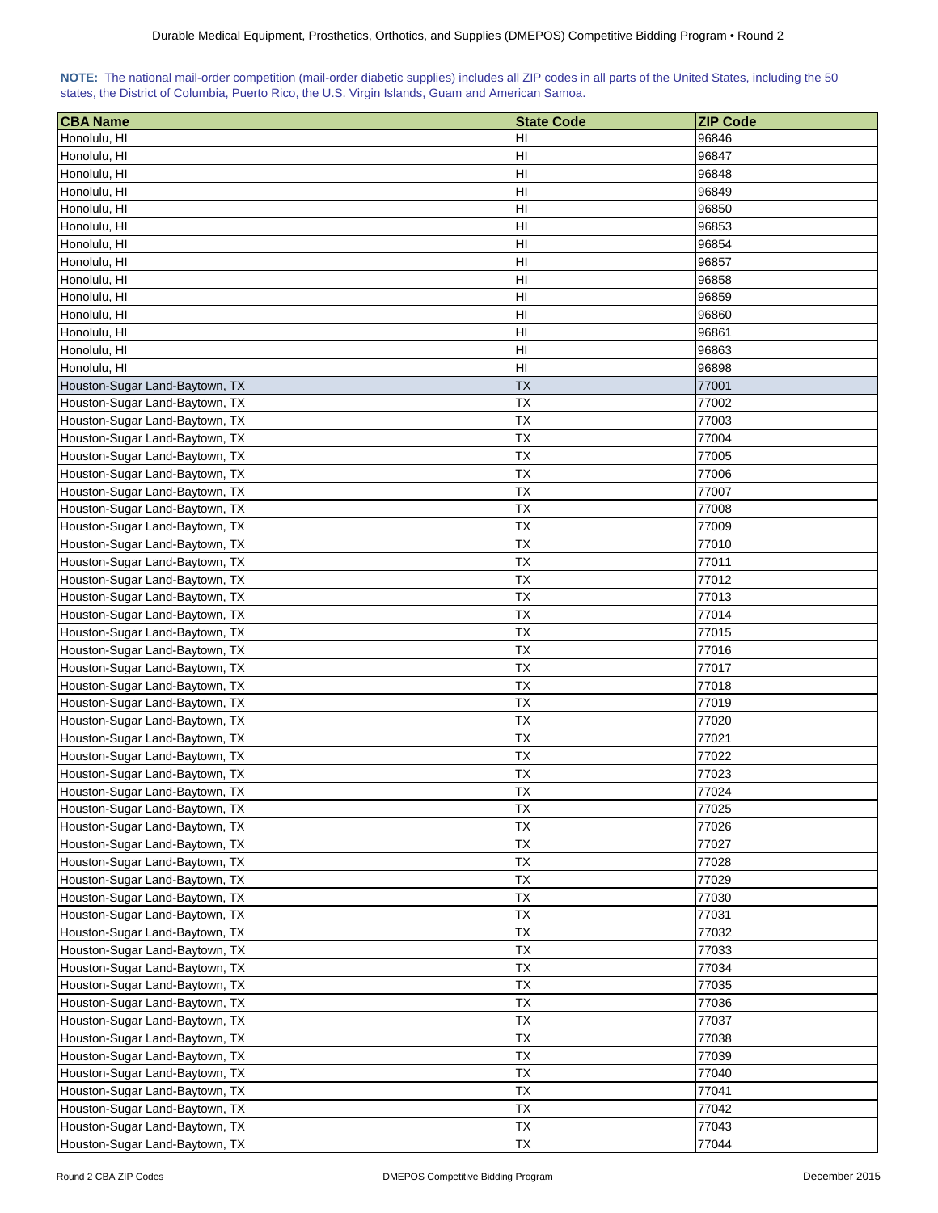**NOTE:** The national mail-order competition (mail-order diabetic supplies) includes all ZIP codes in all parts of the United States, including the 50 states, the District of Columbia, Puerto Rico, the U.S. Virgin Islands, Guam and American Samoa.

| CBA Name | State Code | ZIP Code |
|---|---|---|
| Honolulu, HI | HI | 96846 |
| Honolulu, HI | HI | 96847 |
| Honolulu, HI | HI | 96848 |
| Honolulu, HI | HI | 96849 |
| Honolulu, HI | HI | 96850 |
| Honolulu, HI | HI | 96853 |
| Honolulu, HI | HI | 96854 |
| Honolulu, HI | HI | 96857 |
| Honolulu, HI | HI | 96858 |
| Honolulu, HI | HI | 96859 |
| Honolulu, HI | HI | 96860 |
| Honolulu, HI | HI | 96861 |
| Honolulu, HI | HI | 96863 |
| Honolulu, HI | HI | 96898 |
| Houston-Sugar Land-Baytown, TX | TX | 77001 |
| Houston-Sugar Land-Baytown, TX | TX | 77002 |
| Houston-Sugar Land-Baytown, TX | TX | 77003 |
| Houston-Sugar Land-Baytown, TX | TX | 77004 |
| Houston-Sugar Land-Baytown, TX | TX | 77005 |
| Houston-Sugar Land-Baytown, TX | TX | 77006 |
| Houston-Sugar Land-Baytown, TX | TX | 77007 |
| Houston-Sugar Land-Baytown, TX | TX | 77008 |
| Houston-Sugar Land-Baytown, TX | TX | 77009 |
| Houston-Sugar Land-Baytown, TX | TX | 77010 |
| Houston-Sugar Land-Baytown, TX | TX | 77011 |
| Houston-Sugar Land-Baytown, TX | TX | 77012 |
| Houston-Sugar Land-Baytown, TX | TX | 77013 |
| Houston-Sugar Land-Baytown, TX | TX | 77014 |
| Houston-Sugar Land-Baytown, TX | TX | 77015 |
| Houston-Sugar Land-Baytown, TX | TX | 77016 |
| Houston-Sugar Land-Baytown, TX | TX | 77017 |
| Houston-Sugar Land-Baytown, TX | TX | 77018 |
| Houston-Sugar Land-Baytown, TX | TX | 77019 |
| Houston-Sugar Land-Baytown, TX | TX | 77020 |
| Houston-Sugar Land-Baytown, TX | TX | 77021 |
| Houston-Sugar Land-Baytown, TX | TX | 77022 |
| Houston-Sugar Land-Baytown, TX | TX | 77023 |
| Houston-Sugar Land-Baytown, TX | TX | 77024 |
| Houston-Sugar Land-Baytown, TX | TX | 77025 |
| Houston-Sugar Land-Baytown, TX | TX | 77026 |
| Houston-Sugar Land-Baytown, TX | TX | 77027 |
| Houston-Sugar Land-Baytown, TX | TX | 77028 |
| Houston-Sugar Land-Baytown, TX | TX | 77029 |
| Houston-Sugar Land-Baytown, TX | TX | 77030 |
| Houston-Sugar Land-Baytown, TX | TX | 77031 |
| Houston-Sugar Land-Baytown, TX | TX | 77032 |
| Houston-Sugar Land-Baytown, TX | TX | 77033 |
| Houston-Sugar Land-Baytown, TX | TX | 77034 |
| Houston-Sugar Land-Baytown, TX | TX | 77035 |
| Houston-Sugar Land-Baytown, TX | TX | 77036 |
| Houston-Sugar Land-Baytown, TX | TX | 77037 |
| Houston-Sugar Land-Baytown, TX | TX | 77038 |
| Houston-Sugar Land-Baytown, TX | TX | 77039 |
| Houston-Sugar Land-Baytown, TX | TX | 77040 |
| Houston-Sugar Land-Baytown, TX | TX | 77041 |
| Houston-Sugar Land-Baytown, TX | TX | 77042 |
| Houston-Sugar Land-Baytown, TX | TX | 77043 |
| Houston-Sugar Land-Baytown, TX | TX | 77044 |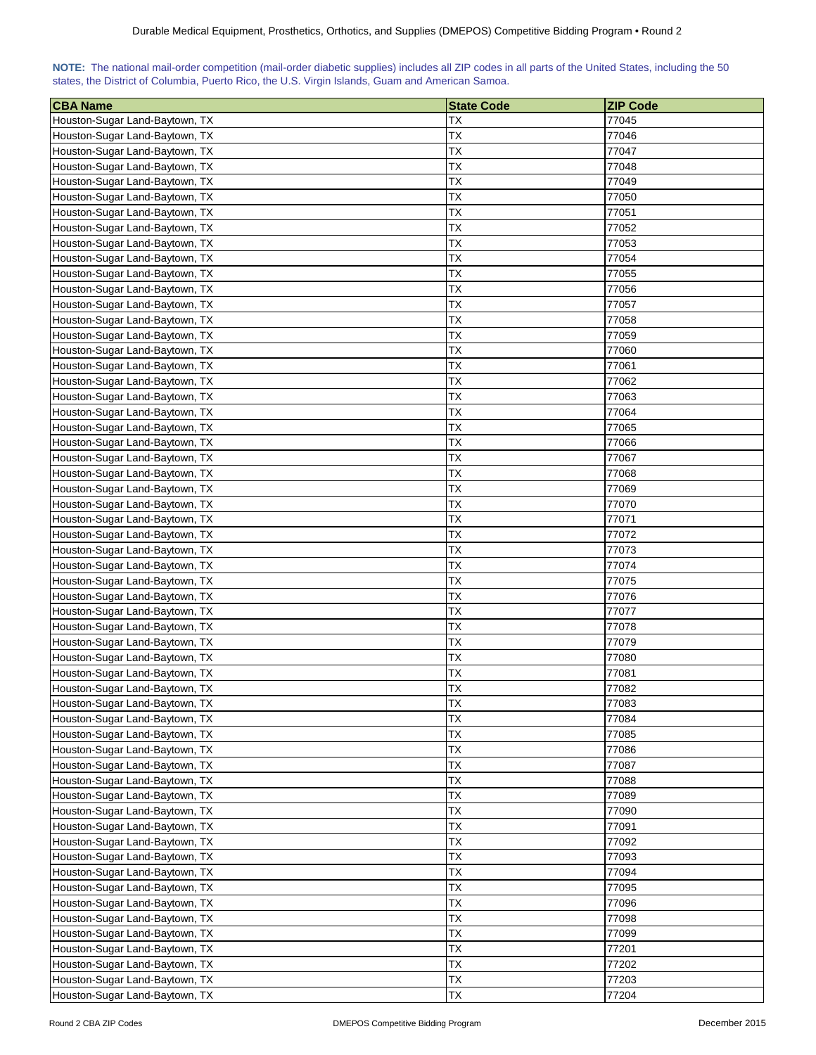**NOTE:** The national mail-order competition (mail-order diabetic supplies) includes all ZIP codes in all parts of the United States, including the 50 states, the District of Columbia, Puerto Rico, the U.S. Virgin Islands, Guam and American Samoa.

| CBA Name | State Code | ZIP Code |
|---|---|---|
| Houston-Sugar Land-Baytown, TX | TX | 77045 |
| Houston-Sugar Land-Baytown, TX | TX | 77046 |
| Houston-Sugar Land-Baytown, TX | TX | 77047 |
| Houston-Sugar Land-Baytown, TX | TX | 77048 |
| Houston-Sugar Land-Baytown, TX | TX | 77049 |
| Houston-Sugar Land-Baytown, TX | TX | 77050 |
| Houston-Sugar Land-Baytown, TX | TX | 77051 |
| Houston-Sugar Land-Baytown, TX | TX | 77052 |
| Houston-Sugar Land-Baytown, TX | TX | 77053 |
| Houston-Sugar Land-Baytown, TX | TX | 77054 |
| Houston-Sugar Land-Baytown, TX | TX | 77055 |
| Houston-Sugar Land-Baytown, TX | TX | 77056 |
| Houston-Sugar Land-Baytown, TX | TX | 77057 |
| Houston-Sugar Land-Baytown, TX | TX | 77058 |
| Houston-Sugar Land-Baytown, TX | TX | 77059 |
| Houston-Sugar Land-Baytown, TX | TX | 77060 |
| Houston-Sugar Land-Baytown, TX | TX | 77061 |
| Houston-Sugar Land-Baytown, TX | TX | 77062 |
| Houston-Sugar Land-Baytown, TX | TX | 77063 |
| Houston-Sugar Land-Baytown, TX | TX | 77064 |
| Houston-Sugar Land-Baytown, TX | TX | 77065 |
| Houston-Sugar Land-Baytown, TX | TX | 77066 |
| Houston-Sugar Land-Baytown, TX | TX | 77067 |
| Houston-Sugar Land-Baytown, TX | TX | 77068 |
| Houston-Sugar Land-Baytown, TX | TX | 77069 |
| Houston-Sugar Land-Baytown, TX | TX | 77070 |
| Houston-Sugar Land-Baytown, TX | TX | 77071 |
| Houston-Sugar Land-Baytown, TX | TX | 77072 |
| Houston-Sugar Land-Baytown, TX | TX | 77073 |
| Houston-Sugar Land-Baytown, TX | TX | 77074 |
| Houston-Sugar Land-Baytown, TX | TX | 77075 |
| Houston-Sugar Land-Baytown, TX | TX | 77076 |
| Houston-Sugar Land-Baytown, TX | TX | 77077 |
| Houston-Sugar Land-Baytown, TX | TX | 77078 |
| Houston-Sugar Land-Baytown, TX | TX | 77079 |
| Houston-Sugar Land-Baytown, TX | TX | 77080 |
| Houston-Sugar Land-Baytown, TX | TX | 77081 |
| Houston-Sugar Land-Baytown, TX | TX | 77082 |
| Houston-Sugar Land-Baytown, TX | TX | 77083 |
| Houston-Sugar Land-Baytown, TX | TX | 77084 |
| Houston-Sugar Land-Baytown, TX | TX | 77085 |
| Houston-Sugar Land-Baytown, TX | TX | 77086 |
| Houston-Sugar Land-Baytown, TX | TX | 77087 |
| Houston-Sugar Land-Baytown, TX | TX | 77088 |
| Houston-Sugar Land-Baytown, TX | TX | 77089 |
| Houston-Sugar Land-Baytown, TX | TX | 77090 |
| Houston-Sugar Land-Baytown, TX | TX | 77091 |
| Houston-Sugar Land-Baytown, TX | TX | 77092 |
| Houston-Sugar Land-Baytown, TX | TX | 77093 |
| Houston-Sugar Land-Baytown, TX | TX | 77094 |
| Houston-Sugar Land-Baytown, TX | TX | 77095 |
| Houston-Sugar Land-Baytown, TX | TX | 77096 |
| Houston-Sugar Land-Baytown, TX | TX | 77098 |
| Houston-Sugar Land-Baytown, TX | TX | 77099 |
| Houston-Sugar Land-Baytown, TX | TX | 77201 |
| Houston-Sugar Land-Baytown, TX | TX | 77202 |
| Houston-Sugar Land-Baytown, TX | TX | 77203 |
| Houston-Sugar Land-Baytown, TX | TX | 77204 |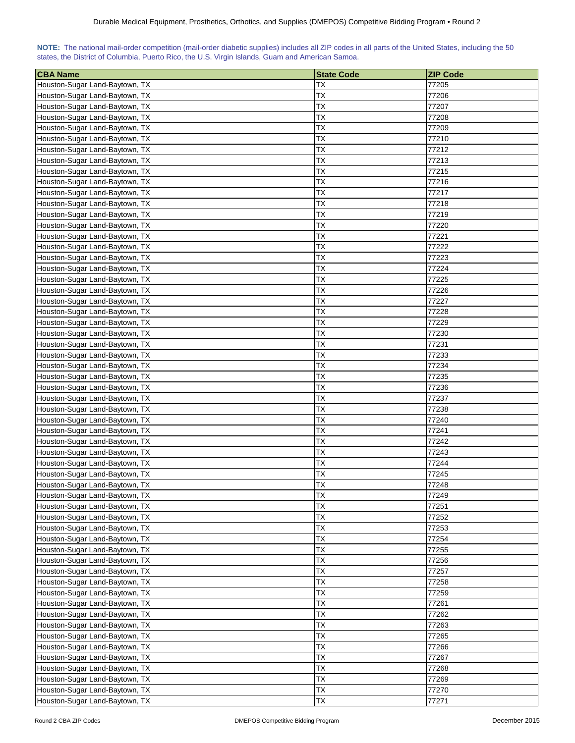**NOTE:** The national mail-order competition (mail-order diabetic supplies) includes all ZIP codes in all parts of the United States, including the 50 states, the District of Columbia, Puerto Rico, the U.S. Virgin Islands, Guam and American Samoa.

| CBA Name | State Code | ZIP Code |
| --- | --- | --- |
| Houston-Sugar Land-Baytown, TX | TX | 77205 |
| Houston-Sugar Land-Baytown, TX | TX | 77206 |
| Houston-Sugar Land-Baytown, TX | TX | 77207 |
| Houston-Sugar Land-Baytown, TX | TX | 77208 |
| Houston-Sugar Land-Baytown, TX | TX | 77209 |
| Houston-Sugar Land-Baytown, TX | TX | 77210 |
| Houston-Sugar Land-Baytown, TX | TX | 77212 |
| Houston-Sugar Land-Baytown, TX | TX | 77213 |
| Houston-Sugar Land-Baytown, TX | TX | 77215 |
| Houston-Sugar Land-Baytown, TX | TX | 77216 |
| Houston-Sugar Land-Baytown, TX | TX | 77217 |
| Houston-Sugar Land-Baytown, TX | TX | 77218 |
| Houston-Sugar Land-Baytown, TX | TX | 77219 |
| Houston-Sugar Land-Baytown, TX | TX | 77220 |
| Houston-Sugar Land-Baytown, TX | TX | 77221 |
| Houston-Sugar Land-Baytown, TX | TX | 77222 |
| Houston-Sugar Land-Baytown, TX | TX | 77223 |
| Houston-Sugar Land-Baytown, TX | TX | 77224 |
| Houston-Sugar Land-Baytown, TX | TX | 77225 |
| Houston-Sugar Land-Baytown, TX | TX | 77226 |
| Houston-Sugar Land-Baytown, TX | TX | 77227 |
| Houston-Sugar Land-Baytown, TX | TX | 77228 |
| Houston-Sugar Land-Baytown, TX | TX | 77229 |
| Houston-Sugar Land-Baytown, TX | TX | 77230 |
| Houston-Sugar Land-Baytown, TX | TX | 77231 |
| Houston-Sugar Land-Baytown, TX | TX | 77233 |
| Houston-Sugar Land-Baytown, TX | TX | 77234 |
| Houston-Sugar Land-Baytown, TX | TX | 77235 |
| Houston-Sugar Land-Baytown, TX | TX | 77236 |
| Houston-Sugar Land-Baytown, TX | TX | 77237 |
| Houston-Sugar Land-Baytown, TX | TX | 77238 |
| Houston-Sugar Land-Baytown, TX | TX | 77240 |
| Houston-Sugar Land-Baytown, TX | TX | 77241 |
| Houston-Sugar Land-Baytown, TX | TX | 77242 |
| Houston-Sugar Land-Baytown, TX | TX | 77243 |
| Houston-Sugar Land-Baytown, TX | TX | 77244 |
| Houston-Sugar Land-Baytown, TX | TX | 77245 |
| Houston-Sugar Land-Baytown, TX | TX | 77248 |
| Houston-Sugar Land-Baytown, TX | TX | 77249 |
| Houston-Sugar Land-Baytown, TX | TX | 77251 |
| Houston-Sugar Land-Baytown, TX | TX | 77252 |
| Houston-Sugar Land-Baytown, TX | TX | 77253 |
| Houston-Sugar Land-Baytown, TX | TX | 77254 |
| Houston-Sugar Land-Baytown, TX | TX | 77255 |
| Houston-Sugar Land-Baytown, TX | TX | 77256 |
| Houston-Sugar Land-Baytown, TX | TX | 77257 |
| Houston-Sugar Land-Baytown, TX | TX | 77258 |
| Houston-Sugar Land-Baytown, TX | TX | 77259 |
| Houston-Sugar Land-Baytown, TX | TX | 77261 |
| Houston-Sugar Land-Baytown, TX | TX | 77262 |
| Houston-Sugar Land-Baytown, TX | TX | 77263 |
| Houston-Sugar Land-Baytown, TX | TX | 77265 |
| Houston-Sugar Land-Baytown, TX | TX | 77266 |
| Houston-Sugar Land-Baytown, TX | TX | 77267 |
| Houston-Sugar Land-Baytown, TX | TX | 77268 |
| Houston-Sugar Land-Baytown, TX | TX | 77269 |
| Houston-Sugar Land-Baytown, TX | TX | 77270 |
| Houston-Sugar Land-Baytown, TX | TX | 77271 |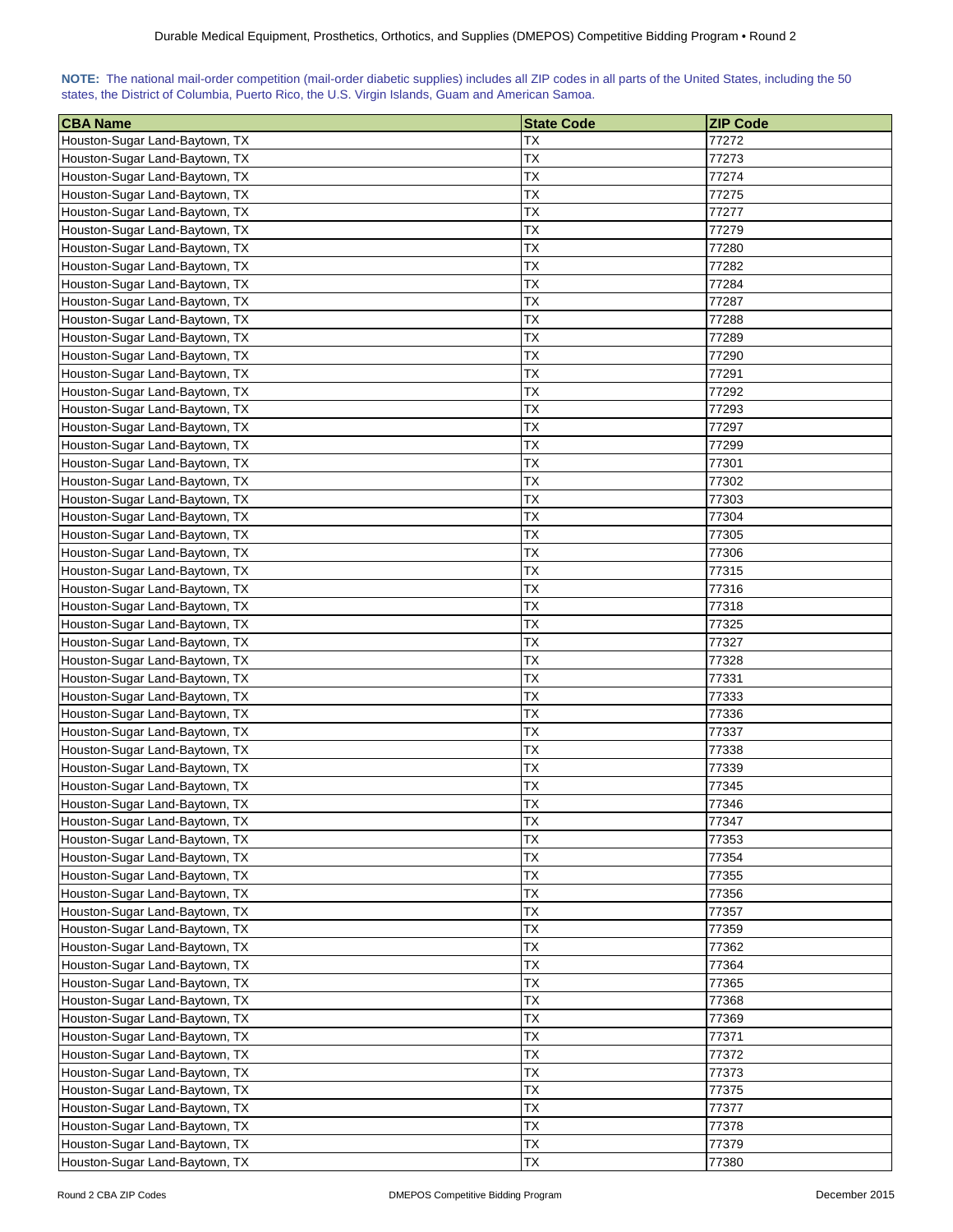**NOTE:** The national mail-order competition (mail-order diabetic supplies) includes all ZIP codes in all parts of the United States, including the 50 states, the District of Columbia, Puerto Rico, the U.S. Virgin Islands, Guam and American Samoa.

| CBA Name | State Code | ZIP Code |
|---|---|---|
| Houston-Sugar Land-Baytown, TX | TX | 77272 |
| Houston-Sugar Land-Baytown, TX | TX | 77273 |
| Houston-Sugar Land-Baytown, TX | TX | 77274 |
| Houston-Sugar Land-Baytown, TX | TX | 77275 |
| Houston-Sugar Land-Baytown, TX | TX | 77277 |
| Houston-Sugar Land-Baytown, TX | TX | 77279 |
| Houston-Sugar Land-Baytown, TX | TX | 77280 |
| Houston-Sugar Land-Baytown, TX | TX | 77282 |
| Houston-Sugar Land-Baytown, TX | TX | 77284 |
| Houston-Sugar Land-Baytown, TX | TX | 77287 |
| Houston-Sugar Land-Baytown, TX | TX | 77288 |
| Houston-Sugar Land-Baytown, TX | TX | 77289 |
| Houston-Sugar Land-Baytown, TX | TX | 77290 |
| Houston-Sugar Land-Baytown, TX | TX | 77291 |
| Houston-Sugar Land-Baytown, TX | TX | 77292 |
| Houston-Sugar Land-Baytown, TX | TX | 77293 |
| Houston-Sugar Land-Baytown, TX | TX | 77297 |
| Houston-Sugar Land-Baytown, TX | TX | 77299 |
| Houston-Sugar Land-Baytown, TX | TX | 77301 |
| Houston-Sugar Land-Baytown, TX | TX | 77302 |
| Houston-Sugar Land-Baytown, TX | TX | 77303 |
| Houston-Sugar Land-Baytown, TX | TX | 77304 |
| Houston-Sugar Land-Baytown, TX | TX | 77305 |
| Houston-Sugar Land-Baytown, TX | TX | 77306 |
| Houston-Sugar Land-Baytown, TX | TX | 77315 |
| Houston-Sugar Land-Baytown, TX | TX | 77316 |
| Houston-Sugar Land-Baytown, TX | TX | 77318 |
| Houston-Sugar Land-Baytown, TX | TX | 77325 |
| Houston-Sugar Land-Baytown, TX | TX | 77327 |
| Houston-Sugar Land-Baytown, TX | TX | 77328 |
| Houston-Sugar Land-Baytown, TX | TX | 77331 |
| Houston-Sugar Land-Baytown, TX | TX | 77333 |
| Houston-Sugar Land-Baytown, TX | TX | 77336 |
| Houston-Sugar Land-Baytown, TX | TX | 77337 |
| Houston-Sugar Land-Baytown, TX | TX | 77338 |
| Houston-Sugar Land-Baytown, TX | TX | 77339 |
| Houston-Sugar Land-Baytown, TX | TX | 77345 |
| Houston-Sugar Land-Baytown, TX | TX | 77346 |
| Houston-Sugar Land-Baytown, TX | TX | 77347 |
| Houston-Sugar Land-Baytown, TX | TX | 77353 |
| Houston-Sugar Land-Baytown, TX | TX | 77354 |
| Houston-Sugar Land-Baytown, TX | TX | 77355 |
| Houston-Sugar Land-Baytown, TX | TX | 77356 |
| Houston-Sugar Land-Baytown, TX | TX | 77357 |
| Houston-Sugar Land-Baytown, TX | TX | 77359 |
| Houston-Sugar Land-Baytown, TX | TX | 77362 |
| Houston-Sugar Land-Baytown, TX | TX | 77364 |
| Houston-Sugar Land-Baytown, TX | TX | 77365 |
| Houston-Sugar Land-Baytown, TX | TX | 77368 |
| Houston-Sugar Land-Baytown, TX | TX | 77369 |
| Houston-Sugar Land-Baytown, TX | TX | 77371 |
| Houston-Sugar Land-Baytown, TX | TX | 77372 |
| Houston-Sugar Land-Baytown, TX | TX | 77373 |
| Houston-Sugar Land-Baytown, TX | TX | 77375 |
| Houston-Sugar Land-Baytown, TX | TX | 77377 |
| Houston-Sugar Land-Baytown, TX | TX | 77378 |
| Houston-Sugar Land-Baytown, TX | TX | 77379 |
| Houston-Sugar Land-Baytown, TX | TX | 77380 |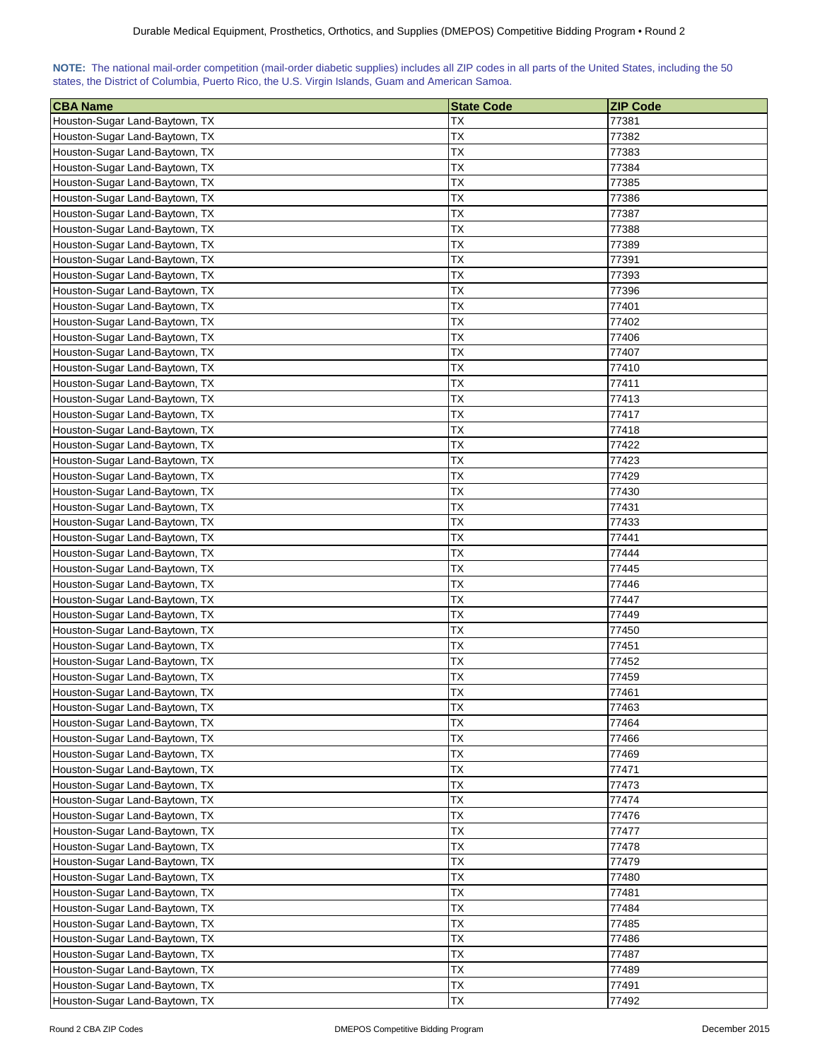**NOTE:** The national mail-order competition (mail-order diabetic supplies) includes all ZIP codes in all parts of the United States, including the 50 states, the District of Columbia, Puerto Rico, the U.S. Virgin Islands, Guam and American Samoa.

| CBA Name | State Code | ZIP Code |
|---|---|---|
| Houston-Sugar Land-Baytown, TX | TX | 77381 |
| Houston-Sugar Land-Baytown, TX | TX | 77382 |
| Houston-Sugar Land-Baytown, TX | TX | 77383 |
| Houston-Sugar Land-Baytown, TX | TX | 77384 |
| Houston-Sugar Land-Baytown, TX | TX | 77385 |
| Houston-Sugar Land-Baytown, TX | TX | 77386 |
| Houston-Sugar Land-Baytown, TX | TX | 77387 |
| Houston-Sugar Land-Baytown, TX | TX | 77388 |
| Houston-Sugar Land-Baytown, TX | TX | 77389 |
| Houston-Sugar Land-Baytown, TX | TX | 77391 |
| Houston-Sugar Land-Baytown, TX | TX | 77393 |
| Houston-Sugar Land-Baytown, TX | TX | 77396 |
| Houston-Sugar Land-Baytown, TX | TX | 77401 |
| Houston-Sugar Land-Baytown, TX | TX | 77402 |
| Houston-Sugar Land-Baytown, TX | TX | 77406 |
| Houston-Sugar Land-Baytown, TX | TX | 77407 |
| Houston-Sugar Land-Baytown, TX | TX | 77410 |
| Houston-Sugar Land-Baytown, TX | TX | 77411 |
| Houston-Sugar Land-Baytown, TX | TX | 77413 |
| Houston-Sugar Land-Baytown, TX | TX | 77417 |
| Houston-Sugar Land-Baytown, TX | TX | 77418 |
| Houston-Sugar Land-Baytown, TX | TX | 77422 |
| Houston-Sugar Land-Baytown, TX | TX | 77423 |
| Houston-Sugar Land-Baytown, TX | TX | 77429 |
| Houston-Sugar Land-Baytown, TX | TX | 77430 |
| Houston-Sugar Land-Baytown, TX | TX | 77431 |
| Houston-Sugar Land-Baytown, TX | TX | 77433 |
| Houston-Sugar Land-Baytown, TX | TX | 77441 |
| Houston-Sugar Land-Baytown, TX | TX | 77444 |
| Houston-Sugar Land-Baytown, TX | TX | 77445 |
| Houston-Sugar Land-Baytown, TX | TX | 77446 |
| Houston-Sugar Land-Baytown, TX | TX | 77447 |
| Houston-Sugar Land-Baytown, TX | TX | 77449 |
| Houston-Sugar Land-Baytown, TX | TX | 77450 |
| Houston-Sugar Land-Baytown, TX | TX | 77451 |
| Houston-Sugar Land-Baytown, TX | TX | 77452 |
| Houston-Sugar Land-Baytown, TX | TX | 77459 |
| Houston-Sugar Land-Baytown, TX | TX | 77461 |
| Houston-Sugar Land-Baytown, TX | TX | 77463 |
| Houston-Sugar Land-Baytown, TX | TX | 77464 |
| Houston-Sugar Land-Baytown, TX | TX | 77466 |
| Houston-Sugar Land-Baytown, TX | TX | 77469 |
| Houston-Sugar Land-Baytown, TX | TX | 77471 |
| Houston-Sugar Land-Baytown, TX | TX | 77473 |
| Houston-Sugar Land-Baytown, TX | TX | 77474 |
| Houston-Sugar Land-Baytown, TX | TX | 77476 |
| Houston-Sugar Land-Baytown, TX | TX | 77477 |
| Houston-Sugar Land-Baytown, TX | TX | 77478 |
| Houston-Sugar Land-Baytown, TX | TX | 77479 |
| Houston-Sugar Land-Baytown, TX | TX | 77480 |
| Houston-Sugar Land-Baytown, TX | TX | 77481 |
| Houston-Sugar Land-Baytown, TX | TX | 77484 |
| Houston-Sugar Land-Baytown, TX | TX | 77485 |
| Houston-Sugar Land-Baytown, TX | TX | 77486 |
| Houston-Sugar Land-Baytown, TX | TX | 77487 |
| Houston-Sugar Land-Baytown, TX | TX | 77489 |
| Houston-Sugar Land-Baytown, TX | TX | 77491 |
| Houston-Sugar Land-Baytown, TX | TX | 77492 |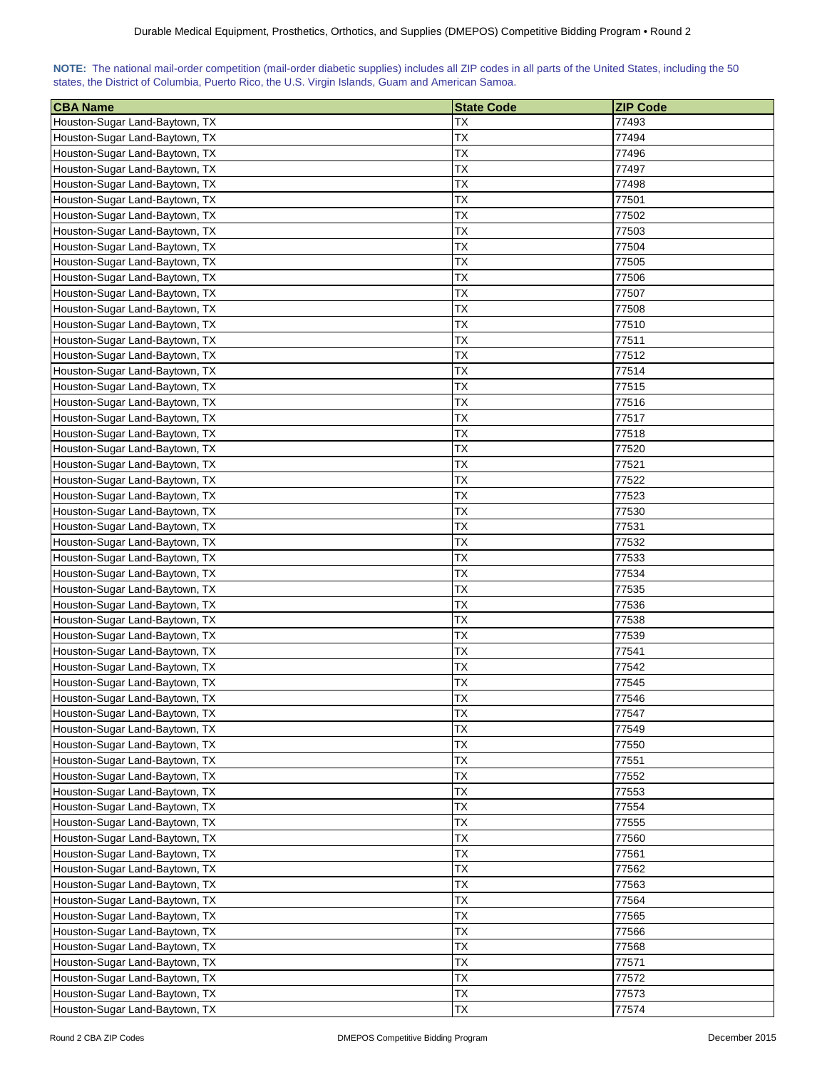**NOTE:** The national mail-order competition (mail-order diabetic supplies) includes all ZIP codes in all parts of the United States, including the 50 states, the District of Columbia, Puerto Rico, the U.S. Virgin Islands, Guam and American Samoa.

| CBA Name | State Code | ZIP Code |
|---|---|---|
| Houston-Sugar Land-Baytown, TX | TX | 77493 |
| Houston-Sugar Land-Baytown, TX | TX | 77494 |
| Houston-Sugar Land-Baytown, TX | TX | 77496 |
| Houston-Sugar Land-Baytown, TX | TX | 77497 |
| Houston-Sugar Land-Baytown, TX | TX | 77498 |
| Houston-Sugar Land-Baytown, TX | TX | 77501 |
| Houston-Sugar Land-Baytown, TX | TX | 77502 |
| Houston-Sugar Land-Baytown, TX | TX | 77503 |
| Houston-Sugar Land-Baytown, TX | TX | 77504 |
| Houston-Sugar Land-Baytown, TX | TX | 77505 |
| Houston-Sugar Land-Baytown, TX | TX | 77506 |
| Houston-Sugar Land-Baytown, TX | TX | 77507 |
| Houston-Sugar Land-Baytown, TX | TX | 77508 |
| Houston-Sugar Land-Baytown, TX | TX | 77510 |
| Houston-Sugar Land-Baytown, TX | TX | 77511 |
| Houston-Sugar Land-Baytown, TX | TX | 77512 |
| Houston-Sugar Land-Baytown, TX | TX | 77514 |
| Houston-Sugar Land-Baytown, TX | TX | 77515 |
| Houston-Sugar Land-Baytown, TX | TX | 77516 |
| Houston-Sugar Land-Baytown, TX | TX | 77517 |
| Houston-Sugar Land-Baytown, TX | TX | 77518 |
| Houston-Sugar Land-Baytown, TX | TX | 77520 |
| Houston-Sugar Land-Baytown, TX | TX | 77521 |
| Houston-Sugar Land-Baytown, TX | TX | 77522 |
| Houston-Sugar Land-Baytown, TX | TX | 77523 |
| Houston-Sugar Land-Baytown, TX | TX | 77530 |
| Houston-Sugar Land-Baytown, TX | TX | 77531 |
| Houston-Sugar Land-Baytown, TX | TX | 77532 |
| Houston-Sugar Land-Baytown, TX | TX | 77533 |
| Houston-Sugar Land-Baytown, TX | TX | 77534 |
| Houston-Sugar Land-Baytown, TX | TX | 77535 |
| Houston-Sugar Land-Baytown, TX | TX | 77536 |
| Houston-Sugar Land-Baytown, TX | TX | 77538 |
| Houston-Sugar Land-Baytown, TX | TX | 77539 |
| Houston-Sugar Land-Baytown, TX | TX | 77541 |
| Houston-Sugar Land-Baytown, TX | TX | 77542 |
| Houston-Sugar Land-Baytown, TX | TX | 77545 |
| Houston-Sugar Land-Baytown, TX | TX | 77546 |
| Houston-Sugar Land-Baytown, TX | TX | 77547 |
| Houston-Sugar Land-Baytown, TX | TX | 77549 |
| Houston-Sugar Land-Baytown, TX | TX | 77550 |
| Houston-Sugar Land-Baytown, TX | TX | 77551 |
| Houston-Sugar Land-Baytown, TX | TX | 77552 |
| Houston-Sugar Land-Baytown, TX | TX | 77553 |
| Houston-Sugar Land-Baytown, TX | TX | 77554 |
| Houston-Sugar Land-Baytown, TX | TX | 77555 |
| Houston-Sugar Land-Baytown, TX | TX | 77560 |
| Houston-Sugar Land-Baytown, TX | TX | 77561 |
| Houston-Sugar Land-Baytown, TX | TX | 77562 |
| Houston-Sugar Land-Baytown, TX | TX | 77563 |
| Houston-Sugar Land-Baytown, TX | TX | 77564 |
| Houston-Sugar Land-Baytown, TX | TX | 77565 |
| Houston-Sugar Land-Baytown, TX | TX | 77566 |
| Houston-Sugar Land-Baytown, TX | TX | 77568 |
| Houston-Sugar Land-Baytown, TX | TX | 77571 |
| Houston-Sugar Land-Baytown, TX | TX | 77572 |
| Houston-Sugar Land-Baytown, TX | TX | 77573 |
| Houston-Sugar Land-Baytown, TX | TX | 77574 |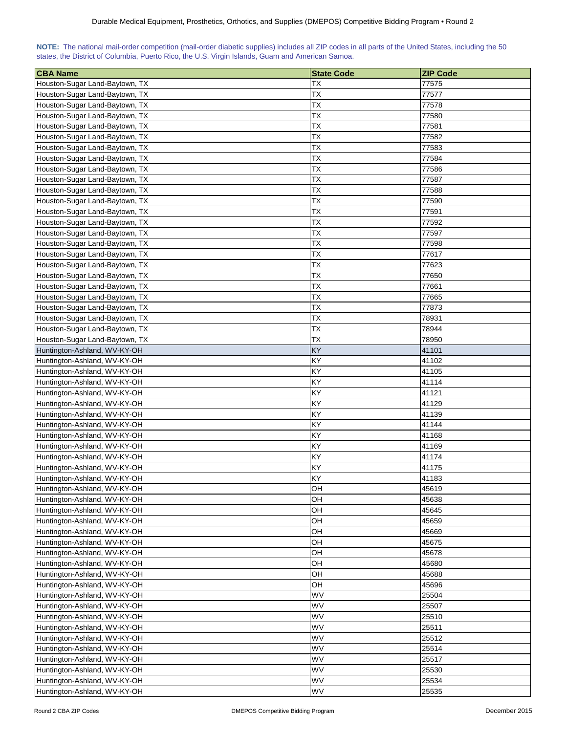**NOTE:** The national mail-order competition (mail-order diabetic supplies) includes all ZIP codes in all parts of the United States, including the 50 states, the District of Columbia, Puerto Rico, the U.S. Virgin Islands, Guam and American Samoa.

| CBA Name | State Code | ZIP Code |
|---|---|---|
| Houston-Sugar Land-Baytown, TX | TX | 77575 |
| Houston-Sugar Land-Baytown, TX | TX | 77577 |
| Houston-Sugar Land-Baytown, TX | TX | 77578 |
| Houston-Sugar Land-Baytown, TX | TX | 77580 |
| Houston-Sugar Land-Baytown, TX | TX | 77581 |
| Houston-Sugar Land-Baytown, TX | TX | 77582 |
| Houston-Sugar Land-Baytown, TX | TX | 77583 |
| Houston-Sugar Land-Baytown, TX | TX | 77584 |
| Houston-Sugar Land-Baytown, TX | TX | 77586 |
| Houston-Sugar Land-Baytown, TX | TX | 77587 |
| Houston-Sugar Land-Baytown, TX | TX | 77588 |
| Houston-Sugar Land-Baytown, TX | TX | 77590 |
| Houston-Sugar Land-Baytown, TX | TX | 77591 |
| Houston-Sugar Land-Baytown, TX | TX | 77592 |
| Houston-Sugar Land-Baytown, TX | TX | 77597 |
| Houston-Sugar Land-Baytown, TX | TX | 77598 |
| Houston-Sugar Land-Baytown, TX | TX | 77617 |
| Houston-Sugar Land-Baytown, TX | TX | 77623 |
| Houston-Sugar Land-Baytown, TX | TX | 77650 |
| Houston-Sugar Land-Baytown, TX | TX | 77661 |
| Houston-Sugar Land-Baytown, TX | TX | 77665 |
| Houston-Sugar Land-Baytown, TX | TX | 77873 |
| Houston-Sugar Land-Baytown, TX | TX | 78931 |
| Houston-Sugar Land-Baytown, TX | TX | 78944 |
| Houston-Sugar Land-Baytown, TX | TX | 78950 |
| Huntington-Ashland, WV-KY-OH | KY | 41101 |
| Huntington-Ashland, WV-KY-OH | KY | 41102 |
| Huntington-Ashland, WV-KY-OH | KY | 41105 |
| Huntington-Ashland, WV-KY-OH | KY | 41114 |
| Huntington-Ashland, WV-KY-OH | KY | 41121 |
| Huntington-Ashland, WV-KY-OH | KY | 41129 |
| Huntington-Ashland, WV-KY-OH | KY | 41139 |
| Huntington-Ashland, WV-KY-OH | KY | 41144 |
| Huntington-Ashland, WV-KY-OH | KY | 41168 |
| Huntington-Ashland, WV-KY-OH | KY | 41169 |
| Huntington-Ashland, WV-KY-OH | KY | 41174 |
| Huntington-Ashland, WV-KY-OH | KY | 41175 |
| Huntington-Ashland, WV-KY-OH | KY | 41183 |
| Huntington-Ashland, WV-KY-OH | OH | 45619 |
| Huntington-Ashland, WV-KY-OH | OH | 45638 |
| Huntington-Ashland, WV-KY-OH | OH | 45645 |
| Huntington-Ashland, WV-KY-OH | OH | 45659 |
| Huntington-Ashland, WV-KY-OH | OH | 45669 |
| Huntington-Ashland, WV-KY-OH | OH | 45675 |
| Huntington-Ashland, WV-KY-OH | OH | 45678 |
| Huntington-Ashland, WV-KY-OH | OH | 45680 |
| Huntington-Ashland, WV-KY-OH | OH | 45688 |
| Huntington-Ashland, WV-KY-OH | OH | 45696 |
| Huntington-Ashland, WV-KY-OH | WV | 25504 |
| Huntington-Ashland, WV-KY-OH | WV | 25507 |
| Huntington-Ashland, WV-KY-OH | WV | 25510 |
| Huntington-Ashland, WV-KY-OH | WV | 25511 |
| Huntington-Ashland, WV-KY-OH | WV | 25512 |
| Huntington-Ashland, WV-KY-OH | WV | 25514 |
| Huntington-Ashland, WV-KY-OH | WV | 25517 |
| Huntington-Ashland, WV-KY-OH | WV | 25530 |
| Huntington-Ashland, WV-KY-OH | WV | 25534 |
| Huntington-Ashland, WV-KY-OH | WV | 25535 |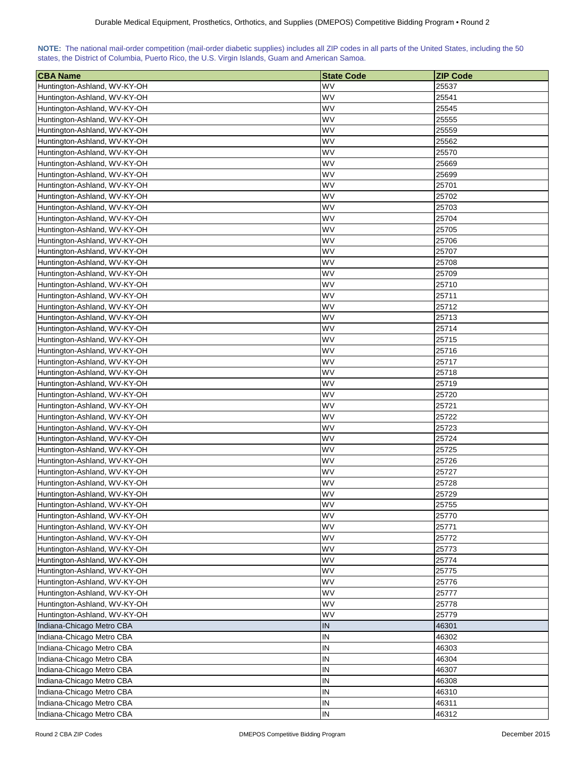**NOTE:** The national mail-order competition (mail-order diabetic supplies) includes all ZIP codes in all parts of the United States, including the 50 states, the District of Columbia, Puerto Rico, the U.S. Virgin Islands, Guam and American Samoa.

| CBA Name | State Code | ZIP Code |
|---|---|---|
| Huntington-Ashland, WV-KY-OH | WV | 25537 |
| Huntington-Ashland, WV-KY-OH | WV | 25541 |
| Huntington-Ashland, WV-KY-OH | WV | 25545 |
| Huntington-Ashland, WV-KY-OH | WV | 25555 |
| Huntington-Ashland, WV-KY-OH | WV | 25559 |
| Huntington-Ashland, WV-KY-OH | WV | 25562 |
| Huntington-Ashland, WV-KY-OH | WV | 25570 |
| Huntington-Ashland, WV-KY-OH | WV | 25669 |
| Huntington-Ashland, WV-KY-OH | WV | 25699 |
| Huntington-Ashland, WV-KY-OH | WV | 25701 |
| Huntington-Ashland, WV-KY-OH | WV | 25702 |
| Huntington-Ashland, WV-KY-OH | WV | 25703 |
| Huntington-Ashland, WV-KY-OH | WV | 25704 |
| Huntington-Ashland, WV-KY-OH | WV | 25705 |
| Huntington-Ashland, WV-KY-OH | WV | 25706 |
| Huntington-Ashland, WV-KY-OH | WV | 25707 |
| Huntington-Ashland, WV-KY-OH | WV | 25708 |
| Huntington-Ashland, WV-KY-OH | WV | 25709 |
| Huntington-Ashland, WV-KY-OH | WV | 25710 |
| Huntington-Ashland, WV-KY-OH | WV | 25711 |
| Huntington-Ashland, WV-KY-OH | WV | 25712 |
| Huntington-Ashland, WV-KY-OH | WV | 25713 |
| Huntington-Ashland, WV-KY-OH | WV | 25714 |
| Huntington-Ashland, WV-KY-OH | WV | 25715 |
| Huntington-Ashland, WV-KY-OH | WV | 25716 |
| Huntington-Ashland, WV-KY-OH | WV | 25717 |
| Huntington-Ashland, WV-KY-OH | WV | 25718 |
| Huntington-Ashland, WV-KY-OH | WV | 25719 |
| Huntington-Ashland, WV-KY-OH | WV | 25720 |
| Huntington-Ashland, WV-KY-OH | WV | 25721 |
| Huntington-Ashland, WV-KY-OH | WV | 25722 |
| Huntington-Ashland, WV-KY-OH | WV | 25723 |
| Huntington-Ashland, WV-KY-OH | WV | 25724 |
| Huntington-Ashland, WV-KY-OH | WV | 25725 |
| Huntington-Ashland, WV-KY-OH | WV | 25726 |
| Huntington-Ashland, WV-KY-OH | WV | 25727 |
| Huntington-Ashland, WV-KY-OH | WV | 25728 |
| Huntington-Ashland, WV-KY-OH | WV | 25729 |
| Huntington-Ashland, WV-KY-OH | WV | 25755 |
| Huntington-Ashland, WV-KY-OH | WV | 25770 |
| Huntington-Ashland, WV-KY-OH | WV | 25771 |
| Huntington-Ashland, WV-KY-OH | WV | 25772 |
| Huntington-Ashland, WV-KY-OH | WV | 25773 |
| Huntington-Ashland, WV-KY-OH | WV | 25774 |
| Huntington-Ashland, WV-KY-OH | WV | 25775 |
| Huntington-Ashland, WV-KY-OH | WV | 25776 |
| Huntington-Ashland, WV-KY-OH | WV | 25777 |
| Huntington-Ashland, WV-KY-OH | WV | 25778 |
| Huntington-Ashland, WV-KY-OH | WV | 25779 |
| Indiana-Chicago Metro CBA | IN | 46301 |
| Indiana-Chicago Metro CBA | IN | 46302 |
| Indiana-Chicago Metro CBA | IN | 46303 |
| Indiana-Chicago Metro CBA | IN | 46304 |
| Indiana-Chicago Metro CBA | IN | 46307 |
| Indiana-Chicago Metro CBA | IN | 46308 |
| Indiana-Chicago Metro CBA | IN | 46310 |
| Indiana-Chicago Metro CBA | IN | 46311 |
| Indiana-Chicago Metro CBA | IN | 46312 |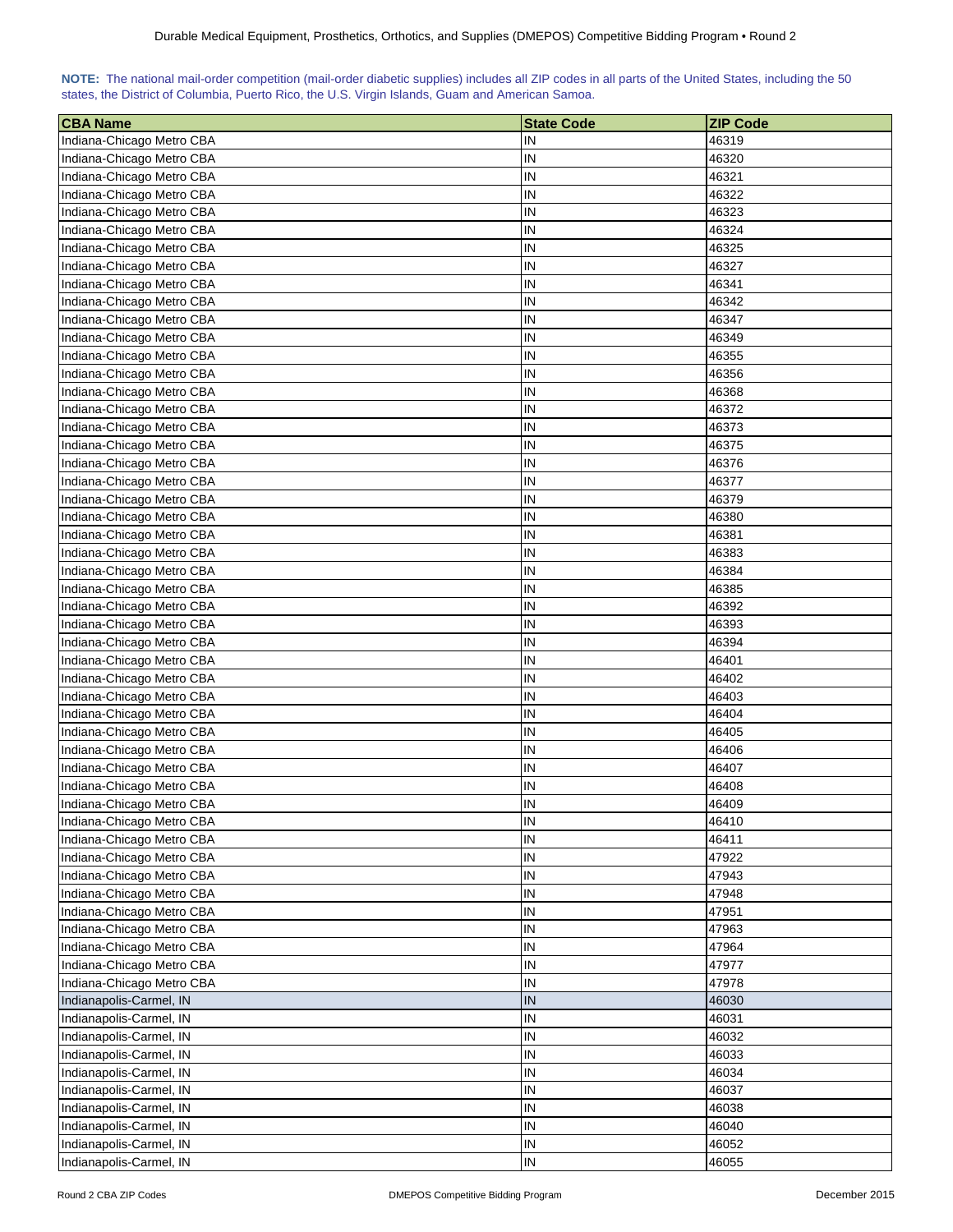**NOTE:** The national mail-order competition (mail-order diabetic supplies) includes all ZIP codes in all parts of the United States, including the 50 states, the District of Columbia, Puerto Rico, the U.S. Virgin Islands, Guam and American Samoa.

| CBA Name | State Code | ZIP Code |
|---|---|---|
| Indiana-Chicago Metro CBA | IN | 46319 |
| Indiana-Chicago Metro CBA | IN | 46320 |
| Indiana-Chicago Metro CBA | IN | 46321 |
| Indiana-Chicago Metro CBA | IN | 46322 |
| Indiana-Chicago Metro CBA | IN | 46323 |
| Indiana-Chicago Metro CBA | IN | 46324 |
| Indiana-Chicago Metro CBA | IN | 46325 |
| Indiana-Chicago Metro CBA | IN | 46327 |
| Indiana-Chicago Metro CBA | IN | 46341 |
| Indiana-Chicago Metro CBA | IN | 46342 |
| Indiana-Chicago Metro CBA | IN | 46347 |
| Indiana-Chicago Metro CBA | IN | 46349 |
| Indiana-Chicago Metro CBA | IN | 46355 |
| Indiana-Chicago Metro CBA | IN | 46356 |
| Indiana-Chicago Metro CBA | IN | 46368 |
| Indiana-Chicago Metro CBA | IN | 46372 |
| Indiana-Chicago Metro CBA | IN | 46373 |
| Indiana-Chicago Metro CBA | IN | 46375 |
| Indiana-Chicago Metro CBA | IN | 46376 |
| Indiana-Chicago Metro CBA | IN | 46377 |
| Indiana-Chicago Metro CBA | IN | 46379 |
| Indiana-Chicago Metro CBA | IN | 46380 |
| Indiana-Chicago Metro CBA | IN | 46381 |
| Indiana-Chicago Metro CBA | IN | 46383 |
| Indiana-Chicago Metro CBA | IN | 46384 |
| Indiana-Chicago Metro CBA | IN | 46385 |
| Indiana-Chicago Metro CBA | IN | 46392 |
| Indiana-Chicago Metro CBA | IN | 46393 |
| Indiana-Chicago Metro CBA | IN | 46394 |
| Indiana-Chicago Metro CBA | IN | 46401 |
| Indiana-Chicago Metro CBA | IN | 46402 |
| Indiana-Chicago Metro CBA | IN | 46403 |
| Indiana-Chicago Metro CBA | IN | 46404 |
| Indiana-Chicago Metro CBA | IN | 46405 |
| Indiana-Chicago Metro CBA | IN | 46406 |
| Indiana-Chicago Metro CBA | IN | 46407 |
| Indiana-Chicago Metro CBA | IN | 46408 |
| Indiana-Chicago Metro CBA | IN | 46409 |
| Indiana-Chicago Metro CBA | IN | 46410 |
| Indiana-Chicago Metro CBA | IN | 46411 |
| Indiana-Chicago Metro CBA | IN | 47922 |
| Indiana-Chicago Metro CBA | IN | 47943 |
| Indiana-Chicago Metro CBA | IN | 47948 |
| Indiana-Chicago Metro CBA | IN | 47951 |
| Indiana-Chicago Metro CBA | IN | 47963 |
| Indiana-Chicago Metro CBA | IN | 47964 |
| Indiana-Chicago Metro CBA | IN | 47977 |
| Indiana-Chicago Metro CBA | IN | 47978 |
| Indianapolis-Carmel, IN | IN | 46030 |
| Indianapolis-Carmel, IN | IN | 46031 |
| Indianapolis-Carmel, IN | IN | 46032 |
| Indianapolis-Carmel, IN | IN | 46033 |
| Indianapolis-Carmel, IN | IN | 46034 |
| Indianapolis-Carmel, IN | IN | 46037 |
| Indianapolis-Carmel, IN | IN | 46038 |
| Indianapolis-Carmel, IN | IN | 46040 |
| Indianapolis-Carmel, IN | IN | 46052 |
| Indianapolis-Carmel, IN | IN | 46055 |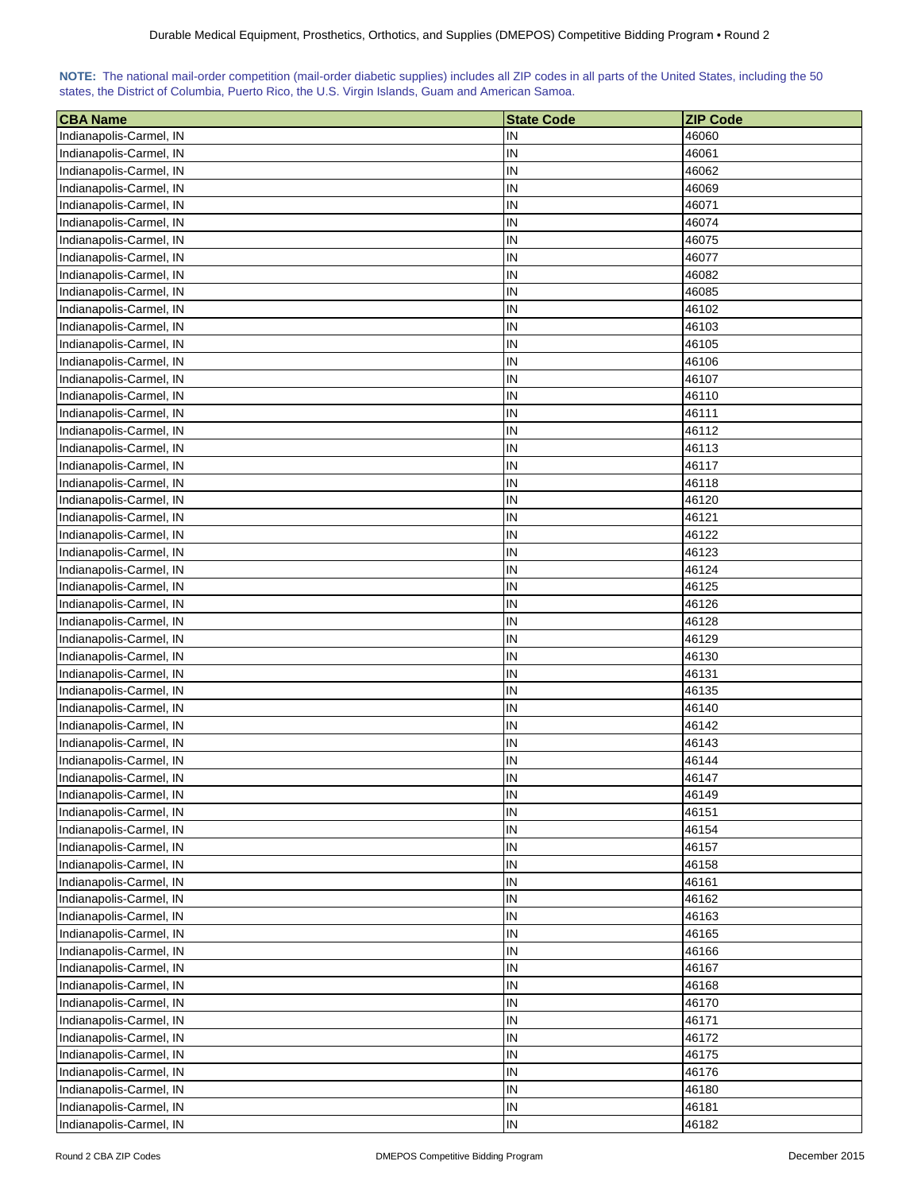**NOTE:** The national mail-order competition (mail-order diabetic supplies) includes all ZIP codes in all parts of the United States, including the 50 states, the District of Columbia, Puerto Rico, the U.S. Virgin Islands, Guam and American Samoa.

| CBA Name | State Code | ZIP Code |
|---|---|---|
| Indianapolis-Carmel, IN | IN | 46060 |
| Indianapolis-Carmel, IN | IN | 46061 |
| Indianapolis-Carmel, IN | IN | 46062 |
| Indianapolis-Carmel, IN | IN | 46069 |
| Indianapolis-Carmel, IN | IN | 46071 |
| Indianapolis-Carmel, IN | IN | 46074 |
| Indianapolis-Carmel, IN | IN | 46075 |
| Indianapolis-Carmel, IN | IN | 46077 |
| Indianapolis-Carmel, IN | IN | 46082 |
| Indianapolis-Carmel, IN | IN | 46085 |
| Indianapolis-Carmel, IN | IN | 46102 |
| Indianapolis-Carmel, IN | IN | 46103 |
| Indianapolis-Carmel, IN | IN | 46105 |
| Indianapolis-Carmel, IN | IN | 46106 |
| Indianapolis-Carmel, IN | IN | 46107 |
| Indianapolis-Carmel, IN | IN | 46110 |
| Indianapolis-Carmel, IN | IN | 46111 |
| Indianapolis-Carmel, IN | IN | 46112 |
| Indianapolis-Carmel, IN | IN | 46113 |
| Indianapolis-Carmel, IN | IN | 46117 |
| Indianapolis-Carmel, IN | IN | 46118 |
| Indianapolis-Carmel, IN | IN | 46120 |
| Indianapolis-Carmel, IN | IN | 46121 |
| Indianapolis-Carmel, IN | IN | 46122 |
| Indianapolis-Carmel, IN | IN | 46123 |
| Indianapolis-Carmel, IN | IN | 46124 |
| Indianapolis-Carmel, IN | IN | 46125 |
| Indianapolis-Carmel, IN | IN | 46126 |
| Indianapolis-Carmel, IN | IN | 46128 |
| Indianapolis-Carmel, IN | IN | 46129 |
| Indianapolis-Carmel, IN | IN | 46130 |
| Indianapolis-Carmel, IN | IN | 46131 |
| Indianapolis-Carmel, IN | IN | 46135 |
| Indianapolis-Carmel, IN | IN | 46140 |
| Indianapolis-Carmel, IN | IN | 46142 |
| Indianapolis-Carmel, IN | IN | 46143 |
| Indianapolis-Carmel, IN | IN | 46144 |
| Indianapolis-Carmel, IN | IN | 46147 |
| Indianapolis-Carmel, IN | IN | 46149 |
| Indianapolis-Carmel, IN | IN | 46151 |
| Indianapolis-Carmel, IN | IN | 46154 |
| Indianapolis-Carmel, IN | IN | 46157 |
| Indianapolis-Carmel, IN | IN | 46158 |
| Indianapolis-Carmel, IN | IN | 46161 |
| Indianapolis-Carmel, IN | IN | 46162 |
| Indianapolis-Carmel, IN | IN | 46163 |
| Indianapolis-Carmel, IN | IN | 46165 |
| Indianapolis-Carmel, IN | IN | 46166 |
| Indianapolis-Carmel, IN | IN | 46167 |
| Indianapolis-Carmel, IN | IN | 46168 |
| Indianapolis-Carmel, IN | IN | 46170 |
| Indianapolis-Carmel, IN | IN | 46171 |
| Indianapolis-Carmel, IN | IN | 46172 |
| Indianapolis-Carmel, IN | IN | 46175 |
| Indianapolis-Carmel, IN | IN | 46176 |
| Indianapolis-Carmel, IN | IN | 46180 |
| Indianapolis-Carmel, IN | IN | 46181 |
| Indianapolis-Carmel, IN | IN | 46182 |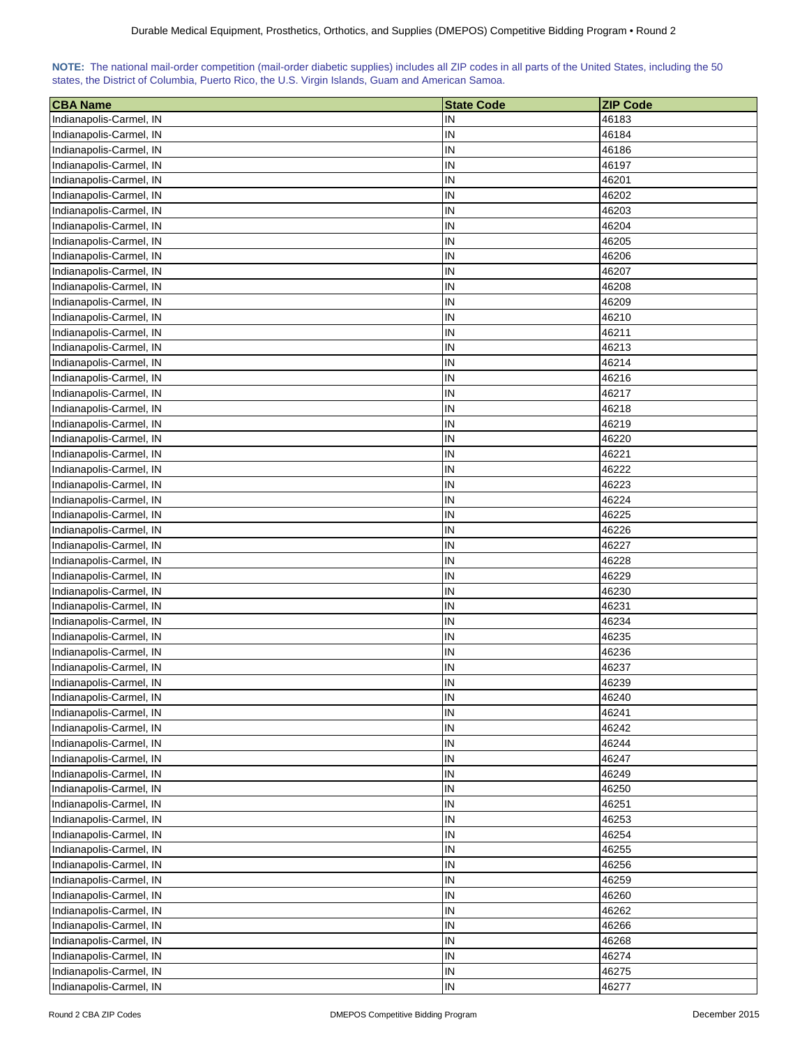**NOTE:** The national mail-order competition (mail-order diabetic supplies) includes all ZIP codes in all parts of the United States, including the 50 states, the District of Columbia, Puerto Rico, the U.S. Virgin Islands, Guam and American Samoa.

| CBA Name | State Code | ZIP Code |
|---|---|---|
| Indianapolis-Carmel, IN | IN | 46183 |
| Indianapolis-Carmel, IN | IN | 46184 |
| Indianapolis-Carmel, IN | IN | 46186 |
| Indianapolis-Carmel, IN | IN | 46197 |
| Indianapolis-Carmel, IN | IN | 46201 |
| Indianapolis-Carmel, IN | IN | 46202 |
| Indianapolis-Carmel, IN | IN | 46203 |
| Indianapolis-Carmel, IN | IN | 46204 |
| Indianapolis-Carmel, IN | IN | 46205 |
| Indianapolis-Carmel, IN | IN | 46206 |
| Indianapolis-Carmel, IN | IN | 46207 |
| Indianapolis-Carmel, IN | IN | 46208 |
| Indianapolis-Carmel, IN | IN | 46209 |
| Indianapolis-Carmel, IN | IN | 46210 |
| Indianapolis-Carmel, IN | IN | 46211 |
| Indianapolis-Carmel, IN | IN | 46213 |
| Indianapolis-Carmel, IN | IN | 46214 |
| Indianapolis-Carmel, IN | IN | 46216 |
| Indianapolis-Carmel, IN | IN | 46217 |
| Indianapolis-Carmel, IN | IN | 46218 |
| Indianapolis-Carmel, IN | IN | 46219 |
| Indianapolis-Carmel, IN | IN | 46220 |
| Indianapolis-Carmel, IN | IN | 46221 |
| Indianapolis-Carmel, IN | IN | 46222 |
| Indianapolis-Carmel, IN | IN | 46223 |
| Indianapolis-Carmel, IN | IN | 46224 |
| Indianapolis-Carmel, IN | IN | 46225 |
| Indianapolis-Carmel, IN | IN | 46226 |
| Indianapolis-Carmel, IN | IN | 46227 |
| Indianapolis-Carmel, IN | IN | 46228 |
| Indianapolis-Carmel, IN | IN | 46229 |
| Indianapolis-Carmel, IN | IN | 46230 |
| Indianapolis-Carmel, IN | IN | 46231 |
| Indianapolis-Carmel, IN | IN | 46234 |
| Indianapolis-Carmel, IN | IN | 46235 |
| Indianapolis-Carmel, IN | IN | 46236 |
| Indianapolis-Carmel, IN | IN | 46237 |
| Indianapolis-Carmel, IN | IN | 46239 |
| Indianapolis-Carmel, IN | IN | 46240 |
| Indianapolis-Carmel, IN | IN | 46241 |
| Indianapolis-Carmel, IN | IN | 46242 |
| Indianapolis-Carmel, IN | IN | 46244 |
| Indianapolis-Carmel, IN | IN | 46247 |
| Indianapolis-Carmel, IN | IN | 46249 |
| Indianapolis-Carmel, IN | IN | 46250 |
| Indianapolis-Carmel, IN | IN | 46251 |
| Indianapolis-Carmel, IN | IN | 46253 |
| Indianapolis-Carmel, IN | IN | 46254 |
| Indianapolis-Carmel, IN | IN | 46255 |
| Indianapolis-Carmel, IN | IN | 46256 |
| Indianapolis-Carmel, IN | IN | 46259 |
| Indianapolis-Carmel, IN | IN | 46260 |
| Indianapolis-Carmel, IN | IN | 46262 |
| Indianapolis-Carmel, IN | IN | 46266 |
| Indianapolis-Carmel, IN | IN | 46268 |
| Indianapolis-Carmel, IN | IN | 46274 |
| Indianapolis-Carmel, IN | IN | 46275 |
| Indianapolis-Carmel, IN | IN | 46277 |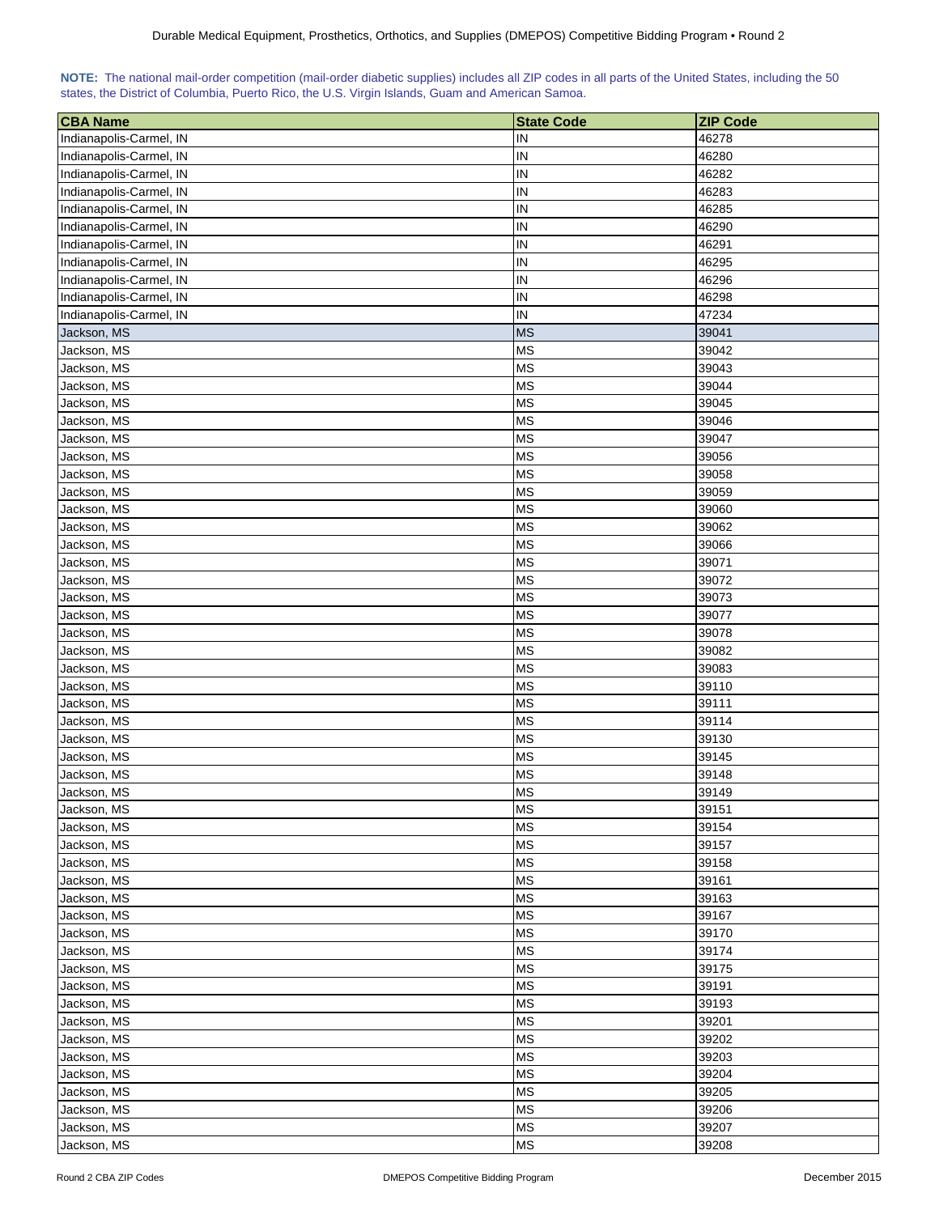**NOTE:** The national mail-order competition (mail-order diabetic supplies) includes all ZIP codes in all parts of the United States, including the 50 states, the District of Columbia, Puerto Rico, the U.S. Virgin Islands, Guam and American Samoa.

| CBA Name | State Code | ZIP Code |
| --- | --- | --- |
| Indianapolis-Carmel, IN | IN | 46278 |
| Indianapolis-Carmel, IN | IN | 46280 |
| Indianapolis-Carmel, IN | IN | 46282 |
| Indianapolis-Carmel, IN | IN | 46283 |
| Indianapolis-Carmel, IN | IN | 46285 |
| Indianapolis-Carmel, IN | IN | 46290 |
| Indianapolis-Carmel, IN | IN | 46291 |
| Indianapolis-Carmel, IN | IN | 46295 |
| Indianapolis-Carmel, IN | IN | 46296 |
| Indianapolis-Carmel, IN | IN | 46298 |
| Indianapolis-Carmel, IN | IN | 47234 |
| Jackson, MS | MS | 39041 |
| Jackson, MS | MS | 39042 |
| Jackson, MS | MS | 39043 |
| Jackson, MS | MS | 39044 |
| Jackson, MS | MS | 39045 |
| Jackson, MS | MS | 39046 |
| Jackson, MS | MS | 39047 |
| Jackson, MS | MS | 39056 |
| Jackson, MS | MS | 39058 |
| Jackson, MS | MS | 39059 |
| Jackson, MS | MS | 39060 |
| Jackson, MS | MS | 39062 |
| Jackson, MS | MS | 39066 |
| Jackson, MS | MS | 39071 |
| Jackson, MS | MS | 39072 |
| Jackson, MS | MS | 39073 |
| Jackson, MS | MS | 39077 |
| Jackson, MS | MS | 39078 |
| Jackson, MS | MS | 39082 |
| Jackson, MS | MS | 39083 |
| Jackson, MS | MS | 39110 |
| Jackson, MS | MS | 39111 |
| Jackson, MS | MS | 39114 |
| Jackson, MS | MS | 39130 |
| Jackson, MS | MS | 39145 |
| Jackson, MS | MS | 39148 |
| Jackson, MS | MS | 39149 |
| Jackson, MS | MS | 39151 |
| Jackson, MS | MS | 39154 |
| Jackson, MS | MS | 39157 |
| Jackson, MS | MS | 39158 |
| Jackson, MS | MS | 39161 |
| Jackson, MS | MS | 39163 |
| Jackson, MS | MS | 39167 |
| Jackson, MS | MS | 39170 |
| Jackson, MS | MS | 39174 |
| Jackson, MS | MS | 39175 |
| Jackson, MS | MS | 39191 |
| Jackson, MS | MS | 39193 |
| Jackson, MS | MS | 39201 |
| Jackson, MS | MS | 39202 |
| Jackson, MS | MS | 39203 |
| Jackson, MS | MS | 39204 |
| Jackson, MS | MS | 39205 |
| Jackson, MS | MS | 39206 |
| Jackson, MS | MS | 39207 |
| Jackson, MS | MS | 39208 |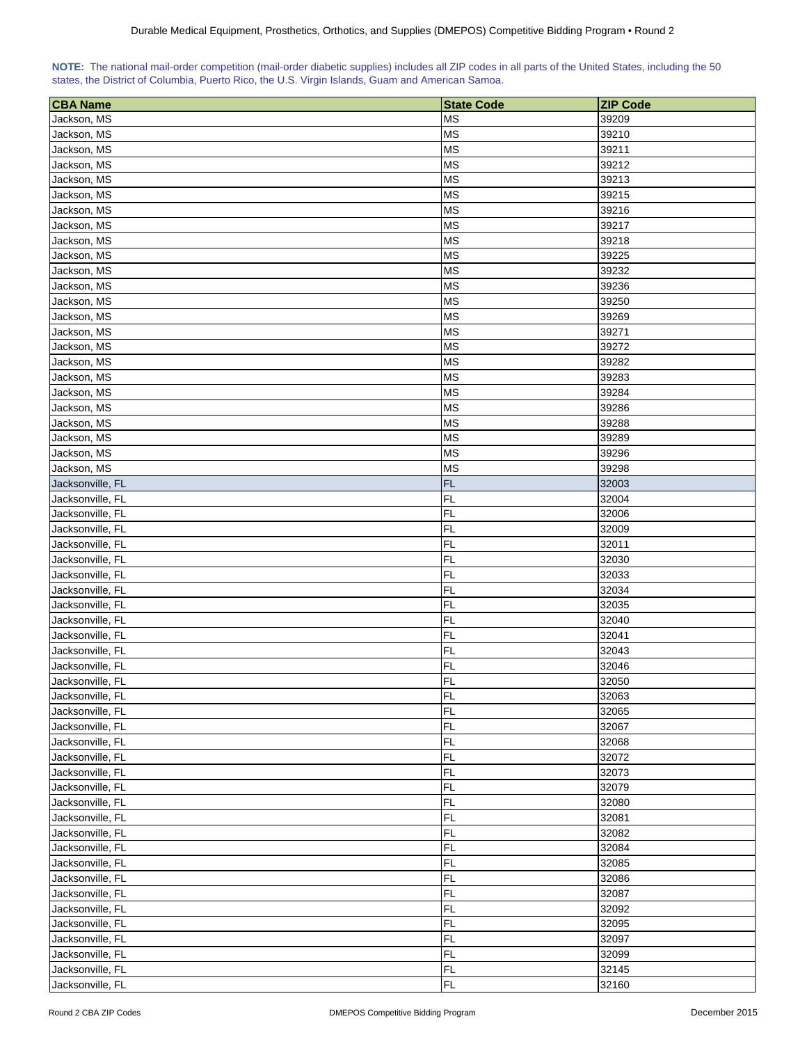**NOTE:** The national mail-order competition (mail-order diabetic supplies) includes all ZIP codes in all parts of the United States, including the 50 states, the District of Columbia, Puerto Rico, the U.S. Virgin Islands, Guam and American Samoa.

| CBA Name | State Code | ZIP Code |
|---|---|---|
| Jackson, MS | MS | 39209 |
| Jackson, MS | MS | 39210 |
| Jackson, MS | MS | 39211 |
| Jackson, MS | MS | 39212 |
| Jackson, MS | MS | 39213 |
| Jackson, MS | MS | 39215 |
| Jackson, MS | MS | 39216 |
| Jackson, MS | MS | 39217 |
| Jackson, MS | MS | 39218 |
| Jackson, MS | MS | 39225 |
| Jackson, MS | MS | 39232 |
| Jackson, MS | MS | 39236 |
| Jackson, MS | MS | 39250 |
| Jackson, MS | MS | 39269 |
| Jackson, MS | MS | 39271 |
| Jackson, MS | MS | 39272 |
| Jackson, MS | MS | 39282 |
| Jackson, MS | MS | 39283 |
| Jackson, MS | MS | 39284 |
| Jackson, MS | MS | 39286 |
| Jackson, MS | MS | 39288 |
| Jackson, MS | MS | 39289 |
| Jackson, MS | MS | 39296 |
| Jackson, MS | MS | 39298 |
| Jacksonville, FL | FL | 32003 |
| Jacksonville, FL | FL | 32004 |
| Jacksonville, FL | FL | 32006 |
| Jacksonville, FL | FL | 32009 |
| Jacksonville, FL | FL | 32011 |
| Jacksonville, FL | FL | 32030 |
| Jacksonville, FL | FL | 32033 |
| Jacksonville, FL | FL | 32034 |
| Jacksonville, FL | FL | 32035 |
| Jacksonville, FL | FL | 32040 |
| Jacksonville, FL | FL | 32041 |
| Jacksonville, FL | FL | 32043 |
| Jacksonville, FL | FL | 32046 |
| Jacksonville, FL | FL | 32050 |
| Jacksonville, FL | FL | 32063 |
| Jacksonville, FL | FL | 32065 |
| Jacksonville, FL | FL | 32067 |
| Jacksonville, FL | FL | 32068 |
| Jacksonville, FL | FL | 32072 |
| Jacksonville, FL | FL | 32073 |
| Jacksonville, FL | FL | 32079 |
| Jacksonville, FL | FL | 32080 |
| Jacksonville, FL | FL | 32081 |
| Jacksonville, FL | FL | 32082 |
| Jacksonville, FL | FL | 32084 |
| Jacksonville, FL | FL | 32085 |
| Jacksonville, FL | FL | 32086 |
| Jacksonville, FL | FL | 32087 |
| Jacksonville, FL | FL | 32092 |
| Jacksonville, FL | FL | 32095 |
| Jacksonville, FL | FL | 32097 |
| Jacksonville, FL | FL | 32099 |
| Jacksonville, FL | FL | 32145 |
| Jacksonville, FL | FL | 32160 |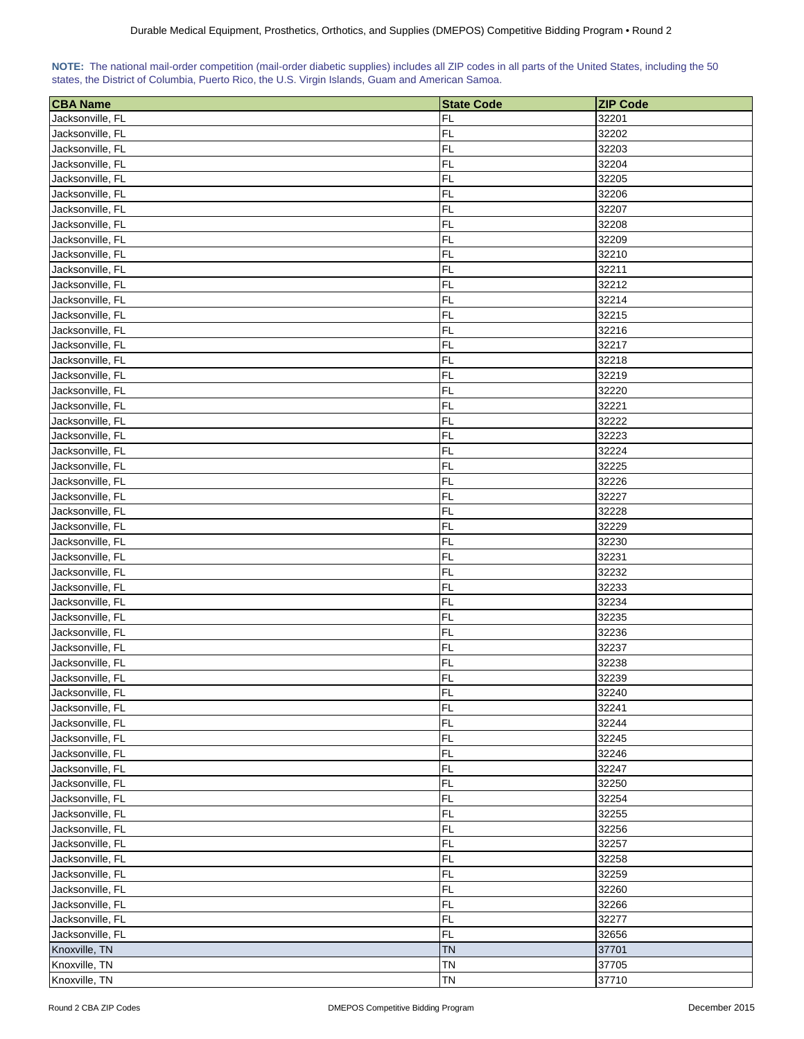**NOTE:** The national mail-order competition (mail-order diabetic supplies) includes all ZIP codes in all parts of the United States, including the 50 states, the District of Columbia, Puerto Rico, the U.S. Virgin Islands, Guam and American Samoa.

| CBA Name | State Code | ZIP Code |
|---|---|---|
| Jacksonville, FL | FL | 32201 |
| Jacksonville, FL | FL | 32202 |
| Jacksonville, FL | FL | 32203 |
| Jacksonville, FL | FL | 32204 |
| Jacksonville, FL | FL | 32205 |
| Jacksonville, FL | FL | 32206 |
| Jacksonville, FL | FL | 32207 |
| Jacksonville, FL | FL | 32208 |
| Jacksonville, FL | FL | 32209 |
| Jacksonville, FL | FL | 32210 |
| Jacksonville, FL | FL | 32211 |
| Jacksonville, FL | FL | 32212 |
| Jacksonville, FL | FL | 32214 |
| Jacksonville, FL | FL | 32215 |
| Jacksonville, FL | FL | 32216 |
| Jacksonville, FL | FL | 32217 |
| Jacksonville, FL | FL | 32218 |
| Jacksonville, FL | FL | 32219 |
| Jacksonville, FL | FL | 32220 |
| Jacksonville, FL | FL | 32221 |
| Jacksonville, FL | FL | 32222 |
| Jacksonville, FL | FL | 32223 |
| Jacksonville, FL | FL | 32224 |
| Jacksonville, FL | FL | 32225 |
| Jacksonville, FL | FL | 32226 |
| Jacksonville, FL | FL | 32227 |
| Jacksonville, FL | FL | 32228 |
| Jacksonville, FL | FL | 32229 |
| Jacksonville, FL | FL | 32230 |
| Jacksonville, FL | FL | 32231 |
| Jacksonville, FL | FL | 32232 |
| Jacksonville, FL | FL | 32233 |
| Jacksonville, FL | FL | 32234 |
| Jacksonville, FL | FL | 32235 |
| Jacksonville, FL | FL | 32236 |
| Jacksonville, FL | FL | 32237 |
| Jacksonville, FL | FL | 32238 |
| Jacksonville, FL | FL | 32239 |
| Jacksonville, FL | FL | 32240 |
| Jacksonville, FL | FL | 32241 |
| Jacksonville, FL | FL | 32244 |
| Jacksonville, FL | FL | 32245 |
| Jacksonville, FL | FL | 32246 |
| Jacksonville, FL | FL | 32247 |
| Jacksonville, FL | FL | 32250 |
| Jacksonville, FL | FL | 32254 |
| Jacksonville, FL | FL | 32255 |
| Jacksonville, FL | FL | 32256 |
| Jacksonville, FL | FL | 32257 |
| Jacksonville, FL | FL | 32258 |
| Jacksonville, FL | FL | 32259 |
| Jacksonville, FL | FL | 32260 |
| Jacksonville, FL | FL | 32266 |
| Jacksonville, FL | FL | 32277 |
| Jacksonville, FL | FL | 32656 |
| Knoxville, TN | TN | 37701 |
| Knoxville, TN | TN | 37705 |
| Knoxville, TN | TN | 37710 |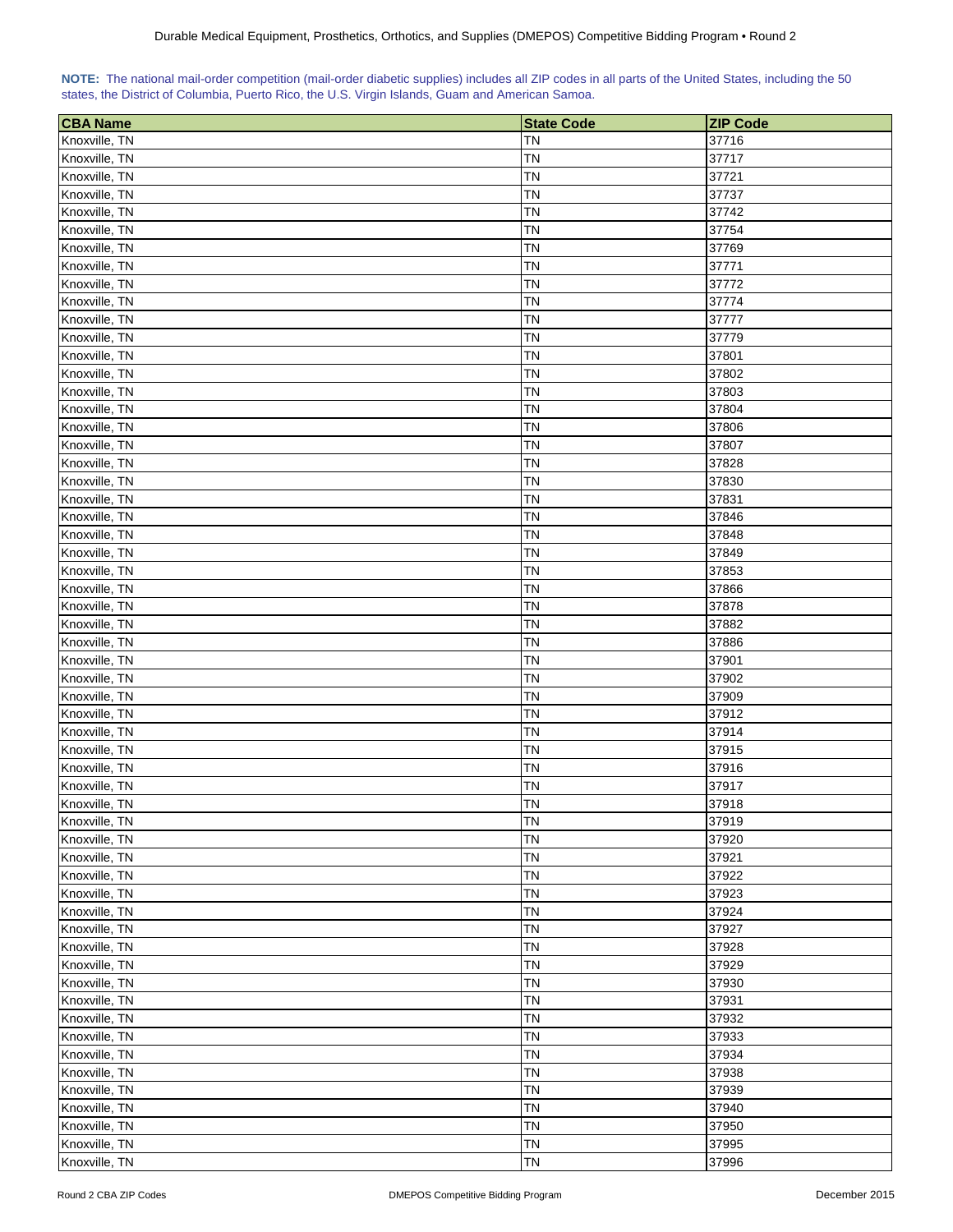**NOTE:** The national mail-order competition (mail-order diabetic supplies) includes all ZIP codes in all parts of the United States, including the 50 states, the District of Columbia, Puerto Rico, the U.S. Virgin Islands, Guam and American Samoa.

| CBA Name | State Code | ZIP Code |
|---|---|---|
| Knoxville, TN | TN | 37716 |
| Knoxville, TN | TN | 37717 |
| Knoxville, TN | TN | 37721 |
| Knoxville, TN | TN | 37737 |
| Knoxville, TN | TN | 37742 |
| Knoxville, TN | TN | 37754 |
| Knoxville, TN | TN | 37769 |
| Knoxville, TN | TN | 37771 |
| Knoxville, TN | TN | 37772 |
| Knoxville, TN | TN | 37774 |
| Knoxville, TN | TN | 37777 |
| Knoxville, TN | TN | 37779 |
| Knoxville, TN | TN | 37801 |
| Knoxville, TN | TN | 37802 |
| Knoxville, TN | TN | 37803 |
| Knoxville, TN | TN | 37804 |
| Knoxville, TN | TN | 37806 |
| Knoxville, TN | TN | 37807 |
| Knoxville, TN | TN | 37828 |
| Knoxville, TN | TN | 37830 |
| Knoxville, TN | TN | 37831 |
| Knoxville, TN | TN | 37846 |
| Knoxville, TN | TN | 37848 |
| Knoxville, TN | TN | 37849 |
| Knoxville, TN | TN | 37853 |
| Knoxville, TN | TN | 37866 |
| Knoxville, TN | TN | 37878 |
| Knoxville, TN | TN | 37882 |
| Knoxville, TN | TN | 37886 |
| Knoxville, TN | TN | 37901 |
| Knoxville, TN | TN | 37902 |
| Knoxville, TN | TN | 37909 |
| Knoxville, TN | TN | 37912 |
| Knoxville, TN | TN | 37914 |
| Knoxville, TN | TN | 37915 |
| Knoxville, TN | TN | 37916 |
| Knoxville, TN | TN | 37917 |
| Knoxville, TN | TN | 37918 |
| Knoxville, TN | TN | 37919 |
| Knoxville, TN | TN | 37920 |
| Knoxville, TN | TN | 37921 |
| Knoxville, TN | TN | 37922 |
| Knoxville, TN | TN | 37923 |
| Knoxville, TN | TN | 37924 |
| Knoxville, TN | TN | 37927 |
| Knoxville, TN | TN | 37928 |
| Knoxville, TN | TN | 37929 |
| Knoxville, TN | TN | 37930 |
| Knoxville, TN | TN | 37931 |
| Knoxville, TN | TN | 37932 |
| Knoxville, TN | TN | 37933 |
| Knoxville, TN | TN | 37934 |
| Knoxville, TN | TN | 37938 |
| Knoxville, TN | TN | 37939 |
| Knoxville, TN | TN | 37940 |
| Knoxville, TN | TN | 37950 |
| Knoxville, TN | TN | 37995 |
| Knoxville, TN | TN | 37996 |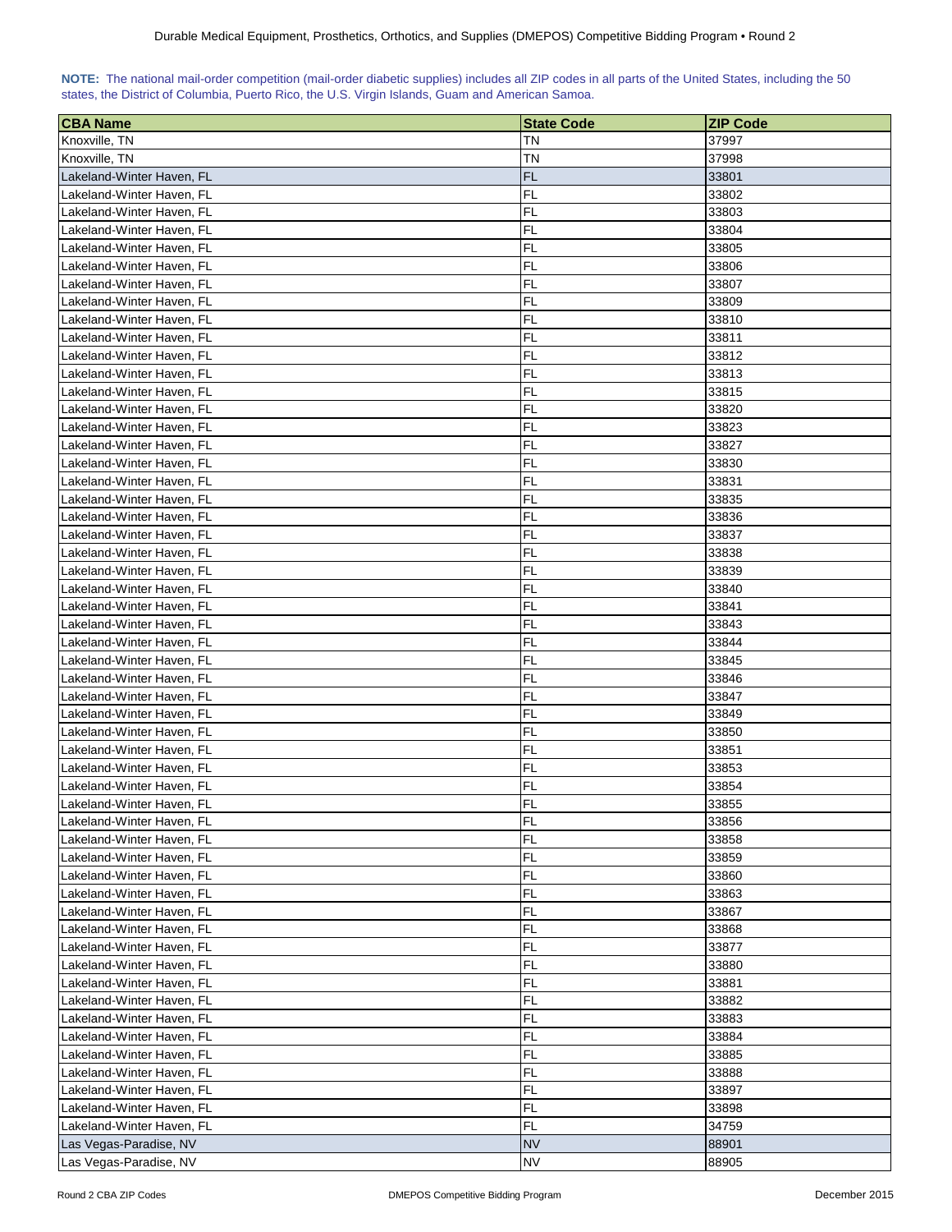**NOTE:** The national mail-order competition (mail-order diabetic supplies) includes all ZIP codes in all parts of the United States, including the 50 states, the District of Columbia, Puerto Rico, the U.S. Virgin Islands, Guam and American Samoa.

| CBA Name | State Code | ZIP Code |
|---|---|---|
| Knoxville, TN | TN | 37997 |
| Knoxville, TN | TN | 37998 |
| Lakeland-Winter Haven, FL | FL | 33801 |
| Lakeland-Winter Haven, FL | FL | 33802 |
| Lakeland-Winter Haven, FL | FL | 33803 |
| Lakeland-Winter Haven, FL | FL | 33804 |
| Lakeland-Winter Haven, FL | FL | 33805 |
| Lakeland-Winter Haven, FL | FL | 33806 |
| Lakeland-Winter Haven, FL | FL | 33807 |
| Lakeland-Winter Haven, FL | FL | 33809 |
| Lakeland-Winter Haven, FL | FL | 33810 |
| Lakeland-Winter Haven, FL | FL | 33811 |
| Lakeland-Winter Haven, FL | FL | 33812 |
| Lakeland-Winter Haven, FL | FL | 33813 |
| Lakeland-Winter Haven, FL | FL | 33815 |
| Lakeland-Winter Haven, FL | FL | 33820 |
| Lakeland-Winter Haven, FL | FL | 33823 |
| Lakeland-Winter Haven, FL | FL | 33827 |
| Lakeland-Winter Haven, FL | FL | 33830 |
| Lakeland-Winter Haven, FL | FL | 33831 |
| Lakeland-Winter Haven, FL | FL | 33835 |
| Lakeland-Winter Haven, FL | FL | 33836 |
| Lakeland-Winter Haven, FL | FL | 33837 |
| Lakeland-Winter Haven, FL | FL | 33838 |
| Lakeland-Winter Haven, FL | FL | 33839 |
| Lakeland-Winter Haven, FL | FL | 33840 |
| Lakeland-Winter Haven, FL | FL | 33841 |
| Lakeland-Winter Haven, FL | FL | 33843 |
| Lakeland-Winter Haven, FL | FL | 33844 |
| Lakeland-Winter Haven, FL | FL | 33845 |
| Lakeland-Winter Haven, FL | FL | 33846 |
| Lakeland-Winter Haven, FL | FL | 33847 |
| Lakeland-Winter Haven, FL | FL | 33849 |
| Lakeland-Winter Haven, FL | FL | 33850 |
| Lakeland-Winter Haven, FL | FL | 33851 |
| Lakeland-Winter Haven, FL | FL | 33853 |
| Lakeland-Winter Haven, FL | FL | 33854 |
| Lakeland-Winter Haven, FL | FL | 33855 |
| Lakeland-Winter Haven, FL | FL | 33856 |
| Lakeland-Winter Haven, FL | FL | 33858 |
| Lakeland-Winter Haven, FL | FL | 33859 |
| Lakeland-Winter Haven, FL | FL | 33860 |
| Lakeland-Winter Haven, FL | FL | 33863 |
| Lakeland-Winter Haven, FL | FL | 33867 |
| Lakeland-Winter Haven, FL | FL | 33868 |
| Lakeland-Winter Haven, FL | FL | 33877 |
| Lakeland-Winter Haven, FL | FL | 33880 |
| Lakeland-Winter Haven, FL | FL | 33881 |
| Lakeland-Winter Haven, FL | FL | 33882 |
| Lakeland-Winter Haven, FL | FL | 33883 |
| Lakeland-Winter Haven, FL | FL | 33884 |
| Lakeland-Winter Haven, FL | FL | 33885 |
| Lakeland-Winter Haven, FL | FL | 33888 |
| Lakeland-Winter Haven, FL | FL | 33897 |
| Lakeland-Winter Haven, FL | FL | 33898 |
| Lakeland-Winter Haven, FL | FL | 34759 |
| Las Vegas-Paradise, NV | NV | 88901 |
| Las Vegas-Paradise, NV | NV | 88905 |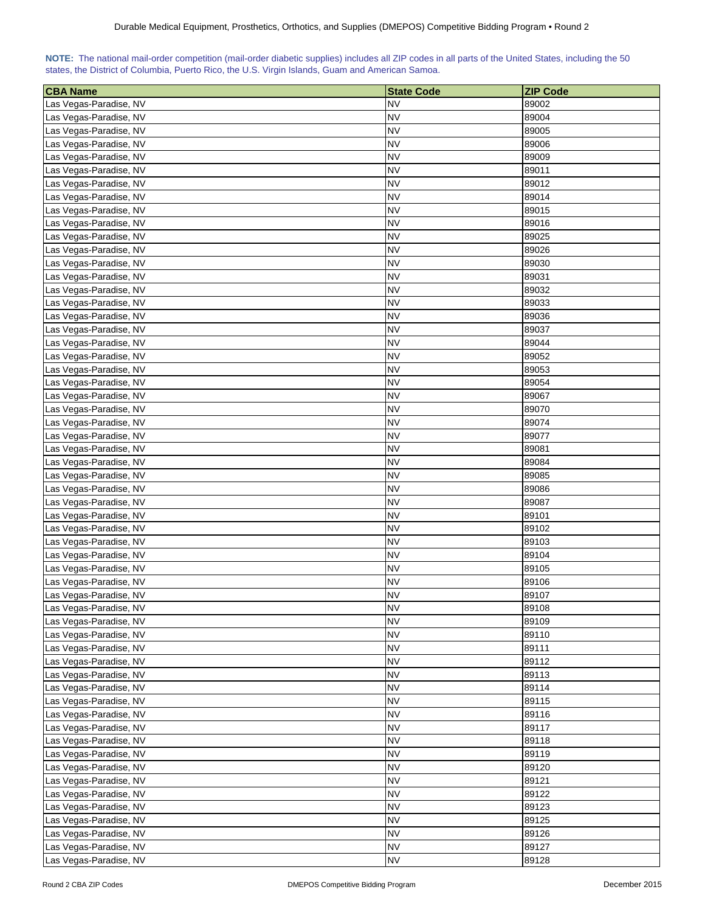**NOTE:** The national mail-order competition (mail-order diabetic supplies) includes all ZIP codes in all parts of the United States, including the 50 states, the District of Columbia, Puerto Rico, the U.S. Virgin Islands, Guam and American Samoa.

| CBA Name | State Code | ZIP Code |
|---|---|---|
| Las Vegas-Paradise, NV | NV | 89002 |
| Las Vegas-Paradise, NV | NV | 89004 |
| Las Vegas-Paradise, NV | NV | 89005 |
| Las Vegas-Paradise, NV | NV | 89006 |
| Las Vegas-Paradise, NV | NV | 89009 |
| Las Vegas-Paradise, NV | NV | 89011 |
| Las Vegas-Paradise, NV | NV | 89012 |
| Las Vegas-Paradise, NV | NV | 89014 |
| Las Vegas-Paradise, NV | NV | 89015 |
| Las Vegas-Paradise, NV | NV | 89016 |
| Las Vegas-Paradise, NV | NV | 89025 |
| Las Vegas-Paradise, NV | NV | 89026 |
| Las Vegas-Paradise, NV | NV | 89030 |
| Las Vegas-Paradise, NV | NV | 89031 |
| Las Vegas-Paradise, NV | NV | 89032 |
| Las Vegas-Paradise, NV | NV | 89033 |
| Las Vegas-Paradise, NV | NV | 89036 |
| Las Vegas-Paradise, NV | NV | 89037 |
| Las Vegas-Paradise, NV | NV | 89044 |
| Las Vegas-Paradise, NV | NV | 89052 |
| Las Vegas-Paradise, NV | NV | 89053 |
| Las Vegas-Paradise, NV | NV | 89054 |
| Las Vegas-Paradise, NV | NV | 89067 |
| Las Vegas-Paradise, NV | NV | 89070 |
| Las Vegas-Paradise, NV | NV | 89074 |
| Las Vegas-Paradise, NV | NV | 89077 |
| Las Vegas-Paradise, NV | NV | 89081 |
| Las Vegas-Paradise, NV | NV | 89084 |
| Las Vegas-Paradise, NV | NV | 89085 |
| Las Vegas-Paradise, NV | NV | 89086 |
| Las Vegas-Paradise, NV | NV | 89087 |
| Las Vegas-Paradise, NV | NV | 89101 |
| Las Vegas-Paradise, NV | NV | 89102 |
| Las Vegas-Paradise, NV | NV | 89103 |
| Las Vegas-Paradise, NV | NV | 89104 |
| Las Vegas-Paradise, NV | NV | 89105 |
| Las Vegas-Paradise, NV | NV | 89106 |
| Las Vegas-Paradise, NV | NV | 89107 |
| Las Vegas-Paradise, NV | NV | 89108 |
| Las Vegas-Paradise, NV | NV | 89109 |
| Las Vegas-Paradise, NV | NV | 89110 |
| Las Vegas-Paradise, NV | NV | 89111 |
| Las Vegas-Paradise, NV | NV | 89112 |
| Las Vegas-Paradise, NV | NV | 89113 |
| Las Vegas-Paradise, NV | NV | 89114 |
| Las Vegas-Paradise, NV | NV | 89115 |
| Las Vegas-Paradise, NV | NV | 89116 |
| Las Vegas-Paradise, NV | NV | 89117 |
| Las Vegas-Paradise, NV | NV | 89118 |
| Las Vegas-Paradise, NV | NV | 89119 |
| Las Vegas-Paradise, NV | NV | 89120 |
| Las Vegas-Paradise, NV | NV | 89121 |
| Las Vegas-Paradise, NV | NV | 89122 |
| Las Vegas-Paradise, NV | NV | 89123 |
| Las Vegas-Paradise, NV | NV | 89125 |
| Las Vegas-Paradise, NV | NV | 89126 |
| Las Vegas-Paradise, NV | NV | 89127 |
| Las Vegas-Paradise, NV | NV | 89128 |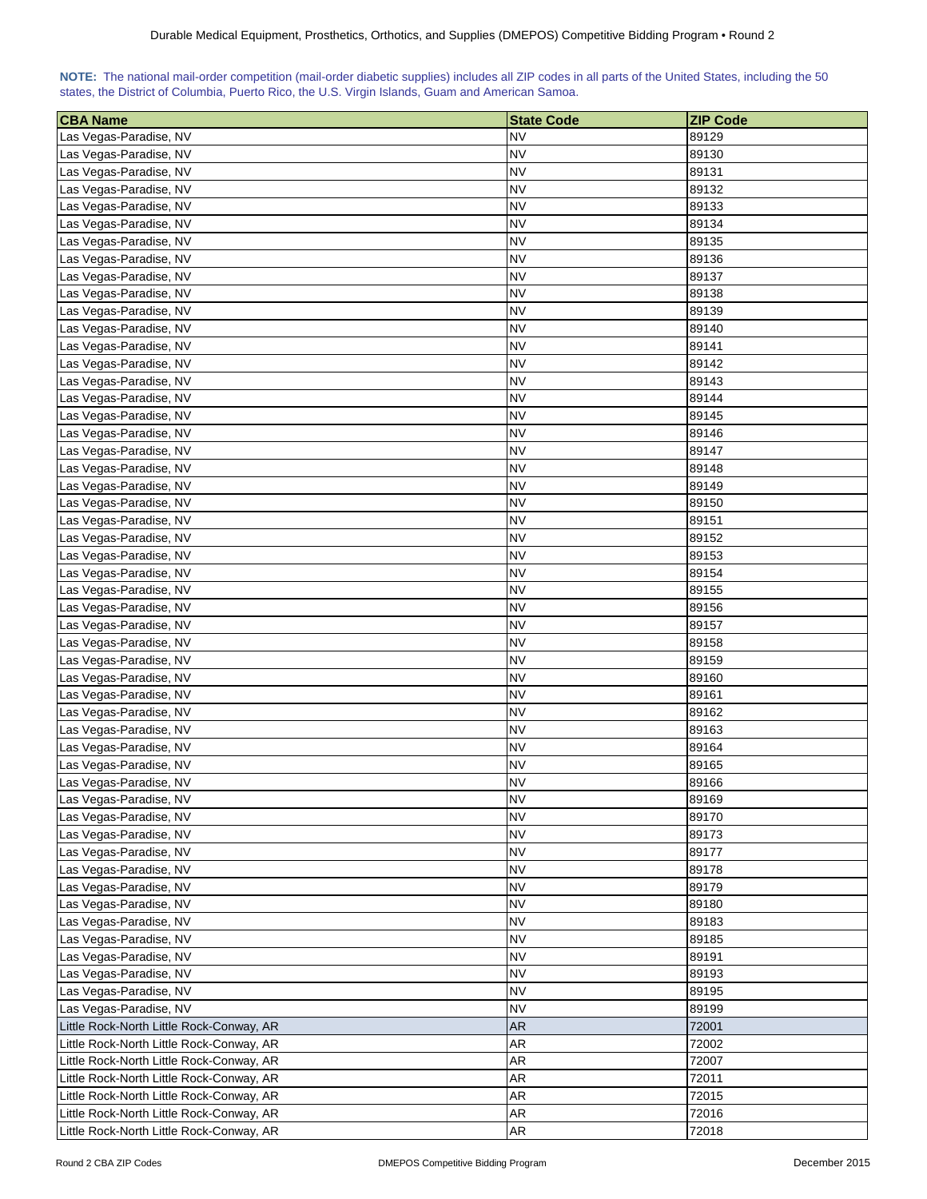**NOTE:** The national mail-order competition (mail-order diabetic supplies) includes all ZIP codes in all parts of the United States, including the 50 states, the District of Columbia, Puerto Rico, the U.S. Virgin Islands, Guam and American Samoa.

| CBA Name | State Code | ZIP Code |
|---|---|---|
| Las Vegas-Paradise, NV | NV | 89129 |
| Las Vegas-Paradise, NV | NV | 89130 |
| Las Vegas-Paradise, NV | NV | 89131 |
| Las Vegas-Paradise, NV | NV | 89132 |
| Las Vegas-Paradise, NV | NV | 89133 |
| Las Vegas-Paradise, NV | NV | 89134 |
| Las Vegas-Paradise, NV | NV | 89135 |
| Las Vegas-Paradise, NV | NV | 89136 |
| Las Vegas-Paradise, NV | NV | 89137 |
| Las Vegas-Paradise, NV | NV | 89138 |
| Las Vegas-Paradise, NV | NV | 89139 |
| Las Vegas-Paradise, NV | NV | 89140 |
| Las Vegas-Paradise, NV | NV | 89141 |
| Las Vegas-Paradise, NV | NV | 89142 |
| Las Vegas-Paradise, NV | NV | 89143 |
| Las Vegas-Paradise, NV | NV | 89144 |
| Las Vegas-Paradise, NV | NV | 89145 |
| Las Vegas-Paradise, NV | NV | 89146 |
| Las Vegas-Paradise, NV | NV | 89147 |
| Las Vegas-Paradise, NV | NV | 89148 |
| Las Vegas-Paradise, NV | NV | 89149 |
| Las Vegas-Paradise, NV | NV | 89150 |
| Las Vegas-Paradise, NV | NV | 89151 |
| Las Vegas-Paradise, NV | NV | 89152 |
| Las Vegas-Paradise, NV | NV | 89153 |
| Las Vegas-Paradise, NV | NV | 89154 |
| Las Vegas-Paradise, NV | NV | 89155 |
| Las Vegas-Paradise, NV | NV | 89156 |
| Las Vegas-Paradise, NV | NV | 89157 |
| Las Vegas-Paradise, NV | NV | 89158 |
| Las Vegas-Paradise, NV | NV | 89159 |
| Las Vegas-Paradise, NV | NV | 89160 |
| Las Vegas-Paradise, NV | NV | 89161 |
| Las Vegas-Paradise, NV | NV | 89162 |
| Las Vegas-Paradise, NV | NV | 89163 |
| Las Vegas-Paradise, NV | NV | 89164 |
| Las Vegas-Paradise, NV | NV | 89165 |
| Las Vegas-Paradise, NV | NV | 89166 |
| Las Vegas-Paradise, NV | NV | 89169 |
| Las Vegas-Paradise, NV | NV | 89170 |
| Las Vegas-Paradise, NV | NV | 89173 |
| Las Vegas-Paradise, NV | NV | 89177 |
| Las Vegas-Paradise, NV | NV | 89178 |
| Las Vegas-Paradise, NV | NV | 89179 |
| Las Vegas-Paradise, NV | NV | 89180 |
| Las Vegas-Paradise, NV | NV | 89183 |
| Las Vegas-Paradise, NV | NV | 89185 |
| Las Vegas-Paradise, NV | NV | 89191 |
| Las Vegas-Paradise, NV | NV | 89193 |
| Las Vegas-Paradise, NV | NV | 89195 |
| Las Vegas-Paradise, NV | NV | 89199 |
| Little Rock-North Little Rock-Conway, AR | AR | 72001 |
| Little Rock-North Little Rock-Conway, AR | AR | 72002 |
| Little Rock-North Little Rock-Conway, AR | AR | 72007 |
| Little Rock-North Little Rock-Conway, AR | AR | 72011 |
| Little Rock-North Little Rock-Conway, AR | AR | 72015 |
| Little Rock-North Little Rock-Conway, AR | AR | 72016 |
| Little Rock-North Little Rock-Conway, AR | AR | 72018 |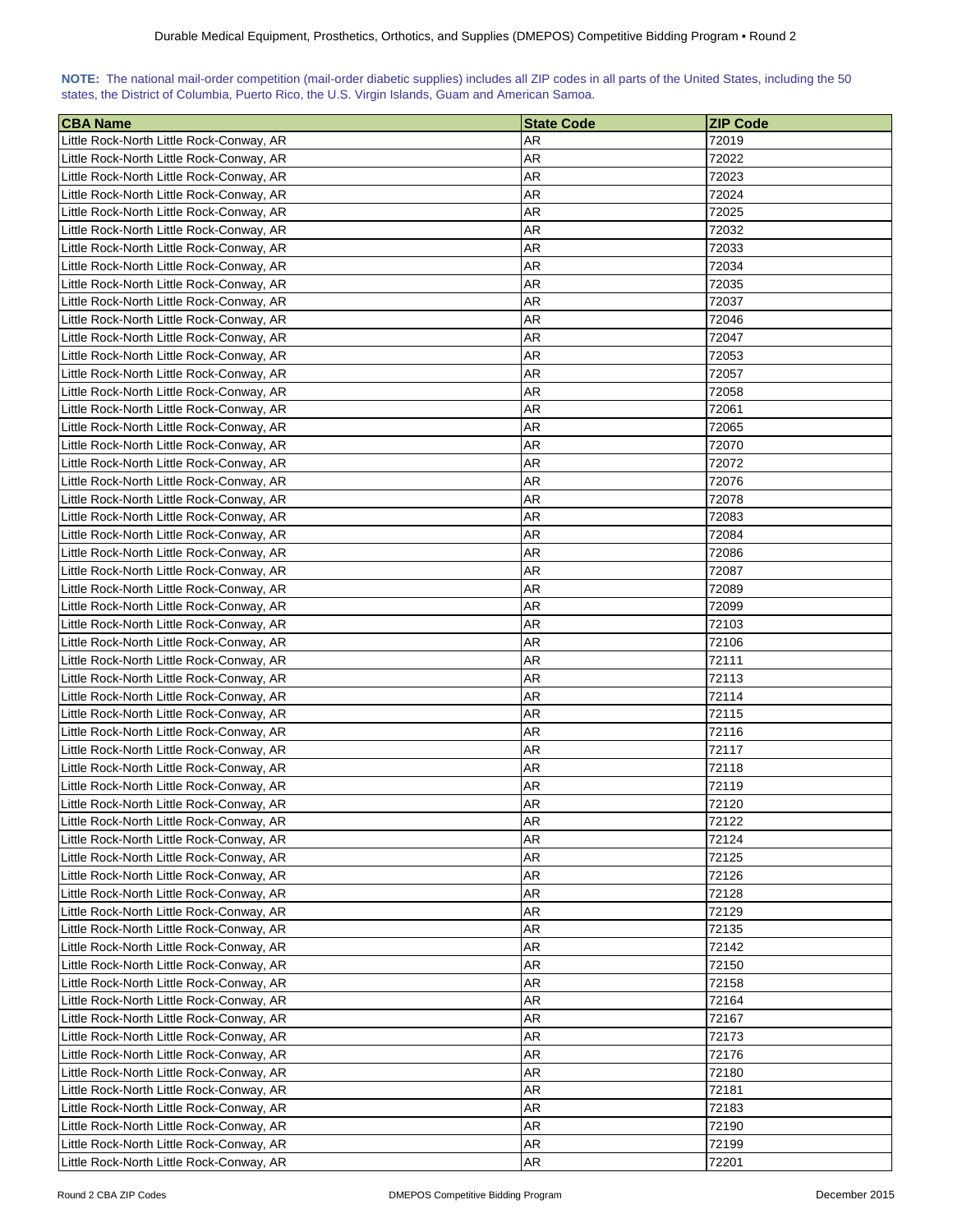**NOTE:** The national mail-order competition (mail-order diabetic supplies) includes all ZIP codes in all parts of the United States, including the 50 states, the District of Columbia, Puerto Rico, the U.S. Virgin Islands, Guam and American Samoa.

| CBA Name | State Code | ZIP Code |
|---|---|---|
| Little Rock-North Little Rock-Conway, AR | AR | 72019 |
| Little Rock-North Little Rock-Conway, AR | AR | 72022 |
| Little Rock-North Little Rock-Conway, AR | AR | 72023 |
| Little Rock-North Little Rock-Conway, AR | AR | 72024 |
| Little Rock-North Little Rock-Conway, AR | AR | 72025 |
| Little Rock-North Little Rock-Conway, AR | AR | 72032 |
| Little Rock-North Little Rock-Conway, AR | AR | 72033 |
| Little Rock-North Little Rock-Conway, AR | AR | 72034 |
| Little Rock-North Little Rock-Conway, AR | AR | 72035 |
| Little Rock-North Little Rock-Conway, AR | AR | 72037 |
| Little Rock-North Little Rock-Conway, AR | AR | 72046 |
| Little Rock-North Little Rock-Conway, AR | AR | 72047 |
| Little Rock-North Little Rock-Conway, AR | AR | 72053 |
| Little Rock-North Little Rock-Conway, AR | AR | 72057 |
| Little Rock-North Little Rock-Conway, AR | AR | 72058 |
| Little Rock-North Little Rock-Conway, AR | AR | 72061 |
| Little Rock-North Little Rock-Conway, AR | AR | 72065 |
| Little Rock-North Little Rock-Conway, AR | AR | 72070 |
| Little Rock-North Little Rock-Conway, AR | AR | 72072 |
| Little Rock-North Little Rock-Conway, AR | AR | 72076 |
| Little Rock-North Little Rock-Conway, AR | AR | 72078 |
| Little Rock-North Little Rock-Conway, AR | AR | 72083 |
| Little Rock-North Little Rock-Conway, AR | AR | 72084 |
| Little Rock-North Little Rock-Conway, AR | AR | 72086 |
| Little Rock-North Little Rock-Conway, AR | AR | 72087 |
| Little Rock-North Little Rock-Conway, AR | AR | 72089 |
| Little Rock-North Little Rock-Conway, AR | AR | 72099 |
| Little Rock-North Little Rock-Conway, AR | AR | 72103 |
| Little Rock-North Little Rock-Conway, AR | AR | 72106 |
| Little Rock-North Little Rock-Conway, AR | AR | 72111 |
| Little Rock-North Little Rock-Conway, AR | AR | 72113 |
| Little Rock-North Little Rock-Conway, AR | AR | 72114 |
| Little Rock-North Little Rock-Conway, AR | AR | 72115 |
| Little Rock-North Little Rock-Conway, AR | AR | 72116 |
| Little Rock-North Little Rock-Conway, AR | AR | 72117 |
| Little Rock-North Little Rock-Conway, AR | AR | 72118 |
| Little Rock-North Little Rock-Conway, AR | AR | 72119 |
| Little Rock-North Little Rock-Conway, AR | AR | 72120 |
| Little Rock-North Little Rock-Conway, AR | AR | 72122 |
| Little Rock-North Little Rock-Conway, AR | AR | 72124 |
| Little Rock-North Little Rock-Conway, AR | AR | 72125 |
| Little Rock-North Little Rock-Conway, AR | AR | 72126 |
| Little Rock-North Little Rock-Conway, AR | AR | 72128 |
| Little Rock-North Little Rock-Conway, AR | AR | 72129 |
| Little Rock-North Little Rock-Conway, AR | AR | 72135 |
| Little Rock-North Little Rock-Conway, AR | AR | 72142 |
| Little Rock-North Little Rock-Conway, AR | AR | 72150 |
| Little Rock-North Little Rock-Conway, AR | AR | 72158 |
| Little Rock-North Little Rock-Conway, AR | AR | 72164 |
| Little Rock-North Little Rock-Conway, AR | AR | 72167 |
| Little Rock-North Little Rock-Conway, AR | AR | 72173 |
| Little Rock-North Little Rock-Conway, AR | AR | 72176 |
| Little Rock-North Little Rock-Conway, AR | AR | 72180 |
| Little Rock-North Little Rock-Conway, AR | AR | 72181 |
| Little Rock-North Little Rock-Conway, AR | AR | 72183 |
| Little Rock-North Little Rock-Conway, AR | AR | 72190 |
| Little Rock-North Little Rock-Conway, AR | AR | 72199 |
| Little Rock-North Little Rock-Conway, AR | AR | 72201 |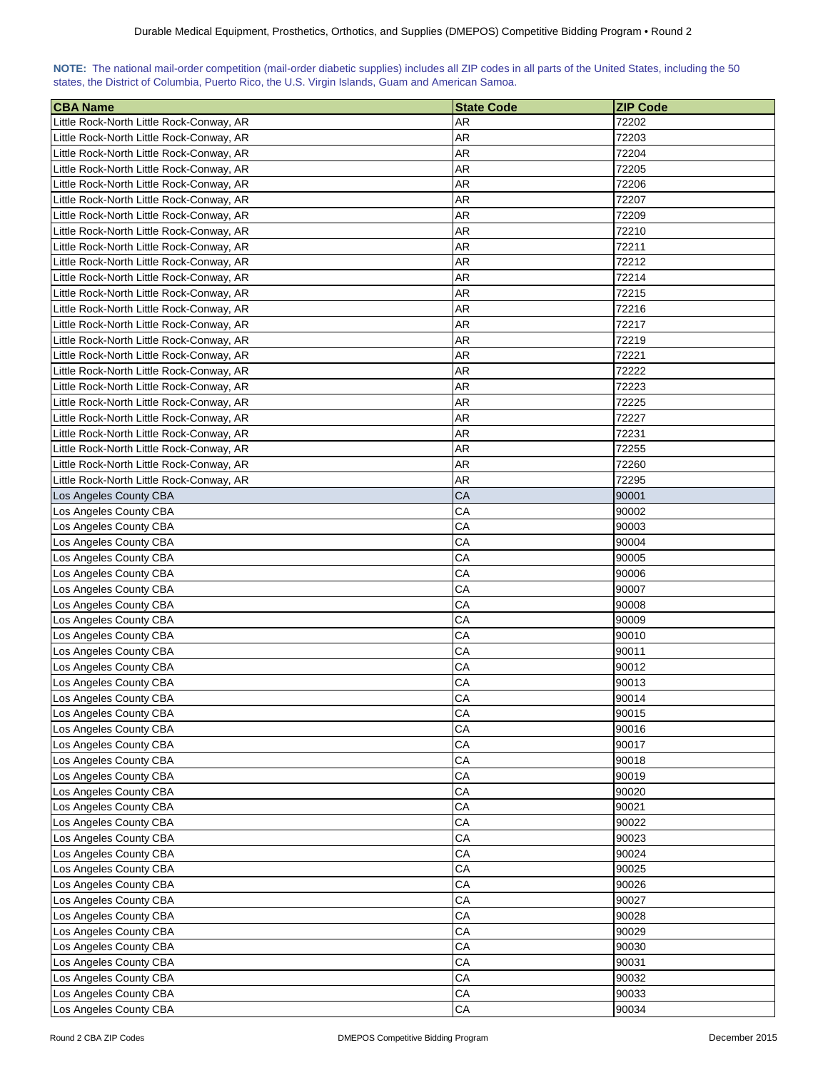**NOTE:** The national mail-order competition (mail-order diabetic supplies) includes all ZIP codes in all parts of the United States, including the 50 states, the District of Columbia, Puerto Rico, the U.S. Virgin Islands, Guam and American Samoa.

| CBA Name | State Code | ZIP Code |
|---|---|---|
| Little Rock-North Little Rock-Conway, AR | AR | 72202 |
| Little Rock-North Little Rock-Conway, AR | AR | 72203 |
| Little Rock-North Little Rock-Conway, AR | AR | 72204 |
| Little Rock-North Little Rock-Conway, AR | AR | 72205 |
| Little Rock-North Little Rock-Conway, AR | AR | 72206 |
| Little Rock-North Little Rock-Conway, AR | AR | 72207 |
| Little Rock-North Little Rock-Conway, AR | AR | 72209 |
| Little Rock-North Little Rock-Conway, AR | AR | 72210 |
| Little Rock-North Little Rock-Conway, AR | AR | 72211 |
| Little Rock-North Little Rock-Conway, AR | AR | 72212 |
| Little Rock-North Little Rock-Conway, AR | AR | 72214 |
| Little Rock-North Little Rock-Conway, AR | AR | 72215 |
| Little Rock-North Little Rock-Conway, AR | AR | 72216 |
| Little Rock-North Little Rock-Conway, AR | AR | 72217 |
| Little Rock-North Little Rock-Conway, AR | AR | 72219 |
| Little Rock-North Little Rock-Conway, AR | AR | 72221 |
| Little Rock-North Little Rock-Conway, AR | AR | 72222 |
| Little Rock-North Little Rock-Conway, AR | AR | 72223 |
| Little Rock-North Little Rock-Conway, AR | AR | 72225 |
| Little Rock-North Little Rock-Conway, AR | AR | 72227 |
| Little Rock-North Little Rock-Conway, AR | AR | 72231 |
| Little Rock-North Little Rock-Conway, AR | AR | 72255 |
| Little Rock-North Little Rock-Conway, AR | AR | 72260 |
| Little Rock-North Little Rock-Conway, AR | AR | 72295 |
| Los Angeles County CBA | CA | 90001 |
| Los Angeles County CBA | CA | 90002 |
| Los Angeles County CBA | CA | 90003 |
| Los Angeles County CBA | CA | 90004 |
| Los Angeles County CBA | CA | 90005 |
| Los Angeles County CBA | CA | 90006 |
| Los Angeles County CBA | CA | 90007 |
| Los Angeles County CBA | CA | 90008 |
| Los Angeles County CBA | CA | 90009 |
| Los Angeles County CBA | CA | 90010 |
| Los Angeles County CBA | CA | 90011 |
| Los Angeles County CBA | CA | 90012 |
| Los Angeles County CBA | CA | 90013 |
| Los Angeles County CBA | CA | 90014 |
| Los Angeles County CBA | CA | 90015 |
| Los Angeles County CBA | CA | 90016 |
| Los Angeles County CBA | CA | 90017 |
| Los Angeles County CBA | CA | 90018 |
| Los Angeles County CBA | CA | 90019 |
| Los Angeles County CBA | CA | 90020 |
| Los Angeles County CBA | CA | 90021 |
| Los Angeles County CBA | CA | 90022 |
| Los Angeles County CBA | CA | 90023 |
| Los Angeles County CBA | CA | 90024 |
| Los Angeles County CBA | CA | 90025 |
| Los Angeles County CBA | CA | 90026 |
| Los Angeles County CBA | CA | 90027 |
| Los Angeles County CBA | CA | 90028 |
| Los Angeles County CBA | CA | 90029 |
| Los Angeles County CBA | CA | 90030 |
| Los Angeles County CBA | CA | 90031 |
| Los Angeles County CBA | CA | 90032 |
| Los Angeles County CBA | CA | 90033 |
| Los Angeles County CBA | CA | 90034 |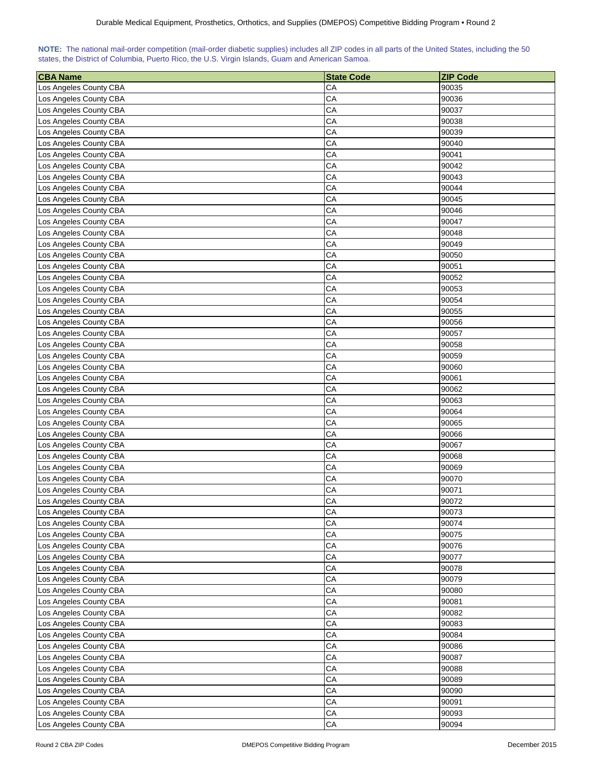**NOTE:** The national mail-order competition (mail-order diabetic supplies) includes all ZIP codes in all parts of the United States, including the 50 states, the District of Columbia, Puerto Rico, the U.S. Virgin Islands, Guam and American Samoa.

| CBA Name | State Code | ZIP Code |
|---|---|---|
| Los Angeles County CBA | CA | 90035 |
| Los Angeles County CBA | CA | 90036 |
| Los Angeles County CBA | CA | 90037 |
| Los Angeles County CBA | CA | 90038 |
| Los Angeles County CBA | CA | 90039 |
| Los Angeles County CBA | CA | 90040 |
| Los Angeles County CBA | CA | 90041 |
| Los Angeles County CBA | CA | 90042 |
| Los Angeles County CBA | CA | 90043 |
| Los Angeles County CBA | CA | 90044 |
| Los Angeles County CBA | CA | 90045 |
| Los Angeles County CBA | CA | 90046 |
| Los Angeles County CBA | CA | 90047 |
| Los Angeles County CBA | CA | 90048 |
| Los Angeles County CBA | CA | 90049 |
| Los Angeles County CBA | CA | 90050 |
| Los Angeles County CBA | CA | 90051 |
| Los Angeles County CBA | CA | 90052 |
| Los Angeles County CBA | CA | 90053 |
| Los Angeles County CBA | CA | 90054 |
| Los Angeles County CBA | CA | 90055 |
| Los Angeles County CBA | CA | 90056 |
| Los Angeles County CBA | CA | 90057 |
| Los Angeles County CBA | CA | 90058 |
| Los Angeles County CBA | CA | 90059 |
| Los Angeles County CBA | CA | 90060 |
| Los Angeles County CBA | CA | 90061 |
| Los Angeles County CBA | CA | 90062 |
| Los Angeles County CBA | CA | 90063 |
| Los Angeles County CBA | CA | 90064 |
| Los Angeles County CBA | CA | 90065 |
| Los Angeles County CBA | CA | 90066 |
| Los Angeles County CBA | CA | 90067 |
| Los Angeles County CBA | CA | 90068 |
| Los Angeles County CBA | CA | 90069 |
| Los Angeles County CBA | CA | 90070 |
| Los Angeles County CBA | CA | 90071 |
| Los Angeles County CBA | CA | 90072 |
| Los Angeles County CBA | CA | 90073 |
| Los Angeles County CBA | CA | 90074 |
| Los Angeles County CBA | CA | 90075 |
| Los Angeles County CBA | CA | 90076 |
| Los Angeles County CBA | CA | 90077 |
| Los Angeles County CBA | CA | 90078 |
| Los Angeles County CBA | CA | 90079 |
| Los Angeles County CBA | CA | 90080 |
| Los Angeles County CBA | CA | 90081 |
| Los Angeles County CBA | CA | 90082 |
| Los Angeles County CBA | CA | 90083 |
| Los Angeles County CBA | CA | 90084 |
| Los Angeles County CBA | CA | 90086 |
| Los Angeles County CBA | CA | 90087 |
| Los Angeles County CBA | CA | 90088 |
| Los Angeles County CBA | CA | 90089 |
| Los Angeles County CBA | CA | 90090 |
| Los Angeles County CBA | CA | 90091 |
| Los Angeles County CBA | CA | 90093 |
| Los Angeles County CBA | CA | 90094 |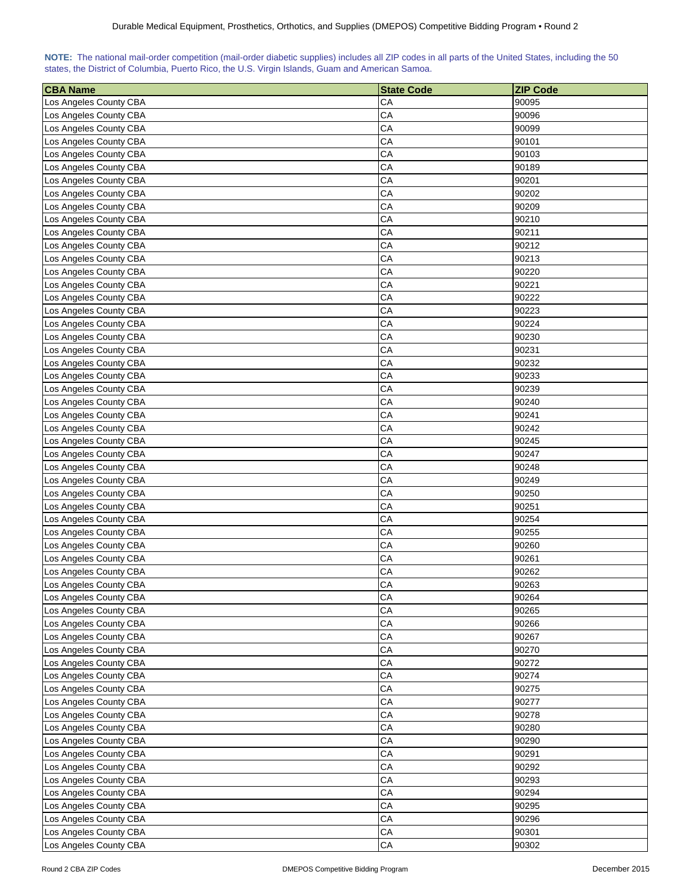**NOTE:** The national mail-order competition (mail-order diabetic supplies) includes all ZIP codes in all parts of the United States, including the 50 states, the District of Columbia, Puerto Rico, the U.S. Virgin Islands, Guam and American Samoa.

| CBA Name | State Code | ZIP Code |
|---|---|---|
| Los Angeles County CBA | CA | 90095 |
| Los Angeles County CBA | CA | 90096 |
| Los Angeles County CBA | CA | 90099 |
| Los Angeles County CBA | CA | 90101 |
| Los Angeles County CBA | CA | 90103 |
| Los Angeles County CBA | CA | 90189 |
| Los Angeles County CBA | CA | 90201 |
| Los Angeles County CBA | CA | 90202 |
| Los Angeles County CBA | CA | 90209 |
| Los Angeles County CBA | CA | 90210 |
| Los Angeles County CBA | CA | 90211 |
| Los Angeles County CBA | CA | 90212 |
| Los Angeles County CBA | CA | 90213 |
| Los Angeles County CBA | CA | 90220 |
| Los Angeles County CBA | CA | 90221 |
| Los Angeles County CBA | CA | 90222 |
| Los Angeles County CBA | CA | 90223 |
| Los Angeles County CBA | CA | 90224 |
| Los Angeles County CBA | CA | 90230 |
| Los Angeles County CBA | CA | 90231 |
| Los Angeles County CBA | CA | 90232 |
| Los Angeles County CBA | CA | 90233 |
| Los Angeles County CBA | CA | 90239 |
| Los Angeles County CBA | CA | 90240 |
| Los Angeles County CBA | CA | 90241 |
| Los Angeles County CBA | CA | 90242 |
| Los Angeles County CBA | CA | 90245 |
| Los Angeles County CBA | CA | 90247 |
| Los Angeles County CBA | CA | 90248 |
| Los Angeles County CBA | CA | 90249 |
| Los Angeles County CBA | CA | 90250 |
| Los Angeles County CBA | CA | 90251 |
| Los Angeles County CBA | CA | 90254 |
| Los Angeles County CBA | CA | 90255 |
| Los Angeles County CBA | CA | 90260 |
| Los Angeles County CBA | CA | 90261 |
| Los Angeles County CBA | CA | 90262 |
| Los Angeles County CBA | CA | 90263 |
| Los Angeles County CBA | CA | 90264 |
| Los Angeles County CBA | CA | 90265 |
| Los Angeles County CBA | CA | 90266 |
| Los Angeles County CBA | CA | 90267 |
| Los Angeles County CBA | CA | 90270 |
| Los Angeles County CBA | CA | 90272 |
| Los Angeles County CBA | CA | 90274 |
| Los Angeles County CBA | CA | 90275 |
| Los Angeles County CBA | CA | 90277 |
| Los Angeles County CBA | CA | 90278 |
| Los Angeles County CBA | CA | 90280 |
| Los Angeles County CBA | CA | 90290 |
| Los Angeles County CBA | CA | 90291 |
| Los Angeles County CBA | CA | 90292 |
| Los Angeles County CBA | CA | 90293 |
| Los Angeles County CBA | CA | 90294 |
| Los Angeles County CBA | CA | 90295 |
| Los Angeles County CBA | CA | 90296 |
| Los Angeles County CBA | CA | 90301 |
| Los Angeles County CBA | CA | 90302 |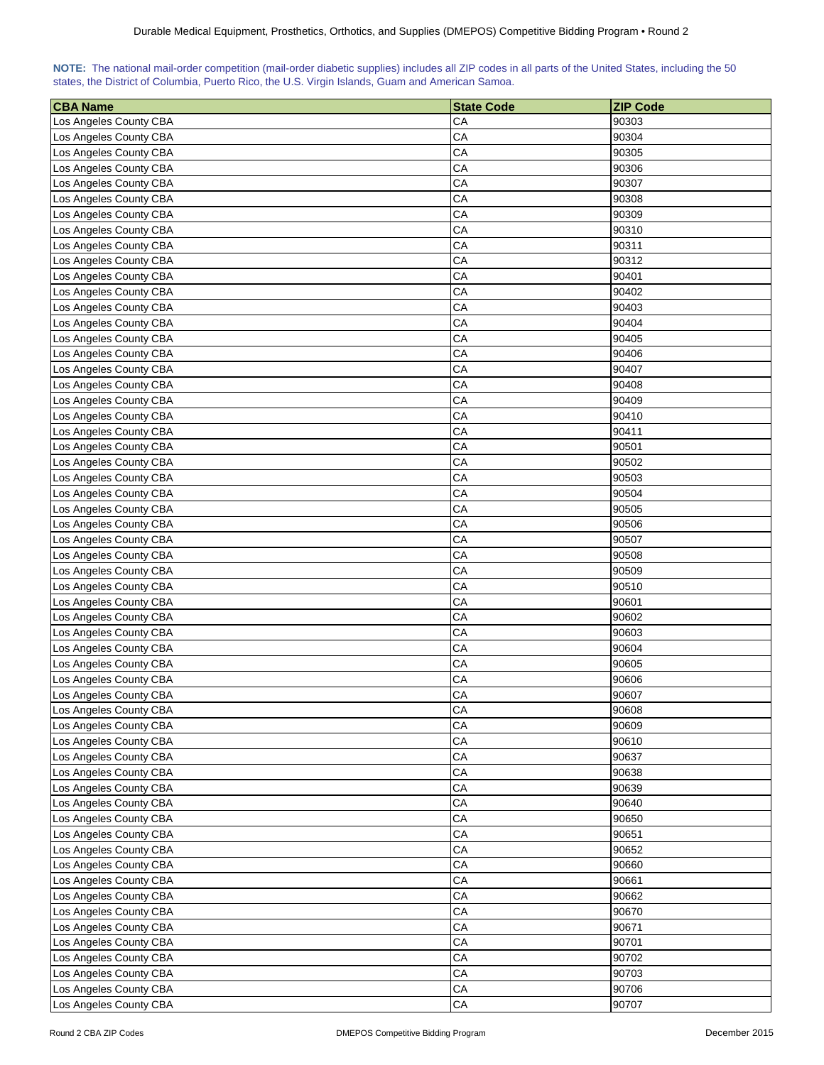**NOTE:** The national mail-order competition (mail-order diabetic supplies) includes all ZIP codes in all parts of the United States, including the 50 states, the District of Columbia, Puerto Rico, the U.S. Virgin Islands, Guam and American Samoa.

| CBA Name | State Code | ZIP Code |
|---|---|---|
| Los Angeles County CBA | CA | 90303 |
| Los Angeles County CBA | CA | 90304 |
| Los Angeles County CBA | CA | 90305 |
| Los Angeles County CBA | CA | 90306 |
| Los Angeles County CBA | CA | 90307 |
| Los Angeles County CBA | CA | 90308 |
| Los Angeles County CBA | CA | 90309 |
| Los Angeles County CBA | CA | 90310 |
| Los Angeles County CBA | CA | 90311 |
| Los Angeles County CBA | CA | 90312 |
| Los Angeles County CBA | CA | 90401 |
| Los Angeles County CBA | CA | 90402 |
| Los Angeles County CBA | CA | 90403 |
| Los Angeles County CBA | CA | 90404 |
| Los Angeles County CBA | CA | 90405 |
| Los Angeles County CBA | CA | 90406 |
| Los Angeles County CBA | CA | 90407 |
| Los Angeles County CBA | CA | 90408 |
| Los Angeles County CBA | CA | 90409 |
| Los Angeles County CBA | CA | 90410 |
| Los Angeles County CBA | CA | 90411 |
| Los Angeles County CBA | CA | 90501 |
| Los Angeles County CBA | CA | 90502 |
| Los Angeles County CBA | CA | 90503 |
| Los Angeles County CBA | CA | 90504 |
| Los Angeles County CBA | CA | 90505 |
| Los Angeles County CBA | CA | 90506 |
| Los Angeles County CBA | CA | 90507 |
| Los Angeles County CBA | CA | 90508 |
| Los Angeles County CBA | CA | 90509 |
| Los Angeles County CBA | CA | 90510 |
| Los Angeles County CBA | CA | 90601 |
| Los Angeles County CBA | CA | 90602 |
| Los Angeles County CBA | CA | 90603 |
| Los Angeles County CBA | CA | 90604 |
| Los Angeles County CBA | CA | 90605 |
| Los Angeles County CBA | CA | 90606 |
| Los Angeles County CBA | CA | 90607 |
| Los Angeles County CBA | CA | 90608 |
| Los Angeles County CBA | CA | 90609 |
| Los Angeles County CBA | CA | 90610 |
| Los Angeles County CBA | CA | 90637 |
| Los Angeles County CBA | CA | 90638 |
| Los Angeles County CBA | CA | 90639 |
| Los Angeles County CBA | CA | 90640 |
| Los Angeles County CBA | CA | 90650 |
| Los Angeles County CBA | CA | 90651 |
| Los Angeles County CBA | CA | 90652 |
| Los Angeles County CBA | CA | 90660 |
| Los Angeles County CBA | CA | 90661 |
| Los Angeles County CBA | CA | 90662 |
| Los Angeles County CBA | CA | 90670 |
| Los Angeles County CBA | CA | 90671 |
| Los Angeles County CBA | CA | 90701 |
| Los Angeles County CBA | CA | 90702 |
| Los Angeles County CBA | CA | 90703 |
| Los Angeles County CBA | CA | 90706 |
| Los Angeles County CBA | CA | 90707 |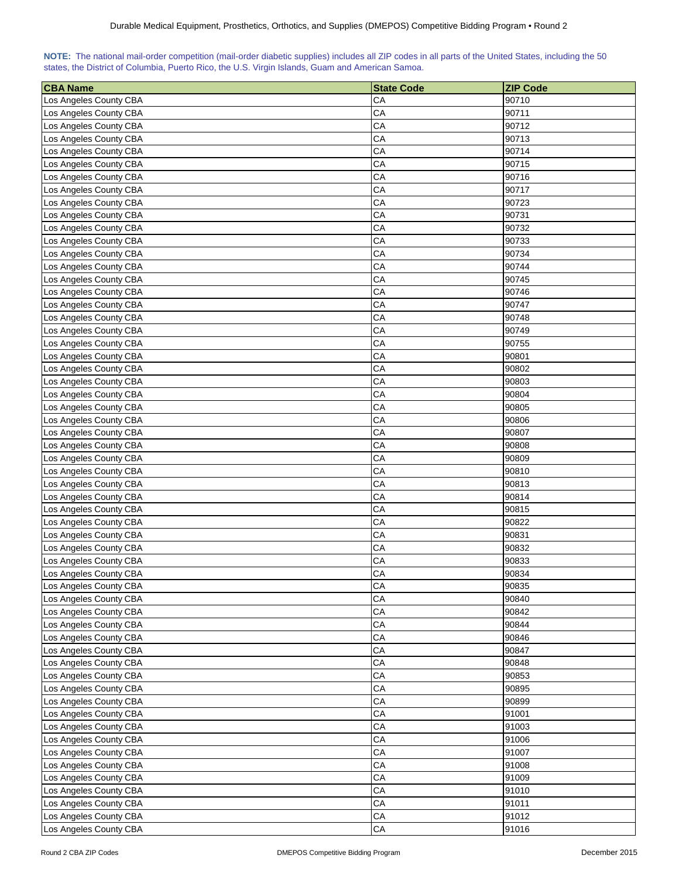**NOTE:** The national mail-order competition (mail-order diabetic supplies) includes all ZIP codes in all parts of the United States, including the 50 states, the District of Columbia, Puerto Rico, the U.S. Virgin Islands, Guam and American Samoa.

| CBA Name | State Code | ZIP Code |
|---|---|---|
| Los Angeles County CBA | CA | 90710 |
| Los Angeles County CBA | CA | 90711 |
| Los Angeles County CBA | CA | 90712 |
| Los Angeles County CBA | CA | 90713 |
| Los Angeles County CBA | CA | 90714 |
| Los Angeles County CBA | CA | 90715 |
| Los Angeles County CBA | CA | 90716 |
| Los Angeles County CBA | CA | 90717 |
| Los Angeles County CBA | CA | 90723 |
| Los Angeles County CBA | CA | 90731 |
| Los Angeles County CBA | CA | 90732 |
| Los Angeles County CBA | CA | 90733 |
| Los Angeles County CBA | CA | 90734 |
| Los Angeles County CBA | CA | 90744 |
| Los Angeles County CBA | CA | 90745 |
| Los Angeles County CBA | CA | 90746 |
| Los Angeles County CBA | CA | 90747 |
| Los Angeles County CBA | CA | 90748 |
| Los Angeles County CBA | CA | 90749 |
| Los Angeles County CBA | CA | 90755 |
| Los Angeles County CBA | CA | 90801 |
| Los Angeles County CBA | CA | 90802 |
| Los Angeles County CBA | CA | 90803 |
| Los Angeles County CBA | CA | 90804 |
| Los Angeles County CBA | CA | 90805 |
| Los Angeles County CBA | CA | 90806 |
| Los Angeles County CBA | CA | 90807 |
| Los Angeles County CBA | CA | 90808 |
| Los Angeles County CBA | CA | 90809 |
| Los Angeles County CBA | CA | 90810 |
| Los Angeles County CBA | CA | 90813 |
| Los Angeles County CBA | CA | 90814 |
| Los Angeles County CBA | CA | 90815 |
| Los Angeles County CBA | CA | 90822 |
| Los Angeles County CBA | CA | 90831 |
| Los Angeles County CBA | CA | 90832 |
| Los Angeles County CBA | CA | 90833 |
| Los Angeles County CBA | CA | 90834 |
| Los Angeles County CBA | CA | 90835 |
| Los Angeles County CBA | CA | 90840 |
| Los Angeles County CBA | CA | 90842 |
| Los Angeles County CBA | CA | 90844 |
| Los Angeles County CBA | CA | 90846 |
| Los Angeles County CBA | CA | 90847 |
| Los Angeles County CBA | CA | 90848 |
| Los Angeles County CBA | CA | 90853 |
| Los Angeles County CBA | CA | 90895 |
| Los Angeles County CBA | CA | 90899 |
| Los Angeles County CBA | CA | 91001 |
| Los Angeles County CBA | CA | 91003 |
| Los Angeles County CBA | CA | 91006 |
| Los Angeles County CBA | CA | 91007 |
| Los Angeles County CBA | CA | 91008 |
| Los Angeles County CBA | CA | 91009 |
| Los Angeles County CBA | CA | 91010 |
| Los Angeles County CBA | CA | 91011 |
| Los Angeles County CBA | CA | 91012 |
| Los Angeles County CBA | CA | 91016 |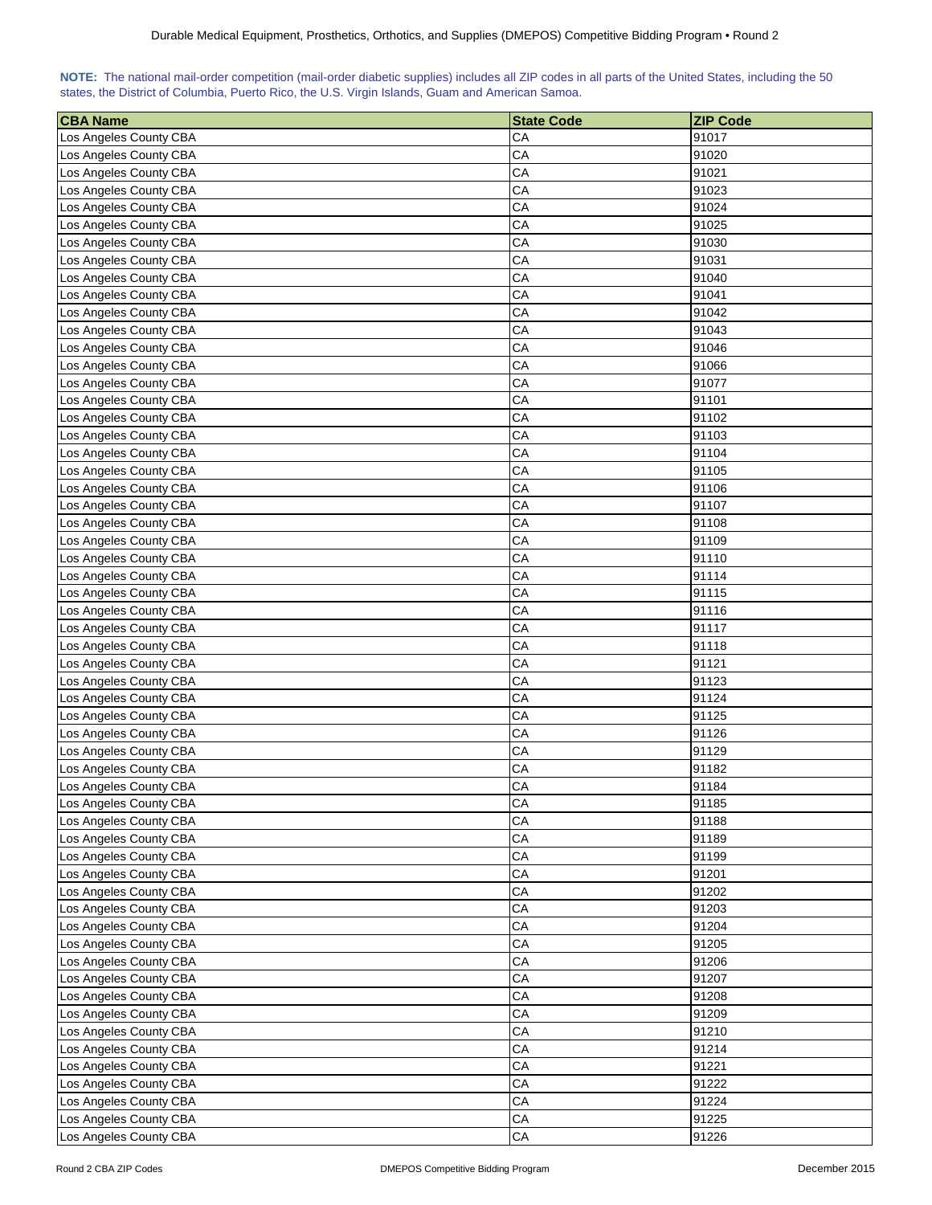**NOTE:** The national mail-order competition (mail-order diabetic supplies) includes all ZIP codes in all parts of the United States, including the 50 states, the District of Columbia, Puerto Rico, the U.S. Virgin Islands, Guam and American Samoa.

| CBA Name | State Code | ZIP Code |
|---|---|---|
| Los Angeles County CBA | CA | 91017 |
| Los Angeles County CBA | CA | 91020 |
| Los Angeles County CBA | CA | 91021 |
| Los Angeles County CBA | CA | 91023 |
| Los Angeles County CBA | CA | 91024 |
| Los Angeles County CBA | CA | 91025 |
| Los Angeles County CBA | CA | 91030 |
| Los Angeles County CBA | CA | 91031 |
| Los Angeles County CBA | CA | 91040 |
| Los Angeles County CBA | CA | 91041 |
| Los Angeles County CBA | CA | 91042 |
| Los Angeles County CBA | CA | 91043 |
| Los Angeles County CBA | CA | 91046 |
| Los Angeles County CBA | CA | 91066 |
| Los Angeles County CBA | CA | 91077 |
| Los Angeles County CBA | CA | 91101 |
| Los Angeles County CBA | CA | 91102 |
| Los Angeles County CBA | CA | 91103 |
| Los Angeles County CBA | CA | 91104 |
| Los Angeles County CBA | CA | 91105 |
| Los Angeles County CBA | CA | 91106 |
| Los Angeles County CBA | CA | 91107 |
| Los Angeles County CBA | CA | 91108 |
| Los Angeles County CBA | CA | 91109 |
| Los Angeles County CBA | CA | 91110 |
| Los Angeles County CBA | CA | 91114 |
| Los Angeles County CBA | CA | 91115 |
| Los Angeles County CBA | CA | 91116 |
| Los Angeles County CBA | CA | 91117 |
| Los Angeles County CBA | CA | 91118 |
| Los Angeles County CBA | CA | 91121 |
| Los Angeles County CBA | CA | 91123 |
| Los Angeles County CBA | CA | 91124 |
| Los Angeles County CBA | CA | 91125 |
| Los Angeles County CBA | CA | 91126 |
| Los Angeles County CBA | CA | 91129 |
| Los Angeles County CBA | CA | 91182 |
| Los Angeles County CBA | CA | 91184 |
| Los Angeles County CBA | CA | 91185 |
| Los Angeles County CBA | CA | 91188 |
| Los Angeles County CBA | CA | 91189 |
| Los Angeles County CBA | CA | 91199 |
| Los Angeles County CBA | CA | 91201 |
| Los Angeles County CBA | CA | 91202 |
| Los Angeles County CBA | CA | 91203 |
| Los Angeles County CBA | CA | 91204 |
| Los Angeles County CBA | CA | 91205 |
| Los Angeles County CBA | CA | 91206 |
| Los Angeles County CBA | CA | 91207 |
| Los Angeles County CBA | CA | 91208 |
| Los Angeles County CBA | CA | 91209 |
| Los Angeles County CBA | CA | 91210 |
| Los Angeles County CBA | CA | 91214 |
| Los Angeles County CBA | CA | 91221 |
| Los Angeles County CBA | CA | 91222 |
| Los Angeles County CBA | CA | 91224 |
| Los Angeles County CBA | CA | 91225 |
| Los Angeles County CBA | CA | 91226 |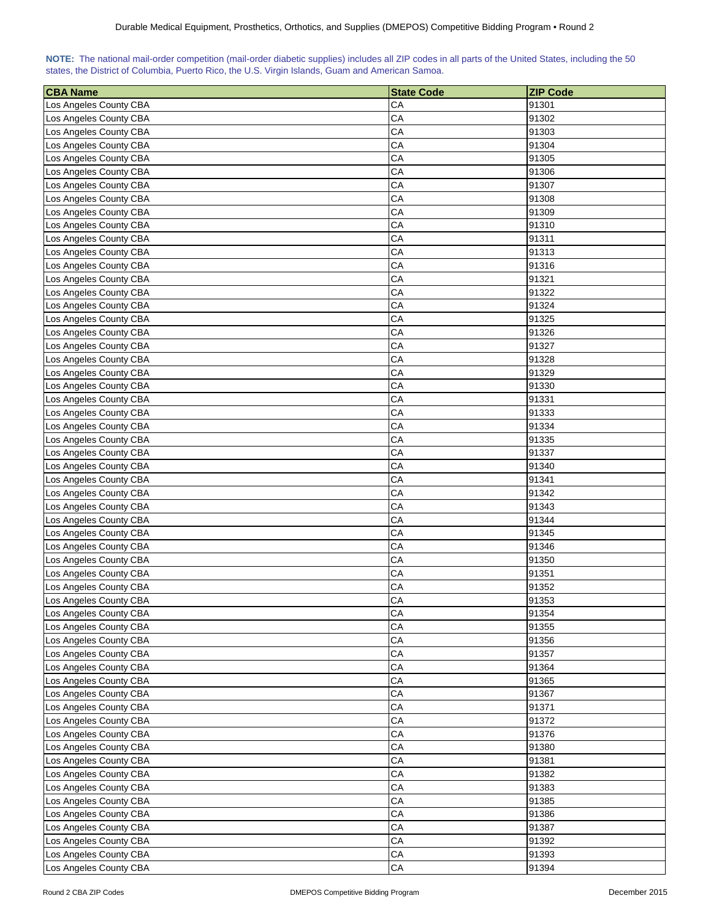**NOTE:** The national mail-order competition (mail-order diabetic supplies) includes all ZIP codes in all parts of the United States, including the 50 states, the District of Columbia, Puerto Rico, the U.S. Virgin Islands, Guam and American Samoa.

| CBA Name | State Code | ZIP Code |
|---|---|---|
| Los Angeles County CBA | CA | 91301 |
| Los Angeles County CBA | CA | 91302 |
| Los Angeles County CBA | CA | 91303 |
| Los Angeles County CBA | CA | 91304 |
| Los Angeles County CBA | CA | 91305 |
| Los Angeles County CBA | CA | 91306 |
| Los Angeles County CBA | CA | 91307 |
| Los Angeles County CBA | CA | 91308 |
| Los Angeles County CBA | CA | 91309 |
| Los Angeles County CBA | CA | 91310 |
| Los Angeles County CBA | CA | 91311 |
| Los Angeles County CBA | CA | 91313 |
| Los Angeles County CBA | CA | 91316 |
| Los Angeles County CBA | CA | 91321 |
| Los Angeles County CBA | CA | 91322 |
| Los Angeles County CBA | CA | 91324 |
| Los Angeles County CBA | CA | 91325 |
| Los Angeles County CBA | CA | 91326 |
| Los Angeles County CBA | CA | 91327 |
| Los Angeles County CBA | CA | 91328 |
| Los Angeles County CBA | CA | 91329 |
| Los Angeles County CBA | CA | 91330 |
| Los Angeles County CBA | CA | 91331 |
| Los Angeles County CBA | CA | 91333 |
| Los Angeles County CBA | CA | 91334 |
| Los Angeles County CBA | CA | 91335 |
| Los Angeles County CBA | CA | 91337 |
| Los Angeles County CBA | CA | 91340 |
| Los Angeles County CBA | CA | 91341 |
| Los Angeles County CBA | CA | 91342 |
| Los Angeles County CBA | CA | 91343 |
| Los Angeles County CBA | CA | 91344 |
| Los Angeles County CBA | CA | 91345 |
| Los Angeles County CBA | CA | 91346 |
| Los Angeles County CBA | CA | 91350 |
| Los Angeles County CBA | CA | 91351 |
| Los Angeles County CBA | CA | 91352 |
| Los Angeles County CBA | CA | 91353 |
| Los Angeles County CBA | CA | 91354 |
| Los Angeles County CBA | CA | 91355 |
| Los Angeles County CBA | CA | 91356 |
| Los Angeles County CBA | CA | 91357 |
| Los Angeles County CBA | CA | 91364 |
| Los Angeles County CBA | CA | 91365 |
| Los Angeles County CBA | CA | 91367 |
| Los Angeles County CBA | CA | 91371 |
| Los Angeles County CBA | CA | 91372 |
| Los Angeles County CBA | CA | 91376 |
| Los Angeles County CBA | CA | 91380 |
| Los Angeles County CBA | CA | 91381 |
| Los Angeles County CBA | CA | 91382 |
| Los Angeles County CBA | CA | 91383 |
| Los Angeles County CBA | CA | 91385 |
| Los Angeles County CBA | CA | 91386 |
| Los Angeles County CBA | CA | 91387 |
| Los Angeles County CBA | CA | 91392 |
| Los Angeles County CBA | CA | 91393 |
| Los Angeles County CBA | CA | 91394 |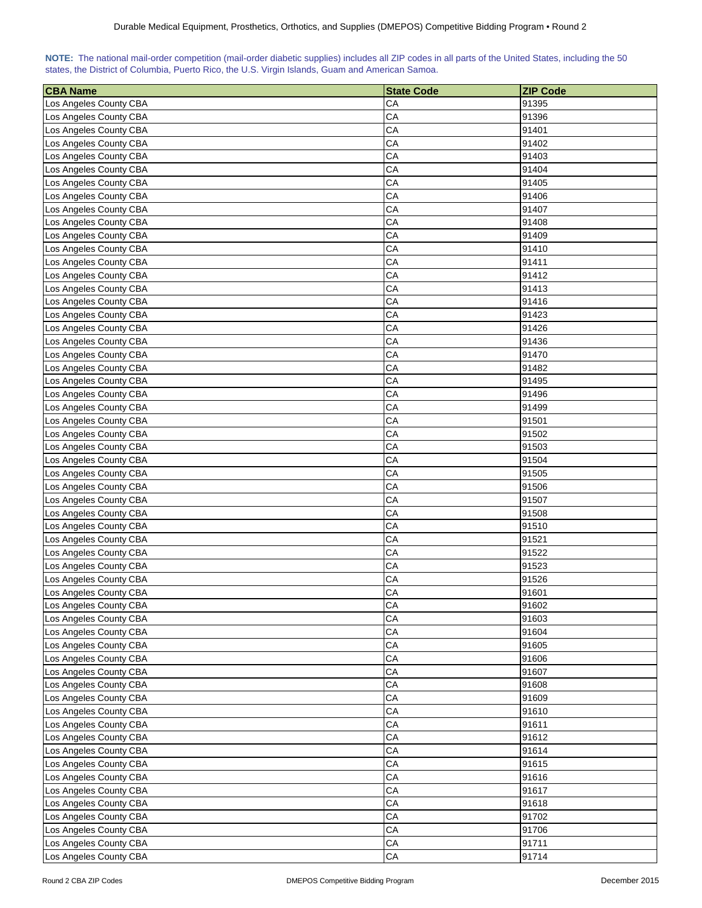**NOTE:** The national mail-order competition (mail-order diabetic supplies) includes all ZIP codes in all parts of the United States, including the 50 states, the District of Columbia, Puerto Rico, the U.S. Virgin Islands, Guam and American Samoa.

| CBA Name | State Code | ZIP Code |
|---|---|---|
| Los Angeles County CBA | CA | 91395 |
| Los Angeles County CBA | CA | 91396 |
| Los Angeles County CBA | CA | 91401 |
| Los Angeles County CBA | CA | 91402 |
| Los Angeles County CBA | CA | 91403 |
| Los Angeles County CBA | CA | 91404 |
| Los Angeles County CBA | CA | 91405 |
| Los Angeles County CBA | CA | 91406 |
| Los Angeles County CBA | CA | 91407 |
| Los Angeles County CBA | CA | 91408 |
| Los Angeles County CBA | CA | 91409 |
| Los Angeles County CBA | CA | 91410 |
| Los Angeles County CBA | CA | 91411 |
| Los Angeles County CBA | CA | 91412 |
| Los Angeles County CBA | CA | 91413 |
| Los Angeles County CBA | CA | 91416 |
| Los Angeles County CBA | CA | 91423 |
| Los Angeles County CBA | CA | 91426 |
| Los Angeles County CBA | CA | 91436 |
| Los Angeles County CBA | CA | 91470 |
| Los Angeles County CBA | CA | 91482 |
| Los Angeles County CBA | CA | 91495 |
| Los Angeles County CBA | CA | 91496 |
| Los Angeles County CBA | CA | 91499 |
| Los Angeles County CBA | CA | 91501 |
| Los Angeles County CBA | CA | 91502 |
| Los Angeles County CBA | CA | 91503 |
| Los Angeles County CBA | CA | 91504 |
| Los Angeles County CBA | CA | 91505 |
| Los Angeles County CBA | CA | 91506 |
| Los Angeles County CBA | CA | 91507 |
| Los Angeles County CBA | CA | 91508 |
| Los Angeles County CBA | CA | 91510 |
| Los Angeles County CBA | CA | 91521 |
| Los Angeles County CBA | CA | 91522 |
| Los Angeles County CBA | CA | 91523 |
| Los Angeles County CBA | CA | 91526 |
| Los Angeles County CBA | CA | 91601 |
| Los Angeles County CBA | CA | 91602 |
| Los Angeles County CBA | CA | 91603 |
| Los Angeles County CBA | CA | 91604 |
| Los Angeles County CBA | CA | 91605 |
| Los Angeles County CBA | CA | 91606 |
| Los Angeles County CBA | CA | 91607 |
| Los Angeles County CBA | CA | 91608 |
| Los Angeles County CBA | CA | 91609 |
| Los Angeles County CBA | CA | 91610 |
| Los Angeles County CBA | CA | 91611 |
| Los Angeles County CBA | CA | 91612 |
| Los Angeles County CBA | CA | 91614 |
| Los Angeles County CBA | CA | 91615 |
| Los Angeles County CBA | CA | 91616 |
| Los Angeles County CBA | CA | 91617 |
| Los Angeles County CBA | CA | 91618 |
| Los Angeles County CBA | CA | 91702 |
| Los Angeles County CBA | CA | 91706 |
| Los Angeles County CBA | CA | 91711 |
| Los Angeles County CBA | CA | 91714 |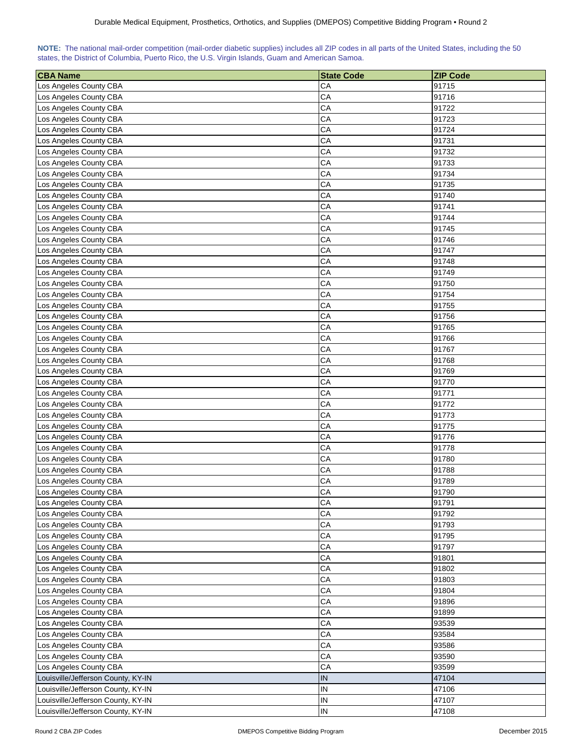**NOTE:** The national mail-order competition (mail-order diabetic supplies) includes all ZIP codes in all parts of the United States, including the 50 states, the District of Columbia, Puerto Rico, the U.S. Virgin Islands, Guam and American Samoa.

| CBA Name | State Code | ZIP Code |
|---|---|---|
| Los Angeles County CBA | CA | 91715 |
| Los Angeles County CBA | CA | 91716 |
| Los Angeles County CBA | CA | 91722 |
| Los Angeles County CBA | CA | 91723 |
| Los Angeles County CBA | CA | 91724 |
| Los Angeles County CBA | CA | 91731 |
| Los Angeles County CBA | CA | 91732 |
| Los Angeles County CBA | CA | 91733 |
| Los Angeles County CBA | CA | 91734 |
| Los Angeles County CBA | CA | 91735 |
| Los Angeles County CBA | CA | 91740 |
| Los Angeles County CBA | CA | 91741 |
| Los Angeles County CBA | CA | 91744 |
| Los Angeles County CBA | CA | 91745 |
| Los Angeles County CBA | CA | 91746 |
| Los Angeles County CBA | CA | 91747 |
| Los Angeles County CBA | CA | 91748 |
| Los Angeles County CBA | CA | 91749 |
| Los Angeles County CBA | CA | 91750 |
| Los Angeles County CBA | CA | 91754 |
| Los Angeles County CBA | CA | 91755 |
| Los Angeles County CBA | CA | 91756 |
| Los Angeles County CBA | CA | 91765 |
| Los Angeles County CBA | CA | 91766 |
| Los Angeles County CBA | CA | 91767 |
| Los Angeles County CBA | CA | 91768 |
| Los Angeles County CBA | CA | 91769 |
| Los Angeles County CBA | CA | 91770 |
| Los Angeles County CBA | CA | 91771 |
| Los Angeles County CBA | CA | 91772 |
| Los Angeles County CBA | CA | 91773 |
| Los Angeles County CBA | CA | 91775 |
| Los Angeles County CBA | CA | 91776 |
| Los Angeles County CBA | CA | 91778 |
| Los Angeles County CBA | CA | 91780 |
| Los Angeles County CBA | CA | 91788 |
| Los Angeles County CBA | CA | 91789 |
| Los Angeles County CBA | CA | 91790 |
| Los Angeles County CBA | CA | 91791 |
| Los Angeles County CBA | CA | 91792 |
| Los Angeles County CBA | CA | 91793 |
| Los Angeles County CBA | CA | 91795 |
| Los Angeles County CBA | CA | 91797 |
| Los Angeles County CBA | CA | 91801 |
| Los Angeles County CBA | CA | 91802 |
| Los Angeles County CBA | CA | 91803 |
| Los Angeles County CBA | CA | 91804 |
| Los Angeles County CBA | CA | 91896 |
| Los Angeles County CBA | CA | 91899 |
| Los Angeles County CBA | CA | 93539 |
| Los Angeles County CBA | CA | 93584 |
| Los Angeles County CBA | CA | 93586 |
| Los Angeles County CBA | CA | 93590 |
| Los Angeles County CBA | CA | 93599 |
| Louisville/Jefferson County, KY-IN | IN | 47104 |
| Louisville/Jefferson County, KY-IN | IN | 47106 |
| Louisville/Jefferson County, KY-IN | IN | 47107 |
| Louisville/Jefferson County, KY-IN | IN | 47108 |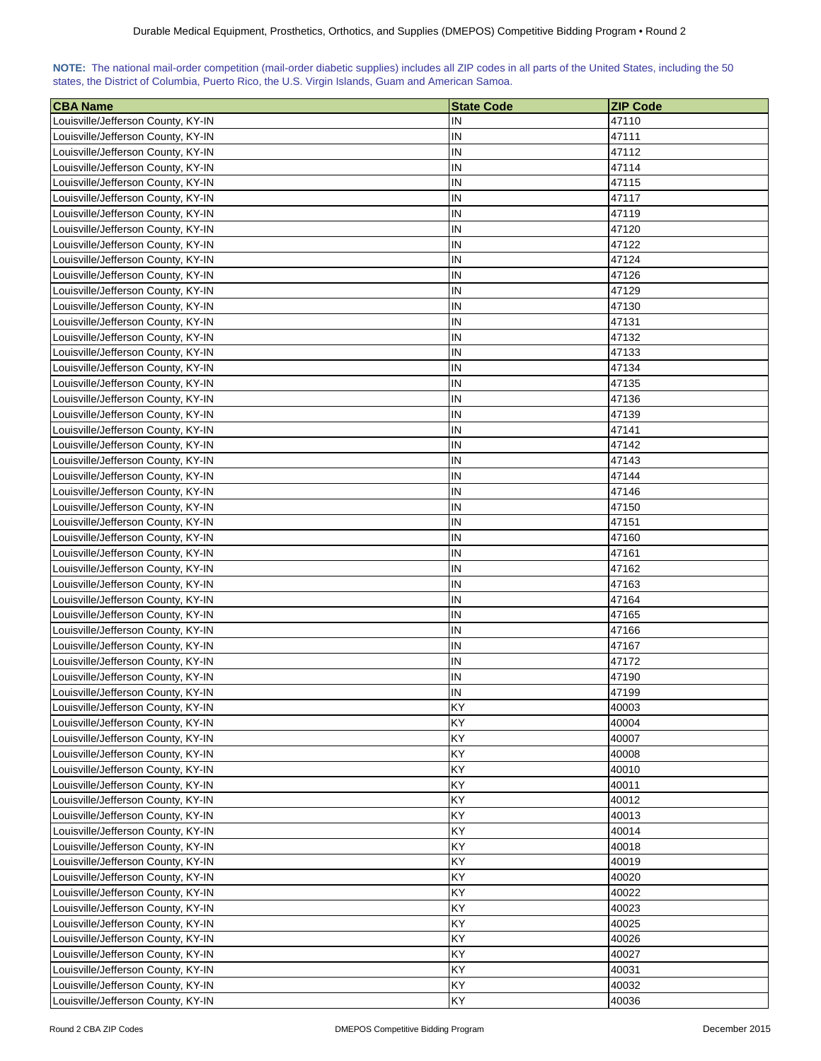**NOTE:** The national mail-order competition (mail-order diabetic supplies) includes all ZIP codes in all parts of the United States, including the 50 states, the District of Columbia, Puerto Rico, the U.S. Virgin Islands, Guam and American Samoa.

| CBA Name | State Code | ZIP Code |
|---|---|---|
| Louisville/Jefferson County, KY-IN | IN | 47110 |
| Louisville/Jefferson County, KY-IN | IN | 47111 |
| Louisville/Jefferson County, KY-IN | IN | 47112 |
| Louisville/Jefferson County, KY-IN | IN | 47114 |
| Louisville/Jefferson County, KY-IN | IN | 47115 |
| Louisville/Jefferson County, KY-IN | IN | 47117 |
| Louisville/Jefferson County, KY-IN | IN | 47119 |
| Louisville/Jefferson County, KY-IN | IN | 47120 |
| Louisville/Jefferson County, KY-IN | IN | 47122 |
| Louisville/Jefferson County, KY-IN | IN | 47124 |
| Louisville/Jefferson County, KY-IN | IN | 47126 |
| Louisville/Jefferson County, KY-IN | IN | 47129 |
| Louisville/Jefferson County, KY-IN | IN | 47130 |
| Louisville/Jefferson County, KY-IN | IN | 47131 |
| Louisville/Jefferson County, KY-IN | IN | 47132 |
| Louisville/Jefferson County, KY-IN | IN | 47133 |
| Louisville/Jefferson County, KY-IN | IN | 47134 |
| Louisville/Jefferson County, KY-IN | IN | 47135 |
| Louisville/Jefferson County, KY-IN | IN | 47136 |
| Louisville/Jefferson County, KY-IN | IN | 47139 |
| Louisville/Jefferson County, KY-IN | IN | 47141 |
| Louisville/Jefferson County, KY-IN | IN | 47142 |
| Louisville/Jefferson County, KY-IN | IN | 47143 |
| Louisville/Jefferson County, KY-IN | IN | 47144 |
| Louisville/Jefferson County, KY-IN | IN | 47146 |
| Louisville/Jefferson County, KY-IN | IN | 47150 |
| Louisville/Jefferson County, KY-IN | IN | 47151 |
| Louisville/Jefferson County, KY-IN | IN | 47160 |
| Louisville/Jefferson County, KY-IN | IN | 47161 |
| Louisville/Jefferson County, KY-IN | IN | 47162 |
| Louisville/Jefferson County, KY-IN | IN | 47163 |
| Louisville/Jefferson County, KY-IN | IN | 47164 |
| Louisville/Jefferson County, KY-IN | IN | 47165 |
| Louisville/Jefferson County, KY-IN | IN | 47166 |
| Louisville/Jefferson County, KY-IN | IN | 47167 |
| Louisville/Jefferson County, KY-IN | IN | 47172 |
| Louisville/Jefferson County, KY-IN | IN | 47190 |
| Louisville/Jefferson County, KY-IN | IN | 47199 |
| Louisville/Jefferson County, KY-IN | KY | 40003 |
| Louisville/Jefferson County, KY-IN | KY | 40004 |
| Louisville/Jefferson County, KY-IN | KY | 40007 |
| Louisville/Jefferson County, KY-IN | KY | 40008 |
| Louisville/Jefferson County, KY-IN | KY | 40010 |
| Louisville/Jefferson County, KY-IN | KY | 40011 |
| Louisville/Jefferson County, KY-IN | KY | 40012 |
| Louisville/Jefferson County, KY-IN | KY | 40013 |
| Louisville/Jefferson County, KY-IN | KY | 40014 |
| Louisville/Jefferson County, KY-IN | KY | 40018 |
| Louisville/Jefferson County, KY-IN | KY | 40019 |
| Louisville/Jefferson County, KY-IN | KY | 40020 |
| Louisville/Jefferson County, KY-IN | KY | 40022 |
| Louisville/Jefferson County, KY-IN | KY | 40023 |
| Louisville/Jefferson County, KY-IN | KY | 40025 |
| Louisville/Jefferson County, KY-IN | KY | 40026 |
| Louisville/Jefferson County, KY-IN | KY | 40027 |
| Louisville/Jefferson County, KY-IN | KY | 40031 |
| Louisville/Jefferson County, KY-IN | KY | 40032 |
| Louisville/Jefferson County, KY-IN | KY | 40036 |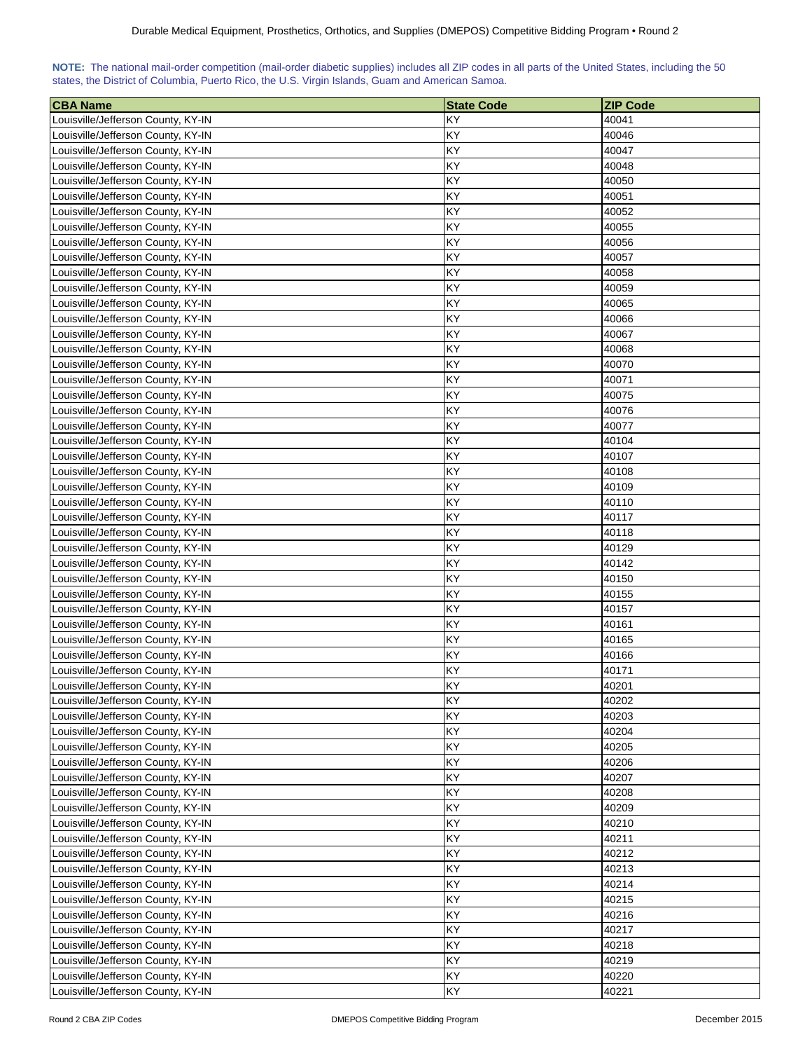**NOTE:** The national mail-order competition (mail-order diabetic supplies) includes all ZIP codes in all parts of the United States, including the 50 states, the District of Columbia, Puerto Rico, the U.S. Virgin Islands, Guam and American Samoa.

| CBA Name | State Code | ZIP Code |
|---|---|---|
| Louisville/Jefferson County, KY-IN | KY | 40041 |
| Louisville/Jefferson County, KY-IN | KY | 40046 |
| Louisville/Jefferson County, KY-IN | KY | 40047 |
| Louisville/Jefferson County, KY-IN | KY | 40048 |
| Louisville/Jefferson County, KY-IN | KY | 40050 |
| Louisville/Jefferson County, KY-IN | KY | 40051 |
| Louisville/Jefferson County, KY-IN | KY | 40052 |
| Louisville/Jefferson County, KY-IN | KY | 40055 |
| Louisville/Jefferson County, KY-IN | KY | 40056 |
| Louisville/Jefferson County, KY-IN | KY | 40057 |
| Louisville/Jefferson County, KY-IN | KY | 40058 |
| Louisville/Jefferson County, KY-IN | KY | 40059 |
| Louisville/Jefferson County, KY-IN | KY | 40065 |
| Louisville/Jefferson County, KY-IN | KY | 40066 |
| Louisville/Jefferson County, KY-IN | KY | 40067 |
| Louisville/Jefferson County, KY-IN | KY | 40068 |
| Louisville/Jefferson County, KY-IN | KY | 40070 |
| Louisville/Jefferson County, KY-IN | KY | 40071 |
| Louisville/Jefferson County, KY-IN | KY | 40075 |
| Louisville/Jefferson County, KY-IN | KY | 40076 |
| Louisville/Jefferson County, KY-IN | KY | 40077 |
| Louisville/Jefferson County, KY-IN | KY | 40104 |
| Louisville/Jefferson County, KY-IN | KY | 40107 |
| Louisville/Jefferson County, KY-IN | KY | 40108 |
| Louisville/Jefferson County, KY-IN | KY | 40109 |
| Louisville/Jefferson County, KY-IN | KY | 40110 |
| Louisville/Jefferson County, KY-IN | KY | 40117 |
| Louisville/Jefferson County, KY-IN | KY | 40118 |
| Louisville/Jefferson County, KY-IN | KY | 40129 |
| Louisville/Jefferson County, KY-IN | KY | 40142 |
| Louisville/Jefferson County, KY-IN | KY | 40150 |
| Louisville/Jefferson County, KY-IN | KY | 40155 |
| Louisville/Jefferson County, KY-IN | KY | 40157 |
| Louisville/Jefferson County, KY-IN | KY | 40161 |
| Louisville/Jefferson County, KY-IN | KY | 40165 |
| Louisville/Jefferson County, KY-IN | KY | 40166 |
| Louisville/Jefferson County, KY-IN | KY | 40171 |
| Louisville/Jefferson County, KY-IN | KY | 40201 |
| Louisville/Jefferson County, KY-IN | KY | 40202 |
| Louisville/Jefferson County, KY-IN | KY | 40203 |
| Louisville/Jefferson County, KY-IN | KY | 40204 |
| Louisville/Jefferson County, KY-IN | KY | 40205 |
| Louisville/Jefferson County, KY-IN | KY | 40206 |
| Louisville/Jefferson County, KY-IN | KY | 40207 |
| Louisville/Jefferson County, KY-IN | KY | 40208 |
| Louisville/Jefferson County, KY-IN | KY | 40209 |
| Louisville/Jefferson County, KY-IN | KY | 40210 |
| Louisville/Jefferson County, KY-IN | KY | 40211 |
| Louisville/Jefferson County, KY-IN | KY | 40212 |
| Louisville/Jefferson County, KY-IN | KY | 40213 |
| Louisville/Jefferson County, KY-IN | KY | 40214 |
| Louisville/Jefferson County, KY-IN | KY | 40215 |
| Louisville/Jefferson County, KY-IN | KY | 40216 |
| Louisville/Jefferson County, KY-IN | KY | 40217 |
| Louisville/Jefferson County, KY-IN | KY | 40218 |
| Louisville/Jefferson County, KY-IN | KY | 40219 |
| Louisville/Jefferson County, KY-IN | KY | 40220 |
| Louisville/Jefferson County, KY-IN | KY | 40221 |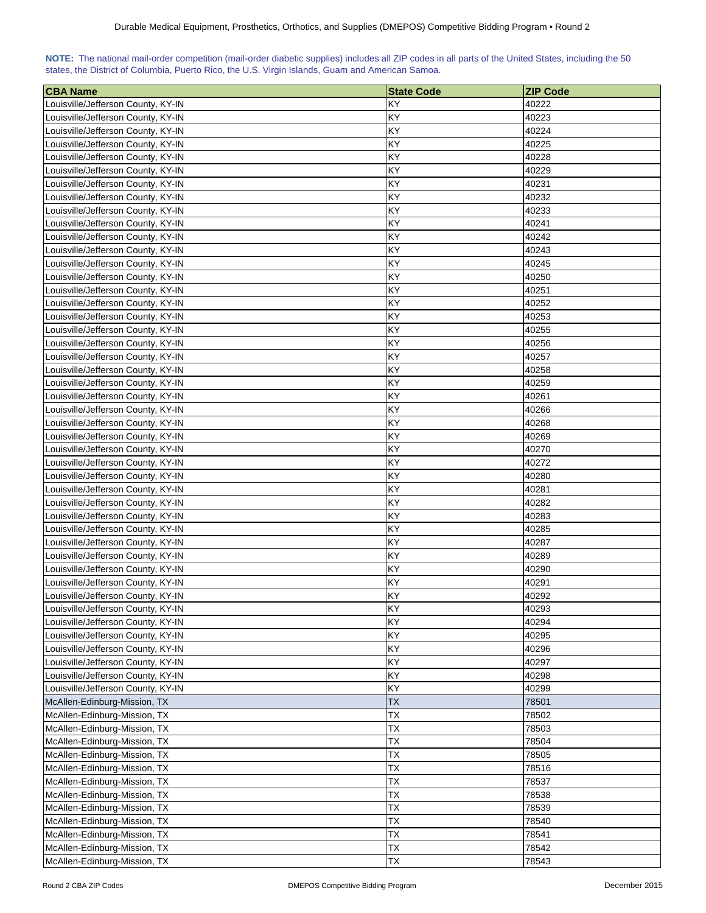**NOTE:** The national mail-order competition (mail-order diabetic supplies) includes all ZIP codes in all parts of the United States, including the 50 states, the District of Columbia, Puerto Rico, the U.S. Virgin Islands, Guam and American Samoa.

| CBA Name | State Code | ZIP Code |
|---|---|---|
| Louisville/Jefferson County, KY-IN | KY | 40222 |
| Louisville/Jefferson County, KY-IN | KY | 40223 |
| Louisville/Jefferson County, KY-IN | KY | 40224 |
| Louisville/Jefferson County, KY-IN | KY | 40225 |
| Louisville/Jefferson County, KY-IN | KY | 40228 |
| Louisville/Jefferson County, KY-IN | KY | 40229 |
| Louisville/Jefferson County, KY-IN | KY | 40231 |
| Louisville/Jefferson County, KY-IN | KY | 40232 |
| Louisville/Jefferson County, KY-IN | KY | 40233 |
| Louisville/Jefferson County, KY-IN | KY | 40241 |
| Louisville/Jefferson County, KY-IN | KY | 40242 |
| Louisville/Jefferson County, KY-IN | KY | 40243 |
| Louisville/Jefferson County, KY-IN | KY | 40245 |
| Louisville/Jefferson County, KY-IN | KY | 40250 |
| Louisville/Jefferson County, KY-IN | KY | 40251 |
| Louisville/Jefferson County, KY-IN | KY | 40252 |
| Louisville/Jefferson County, KY-IN | KY | 40253 |
| Louisville/Jefferson County, KY-IN | KY | 40255 |
| Louisville/Jefferson County, KY-IN | KY | 40256 |
| Louisville/Jefferson County, KY-IN | KY | 40257 |
| Louisville/Jefferson County, KY-IN | KY | 40258 |
| Louisville/Jefferson County, KY-IN | KY | 40259 |
| Louisville/Jefferson County, KY-IN | KY | 40261 |
| Louisville/Jefferson County, KY-IN | KY | 40266 |
| Louisville/Jefferson County, KY-IN | KY | 40268 |
| Louisville/Jefferson County, KY-IN | KY | 40269 |
| Louisville/Jefferson County, KY-IN | KY | 40270 |
| Louisville/Jefferson County, KY-IN | KY | 40272 |
| Louisville/Jefferson County, KY-IN | KY | 40280 |
| Louisville/Jefferson County, KY-IN | KY | 40281 |
| Louisville/Jefferson County, KY-IN | KY | 40282 |
| Louisville/Jefferson County, KY-IN | KY | 40283 |
| Louisville/Jefferson County, KY-IN | KY | 40285 |
| Louisville/Jefferson County, KY-IN | KY | 40287 |
| Louisville/Jefferson County, KY-IN | KY | 40289 |
| Louisville/Jefferson County, KY-IN | KY | 40290 |
| Louisville/Jefferson County, KY-IN | KY | 40291 |
| Louisville/Jefferson County, KY-IN | KY | 40292 |
| Louisville/Jefferson County, KY-IN | KY | 40293 |
| Louisville/Jefferson County, KY-IN | KY | 40294 |
| Louisville/Jefferson County, KY-IN | KY | 40295 |
| Louisville/Jefferson County, KY-IN | KY | 40296 |
| Louisville/Jefferson County, KY-IN | KY | 40297 |
| Louisville/Jefferson County, KY-IN | KY | 40298 |
| Louisville/Jefferson County, KY-IN | KY | 40299 |
| McAllen-Edinburg-Mission, TX | TX | 78501 |
| McAllen-Edinburg-Mission, TX | TX | 78502 |
| McAllen-Edinburg-Mission, TX | TX | 78503 |
| McAllen-Edinburg-Mission, TX | TX | 78504 |
| McAllen-Edinburg-Mission, TX | TX | 78505 |
| McAllen-Edinburg-Mission, TX | TX | 78516 |
| McAllen-Edinburg-Mission, TX | TX | 78537 |
| McAllen-Edinburg-Mission, TX | TX | 78538 |
| McAllen-Edinburg-Mission, TX | TX | 78539 |
| McAllen-Edinburg-Mission, TX | TX | 78540 |
| McAllen-Edinburg-Mission, TX | TX | 78541 |
| McAllen-Edinburg-Mission, TX | TX | 78542 |
| McAllen-Edinburg-Mission, TX | TX | 78543 |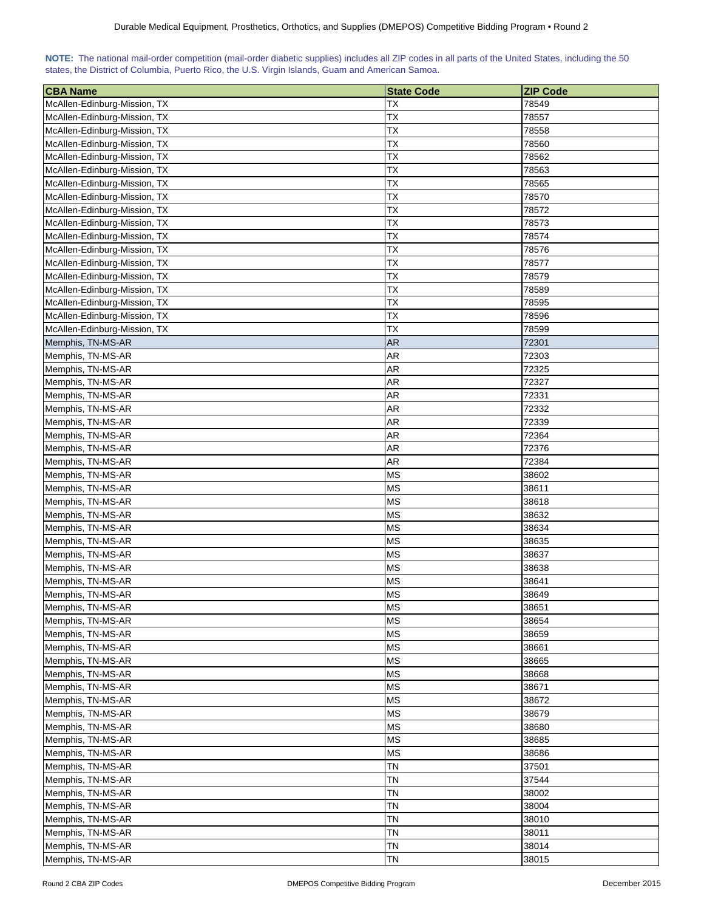**NOTE:** The national mail-order competition (mail-order diabetic supplies) includes all ZIP codes in all parts of the United States, including the 50 states, the District of Columbia, Puerto Rico, the U.S. Virgin Islands, Guam and American Samoa.

| CBA Name | State Code | ZIP Code |
|---|---|---|
| McAllen-Edinburg-Mission, TX | TX | 78549 |
| McAllen-Edinburg-Mission, TX | TX | 78557 |
| McAllen-Edinburg-Mission, TX | TX | 78558 |
| McAllen-Edinburg-Mission, TX | TX | 78560 |
| McAllen-Edinburg-Mission, TX | TX | 78562 |
| McAllen-Edinburg-Mission, TX | TX | 78563 |
| McAllen-Edinburg-Mission, TX | TX | 78565 |
| McAllen-Edinburg-Mission, TX | TX | 78570 |
| McAllen-Edinburg-Mission, TX | TX | 78572 |
| McAllen-Edinburg-Mission, TX | TX | 78573 |
| McAllen-Edinburg-Mission, TX | TX | 78574 |
| McAllen-Edinburg-Mission, TX | TX | 78576 |
| McAllen-Edinburg-Mission, TX | TX | 78577 |
| McAllen-Edinburg-Mission, TX | TX | 78579 |
| McAllen-Edinburg-Mission, TX | TX | 78589 |
| McAllen-Edinburg-Mission, TX | TX | 78595 |
| McAllen-Edinburg-Mission, TX | TX | 78596 |
| McAllen-Edinburg-Mission, TX | TX | 78599 |
| Memphis, TN-MS-AR | AR | 72301 |
| Memphis, TN-MS-AR | AR | 72303 |
| Memphis, TN-MS-AR | AR | 72325 |
| Memphis, TN-MS-AR | AR | 72327 |
| Memphis, TN-MS-AR | AR | 72331 |
| Memphis, TN-MS-AR | AR | 72332 |
| Memphis, TN-MS-AR | AR | 72339 |
| Memphis, TN-MS-AR | AR | 72364 |
| Memphis, TN-MS-AR | AR | 72376 |
| Memphis, TN-MS-AR | AR | 72384 |
| Memphis, TN-MS-AR | MS | 38602 |
| Memphis, TN-MS-AR | MS | 38611 |
| Memphis, TN-MS-AR | MS | 38618 |
| Memphis, TN-MS-AR | MS | 38632 |
| Memphis, TN-MS-AR | MS | 38634 |
| Memphis, TN-MS-AR | MS | 38635 |
| Memphis, TN-MS-AR | MS | 38637 |
| Memphis, TN-MS-AR | MS | 38638 |
| Memphis, TN-MS-AR | MS | 38641 |
| Memphis, TN-MS-AR | MS | 38649 |
| Memphis, TN-MS-AR | MS | 38651 |
| Memphis, TN-MS-AR | MS | 38654 |
| Memphis, TN-MS-AR | MS | 38659 |
| Memphis, TN-MS-AR | MS | 38661 |
| Memphis, TN-MS-AR | MS | 38665 |
| Memphis, TN-MS-AR | MS | 38668 |
| Memphis, TN-MS-AR | MS | 38671 |
| Memphis, TN-MS-AR | MS | 38672 |
| Memphis, TN-MS-AR | MS | 38679 |
| Memphis, TN-MS-AR | MS | 38680 |
| Memphis, TN-MS-AR | MS | 38685 |
| Memphis, TN-MS-AR | MS | 38686 |
| Memphis, TN-MS-AR | TN | 37501 |
| Memphis, TN-MS-AR | TN | 37544 |
| Memphis, TN-MS-AR | TN | 38002 |
| Memphis, TN-MS-AR | TN | 38004 |
| Memphis, TN-MS-AR | TN | 38010 |
| Memphis, TN-MS-AR | TN | 38011 |
| Memphis, TN-MS-AR | TN | 38014 |
| Memphis, TN-MS-AR | TN | 38015 |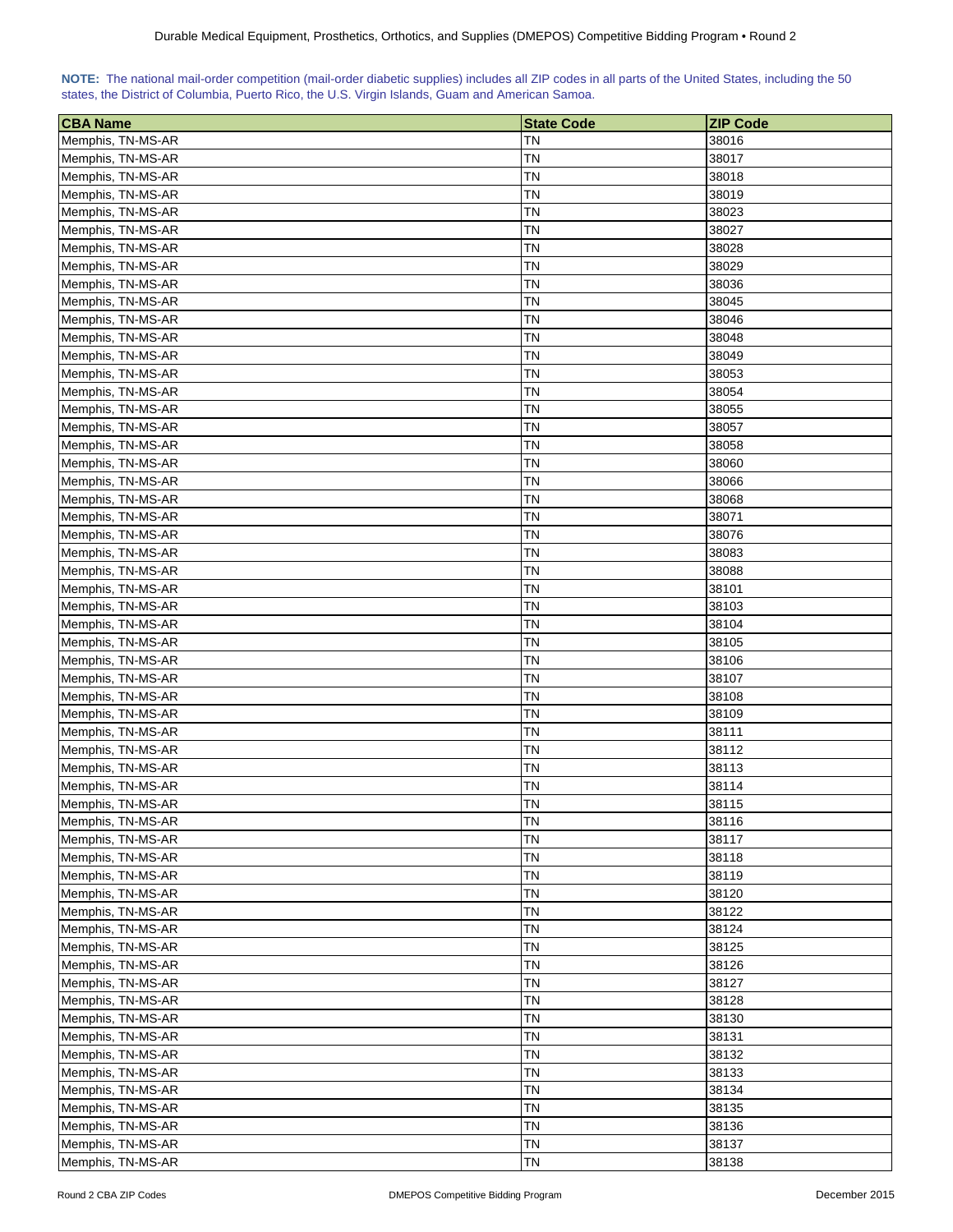**NOTE:** The national mail-order competition (mail-order diabetic supplies) includes all ZIP codes in all parts of the United States, including the 50 states, the District of Columbia, Puerto Rico, the U.S. Virgin Islands, Guam and American Samoa.

| CBA Name | State Code | ZIP Code |
| --- | --- | --- |
| Memphis, TN-MS-AR | TN | 38016 |
| Memphis, TN-MS-AR | TN | 38017 |
| Memphis, TN-MS-AR | TN | 38018 |
| Memphis, TN-MS-AR | TN | 38019 |
| Memphis, TN-MS-AR | TN | 38023 |
| Memphis, TN-MS-AR | TN | 38027 |
| Memphis, TN-MS-AR | TN | 38028 |
| Memphis, TN-MS-AR | TN | 38029 |
| Memphis, TN-MS-AR | TN | 38036 |
| Memphis, TN-MS-AR | TN | 38045 |
| Memphis, TN-MS-AR | TN | 38046 |
| Memphis, TN-MS-AR | TN | 38048 |
| Memphis, TN-MS-AR | TN | 38049 |
| Memphis, TN-MS-AR | TN | 38053 |
| Memphis, TN-MS-AR | TN | 38054 |
| Memphis, TN-MS-AR | TN | 38055 |
| Memphis, TN-MS-AR | TN | 38057 |
| Memphis, TN-MS-AR | TN | 38058 |
| Memphis, TN-MS-AR | TN | 38060 |
| Memphis, TN-MS-AR | TN | 38066 |
| Memphis, TN-MS-AR | TN | 38068 |
| Memphis, TN-MS-AR | TN | 38071 |
| Memphis, TN-MS-AR | TN | 38076 |
| Memphis, TN-MS-AR | TN | 38083 |
| Memphis, TN-MS-AR | TN | 38088 |
| Memphis, TN-MS-AR | TN | 38101 |
| Memphis, TN-MS-AR | TN | 38103 |
| Memphis, TN-MS-AR | TN | 38104 |
| Memphis, TN-MS-AR | TN | 38105 |
| Memphis, TN-MS-AR | TN | 38106 |
| Memphis, TN-MS-AR | TN | 38107 |
| Memphis, TN-MS-AR | TN | 38108 |
| Memphis, TN-MS-AR | TN | 38109 |
| Memphis, TN-MS-AR | TN | 38111 |
| Memphis, TN-MS-AR | TN | 38112 |
| Memphis, TN-MS-AR | TN | 38113 |
| Memphis, TN-MS-AR | TN | 38114 |
| Memphis, TN-MS-AR | TN | 38115 |
| Memphis, TN-MS-AR | TN | 38116 |
| Memphis, TN-MS-AR | TN | 38117 |
| Memphis, TN-MS-AR | TN | 38118 |
| Memphis, TN-MS-AR | TN | 38119 |
| Memphis, TN-MS-AR | TN | 38120 |
| Memphis, TN-MS-AR | TN | 38122 |
| Memphis, TN-MS-AR | TN | 38124 |
| Memphis, TN-MS-AR | TN | 38125 |
| Memphis, TN-MS-AR | TN | 38126 |
| Memphis, TN-MS-AR | TN | 38127 |
| Memphis, TN-MS-AR | TN | 38128 |
| Memphis, TN-MS-AR | TN | 38130 |
| Memphis, TN-MS-AR | TN | 38131 |
| Memphis, TN-MS-AR | TN | 38132 |
| Memphis, TN-MS-AR | TN | 38133 |
| Memphis, TN-MS-AR | TN | 38134 |
| Memphis, TN-MS-AR | TN | 38135 |
| Memphis, TN-MS-AR | TN | 38136 |
| Memphis, TN-MS-AR | TN | 38137 |
| Memphis, TN-MS-AR | TN | 38138 |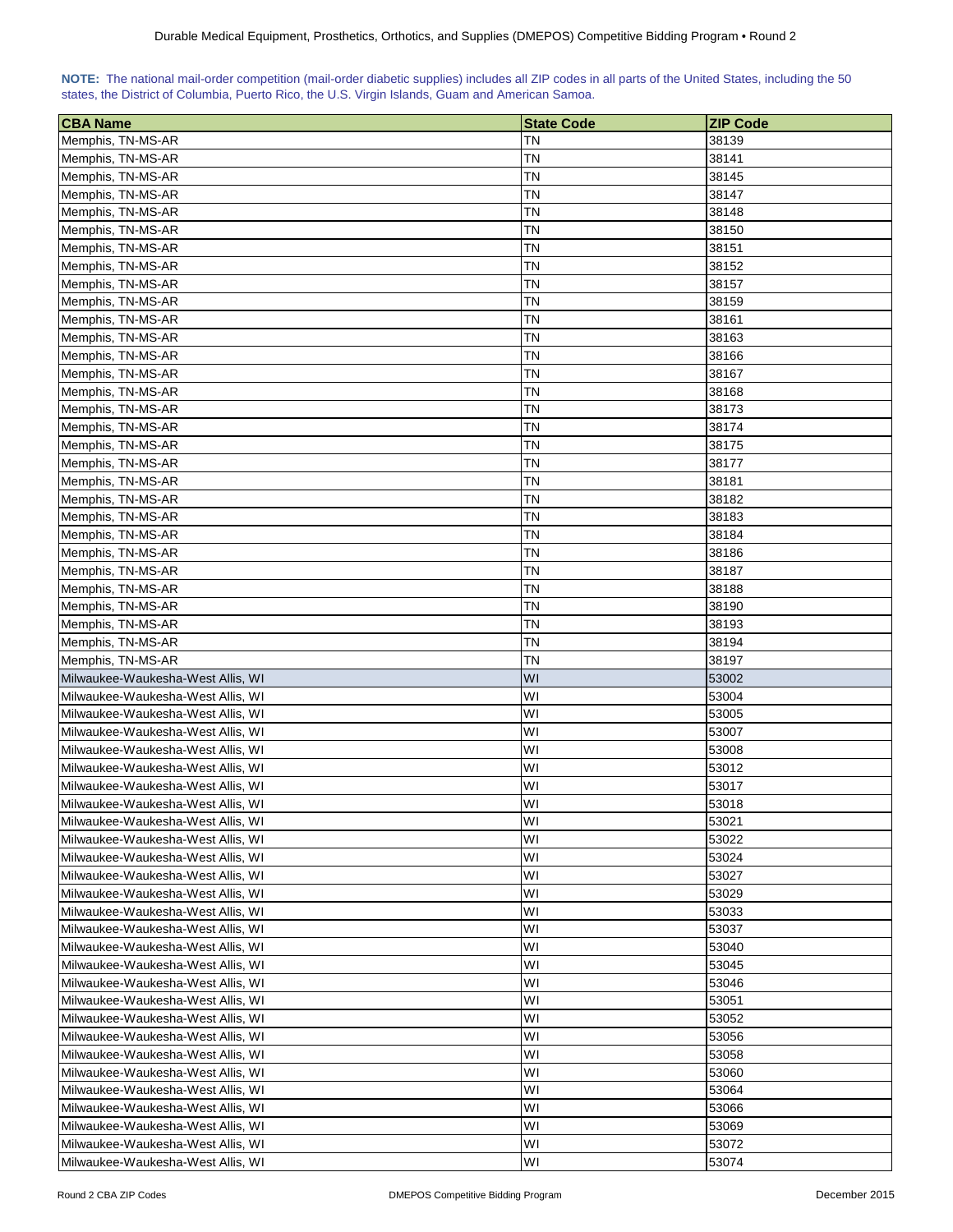**NOTE:** The national mail-order competition (mail-order diabetic supplies) includes all ZIP codes in all parts of the United States, including the 50 states, the District of Columbia, Puerto Rico, the U.S. Virgin Islands, Guam and American Samoa.

| CBA Name | State Code | ZIP Code |
|---|---|---|
| Memphis, TN-MS-AR | TN | 38139 |
| Memphis, TN-MS-AR | TN | 38141 |
| Memphis, TN-MS-AR | TN | 38145 |
| Memphis, TN-MS-AR | TN | 38147 |
| Memphis, TN-MS-AR | TN | 38148 |
| Memphis, TN-MS-AR | TN | 38150 |
| Memphis, TN-MS-AR | TN | 38151 |
| Memphis, TN-MS-AR | TN | 38152 |
| Memphis, TN-MS-AR | TN | 38157 |
| Memphis, TN-MS-AR | TN | 38159 |
| Memphis, TN-MS-AR | TN | 38161 |
| Memphis, TN-MS-AR | TN | 38163 |
| Memphis, TN-MS-AR | TN | 38166 |
| Memphis, TN-MS-AR | TN | 38167 |
| Memphis, TN-MS-AR | TN | 38168 |
| Memphis, TN-MS-AR | TN | 38173 |
| Memphis, TN-MS-AR | TN | 38174 |
| Memphis, TN-MS-AR | TN | 38175 |
| Memphis, TN-MS-AR | TN | 38177 |
| Memphis, TN-MS-AR | TN | 38181 |
| Memphis, TN-MS-AR | TN | 38182 |
| Memphis, TN-MS-AR | TN | 38183 |
| Memphis, TN-MS-AR | TN | 38184 |
| Memphis, TN-MS-AR | TN | 38186 |
| Memphis, TN-MS-AR | TN | 38187 |
| Memphis, TN-MS-AR | TN | 38188 |
| Memphis, TN-MS-AR | TN | 38190 |
| Memphis, TN-MS-AR | TN | 38193 |
| Memphis, TN-MS-AR | TN | 38194 |
| Memphis, TN-MS-AR | TN | 38197 |
| Milwaukee-Waukesha-West Allis, WI | WI | 53002 |
| Milwaukee-Waukesha-West Allis, WI | WI | 53004 |
| Milwaukee-Waukesha-West Allis, WI | WI | 53005 |
| Milwaukee-Waukesha-West Allis, WI | WI | 53007 |
| Milwaukee-Waukesha-West Allis, WI | WI | 53008 |
| Milwaukee-Waukesha-West Allis, WI | WI | 53012 |
| Milwaukee-Waukesha-West Allis, WI | WI | 53017 |
| Milwaukee-Waukesha-West Allis, WI | WI | 53018 |
| Milwaukee-Waukesha-West Allis, WI | WI | 53021 |
| Milwaukee-Waukesha-West Allis, WI | WI | 53022 |
| Milwaukee-Waukesha-West Allis, WI | WI | 53024 |
| Milwaukee-Waukesha-West Allis, WI | WI | 53027 |
| Milwaukee-Waukesha-West Allis, WI | WI | 53029 |
| Milwaukee-Waukesha-West Allis, WI | WI | 53033 |
| Milwaukee-Waukesha-West Allis, WI | WI | 53037 |
| Milwaukee-Waukesha-West Allis, WI | WI | 53040 |
| Milwaukee-Waukesha-West Allis, WI | WI | 53045 |
| Milwaukee-Waukesha-West Allis, WI | WI | 53046 |
| Milwaukee-Waukesha-West Allis, WI | WI | 53051 |
| Milwaukee-Waukesha-West Allis, WI | WI | 53052 |
| Milwaukee-Waukesha-West Allis, WI | WI | 53056 |
| Milwaukee-Waukesha-West Allis, WI | WI | 53058 |
| Milwaukee-Waukesha-West Allis, WI | WI | 53060 |
| Milwaukee-Waukesha-West Allis, WI | WI | 53064 |
| Milwaukee-Waukesha-West Allis, WI | WI | 53066 |
| Milwaukee-Waukesha-West Allis, WI | WI | 53069 |
| Milwaukee-Waukesha-West Allis, WI | WI | 53072 |
| Milwaukee-Waukesha-West Allis, WI | WI | 53074 |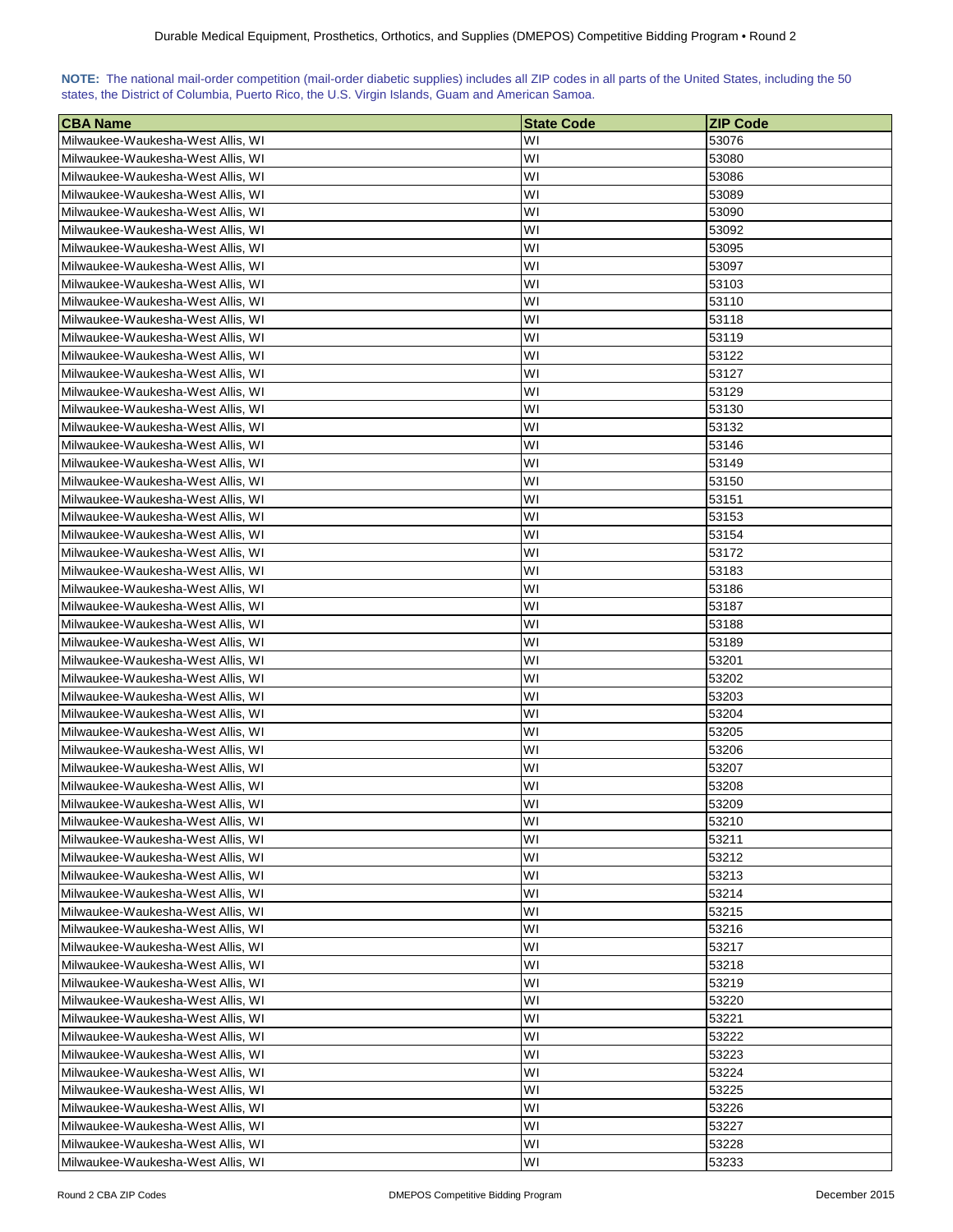**NOTE:** The national mail-order competition (mail-order diabetic supplies) includes all ZIP codes in all parts of the United States, including the 50 states, the District of Columbia, Puerto Rico, the U.S. Virgin Islands, Guam and American Samoa.

| CBA Name | State Code | ZIP Code |
|---|---|---|
| Milwaukee-Waukesha-West Allis, WI | WI | 53076 |
| Milwaukee-Waukesha-West Allis, WI | WI | 53080 |
| Milwaukee-Waukesha-West Allis, WI | WI | 53086 |
| Milwaukee-Waukesha-West Allis, WI | WI | 53089 |
| Milwaukee-Waukesha-West Allis, WI | WI | 53090 |
| Milwaukee-Waukesha-West Allis, WI | WI | 53092 |
| Milwaukee-Waukesha-West Allis, WI | WI | 53095 |
| Milwaukee-Waukesha-West Allis, WI | WI | 53097 |
| Milwaukee-Waukesha-West Allis, WI | WI | 53103 |
| Milwaukee-Waukesha-West Allis, WI | WI | 53110 |
| Milwaukee-Waukesha-West Allis, WI | WI | 53118 |
| Milwaukee-Waukesha-West Allis, WI | WI | 53119 |
| Milwaukee-Waukesha-West Allis, WI | WI | 53122 |
| Milwaukee-Waukesha-West Allis, WI | WI | 53127 |
| Milwaukee-Waukesha-West Allis, WI | WI | 53129 |
| Milwaukee-Waukesha-West Allis, WI | WI | 53130 |
| Milwaukee-Waukesha-West Allis, WI | WI | 53132 |
| Milwaukee-Waukesha-West Allis, WI | WI | 53146 |
| Milwaukee-Waukesha-West Allis, WI | WI | 53149 |
| Milwaukee-Waukesha-West Allis, WI | WI | 53150 |
| Milwaukee-Waukesha-West Allis, WI | WI | 53151 |
| Milwaukee-Waukesha-West Allis, WI | WI | 53153 |
| Milwaukee-Waukesha-West Allis, WI | WI | 53154 |
| Milwaukee-Waukesha-West Allis, WI | WI | 53172 |
| Milwaukee-Waukesha-West Allis, WI | WI | 53183 |
| Milwaukee-Waukesha-West Allis, WI | WI | 53186 |
| Milwaukee-Waukesha-West Allis, WI | WI | 53187 |
| Milwaukee-Waukesha-West Allis, WI | WI | 53188 |
| Milwaukee-Waukesha-West Allis, WI | WI | 53189 |
| Milwaukee-Waukesha-West Allis, WI | WI | 53201 |
| Milwaukee-Waukesha-West Allis, WI | WI | 53202 |
| Milwaukee-Waukesha-West Allis, WI | WI | 53203 |
| Milwaukee-Waukesha-West Allis, WI | WI | 53204 |
| Milwaukee-Waukesha-West Allis, WI | WI | 53205 |
| Milwaukee-Waukesha-West Allis, WI | WI | 53206 |
| Milwaukee-Waukesha-West Allis, WI | WI | 53207 |
| Milwaukee-Waukesha-West Allis, WI | WI | 53208 |
| Milwaukee-Waukesha-West Allis, WI | WI | 53209 |
| Milwaukee-Waukesha-West Allis, WI | WI | 53210 |
| Milwaukee-Waukesha-West Allis, WI | WI | 53211 |
| Milwaukee-Waukesha-West Allis, WI | WI | 53212 |
| Milwaukee-Waukesha-West Allis, WI | WI | 53213 |
| Milwaukee-Waukesha-West Allis, WI | WI | 53214 |
| Milwaukee-Waukesha-West Allis, WI | WI | 53215 |
| Milwaukee-Waukesha-West Allis, WI | WI | 53216 |
| Milwaukee-Waukesha-West Allis, WI | WI | 53217 |
| Milwaukee-Waukesha-West Allis, WI | WI | 53218 |
| Milwaukee-Waukesha-West Allis, WI | WI | 53219 |
| Milwaukee-Waukesha-West Allis, WI | WI | 53220 |
| Milwaukee-Waukesha-West Allis, WI | WI | 53221 |
| Milwaukee-Waukesha-West Allis, WI | WI | 53222 |
| Milwaukee-Waukesha-West Allis, WI | WI | 53223 |
| Milwaukee-Waukesha-West Allis, WI | WI | 53224 |
| Milwaukee-Waukesha-West Allis, WI | WI | 53225 |
| Milwaukee-Waukesha-West Allis, WI | WI | 53226 |
| Milwaukee-Waukesha-West Allis, WI | WI | 53227 |
| Milwaukee-Waukesha-West Allis, WI | WI | 53228 |
| Milwaukee-Waukesha-West Allis, WI | WI | 53233 |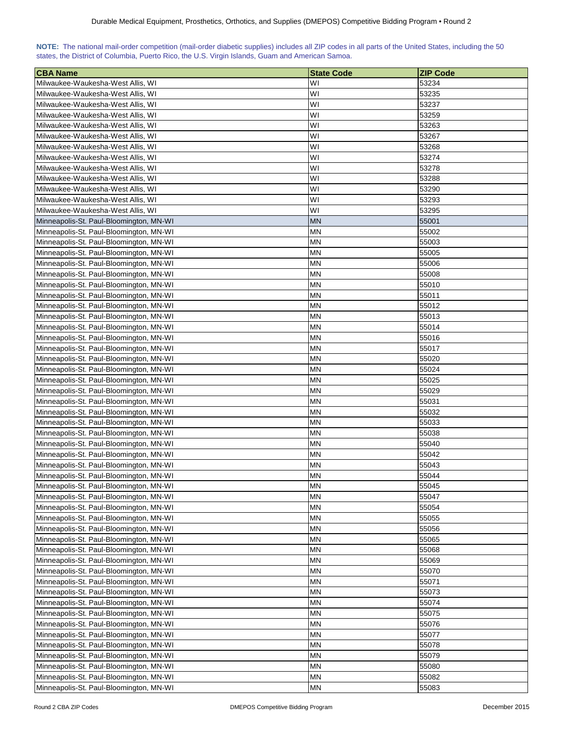**NOTE:** The national mail-order competition (mail-order diabetic supplies) includes all ZIP codes in all parts of the United States, including the 50 states, the District of Columbia, Puerto Rico, the U.S. Virgin Islands, Guam and American Samoa.

| CBA Name | State Code | ZIP Code |
|---|---|---|
| Milwaukee-Waukesha-West Allis, WI | WI | 53234 |
| Milwaukee-Waukesha-West Allis, WI | WI | 53235 |
| Milwaukee-Waukesha-West Allis, WI | WI | 53237 |
| Milwaukee-Waukesha-West Allis, WI | WI | 53259 |
| Milwaukee-Waukesha-West Allis, WI | WI | 53263 |
| Milwaukee-Waukesha-West Allis, WI | WI | 53267 |
| Milwaukee-Waukesha-West Allis, WI | WI | 53268 |
| Milwaukee-Waukesha-West Allis, WI | WI | 53274 |
| Milwaukee-Waukesha-West Allis, WI | WI | 53278 |
| Milwaukee-Waukesha-West Allis, WI | WI | 53288 |
| Milwaukee-Waukesha-West Allis, WI | WI | 53290 |
| Milwaukee-Waukesha-West Allis, WI | WI | 53293 |
| Milwaukee-Waukesha-West Allis, WI | WI | 53295 |
| Minneapolis-St. Paul-Bloomington, MN-WI | MN | 55001 |
| Minneapolis-St. Paul-Bloomington, MN-WI | MN | 55002 |
| Minneapolis-St. Paul-Bloomington, MN-WI | MN | 55003 |
| Minneapolis-St. Paul-Bloomington, MN-WI | MN | 55005 |
| Minneapolis-St. Paul-Bloomington, MN-WI | MN | 55006 |
| Minneapolis-St. Paul-Bloomington, MN-WI | MN | 55008 |
| Minneapolis-St. Paul-Bloomington, MN-WI | MN | 55010 |
| Minneapolis-St. Paul-Bloomington, MN-WI | MN | 55011 |
| Minneapolis-St. Paul-Bloomington, MN-WI | MN | 55012 |
| Minneapolis-St. Paul-Bloomington, MN-WI | MN | 55013 |
| Minneapolis-St. Paul-Bloomington, MN-WI | MN | 55014 |
| Minneapolis-St. Paul-Bloomington, MN-WI | MN | 55016 |
| Minneapolis-St. Paul-Bloomington, MN-WI | MN | 55017 |
| Minneapolis-St. Paul-Bloomington, MN-WI | MN | 55020 |
| Minneapolis-St. Paul-Bloomington, MN-WI | MN | 55024 |
| Minneapolis-St. Paul-Bloomington, MN-WI | MN | 55025 |
| Minneapolis-St. Paul-Bloomington, MN-WI | MN | 55029 |
| Minneapolis-St. Paul-Bloomington, MN-WI | MN | 55031 |
| Minneapolis-St. Paul-Bloomington, MN-WI | MN | 55032 |
| Minneapolis-St. Paul-Bloomington, MN-WI | MN | 55033 |
| Minneapolis-St. Paul-Bloomington, MN-WI | MN | 55038 |
| Minneapolis-St. Paul-Bloomington, MN-WI | MN | 55040 |
| Minneapolis-St. Paul-Bloomington, MN-WI | MN | 55042 |
| Minneapolis-St. Paul-Bloomington, MN-WI | MN | 55043 |
| Minneapolis-St. Paul-Bloomington, MN-WI | MN | 55044 |
| Minneapolis-St. Paul-Bloomington, MN-WI | MN | 55045 |
| Minneapolis-St. Paul-Bloomington, MN-WI | MN | 55047 |
| Minneapolis-St. Paul-Bloomington, MN-WI | MN | 55054 |
| Minneapolis-St. Paul-Bloomington, MN-WI | MN | 55055 |
| Minneapolis-St. Paul-Bloomington, MN-WI | MN | 55056 |
| Minneapolis-St. Paul-Bloomington, MN-WI | MN | 55065 |
| Minneapolis-St. Paul-Bloomington, MN-WI | MN | 55068 |
| Minneapolis-St. Paul-Bloomington, MN-WI | MN | 55069 |
| Minneapolis-St. Paul-Bloomington, MN-WI | MN | 55070 |
| Minneapolis-St. Paul-Bloomington, MN-WI | MN | 55071 |
| Minneapolis-St. Paul-Bloomington, MN-WI | MN | 55073 |
| Minneapolis-St. Paul-Bloomington, MN-WI | MN | 55074 |
| Minneapolis-St. Paul-Bloomington, MN-WI | MN | 55075 |
| Minneapolis-St. Paul-Bloomington, MN-WI | MN | 55076 |
| Minneapolis-St. Paul-Bloomington, MN-WI | MN | 55077 |
| Minneapolis-St. Paul-Bloomington, MN-WI | MN | 55078 |
| Minneapolis-St. Paul-Bloomington, MN-WI | MN | 55079 |
| Minneapolis-St. Paul-Bloomington, MN-WI | MN | 55080 |
| Minneapolis-St. Paul-Bloomington, MN-WI | MN | 55082 |
| Minneapolis-St. Paul-Bloomington, MN-WI | MN | 55083 |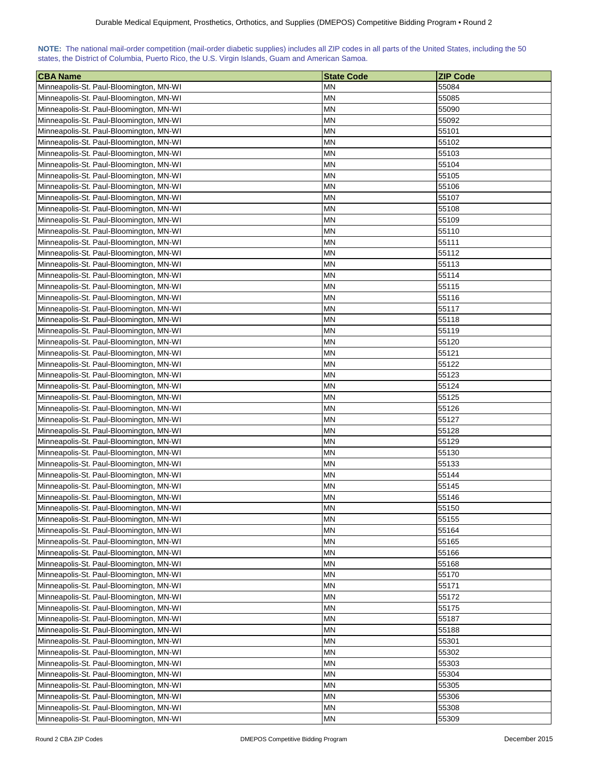**NOTE:** The national mail-order competition (mail-order diabetic supplies) includes all ZIP codes in all parts of the United States, including the 50 states, the District of Columbia, Puerto Rico, the U.S. Virgin Islands, Guam and American Samoa.

| CBA Name | State Code | ZIP Code |
|---|---|---|
| Minneapolis-St. Paul-Bloomington, MN-WI | MN | 55084 |
| Minneapolis-St. Paul-Bloomington, MN-WI | MN | 55085 |
| Minneapolis-St. Paul-Bloomington, MN-WI | MN | 55090 |
| Minneapolis-St. Paul-Bloomington, MN-WI | MN | 55092 |
| Minneapolis-St. Paul-Bloomington, MN-WI | MN | 55101 |
| Minneapolis-St. Paul-Bloomington, MN-WI | MN | 55102 |
| Minneapolis-St. Paul-Bloomington, MN-WI | MN | 55103 |
| Minneapolis-St. Paul-Bloomington, MN-WI | MN | 55104 |
| Minneapolis-St. Paul-Bloomington, MN-WI | MN | 55105 |
| Minneapolis-St. Paul-Bloomington, MN-WI | MN | 55106 |
| Minneapolis-St. Paul-Bloomington, MN-WI | MN | 55107 |
| Minneapolis-St. Paul-Bloomington, MN-WI | MN | 55108 |
| Minneapolis-St. Paul-Bloomington, MN-WI | MN | 55109 |
| Minneapolis-St. Paul-Bloomington, MN-WI | MN | 55110 |
| Minneapolis-St. Paul-Bloomington, MN-WI | MN | 55111 |
| Minneapolis-St. Paul-Bloomington, MN-WI | MN | 55112 |
| Minneapolis-St. Paul-Bloomington, MN-WI | MN | 55113 |
| Minneapolis-St. Paul-Bloomington, MN-WI | MN | 55114 |
| Minneapolis-St. Paul-Bloomington, MN-WI | MN | 55115 |
| Minneapolis-St. Paul-Bloomington, MN-WI | MN | 55116 |
| Minneapolis-St. Paul-Bloomington, MN-WI | MN | 55117 |
| Minneapolis-St. Paul-Bloomington, MN-WI | MN | 55118 |
| Minneapolis-St. Paul-Bloomington, MN-WI | MN | 55119 |
| Minneapolis-St. Paul-Bloomington, MN-WI | MN | 55120 |
| Minneapolis-St. Paul-Bloomington, MN-WI | MN | 55121 |
| Minneapolis-St. Paul-Bloomington, MN-WI | MN | 55122 |
| Minneapolis-St. Paul-Bloomington, MN-WI | MN | 55123 |
| Minneapolis-St. Paul-Bloomington, MN-WI | MN | 55124 |
| Minneapolis-St. Paul-Bloomington, MN-WI | MN | 55125 |
| Minneapolis-St. Paul-Bloomington, MN-WI | MN | 55126 |
| Minneapolis-St. Paul-Bloomington, MN-WI | MN | 55127 |
| Minneapolis-St. Paul-Bloomington, MN-WI | MN | 55128 |
| Minneapolis-St. Paul-Bloomington, MN-WI | MN | 55129 |
| Minneapolis-St. Paul-Bloomington, MN-WI | MN | 55130 |
| Minneapolis-St. Paul-Bloomington, MN-WI | MN | 55133 |
| Minneapolis-St. Paul-Bloomington, MN-WI | MN | 55144 |
| Minneapolis-St. Paul-Bloomington, MN-WI | MN | 55145 |
| Minneapolis-St. Paul-Bloomington, MN-WI | MN | 55146 |
| Minneapolis-St. Paul-Bloomington, MN-WI | MN | 55150 |
| Minneapolis-St. Paul-Bloomington, MN-WI | MN | 55155 |
| Minneapolis-St. Paul-Bloomington, MN-WI | MN | 55164 |
| Minneapolis-St. Paul-Bloomington, MN-WI | MN | 55165 |
| Minneapolis-St. Paul-Bloomington, MN-WI | MN | 55166 |
| Minneapolis-St. Paul-Bloomington, MN-WI | MN | 55168 |
| Minneapolis-St. Paul-Bloomington, MN-WI | MN | 55170 |
| Minneapolis-St. Paul-Bloomington, MN-WI | MN | 55171 |
| Minneapolis-St. Paul-Bloomington, MN-WI | MN | 55172 |
| Minneapolis-St. Paul-Bloomington, MN-WI | MN | 55175 |
| Minneapolis-St. Paul-Bloomington, MN-WI | MN | 55187 |
| Minneapolis-St. Paul-Bloomington, MN-WI | MN | 55188 |
| Minneapolis-St. Paul-Bloomington, MN-WI | MN | 55301 |
| Minneapolis-St. Paul-Bloomington, MN-WI | MN | 55302 |
| Minneapolis-St. Paul-Bloomington, MN-WI | MN | 55303 |
| Minneapolis-St. Paul-Bloomington, MN-WI | MN | 55304 |
| Minneapolis-St. Paul-Bloomington, MN-WI | MN | 55305 |
| Minneapolis-St. Paul-Bloomington, MN-WI | MN | 55306 |
| Minneapolis-St. Paul-Bloomington, MN-WI | MN | 55308 |
| Minneapolis-St. Paul-Bloomington, MN-WI | MN | 55309 |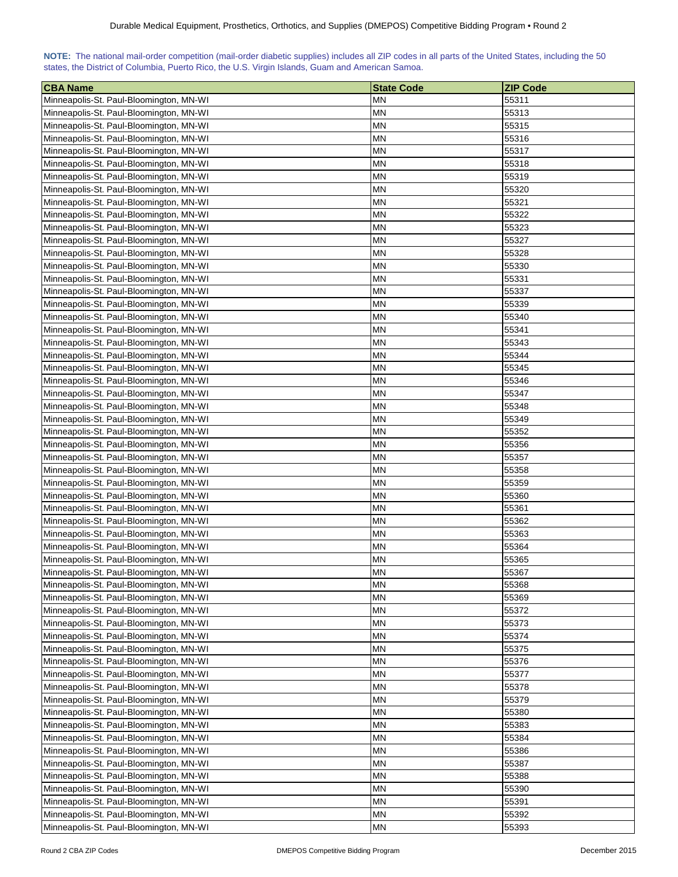**NOTE:** The national mail-order competition (mail-order diabetic supplies) includes all ZIP codes in all parts of the United States, including the 50 states, the District of Columbia, Puerto Rico, the U.S. Virgin Islands, Guam and American Samoa.

| CBA Name | State Code | ZIP Code |
|---|---|---|
| Minneapolis-St. Paul-Bloomington, MN-WI | MN | 55311 |
| Minneapolis-St. Paul-Bloomington, MN-WI | MN | 55313 |
| Minneapolis-St. Paul-Bloomington, MN-WI | MN | 55315 |
| Minneapolis-St. Paul-Bloomington, MN-WI | MN | 55316 |
| Minneapolis-St. Paul-Bloomington, MN-WI | MN | 55317 |
| Minneapolis-St. Paul-Bloomington, MN-WI | MN | 55318 |
| Minneapolis-St. Paul-Bloomington, MN-WI | MN | 55319 |
| Minneapolis-St. Paul-Bloomington, MN-WI | MN | 55320 |
| Minneapolis-St. Paul-Bloomington, MN-WI | MN | 55321 |
| Minneapolis-St. Paul-Bloomington, MN-WI | MN | 55322 |
| Minneapolis-St. Paul-Bloomington, MN-WI | MN | 55323 |
| Minneapolis-St. Paul-Bloomington, MN-WI | MN | 55327 |
| Minneapolis-St. Paul-Bloomington, MN-WI | MN | 55328 |
| Minneapolis-St. Paul-Bloomington, MN-WI | MN | 55330 |
| Minneapolis-St. Paul-Bloomington, MN-WI | MN | 55331 |
| Minneapolis-St. Paul-Bloomington, MN-WI | MN | 55337 |
| Minneapolis-St. Paul-Bloomington, MN-WI | MN | 55339 |
| Minneapolis-St. Paul-Bloomington, MN-WI | MN | 55340 |
| Minneapolis-St. Paul-Bloomington, MN-WI | MN | 55341 |
| Minneapolis-St. Paul-Bloomington, MN-WI | MN | 55343 |
| Minneapolis-St. Paul-Bloomington, MN-WI | MN | 55344 |
| Minneapolis-St. Paul-Bloomington, MN-WI | MN | 55345 |
| Minneapolis-St. Paul-Bloomington, MN-WI | MN | 55346 |
| Minneapolis-St. Paul-Bloomington, MN-WI | MN | 55347 |
| Minneapolis-St. Paul-Bloomington, MN-WI | MN | 55348 |
| Minneapolis-St. Paul-Bloomington, MN-WI | MN | 55349 |
| Minneapolis-St. Paul-Bloomington, MN-WI | MN | 55352 |
| Minneapolis-St. Paul-Bloomington, MN-WI | MN | 55356 |
| Minneapolis-St. Paul-Bloomington, MN-WI | MN | 55357 |
| Minneapolis-St. Paul-Bloomington, MN-WI | MN | 55358 |
| Minneapolis-St. Paul-Bloomington, MN-WI | MN | 55359 |
| Minneapolis-St. Paul-Bloomington, MN-WI | MN | 55360 |
| Minneapolis-St. Paul-Bloomington, MN-WI | MN | 55361 |
| Minneapolis-St. Paul-Bloomington, MN-WI | MN | 55362 |
| Minneapolis-St. Paul-Bloomington, MN-WI | MN | 55363 |
| Minneapolis-St. Paul-Bloomington, MN-WI | MN | 55364 |
| Minneapolis-St. Paul-Bloomington, MN-WI | MN | 55365 |
| Minneapolis-St. Paul-Bloomington, MN-WI | MN | 55367 |
| Minneapolis-St. Paul-Bloomington, MN-WI | MN | 55368 |
| Minneapolis-St. Paul-Bloomington, MN-WI | MN | 55369 |
| Minneapolis-St. Paul-Bloomington, MN-WI | MN | 55372 |
| Minneapolis-St. Paul-Bloomington, MN-WI | MN | 55373 |
| Minneapolis-St. Paul-Bloomington, MN-WI | MN | 55374 |
| Minneapolis-St. Paul-Bloomington, MN-WI | MN | 55375 |
| Minneapolis-St. Paul-Bloomington, MN-WI | MN | 55376 |
| Minneapolis-St. Paul-Bloomington, MN-WI | MN | 55377 |
| Minneapolis-St. Paul-Bloomington, MN-WI | MN | 55378 |
| Minneapolis-St. Paul-Bloomington, MN-WI | MN | 55379 |
| Minneapolis-St. Paul-Bloomington, MN-WI | MN | 55380 |
| Minneapolis-St. Paul-Bloomington, MN-WI | MN | 55383 |
| Minneapolis-St. Paul-Bloomington, MN-WI | MN | 55384 |
| Minneapolis-St. Paul-Bloomington, MN-WI | MN | 55386 |
| Minneapolis-St. Paul-Bloomington, MN-WI | MN | 55387 |
| Minneapolis-St. Paul-Bloomington, MN-WI | MN | 55388 |
| Minneapolis-St. Paul-Bloomington, MN-WI | MN | 55390 |
| Minneapolis-St. Paul-Bloomington, MN-WI | MN | 55391 |
| Minneapolis-St. Paul-Bloomington, MN-WI | MN | 55392 |
| Minneapolis-St. Paul-Bloomington, MN-WI | MN | 55393 |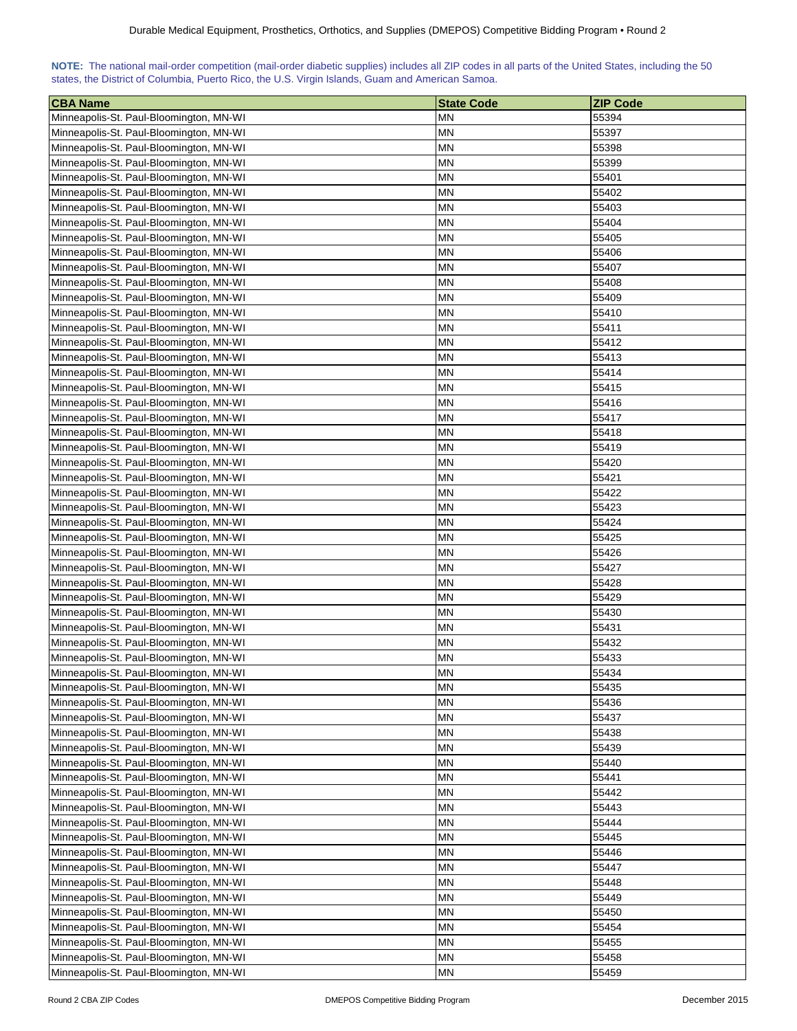**NOTE:** The national mail-order competition (mail-order diabetic supplies) includes all ZIP codes in all parts of the United States, including the 50 states, the District of Columbia, Puerto Rico, the U.S. Virgin Islands, Guam and American Samoa.

| CBA Name | State Code | ZIP Code |
|---|---|---|
| Minneapolis-St. Paul-Bloomington, MN-WI | MN | 55394 |
| Minneapolis-St. Paul-Bloomington, MN-WI | MN | 55397 |
| Minneapolis-St. Paul-Bloomington, MN-WI | MN | 55398 |
| Minneapolis-St. Paul-Bloomington, MN-WI | MN | 55399 |
| Minneapolis-St. Paul-Bloomington, MN-WI | MN | 55401 |
| Minneapolis-St. Paul-Bloomington, MN-WI | MN | 55402 |
| Minneapolis-St. Paul-Bloomington, MN-WI | MN | 55403 |
| Minneapolis-St. Paul-Bloomington, MN-WI | MN | 55404 |
| Minneapolis-St. Paul-Bloomington, MN-WI | MN | 55405 |
| Minneapolis-St. Paul-Bloomington, MN-WI | MN | 55406 |
| Minneapolis-St. Paul-Bloomington, MN-WI | MN | 55407 |
| Minneapolis-St. Paul-Bloomington, MN-WI | MN | 55408 |
| Minneapolis-St. Paul-Bloomington, MN-WI | MN | 55409 |
| Minneapolis-St. Paul-Bloomington, MN-WI | MN | 55410 |
| Minneapolis-St. Paul-Bloomington, MN-WI | MN | 55411 |
| Minneapolis-St. Paul-Bloomington, MN-WI | MN | 55412 |
| Minneapolis-St. Paul-Bloomington, MN-WI | MN | 55413 |
| Minneapolis-St. Paul-Bloomington, MN-WI | MN | 55414 |
| Minneapolis-St. Paul-Bloomington, MN-WI | MN | 55415 |
| Minneapolis-St. Paul-Bloomington, MN-WI | MN | 55416 |
| Minneapolis-St. Paul-Bloomington, MN-WI | MN | 55417 |
| Minneapolis-St. Paul-Bloomington, MN-WI | MN | 55418 |
| Minneapolis-St. Paul-Bloomington, MN-WI | MN | 55419 |
| Minneapolis-St. Paul-Bloomington, MN-WI | MN | 55420 |
| Minneapolis-St. Paul-Bloomington, MN-WI | MN | 55421 |
| Minneapolis-St. Paul-Bloomington, MN-WI | MN | 55422 |
| Minneapolis-St. Paul-Bloomington, MN-WI | MN | 55423 |
| Minneapolis-St. Paul-Bloomington, MN-WI | MN | 55424 |
| Minneapolis-St. Paul-Bloomington, MN-WI | MN | 55425 |
| Minneapolis-St. Paul-Bloomington, MN-WI | MN | 55426 |
| Minneapolis-St. Paul-Bloomington, MN-WI | MN | 55427 |
| Minneapolis-St. Paul-Bloomington, MN-WI | MN | 55428 |
| Minneapolis-St. Paul-Bloomington, MN-WI | MN | 55429 |
| Minneapolis-St. Paul-Bloomington, MN-WI | MN | 55430 |
| Minneapolis-St. Paul-Bloomington, MN-WI | MN | 55431 |
| Minneapolis-St. Paul-Bloomington, MN-WI | MN | 55432 |
| Minneapolis-St. Paul-Bloomington, MN-WI | MN | 55433 |
| Minneapolis-St. Paul-Bloomington, MN-WI | MN | 55434 |
| Minneapolis-St. Paul-Bloomington, MN-WI | MN | 55435 |
| Minneapolis-St. Paul-Bloomington, MN-WI | MN | 55436 |
| Minneapolis-St. Paul-Bloomington, MN-WI | MN | 55437 |
| Minneapolis-St. Paul-Bloomington, MN-WI | MN | 55438 |
| Minneapolis-St. Paul-Bloomington, MN-WI | MN | 55439 |
| Minneapolis-St. Paul-Bloomington, MN-WI | MN | 55440 |
| Minneapolis-St. Paul-Bloomington, MN-WI | MN | 55441 |
| Minneapolis-St. Paul-Bloomington, MN-WI | MN | 55442 |
| Minneapolis-St. Paul-Bloomington, MN-WI | MN | 55443 |
| Minneapolis-St. Paul-Bloomington, MN-WI | MN | 55444 |
| Minneapolis-St. Paul-Bloomington, MN-WI | MN | 55445 |
| Minneapolis-St. Paul-Bloomington, MN-WI | MN | 55446 |
| Minneapolis-St. Paul-Bloomington, MN-WI | MN | 55447 |
| Minneapolis-St. Paul-Bloomington, MN-WI | MN | 55448 |
| Minneapolis-St. Paul-Bloomington, MN-WI | MN | 55449 |
| Minneapolis-St. Paul-Bloomington, MN-WI | MN | 55450 |
| Minneapolis-St. Paul-Bloomington, MN-WI | MN | 55454 |
| Minneapolis-St. Paul-Bloomington, MN-WI | MN | 55455 |
| Minneapolis-St. Paul-Bloomington, MN-WI | MN | 55458 |
| Minneapolis-St. Paul-Bloomington, MN-WI | MN | 55459 |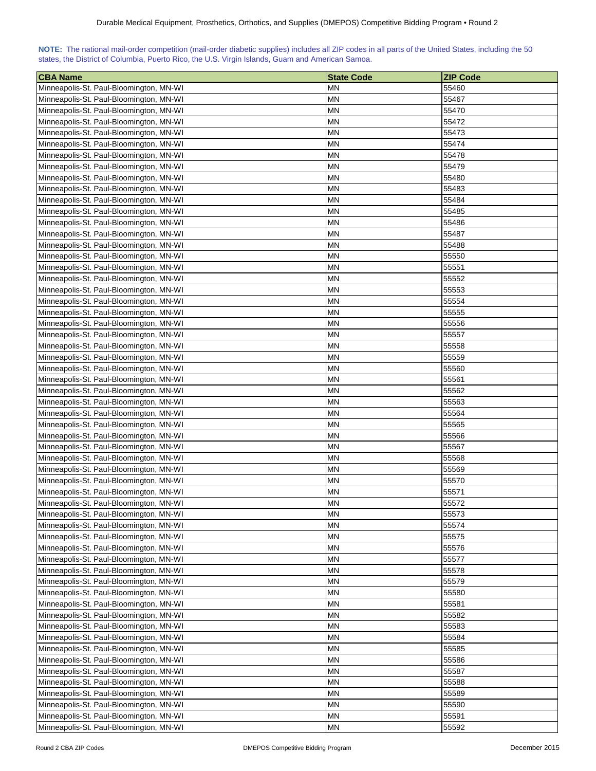**NOTE:** The national mail-order competition (mail-order diabetic supplies) includes all ZIP codes in all parts of the United States, including the 50 states, the District of Columbia, Puerto Rico, the U.S. Virgin Islands, Guam and American Samoa.

| CBA Name | State Code | ZIP Code |
|---|---|---|
| Minneapolis-St. Paul-Bloomington, MN-WI | MN | 55460 |
| Minneapolis-St. Paul-Bloomington, MN-WI | MN | 55467 |
| Minneapolis-St. Paul-Bloomington, MN-WI | MN | 55470 |
| Minneapolis-St. Paul-Bloomington, MN-WI | MN | 55472 |
| Minneapolis-St. Paul-Bloomington, MN-WI | MN | 55473 |
| Minneapolis-St. Paul-Bloomington, MN-WI | MN | 55474 |
| Minneapolis-St. Paul-Bloomington, MN-WI | MN | 55478 |
| Minneapolis-St. Paul-Bloomington, MN-WI | MN | 55479 |
| Minneapolis-St. Paul-Bloomington, MN-WI | MN | 55480 |
| Minneapolis-St. Paul-Bloomington, MN-WI | MN | 55483 |
| Minneapolis-St. Paul-Bloomington, MN-WI | MN | 55484 |
| Minneapolis-St. Paul-Bloomington, MN-WI | MN | 55485 |
| Minneapolis-St. Paul-Bloomington, MN-WI | MN | 55486 |
| Minneapolis-St. Paul-Bloomington, MN-WI | MN | 55487 |
| Minneapolis-St. Paul-Bloomington, MN-WI | MN | 55488 |
| Minneapolis-St. Paul-Bloomington, MN-WI | MN | 55550 |
| Minneapolis-St. Paul-Bloomington, MN-WI | MN | 55551 |
| Minneapolis-St. Paul-Bloomington, MN-WI | MN | 55552 |
| Minneapolis-St. Paul-Bloomington, MN-WI | MN | 55553 |
| Minneapolis-St. Paul-Bloomington, MN-WI | MN | 55554 |
| Minneapolis-St. Paul-Bloomington, MN-WI | MN | 55555 |
| Minneapolis-St. Paul-Bloomington, MN-WI | MN | 55556 |
| Minneapolis-St. Paul-Bloomington, MN-WI | MN | 55557 |
| Minneapolis-St. Paul-Bloomington, MN-WI | MN | 55558 |
| Minneapolis-St. Paul-Bloomington, MN-WI | MN | 55559 |
| Minneapolis-St. Paul-Bloomington, MN-WI | MN | 55560 |
| Minneapolis-St. Paul-Bloomington, MN-WI | MN | 55561 |
| Minneapolis-St. Paul-Bloomington, MN-WI | MN | 55562 |
| Minneapolis-St. Paul-Bloomington, MN-WI | MN | 55563 |
| Minneapolis-St. Paul-Bloomington, MN-WI | MN | 55564 |
| Minneapolis-St. Paul-Bloomington, MN-WI | MN | 55565 |
| Minneapolis-St. Paul-Bloomington, MN-WI | MN | 55566 |
| Minneapolis-St. Paul-Bloomington, MN-WI | MN | 55567 |
| Minneapolis-St. Paul-Bloomington, MN-WI | MN | 55568 |
| Minneapolis-St. Paul-Bloomington, MN-WI | MN | 55569 |
| Minneapolis-St. Paul-Bloomington, MN-WI | MN | 55570 |
| Minneapolis-St. Paul-Bloomington, MN-WI | MN | 55571 |
| Minneapolis-St. Paul-Bloomington, MN-WI | MN | 55572 |
| Minneapolis-St. Paul-Bloomington, MN-WI | MN | 55573 |
| Minneapolis-St. Paul-Bloomington, MN-WI | MN | 55574 |
| Minneapolis-St. Paul-Bloomington, MN-WI | MN | 55575 |
| Minneapolis-St. Paul-Bloomington, MN-WI | MN | 55576 |
| Minneapolis-St. Paul-Bloomington, MN-WI | MN | 55577 |
| Minneapolis-St. Paul-Bloomington, MN-WI | MN | 55578 |
| Minneapolis-St. Paul-Bloomington, MN-WI | MN | 55579 |
| Minneapolis-St. Paul-Bloomington, MN-WI | MN | 55580 |
| Minneapolis-St. Paul-Bloomington, MN-WI | MN | 55581 |
| Minneapolis-St. Paul-Bloomington, MN-WI | MN | 55582 |
| Minneapolis-St. Paul-Bloomington, MN-WI | MN | 55583 |
| Minneapolis-St. Paul-Bloomington, MN-WI | MN | 55584 |
| Minneapolis-St. Paul-Bloomington, MN-WI | MN | 55585 |
| Minneapolis-St. Paul-Bloomington, MN-WI | MN | 55586 |
| Minneapolis-St. Paul-Bloomington, MN-WI | MN | 55587 |
| Minneapolis-St. Paul-Bloomington, MN-WI | MN | 55588 |
| Minneapolis-St. Paul-Bloomington, MN-WI | MN | 55589 |
| Minneapolis-St. Paul-Bloomington, MN-WI | MN | 55590 |
| Minneapolis-St. Paul-Bloomington, MN-WI | MN | 55591 |
| Minneapolis-St. Paul-Bloomington, MN-WI | MN | 55592 |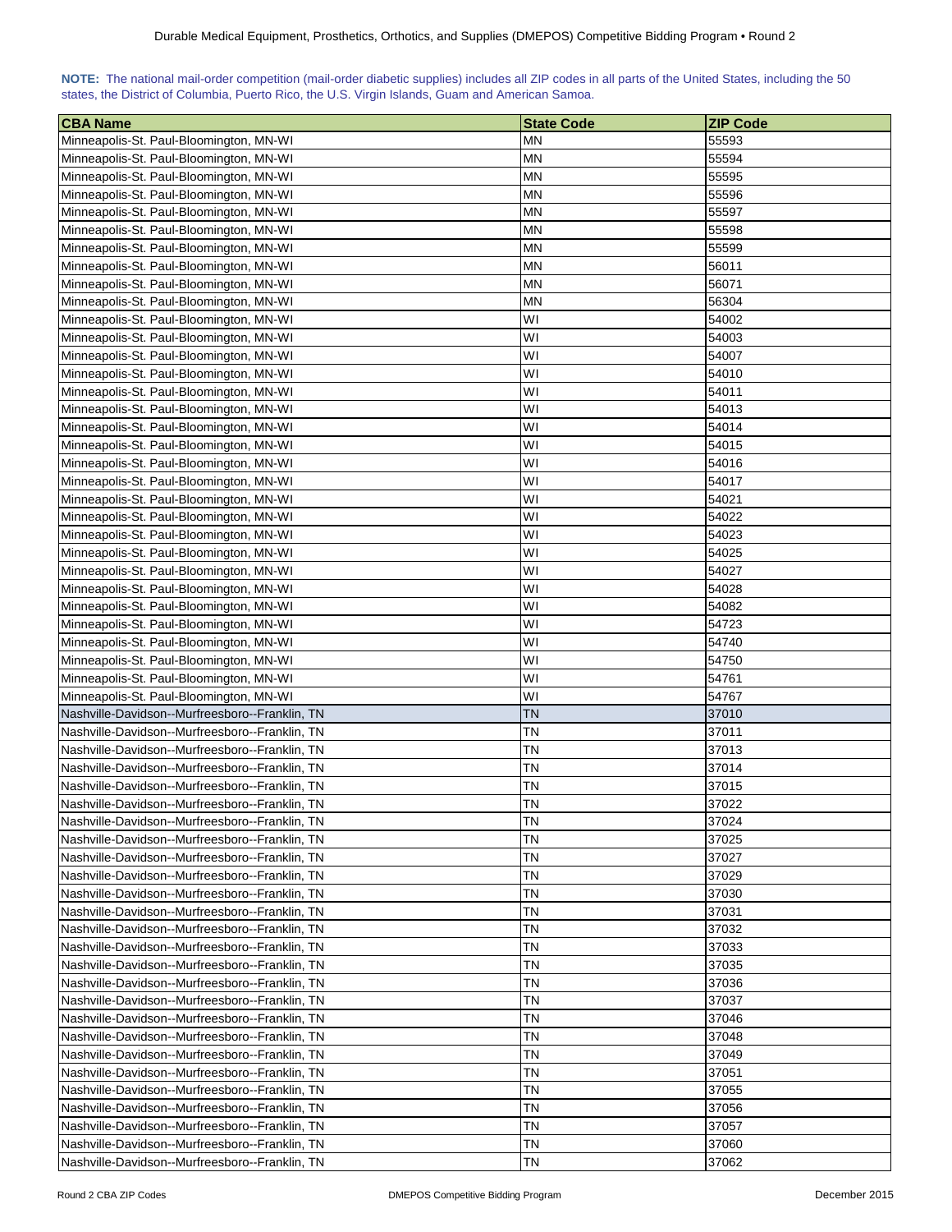**NOTE:** The national mail-order competition (mail-order diabetic supplies) includes all ZIP codes in all parts of the United States, including the 50 states, the District of Columbia, Puerto Rico, the U.S. Virgin Islands, Guam and American Samoa.

| CBA Name | State Code | ZIP Code |
|---|---|---|
| Minneapolis-St. Paul-Bloomington, MN-WI | MN | 55593 |
| Minneapolis-St. Paul-Bloomington, MN-WI | MN | 55594 |
| Minneapolis-St. Paul-Bloomington, MN-WI | MN | 55595 |
| Minneapolis-St. Paul-Bloomington, MN-WI | MN | 55596 |
| Minneapolis-St. Paul-Bloomington, MN-WI | MN | 55597 |
| Minneapolis-St. Paul-Bloomington, MN-WI | MN | 55598 |
| Minneapolis-St. Paul-Bloomington, MN-WI | MN | 55599 |
| Minneapolis-St. Paul-Bloomington, MN-WI | MN | 56011 |
| Minneapolis-St. Paul-Bloomington, MN-WI | MN | 56071 |
| Minneapolis-St. Paul-Bloomington, MN-WI | MN | 56304 |
| Minneapolis-St. Paul-Bloomington, MN-WI | WI | 54002 |
| Minneapolis-St. Paul-Bloomington, MN-WI | WI | 54003 |
| Minneapolis-St. Paul-Bloomington, MN-WI | WI | 54007 |
| Minneapolis-St. Paul-Bloomington, MN-WI | WI | 54010 |
| Minneapolis-St. Paul-Bloomington, MN-WI | WI | 54011 |
| Minneapolis-St. Paul-Bloomington, MN-WI | WI | 54013 |
| Minneapolis-St. Paul-Bloomington, MN-WI | WI | 54014 |
| Minneapolis-St. Paul-Bloomington, MN-WI | WI | 54015 |
| Minneapolis-St. Paul-Bloomington, MN-WI | WI | 54016 |
| Minneapolis-St. Paul-Bloomington, MN-WI | WI | 54017 |
| Minneapolis-St. Paul-Bloomington, MN-WI | WI | 54021 |
| Minneapolis-St. Paul-Bloomington, MN-WI | WI | 54022 |
| Minneapolis-St. Paul-Bloomington, MN-WI | WI | 54023 |
| Minneapolis-St. Paul-Bloomington, MN-WI | WI | 54025 |
| Minneapolis-St. Paul-Bloomington, MN-WI | WI | 54027 |
| Minneapolis-St. Paul-Bloomington, MN-WI | WI | 54028 |
| Minneapolis-St. Paul-Bloomington, MN-WI | WI | 54082 |
| Minneapolis-St. Paul-Bloomington, MN-WI | WI | 54723 |
| Minneapolis-St. Paul-Bloomington, MN-WI | WI | 54740 |
| Minneapolis-St. Paul-Bloomington, MN-WI | WI | 54750 |
| Minneapolis-St. Paul-Bloomington, MN-WI | WI | 54761 |
| Minneapolis-St. Paul-Bloomington, MN-WI | WI | 54767 |
| Nashville-Davidson--Murfreesboro--Franklin, TN | TN | 37010 |
| Nashville-Davidson--Murfreesboro--Franklin, TN | TN | 37011 |
| Nashville-Davidson--Murfreesboro--Franklin, TN | TN | 37013 |
| Nashville-Davidson--Murfreesboro--Franklin, TN | TN | 37014 |
| Nashville-Davidson--Murfreesboro--Franklin, TN | TN | 37015 |
| Nashville-Davidson--Murfreesboro--Franklin, TN | TN | 37022 |
| Nashville-Davidson--Murfreesboro--Franklin, TN | TN | 37024 |
| Nashville-Davidson--Murfreesboro--Franklin, TN | TN | 37025 |
| Nashville-Davidson--Murfreesboro--Franklin, TN | TN | 37027 |
| Nashville-Davidson--Murfreesboro--Franklin, TN | TN | 37029 |
| Nashville-Davidson--Murfreesboro--Franklin, TN | TN | 37030 |
| Nashville-Davidson--Murfreesboro--Franklin, TN | TN | 37031 |
| Nashville-Davidson--Murfreesboro--Franklin, TN | TN | 37032 |
| Nashville-Davidson--Murfreesboro--Franklin, TN | TN | 37033 |
| Nashville-Davidson--Murfreesboro--Franklin, TN | TN | 37035 |
| Nashville-Davidson--Murfreesboro--Franklin, TN | TN | 37036 |
| Nashville-Davidson--Murfreesboro--Franklin, TN | TN | 37037 |
| Nashville-Davidson--Murfreesboro--Franklin, TN | TN | 37046 |
| Nashville-Davidson--Murfreesboro--Franklin, TN | TN | 37048 |
| Nashville-Davidson--Murfreesboro--Franklin, TN | TN | 37049 |
| Nashville-Davidson--Murfreesboro--Franklin, TN | TN | 37051 |
| Nashville-Davidson--Murfreesboro--Franklin, TN | TN | 37055 |
| Nashville-Davidson--Murfreesboro--Franklin, TN | TN | 37056 |
| Nashville-Davidson--Murfreesboro--Franklin, TN | TN | 37057 |
| Nashville-Davidson--Murfreesboro--Franklin, TN | TN | 37060 |
| Nashville-Davidson--Murfreesboro--Franklin, TN | TN | 37062 |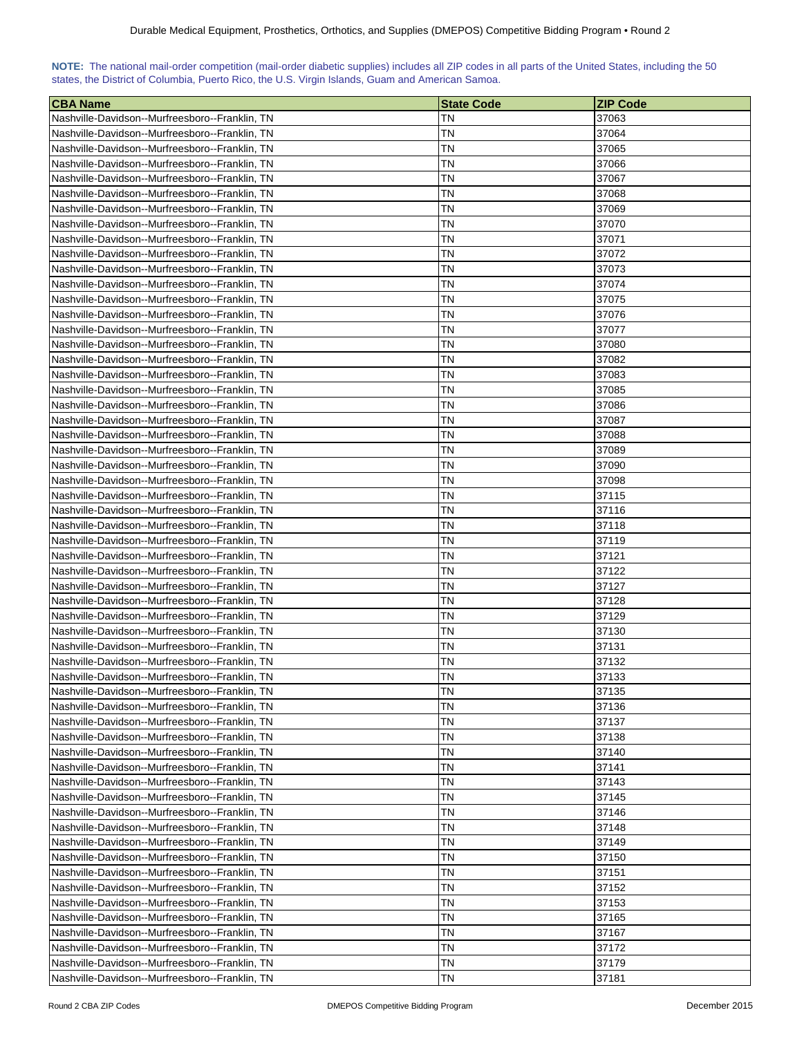**NOTE:** The national mail-order competition (mail-order diabetic supplies) includes all ZIP codes in all parts of the United States, including the 50 states, the District of Columbia, Puerto Rico, the U.S. Virgin Islands, Guam and American Samoa.

| CBA Name | State Code | ZIP Code |
|---|---|---|
| Nashville-Davidson--Murfreesboro--Franklin, TN | TN | 37063 |
| Nashville-Davidson--Murfreesboro--Franklin, TN | TN | 37064 |
| Nashville-Davidson--Murfreesboro--Franklin, TN | TN | 37065 |
| Nashville-Davidson--Murfreesboro--Franklin, TN | TN | 37066 |
| Nashville-Davidson--Murfreesboro--Franklin, TN | TN | 37067 |
| Nashville-Davidson--Murfreesboro--Franklin, TN | TN | 37068 |
| Nashville-Davidson--Murfreesboro--Franklin, TN | TN | 37069 |
| Nashville-Davidson--Murfreesboro--Franklin, TN | TN | 37070 |
| Nashville-Davidson--Murfreesboro--Franklin, TN | TN | 37071 |
| Nashville-Davidson--Murfreesboro--Franklin, TN | TN | 37072 |
| Nashville-Davidson--Murfreesboro--Franklin, TN | TN | 37073 |
| Nashville-Davidson--Murfreesboro--Franklin, TN | TN | 37074 |
| Nashville-Davidson--Murfreesboro--Franklin, TN | TN | 37075 |
| Nashville-Davidson--Murfreesboro--Franklin, TN | TN | 37076 |
| Nashville-Davidson--Murfreesboro--Franklin, TN | TN | 37077 |
| Nashville-Davidson--Murfreesboro--Franklin, TN | TN | 37080 |
| Nashville-Davidson--Murfreesboro--Franklin, TN | TN | 37082 |
| Nashville-Davidson--Murfreesboro--Franklin, TN | TN | 37083 |
| Nashville-Davidson--Murfreesboro--Franklin, TN | TN | 37085 |
| Nashville-Davidson--Murfreesboro--Franklin, TN | TN | 37086 |
| Nashville-Davidson--Murfreesboro--Franklin, TN | TN | 37087 |
| Nashville-Davidson--Murfreesboro--Franklin, TN | TN | 37088 |
| Nashville-Davidson--Murfreesboro--Franklin, TN | TN | 37089 |
| Nashville-Davidson--Murfreesboro--Franklin, TN | TN | 37090 |
| Nashville-Davidson--Murfreesboro--Franklin, TN | TN | 37098 |
| Nashville-Davidson--Murfreesboro--Franklin, TN | TN | 37115 |
| Nashville-Davidson--Murfreesboro--Franklin, TN | TN | 37116 |
| Nashville-Davidson--Murfreesboro--Franklin, TN | TN | 37118 |
| Nashville-Davidson--Murfreesboro--Franklin, TN | TN | 37119 |
| Nashville-Davidson--Murfreesboro--Franklin, TN | TN | 37121 |
| Nashville-Davidson--Murfreesboro--Franklin, TN | TN | 37122 |
| Nashville-Davidson--Murfreesboro--Franklin, TN | TN | 37127 |
| Nashville-Davidson--Murfreesboro--Franklin, TN | TN | 37128 |
| Nashville-Davidson--Murfreesboro--Franklin, TN | TN | 37129 |
| Nashville-Davidson--Murfreesboro--Franklin, TN | TN | 37130 |
| Nashville-Davidson--Murfreesboro--Franklin, TN | TN | 37131 |
| Nashville-Davidson--Murfreesboro--Franklin, TN | TN | 37132 |
| Nashville-Davidson--Murfreesboro--Franklin, TN | TN | 37133 |
| Nashville-Davidson--Murfreesboro--Franklin, TN | TN | 37135 |
| Nashville-Davidson--Murfreesboro--Franklin, TN | TN | 37136 |
| Nashville-Davidson--Murfreesboro--Franklin, TN | TN | 37137 |
| Nashville-Davidson--Murfreesboro--Franklin, TN | TN | 37138 |
| Nashville-Davidson--Murfreesboro--Franklin, TN | TN | 37140 |
| Nashville-Davidson--Murfreesboro--Franklin, TN | TN | 37141 |
| Nashville-Davidson--Murfreesboro--Franklin, TN | TN | 37143 |
| Nashville-Davidson--Murfreesboro--Franklin, TN | TN | 37145 |
| Nashville-Davidson--Murfreesboro--Franklin, TN | TN | 37146 |
| Nashville-Davidson--Murfreesboro--Franklin, TN | TN | 37148 |
| Nashville-Davidson--Murfreesboro--Franklin, TN | TN | 37149 |
| Nashville-Davidson--Murfreesboro--Franklin, TN | TN | 37150 |
| Nashville-Davidson--Murfreesboro--Franklin, TN | TN | 37151 |
| Nashville-Davidson--Murfreesboro--Franklin, TN | TN | 37152 |
| Nashville-Davidson--Murfreesboro--Franklin, TN | TN | 37153 |
| Nashville-Davidson--Murfreesboro--Franklin, TN | TN | 37165 |
| Nashville-Davidson--Murfreesboro--Franklin, TN | TN | 37167 |
| Nashville-Davidson--Murfreesboro--Franklin, TN | TN | 37172 |
| Nashville-Davidson--Murfreesboro--Franklin, TN | TN | 37179 |
| Nashville-Davidson--Murfreesboro--Franklin, TN | TN | 37181 |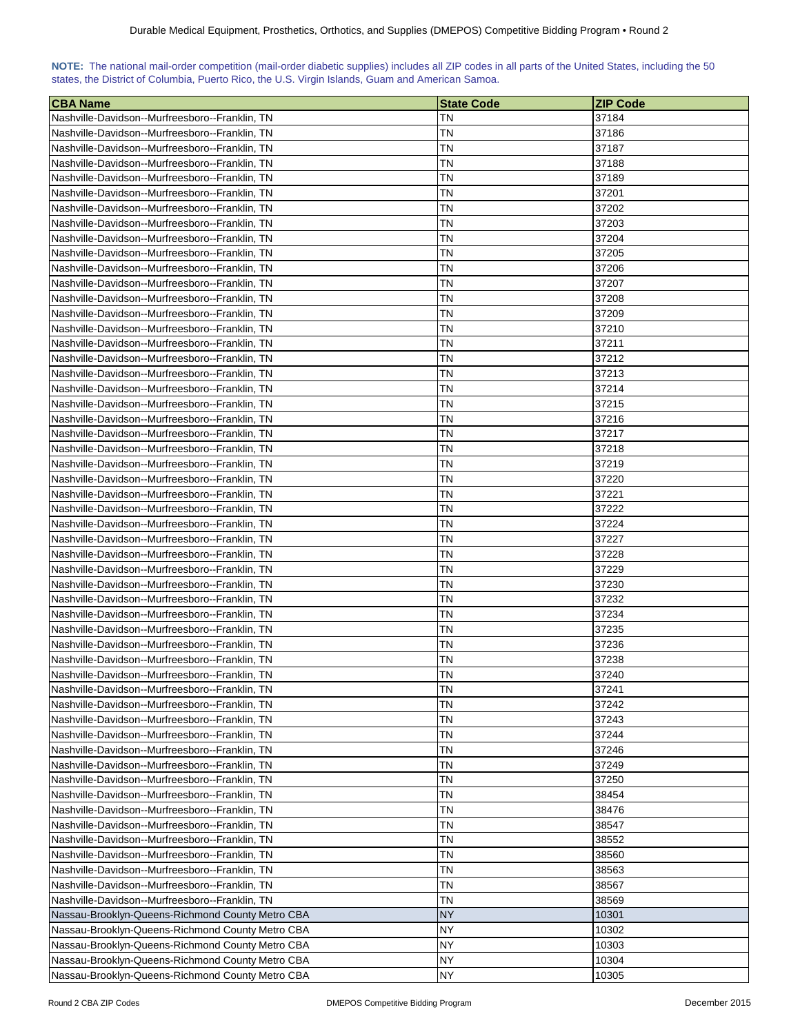**NOTE:** The national mail-order competition (mail-order diabetic supplies) includes all ZIP codes in all parts of the United States, including the 50 states, the District of Columbia, Puerto Rico, the U.S. Virgin Islands, Guam and American Samoa.

| CBA Name | State Code | ZIP Code |
|---|---|---|
| Nashville-Davidson--Murfreesboro--Franklin, TN | TN | 37184 |
| Nashville-Davidson--Murfreesboro--Franklin, TN | TN | 37186 |
| Nashville-Davidson--Murfreesboro--Franklin, TN | TN | 37187 |
| Nashville-Davidson--Murfreesboro--Franklin, TN | TN | 37188 |
| Nashville-Davidson--Murfreesboro--Franklin, TN | TN | 37189 |
| Nashville-Davidson--Murfreesboro--Franklin, TN | TN | 37201 |
| Nashville-Davidson--Murfreesboro--Franklin, TN | TN | 37202 |
| Nashville-Davidson--Murfreesboro--Franklin, TN | TN | 37203 |
| Nashville-Davidson--Murfreesboro--Franklin, TN | TN | 37204 |
| Nashville-Davidson--Murfreesboro--Franklin, TN | TN | 37205 |
| Nashville-Davidson--Murfreesboro--Franklin, TN | TN | 37206 |
| Nashville-Davidson--Murfreesboro--Franklin, TN | TN | 37207 |
| Nashville-Davidson--Murfreesboro--Franklin, TN | TN | 37208 |
| Nashville-Davidson--Murfreesboro--Franklin, TN | TN | 37209 |
| Nashville-Davidson--Murfreesboro--Franklin, TN | TN | 37210 |
| Nashville-Davidson--Murfreesboro--Franklin, TN | TN | 37211 |
| Nashville-Davidson--Murfreesboro--Franklin, TN | TN | 37212 |
| Nashville-Davidson--Murfreesboro--Franklin, TN | TN | 37213 |
| Nashville-Davidson--Murfreesboro--Franklin, TN | TN | 37214 |
| Nashville-Davidson--Murfreesboro--Franklin, TN | TN | 37215 |
| Nashville-Davidson--Murfreesboro--Franklin, TN | TN | 37216 |
| Nashville-Davidson--Murfreesboro--Franklin, TN | TN | 37217 |
| Nashville-Davidson--Murfreesboro--Franklin, TN | TN | 37218 |
| Nashville-Davidson--Murfreesboro--Franklin, TN | TN | 37219 |
| Nashville-Davidson--Murfreesboro--Franklin, TN | TN | 37220 |
| Nashville-Davidson--Murfreesboro--Franklin, TN | TN | 37221 |
| Nashville-Davidson--Murfreesboro--Franklin, TN | TN | 37222 |
| Nashville-Davidson--Murfreesboro--Franklin, TN | TN | 37224 |
| Nashville-Davidson--Murfreesboro--Franklin, TN | TN | 37227 |
| Nashville-Davidson--Murfreesboro--Franklin, TN | TN | 37228 |
| Nashville-Davidson--Murfreesboro--Franklin, TN | TN | 37229 |
| Nashville-Davidson--Murfreesboro--Franklin, TN | TN | 37230 |
| Nashville-Davidson--Murfreesboro--Franklin, TN | TN | 37232 |
| Nashville-Davidson--Murfreesboro--Franklin, TN | TN | 37234 |
| Nashville-Davidson--Murfreesboro--Franklin, TN | TN | 37235 |
| Nashville-Davidson--Murfreesboro--Franklin, TN | TN | 37236 |
| Nashville-Davidson--Murfreesboro--Franklin, TN | TN | 37238 |
| Nashville-Davidson--Murfreesboro--Franklin, TN | TN | 37240 |
| Nashville-Davidson--Murfreesboro--Franklin, TN | TN | 37241 |
| Nashville-Davidson--Murfreesboro--Franklin, TN | TN | 37242 |
| Nashville-Davidson--Murfreesboro--Franklin, TN | TN | 37243 |
| Nashville-Davidson--Murfreesboro--Franklin, TN | TN | 37244 |
| Nashville-Davidson--Murfreesboro--Franklin, TN | TN | 37246 |
| Nashville-Davidson--Murfreesboro--Franklin, TN | TN | 37249 |
| Nashville-Davidson--Murfreesboro--Franklin, TN | TN | 37250 |
| Nashville-Davidson--Murfreesboro--Franklin, TN | TN | 38454 |
| Nashville-Davidson--Murfreesboro--Franklin, TN | TN | 38476 |
| Nashville-Davidson--Murfreesboro--Franklin, TN | TN | 38547 |
| Nashville-Davidson--Murfreesboro--Franklin, TN | TN | 38552 |
| Nashville-Davidson--Murfreesboro--Franklin, TN | TN | 38560 |
| Nashville-Davidson--Murfreesboro--Franklin, TN | TN | 38563 |
| Nashville-Davidson--Murfreesboro--Franklin, TN | TN | 38567 |
| Nashville-Davidson--Murfreesboro--Franklin, TN | TN | 38569 |
| Nassau-Brooklyn-Queens-Richmond County Metro CBA | NY | 10301 |
| Nassau-Brooklyn-Queens-Richmond County Metro CBA | NY | 10302 |
| Nassau-Brooklyn-Queens-Richmond County Metro CBA | NY | 10303 |
| Nassau-Brooklyn-Queens-Richmond County Metro CBA | NY | 10304 |
| Nassau-Brooklyn-Queens-Richmond County Metro CBA | NY | 10305 |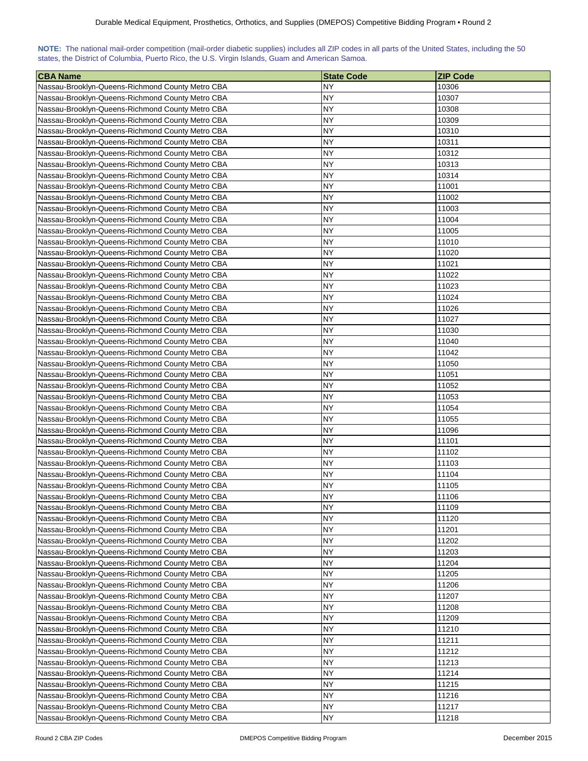**NOTE:** The national mail-order competition (mail-order diabetic supplies) includes all ZIP codes in all parts of the United States, including the 50 states, the District of Columbia, Puerto Rico, the U.S. Virgin Islands, Guam and American Samoa.

| CBA Name | State Code | ZIP Code |
|---|---|---|
| Nassau-Brooklyn-Queens-Richmond County Metro CBA | NY | 10306 |
| Nassau-Brooklyn-Queens-Richmond County Metro CBA | NY | 10307 |
| Nassau-Brooklyn-Queens-Richmond County Metro CBA | NY | 10308 |
| Nassau-Brooklyn-Queens-Richmond County Metro CBA | NY | 10309 |
| Nassau-Brooklyn-Queens-Richmond County Metro CBA | NY | 10310 |
| Nassau-Brooklyn-Queens-Richmond County Metro CBA | NY | 10311 |
| Nassau-Brooklyn-Queens-Richmond County Metro CBA | NY | 10312 |
| Nassau-Brooklyn-Queens-Richmond County Metro CBA | NY | 10313 |
| Nassau-Brooklyn-Queens-Richmond County Metro CBA | NY | 10314 |
| Nassau-Brooklyn-Queens-Richmond County Metro CBA | NY | 11001 |
| Nassau-Brooklyn-Queens-Richmond County Metro CBA | NY | 11002 |
| Nassau-Brooklyn-Queens-Richmond County Metro CBA | NY | 11003 |
| Nassau-Brooklyn-Queens-Richmond County Metro CBA | NY | 11004 |
| Nassau-Brooklyn-Queens-Richmond County Metro CBA | NY | 11005 |
| Nassau-Brooklyn-Queens-Richmond County Metro CBA | NY | 11010 |
| Nassau-Brooklyn-Queens-Richmond County Metro CBA | NY | 11020 |
| Nassau-Brooklyn-Queens-Richmond County Metro CBA | NY | 11021 |
| Nassau-Brooklyn-Queens-Richmond County Metro CBA | NY | 11022 |
| Nassau-Brooklyn-Queens-Richmond County Metro CBA | NY | 11023 |
| Nassau-Brooklyn-Queens-Richmond County Metro CBA | NY | 11024 |
| Nassau-Brooklyn-Queens-Richmond County Metro CBA | NY | 11026 |
| Nassau-Brooklyn-Queens-Richmond County Metro CBA | NY | 11027 |
| Nassau-Brooklyn-Queens-Richmond County Metro CBA | NY | 11030 |
| Nassau-Brooklyn-Queens-Richmond County Metro CBA | NY | 11040 |
| Nassau-Brooklyn-Queens-Richmond County Metro CBA | NY | 11042 |
| Nassau-Brooklyn-Queens-Richmond County Metro CBA | NY | 11050 |
| Nassau-Brooklyn-Queens-Richmond County Metro CBA | NY | 11051 |
| Nassau-Brooklyn-Queens-Richmond County Metro CBA | NY | 11052 |
| Nassau-Brooklyn-Queens-Richmond County Metro CBA | NY | 11053 |
| Nassau-Brooklyn-Queens-Richmond County Metro CBA | NY | 11054 |
| Nassau-Brooklyn-Queens-Richmond County Metro CBA | NY | 11055 |
| Nassau-Brooklyn-Queens-Richmond County Metro CBA | NY | 11096 |
| Nassau-Brooklyn-Queens-Richmond County Metro CBA | NY | 11101 |
| Nassau-Brooklyn-Queens-Richmond County Metro CBA | NY | 11102 |
| Nassau-Brooklyn-Queens-Richmond County Metro CBA | NY | 11103 |
| Nassau-Brooklyn-Queens-Richmond County Metro CBA | NY | 11104 |
| Nassau-Brooklyn-Queens-Richmond County Metro CBA | NY | 11105 |
| Nassau-Brooklyn-Queens-Richmond County Metro CBA | NY | 11106 |
| Nassau-Brooklyn-Queens-Richmond County Metro CBA | NY | 11109 |
| Nassau-Brooklyn-Queens-Richmond County Metro CBA | NY | 11120 |
| Nassau-Brooklyn-Queens-Richmond County Metro CBA | NY | 11201 |
| Nassau-Brooklyn-Queens-Richmond County Metro CBA | NY | 11202 |
| Nassau-Brooklyn-Queens-Richmond County Metro CBA | NY | 11203 |
| Nassau-Brooklyn-Queens-Richmond County Metro CBA | NY | 11204 |
| Nassau-Brooklyn-Queens-Richmond County Metro CBA | NY | 11205 |
| Nassau-Brooklyn-Queens-Richmond County Metro CBA | NY | 11206 |
| Nassau-Brooklyn-Queens-Richmond County Metro CBA | NY | 11207 |
| Nassau-Brooklyn-Queens-Richmond County Metro CBA | NY | 11208 |
| Nassau-Brooklyn-Queens-Richmond County Metro CBA | NY | 11209 |
| Nassau-Brooklyn-Queens-Richmond County Metro CBA | NY | 11210 |
| Nassau-Brooklyn-Queens-Richmond County Metro CBA | NY | 11211 |
| Nassau-Brooklyn-Queens-Richmond County Metro CBA | NY | 11212 |
| Nassau-Brooklyn-Queens-Richmond County Metro CBA | NY | 11213 |
| Nassau-Brooklyn-Queens-Richmond County Metro CBA | NY | 11214 |
| Nassau-Brooklyn-Queens-Richmond County Metro CBA | NY | 11215 |
| Nassau-Brooklyn-Queens-Richmond County Metro CBA | NY | 11216 |
| Nassau-Brooklyn-Queens-Richmond County Metro CBA | NY | 11217 |
| Nassau-Brooklyn-Queens-Richmond County Metro CBA | NY | 11218 |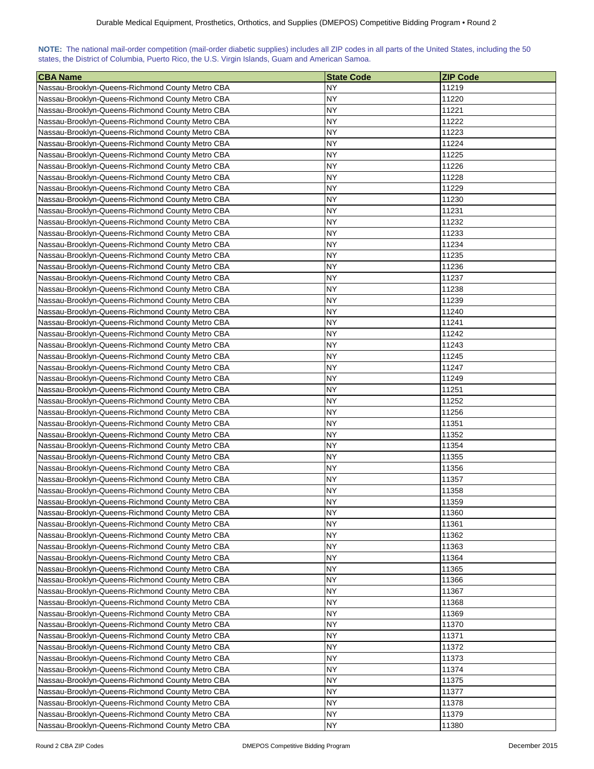**NOTE:** The national mail-order competition (mail-order diabetic supplies) includes all ZIP codes in all parts of the United States, including the 50 states, the District of Columbia, Puerto Rico, the U.S. Virgin Islands, Guam and American Samoa.

| CBA Name | State Code | ZIP Code |
| --- | --- | --- |
| Nassau-Brooklyn-Queens-Richmond County Metro CBA | NY | 11219 |
| Nassau-Brooklyn-Queens-Richmond County Metro CBA | NY | 11220 |
| Nassau-Brooklyn-Queens-Richmond County Metro CBA | NY | 11221 |
| Nassau-Brooklyn-Queens-Richmond County Metro CBA | NY | 11222 |
| Nassau-Brooklyn-Queens-Richmond County Metro CBA | NY | 11223 |
| Nassau-Brooklyn-Queens-Richmond County Metro CBA | NY | 11224 |
| Nassau-Brooklyn-Queens-Richmond County Metro CBA | NY | 11225 |
| Nassau-Brooklyn-Queens-Richmond County Metro CBA | NY | 11226 |
| Nassau-Brooklyn-Queens-Richmond County Metro CBA | NY | 11228 |
| Nassau-Brooklyn-Queens-Richmond County Metro CBA | NY | 11229 |
| Nassau-Brooklyn-Queens-Richmond County Metro CBA | NY | 11230 |
| Nassau-Brooklyn-Queens-Richmond County Metro CBA | NY | 11231 |
| Nassau-Brooklyn-Queens-Richmond County Metro CBA | NY | 11232 |
| Nassau-Brooklyn-Queens-Richmond County Metro CBA | NY | 11233 |
| Nassau-Brooklyn-Queens-Richmond County Metro CBA | NY | 11234 |
| Nassau-Brooklyn-Queens-Richmond County Metro CBA | NY | 11235 |
| Nassau-Brooklyn-Queens-Richmond County Metro CBA | NY | 11236 |
| Nassau-Brooklyn-Queens-Richmond County Metro CBA | NY | 11237 |
| Nassau-Brooklyn-Queens-Richmond County Metro CBA | NY | 11238 |
| Nassau-Brooklyn-Queens-Richmond County Metro CBA | NY | 11239 |
| Nassau-Brooklyn-Queens-Richmond County Metro CBA | NY | 11240 |
| Nassau-Brooklyn-Queens-Richmond County Metro CBA | NY | 11241 |
| Nassau-Brooklyn-Queens-Richmond County Metro CBA | NY | 11242 |
| Nassau-Brooklyn-Queens-Richmond County Metro CBA | NY | 11243 |
| Nassau-Brooklyn-Queens-Richmond County Metro CBA | NY | 11245 |
| Nassau-Brooklyn-Queens-Richmond County Metro CBA | NY | 11247 |
| Nassau-Brooklyn-Queens-Richmond County Metro CBA | NY | 11249 |
| Nassau-Brooklyn-Queens-Richmond County Metro CBA | NY | 11251 |
| Nassau-Brooklyn-Queens-Richmond County Metro CBA | NY | 11252 |
| Nassau-Brooklyn-Queens-Richmond County Metro CBA | NY | 11256 |
| Nassau-Brooklyn-Queens-Richmond County Metro CBA | NY | 11351 |
| Nassau-Brooklyn-Queens-Richmond County Metro CBA | NY | 11352 |
| Nassau-Brooklyn-Queens-Richmond County Metro CBA | NY | 11354 |
| Nassau-Brooklyn-Queens-Richmond County Metro CBA | NY | 11355 |
| Nassau-Brooklyn-Queens-Richmond County Metro CBA | NY | 11356 |
| Nassau-Brooklyn-Queens-Richmond County Metro CBA | NY | 11357 |
| Nassau-Brooklyn-Queens-Richmond County Metro CBA | NY | 11358 |
| Nassau-Brooklyn-Queens-Richmond County Metro CBA | NY | 11359 |
| Nassau-Brooklyn-Queens-Richmond County Metro CBA | NY | 11360 |
| Nassau-Brooklyn-Queens-Richmond County Metro CBA | NY | 11361 |
| Nassau-Brooklyn-Queens-Richmond County Metro CBA | NY | 11362 |
| Nassau-Brooklyn-Queens-Richmond County Metro CBA | NY | 11363 |
| Nassau-Brooklyn-Queens-Richmond County Metro CBA | NY | 11364 |
| Nassau-Brooklyn-Queens-Richmond County Metro CBA | NY | 11365 |
| Nassau-Brooklyn-Queens-Richmond County Metro CBA | NY | 11366 |
| Nassau-Brooklyn-Queens-Richmond County Metro CBA | NY | 11367 |
| Nassau-Brooklyn-Queens-Richmond County Metro CBA | NY | 11368 |
| Nassau-Brooklyn-Queens-Richmond County Metro CBA | NY | 11369 |
| Nassau-Brooklyn-Queens-Richmond County Metro CBA | NY | 11370 |
| Nassau-Brooklyn-Queens-Richmond County Metro CBA | NY | 11371 |
| Nassau-Brooklyn-Queens-Richmond County Metro CBA | NY | 11372 |
| Nassau-Brooklyn-Queens-Richmond County Metro CBA | NY | 11373 |
| Nassau-Brooklyn-Queens-Richmond County Metro CBA | NY | 11374 |
| Nassau-Brooklyn-Queens-Richmond County Metro CBA | NY | 11375 |
| Nassau-Brooklyn-Queens-Richmond County Metro CBA | NY | 11377 |
| Nassau-Brooklyn-Queens-Richmond County Metro CBA | NY | 11378 |
| Nassau-Brooklyn-Queens-Richmond County Metro CBA | NY | 11379 |
| Nassau-Brooklyn-Queens-Richmond County Metro CBA | NY | 11380 |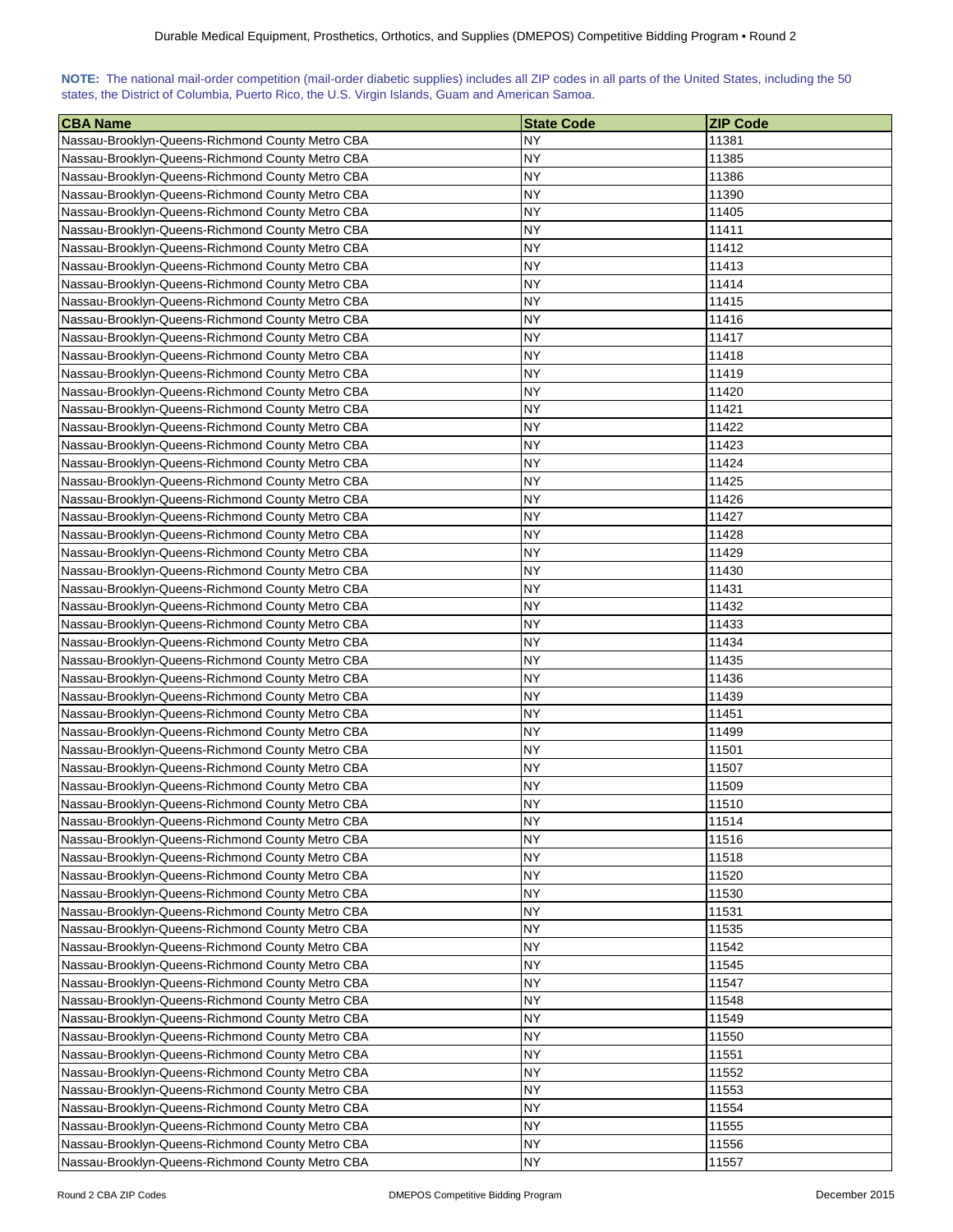**NOTE:** The national mail-order competition (mail-order diabetic supplies) includes all ZIP codes in all parts of the United States, including the 50 states, the District of Columbia, Puerto Rico, the U.S. Virgin Islands, Guam and American Samoa.

| CBA Name | State Code | ZIP Code |
|---|---|---|
| Nassau-Brooklyn-Queens-Richmond County Metro CBA | NY | 11381 |
| Nassau-Brooklyn-Queens-Richmond County Metro CBA | NY | 11385 |
| Nassau-Brooklyn-Queens-Richmond County Metro CBA | NY | 11386 |
| Nassau-Brooklyn-Queens-Richmond County Metro CBA | NY | 11390 |
| Nassau-Brooklyn-Queens-Richmond County Metro CBA | NY | 11405 |
| Nassau-Brooklyn-Queens-Richmond County Metro CBA | NY | 11411 |
| Nassau-Brooklyn-Queens-Richmond County Metro CBA | NY | 11412 |
| Nassau-Brooklyn-Queens-Richmond County Metro CBA | NY | 11413 |
| Nassau-Brooklyn-Queens-Richmond County Metro CBA | NY | 11414 |
| Nassau-Brooklyn-Queens-Richmond County Metro CBA | NY | 11415 |
| Nassau-Brooklyn-Queens-Richmond County Metro CBA | NY | 11416 |
| Nassau-Brooklyn-Queens-Richmond County Metro CBA | NY | 11417 |
| Nassau-Brooklyn-Queens-Richmond County Metro CBA | NY | 11418 |
| Nassau-Brooklyn-Queens-Richmond County Metro CBA | NY | 11419 |
| Nassau-Brooklyn-Queens-Richmond County Metro CBA | NY | 11420 |
| Nassau-Brooklyn-Queens-Richmond County Metro CBA | NY | 11421 |
| Nassau-Brooklyn-Queens-Richmond County Metro CBA | NY | 11422 |
| Nassau-Brooklyn-Queens-Richmond County Metro CBA | NY | 11423 |
| Nassau-Brooklyn-Queens-Richmond County Metro CBA | NY | 11424 |
| Nassau-Brooklyn-Queens-Richmond County Metro CBA | NY | 11425 |
| Nassau-Brooklyn-Queens-Richmond County Metro CBA | NY | 11426 |
| Nassau-Brooklyn-Queens-Richmond County Metro CBA | NY | 11427 |
| Nassau-Brooklyn-Queens-Richmond County Metro CBA | NY | 11428 |
| Nassau-Brooklyn-Queens-Richmond County Metro CBA | NY | 11429 |
| Nassau-Brooklyn-Queens-Richmond County Metro CBA | NY | 11430 |
| Nassau-Brooklyn-Queens-Richmond County Metro CBA | NY | 11431 |
| Nassau-Brooklyn-Queens-Richmond County Metro CBA | NY | 11432 |
| Nassau-Brooklyn-Queens-Richmond County Metro CBA | NY | 11433 |
| Nassau-Brooklyn-Queens-Richmond County Metro CBA | NY | 11434 |
| Nassau-Brooklyn-Queens-Richmond County Metro CBA | NY | 11435 |
| Nassau-Brooklyn-Queens-Richmond County Metro CBA | NY | 11436 |
| Nassau-Brooklyn-Queens-Richmond County Metro CBA | NY | 11439 |
| Nassau-Brooklyn-Queens-Richmond County Metro CBA | NY | 11451 |
| Nassau-Brooklyn-Queens-Richmond County Metro CBA | NY | 11499 |
| Nassau-Brooklyn-Queens-Richmond County Metro CBA | NY | 11501 |
| Nassau-Brooklyn-Queens-Richmond County Metro CBA | NY | 11507 |
| Nassau-Brooklyn-Queens-Richmond County Metro CBA | NY | 11509 |
| Nassau-Brooklyn-Queens-Richmond County Metro CBA | NY | 11510 |
| Nassau-Brooklyn-Queens-Richmond County Metro CBA | NY | 11514 |
| Nassau-Brooklyn-Queens-Richmond County Metro CBA | NY | 11516 |
| Nassau-Brooklyn-Queens-Richmond County Metro CBA | NY | 11518 |
| Nassau-Brooklyn-Queens-Richmond County Metro CBA | NY | 11520 |
| Nassau-Brooklyn-Queens-Richmond County Metro CBA | NY | 11530 |
| Nassau-Brooklyn-Queens-Richmond County Metro CBA | NY | 11531 |
| Nassau-Brooklyn-Queens-Richmond County Metro CBA | NY | 11535 |
| Nassau-Brooklyn-Queens-Richmond County Metro CBA | NY | 11542 |
| Nassau-Brooklyn-Queens-Richmond County Metro CBA | NY | 11545 |
| Nassau-Brooklyn-Queens-Richmond County Metro CBA | NY | 11547 |
| Nassau-Brooklyn-Queens-Richmond County Metro CBA | NY | 11548 |
| Nassau-Brooklyn-Queens-Richmond County Metro CBA | NY | 11549 |
| Nassau-Brooklyn-Queens-Richmond County Metro CBA | NY | 11550 |
| Nassau-Brooklyn-Queens-Richmond County Metro CBA | NY | 11551 |
| Nassau-Brooklyn-Queens-Richmond County Metro CBA | NY | 11552 |
| Nassau-Brooklyn-Queens-Richmond County Metro CBA | NY | 11553 |
| Nassau-Brooklyn-Queens-Richmond County Metro CBA | NY | 11554 |
| Nassau-Brooklyn-Queens-Richmond County Metro CBA | NY | 11555 |
| Nassau-Brooklyn-Queens-Richmond County Metro CBA | NY | 11556 |
| Nassau-Brooklyn-Queens-Richmond County Metro CBA | NY | 11557 |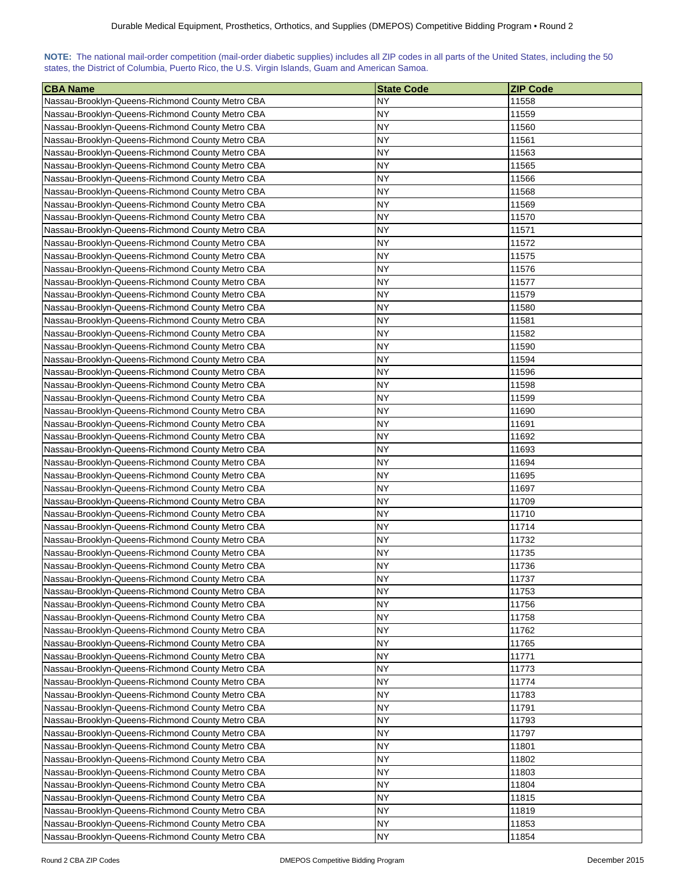**NOTE:** The national mail-order competition (mail-order diabetic supplies) includes all ZIP codes in all parts of the United States, including the 50 states, the District of Columbia, Puerto Rico, the U.S. Virgin Islands, Guam and American Samoa.

| CBA Name | State Code | ZIP Code |
| --- | --- | --- |
| Nassau-Brooklyn-Queens-Richmond County Metro CBA | NY | 11558 |
| Nassau-Brooklyn-Queens-Richmond County Metro CBA | NY | 11559 |
| Nassau-Brooklyn-Queens-Richmond County Metro CBA | NY | 11560 |
| Nassau-Brooklyn-Queens-Richmond County Metro CBA | NY | 11561 |
| Nassau-Brooklyn-Queens-Richmond County Metro CBA | NY | 11563 |
| Nassau-Brooklyn-Queens-Richmond County Metro CBA | NY | 11565 |
| Nassau-Brooklyn-Queens-Richmond County Metro CBA | NY | 11566 |
| Nassau-Brooklyn-Queens-Richmond County Metro CBA | NY | 11568 |
| Nassau-Brooklyn-Queens-Richmond County Metro CBA | NY | 11569 |
| Nassau-Brooklyn-Queens-Richmond County Metro CBA | NY | 11570 |
| Nassau-Brooklyn-Queens-Richmond County Metro CBA | NY | 11571 |
| Nassau-Brooklyn-Queens-Richmond County Metro CBA | NY | 11572 |
| Nassau-Brooklyn-Queens-Richmond County Metro CBA | NY | 11575 |
| Nassau-Brooklyn-Queens-Richmond County Metro CBA | NY | 11576 |
| Nassau-Brooklyn-Queens-Richmond County Metro CBA | NY | 11577 |
| Nassau-Brooklyn-Queens-Richmond County Metro CBA | NY | 11579 |
| Nassau-Brooklyn-Queens-Richmond County Metro CBA | NY | 11580 |
| Nassau-Brooklyn-Queens-Richmond County Metro CBA | NY | 11581 |
| Nassau-Brooklyn-Queens-Richmond County Metro CBA | NY | 11582 |
| Nassau-Brooklyn-Queens-Richmond County Metro CBA | NY | 11590 |
| Nassau-Brooklyn-Queens-Richmond County Metro CBA | NY | 11594 |
| Nassau-Brooklyn-Queens-Richmond County Metro CBA | NY | 11596 |
| Nassau-Brooklyn-Queens-Richmond County Metro CBA | NY | 11598 |
| Nassau-Brooklyn-Queens-Richmond County Metro CBA | NY | 11599 |
| Nassau-Brooklyn-Queens-Richmond County Metro CBA | NY | 11690 |
| Nassau-Brooklyn-Queens-Richmond County Metro CBA | NY | 11691 |
| Nassau-Brooklyn-Queens-Richmond County Metro CBA | NY | 11692 |
| Nassau-Brooklyn-Queens-Richmond County Metro CBA | NY | 11693 |
| Nassau-Brooklyn-Queens-Richmond County Metro CBA | NY | 11694 |
| Nassau-Brooklyn-Queens-Richmond County Metro CBA | NY | 11695 |
| Nassau-Brooklyn-Queens-Richmond County Metro CBA | NY | 11697 |
| Nassau-Brooklyn-Queens-Richmond County Metro CBA | NY | 11709 |
| Nassau-Brooklyn-Queens-Richmond County Metro CBA | NY | 11710 |
| Nassau-Brooklyn-Queens-Richmond County Metro CBA | NY | 11714 |
| Nassau-Brooklyn-Queens-Richmond County Metro CBA | NY | 11732 |
| Nassau-Brooklyn-Queens-Richmond County Metro CBA | NY | 11735 |
| Nassau-Brooklyn-Queens-Richmond County Metro CBA | NY | 11736 |
| Nassau-Brooklyn-Queens-Richmond County Metro CBA | NY | 11737 |
| Nassau-Brooklyn-Queens-Richmond County Metro CBA | NY | 11753 |
| Nassau-Brooklyn-Queens-Richmond County Metro CBA | NY | 11756 |
| Nassau-Brooklyn-Queens-Richmond County Metro CBA | NY | 11758 |
| Nassau-Brooklyn-Queens-Richmond County Metro CBA | NY | 11762 |
| Nassau-Brooklyn-Queens-Richmond County Metro CBA | NY | 11765 |
| Nassau-Brooklyn-Queens-Richmond County Metro CBA | NY | 11771 |
| Nassau-Brooklyn-Queens-Richmond County Metro CBA | NY | 11773 |
| Nassau-Brooklyn-Queens-Richmond County Metro CBA | NY | 11774 |
| Nassau-Brooklyn-Queens-Richmond County Metro CBA | NY | 11783 |
| Nassau-Brooklyn-Queens-Richmond County Metro CBA | NY | 11791 |
| Nassau-Brooklyn-Queens-Richmond County Metro CBA | NY | 11793 |
| Nassau-Brooklyn-Queens-Richmond County Metro CBA | NY | 11797 |
| Nassau-Brooklyn-Queens-Richmond County Metro CBA | NY | 11801 |
| Nassau-Brooklyn-Queens-Richmond County Metro CBA | NY | 11802 |
| Nassau-Brooklyn-Queens-Richmond County Metro CBA | NY | 11803 |
| Nassau-Brooklyn-Queens-Richmond County Metro CBA | NY | 11804 |
| Nassau-Brooklyn-Queens-Richmond County Metro CBA | NY | 11815 |
| Nassau-Brooklyn-Queens-Richmond County Metro CBA | NY | 11819 |
| Nassau-Brooklyn-Queens-Richmond County Metro CBA | NY | 11853 |
| Nassau-Brooklyn-Queens-Richmond County Metro CBA | NY | 11854 |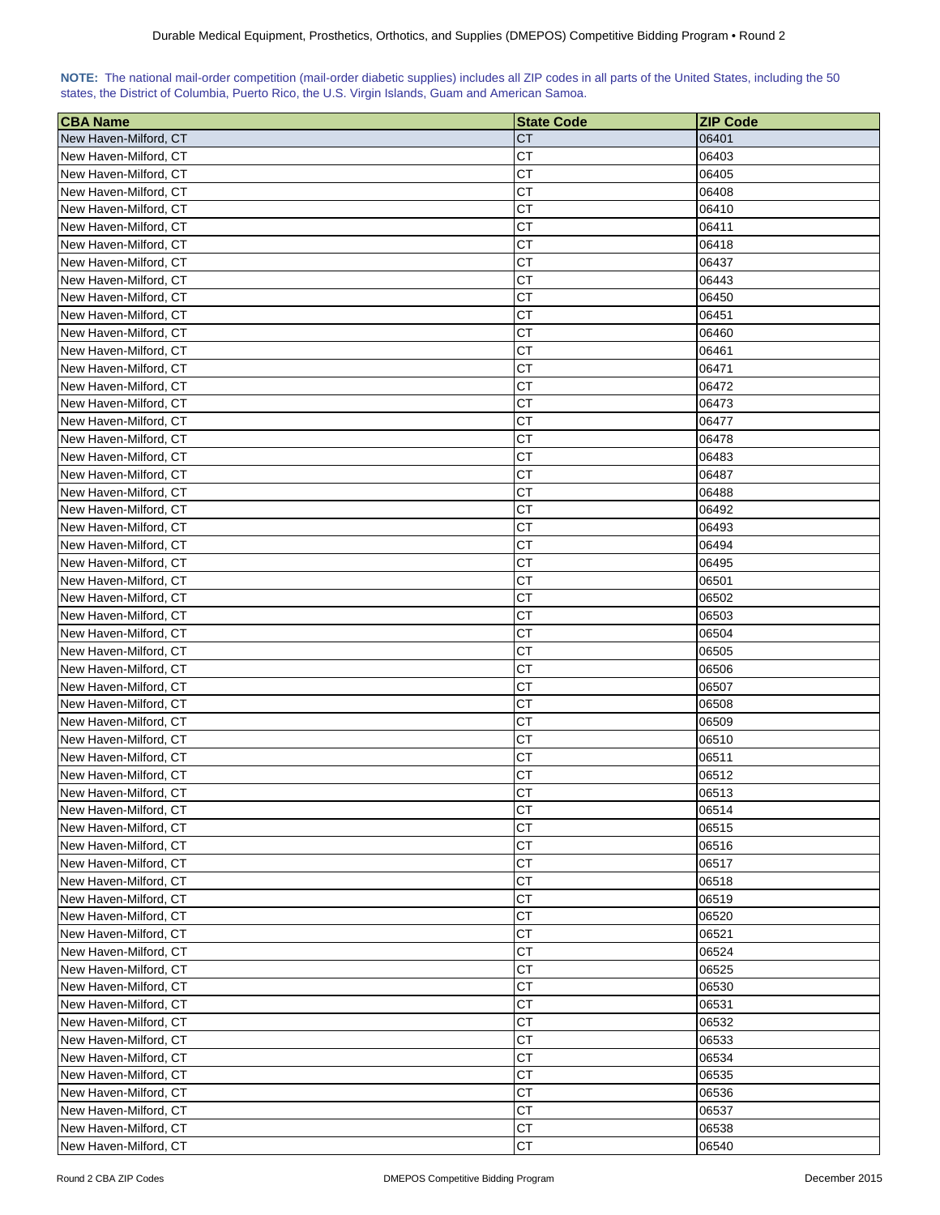**NOTE:** The national mail-order competition (mail-order diabetic supplies) includes all ZIP codes in all parts of the United States, including the 50 states, the District of Columbia, Puerto Rico, the U.S. Virgin Islands, Guam and American Samoa.

| CBA Name | State Code | ZIP Code |
|---|---|---|
| New Haven-Milford, CT | CT | 06401 |
| New Haven-Milford, CT | CT | 06403 |
| New Haven-Milford, CT | CT | 06405 |
| New Haven-Milford, CT | CT | 06408 |
| New Haven-Milford, CT | CT | 06410 |
| New Haven-Milford, CT | CT | 06411 |
| New Haven-Milford, CT | CT | 06418 |
| New Haven-Milford, CT | CT | 06437 |
| New Haven-Milford, CT | CT | 06443 |
| New Haven-Milford, CT | CT | 06450 |
| New Haven-Milford, CT | CT | 06451 |
| New Haven-Milford, CT | CT | 06460 |
| New Haven-Milford, CT | CT | 06461 |
| New Haven-Milford, CT | CT | 06471 |
| New Haven-Milford, CT | CT | 06472 |
| New Haven-Milford, CT | CT | 06473 |
| New Haven-Milford, CT | CT | 06477 |
| New Haven-Milford, CT | CT | 06478 |
| New Haven-Milford, CT | CT | 06483 |
| New Haven-Milford, CT | CT | 06487 |
| New Haven-Milford, CT | CT | 06488 |
| New Haven-Milford, CT | CT | 06492 |
| New Haven-Milford, CT | CT | 06493 |
| New Haven-Milford, CT | CT | 06494 |
| New Haven-Milford, CT | CT | 06495 |
| New Haven-Milford, CT | CT | 06501 |
| New Haven-Milford, CT | CT | 06502 |
| New Haven-Milford, CT | CT | 06503 |
| New Haven-Milford, CT | CT | 06504 |
| New Haven-Milford, CT | CT | 06505 |
| New Haven-Milford, CT | CT | 06506 |
| New Haven-Milford, CT | CT | 06507 |
| New Haven-Milford, CT | CT | 06508 |
| New Haven-Milford, CT | CT | 06509 |
| New Haven-Milford, CT | CT | 06510 |
| New Haven-Milford, CT | CT | 06511 |
| New Haven-Milford, CT | CT | 06512 |
| New Haven-Milford, CT | CT | 06513 |
| New Haven-Milford, CT | CT | 06514 |
| New Haven-Milford, CT | CT | 06515 |
| New Haven-Milford, CT | CT | 06516 |
| New Haven-Milford, CT | CT | 06517 |
| New Haven-Milford, CT | CT | 06518 |
| New Haven-Milford, CT | CT | 06519 |
| New Haven-Milford, CT | CT | 06520 |
| New Haven-Milford, CT | CT | 06521 |
| New Haven-Milford, CT | CT | 06524 |
| New Haven-Milford, CT | CT | 06525 |
| New Haven-Milford, CT | CT | 06530 |
| New Haven-Milford, CT | CT | 06531 |
| New Haven-Milford, CT | CT | 06532 |
| New Haven-Milford, CT | CT | 06533 |
| New Haven-Milford, CT | CT | 06534 |
| New Haven-Milford, CT | CT | 06535 |
| New Haven-Milford, CT | CT | 06536 |
| New Haven-Milford, CT | CT | 06537 |
| New Haven-Milford, CT | CT | 06538 |
| New Haven-Milford, CT | CT | 06540 |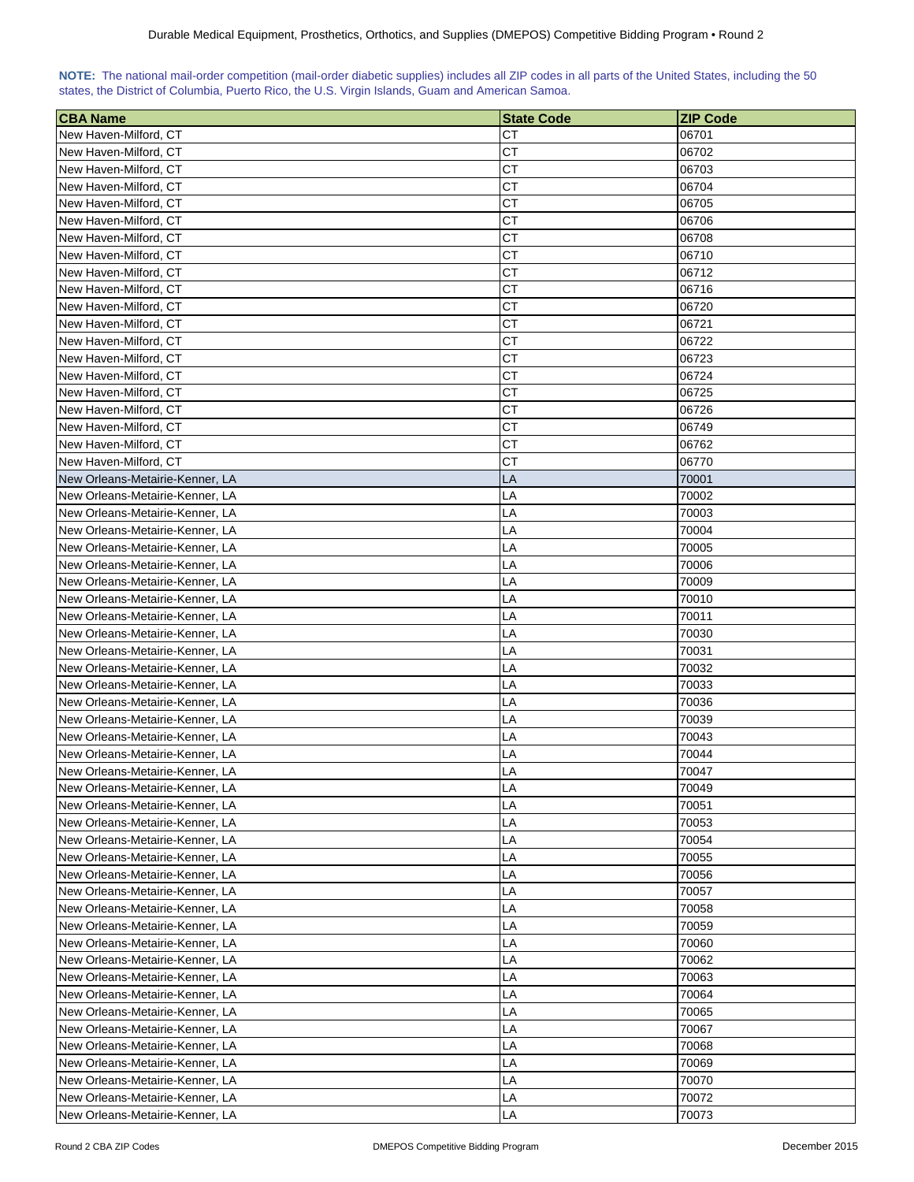**NOTE:** The national mail-order competition (mail-order diabetic supplies) includes all ZIP codes in all parts of the United States, including the 50 states, the District of Columbia, Puerto Rico, the U.S. Virgin Islands, Guam and American Samoa.

| CBA Name | State Code | ZIP Code |
|---|---|---|
| New Haven-Milford, CT | CT | 06701 |
| New Haven-Milford, CT | CT | 06702 |
| New Haven-Milford, CT | CT | 06703 |
| New Haven-Milford, CT | CT | 06704 |
| New Haven-Milford, CT | CT | 06705 |
| New Haven-Milford, CT | CT | 06706 |
| New Haven-Milford, CT | CT | 06708 |
| New Haven-Milford, CT | CT | 06710 |
| New Haven-Milford, CT | CT | 06712 |
| New Haven-Milford, CT | CT | 06716 |
| New Haven-Milford, CT | CT | 06720 |
| New Haven-Milford, CT | CT | 06721 |
| New Haven-Milford, CT | CT | 06722 |
| New Haven-Milford, CT | CT | 06723 |
| New Haven-Milford, CT | CT | 06724 |
| New Haven-Milford, CT | CT | 06725 |
| New Haven-Milford, CT | CT | 06726 |
| New Haven-Milford, CT | CT | 06749 |
| New Haven-Milford, CT | CT | 06762 |
| New Haven-Milford, CT | CT | 06770 |
| New Orleans-Metairie-Kenner, LA | LA | 70001 |
| New Orleans-Metairie-Kenner, LA | LA | 70002 |
| New Orleans-Metairie-Kenner, LA | LA | 70003 |
| New Orleans-Metairie-Kenner, LA | LA | 70004 |
| New Orleans-Metairie-Kenner, LA | LA | 70005 |
| New Orleans-Metairie-Kenner, LA | LA | 70006 |
| New Orleans-Metairie-Kenner, LA | LA | 70009 |
| New Orleans-Metairie-Kenner, LA | LA | 70010 |
| New Orleans-Metairie-Kenner, LA | LA | 70011 |
| New Orleans-Metairie-Kenner, LA | LA | 70030 |
| New Orleans-Metairie-Kenner, LA | LA | 70031 |
| New Orleans-Metairie-Kenner, LA | LA | 70032 |
| New Orleans-Metairie-Kenner, LA | LA | 70033 |
| New Orleans-Metairie-Kenner, LA | LA | 70036 |
| New Orleans-Metairie-Kenner, LA | LA | 70039 |
| New Orleans-Metairie-Kenner, LA | LA | 70043 |
| New Orleans-Metairie-Kenner, LA | LA | 70044 |
| New Orleans-Metairie-Kenner, LA | LA | 70047 |
| New Orleans-Metairie-Kenner, LA | LA | 70049 |
| New Orleans-Metairie-Kenner, LA | LA | 70051 |
| New Orleans-Metairie-Kenner, LA | LA | 70053 |
| New Orleans-Metairie-Kenner, LA | LA | 70054 |
| New Orleans-Metairie-Kenner, LA | LA | 70055 |
| New Orleans-Metairie-Kenner, LA | LA | 70056 |
| New Orleans-Metairie-Kenner, LA | LA | 70057 |
| New Orleans-Metairie-Kenner, LA | LA | 70058 |
| New Orleans-Metairie-Kenner, LA | LA | 70059 |
| New Orleans-Metairie-Kenner, LA | LA | 70060 |
| New Orleans-Metairie-Kenner, LA | LA | 70062 |
| New Orleans-Metairie-Kenner, LA | LA | 70063 |
| New Orleans-Metairie-Kenner, LA | LA | 70064 |
| New Orleans-Metairie-Kenner, LA | LA | 70065 |
| New Orleans-Metairie-Kenner, LA | LA | 70067 |
| New Orleans-Metairie-Kenner, LA | LA | 70068 |
| New Orleans-Metairie-Kenner, LA | LA | 70069 |
| New Orleans-Metairie-Kenner, LA | LA | 70070 |
| New Orleans-Metairie-Kenner, LA | LA | 70072 |
| New Orleans-Metairie-Kenner, LA | LA | 70073 |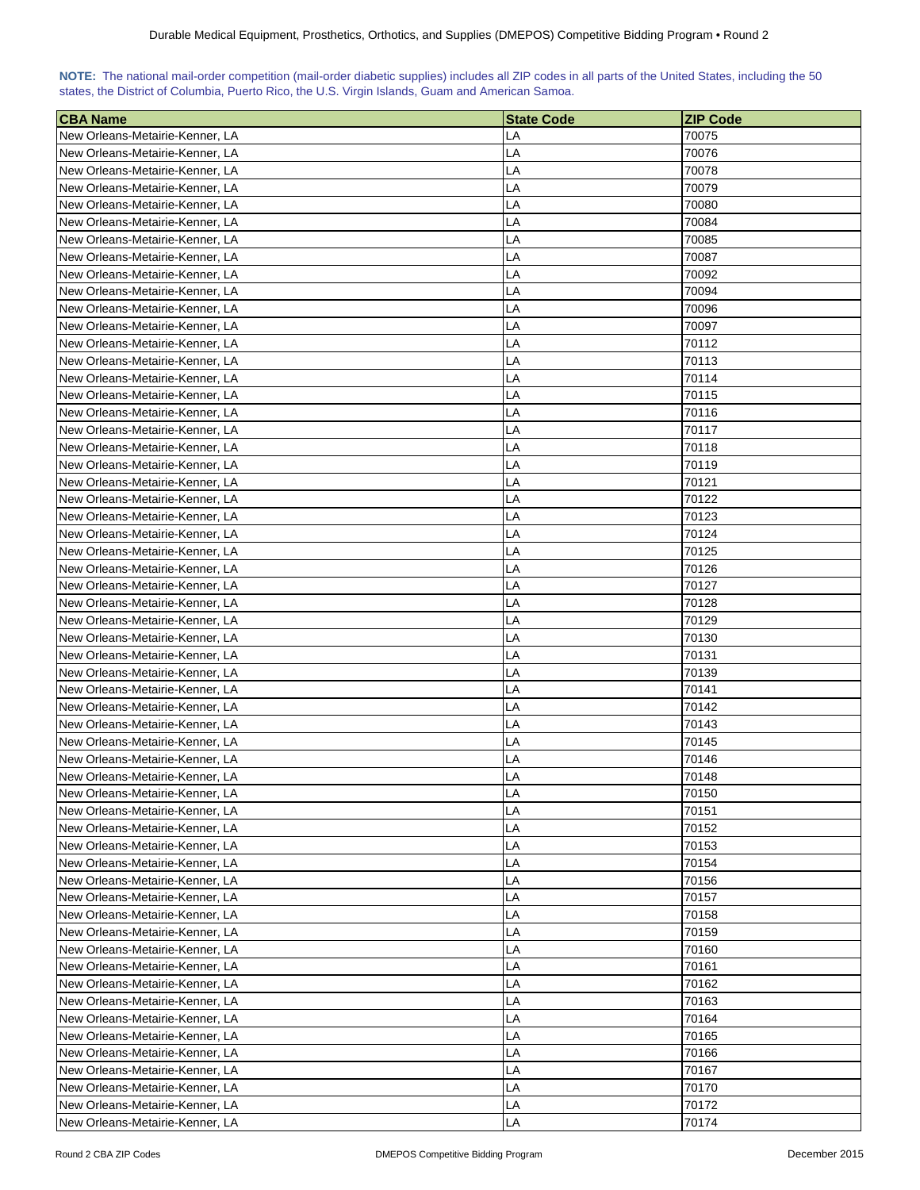**NOTE:** The national mail-order competition (mail-order diabetic supplies) includes all ZIP codes in all parts of the United States, including the 50 states, the District of Columbia, Puerto Rico, the U.S. Virgin Islands, Guam and American Samoa.

| CBA Name | State Code | ZIP Code |
| --- | --- | --- |
| New Orleans-Metairie-Kenner, LA | LA | 70075 |
| New Orleans-Metairie-Kenner, LA | LA | 70076 |
| New Orleans-Metairie-Kenner, LA | LA | 70078 |
| New Orleans-Metairie-Kenner, LA | LA | 70079 |
| New Orleans-Metairie-Kenner, LA | LA | 70080 |
| New Orleans-Metairie-Kenner, LA | LA | 70084 |
| New Orleans-Metairie-Kenner, LA | LA | 70085 |
| New Orleans-Metairie-Kenner, LA | LA | 70087 |
| New Orleans-Metairie-Kenner, LA | LA | 70092 |
| New Orleans-Metairie-Kenner, LA | LA | 70094 |
| New Orleans-Metairie-Kenner, LA | LA | 70096 |
| New Orleans-Metairie-Kenner, LA | LA | 70097 |
| New Orleans-Metairie-Kenner, LA | LA | 70112 |
| New Orleans-Metairie-Kenner, LA | LA | 70113 |
| New Orleans-Metairie-Kenner, LA | LA | 70114 |
| New Orleans-Metairie-Kenner, LA | LA | 70115 |
| New Orleans-Metairie-Kenner, LA | LA | 70116 |
| New Orleans-Metairie-Kenner, LA | LA | 70117 |
| New Orleans-Metairie-Kenner, LA | LA | 70118 |
| New Orleans-Metairie-Kenner, LA | LA | 70119 |
| New Orleans-Metairie-Kenner, LA | LA | 70121 |
| New Orleans-Metairie-Kenner, LA | LA | 70122 |
| New Orleans-Metairie-Kenner, LA | LA | 70123 |
| New Orleans-Metairie-Kenner, LA | LA | 70124 |
| New Orleans-Metairie-Kenner, LA | LA | 70125 |
| New Orleans-Metairie-Kenner, LA | LA | 70126 |
| New Orleans-Metairie-Kenner, LA | LA | 70127 |
| New Orleans-Metairie-Kenner, LA | LA | 70128 |
| New Orleans-Metairie-Kenner, LA | LA | 70129 |
| New Orleans-Metairie-Kenner, LA | LA | 70130 |
| New Orleans-Metairie-Kenner, LA | LA | 70131 |
| New Orleans-Metairie-Kenner, LA | LA | 70139 |
| New Orleans-Metairie-Kenner, LA | LA | 70141 |
| New Orleans-Metairie-Kenner, LA | LA | 70142 |
| New Orleans-Metairie-Kenner, LA | LA | 70143 |
| New Orleans-Metairie-Kenner, LA | LA | 70145 |
| New Orleans-Metairie-Kenner, LA | LA | 70146 |
| New Orleans-Metairie-Kenner, LA | LA | 70148 |
| New Orleans-Metairie-Kenner, LA | LA | 70150 |
| New Orleans-Metairie-Kenner, LA | LA | 70151 |
| New Orleans-Metairie-Kenner, LA | LA | 70152 |
| New Orleans-Metairie-Kenner, LA | LA | 70153 |
| New Orleans-Metairie-Kenner, LA | LA | 70154 |
| New Orleans-Metairie-Kenner, LA | LA | 70156 |
| New Orleans-Metairie-Kenner, LA | LA | 70157 |
| New Orleans-Metairie-Kenner, LA | LA | 70158 |
| New Orleans-Metairie-Kenner, LA | LA | 70159 |
| New Orleans-Metairie-Kenner, LA | LA | 70160 |
| New Orleans-Metairie-Kenner, LA | LA | 70161 |
| New Orleans-Metairie-Kenner, LA | LA | 70162 |
| New Orleans-Metairie-Kenner, LA | LA | 70163 |
| New Orleans-Metairie-Kenner, LA | LA | 70164 |
| New Orleans-Metairie-Kenner, LA | LA | 70165 |
| New Orleans-Metairie-Kenner, LA | LA | 70166 |
| New Orleans-Metairie-Kenner, LA | LA | 70167 |
| New Orleans-Metairie-Kenner, LA | LA | 70170 |
| New Orleans-Metairie-Kenner, LA | LA | 70172 |
| New Orleans-Metairie-Kenner, LA | LA | 70174 |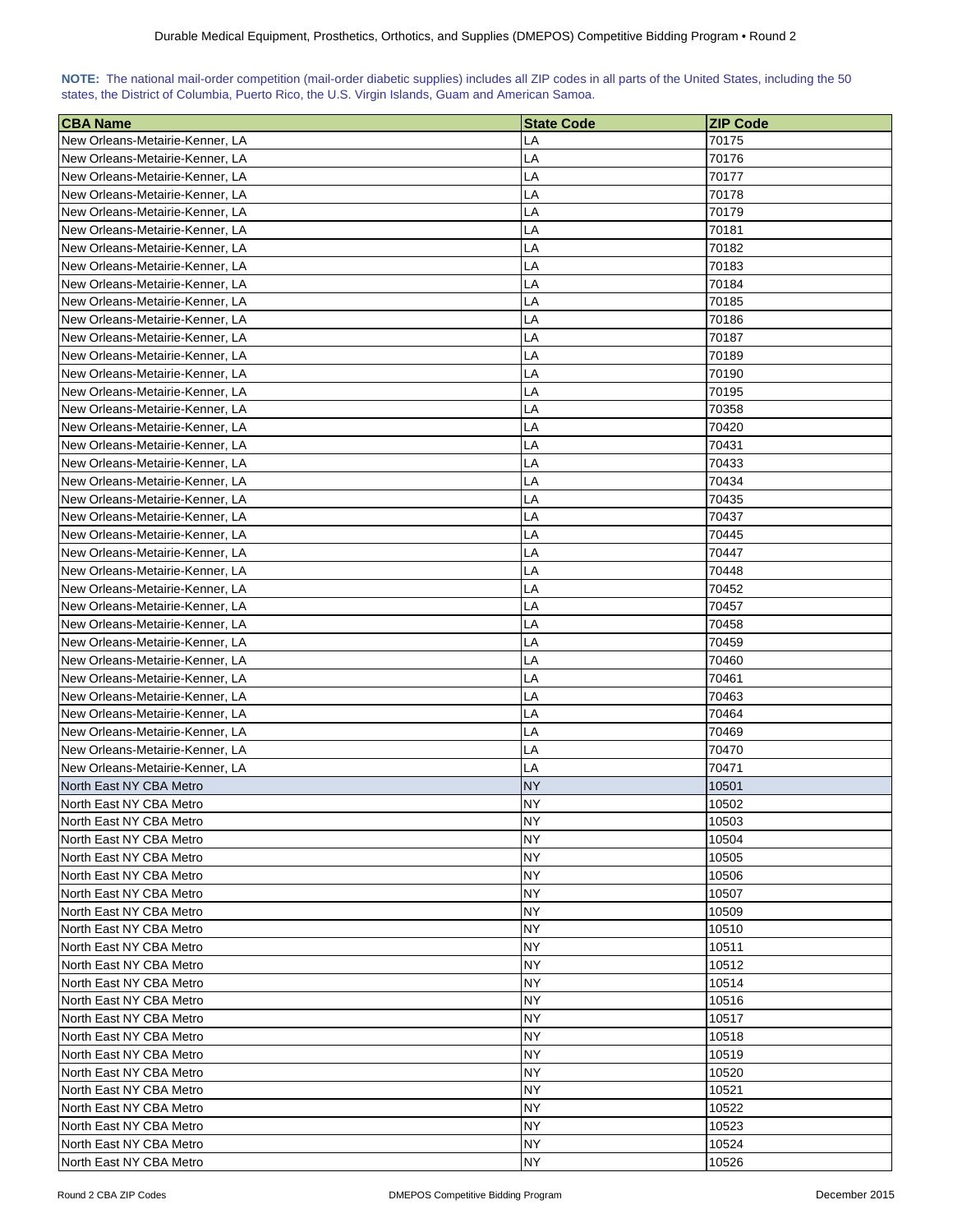**NOTE:** The national mail-order competition (mail-order diabetic supplies) includes all ZIP codes in all parts of the United States, including the 50 states, the District of Columbia, Puerto Rico, the U.S. Virgin Islands, Guam and American Samoa.

| CBA Name | State Code | ZIP Code |
|---|---|---|
| New Orleans-Metairie-Kenner, LA | LA | 70175 |
| New Orleans-Metairie-Kenner, LA | LA | 70176 |
| New Orleans-Metairie-Kenner, LA | LA | 70177 |
| New Orleans-Metairie-Kenner, LA | LA | 70178 |
| New Orleans-Metairie-Kenner, LA | LA | 70179 |
| New Orleans-Metairie-Kenner, LA | LA | 70181 |
| New Orleans-Metairie-Kenner, LA | LA | 70182 |
| New Orleans-Metairie-Kenner, LA | LA | 70183 |
| New Orleans-Metairie-Kenner, LA | LA | 70184 |
| New Orleans-Metairie-Kenner, LA | LA | 70185 |
| New Orleans-Metairie-Kenner, LA | LA | 70186 |
| New Orleans-Metairie-Kenner, LA | LA | 70187 |
| New Orleans-Metairie-Kenner, LA | LA | 70189 |
| New Orleans-Metairie-Kenner, LA | LA | 70190 |
| New Orleans-Metairie-Kenner, LA | LA | 70195 |
| New Orleans-Metairie-Kenner, LA | LA | 70358 |
| New Orleans-Metairie-Kenner, LA | LA | 70420 |
| New Orleans-Metairie-Kenner, LA | LA | 70431 |
| New Orleans-Metairie-Kenner, LA | LA | 70433 |
| New Orleans-Metairie-Kenner, LA | LA | 70434 |
| New Orleans-Metairie-Kenner, LA | LA | 70435 |
| New Orleans-Metairie-Kenner, LA | LA | 70437 |
| New Orleans-Metairie-Kenner, LA | LA | 70445 |
| New Orleans-Metairie-Kenner, LA | LA | 70447 |
| New Orleans-Metairie-Kenner, LA | LA | 70448 |
| New Orleans-Metairie-Kenner, LA | LA | 70452 |
| New Orleans-Metairie-Kenner, LA | LA | 70457 |
| New Orleans-Metairie-Kenner, LA | LA | 70458 |
| New Orleans-Metairie-Kenner, LA | LA | 70459 |
| New Orleans-Metairie-Kenner, LA | LA | 70460 |
| New Orleans-Metairie-Kenner, LA | LA | 70461 |
| New Orleans-Metairie-Kenner, LA | LA | 70463 |
| New Orleans-Metairie-Kenner, LA | LA | 70464 |
| New Orleans-Metairie-Kenner, LA | LA | 70469 |
| New Orleans-Metairie-Kenner, LA | LA | 70470 |
| New Orleans-Metairie-Kenner, LA | LA | 70471 |
| North East NY CBA Metro | NY | 10501 |
| North East NY CBA Metro | NY | 10502 |
| North East NY CBA Metro | NY | 10503 |
| North East NY CBA Metro | NY | 10504 |
| North East NY CBA Metro | NY | 10505 |
| North East NY CBA Metro | NY | 10506 |
| North East NY CBA Metro | NY | 10507 |
| North East NY CBA Metro | NY | 10509 |
| North East NY CBA Metro | NY | 10510 |
| North East NY CBA Metro | NY | 10511 |
| North East NY CBA Metro | NY | 10512 |
| North East NY CBA Metro | NY | 10514 |
| North East NY CBA Metro | NY | 10516 |
| North East NY CBA Metro | NY | 10517 |
| North East NY CBA Metro | NY | 10518 |
| North East NY CBA Metro | NY | 10519 |
| North East NY CBA Metro | NY | 10520 |
| North East NY CBA Metro | NY | 10521 |
| North East NY CBA Metro | NY | 10522 |
| North East NY CBA Metro | NY | 10523 |
| North East NY CBA Metro | NY | 10524 |
| North East NY CBA Metro | NY | 10526 |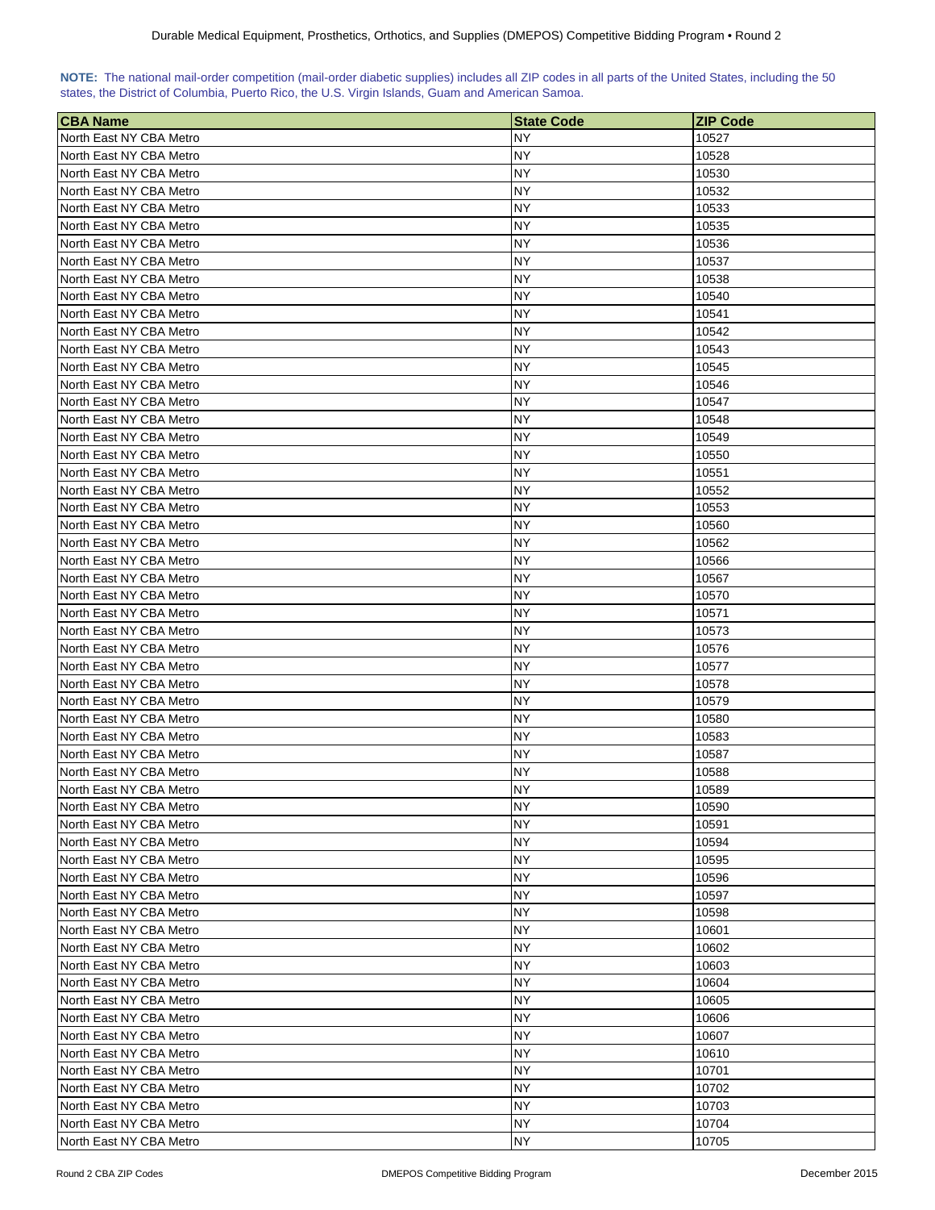**NOTE:** The national mail-order competition (mail-order diabetic supplies) includes all ZIP codes in all parts of the United States, including the 50 states, the District of Columbia, Puerto Rico, the U.S. Virgin Islands, Guam and American Samoa.

| CBA Name | State Code | ZIP Code |
|---|---|---|
| North East NY CBA Metro | NY | 10527 |
| North East NY CBA Metro | NY | 10528 |
| North East NY CBA Metro | NY | 10530 |
| North East NY CBA Metro | NY | 10532 |
| North East NY CBA Metro | NY | 10533 |
| North East NY CBA Metro | NY | 10535 |
| North East NY CBA Metro | NY | 10536 |
| North East NY CBA Metro | NY | 10537 |
| North East NY CBA Metro | NY | 10538 |
| North East NY CBA Metro | NY | 10540 |
| North East NY CBA Metro | NY | 10541 |
| North East NY CBA Metro | NY | 10542 |
| North East NY CBA Metro | NY | 10543 |
| North East NY CBA Metro | NY | 10545 |
| North East NY CBA Metro | NY | 10546 |
| North East NY CBA Metro | NY | 10547 |
| North East NY CBA Metro | NY | 10548 |
| North East NY CBA Metro | NY | 10549 |
| North East NY CBA Metro | NY | 10550 |
| North East NY CBA Metro | NY | 10551 |
| North East NY CBA Metro | NY | 10552 |
| North East NY CBA Metro | NY | 10553 |
| North East NY CBA Metro | NY | 10560 |
| North East NY CBA Metro | NY | 10562 |
| North East NY CBA Metro | NY | 10566 |
| North East NY CBA Metro | NY | 10567 |
| North East NY CBA Metro | NY | 10570 |
| North East NY CBA Metro | NY | 10571 |
| North East NY CBA Metro | NY | 10573 |
| North East NY CBA Metro | NY | 10576 |
| North East NY CBA Metro | NY | 10577 |
| North East NY CBA Metro | NY | 10578 |
| North East NY CBA Metro | NY | 10579 |
| North East NY CBA Metro | NY | 10580 |
| North East NY CBA Metro | NY | 10583 |
| North East NY CBA Metro | NY | 10587 |
| North East NY CBA Metro | NY | 10588 |
| North East NY CBA Metro | NY | 10589 |
| North East NY CBA Metro | NY | 10590 |
| North East NY CBA Metro | NY | 10591 |
| North East NY CBA Metro | NY | 10594 |
| North East NY CBA Metro | NY | 10595 |
| North East NY CBA Metro | NY | 10596 |
| North East NY CBA Metro | NY | 10597 |
| North East NY CBA Metro | NY | 10598 |
| North East NY CBA Metro | NY | 10601 |
| North East NY CBA Metro | NY | 10602 |
| North East NY CBA Metro | NY | 10603 |
| North East NY CBA Metro | NY | 10604 |
| North East NY CBA Metro | NY | 10605 |
| North East NY CBA Metro | NY | 10606 |
| North East NY CBA Metro | NY | 10607 |
| North East NY CBA Metro | NY | 10610 |
| North East NY CBA Metro | NY | 10701 |
| North East NY CBA Metro | NY | 10702 |
| North East NY CBA Metro | NY | 10703 |
| North East NY CBA Metro | NY | 10704 |
| North East NY CBA Metro | NY | 10705 |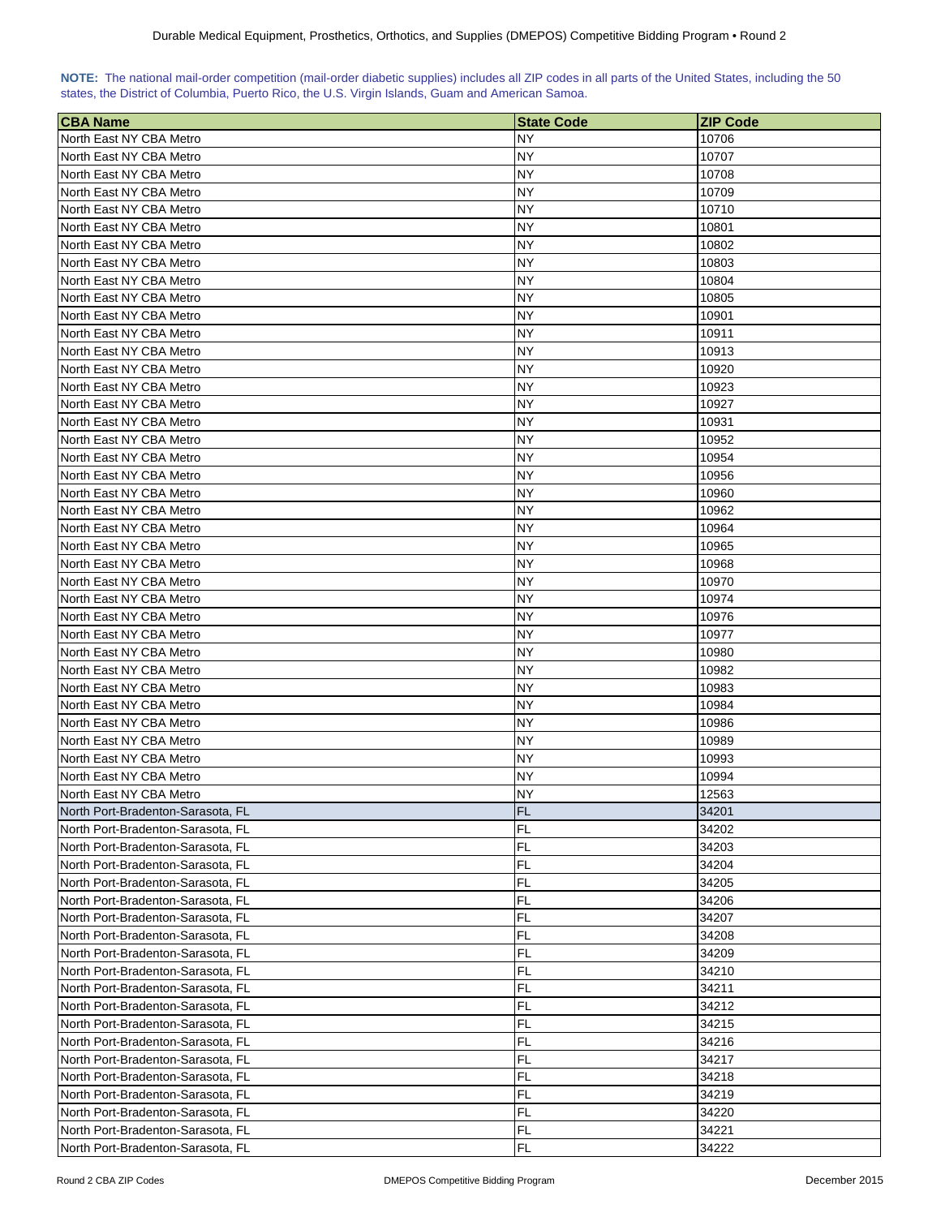**NOTE:** The national mail-order competition (mail-order diabetic supplies) includes all ZIP codes in all parts of the United States, including the 50 states, the District of Columbia, Puerto Rico, the U.S. Virgin Islands, Guam and American Samoa.

| CBA Name | State Code | ZIP Code |
| --- | --- | --- |
| North East NY CBA Metro | NY | 10706 |
| North East NY CBA Metro | NY | 10707 |
| North East NY CBA Metro | NY | 10708 |
| North East NY CBA Metro | NY | 10709 |
| North East NY CBA Metro | NY | 10710 |
| North East NY CBA Metro | NY | 10801 |
| North East NY CBA Metro | NY | 10802 |
| North East NY CBA Metro | NY | 10803 |
| North East NY CBA Metro | NY | 10804 |
| North East NY CBA Metro | NY | 10805 |
| North East NY CBA Metro | NY | 10901 |
| North East NY CBA Metro | NY | 10911 |
| North East NY CBA Metro | NY | 10913 |
| North East NY CBA Metro | NY | 10920 |
| North East NY CBA Metro | NY | 10923 |
| North East NY CBA Metro | NY | 10927 |
| North East NY CBA Metro | NY | 10931 |
| North East NY CBA Metro | NY | 10952 |
| North East NY CBA Metro | NY | 10954 |
| North East NY CBA Metro | NY | 10956 |
| North East NY CBA Metro | NY | 10960 |
| North East NY CBA Metro | NY | 10962 |
| North East NY CBA Metro | NY | 10964 |
| North East NY CBA Metro | NY | 10965 |
| North East NY CBA Metro | NY | 10968 |
| North East NY CBA Metro | NY | 10970 |
| North East NY CBA Metro | NY | 10974 |
| North East NY CBA Metro | NY | 10976 |
| North East NY CBA Metro | NY | 10977 |
| North East NY CBA Metro | NY | 10980 |
| North East NY CBA Metro | NY | 10982 |
| North East NY CBA Metro | NY | 10983 |
| North East NY CBA Metro | NY | 10984 |
| North East NY CBA Metro | NY | 10986 |
| North East NY CBA Metro | NY | 10989 |
| North East NY CBA Metro | NY | 10993 |
| North East NY CBA Metro | NY | 10994 |
| North East NY CBA Metro | NY | 12563 |
| North Port-Bradenton-Sarasota, FL | FL | 34201 |
| North Port-Bradenton-Sarasota, FL | FL | 34202 |
| North Port-Bradenton-Sarasota, FL | FL | 34203 |
| North Port-Bradenton-Sarasota, FL | FL | 34204 |
| North Port-Bradenton-Sarasota, FL | FL | 34205 |
| North Port-Bradenton-Sarasota, FL | FL | 34206 |
| North Port-Bradenton-Sarasota, FL | FL | 34207 |
| North Port-Bradenton-Sarasota, FL | FL | 34208 |
| North Port-Bradenton-Sarasota, FL | FL | 34209 |
| North Port-Bradenton-Sarasota, FL | FL | 34210 |
| North Port-Bradenton-Sarasota, FL | FL | 34211 |
| North Port-Bradenton-Sarasota, FL | FL | 34212 |
| North Port-Bradenton-Sarasota, FL | FL | 34215 |
| North Port-Bradenton-Sarasota, FL | FL | 34216 |
| North Port-Bradenton-Sarasota, FL | FL | 34217 |
| North Port-Bradenton-Sarasota, FL | FL | 34218 |
| North Port-Bradenton-Sarasota, FL | FL | 34219 |
| North Port-Bradenton-Sarasota, FL | FL | 34220 |
| North Port-Bradenton-Sarasota, FL | FL | 34221 |
| North Port-Bradenton-Sarasota, FL | FL | 34222 |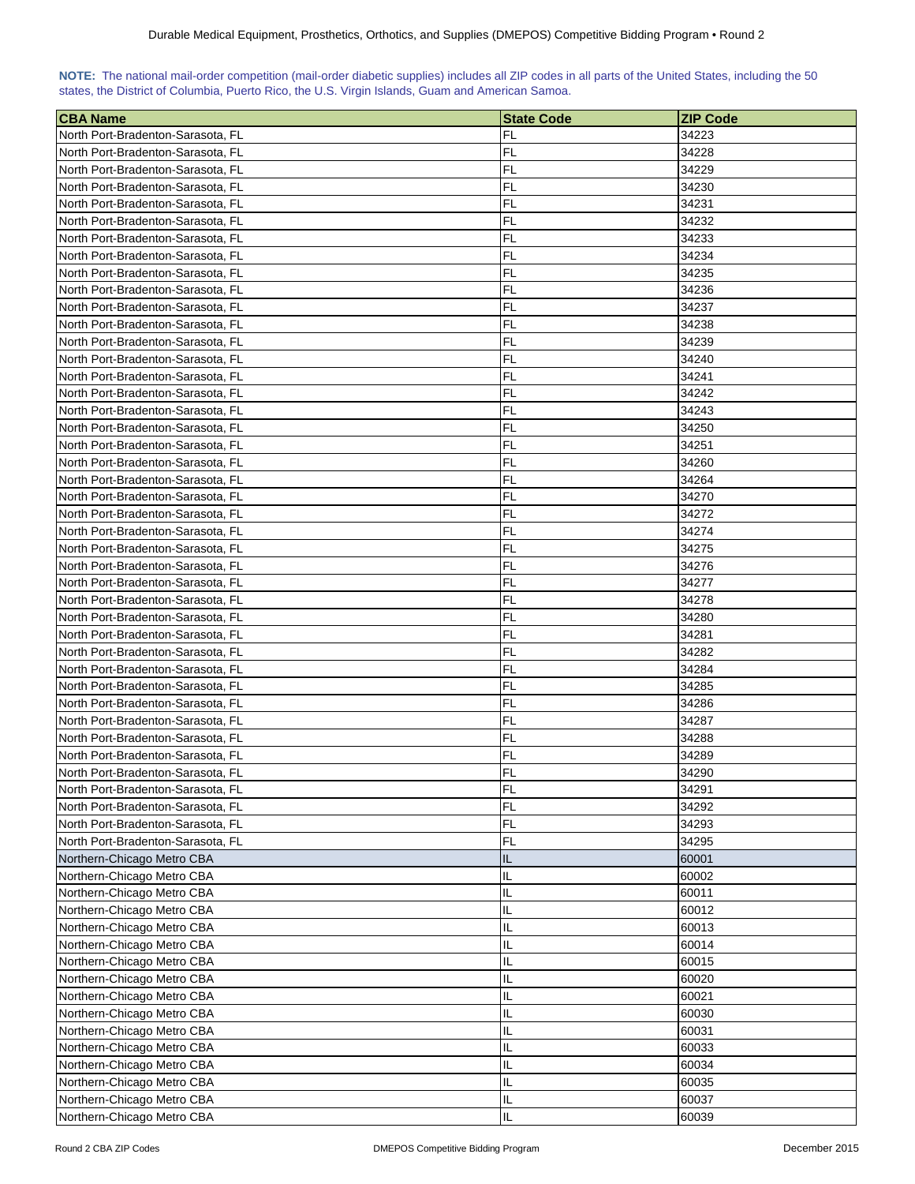**NOTE:** The national mail-order competition (mail-order diabetic supplies) includes all ZIP codes in all parts of the United States, including the 50 states, the District of Columbia, Puerto Rico, the U.S. Virgin Islands, Guam and American Samoa.

| CBA Name | State Code | ZIP Code |
|---|---|---|
| North Port-Bradenton-Sarasota, FL | FL | 34223 |
| North Port-Bradenton-Sarasota, FL | FL | 34228 |
| North Port-Bradenton-Sarasota, FL | FL | 34229 |
| North Port-Bradenton-Sarasota, FL | FL | 34230 |
| North Port-Bradenton-Sarasota, FL | FL | 34231 |
| North Port-Bradenton-Sarasota, FL | FL | 34232 |
| North Port-Bradenton-Sarasota, FL | FL | 34233 |
| North Port-Bradenton-Sarasota, FL | FL | 34234 |
| North Port-Bradenton-Sarasota, FL | FL | 34235 |
| North Port-Bradenton-Sarasota, FL | FL | 34236 |
| North Port-Bradenton-Sarasota, FL | FL | 34237 |
| North Port-Bradenton-Sarasota, FL | FL | 34238 |
| North Port-Bradenton-Sarasota, FL | FL | 34239 |
| North Port-Bradenton-Sarasota, FL | FL | 34240 |
| North Port-Bradenton-Sarasota, FL | FL | 34241 |
| North Port-Bradenton-Sarasota, FL | FL | 34242 |
| North Port-Bradenton-Sarasota, FL | FL | 34243 |
| North Port-Bradenton-Sarasota, FL | FL | 34250 |
| North Port-Bradenton-Sarasota, FL | FL | 34251 |
| North Port-Bradenton-Sarasota, FL | FL | 34260 |
| North Port-Bradenton-Sarasota, FL | FL | 34264 |
| North Port-Bradenton-Sarasota, FL | FL | 34270 |
| North Port-Bradenton-Sarasota, FL | FL | 34272 |
| North Port-Bradenton-Sarasota, FL | FL | 34274 |
| North Port-Bradenton-Sarasota, FL | FL | 34275 |
| North Port-Bradenton-Sarasota, FL | FL | 34276 |
| North Port-Bradenton-Sarasota, FL | FL | 34277 |
| North Port-Bradenton-Sarasota, FL | FL | 34278 |
| North Port-Bradenton-Sarasota, FL | FL | 34280 |
| North Port-Bradenton-Sarasota, FL | FL | 34281 |
| North Port-Bradenton-Sarasota, FL | FL | 34282 |
| North Port-Bradenton-Sarasota, FL | FL | 34284 |
| North Port-Bradenton-Sarasota, FL | FL | 34285 |
| North Port-Bradenton-Sarasota, FL | FL | 34286 |
| North Port-Bradenton-Sarasota, FL | FL | 34287 |
| North Port-Bradenton-Sarasota, FL | FL | 34288 |
| North Port-Bradenton-Sarasota, FL | FL | 34289 |
| North Port-Bradenton-Sarasota, FL | FL | 34290 |
| North Port-Bradenton-Sarasota, FL | FL | 34291 |
| North Port-Bradenton-Sarasota, FL | FL | 34292 |
| North Port-Bradenton-Sarasota, FL | FL | 34293 |
| North Port-Bradenton-Sarasota, FL | FL | 34295 |
| Northern-Chicago Metro CBA | IL | 60001 |
| Northern-Chicago Metro CBA | IL | 60002 |
| Northern-Chicago Metro CBA | IL | 60011 |
| Northern-Chicago Metro CBA | IL | 60012 |
| Northern-Chicago Metro CBA | IL | 60013 |
| Northern-Chicago Metro CBA | IL | 60014 |
| Northern-Chicago Metro CBA | IL | 60015 |
| Northern-Chicago Metro CBA | IL | 60020 |
| Northern-Chicago Metro CBA | IL | 60021 |
| Northern-Chicago Metro CBA | IL | 60030 |
| Northern-Chicago Metro CBA | IL | 60031 |
| Northern-Chicago Metro CBA | IL | 60033 |
| Northern-Chicago Metro CBA | IL | 60034 |
| Northern-Chicago Metro CBA | IL | 60035 |
| Northern-Chicago Metro CBA | IL | 60037 |
| Northern-Chicago Metro CBA | IL | 60039 |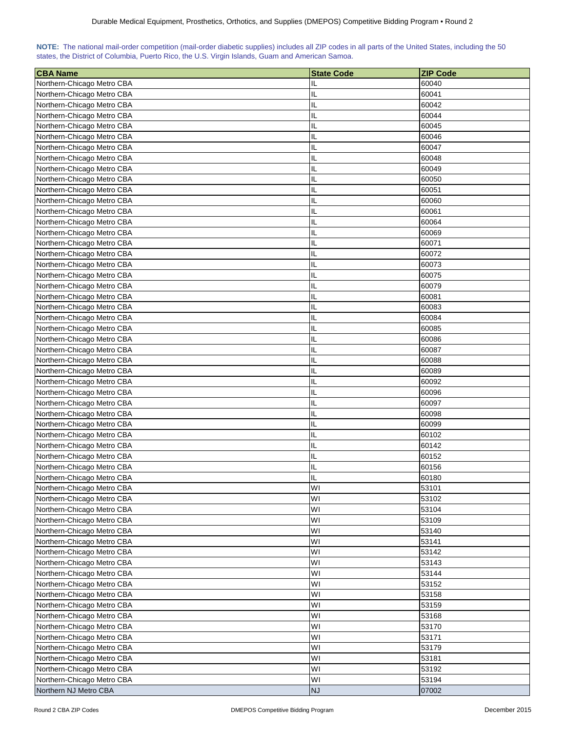**NOTE:** The national mail-order competition (mail-order diabetic supplies) includes all ZIP codes in all parts of the United States, including the 50 states, the District of Columbia, Puerto Rico, the U.S. Virgin Islands, Guam and American Samoa.

| CBA Name | State Code | ZIP Code |
|---|---|---|
| Northern-Chicago Metro CBA | IL | 60040 |
| Northern-Chicago Metro CBA | IL | 60041 |
| Northern-Chicago Metro CBA | IL | 60042 |
| Northern-Chicago Metro CBA | IL | 60044 |
| Northern-Chicago Metro CBA | IL | 60045 |
| Northern-Chicago Metro CBA | IL | 60046 |
| Northern-Chicago Metro CBA | IL | 60047 |
| Northern-Chicago Metro CBA | IL | 60048 |
| Northern-Chicago Metro CBA | IL | 60049 |
| Northern-Chicago Metro CBA | IL | 60050 |
| Northern-Chicago Metro CBA | IL | 60051 |
| Northern-Chicago Metro CBA | IL | 60060 |
| Northern-Chicago Metro CBA | IL | 60061 |
| Northern-Chicago Metro CBA | IL | 60064 |
| Northern-Chicago Metro CBA | IL | 60069 |
| Northern-Chicago Metro CBA | IL | 60071 |
| Northern-Chicago Metro CBA | IL | 60072 |
| Northern-Chicago Metro CBA | IL | 60073 |
| Northern-Chicago Metro CBA | IL | 60075 |
| Northern-Chicago Metro CBA | IL | 60079 |
| Northern-Chicago Metro CBA | IL | 60081 |
| Northern-Chicago Metro CBA | IL | 60083 |
| Northern-Chicago Metro CBA | IL | 60084 |
| Northern-Chicago Metro CBA | IL | 60085 |
| Northern-Chicago Metro CBA | IL | 60086 |
| Northern-Chicago Metro CBA | IL | 60087 |
| Northern-Chicago Metro CBA | IL | 60088 |
| Northern-Chicago Metro CBA | IL | 60089 |
| Northern-Chicago Metro CBA | IL | 60092 |
| Northern-Chicago Metro CBA | IL | 60096 |
| Northern-Chicago Metro CBA | IL | 60097 |
| Northern-Chicago Metro CBA | IL | 60098 |
| Northern-Chicago Metro CBA | IL | 60099 |
| Northern-Chicago Metro CBA | IL | 60102 |
| Northern-Chicago Metro CBA | IL | 60142 |
| Northern-Chicago Metro CBA | IL | 60152 |
| Northern-Chicago Metro CBA | IL | 60156 |
| Northern-Chicago Metro CBA | IL | 60180 |
| Northern-Chicago Metro CBA | WI | 53101 |
| Northern-Chicago Metro CBA | WI | 53102 |
| Northern-Chicago Metro CBA | WI | 53104 |
| Northern-Chicago Metro CBA | WI | 53109 |
| Northern-Chicago Metro CBA | WI | 53140 |
| Northern-Chicago Metro CBA | WI | 53141 |
| Northern-Chicago Metro CBA | WI | 53142 |
| Northern-Chicago Metro CBA | WI | 53143 |
| Northern-Chicago Metro CBA | WI | 53144 |
| Northern-Chicago Metro CBA | WI | 53152 |
| Northern-Chicago Metro CBA | WI | 53158 |
| Northern-Chicago Metro CBA | WI | 53159 |
| Northern-Chicago Metro CBA | WI | 53168 |
| Northern-Chicago Metro CBA | WI | 53170 |
| Northern-Chicago Metro CBA | WI | 53171 |
| Northern-Chicago Metro CBA | WI | 53179 |
| Northern-Chicago Metro CBA | WI | 53181 |
| Northern-Chicago Metro CBA | WI | 53192 |
| Northern-Chicago Metro CBA | WI | 53194 |
| Northern NJ Metro CBA | NJ | 07002 |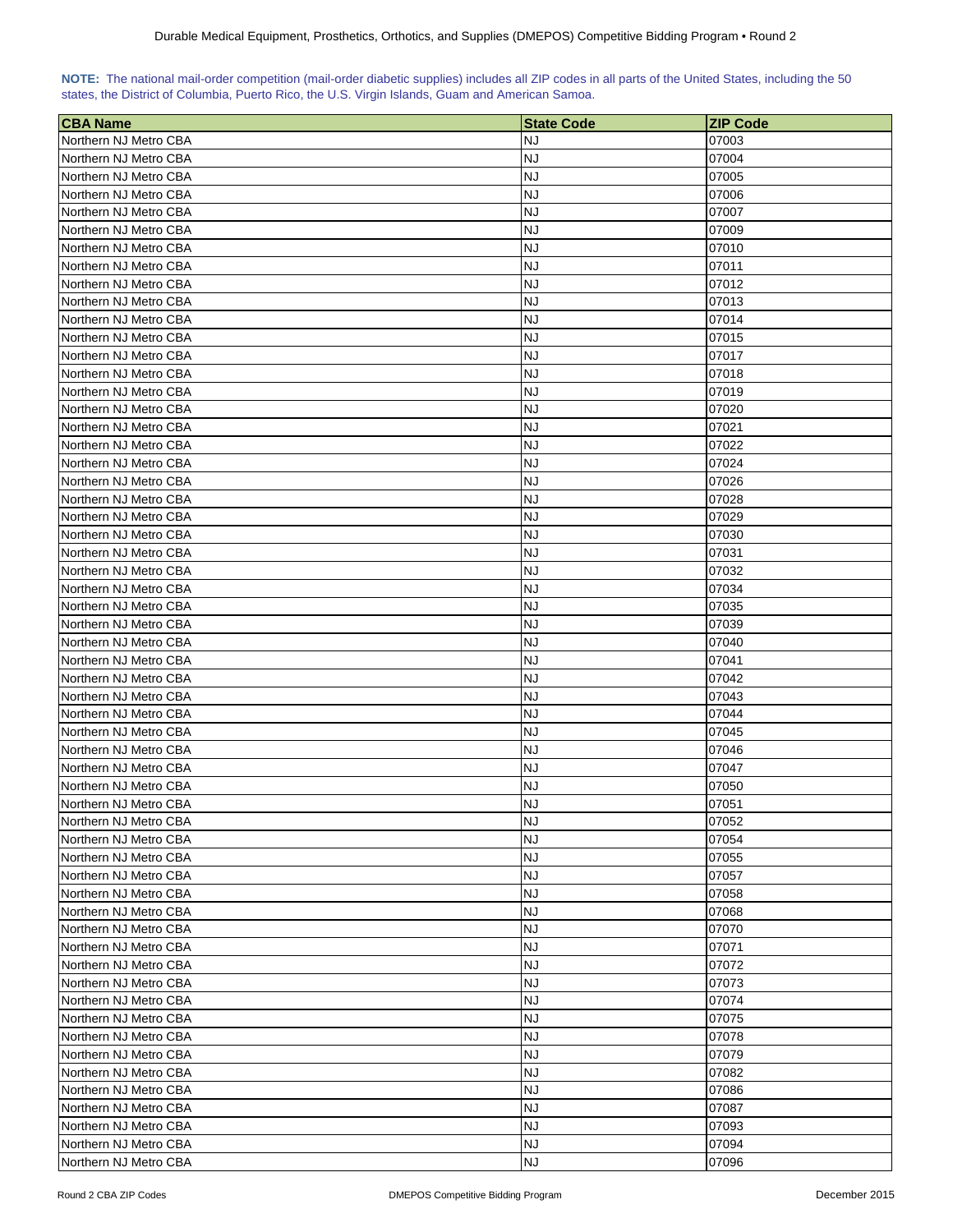**NOTE:** The national mail-order competition (mail-order diabetic supplies) includes all ZIP codes in all parts of the United States, including the 50 states, the District of Columbia, Puerto Rico, the U.S. Virgin Islands, Guam and American Samoa.

| CBA Name | State Code | ZIP Code |
|---|---|---|
| Northern NJ Metro CBA | NJ | 07003 |
| Northern NJ Metro CBA | NJ | 07004 |
| Northern NJ Metro CBA | NJ | 07005 |
| Northern NJ Metro CBA | NJ | 07006 |
| Northern NJ Metro CBA | NJ | 07007 |
| Northern NJ Metro CBA | NJ | 07009 |
| Northern NJ Metro CBA | NJ | 07010 |
| Northern NJ Metro CBA | NJ | 07011 |
| Northern NJ Metro CBA | NJ | 07012 |
| Northern NJ Metro CBA | NJ | 07013 |
| Northern NJ Metro CBA | NJ | 07014 |
| Northern NJ Metro CBA | NJ | 07015 |
| Northern NJ Metro CBA | NJ | 07017 |
| Northern NJ Metro CBA | NJ | 07018 |
| Northern NJ Metro CBA | NJ | 07019 |
| Northern NJ Metro CBA | NJ | 07020 |
| Northern NJ Metro CBA | NJ | 07021 |
| Northern NJ Metro CBA | NJ | 07022 |
| Northern NJ Metro CBA | NJ | 07024 |
| Northern NJ Metro CBA | NJ | 07026 |
| Northern NJ Metro CBA | NJ | 07028 |
| Northern NJ Metro CBA | NJ | 07029 |
| Northern NJ Metro CBA | NJ | 07030 |
| Northern NJ Metro CBA | NJ | 07031 |
| Northern NJ Metro CBA | NJ | 07032 |
| Northern NJ Metro CBA | NJ | 07034 |
| Northern NJ Metro CBA | NJ | 07035 |
| Northern NJ Metro CBA | NJ | 07039 |
| Northern NJ Metro CBA | NJ | 07040 |
| Northern NJ Metro CBA | NJ | 07041 |
| Northern NJ Metro CBA | NJ | 07042 |
| Northern NJ Metro CBA | NJ | 07043 |
| Northern NJ Metro CBA | NJ | 07044 |
| Northern NJ Metro CBA | NJ | 07045 |
| Northern NJ Metro CBA | NJ | 07046 |
| Northern NJ Metro CBA | NJ | 07047 |
| Northern NJ Metro CBA | NJ | 07050 |
| Northern NJ Metro CBA | NJ | 07051 |
| Northern NJ Metro CBA | NJ | 07052 |
| Northern NJ Metro CBA | NJ | 07054 |
| Northern NJ Metro CBA | NJ | 07055 |
| Northern NJ Metro CBA | NJ | 07057 |
| Northern NJ Metro CBA | NJ | 07058 |
| Northern NJ Metro CBA | NJ | 07068 |
| Northern NJ Metro CBA | NJ | 07070 |
| Northern NJ Metro CBA | NJ | 07071 |
| Northern NJ Metro CBA | NJ | 07072 |
| Northern NJ Metro CBA | NJ | 07073 |
| Northern NJ Metro CBA | NJ | 07074 |
| Northern NJ Metro CBA | NJ | 07075 |
| Northern NJ Metro CBA | NJ | 07078 |
| Northern NJ Metro CBA | NJ | 07079 |
| Northern NJ Metro CBA | NJ | 07082 |
| Northern NJ Metro CBA | NJ | 07086 |
| Northern NJ Metro CBA | NJ | 07087 |
| Northern NJ Metro CBA | NJ | 07093 |
| Northern NJ Metro CBA | NJ | 07094 |
| Northern NJ Metro CBA | NJ | 07096 |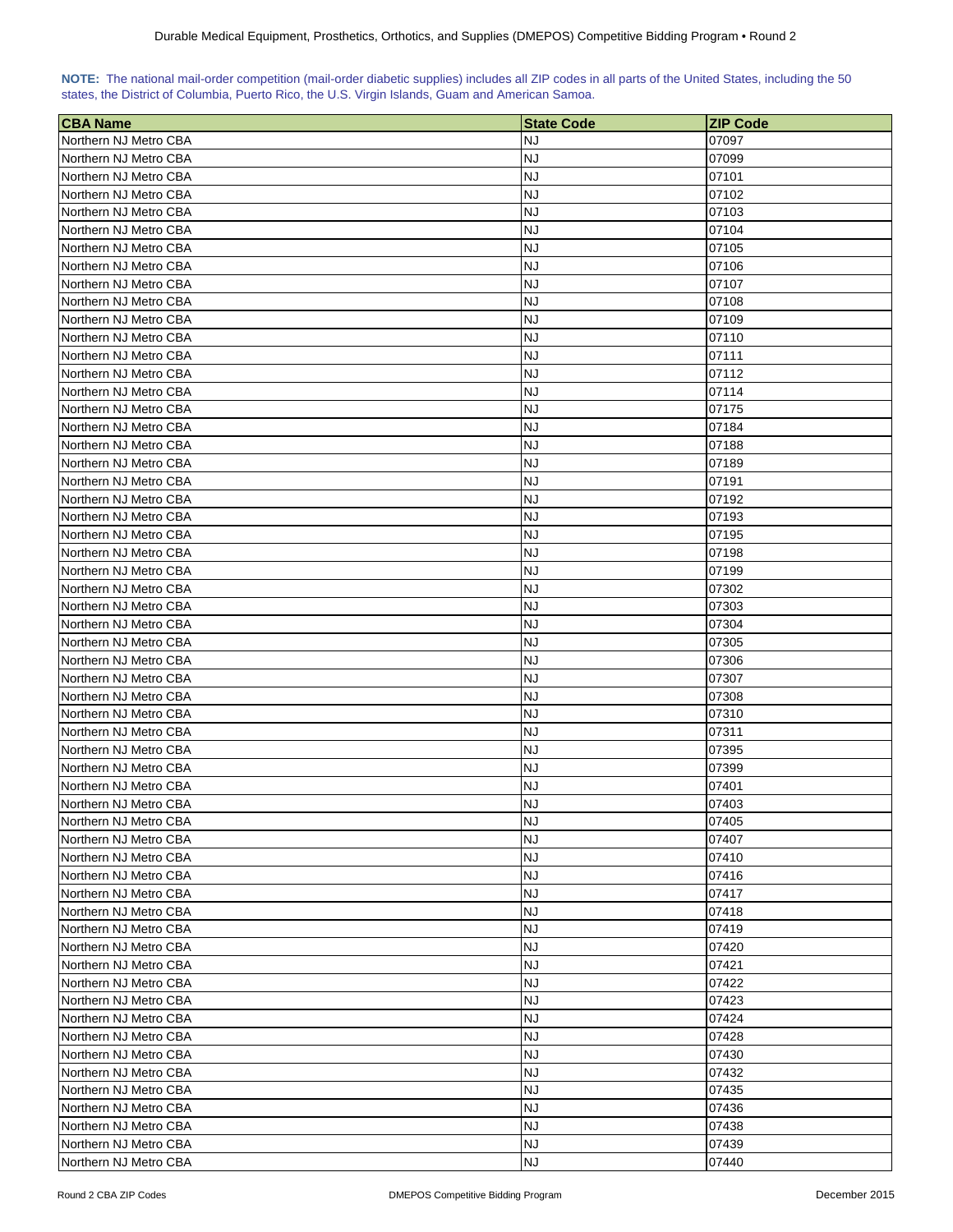**NOTE:** The national mail-order competition (mail-order diabetic supplies) includes all ZIP codes in all parts of the United States, including the 50 states, the District of Columbia, Puerto Rico, the U.S. Virgin Islands, Guam and American Samoa.

| CBA Name | State Code | ZIP Code |
|---|---|---|
| Northern NJ Metro CBA | NJ | 07097 |
| Northern NJ Metro CBA | NJ | 07099 |
| Northern NJ Metro CBA | NJ | 07101 |
| Northern NJ Metro CBA | NJ | 07102 |
| Northern NJ Metro CBA | NJ | 07103 |
| Northern NJ Metro CBA | NJ | 07104 |
| Northern NJ Metro CBA | NJ | 07105 |
| Northern NJ Metro CBA | NJ | 07106 |
| Northern NJ Metro CBA | NJ | 07107 |
| Northern NJ Metro CBA | NJ | 07108 |
| Northern NJ Metro CBA | NJ | 07109 |
| Northern NJ Metro CBA | NJ | 07110 |
| Northern NJ Metro CBA | NJ | 07111 |
| Northern NJ Metro CBA | NJ | 07112 |
| Northern NJ Metro CBA | NJ | 07114 |
| Northern NJ Metro CBA | NJ | 07175 |
| Northern NJ Metro CBA | NJ | 07184 |
| Northern NJ Metro CBA | NJ | 07188 |
| Northern NJ Metro CBA | NJ | 07189 |
| Northern NJ Metro CBA | NJ | 07191 |
| Northern NJ Metro CBA | NJ | 07192 |
| Northern NJ Metro CBA | NJ | 07193 |
| Northern NJ Metro CBA | NJ | 07195 |
| Northern NJ Metro CBA | NJ | 07198 |
| Northern NJ Metro CBA | NJ | 07199 |
| Northern NJ Metro CBA | NJ | 07302 |
| Northern NJ Metro CBA | NJ | 07303 |
| Northern NJ Metro CBA | NJ | 07304 |
| Northern NJ Metro CBA | NJ | 07305 |
| Northern NJ Metro CBA | NJ | 07306 |
| Northern NJ Metro CBA | NJ | 07307 |
| Northern NJ Metro CBA | NJ | 07308 |
| Northern NJ Metro CBA | NJ | 07310 |
| Northern NJ Metro CBA | NJ | 07311 |
| Northern NJ Metro CBA | NJ | 07395 |
| Northern NJ Metro CBA | NJ | 07399 |
| Northern NJ Metro CBA | NJ | 07401 |
| Northern NJ Metro CBA | NJ | 07403 |
| Northern NJ Metro CBA | NJ | 07405 |
| Northern NJ Metro CBA | NJ | 07407 |
| Northern NJ Metro CBA | NJ | 07410 |
| Northern NJ Metro CBA | NJ | 07416 |
| Northern NJ Metro CBA | NJ | 07417 |
| Northern NJ Metro CBA | NJ | 07418 |
| Northern NJ Metro CBA | NJ | 07419 |
| Northern NJ Metro CBA | NJ | 07420 |
| Northern NJ Metro CBA | NJ | 07421 |
| Northern NJ Metro CBA | NJ | 07422 |
| Northern NJ Metro CBA | NJ | 07423 |
| Northern NJ Metro CBA | NJ | 07424 |
| Northern NJ Metro CBA | NJ | 07428 |
| Northern NJ Metro CBA | NJ | 07430 |
| Northern NJ Metro CBA | NJ | 07432 |
| Northern NJ Metro CBA | NJ | 07435 |
| Northern NJ Metro CBA | NJ | 07436 |
| Northern NJ Metro CBA | NJ | 07438 |
| Northern NJ Metro CBA | NJ | 07439 |
| Northern NJ Metro CBA | NJ | 07440 |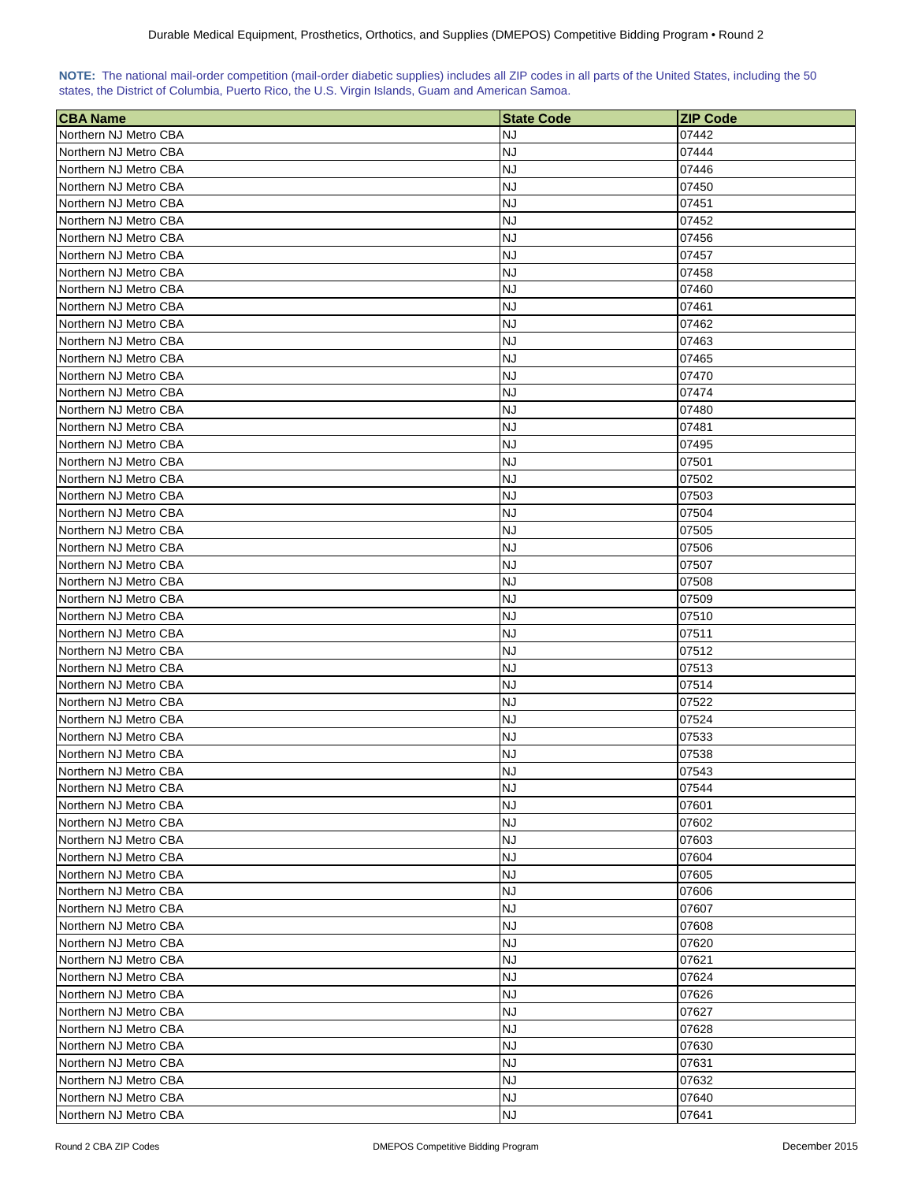**NOTE:** The national mail-order competition (mail-order diabetic supplies) includes all ZIP codes in all parts of the United States, including the 50 states, the District of Columbia, Puerto Rico, the U.S. Virgin Islands, Guam and American Samoa.

| CBA Name | State Code | ZIP Code |
|---|---|---|
| Northern NJ Metro CBA | NJ | 07442 |
| Northern NJ Metro CBA | NJ | 07444 |
| Northern NJ Metro CBA | NJ | 07446 |
| Northern NJ Metro CBA | NJ | 07450 |
| Northern NJ Metro CBA | NJ | 07451 |
| Northern NJ Metro CBA | NJ | 07452 |
| Northern NJ Metro CBA | NJ | 07456 |
| Northern NJ Metro CBA | NJ | 07457 |
| Northern NJ Metro CBA | NJ | 07458 |
| Northern NJ Metro CBA | NJ | 07460 |
| Northern NJ Metro CBA | NJ | 07461 |
| Northern NJ Metro CBA | NJ | 07462 |
| Northern NJ Metro CBA | NJ | 07463 |
| Northern NJ Metro CBA | NJ | 07465 |
| Northern NJ Metro CBA | NJ | 07470 |
| Northern NJ Metro CBA | NJ | 07474 |
| Northern NJ Metro CBA | NJ | 07480 |
| Northern NJ Metro CBA | NJ | 07481 |
| Northern NJ Metro CBA | NJ | 07495 |
| Northern NJ Metro CBA | NJ | 07501 |
| Northern NJ Metro CBA | NJ | 07502 |
| Northern NJ Metro CBA | NJ | 07503 |
| Northern NJ Metro CBA | NJ | 07504 |
| Northern NJ Metro CBA | NJ | 07505 |
| Northern NJ Metro CBA | NJ | 07506 |
| Northern NJ Metro CBA | NJ | 07507 |
| Northern NJ Metro CBA | NJ | 07508 |
| Northern NJ Metro CBA | NJ | 07509 |
| Northern NJ Metro CBA | NJ | 07510 |
| Northern NJ Metro CBA | NJ | 07511 |
| Northern NJ Metro CBA | NJ | 07512 |
| Northern NJ Metro CBA | NJ | 07513 |
| Northern NJ Metro CBA | NJ | 07514 |
| Northern NJ Metro CBA | NJ | 07522 |
| Northern NJ Metro CBA | NJ | 07524 |
| Northern NJ Metro CBA | NJ | 07533 |
| Northern NJ Metro CBA | NJ | 07538 |
| Northern NJ Metro CBA | NJ | 07543 |
| Northern NJ Metro CBA | NJ | 07544 |
| Northern NJ Metro CBA | NJ | 07601 |
| Northern NJ Metro CBA | NJ | 07602 |
| Northern NJ Metro CBA | NJ | 07603 |
| Northern NJ Metro CBA | NJ | 07604 |
| Northern NJ Metro CBA | NJ | 07605 |
| Northern NJ Metro CBA | NJ | 07606 |
| Northern NJ Metro CBA | NJ | 07607 |
| Northern NJ Metro CBA | NJ | 07608 |
| Northern NJ Metro CBA | NJ | 07620 |
| Northern NJ Metro CBA | NJ | 07621 |
| Northern NJ Metro CBA | NJ | 07624 |
| Northern NJ Metro CBA | NJ | 07626 |
| Northern NJ Metro CBA | NJ | 07627 |
| Northern NJ Metro CBA | NJ | 07628 |
| Northern NJ Metro CBA | NJ | 07630 |
| Northern NJ Metro CBA | NJ | 07631 |
| Northern NJ Metro CBA | NJ | 07632 |
| Northern NJ Metro CBA | NJ | 07640 |
| Northern NJ Metro CBA | NJ | 07641 |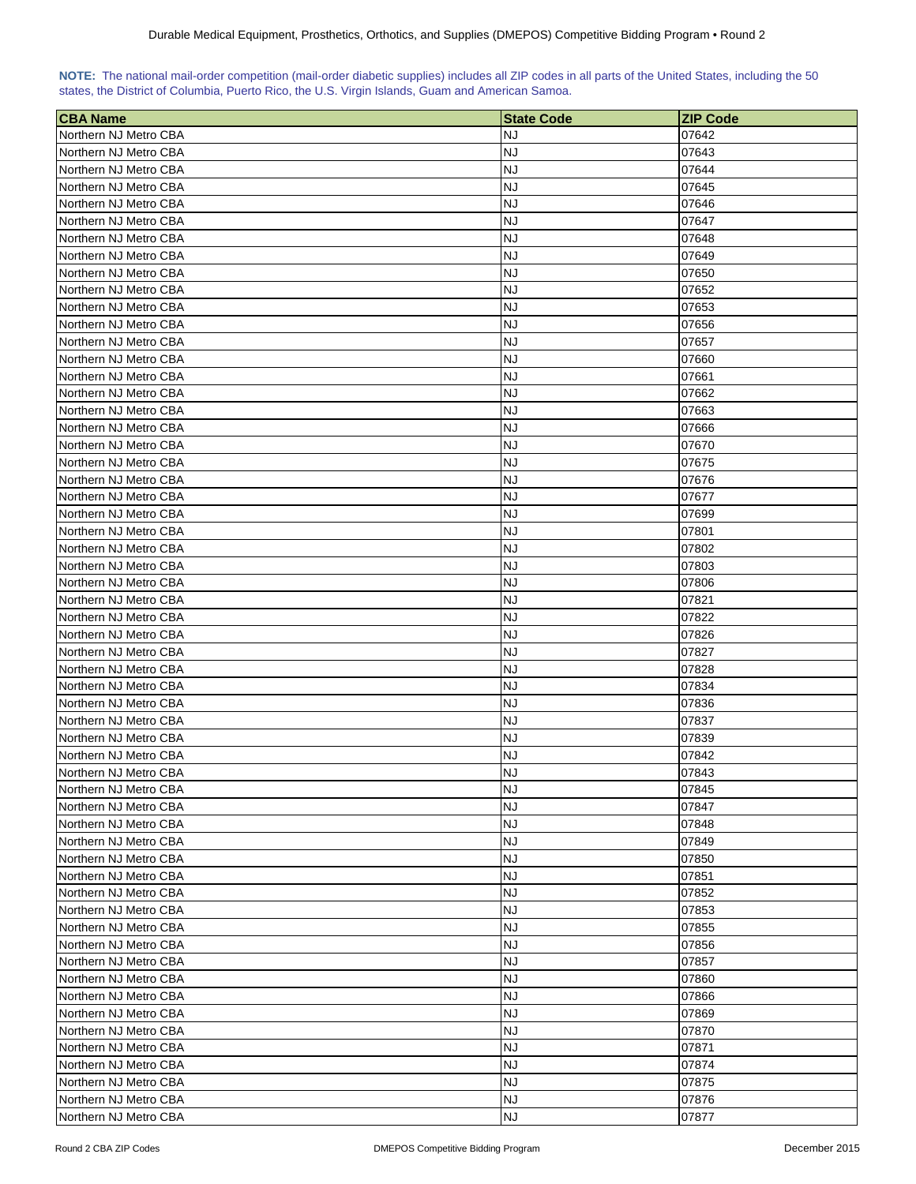**NOTE:** The national mail-order competition (mail-order diabetic supplies) includes all ZIP codes in all parts of the United States, including the 50 states, the District of Columbia, Puerto Rico, the U.S. Virgin Islands, Guam and American Samoa.

| CBA Name | State Code | ZIP Code |
|---|---|---|
| Northern NJ Metro CBA | NJ | 07642 |
| Northern NJ Metro CBA | NJ | 07643 |
| Northern NJ Metro CBA | NJ | 07644 |
| Northern NJ Metro CBA | NJ | 07645 |
| Northern NJ Metro CBA | NJ | 07646 |
| Northern NJ Metro CBA | NJ | 07647 |
| Northern NJ Metro CBA | NJ | 07648 |
| Northern NJ Metro CBA | NJ | 07649 |
| Northern NJ Metro CBA | NJ | 07650 |
| Northern NJ Metro CBA | NJ | 07652 |
| Northern NJ Metro CBA | NJ | 07653 |
| Northern NJ Metro CBA | NJ | 07656 |
| Northern NJ Metro CBA | NJ | 07657 |
| Northern NJ Metro CBA | NJ | 07660 |
| Northern NJ Metro CBA | NJ | 07661 |
| Northern NJ Metro CBA | NJ | 07662 |
| Northern NJ Metro CBA | NJ | 07663 |
| Northern NJ Metro CBA | NJ | 07666 |
| Northern NJ Metro CBA | NJ | 07670 |
| Northern NJ Metro CBA | NJ | 07675 |
| Northern NJ Metro CBA | NJ | 07676 |
| Northern NJ Metro CBA | NJ | 07677 |
| Northern NJ Metro CBA | NJ | 07699 |
| Northern NJ Metro CBA | NJ | 07801 |
| Northern NJ Metro CBA | NJ | 07802 |
| Northern NJ Metro CBA | NJ | 07803 |
| Northern NJ Metro CBA | NJ | 07806 |
| Northern NJ Metro CBA | NJ | 07821 |
| Northern NJ Metro CBA | NJ | 07822 |
| Northern NJ Metro CBA | NJ | 07826 |
| Northern NJ Metro CBA | NJ | 07827 |
| Northern NJ Metro CBA | NJ | 07828 |
| Northern NJ Metro CBA | NJ | 07834 |
| Northern NJ Metro CBA | NJ | 07836 |
| Northern NJ Metro CBA | NJ | 07837 |
| Northern NJ Metro CBA | NJ | 07839 |
| Northern NJ Metro CBA | NJ | 07842 |
| Northern NJ Metro CBA | NJ | 07843 |
| Northern NJ Metro CBA | NJ | 07845 |
| Northern NJ Metro CBA | NJ | 07847 |
| Northern NJ Metro CBA | NJ | 07848 |
| Northern NJ Metro CBA | NJ | 07849 |
| Northern NJ Metro CBA | NJ | 07850 |
| Northern NJ Metro CBA | NJ | 07851 |
| Northern NJ Metro CBA | NJ | 07852 |
| Northern NJ Metro CBA | NJ | 07853 |
| Northern NJ Metro CBA | NJ | 07855 |
| Northern NJ Metro CBA | NJ | 07856 |
| Northern NJ Metro CBA | NJ | 07857 |
| Northern NJ Metro CBA | NJ | 07860 |
| Northern NJ Metro CBA | NJ | 07866 |
| Northern NJ Metro CBA | NJ | 07869 |
| Northern NJ Metro CBA | NJ | 07870 |
| Northern NJ Metro CBA | NJ | 07871 |
| Northern NJ Metro CBA | NJ | 07874 |
| Northern NJ Metro CBA | NJ | 07875 |
| Northern NJ Metro CBA | NJ | 07876 |
| Northern NJ Metro CBA | NJ | 07877 |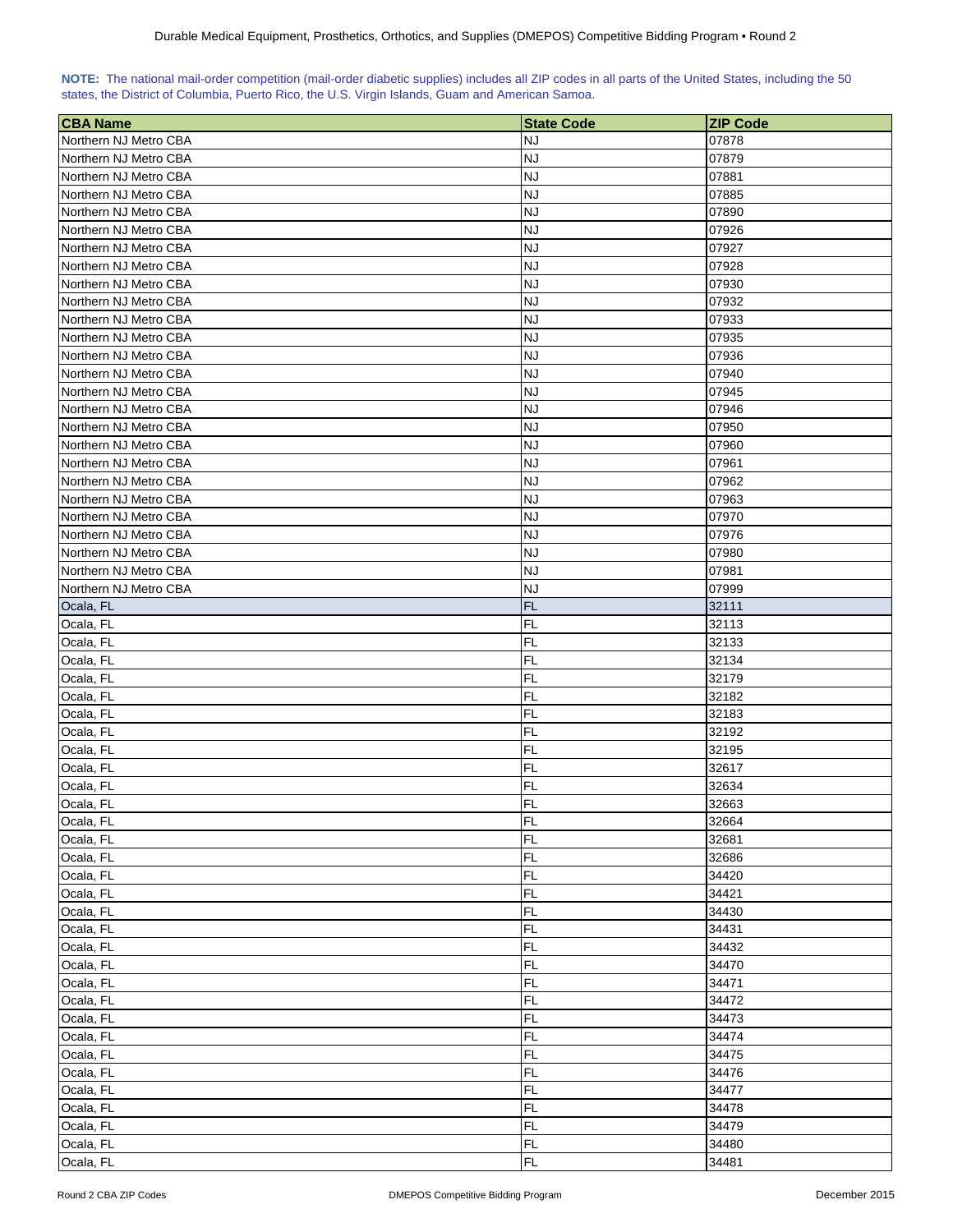**NOTE:** The national mail-order competition (mail-order diabetic supplies) includes all ZIP codes in all parts of the United States, including the 50 states, the District of Columbia, Puerto Rico, the U.S. Virgin Islands, Guam and American Samoa.

| CBA Name | State Code | ZIP Code |
|---|---|---|
| Northern NJ Metro CBA | NJ | 07878 |
| Northern NJ Metro CBA | NJ | 07879 |
| Northern NJ Metro CBA | NJ | 07881 |
| Northern NJ Metro CBA | NJ | 07885 |
| Northern NJ Metro CBA | NJ | 07890 |
| Northern NJ Metro CBA | NJ | 07926 |
| Northern NJ Metro CBA | NJ | 07927 |
| Northern NJ Metro CBA | NJ | 07928 |
| Northern NJ Metro CBA | NJ | 07930 |
| Northern NJ Metro CBA | NJ | 07932 |
| Northern NJ Metro CBA | NJ | 07933 |
| Northern NJ Metro CBA | NJ | 07935 |
| Northern NJ Metro CBA | NJ | 07936 |
| Northern NJ Metro CBA | NJ | 07940 |
| Northern NJ Metro CBA | NJ | 07945 |
| Northern NJ Metro CBA | NJ | 07946 |
| Northern NJ Metro CBA | NJ | 07950 |
| Northern NJ Metro CBA | NJ | 07960 |
| Northern NJ Metro CBA | NJ | 07961 |
| Northern NJ Metro CBA | NJ | 07962 |
| Northern NJ Metro CBA | NJ | 07963 |
| Northern NJ Metro CBA | NJ | 07970 |
| Northern NJ Metro CBA | NJ | 07976 |
| Northern NJ Metro CBA | NJ | 07980 |
| Northern NJ Metro CBA | NJ | 07981 |
| Northern NJ Metro CBA | NJ | 07999 |
| Ocala, FL | FL | 32111 |
| Ocala, FL | FL | 32113 |
| Ocala, FL | FL | 32133 |
| Ocala, FL | FL | 32134 |
| Ocala, FL | FL | 32179 |
| Ocala, FL | FL | 32182 |
| Ocala, FL | FL | 32183 |
| Ocala, FL | FL | 32192 |
| Ocala, FL | FL | 32195 |
| Ocala, FL | FL | 32617 |
| Ocala, FL | FL | 32634 |
| Ocala, FL | FL | 32663 |
| Ocala, FL | FL | 32664 |
| Ocala, FL | FL | 32681 |
| Ocala, FL | FL | 32686 |
| Ocala, FL | FL | 34420 |
| Ocala, FL | FL | 34421 |
| Ocala, FL | FL | 34430 |
| Ocala, FL | FL | 34431 |
| Ocala, FL | FL | 34432 |
| Ocala, FL | FL | 34470 |
| Ocala, FL | FL | 34471 |
| Ocala, FL | FL | 34472 |
| Ocala, FL | FL | 34473 |
| Ocala, FL | FL | 34474 |
| Ocala, FL | FL | 34475 |
| Ocala, FL | FL | 34476 |
| Ocala, FL | FL | 34477 |
| Ocala, FL | FL | 34478 |
| Ocala, FL | FL | 34479 |
| Ocala, FL | FL | 34480 |
| Ocala, FL | FL | 34481 |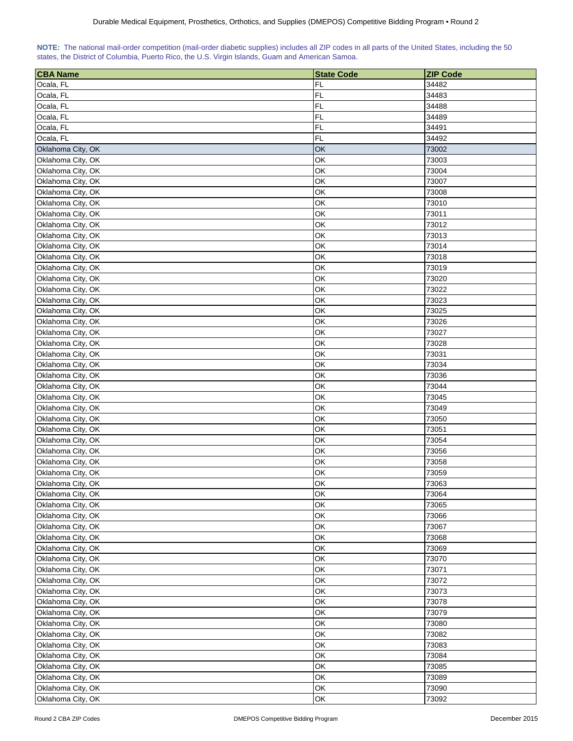**NOTE:** The national mail-order competition (mail-order diabetic supplies) includes all ZIP codes in all parts of the United States, including the 50 states, the District of Columbia, Puerto Rico, the U.S. Virgin Islands, Guam and American Samoa.

| CBA Name | State Code | ZIP Code |
|---|---|---|
| Ocala, FL | FL | 34482 |
| Ocala, FL | FL | 34483 |
| Ocala, FL | FL | 34488 |
| Ocala, FL | FL | 34489 |
| Ocala, FL | FL | 34491 |
| Ocala, FL | FL | 34492 |
| Oklahoma City, OK | OK | 73002 |
| Oklahoma City, OK | OK | 73003 |
| Oklahoma City, OK | OK | 73004 |
| Oklahoma City, OK | OK | 73007 |
| Oklahoma City, OK | OK | 73008 |
| Oklahoma City, OK | OK | 73010 |
| Oklahoma City, OK | OK | 73011 |
| Oklahoma City, OK | OK | 73012 |
| Oklahoma City, OK | OK | 73013 |
| Oklahoma City, OK | OK | 73014 |
| Oklahoma City, OK | OK | 73018 |
| Oklahoma City, OK | OK | 73019 |
| Oklahoma City, OK | OK | 73020 |
| Oklahoma City, OK | OK | 73022 |
| Oklahoma City, OK | OK | 73023 |
| Oklahoma City, OK | OK | 73025 |
| Oklahoma City, OK | OK | 73026 |
| Oklahoma City, OK | OK | 73027 |
| Oklahoma City, OK | OK | 73028 |
| Oklahoma City, OK | OK | 73031 |
| Oklahoma City, OK | OK | 73034 |
| Oklahoma City, OK | OK | 73036 |
| Oklahoma City, OK | OK | 73044 |
| Oklahoma City, OK | OK | 73045 |
| Oklahoma City, OK | OK | 73049 |
| Oklahoma City, OK | OK | 73050 |
| Oklahoma City, OK | OK | 73051 |
| Oklahoma City, OK | OK | 73054 |
| Oklahoma City, OK | OK | 73056 |
| Oklahoma City, OK | OK | 73058 |
| Oklahoma City, OK | OK | 73059 |
| Oklahoma City, OK | OK | 73063 |
| Oklahoma City, OK | OK | 73064 |
| Oklahoma City, OK | OK | 73065 |
| Oklahoma City, OK | OK | 73066 |
| Oklahoma City, OK | OK | 73067 |
| Oklahoma City, OK | OK | 73068 |
| Oklahoma City, OK | OK | 73069 |
| Oklahoma City, OK | OK | 73070 |
| Oklahoma City, OK | OK | 73071 |
| Oklahoma City, OK | OK | 73072 |
| Oklahoma City, OK | OK | 73073 |
| Oklahoma City, OK | OK | 73078 |
| Oklahoma City, OK | OK | 73079 |
| Oklahoma City, OK | OK | 73080 |
| Oklahoma City, OK | OK | 73082 |
| Oklahoma City, OK | OK | 73083 |
| Oklahoma City, OK | OK | 73084 |
| Oklahoma City, OK | OK | 73085 |
| Oklahoma City, OK | OK | 73089 |
| Oklahoma City, OK | OK | 73090 |
| Oklahoma City, OK | OK | 73092 |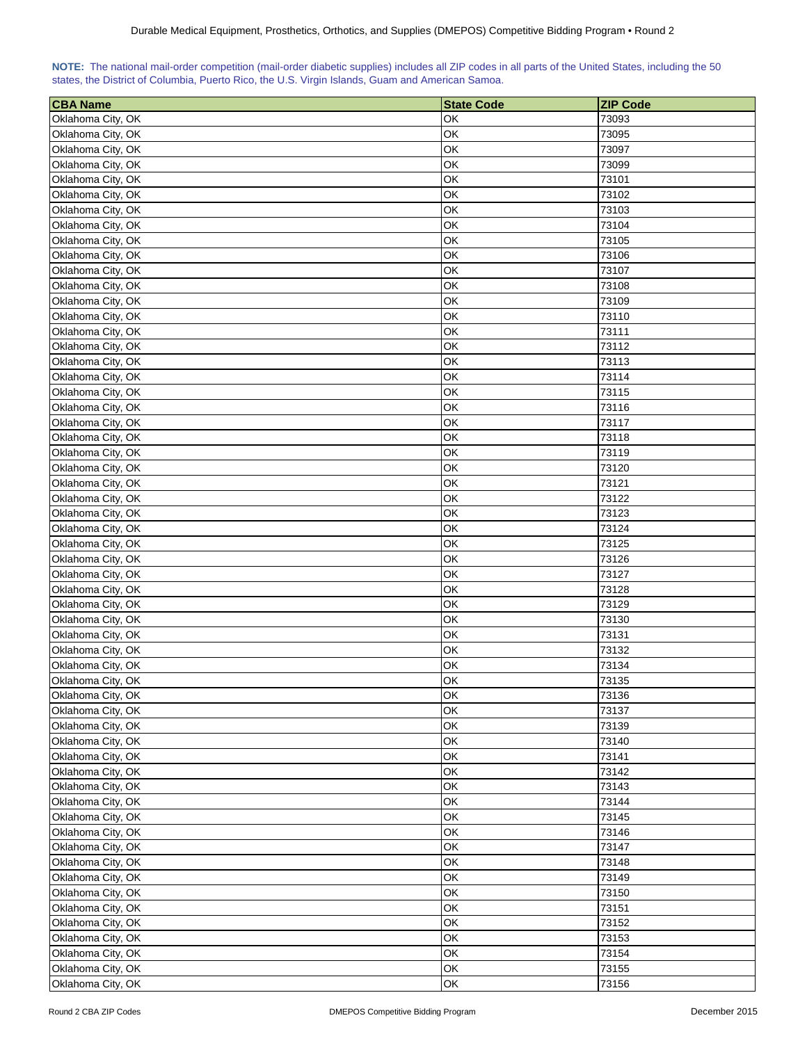**NOTE:** The national mail-order competition (mail-order diabetic supplies) includes all ZIP codes in all parts of the United States, including the 50 states, the District of Columbia, Puerto Rico, the U.S. Virgin Islands, Guam and American Samoa.

| CBA Name | State Code | ZIP Code |
|---|---|---|
| Oklahoma City, OK | OK | 73093 |
| Oklahoma City, OK | OK | 73095 |
| Oklahoma City, OK | OK | 73097 |
| Oklahoma City, OK | OK | 73099 |
| Oklahoma City, OK | OK | 73101 |
| Oklahoma City, OK | OK | 73102 |
| Oklahoma City, OK | OK | 73103 |
| Oklahoma City, OK | OK | 73104 |
| Oklahoma City, OK | OK | 73105 |
| Oklahoma City, OK | OK | 73106 |
| Oklahoma City, OK | OK | 73107 |
| Oklahoma City, OK | OK | 73108 |
| Oklahoma City, OK | OK | 73109 |
| Oklahoma City, OK | OK | 73110 |
| Oklahoma City, OK | OK | 73111 |
| Oklahoma City, OK | OK | 73112 |
| Oklahoma City, OK | OK | 73113 |
| Oklahoma City, OK | OK | 73114 |
| Oklahoma City, OK | OK | 73115 |
| Oklahoma City, OK | OK | 73116 |
| Oklahoma City, OK | OK | 73117 |
| Oklahoma City, OK | OK | 73118 |
| Oklahoma City, OK | OK | 73119 |
| Oklahoma City, OK | OK | 73120 |
| Oklahoma City, OK | OK | 73121 |
| Oklahoma City, OK | OK | 73122 |
| Oklahoma City, OK | OK | 73123 |
| Oklahoma City, OK | OK | 73124 |
| Oklahoma City, OK | OK | 73125 |
| Oklahoma City, OK | OK | 73126 |
| Oklahoma City, OK | OK | 73127 |
| Oklahoma City, OK | OK | 73128 |
| Oklahoma City, OK | OK | 73129 |
| Oklahoma City, OK | OK | 73130 |
| Oklahoma City, OK | OK | 73131 |
| Oklahoma City, OK | OK | 73132 |
| Oklahoma City, OK | OK | 73134 |
| Oklahoma City, OK | OK | 73135 |
| Oklahoma City, OK | OK | 73136 |
| Oklahoma City, OK | OK | 73137 |
| Oklahoma City, OK | OK | 73139 |
| Oklahoma City, OK | OK | 73140 |
| Oklahoma City, OK | OK | 73141 |
| Oklahoma City, OK | OK | 73142 |
| Oklahoma City, OK | OK | 73143 |
| Oklahoma City, OK | OK | 73144 |
| Oklahoma City, OK | OK | 73145 |
| Oklahoma City, OK | OK | 73146 |
| Oklahoma City, OK | OK | 73147 |
| Oklahoma City, OK | OK | 73148 |
| Oklahoma City, OK | OK | 73149 |
| Oklahoma City, OK | OK | 73150 |
| Oklahoma City, OK | OK | 73151 |
| Oklahoma City, OK | OK | 73152 |
| Oklahoma City, OK | OK | 73153 |
| Oklahoma City, OK | OK | 73154 |
| Oklahoma City, OK | OK | 73155 |
| Oklahoma City, OK | OK | 73156 |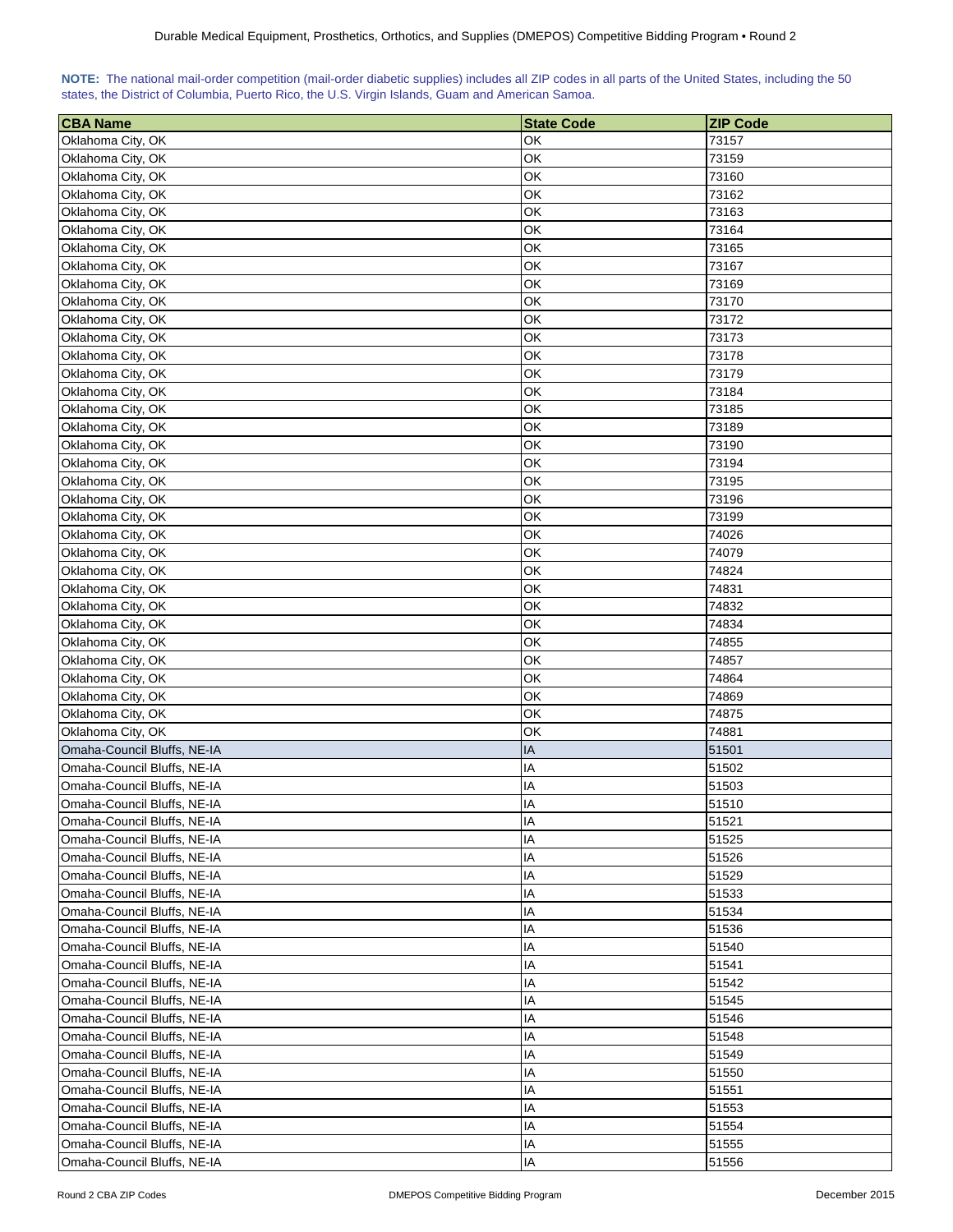**NOTE:** The national mail-order competition (mail-order diabetic supplies) includes all ZIP codes in all parts of the United States, including the 50 states, the District of Columbia, Puerto Rico, the U.S. Virgin Islands, Guam and American Samoa.

| CBA Name | State Code | ZIP Code |
|---|---|---|
| Oklahoma City, OK | OK | 73157 |
| Oklahoma City, OK | OK | 73159 |
| Oklahoma City, OK | OK | 73160 |
| Oklahoma City, OK | OK | 73162 |
| Oklahoma City, OK | OK | 73163 |
| Oklahoma City, OK | OK | 73164 |
| Oklahoma City, OK | OK | 73165 |
| Oklahoma City, OK | OK | 73167 |
| Oklahoma City, OK | OK | 73169 |
| Oklahoma City, OK | OK | 73170 |
| Oklahoma City, OK | OK | 73172 |
| Oklahoma City, OK | OK | 73173 |
| Oklahoma City, OK | OK | 73178 |
| Oklahoma City, OK | OK | 73179 |
| Oklahoma City, OK | OK | 73184 |
| Oklahoma City, OK | OK | 73185 |
| Oklahoma City, OK | OK | 73189 |
| Oklahoma City, OK | OK | 73190 |
| Oklahoma City, OK | OK | 73194 |
| Oklahoma City, OK | OK | 73195 |
| Oklahoma City, OK | OK | 73196 |
| Oklahoma City, OK | OK | 73199 |
| Oklahoma City, OK | OK | 74026 |
| Oklahoma City, OK | OK | 74079 |
| Oklahoma City, OK | OK | 74824 |
| Oklahoma City, OK | OK | 74831 |
| Oklahoma City, OK | OK | 74832 |
| Oklahoma City, OK | OK | 74834 |
| Oklahoma City, OK | OK | 74855 |
| Oklahoma City, OK | OK | 74857 |
| Oklahoma City, OK | OK | 74864 |
| Oklahoma City, OK | OK | 74869 |
| Oklahoma City, OK | OK | 74875 |
| Oklahoma City, OK | OK | 74881 |
| Omaha-Council Bluffs, NE-IA | IA | 51501 |
| Omaha-Council Bluffs, NE-IA | IA | 51502 |
| Omaha-Council Bluffs, NE-IA | IA | 51503 |
| Omaha-Council Bluffs, NE-IA | IA | 51510 |
| Omaha-Council Bluffs, NE-IA | IA | 51521 |
| Omaha-Council Bluffs, NE-IA | IA | 51525 |
| Omaha-Council Bluffs, NE-IA | IA | 51526 |
| Omaha-Council Bluffs, NE-IA | IA | 51529 |
| Omaha-Council Bluffs, NE-IA | IA | 51533 |
| Omaha-Council Bluffs, NE-IA | IA | 51534 |
| Omaha-Council Bluffs, NE-IA | IA | 51536 |
| Omaha-Council Bluffs, NE-IA | IA | 51540 |
| Omaha-Council Bluffs, NE-IA | IA | 51541 |
| Omaha-Council Bluffs, NE-IA | IA | 51542 |
| Omaha-Council Bluffs, NE-IA | IA | 51545 |
| Omaha-Council Bluffs, NE-IA | IA | 51546 |
| Omaha-Council Bluffs, NE-IA | IA | 51548 |
| Omaha-Council Bluffs, NE-IA | IA | 51549 |
| Omaha-Council Bluffs, NE-IA | IA | 51550 |
| Omaha-Council Bluffs, NE-IA | IA | 51551 |
| Omaha-Council Bluffs, NE-IA | IA | 51553 |
| Omaha-Council Bluffs, NE-IA | IA | 51554 |
| Omaha-Council Bluffs, NE-IA | IA | 51555 |
| Omaha-Council Bluffs, NE-IA | IA | 51556 |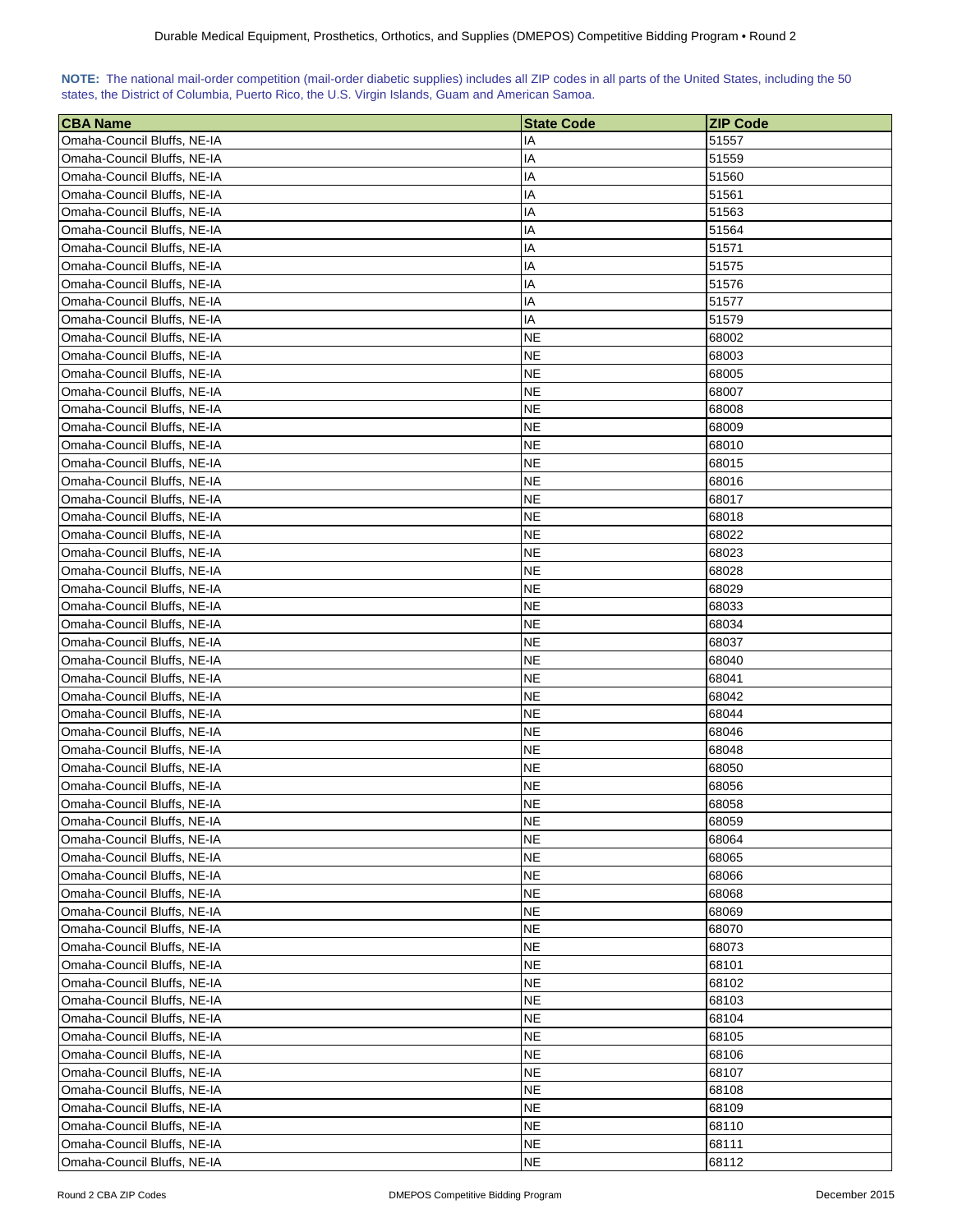**NOTE:** The national mail-order competition (mail-order diabetic supplies) includes all ZIP codes in all parts of the United States, including the 50 states, the District of Columbia, Puerto Rico, the U.S. Virgin Islands, Guam and American Samoa.

| CBA Name | State Code | ZIP Code |
| --- | --- | --- |
| Omaha-Council Bluffs, NE-IA | IA | 51557 |
| Omaha-Council Bluffs, NE-IA | IA | 51559 |
| Omaha-Council Bluffs, NE-IA | IA | 51560 |
| Omaha-Council Bluffs, NE-IA | IA | 51561 |
| Omaha-Council Bluffs, NE-IA | IA | 51563 |
| Omaha-Council Bluffs, NE-IA | IA | 51564 |
| Omaha-Council Bluffs, NE-IA | IA | 51571 |
| Omaha-Council Bluffs, NE-IA | IA | 51575 |
| Omaha-Council Bluffs, NE-IA | IA | 51576 |
| Omaha-Council Bluffs, NE-IA | IA | 51577 |
| Omaha-Council Bluffs, NE-IA | IA | 51579 |
| Omaha-Council Bluffs, NE-IA | NE | 68002 |
| Omaha-Council Bluffs, NE-IA | NE | 68003 |
| Omaha-Council Bluffs, NE-IA | NE | 68005 |
| Omaha-Council Bluffs, NE-IA | NE | 68007 |
| Omaha-Council Bluffs, NE-IA | NE | 68008 |
| Omaha-Council Bluffs, NE-IA | NE | 68009 |
| Omaha-Council Bluffs, NE-IA | NE | 68010 |
| Omaha-Council Bluffs, NE-IA | NE | 68015 |
| Omaha-Council Bluffs, NE-IA | NE | 68016 |
| Omaha-Council Bluffs, NE-IA | NE | 68017 |
| Omaha-Council Bluffs, NE-IA | NE | 68018 |
| Omaha-Council Bluffs, NE-IA | NE | 68022 |
| Omaha-Council Bluffs, NE-IA | NE | 68023 |
| Omaha-Council Bluffs, NE-IA | NE | 68028 |
| Omaha-Council Bluffs, NE-IA | NE | 68029 |
| Omaha-Council Bluffs, NE-IA | NE | 68033 |
| Omaha-Council Bluffs, NE-IA | NE | 68034 |
| Omaha-Council Bluffs, NE-IA | NE | 68037 |
| Omaha-Council Bluffs, NE-IA | NE | 68040 |
| Omaha-Council Bluffs, NE-IA | NE | 68041 |
| Omaha-Council Bluffs, NE-IA | NE | 68042 |
| Omaha-Council Bluffs, NE-IA | NE | 68044 |
| Omaha-Council Bluffs, NE-IA | NE | 68046 |
| Omaha-Council Bluffs, NE-IA | NE | 68048 |
| Omaha-Council Bluffs, NE-IA | NE | 68050 |
| Omaha-Council Bluffs, NE-IA | NE | 68056 |
| Omaha-Council Bluffs, NE-IA | NE | 68058 |
| Omaha-Council Bluffs, NE-IA | NE | 68059 |
| Omaha-Council Bluffs, NE-IA | NE | 68064 |
| Omaha-Council Bluffs, NE-IA | NE | 68065 |
| Omaha-Council Bluffs, NE-IA | NE | 68066 |
| Omaha-Council Bluffs, NE-IA | NE | 68068 |
| Omaha-Council Bluffs, NE-IA | NE | 68069 |
| Omaha-Council Bluffs, NE-IA | NE | 68070 |
| Omaha-Council Bluffs, NE-IA | NE | 68073 |
| Omaha-Council Bluffs, NE-IA | NE | 68101 |
| Omaha-Council Bluffs, NE-IA | NE | 68102 |
| Omaha-Council Bluffs, NE-IA | NE | 68103 |
| Omaha-Council Bluffs, NE-IA | NE | 68104 |
| Omaha-Council Bluffs, NE-IA | NE | 68105 |
| Omaha-Council Bluffs, NE-IA | NE | 68106 |
| Omaha-Council Bluffs, NE-IA | NE | 68107 |
| Omaha-Council Bluffs, NE-IA | NE | 68108 |
| Omaha-Council Bluffs, NE-IA | NE | 68109 |
| Omaha-Council Bluffs, NE-IA | NE | 68110 |
| Omaha-Council Bluffs, NE-IA | NE | 68111 |
| Omaha-Council Bluffs, NE-IA | NE | 68112 |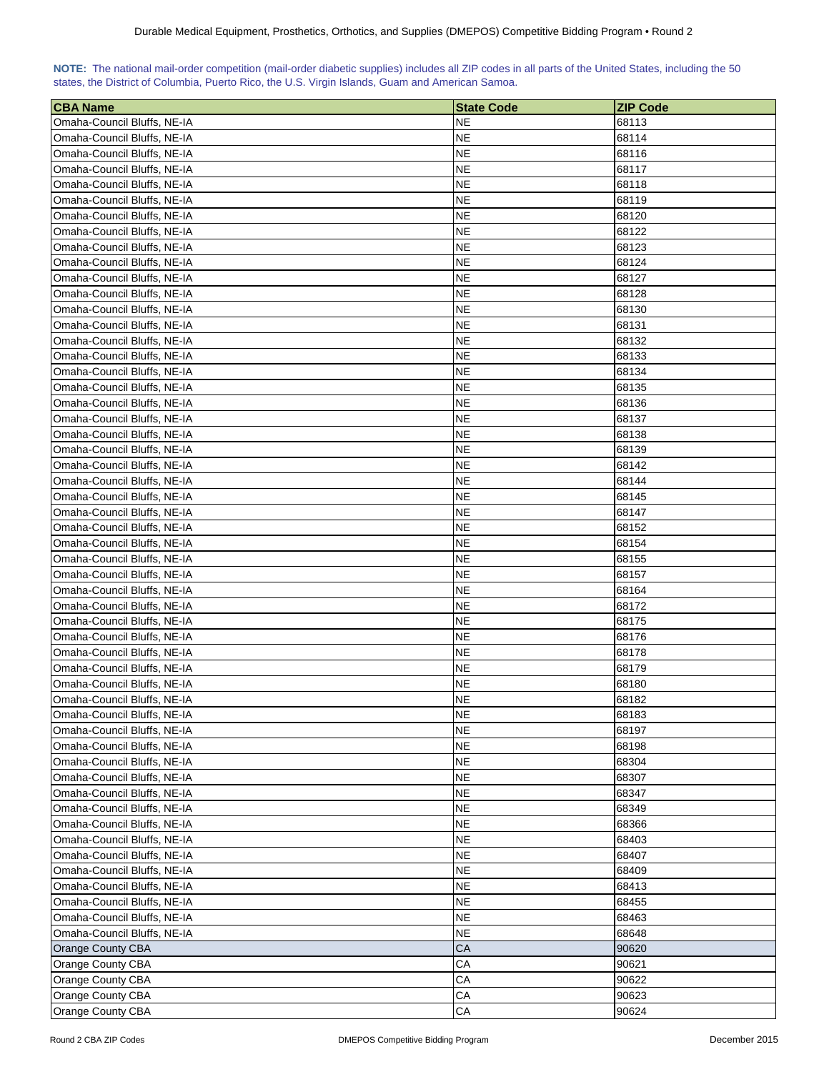**NOTE:** The national mail-order competition (mail-order diabetic supplies) includes all ZIP codes in all parts of the United States, including the 50 states, the District of Columbia, Puerto Rico, the U.S. Virgin Islands, Guam and American Samoa.

| CBA Name | State Code | ZIP Code |
|---|---|---|
| Omaha-Council Bluffs, NE-IA | NE | 68113 |
| Omaha-Council Bluffs, NE-IA | NE | 68114 |
| Omaha-Council Bluffs, NE-IA | NE | 68116 |
| Omaha-Council Bluffs, NE-IA | NE | 68117 |
| Omaha-Council Bluffs, NE-IA | NE | 68118 |
| Omaha-Council Bluffs, NE-IA | NE | 68119 |
| Omaha-Council Bluffs, NE-IA | NE | 68120 |
| Omaha-Council Bluffs, NE-IA | NE | 68122 |
| Omaha-Council Bluffs, NE-IA | NE | 68123 |
| Omaha-Council Bluffs, NE-IA | NE | 68124 |
| Omaha-Council Bluffs, NE-IA | NE | 68127 |
| Omaha-Council Bluffs, NE-IA | NE | 68128 |
| Omaha-Council Bluffs, NE-IA | NE | 68130 |
| Omaha-Council Bluffs, NE-IA | NE | 68131 |
| Omaha-Council Bluffs, NE-IA | NE | 68132 |
| Omaha-Council Bluffs, NE-IA | NE | 68133 |
| Omaha-Council Bluffs, NE-IA | NE | 68134 |
| Omaha-Council Bluffs, NE-IA | NE | 68135 |
| Omaha-Council Bluffs, NE-IA | NE | 68136 |
| Omaha-Council Bluffs, NE-IA | NE | 68137 |
| Omaha-Council Bluffs, NE-IA | NE | 68138 |
| Omaha-Council Bluffs, NE-IA | NE | 68139 |
| Omaha-Council Bluffs, NE-IA | NE | 68142 |
| Omaha-Council Bluffs, NE-IA | NE | 68144 |
| Omaha-Council Bluffs, NE-IA | NE | 68145 |
| Omaha-Council Bluffs, NE-IA | NE | 68147 |
| Omaha-Council Bluffs, NE-IA | NE | 68152 |
| Omaha-Council Bluffs, NE-IA | NE | 68154 |
| Omaha-Council Bluffs, NE-IA | NE | 68155 |
| Omaha-Council Bluffs, NE-IA | NE | 68157 |
| Omaha-Council Bluffs, NE-IA | NE | 68164 |
| Omaha-Council Bluffs, NE-IA | NE | 68172 |
| Omaha-Council Bluffs, NE-IA | NE | 68175 |
| Omaha-Council Bluffs, NE-IA | NE | 68176 |
| Omaha-Council Bluffs, NE-IA | NE | 68178 |
| Omaha-Council Bluffs, NE-IA | NE | 68179 |
| Omaha-Council Bluffs, NE-IA | NE | 68180 |
| Omaha-Council Bluffs, NE-IA | NE | 68182 |
| Omaha-Council Bluffs, NE-IA | NE | 68183 |
| Omaha-Council Bluffs, NE-IA | NE | 68197 |
| Omaha-Council Bluffs, NE-IA | NE | 68198 |
| Omaha-Council Bluffs, NE-IA | NE | 68304 |
| Omaha-Council Bluffs, NE-IA | NE | 68307 |
| Omaha-Council Bluffs, NE-IA | NE | 68347 |
| Omaha-Council Bluffs, NE-IA | NE | 68349 |
| Omaha-Council Bluffs, NE-IA | NE | 68366 |
| Omaha-Council Bluffs, NE-IA | NE | 68403 |
| Omaha-Council Bluffs, NE-IA | NE | 68407 |
| Omaha-Council Bluffs, NE-IA | NE | 68409 |
| Omaha-Council Bluffs, NE-IA | NE | 68413 |
| Omaha-Council Bluffs, NE-IA | NE | 68455 |
| Omaha-Council Bluffs, NE-IA | NE | 68463 |
| Omaha-Council Bluffs, NE-IA | NE | 68648 |
| Orange County CBA | CA | 90620 |
| Orange County CBA | CA | 90621 |
| Orange County CBA | CA | 90622 |
| Orange County CBA | CA | 90623 |
| Orange County CBA | CA | 90624 |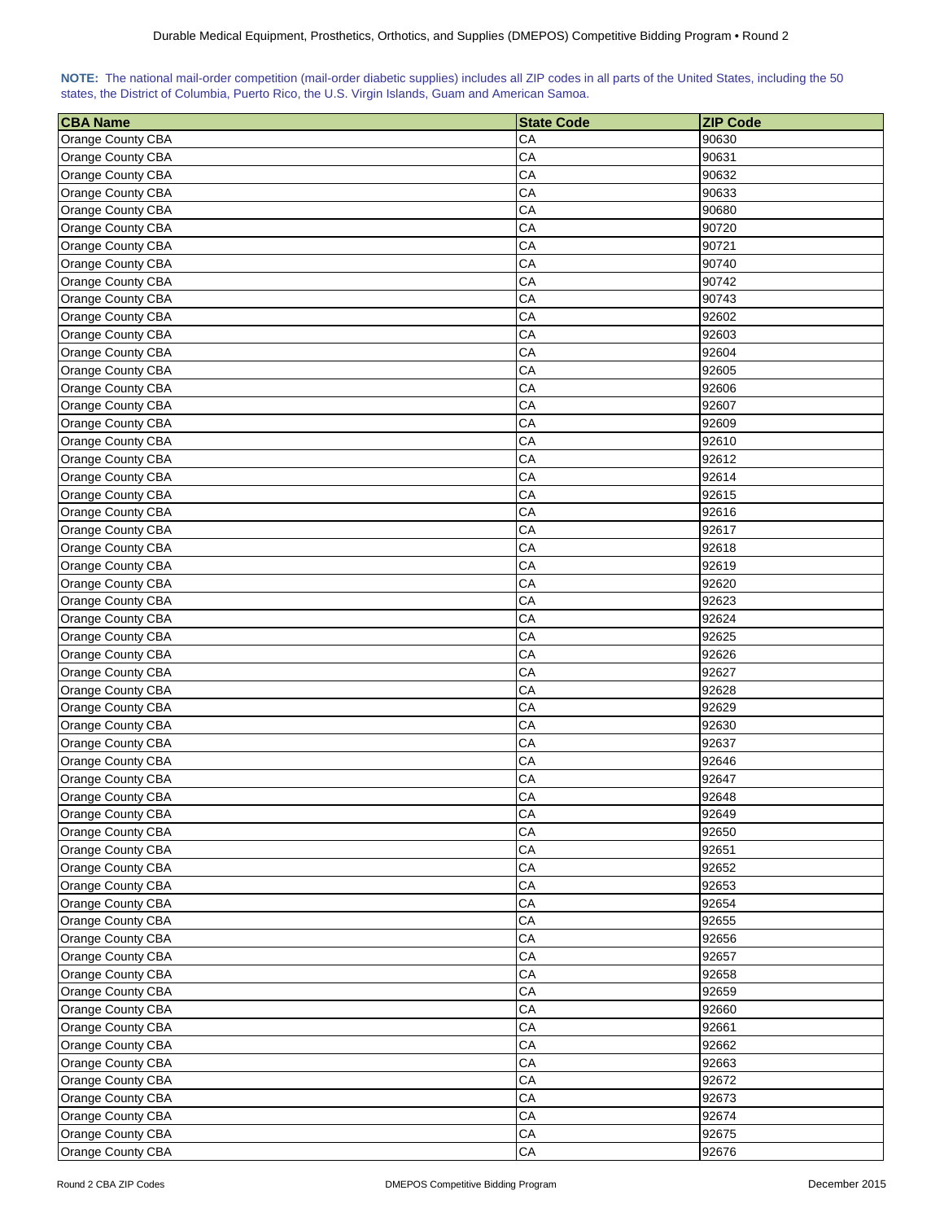**NOTE:** The national mail-order competition (mail-order diabetic supplies) includes all ZIP codes in all parts of the United States, including the 50 states, the District of Columbia, Puerto Rico, the U.S. Virgin Islands, Guam and American Samoa.

| CBA Name | State Code | ZIP Code |
|---|---|---|
| Orange County CBA | CA | 90630 |
| Orange County CBA | CA | 90631 |
| Orange County CBA | CA | 90632 |
| Orange County CBA | CA | 90633 |
| Orange County CBA | CA | 90680 |
| Orange County CBA | CA | 90720 |
| Orange County CBA | CA | 90721 |
| Orange County CBA | CA | 90740 |
| Orange County CBA | CA | 90742 |
| Orange County CBA | CA | 90743 |
| Orange County CBA | CA | 92602 |
| Orange County CBA | CA | 92603 |
| Orange County CBA | CA | 92604 |
| Orange County CBA | CA | 92605 |
| Orange County CBA | CA | 92606 |
| Orange County CBA | CA | 92607 |
| Orange County CBA | CA | 92609 |
| Orange County CBA | CA | 92610 |
| Orange County CBA | CA | 92612 |
| Orange County CBA | CA | 92614 |
| Orange County CBA | CA | 92615 |
| Orange County CBA | CA | 92616 |
| Orange County CBA | CA | 92617 |
| Orange County CBA | CA | 92618 |
| Orange County CBA | CA | 92619 |
| Orange County CBA | CA | 92620 |
| Orange County CBA | CA | 92623 |
| Orange County CBA | CA | 92624 |
| Orange County CBA | CA | 92625 |
| Orange County CBA | CA | 92626 |
| Orange County CBA | CA | 92627 |
| Orange County CBA | CA | 92628 |
| Orange County CBA | CA | 92629 |
| Orange County CBA | CA | 92630 |
| Orange County CBA | CA | 92637 |
| Orange County CBA | CA | 92646 |
| Orange County CBA | CA | 92647 |
| Orange County CBA | CA | 92648 |
| Orange County CBA | CA | 92649 |
| Orange County CBA | CA | 92650 |
| Orange County CBA | CA | 92651 |
| Orange County CBA | CA | 92652 |
| Orange County CBA | CA | 92653 |
| Orange County CBA | CA | 92654 |
| Orange County CBA | CA | 92655 |
| Orange County CBA | CA | 92656 |
| Orange County CBA | CA | 92657 |
| Orange County CBA | CA | 92658 |
| Orange County CBA | CA | 92659 |
| Orange County CBA | CA | 92660 |
| Orange County CBA | CA | 92661 |
| Orange County CBA | CA | 92662 |
| Orange County CBA | CA | 92663 |
| Orange County CBA | CA | 92672 |
| Orange County CBA | CA | 92673 |
| Orange County CBA | CA | 92674 |
| Orange County CBA | CA | 92675 |
| Orange County CBA | CA | 92676 |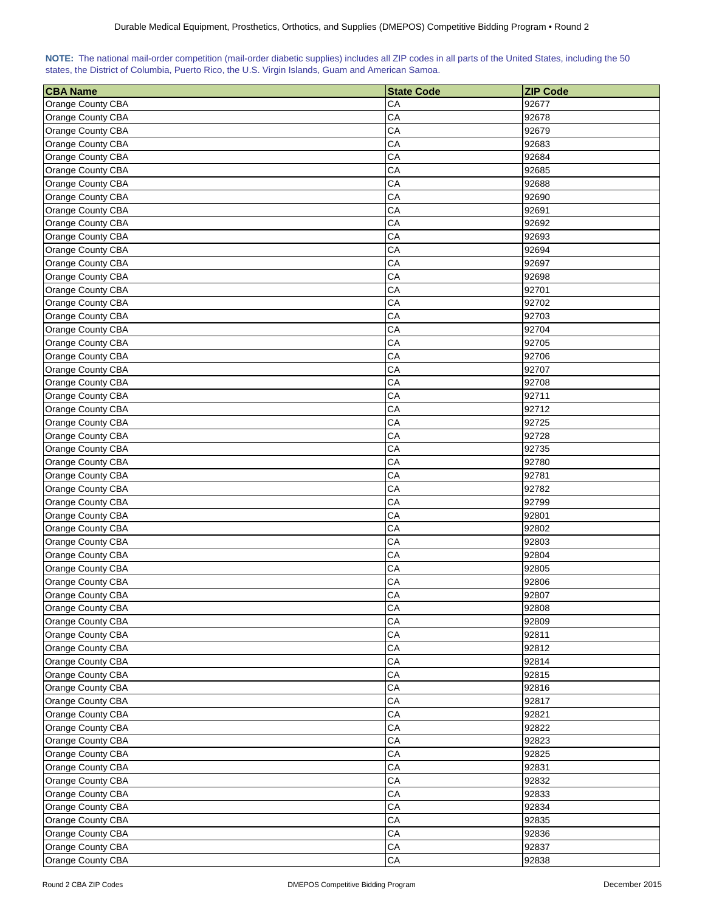**NOTE:** The national mail-order competition (mail-order diabetic supplies) includes all ZIP codes in all parts of the United States, including the 50 states, the District of Columbia, Puerto Rico, the U.S. Virgin Islands, Guam and American Samoa.

| CBA Name | State Code | ZIP Code |
|---|---|---|
| Orange County CBA | CA | 92677 |
| Orange County CBA | CA | 92678 |
| Orange County CBA | CA | 92679 |
| Orange County CBA | CA | 92683 |
| Orange County CBA | CA | 92684 |
| Orange County CBA | CA | 92685 |
| Orange County CBA | CA | 92688 |
| Orange County CBA | CA | 92690 |
| Orange County CBA | CA | 92691 |
| Orange County CBA | CA | 92692 |
| Orange County CBA | CA | 92693 |
| Orange County CBA | CA | 92694 |
| Orange County CBA | CA | 92697 |
| Orange County CBA | CA | 92698 |
| Orange County CBA | CA | 92701 |
| Orange County CBA | CA | 92702 |
| Orange County CBA | CA | 92703 |
| Orange County CBA | CA | 92704 |
| Orange County CBA | CA | 92705 |
| Orange County CBA | CA | 92706 |
| Orange County CBA | CA | 92707 |
| Orange County CBA | CA | 92708 |
| Orange County CBA | CA | 92711 |
| Orange County CBA | CA | 92712 |
| Orange County CBA | CA | 92725 |
| Orange County CBA | CA | 92728 |
| Orange County CBA | CA | 92735 |
| Orange County CBA | CA | 92780 |
| Orange County CBA | CA | 92781 |
| Orange County CBA | CA | 92782 |
| Orange County CBA | CA | 92799 |
| Orange County CBA | CA | 92801 |
| Orange County CBA | CA | 92802 |
| Orange County CBA | CA | 92803 |
| Orange County CBA | CA | 92804 |
| Orange County CBA | CA | 92805 |
| Orange County CBA | CA | 92806 |
| Orange County CBA | CA | 92807 |
| Orange County CBA | CA | 92808 |
| Orange County CBA | CA | 92809 |
| Orange County CBA | CA | 92811 |
| Orange County CBA | CA | 92812 |
| Orange County CBA | CA | 92814 |
| Orange County CBA | CA | 92815 |
| Orange County CBA | CA | 92816 |
| Orange County CBA | CA | 92817 |
| Orange County CBA | CA | 92821 |
| Orange County CBA | CA | 92822 |
| Orange County CBA | CA | 92823 |
| Orange County CBA | CA | 92825 |
| Orange County CBA | CA | 92831 |
| Orange County CBA | CA | 92832 |
| Orange County CBA | CA | 92833 |
| Orange County CBA | CA | 92834 |
| Orange County CBA | CA | 92835 |
| Orange County CBA | CA | 92836 |
| Orange County CBA | CA | 92837 |
| Orange County CBA | CA | 92838 |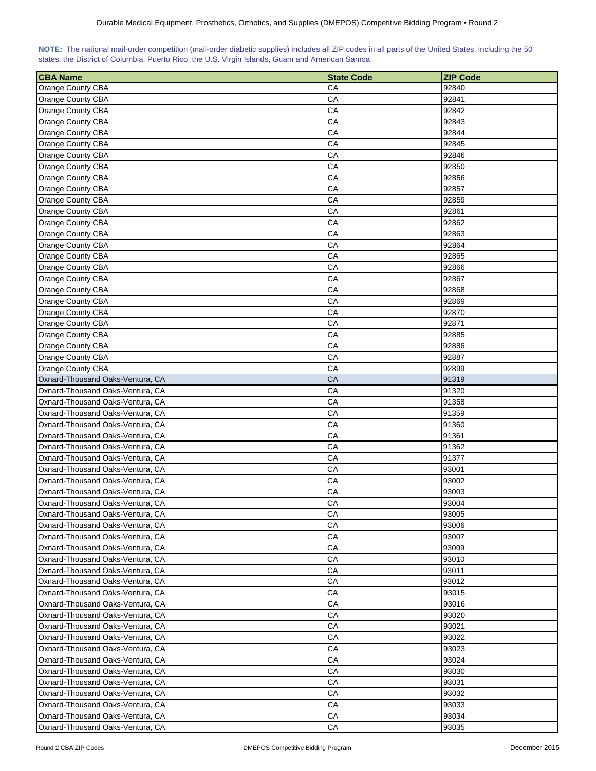**NOTE:** The national mail-order competition (mail-order diabetic supplies) includes all ZIP codes in all parts of the United States, including the 50 states, the District of Columbia, Puerto Rico, the U.S. Virgin Islands, Guam and American Samoa.

| CBA Name | State Code | ZIP Code |
|---|---|---|
| Orange County CBA | CA | 92840 |
| Orange County CBA | CA | 92841 |
| Orange County CBA | CA | 92842 |
| Orange County CBA | CA | 92843 |
| Orange County CBA | CA | 92844 |
| Orange County CBA | CA | 92845 |
| Orange County CBA | CA | 92846 |
| Orange County CBA | CA | 92850 |
| Orange County CBA | CA | 92856 |
| Orange County CBA | CA | 92857 |
| Orange County CBA | CA | 92859 |
| Orange County CBA | CA | 92861 |
| Orange County CBA | CA | 92862 |
| Orange County CBA | CA | 92863 |
| Orange County CBA | CA | 92864 |
| Orange County CBA | CA | 92865 |
| Orange County CBA | CA | 92866 |
| Orange County CBA | CA | 92867 |
| Orange County CBA | CA | 92868 |
| Orange County CBA | CA | 92869 |
| Orange County CBA | CA | 92870 |
| Orange County CBA | CA | 92871 |
| Orange County CBA | CA | 92885 |
| Orange County CBA | CA | 92886 |
| Orange County CBA | CA | 92887 |
| Orange County CBA | CA | 92899 |
| Oxnard-Thousand Oaks-Ventura, CA | CA | 91319 |
| Oxnard-Thousand Oaks-Ventura, CA | CA | 91320 |
| Oxnard-Thousand Oaks-Ventura, CA | CA | 91358 |
| Oxnard-Thousand Oaks-Ventura, CA | CA | 91359 |
| Oxnard-Thousand Oaks-Ventura, CA | CA | 91360 |
| Oxnard-Thousand Oaks-Ventura, CA | CA | 91361 |
| Oxnard-Thousand Oaks-Ventura, CA | CA | 91362 |
| Oxnard-Thousand Oaks-Ventura, CA | CA | 91377 |
| Oxnard-Thousand Oaks-Ventura, CA | CA | 93001 |
| Oxnard-Thousand Oaks-Ventura, CA | CA | 93002 |
| Oxnard-Thousand Oaks-Ventura, CA | CA | 93003 |
| Oxnard-Thousand Oaks-Ventura, CA | CA | 93004 |
| Oxnard-Thousand Oaks-Ventura, CA | CA | 93005 |
| Oxnard-Thousand Oaks-Ventura, CA | CA | 93006 |
| Oxnard-Thousand Oaks-Ventura, CA | CA | 93007 |
| Oxnard-Thousand Oaks-Ventura, CA | CA | 93009 |
| Oxnard-Thousand Oaks-Ventura, CA | CA | 93010 |
| Oxnard-Thousand Oaks-Ventura, CA | CA | 93011 |
| Oxnard-Thousand Oaks-Ventura, CA | CA | 93012 |
| Oxnard-Thousand Oaks-Ventura, CA | CA | 93015 |
| Oxnard-Thousand Oaks-Ventura, CA | CA | 93016 |
| Oxnard-Thousand Oaks-Ventura, CA | CA | 93020 |
| Oxnard-Thousand Oaks-Ventura, CA | CA | 93021 |
| Oxnard-Thousand Oaks-Ventura, CA | CA | 93022 |
| Oxnard-Thousand Oaks-Ventura, CA | CA | 93023 |
| Oxnard-Thousand Oaks-Ventura, CA | CA | 93024 |
| Oxnard-Thousand Oaks-Ventura, CA | CA | 93030 |
| Oxnard-Thousand Oaks-Ventura, CA | CA | 93031 |
| Oxnard-Thousand Oaks-Ventura, CA | CA | 93032 |
| Oxnard-Thousand Oaks-Ventura, CA | CA | 93033 |
| Oxnard-Thousand Oaks-Ventura, CA | CA | 93034 |
| Oxnard-Thousand Oaks-Ventura, CA | CA | 93035 |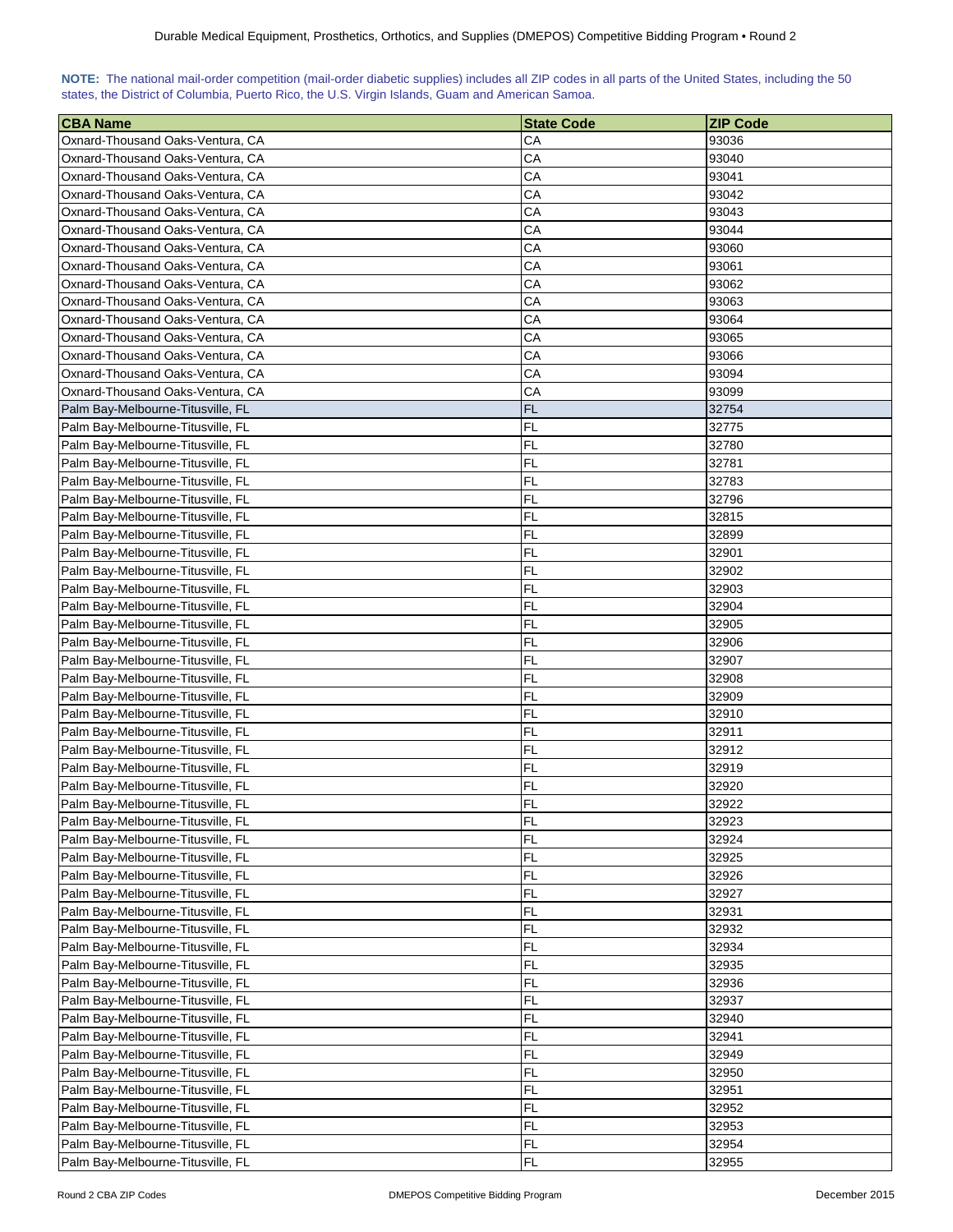**NOTE:** The national mail-order competition (mail-order diabetic supplies) includes all ZIP codes in all parts of the United States, including the 50 states, the District of Columbia, Puerto Rico, the U.S. Virgin Islands, Guam and American Samoa.

| CBA Name | State Code | ZIP Code |
|---|---|---|
| Oxnard-Thousand Oaks-Ventura, CA | CA | 93036 |
| Oxnard-Thousand Oaks-Ventura, CA | CA | 93040 |
| Oxnard-Thousand Oaks-Ventura, CA | CA | 93041 |
| Oxnard-Thousand Oaks-Ventura, CA | CA | 93042 |
| Oxnard-Thousand Oaks-Ventura, CA | CA | 93043 |
| Oxnard-Thousand Oaks-Ventura, CA | CA | 93044 |
| Oxnard-Thousand Oaks-Ventura, CA | CA | 93060 |
| Oxnard-Thousand Oaks-Ventura, CA | CA | 93061 |
| Oxnard-Thousand Oaks-Ventura, CA | CA | 93062 |
| Oxnard-Thousand Oaks-Ventura, CA | CA | 93063 |
| Oxnard-Thousand Oaks-Ventura, CA | CA | 93064 |
| Oxnard-Thousand Oaks-Ventura, CA | CA | 93065 |
| Oxnard-Thousand Oaks-Ventura, CA | CA | 93066 |
| Oxnard-Thousand Oaks-Ventura, CA | CA | 93094 |
| Oxnard-Thousand Oaks-Ventura, CA | CA | 93099 |
| Palm Bay-Melbourne-Titusville, FL | FL | 32754 |
| Palm Bay-Melbourne-Titusville, FL | FL | 32775 |
| Palm Bay-Melbourne-Titusville, FL | FL | 32780 |
| Palm Bay-Melbourne-Titusville, FL | FL | 32781 |
| Palm Bay-Melbourne-Titusville, FL | FL | 32783 |
| Palm Bay-Melbourne-Titusville, FL | FL | 32796 |
| Palm Bay-Melbourne-Titusville, FL | FL | 32815 |
| Palm Bay-Melbourne-Titusville, FL | FL | 32899 |
| Palm Bay-Melbourne-Titusville, FL | FL | 32901 |
| Palm Bay-Melbourne-Titusville, FL | FL | 32902 |
| Palm Bay-Melbourne-Titusville, FL | FL | 32903 |
| Palm Bay-Melbourne-Titusville, FL | FL | 32904 |
| Palm Bay-Melbourne-Titusville, FL | FL | 32905 |
| Palm Bay-Melbourne-Titusville, FL | FL | 32906 |
| Palm Bay-Melbourne-Titusville, FL | FL | 32907 |
| Palm Bay-Melbourne-Titusville, FL | FL | 32908 |
| Palm Bay-Melbourne-Titusville, FL | FL | 32909 |
| Palm Bay-Melbourne-Titusville, FL | FL | 32910 |
| Palm Bay-Melbourne-Titusville, FL | FL | 32911 |
| Palm Bay-Melbourne-Titusville, FL | FL | 32912 |
| Palm Bay-Melbourne-Titusville, FL | FL | 32919 |
| Palm Bay-Melbourne-Titusville, FL | FL | 32920 |
| Palm Bay-Melbourne-Titusville, FL | FL | 32922 |
| Palm Bay-Melbourne-Titusville, FL | FL | 32923 |
| Palm Bay-Melbourne-Titusville, FL | FL | 32924 |
| Palm Bay-Melbourne-Titusville, FL | FL | 32925 |
| Palm Bay-Melbourne-Titusville, FL | FL | 32926 |
| Palm Bay-Melbourne-Titusville, FL | FL | 32927 |
| Palm Bay-Melbourne-Titusville, FL | FL | 32931 |
| Palm Bay-Melbourne-Titusville, FL | FL | 32932 |
| Palm Bay-Melbourne-Titusville, FL | FL | 32934 |
| Palm Bay-Melbourne-Titusville, FL | FL | 32935 |
| Palm Bay-Melbourne-Titusville, FL | FL | 32936 |
| Palm Bay-Melbourne-Titusville, FL | FL | 32937 |
| Palm Bay-Melbourne-Titusville, FL | FL | 32940 |
| Palm Bay-Melbourne-Titusville, FL | FL | 32941 |
| Palm Bay-Melbourne-Titusville, FL | FL | 32949 |
| Palm Bay-Melbourne-Titusville, FL | FL | 32950 |
| Palm Bay-Melbourne-Titusville, FL | FL | 32951 |
| Palm Bay-Melbourne-Titusville, FL | FL | 32952 |
| Palm Bay-Melbourne-Titusville, FL | FL | 32953 |
| Palm Bay-Melbourne-Titusville, FL | FL | 32954 |
| Palm Bay-Melbourne-Titusville, FL | FL | 32955 |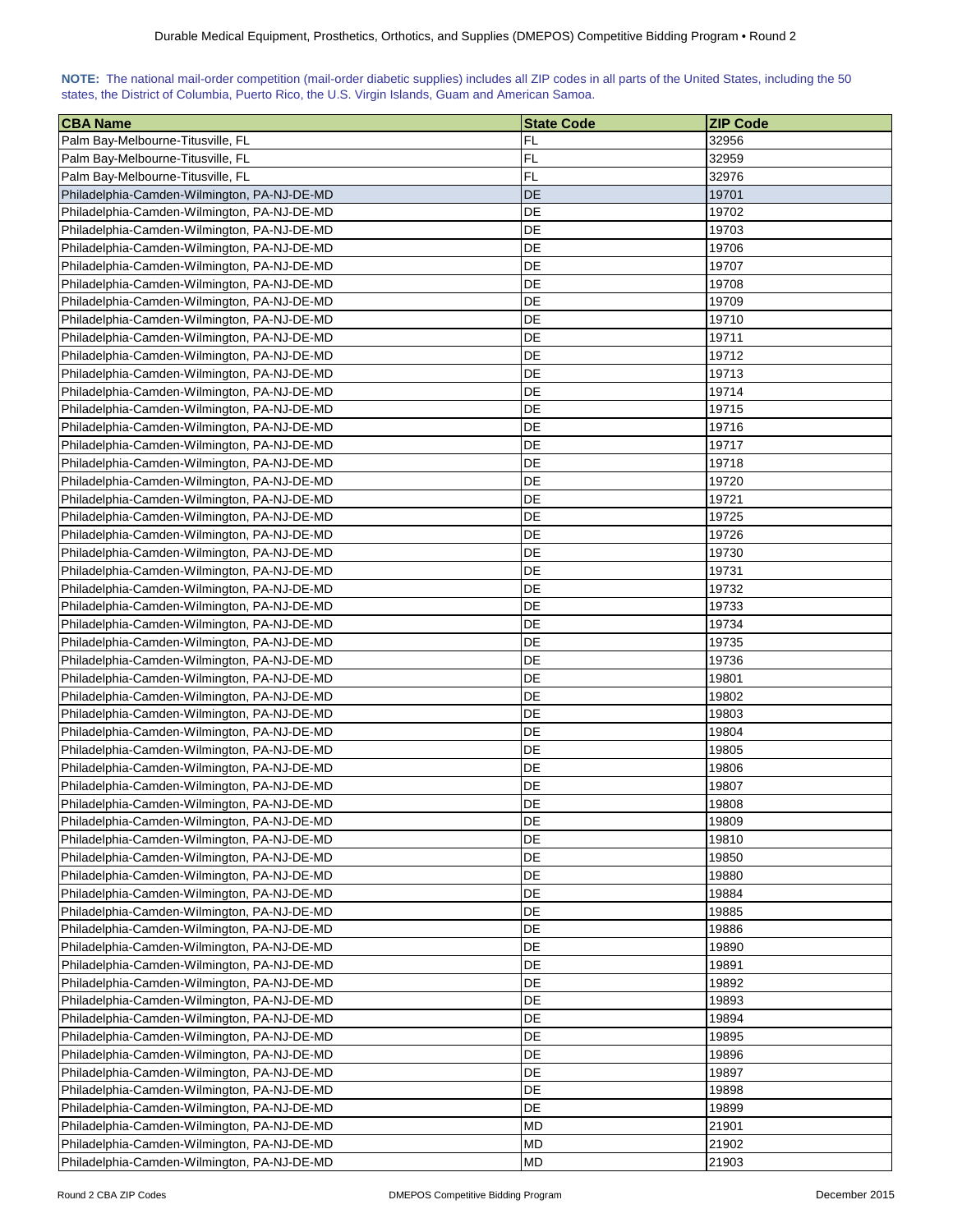**NOTE:** The national mail-order competition (mail-order diabetic supplies) includes all ZIP codes in all parts of the United States, including the 50 states, the District of Columbia, Puerto Rico, the U.S. Virgin Islands, Guam and American Samoa.

| CBA Name | State Code | ZIP Code |
| --- | --- | --- |
| Palm Bay-Melbourne-Titusville, FL | FL | 32956 |
| Palm Bay-Melbourne-Titusville, FL | FL | 32959 |
| Palm Bay-Melbourne-Titusville, FL | FL | 32976 |
| Philadelphia-Camden-Wilmington, PA-NJ-DE-MD | DE | 19701 |
| Philadelphia-Camden-Wilmington, PA-NJ-DE-MD | DE | 19702 |
| Philadelphia-Camden-Wilmington, PA-NJ-DE-MD | DE | 19703 |
| Philadelphia-Camden-Wilmington, PA-NJ-DE-MD | DE | 19706 |
| Philadelphia-Camden-Wilmington, PA-NJ-DE-MD | DE | 19707 |
| Philadelphia-Camden-Wilmington, PA-NJ-DE-MD | DE | 19708 |
| Philadelphia-Camden-Wilmington, PA-NJ-DE-MD | DE | 19709 |
| Philadelphia-Camden-Wilmington, PA-NJ-DE-MD | DE | 19710 |
| Philadelphia-Camden-Wilmington, PA-NJ-DE-MD | DE | 19711 |
| Philadelphia-Camden-Wilmington, PA-NJ-DE-MD | DE | 19712 |
| Philadelphia-Camden-Wilmington, PA-NJ-DE-MD | DE | 19713 |
| Philadelphia-Camden-Wilmington, PA-NJ-DE-MD | DE | 19714 |
| Philadelphia-Camden-Wilmington, PA-NJ-DE-MD | DE | 19715 |
| Philadelphia-Camden-Wilmington, PA-NJ-DE-MD | DE | 19716 |
| Philadelphia-Camden-Wilmington, PA-NJ-DE-MD | DE | 19717 |
| Philadelphia-Camden-Wilmington, PA-NJ-DE-MD | DE | 19718 |
| Philadelphia-Camden-Wilmington, PA-NJ-DE-MD | DE | 19720 |
| Philadelphia-Camden-Wilmington, PA-NJ-DE-MD | DE | 19721 |
| Philadelphia-Camden-Wilmington, PA-NJ-DE-MD | DE | 19725 |
| Philadelphia-Camden-Wilmington, PA-NJ-DE-MD | DE | 19726 |
| Philadelphia-Camden-Wilmington, PA-NJ-DE-MD | DE | 19730 |
| Philadelphia-Camden-Wilmington, PA-NJ-DE-MD | DE | 19731 |
| Philadelphia-Camden-Wilmington, PA-NJ-DE-MD | DE | 19732 |
| Philadelphia-Camden-Wilmington, PA-NJ-DE-MD | DE | 19733 |
| Philadelphia-Camden-Wilmington, PA-NJ-DE-MD | DE | 19734 |
| Philadelphia-Camden-Wilmington, PA-NJ-DE-MD | DE | 19735 |
| Philadelphia-Camden-Wilmington, PA-NJ-DE-MD | DE | 19736 |
| Philadelphia-Camden-Wilmington, PA-NJ-DE-MD | DE | 19801 |
| Philadelphia-Camden-Wilmington, PA-NJ-DE-MD | DE | 19802 |
| Philadelphia-Camden-Wilmington, PA-NJ-DE-MD | DE | 19803 |
| Philadelphia-Camden-Wilmington, PA-NJ-DE-MD | DE | 19804 |
| Philadelphia-Camden-Wilmington, PA-NJ-DE-MD | DE | 19805 |
| Philadelphia-Camden-Wilmington, PA-NJ-DE-MD | DE | 19806 |
| Philadelphia-Camden-Wilmington, PA-NJ-DE-MD | DE | 19807 |
| Philadelphia-Camden-Wilmington, PA-NJ-DE-MD | DE | 19808 |
| Philadelphia-Camden-Wilmington, PA-NJ-DE-MD | DE | 19809 |
| Philadelphia-Camden-Wilmington, PA-NJ-DE-MD | DE | 19810 |
| Philadelphia-Camden-Wilmington, PA-NJ-DE-MD | DE | 19850 |
| Philadelphia-Camden-Wilmington, PA-NJ-DE-MD | DE | 19880 |
| Philadelphia-Camden-Wilmington, PA-NJ-DE-MD | DE | 19884 |
| Philadelphia-Camden-Wilmington, PA-NJ-DE-MD | DE | 19885 |
| Philadelphia-Camden-Wilmington, PA-NJ-DE-MD | DE | 19886 |
| Philadelphia-Camden-Wilmington, PA-NJ-DE-MD | DE | 19890 |
| Philadelphia-Camden-Wilmington, PA-NJ-DE-MD | DE | 19891 |
| Philadelphia-Camden-Wilmington, PA-NJ-DE-MD | DE | 19892 |
| Philadelphia-Camden-Wilmington, PA-NJ-DE-MD | DE | 19893 |
| Philadelphia-Camden-Wilmington, PA-NJ-DE-MD | DE | 19894 |
| Philadelphia-Camden-Wilmington, PA-NJ-DE-MD | DE | 19895 |
| Philadelphia-Camden-Wilmington, PA-NJ-DE-MD | DE | 19896 |
| Philadelphia-Camden-Wilmington, PA-NJ-DE-MD | DE | 19897 |
| Philadelphia-Camden-Wilmington, PA-NJ-DE-MD | DE | 19898 |
| Philadelphia-Camden-Wilmington, PA-NJ-DE-MD | DE | 19899 |
| Philadelphia-Camden-Wilmington, PA-NJ-DE-MD | MD | 21901 |
| Philadelphia-Camden-Wilmington, PA-NJ-DE-MD | MD | 21902 |
| Philadelphia-Camden-Wilmington, PA-NJ-DE-MD | MD | 21903 |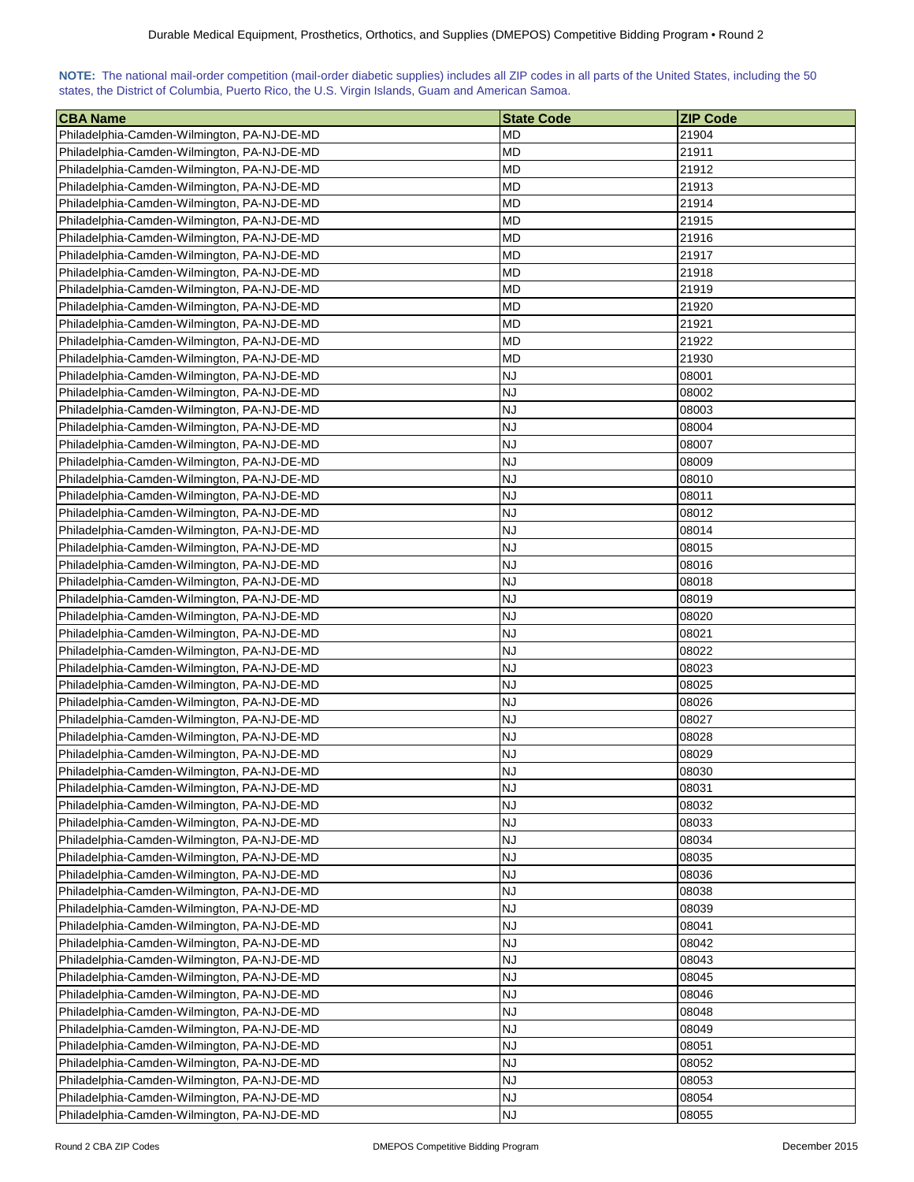**NOTE:** The national mail-order competition (mail-order diabetic supplies) includes all ZIP codes in all parts of the United States, including the 50 states, the District of Columbia, Puerto Rico, the U.S. Virgin Islands, Guam and American Samoa.

| CBA Name | State Code | ZIP Code |
|---|---|---|
| Philadelphia-Camden-Wilmington, PA-NJ-DE-MD | MD | 21904 |
| Philadelphia-Camden-Wilmington, PA-NJ-DE-MD | MD | 21911 |
| Philadelphia-Camden-Wilmington, PA-NJ-DE-MD | MD | 21912 |
| Philadelphia-Camden-Wilmington, PA-NJ-DE-MD | MD | 21913 |
| Philadelphia-Camden-Wilmington, PA-NJ-DE-MD | MD | 21914 |
| Philadelphia-Camden-Wilmington, PA-NJ-DE-MD | MD | 21915 |
| Philadelphia-Camden-Wilmington, PA-NJ-DE-MD | MD | 21916 |
| Philadelphia-Camden-Wilmington, PA-NJ-DE-MD | MD | 21917 |
| Philadelphia-Camden-Wilmington, PA-NJ-DE-MD | MD | 21918 |
| Philadelphia-Camden-Wilmington, PA-NJ-DE-MD | MD | 21919 |
| Philadelphia-Camden-Wilmington, PA-NJ-DE-MD | MD | 21920 |
| Philadelphia-Camden-Wilmington, PA-NJ-DE-MD | MD | 21921 |
| Philadelphia-Camden-Wilmington, PA-NJ-DE-MD | MD | 21922 |
| Philadelphia-Camden-Wilmington, PA-NJ-DE-MD | MD | 21930 |
| Philadelphia-Camden-Wilmington, PA-NJ-DE-MD | NJ | 08001 |
| Philadelphia-Camden-Wilmington, PA-NJ-DE-MD | NJ | 08002 |
| Philadelphia-Camden-Wilmington, PA-NJ-DE-MD | NJ | 08003 |
| Philadelphia-Camden-Wilmington, PA-NJ-DE-MD | NJ | 08004 |
| Philadelphia-Camden-Wilmington, PA-NJ-DE-MD | NJ | 08007 |
| Philadelphia-Camden-Wilmington, PA-NJ-DE-MD | NJ | 08009 |
| Philadelphia-Camden-Wilmington, PA-NJ-DE-MD | NJ | 08010 |
| Philadelphia-Camden-Wilmington, PA-NJ-DE-MD | NJ | 08011 |
| Philadelphia-Camden-Wilmington, PA-NJ-DE-MD | NJ | 08012 |
| Philadelphia-Camden-Wilmington, PA-NJ-DE-MD | NJ | 08014 |
| Philadelphia-Camden-Wilmington, PA-NJ-DE-MD | NJ | 08015 |
| Philadelphia-Camden-Wilmington, PA-NJ-DE-MD | NJ | 08016 |
| Philadelphia-Camden-Wilmington, PA-NJ-DE-MD | NJ | 08018 |
| Philadelphia-Camden-Wilmington, PA-NJ-DE-MD | NJ | 08019 |
| Philadelphia-Camden-Wilmington, PA-NJ-DE-MD | NJ | 08020 |
| Philadelphia-Camden-Wilmington, PA-NJ-DE-MD | NJ | 08021 |
| Philadelphia-Camden-Wilmington, PA-NJ-DE-MD | NJ | 08022 |
| Philadelphia-Camden-Wilmington, PA-NJ-DE-MD | NJ | 08023 |
| Philadelphia-Camden-Wilmington, PA-NJ-DE-MD | NJ | 08025 |
| Philadelphia-Camden-Wilmington, PA-NJ-DE-MD | NJ | 08026 |
| Philadelphia-Camden-Wilmington, PA-NJ-DE-MD | NJ | 08027 |
| Philadelphia-Camden-Wilmington, PA-NJ-DE-MD | NJ | 08028 |
| Philadelphia-Camden-Wilmington, PA-NJ-DE-MD | NJ | 08029 |
| Philadelphia-Camden-Wilmington, PA-NJ-DE-MD | NJ | 08030 |
| Philadelphia-Camden-Wilmington, PA-NJ-DE-MD | NJ | 08031 |
| Philadelphia-Camden-Wilmington, PA-NJ-DE-MD | NJ | 08032 |
| Philadelphia-Camden-Wilmington, PA-NJ-DE-MD | NJ | 08033 |
| Philadelphia-Camden-Wilmington, PA-NJ-DE-MD | NJ | 08034 |
| Philadelphia-Camden-Wilmington, PA-NJ-DE-MD | NJ | 08035 |
| Philadelphia-Camden-Wilmington, PA-NJ-DE-MD | NJ | 08036 |
| Philadelphia-Camden-Wilmington, PA-NJ-DE-MD | NJ | 08038 |
| Philadelphia-Camden-Wilmington, PA-NJ-DE-MD | NJ | 08039 |
| Philadelphia-Camden-Wilmington, PA-NJ-DE-MD | NJ | 08041 |
| Philadelphia-Camden-Wilmington, PA-NJ-DE-MD | NJ | 08042 |
| Philadelphia-Camden-Wilmington, PA-NJ-DE-MD | NJ | 08043 |
| Philadelphia-Camden-Wilmington, PA-NJ-DE-MD | NJ | 08045 |
| Philadelphia-Camden-Wilmington, PA-NJ-DE-MD | NJ | 08046 |
| Philadelphia-Camden-Wilmington, PA-NJ-DE-MD | NJ | 08048 |
| Philadelphia-Camden-Wilmington, PA-NJ-DE-MD | NJ | 08049 |
| Philadelphia-Camden-Wilmington, PA-NJ-DE-MD | NJ | 08051 |
| Philadelphia-Camden-Wilmington, PA-NJ-DE-MD | NJ | 08052 |
| Philadelphia-Camden-Wilmington, PA-NJ-DE-MD | NJ | 08053 |
| Philadelphia-Camden-Wilmington, PA-NJ-DE-MD | NJ | 08054 |
| Philadelphia-Camden-Wilmington, PA-NJ-DE-MD | NJ | 08055 |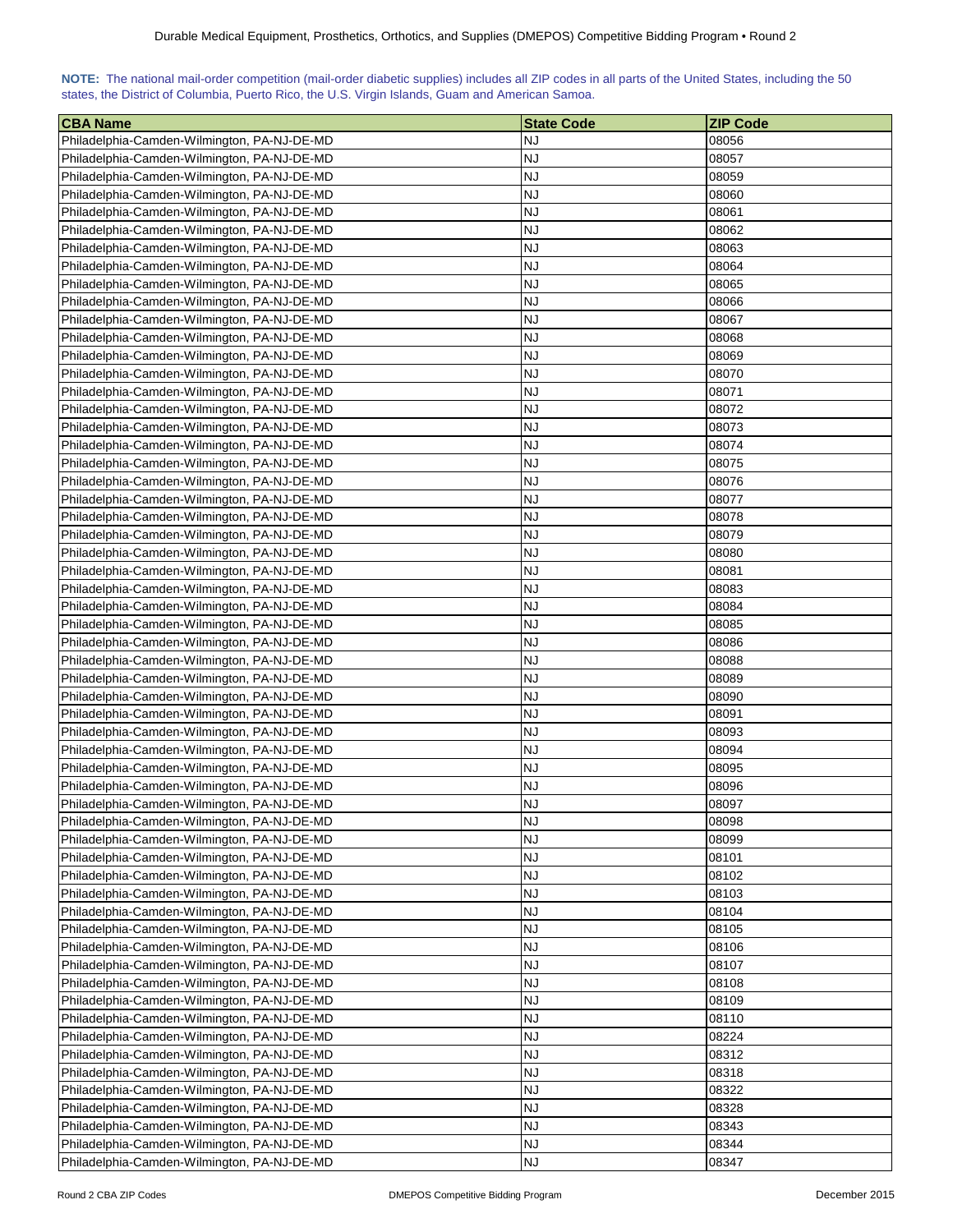**NOTE:** The national mail-order competition (mail-order diabetic supplies) includes all ZIP codes in all parts of the United States, including the 50 states, the District of Columbia, Puerto Rico, the U.S. Virgin Islands, Guam and American Samoa.

| CBA Name | State Code | ZIP Code |
|---|---|---|
| Philadelphia-Camden-Wilmington, PA-NJ-DE-MD | NJ | 08056 |
| Philadelphia-Camden-Wilmington, PA-NJ-DE-MD | NJ | 08057 |
| Philadelphia-Camden-Wilmington, PA-NJ-DE-MD | NJ | 08059 |
| Philadelphia-Camden-Wilmington, PA-NJ-DE-MD | NJ | 08060 |
| Philadelphia-Camden-Wilmington, PA-NJ-DE-MD | NJ | 08061 |
| Philadelphia-Camden-Wilmington, PA-NJ-DE-MD | NJ | 08062 |
| Philadelphia-Camden-Wilmington, PA-NJ-DE-MD | NJ | 08063 |
| Philadelphia-Camden-Wilmington, PA-NJ-DE-MD | NJ | 08064 |
| Philadelphia-Camden-Wilmington, PA-NJ-DE-MD | NJ | 08065 |
| Philadelphia-Camden-Wilmington, PA-NJ-DE-MD | NJ | 08066 |
| Philadelphia-Camden-Wilmington, PA-NJ-DE-MD | NJ | 08067 |
| Philadelphia-Camden-Wilmington, PA-NJ-DE-MD | NJ | 08068 |
| Philadelphia-Camden-Wilmington, PA-NJ-DE-MD | NJ | 08069 |
| Philadelphia-Camden-Wilmington, PA-NJ-DE-MD | NJ | 08070 |
| Philadelphia-Camden-Wilmington, PA-NJ-DE-MD | NJ | 08071 |
| Philadelphia-Camden-Wilmington, PA-NJ-DE-MD | NJ | 08072 |
| Philadelphia-Camden-Wilmington, PA-NJ-DE-MD | NJ | 08073 |
| Philadelphia-Camden-Wilmington, PA-NJ-DE-MD | NJ | 08074 |
| Philadelphia-Camden-Wilmington, PA-NJ-DE-MD | NJ | 08075 |
| Philadelphia-Camden-Wilmington, PA-NJ-DE-MD | NJ | 08076 |
| Philadelphia-Camden-Wilmington, PA-NJ-DE-MD | NJ | 08077 |
| Philadelphia-Camden-Wilmington, PA-NJ-DE-MD | NJ | 08078 |
| Philadelphia-Camden-Wilmington, PA-NJ-DE-MD | NJ | 08079 |
| Philadelphia-Camden-Wilmington, PA-NJ-DE-MD | NJ | 08080 |
| Philadelphia-Camden-Wilmington, PA-NJ-DE-MD | NJ | 08081 |
| Philadelphia-Camden-Wilmington, PA-NJ-DE-MD | NJ | 08083 |
| Philadelphia-Camden-Wilmington, PA-NJ-DE-MD | NJ | 08084 |
| Philadelphia-Camden-Wilmington, PA-NJ-DE-MD | NJ | 08085 |
| Philadelphia-Camden-Wilmington, PA-NJ-DE-MD | NJ | 08086 |
| Philadelphia-Camden-Wilmington, PA-NJ-DE-MD | NJ | 08088 |
| Philadelphia-Camden-Wilmington, PA-NJ-DE-MD | NJ | 08089 |
| Philadelphia-Camden-Wilmington, PA-NJ-DE-MD | NJ | 08090 |
| Philadelphia-Camden-Wilmington, PA-NJ-DE-MD | NJ | 08091 |
| Philadelphia-Camden-Wilmington, PA-NJ-DE-MD | NJ | 08093 |
| Philadelphia-Camden-Wilmington, PA-NJ-DE-MD | NJ | 08094 |
| Philadelphia-Camden-Wilmington, PA-NJ-DE-MD | NJ | 08095 |
| Philadelphia-Camden-Wilmington, PA-NJ-DE-MD | NJ | 08096 |
| Philadelphia-Camden-Wilmington, PA-NJ-DE-MD | NJ | 08097 |
| Philadelphia-Camden-Wilmington, PA-NJ-DE-MD | NJ | 08098 |
| Philadelphia-Camden-Wilmington, PA-NJ-DE-MD | NJ | 08099 |
| Philadelphia-Camden-Wilmington, PA-NJ-DE-MD | NJ | 08101 |
| Philadelphia-Camden-Wilmington, PA-NJ-DE-MD | NJ | 08102 |
| Philadelphia-Camden-Wilmington, PA-NJ-DE-MD | NJ | 08103 |
| Philadelphia-Camden-Wilmington, PA-NJ-DE-MD | NJ | 08104 |
| Philadelphia-Camden-Wilmington, PA-NJ-DE-MD | NJ | 08105 |
| Philadelphia-Camden-Wilmington, PA-NJ-DE-MD | NJ | 08106 |
| Philadelphia-Camden-Wilmington, PA-NJ-DE-MD | NJ | 08107 |
| Philadelphia-Camden-Wilmington, PA-NJ-DE-MD | NJ | 08108 |
| Philadelphia-Camden-Wilmington, PA-NJ-DE-MD | NJ | 08109 |
| Philadelphia-Camden-Wilmington, PA-NJ-DE-MD | NJ | 08110 |
| Philadelphia-Camden-Wilmington, PA-NJ-DE-MD | NJ | 08224 |
| Philadelphia-Camden-Wilmington, PA-NJ-DE-MD | NJ | 08312 |
| Philadelphia-Camden-Wilmington, PA-NJ-DE-MD | NJ | 08318 |
| Philadelphia-Camden-Wilmington, PA-NJ-DE-MD | NJ | 08322 |
| Philadelphia-Camden-Wilmington, PA-NJ-DE-MD | NJ | 08328 |
| Philadelphia-Camden-Wilmington, PA-NJ-DE-MD | NJ | 08343 |
| Philadelphia-Camden-Wilmington, PA-NJ-DE-MD | NJ | 08344 |
| Philadelphia-Camden-Wilmington, PA-NJ-DE-MD | NJ | 08347 |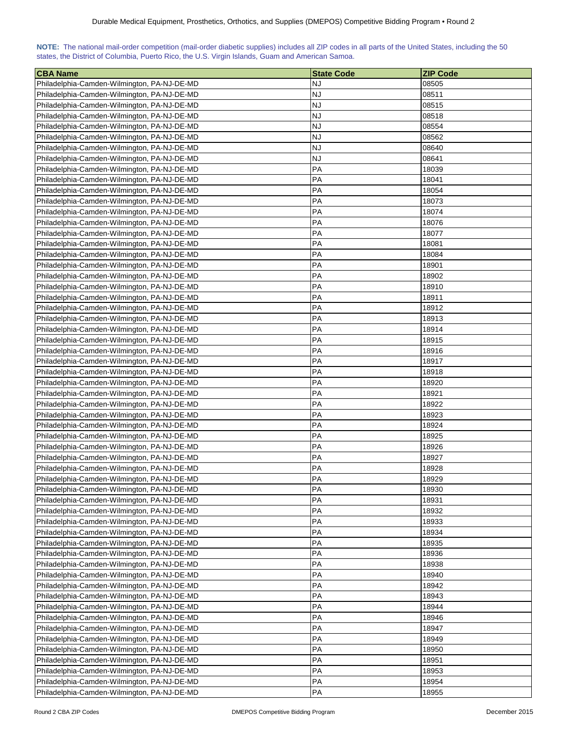**NOTE:** The national mail-order competition (mail-order diabetic supplies) includes all ZIP codes in all parts of the United States, including the 50 states, the District of Columbia, Puerto Rico, the U.S. Virgin Islands, Guam and American Samoa.

| CBA Name | State Code | ZIP Code |
|---|---|---|
| Philadelphia-Camden-Wilmington, PA-NJ-DE-MD | NJ | 08505 |
| Philadelphia-Camden-Wilmington, PA-NJ-DE-MD | NJ | 08511 |
| Philadelphia-Camden-Wilmington, PA-NJ-DE-MD | NJ | 08515 |
| Philadelphia-Camden-Wilmington, PA-NJ-DE-MD | NJ | 08518 |
| Philadelphia-Camden-Wilmington, PA-NJ-DE-MD | NJ | 08554 |
| Philadelphia-Camden-Wilmington, PA-NJ-DE-MD | NJ | 08562 |
| Philadelphia-Camden-Wilmington, PA-NJ-DE-MD | NJ | 08640 |
| Philadelphia-Camden-Wilmington, PA-NJ-DE-MD | NJ | 08641 |
| Philadelphia-Camden-Wilmington, PA-NJ-DE-MD | PA | 18039 |
| Philadelphia-Camden-Wilmington, PA-NJ-DE-MD | PA | 18041 |
| Philadelphia-Camden-Wilmington, PA-NJ-DE-MD | PA | 18054 |
| Philadelphia-Camden-Wilmington, PA-NJ-DE-MD | PA | 18073 |
| Philadelphia-Camden-Wilmington, PA-NJ-DE-MD | PA | 18074 |
| Philadelphia-Camden-Wilmington, PA-NJ-DE-MD | PA | 18076 |
| Philadelphia-Camden-Wilmington, PA-NJ-DE-MD | PA | 18077 |
| Philadelphia-Camden-Wilmington, PA-NJ-DE-MD | PA | 18081 |
| Philadelphia-Camden-Wilmington, PA-NJ-DE-MD | PA | 18084 |
| Philadelphia-Camden-Wilmington, PA-NJ-DE-MD | PA | 18901 |
| Philadelphia-Camden-Wilmington, PA-NJ-DE-MD | PA | 18902 |
| Philadelphia-Camden-Wilmington, PA-NJ-DE-MD | PA | 18910 |
| Philadelphia-Camden-Wilmington, PA-NJ-DE-MD | PA | 18911 |
| Philadelphia-Camden-Wilmington, PA-NJ-DE-MD | PA | 18912 |
| Philadelphia-Camden-Wilmington, PA-NJ-DE-MD | PA | 18913 |
| Philadelphia-Camden-Wilmington, PA-NJ-DE-MD | PA | 18914 |
| Philadelphia-Camden-Wilmington, PA-NJ-DE-MD | PA | 18915 |
| Philadelphia-Camden-Wilmington, PA-NJ-DE-MD | PA | 18916 |
| Philadelphia-Camden-Wilmington, PA-NJ-DE-MD | PA | 18917 |
| Philadelphia-Camden-Wilmington, PA-NJ-DE-MD | PA | 18918 |
| Philadelphia-Camden-Wilmington, PA-NJ-DE-MD | PA | 18920 |
| Philadelphia-Camden-Wilmington, PA-NJ-DE-MD | PA | 18921 |
| Philadelphia-Camden-Wilmington, PA-NJ-DE-MD | PA | 18922 |
| Philadelphia-Camden-Wilmington, PA-NJ-DE-MD | PA | 18923 |
| Philadelphia-Camden-Wilmington, PA-NJ-DE-MD | PA | 18924 |
| Philadelphia-Camden-Wilmington, PA-NJ-DE-MD | PA | 18925 |
| Philadelphia-Camden-Wilmington, PA-NJ-DE-MD | PA | 18926 |
| Philadelphia-Camden-Wilmington, PA-NJ-DE-MD | PA | 18927 |
| Philadelphia-Camden-Wilmington, PA-NJ-DE-MD | PA | 18928 |
| Philadelphia-Camden-Wilmington, PA-NJ-DE-MD | PA | 18929 |
| Philadelphia-Camden-Wilmington, PA-NJ-DE-MD | PA | 18930 |
| Philadelphia-Camden-Wilmington, PA-NJ-DE-MD | PA | 18931 |
| Philadelphia-Camden-Wilmington, PA-NJ-DE-MD | PA | 18932 |
| Philadelphia-Camden-Wilmington, PA-NJ-DE-MD | PA | 18933 |
| Philadelphia-Camden-Wilmington, PA-NJ-DE-MD | PA | 18934 |
| Philadelphia-Camden-Wilmington, PA-NJ-DE-MD | PA | 18935 |
| Philadelphia-Camden-Wilmington, PA-NJ-DE-MD | PA | 18936 |
| Philadelphia-Camden-Wilmington, PA-NJ-DE-MD | PA | 18938 |
| Philadelphia-Camden-Wilmington, PA-NJ-DE-MD | PA | 18940 |
| Philadelphia-Camden-Wilmington, PA-NJ-DE-MD | PA | 18942 |
| Philadelphia-Camden-Wilmington, PA-NJ-DE-MD | PA | 18943 |
| Philadelphia-Camden-Wilmington, PA-NJ-DE-MD | PA | 18944 |
| Philadelphia-Camden-Wilmington, PA-NJ-DE-MD | PA | 18946 |
| Philadelphia-Camden-Wilmington, PA-NJ-DE-MD | PA | 18947 |
| Philadelphia-Camden-Wilmington, PA-NJ-DE-MD | PA | 18949 |
| Philadelphia-Camden-Wilmington, PA-NJ-DE-MD | PA | 18950 |
| Philadelphia-Camden-Wilmington, PA-NJ-DE-MD | PA | 18951 |
| Philadelphia-Camden-Wilmington, PA-NJ-DE-MD | PA | 18953 |
| Philadelphia-Camden-Wilmington, PA-NJ-DE-MD | PA | 18954 |
| Philadelphia-Camden-Wilmington, PA-NJ-DE-MD | PA | 18955 |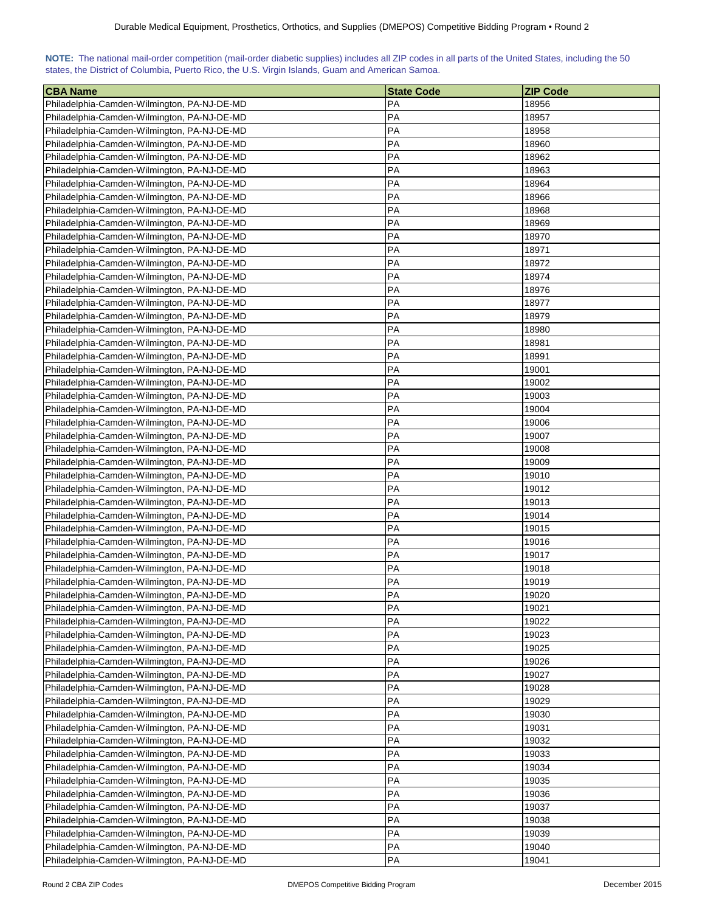**NOTE:** The national mail-order competition (mail-order diabetic supplies) includes all ZIP codes in all parts of the United States, including the 50 states, the District of Columbia, Puerto Rico, the U.S. Virgin Islands, Guam and American Samoa.

| CBA Name | State Code | ZIP Code |
|---|---|---|
| Philadelphia-Camden-Wilmington, PA-NJ-DE-MD | PA | 18956 |
| Philadelphia-Camden-Wilmington, PA-NJ-DE-MD | PA | 18957 |
| Philadelphia-Camden-Wilmington, PA-NJ-DE-MD | PA | 18958 |
| Philadelphia-Camden-Wilmington, PA-NJ-DE-MD | PA | 18960 |
| Philadelphia-Camden-Wilmington, PA-NJ-DE-MD | PA | 18962 |
| Philadelphia-Camden-Wilmington, PA-NJ-DE-MD | PA | 18963 |
| Philadelphia-Camden-Wilmington, PA-NJ-DE-MD | PA | 18964 |
| Philadelphia-Camden-Wilmington, PA-NJ-DE-MD | PA | 18966 |
| Philadelphia-Camden-Wilmington, PA-NJ-DE-MD | PA | 18968 |
| Philadelphia-Camden-Wilmington, PA-NJ-DE-MD | PA | 18969 |
| Philadelphia-Camden-Wilmington, PA-NJ-DE-MD | PA | 18970 |
| Philadelphia-Camden-Wilmington, PA-NJ-DE-MD | PA | 18971 |
| Philadelphia-Camden-Wilmington, PA-NJ-DE-MD | PA | 18972 |
| Philadelphia-Camden-Wilmington, PA-NJ-DE-MD | PA | 18974 |
| Philadelphia-Camden-Wilmington, PA-NJ-DE-MD | PA | 18976 |
| Philadelphia-Camden-Wilmington, PA-NJ-DE-MD | PA | 18977 |
| Philadelphia-Camden-Wilmington, PA-NJ-DE-MD | PA | 18979 |
| Philadelphia-Camden-Wilmington, PA-NJ-DE-MD | PA | 18980 |
| Philadelphia-Camden-Wilmington, PA-NJ-DE-MD | PA | 18981 |
| Philadelphia-Camden-Wilmington, PA-NJ-DE-MD | PA | 18991 |
| Philadelphia-Camden-Wilmington, PA-NJ-DE-MD | PA | 19001 |
| Philadelphia-Camden-Wilmington, PA-NJ-DE-MD | PA | 19002 |
| Philadelphia-Camden-Wilmington, PA-NJ-DE-MD | PA | 19003 |
| Philadelphia-Camden-Wilmington, PA-NJ-DE-MD | PA | 19004 |
| Philadelphia-Camden-Wilmington, PA-NJ-DE-MD | PA | 19006 |
| Philadelphia-Camden-Wilmington, PA-NJ-DE-MD | PA | 19007 |
| Philadelphia-Camden-Wilmington, PA-NJ-DE-MD | PA | 19008 |
| Philadelphia-Camden-Wilmington, PA-NJ-DE-MD | PA | 19009 |
| Philadelphia-Camden-Wilmington, PA-NJ-DE-MD | PA | 19010 |
| Philadelphia-Camden-Wilmington, PA-NJ-DE-MD | PA | 19012 |
| Philadelphia-Camden-Wilmington, PA-NJ-DE-MD | PA | 19013 |
| Philadelphia-Camden-Wilmington, PA-NJ-DE-MD | PA | 19014 |
| Philadelphia-Camden-Wilmington, PA-NJ-DE-MD | PA | 19015 |
| Philadelphia-Camden-Wilmington, PA-NJ-DE-MD | PA | 19016 |
| Philadelphia-Camden-Wilmington, PA-NJ-DE-MD | PA | 19017 |
| Philadelphia-Camden-Wilmington, PA-NJ-DE-MD | PA | 19018 |
| Philadelphia-Camden-Wilmington, PA-NJ-DE-MD | PA | 19019 |
| Philadelphia-Camden-Wilmington, PA-NJ-DE-MD | PA | 19020 |
| Philadelphia-Camden-Wilmington, PA-NJ-DE-MD | PA | 19021 |
| Philadelphia-Camden-Wilmington, PA-NJ-DE-MD | PA | 19022 |
| Philadelphia-Camden-Wilmington, PA-NJ-DE-MD | PA | 19023 |
| Philadelphia-Camden-Wilmington, PA-NJ-DE-MD | PA | 19025 |
| Philadelphia-Camden-Wilmington, PA-NJ-DE-MD | PA | 19026 |
| Philadelphia-Camden-Wilmington, PA-NJ-DE-MD | PA | 19027 |
| Philadelphia-Camden-Wilmington, PA-NJ-DE-MD | PA | 19028 |
| Philadelphia-Camden-Wilmington, PA-NJ-DE-MD | PA | 19029 |
| Philadelphia-Camden-Wilmington, PA-NJ-DE-MD | PA | 19030 |
| Philadelphia-Camden-Wilmington, PA-NJ-DE-MD | PA | 19031 |
| Philadelphia-Camden-Wilmington, PA-NJ-DE-MD | PA | 19032 |
| Philadelphia-Camden-Wilmington, PA-NJ-DE-MD | PA | 19033 |
| Philadelphia-Camden-Wilmington, PA-NJ-DE-MD | PA | 19034 |
| Philadelphia-Camden-Wilmington, PA-NJ-DE-MD | PA | 19035 |
| Philadelphia-Camden-Wilmington, PA-NJ-DE-MD | PA | 19036 |
| Philadelphia-Camden-Wilmington, PA-NJ-DE-MD | PA | 19037 |
| Philadelphia-Camden-Wilmington, PA-NJ-DE-MD | PA | 19038 |
| Philadelphia-Camden-Wilmington, PA-NJ-DE-MD | PA | 19039 |
| Philadelphia-Camden-Wilmington, PA-NJ-DE-MD | PA | 19040 |
| Philadelphia-Camden-Wilmington, PA-NJ-DE-MD | PA | 19041 |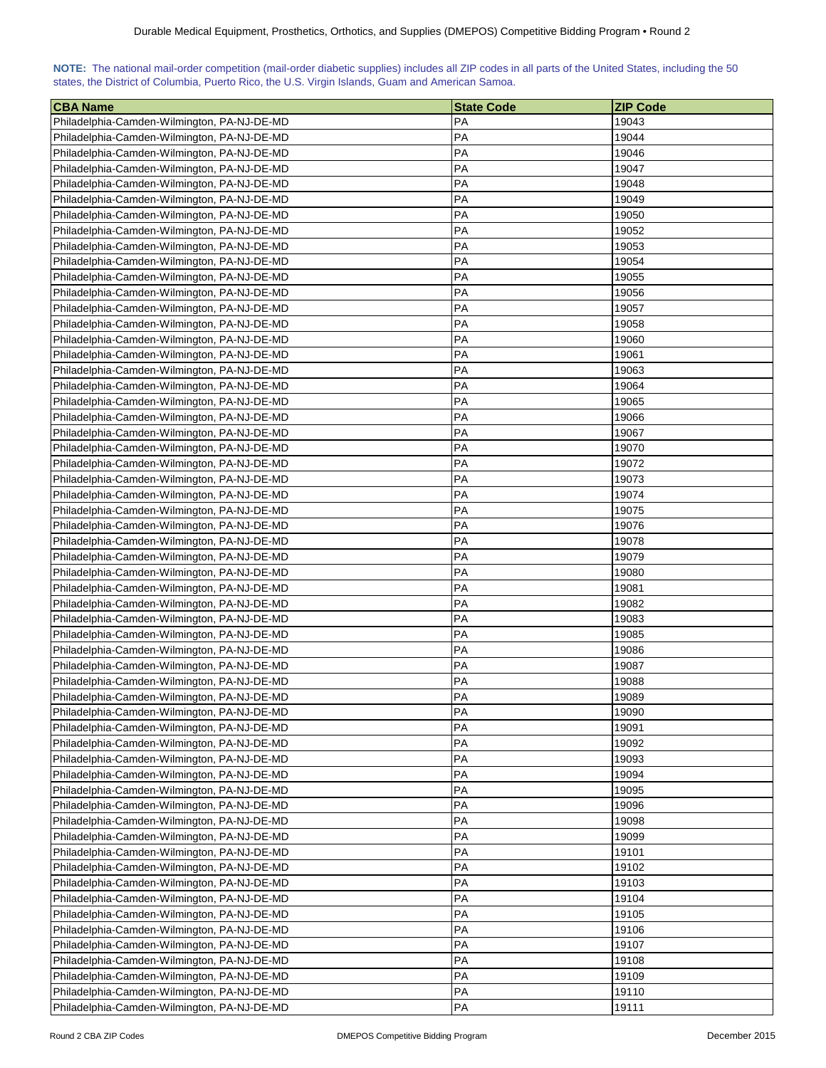**NOTE:** The national mail-order competition (mail-order diabetic supplies) includes all ZIP codes in all parts of the United States, including the 50 states, the District of Columbia, Puerto Rico, the U.S. Virgin Islands, Guam and American Samoa.

| CBA Name | State Code | ZIP Code |
|---|---|---|
| Philadelphia-Camden-Wilmington, PA-NJ-DE-MD | PA | 19043 |
| Philadelphia-Camden-Wilmington, PA-NJ-DE-MD | PA | 19044 |
| Philadelphia-Camden-Wilmington, PA-NJ-DE-MD | PA | 19046 |
| Philadelphia-Camden-Wilmington, PA-NJ-DE-MD | PA | 19047 |
| Philadelphia-Camden-Wilmington, PA-NJ-DE-MD | PA | 19048 |
| Philadelphia-Camden-Wilmington, PA-NJ-DE-MD | PA | 19049 |
| Philadelphia-Camden-Wilmington, PA-NJ-DE-MD | PA | 19050 |
| Philadelphia-Camden-Wilmington, PA-NJ-DE-MD | PA | 19052 |
| Philadelphia-Camden-Wilmington, PA-NJ-DE-MD | PA | 19053 |
| Philadelphia-Camden-Wilmington, PA-NJ-DE-MD | PA | 19054 |
| Philadelphia-Camden-Wilmington, PA-NJ-DE-MD | PA | 19055 |
| Philadelphia-Camden-Wilmington, PA-NJ-DE-MD | PA | 19056 |
| Philadelphia-Camden-Wilmington, PA-NJ-DE-MD | PA | 19057 |
| Philadelphia-Camden-Wilmington, PA-NJ-DE-MD | PA | 19058 |
| Philadelphia-Camden-Wilmington, PA-NJ-DE-MD | PA | 19060 |
| Philadelphia-Camden-Wilmington, PA-NJ-DE-MD | PA | 19061 |
| Philadelphia-Camden-Wilmington, PA-NJ-DE-MD | PA | 19063 |
| Philadelphia-Camden-Wilmington, PA-NJ-DE-MD | PA | 19064 |
| Philadelphia-Camden-Wilmington, PA-NJ-DE-MD | PA | 19065 |
| Philadelphia-Camden-Wilmington, PA-NJ-DE-MD | PA | 19066 |
| Philadelphia-Camden-Wilmington, PA-NJ-DE-MD | PA | 19067 |
| Philadelphia-Camden-Wilmington, PA-NJ-DE-MD | PA | 19070 |
| Philadelphia-Camden-Wilmington, PA-NJ-DE-MD | PA | 19072 |
| Philadelphia-Camden-Wilmington, PA-NJ-DE-MD | PA | 19073 |
| Philadelphia-Camden-Wilmington, PA-NJ-DE-MD | PA | 19074 |
| Philadelphia-Camden-Wilmington, PA-NJ-DE-MD | PA | 19075 |
| Philadelphia-Camden-Wilmington, PA-NJ-DE-MD | PA | 19076 |
| Philadelphia-Camden-Wilmington, PA-NJ-DE-MD | PA | 19078 |
| Philadelphia-Camden-Wilmington, PA-NJ-DE-MD | PA | 19079 |
| Philadelphia-Camden-Wilmington, PA-NJ-DE-MD | PA | 19080 |
| Philadelphia-Camden-Wilmington, PA-NJ-DE-MD | PA | 19081 |
| Philadelphia-Camden-Wilmington, PA-NJ-DE-MD | PA | 19082 |
| Philadelphia-Camden-Wilmington, PA-NJ-DE-MD | PA | 19083 |
| Philadelphia-Camden-Wilmington, PA-NJ-DE-MD | PA | 19085 |
| Philadelphia-Camden-Wilmington, PA-NJ-DE-MD | PA | 19086 |
| Philadelphia-Camden-Wilmington, PA-NJ-DE-MD | PA | 19087 |
| Philadelphia-Camden-Wilmington, PA-NJ-DE-MD | PA | 19088 |
| Philadelphia-Camden-Wilmington, PA-NJ-DE-MD | PA | 19089 |
| Philadelphia-Camden-Wilmington, PA-NJ-DE-MD | PA | 19090 |
| Philadelphia-Camden-Wilmington, PA-NJ-DE-MD | PA | 19091 |
| Philadelphia-Camden-Wilmington, PA-NJ-DE-MD | PA | 19092 |
| Philadelphia-Camden-Wilmington, PA-NJ-DE-MD | PA | 19093 |
| Philadelphia-Camden-Wilmington, PA-NJ-DE-MD | PA | 19094 |
| Philadelphia-Camden-Wilmington, PA-NJ-DE-MD | PA | 19095 |
| Philadelphia-Camden-Wilmington, PA-NJ-DE-MD | PA | 19096 |
| Philadelphia-Camden-Wilmington, PA-NJ-DE-MD | PA | 19098 |
| Philadelphia-Camden-Wilmington, PA-NJ-DE-MD | PA | 19099 |
| Philadelphia-Camden-Wilmington, PA-NJ-DE-MD | PA | 19101 |
| Philadelphia-Camden-Wilmington, PA-NJ-DE-MD | PA | 19102 |
| Philadelphia-Camden-Wilmington, PA-NJ-DE-MD | PA | 19103 |
| Philadelphia-Camden-Wilmington, PA-NJ-DE-MD | PA | 19104 |
| Philadelphia-Camden-Wilmington, PA-NJ-DE-MD | PA | 19105 |
| Philadelphia-Camden-Wilmington, PA-NJ-DE-MD | PA | 19106 |
| Philadelphia-Camden-Wilmington, PA-NJ-DE-MD | PA | 19107 |
| Philadelphia-Camden-Wilmington, PA-NJ-DE-MD | PA | 19108 |
| Philadelphia-Camden-Wilmington, PA-NJ-DE-MD | PA | 19109 |
| Philadelphia-Camden-Wilmington, PA-NJ-DE-MD | PA | 19110 |
| Philadelphia-Camden-Wilmington, PA-NJ-DE-MD | PA | 19111 |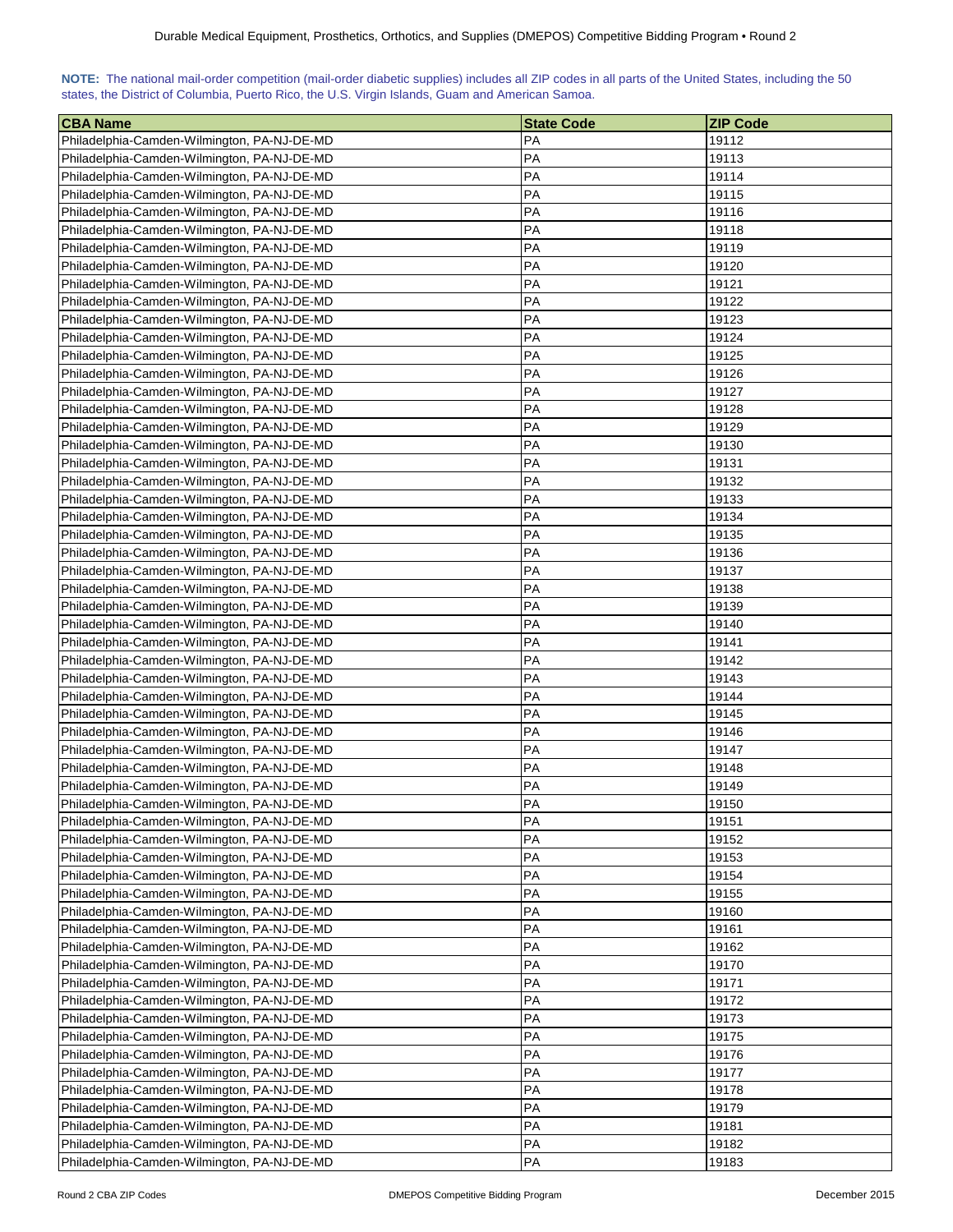**NOTE:** The national mail-order competition (mail-order diabetic supplies) includes all ZIP codes in all parts of the United States, including the 50 states, the District of Columbia, Puerto Rico, the U.S. Virgin Islands, Guam and American Samoa.

| CBA Name | State Code | ZIP Code |
|---|---|---|
| Philadelphia-Camden-Wilmington, PA-NJ-DE-MD | PA | 19112 |
| Philadelphia-Camden-Wilmington, PA-NJ-DE-MD | PA | 19113 |
| Philadelphia-Camden-Wilmington, PA-NJ-DE-MD | PA | 19114 |
| Philadelphia-Camden-Wilmington, PA-NJ-DE-MD | PA | 19115 |
| Philadelphia-Camden-Wilmington, PA-NJ-DE-MD | PA | 19116 |
| Philadelphia-Camden-Wilmington, PA-NJ-DE-MD | PA | 19118 |
| Philadelphia-Camden-Wilmington, PA-NJ-DE-MD | PA | 19119 |
| Philadelphia-Camden-Wilmington, PA-NJ-DE-MD | PA | 19120 |
| Philadelphia-Camden-Wilmington, PA-NJ-DE-MD | PA | 19121 |
| Philadelphia-Camden-Wilmington, PA-NJ-DE-MD | PA | 19122 |
| Philadelphia-Camden-Wilmington, PA-NJ-DE-MD | PA | 19123 |
| Philadelphia-Camden-Wilmington, PA-NJ-DE-MD | PA | 19124 |
| Philadelphia-Camden-Wilmington, PA-NJ-DE-MD | PA | 19125 |
| Philadelphia-Camden-Wilmington, PA-NJ-DE-MD | PA | 19126 |
| Philadelphia-Camden-Wilmington, PA-NJ-DE-MD | PA | 19127 |
| Philadelphia-Camden-Wilmington, PA-NJ-DE-MD | PA | 19128 |
| Philadelphia-Camden-Wilmington, PA-NJ-DE-MD | PA | 19129 |
| Philadelphia-Camden-Wilmington, PA-NJ-DE-MD | PA | 19130 |
| Philadelphia-Camden-Wilmington, PA-NJ-DE-MD | PA | 19131 |
| Philadelphia-Camden-Wilmington, PA-NJ-DE-MD | PA | 19132 |
| Philadelphia-Camden-Wilmington, PA-NJ-DE-MD | PA | 19133 |
| Philadelphia-Camden-Wilmington, PA-NJ-DE-MD | PA | 19134 |
| Philadelphia-Camden-Wilmington, PA-NJ-DE-MD | PA | 19135 |
| Philadelphia-Camden-Wilmington, PA-NJ-DE-MD | PA | 19136 |
| Philadelphia-Camden-Wilmington, PA-NJ-DE-MD | PA | 19137 |
| Philadelphia-Camden-Wilmington, PA-NJ-DE-MD | PA | 19138 |
| Philadelphia-Camden-Wilmington, PA-NJ-DE-MD | PA | 19139 |
| Philadelphia-Camden-Wilmington, PA-NJ-DE-MD | PA | 19140 |
| Philadelphia-Camden-Wilmington, PA-NJ-DE-MD | PA | 19141 |
| Philadelphia-Camden-Wilmington, PA-NJ-DE-MD | PA | 19142 |
| Philadelphia-Camden-Wilmington, PA-NJ-DE-MD | PA | 19143 |
| Philadelphia-Camden-Wilmington, PA-NJ-DE-MD | PA | 19144 |
| Philadelphia-Camden-Wilmington, PA-NJ-DE-MD | PA | 19145 |
| Philadelphia-Camden-Wilmington, PA-NJ-DE-MD | PA | 19146 |
| Philadelphia-Camden-Wilmington, PA-NJ-DE-MD | PA | 19147 |
| Philadelphia-Camden-Wilmington, PA-NJ-DE-MD | PA | 19148 |
| Philadelphia-Camden-Wilmington, PA-NJ-DE-MD | PA | 19149 |
| Philadelphia-Camden-Wilmington, PA-NJ-DE-MD | PA | 19150 |
| Philadelphia-Camden-Wilmington, PA-NJ-DE-MD | PA | 19151 |
| Philadelphia-Camden-Wilmington, PA-NJ-DE-MD | PA | 19152 |
| Philadelphia-Camden-Wilmington, PA-NJ-DE-MD | PA | 19153 |
| Philadelphia-Camden-Wilmington, PA-NJ-DE-MD | PA | 19154 |
| Philadelphia-Camden-Wilmington, PA-NJ-DE-MD | PA | 19155 |
| Philadelphia-Camden-Wilmington, PA-NJ-DE-MD | PA | 19160 |
| Philadelphia-Camden-Wilmington, PA-NJ-DE-MD | PA | 19161 |
| Philadelphia-Camden-Wilmington, PA-NJ-DE-MD | PA | 19162 |
| Philadelphia-Camden-Wilmington, PA-NJ-DE-MD | PA | 19170 |
| Philadelphia-Camden-Wilmington, PA-NJ-DE-MD | PA | 19171 |
| Philadelphia-Camden-Wilmington, PA-NJ-DE-MD | PA | 19172 |
| Philadelphia-Camden-Wilmington, PA-NJ-DE-MD | PA | 19173 |
| Philadelphia-Camden-Wilmington, PA-NJ-DE-MD | PA | 19175 |
| Philadelphia-Camden-Wilmington, PA-NJ-DE-MD | PA | 19176 |
| Philadelphia-Camden-Wilmington, PA-NJ-DE-MD | PA | 19177 |
| Philadelphia-Camden-Wilmington, PA-NJ-DE-MD | PA | 19178 |
| Philadelphia-Camden-Wilmington, PA-NJ-DE-MD | PA | 19179 |
| Philadelphia-Camden-Wilmington, PA-NJ-DE-MD | PA | 19181 |
| Philadelphia-Camden-Wilmington, PA-NJ-DE-MD | PA | 19182 |
| Philadelphia-Camden-Wilmington, PA-NJ-DE-MD | PA | 19183 |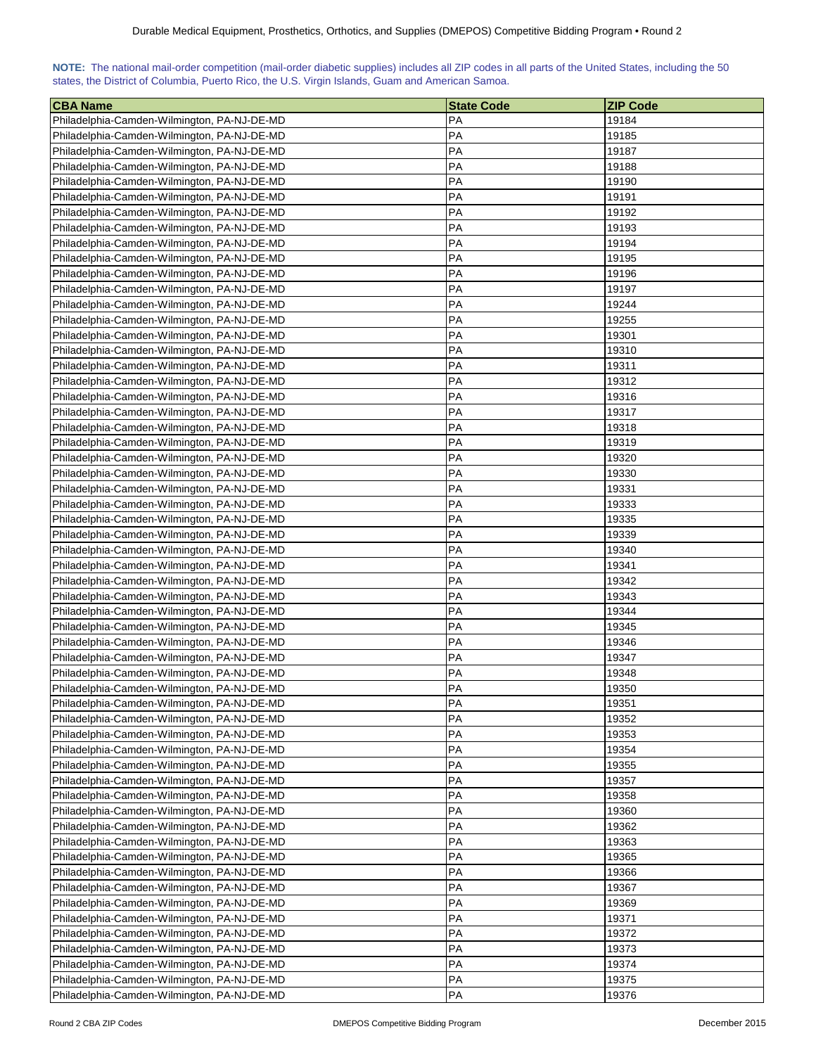**NOTE:** The national mail-order competition (mail-order diabetic supplies) includes all ZIP codes in all parts of the United States, including the 50 states, the District of Columbia, Puerto Rico, the U.S. Virgin Islands, Guam and American Samoa.

| CBA Name | State Code | ZIP Code |
|---|---|---|
| Philadelphia-Camden-Wilmington, PA-NJ-DE-MD | PA | 19184 |
| Philadelphia-Camden-Wilmington, PA-NJ-DE-MD | PA | 19185 |
| Philadelphia-Camden-Wilmington, PA-NJ-DE-MD | PA | 19187 |
| Philadelphia-Camden-Wilmington, PA-NJ-DE-MD | PA | 19188 |
| Philadelphia-Camden-Wilmington, PA-NJ-DE-MD | PA | 19190 |
| Philadelphia-Camden-Wilmington, PA-NJ-DE-MD | PA | 19191 |
| Philadelphia-Camden-Wilmington, PA-NJ-DE-MD | PA | 19192 |
| Philadelphia-Camden-Wilmington, PA-NJ-DE-MD | PA | 19193 |
| Philadelphia-Camden-Wilmington, PA-NJ-DE-MD | PA | 19194 |
| Philadelphia-Camden-Wilmington, PA-NJ-DE-MD | PA | 19195 |
| Philadelphia-Camden-Wilmington, PA-NJ-DE-MD | PA | 19196 |
| Philadelphia-Camden-Wilmington, PA-NJ-DE-MD | PA | 19197 |
| Philadelphia-Camden-Wilmington, PA-NJ-DE-MD | PA | 19244 |
| Philadelphia-Camden-Wilmington, PA-NJ-DE-MD | PA | 19255 |
| Philadelphia-Camden-Wilmington, PA-NJ-DE-MD | PA | 19301 |
| Philadelphia-Camden-Wilmington, PA-NJ-DE-MD | PA | 19310 |
| Philadelphia-Camden-Wilmington, PA-NJ-DE-MD | PA | 19311 |
| Philadelphia-Camden-Wilmington, PA-NJ-DE-MD | PA | 19312 |
| Philadelphia-Camden-Wilmington, PA-NJ-DE-MD | PA | 19316 |
| Philadelphia-Camden-Wilmington, PA-NJ-DE-MD | PA | 19317 |
| Philadelphia-Camden-Wilmington, PA-NJ-DE-MD | PA | 19318 |
| Philadelphia-Camden-Wilmington, PA-NJ-DE-MD | PA | 19319 |
| Philadelphia-Camden-Wilmington, PA-NJ-DE-MD | PA | 19320 |
| Philadelphia-Camden-Wilmington, PA-NJ-DE-MD | PA | 19330 |
| Philadelphia-Camden-Wilmington, PA-NJ-DE-MD | PA | 19331 |
| Philadelphia-Camden-Wilmington, PA-NJ-DE-MD | PA | 19333 |
| Philadelphia-Camden-Wilmington, PA-NJ-DE-MD | PA | 19335 |
| Philadelphia-Camden-Wilmington, PA-NJ-DE-MD | PA | 19339 |
| Philadelphia-Camden-Wilmington, PA-NJ-DE-MD | PA | 19340 |
| Philadelphia-Camden-Wilmington, PA-NJ-DE-MD | PA | 19341 |
| Philadelphia-Camden-Wilmington, PA-NJ-DE-MD | PA | 19342 |
| Philadelphia-Camden-Wilmington, PA-NJ-DE-MD | PA | 19343 |
| Philadelphia-Camden-Wilmington, PA-NJ-DE-MD | PA | 19344 |
| Philadelphia-Camden-Wilmington, PA-NJ-DE-MD | PA | 19345 |
| Philadelphia-Camden-Wilmington, PA-NJ-DE-MD | PA | 19346 |
| Philadelphia-Camden-Wilmington, PA-NJ-DE-MD | PA | 19347 |
| Philadelphia-Camden-Wilmington, PA-NJ-DE-MD | PA | 19348 |
| Philadelphia-Camden-Wilmington, PA-NJ-DE-MD | PA | 19350 |
| Philadelphia-Camden-Wilmington, PA-NJ-DE-MD | PA | 19351 |
| Philadelphia-Camden-Wilmington, PA-NJ-DE-MD | PA | 19352 |
| Philadelphia-Camden-Wilmington, PA-NJ-DE-MD | PA | 19353 |
| Philadelphia-Camden-Wilmington, PA-NJ-DE-MD | PA | 19354 |
| Philadelphia-Camden-Wilmington, PA-NJ-DE-MD | PA | 19355 |
| Philadelphia-Camden-Wilmington, PA-NJ-DE-MD | PA | 19357 |
| Philadelphia-Camden-Wilmington, PA-NJ-DE-MD | PA | 19358 |
| Philadelphia-Camden-Wilmington, PA-NJ-DE-MD | PA | 19360 |
| Philadelphia-Camden-Wilmington, PA-NJ-DE-MD | PA | 19362 |
| Philadelphia-Camden-Wilmington, PA-NJ-DE-MD | PA | 19363 |
| Philadelphia-Camden-Wilmington, PA-NJ-DE-MD | PA | 19365 |
| Philadelphia-Camden-Wilmington, PA-NJ-DE-MD | PA | 19366 |
| Philadelphia-Camden-Wilmington, PA-NJ-DE-MD | PA | 19367 |
| Philadelphia-Camden-Wilmington, PA-NJ-DE-MD | PA | 19369 |
| Philadelphia-Camden-Wilmington, PA-NJ-DE-MD | PA | 19371 |
| Philadelphia-Camden-Wilmington, PA-NJ-DE-MD | PA | 19372 |
| Philadelphia-Camden-Wilmington, PA-NJ-DE-MD | PA | 19373 |
| Philadelphia-Camden-Wilmington, PA-NJ-DE-MD | PA | 19374 |
| Philadelphia-Camden-Wilmington, PA-NJ-DE-MD | PA | 19375 |
| Philadelphia-Camden-Wilmington, PA-NJ-DE-MD | PA | 19376 |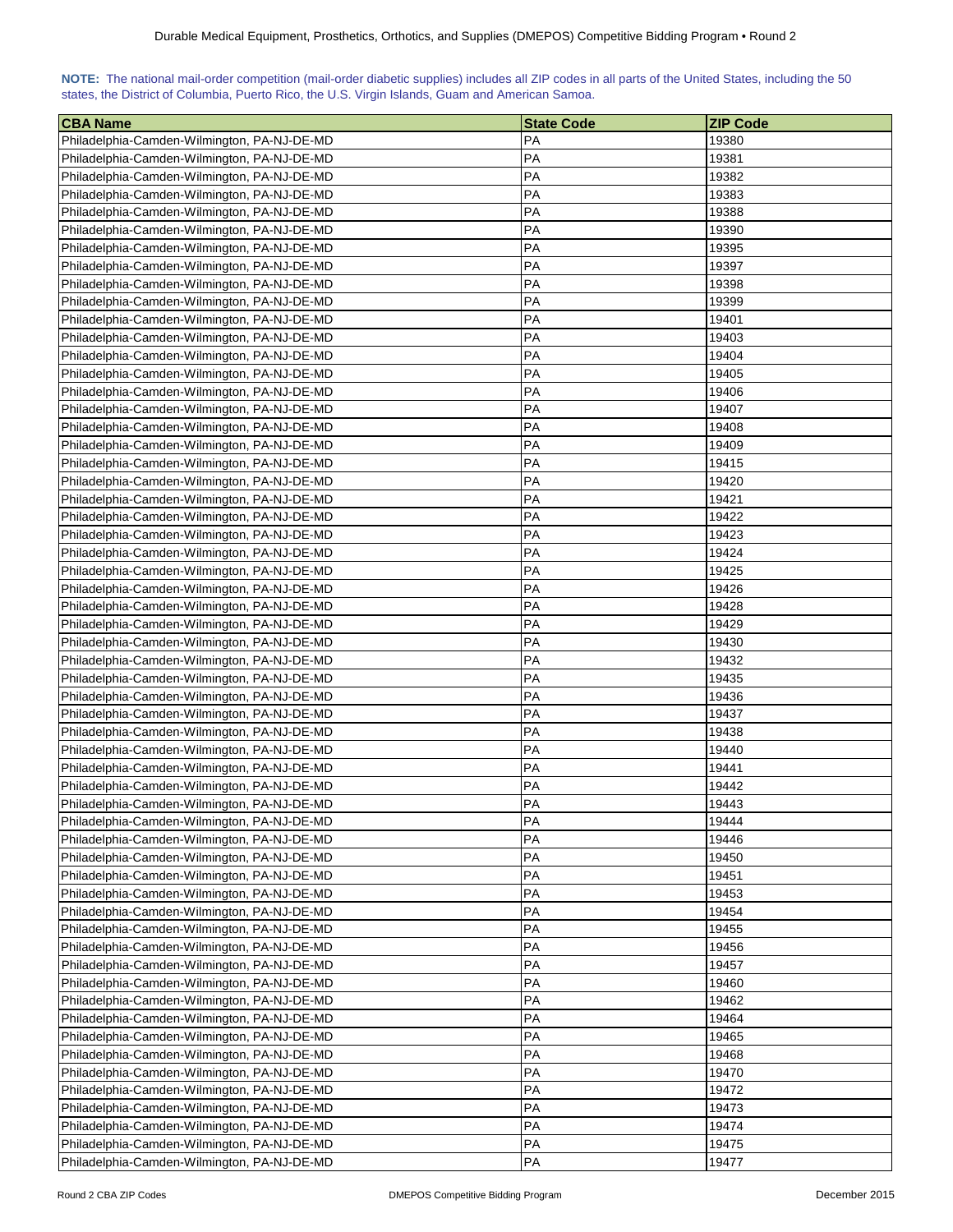**NOTE:** The national mail-order competition (mail-order diabetic supplies) includes all ZIP codes in all parts of the United States, including the 50 states, the District of Columbia, Puerto Rico, the U.S. Virgin Islands, Guam and American Samoa.

| CBA Name | State Code | ZIP Code |
|---|---|---|
| Philadelphia-Camden-Wilmington, PA-NJ-DE-MD | PA | 19380 |
| Philadelphia-Camden-Wilmington, PA-NJ-DE-MD | PA | 19381 |
| Philadelphia-Camden-Wilmington, PA-NJ-DE-MD | PA | 19382 |
| Philadelphia-Camden-Wilmington, PA-NJ-DE-MD | PA | 19383 |
| Philadelphia-Camden-Wilmington, PA-NJ-DE-MD | PA | 19388 |
| Philadelphia-Camden-Wilmington, PA-NJ-DE-MD | PA | 19390 |
| Philadelphia-Camden-Wilmington, PA-NJ-DE-MD | PA | 19395 |
| Philadelphia-Camden-Wilmington, PA-NJ-DE-MD | PA | 19397 |
| Philadelphia-Camden-Wilmington, PA-NJ-DE-MD | PA | 19398 |
| Philadelphia-Camden-Wilmington, PA-NJ-DE-MD | PA | 19399 |
| Philadelphia-Camden-Wilmington, PA-NJ-DE-MD | PA | 19401 |
| Philadelphia-Camden-Wilmington, PA-NJ-DE-MD | PA | 19403 |
| Philadelphia-Camden-Wilmington, PA-NJ-DE-MD | PA | 19404 |
| Philadelphia-Camden-Wilmington, PA-NJ-DE-MD | PA | 19405 |
| Philadelphia-Camden-Wilmington, PA-NJ-DE-MD | PA | 19406 |
| Philadelphia-Camden-Wilmington, PA-NJ-DE-MD | PA | 19407 |
| Philadelphia-Camden-Wilmington, PA-NJ-DE-MD | PA | 19408 |
| Philadelphia-Camden-Wilmington, PA-NJ-DE-MD | PA | 19409 |
| Philadelphia-Camden-Wilmington, PA-NJ-DE-MD | PA | 19415 |
| Philadelphia-Camden-Wilmington, PA-NJ-DE-MD | PA | 19420 |
| Philadelphia-Camden-Wilmington, PA-NJ-DE-MD | PA | 19421 |
| Philadelphia-Camden-Wilmington, PA-NJ-DE-MD | PA | 19422 |
| Philadelphia-Camden-Wilmington, PA-NJ-DE-MD | PA | 19423 |
| Philadelphia-Camden-Wilmington, PA-NJ-DE-MD | PA | 19424 |
| Philadelphia-Camden-Wilmington, PA-NJ-DE-MD | PA | 19425 |
| Philadelphia-Camden-Wilmington, PA-NJ-DE-MD | PA | 19426 |
| Philadelphia-Camden-Wilmington, PA-NJ-DE-MD | PA | 19428 |
| Philadelphia-Camden-Wilmington, PA-NJ-DE-MD | PA | 19429 |
| Philadelphia-Camden-Wilmington, PA-NJ-DE-MD | PA | 19430 |
| Philadelphia-Camden-Wilmington, PA-NJ-DE-MD | PA | 19432 |
| Philadelphia-Camden-Wilmington, PA-NJ-DE-MD | PA | 19435 |
| Philadelphia-Camden-Wilmington, PA-NJ-DE-MD | PA | 19436 |
| Philadelphia-Camden-Wilmington, PA-NJ-DE-MD | PA | 19437 |
| Philadelphia-Camden-Wilmington, PA-NJ-DE-MD | PA | 19438 |
| Philadelphia-Camden-Wilmington, PA-NJ-DE-MD | PA | 19440 |
| Philadelphia-Camden-Wilmington, PA-NJ-DE-MD | PA | 19441 |
| Philadelphia-Camden-Wilmington, PA-NJ-DE-MD | PA | 19442 |
| Philadelphia-Camden-Wilmington, PA-NJ-DE-MD | PA | 19443 |
| Philadelphia-Camden-Wilmington, PA-NJ-DE-MD | PA | 19444 |
| Philadelphia-Camden-Wilmington, PA-NJ-DE-MD | PA | 19446 |
| Philadelphia-Camden-Wilmington, PA-NJ-DE-MD | PA | 19450 |
| Philadelphia-Camden-Wilmington, PA-NJ-DE-MD | PA | 19451 |
| Philadelphia-Camden-Wilmington, PA-NJ-DE-MD | PA | 19453 |
| Philadelphia-Camden-Wilmington, PA-NJ-DE-MD | PA | 19454 |
| Philadelphia-Camden-Wilmington, PA-NJ-DE-MD | PA | 19455 |
| Philadelphia-Camden-Wilmington, PA-NJ-DE-MD | PA | 19456 |
| Philadelphia-Camden-Wilmington, PA-NJ-DE-MD | PA | 19457 |
| Philadelphia-Camden-Wilmington, PA-NJ-DE-MD | PA | 19460 |
| Philadelphia-Camden-Wilmington, PA-NJ-DE-MD | PA | 19462 |
| Philadelphia-Camden-Wilmington, PA-NJ-DE-MD | PA | 19464 |
| Philadelphia-Camden-Wilmington, PA-NJ-DE-MD | PA | 19465 |
| Philadelphia-Camden-Wilmington, PA-NJ-DE-MD | PA | 19468 |
| Philadelphia-Camden-Wilmington, PA-NJ-DE-MD | PA | 19470 |
| Philadelphia-Camden-Wilmington, PA-NJ-DE-MD | PA | 19472 |
| Philadelphia-Camden-Wilmington, PA-NJ-DE-MD | PA | 19473 |
| Philadelphia-Camden-Wilmington, PA-NJ-DE-MD | PA | 19474 |
| Philadelphia-Camden-Wilmington, PA-NJ-DE-MD | PA | 19475 |
| Philadelphia-Camden-Wilmington, PA-NJ-DE-MD | PA | 19477 |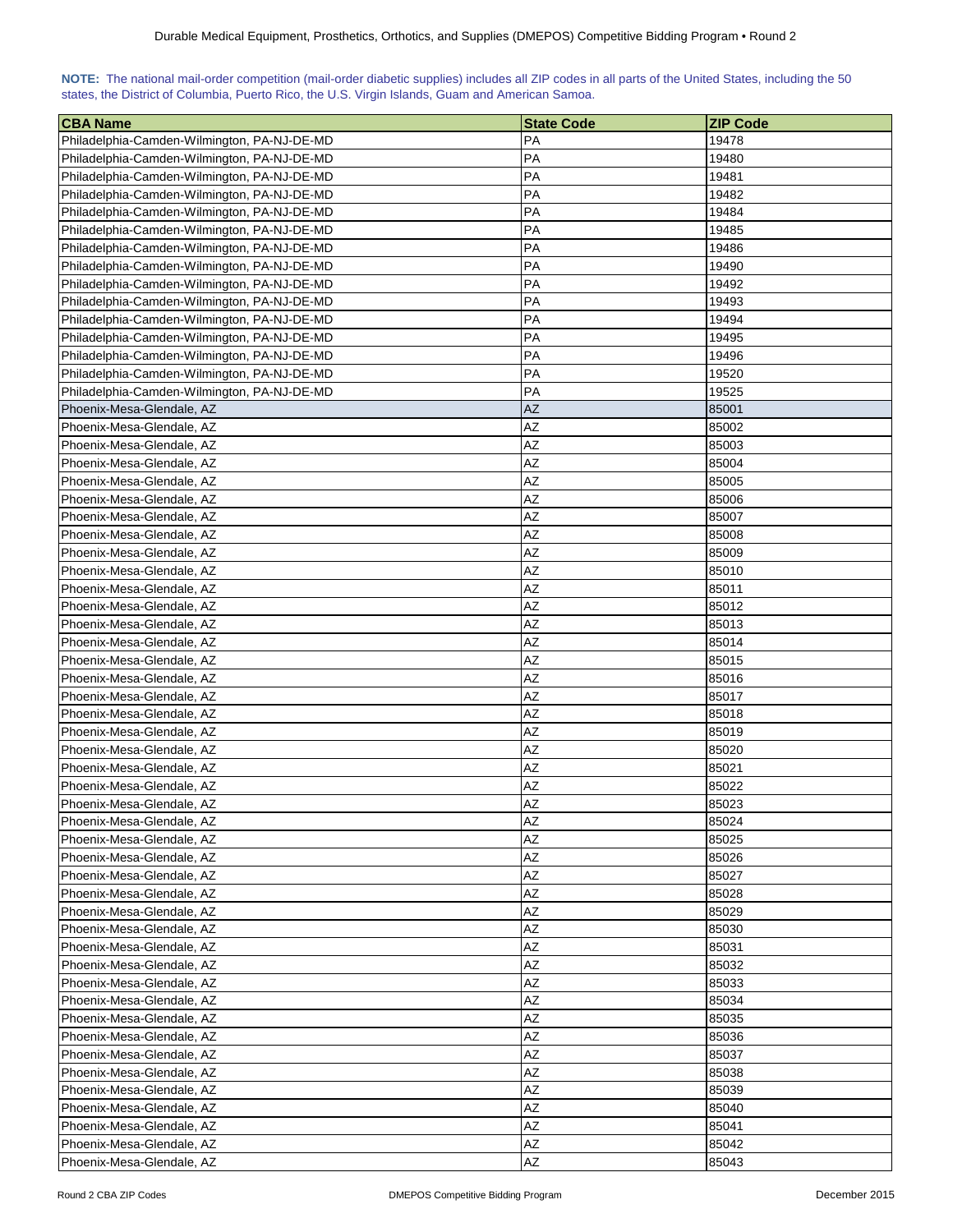**NOTE:** The national mail-order competition (mail-order diabetic supplies) includes all ZIP codes in all parts of the United States, including the 50 states, the District of Columbia, Puerto Rico, the U.S. Virgin Islands, Guam and American Samoa.

| CBA Name | State Code | ZIP Code |
|---|---|---|
| Philadelphia-Camden-Wilmington, PA-NJ-DE-MD | PA | 19478 |
| Philadelphia-Camden-Wilmington, PA-NJ-DE-MD | PA | 19480 |
| Philadelphia-Camden-Wilmington, PA-NJ-DE-MD | PA | 19481 |
| Philadelphia-Camden-Wilmington, PA-NJ-DE-MD | PA | 19482 |
| Philadelphia-Camden-Wilmington, PA-NJ-DE-MD | PA | 19484 |
| Philadelphia-Camden-Wilmington, PA-NJ-DE-MD | PA | 19485 |
| Philadelphia-Camden-Wilmington, PA-NJ-DE-MD | PA | 19486 |
| Philadelphia-Camden-Wilmington, PA-NJ-DE-MD | PA | 19490 |
| Philadelphia-Camden-Wilmington, PA-NJ-DE-MD | PA | 19492 |
| Philadelphia-Camden-Wilmington, PA-NJ-DE-MD | PA | 19493 |
| Philadelphia-Camden-Wilmington, PA-NJ-DE-MD | PA | 19494 |
| Philadelphia-Camden-Wilmington, PA-NJ-DE-MD | PA | 19495 |
| Philadelphia-Camden-Wilmington, PA-NJ-DE-MD | PA | 19496 |
| Philadelphia-Camden-Wilmington, PA-NJ-DE-MD | PA | 19520 |
| Philadelphia-Camden-Wilmington, PA-NJ-DE-MD | PA | 19525 |
| Phoenix-Mesa-Glendale, AZ | AZ | 85001 |
| Phoenix-Mesa-Glendale, AZ | AZ | 85002 |
| Phoenix-Mesa-Glendale, AZ | AZ | 85003 |
| Phoenix-Mesa-Glendale, AZ | AZ | 85004 |
| Phoenix-Mesa-Glendale, AZ | AZ | 85005 |
| Phoenix-Mesa-Glendale, AZ | AZ | 85006 |
| Phoenix-Mesa-Glendale, AZ | AZ | 85007 |
| Phoenix-Mesa-Glendale, AZ | AZ | 85008 |
| Phoenix-Mesa-Glendale, AZ | AZ | 85009 |
| Phoenix-Mesa-Glendale, AZ | AZ | 85010 |
| Phoenix-Mesa-Glendale, AZ | AZ | 85011 |
| Phoenix-Mesa-Glendale, AZ | AZ | 85012 |
| Phoenix-Mesa-Glendale, AZ | AZ | 85013 |
| Phoenix-Mesa-Glendale, AZ | AZ | 85014 |
| Phoenix-Mesa-Glendale, AZ | AZ | 85015 |
| Phoenix-Mesa-Glendale, AZ | AZ | 85016 |
| Phoenix-Mesa-Glendale, AZ | AZ | 85017 |
| Phoenix-Mesa-Glendale, AZ | AZ | 85018 |
| Phoenix-Mesa-Glendale, AZ | AZ | 85019 |
| Phoenix-Mesa-Glendale, AZ | AZ | 85020 |
| Phoenix-Mesa-Glendale, AZ | AZ | 85021 |
| Phoenix-Mesa-Glendale, AZ | AZ | 85022 |
| Phoenix-Mesa-Glendale, AZ | AZ | 85023 |
| Phoenix-Mesa-Glendale, AZ | AZ | 85024 |
| Phoenix-Mesa-Glendale, AZ | AZ | 85025 |
| Phoenix-Mesa-Glendale, AZ | AZ | 85026 |
| Phoenix-Mesa-Glendale, AZ | AZ | 85027 |
| Phoenix-Mesa-Glendale, AZ | AZ | 85028 |
| Phoenix-Mesa-Glendale, AZ | AZ | 85029 |
| Phoenix-Mesa-Glendale, AZ | AZ | 85030 |
| Phoenix-Mesa-Glendale, AZ | AZ | 85031 |
| Phoenix-Mesa-Glendale, AZ | AZ | 85032 |
| Phoenix-Mesa-Glendale, AZ | AZ | 85033 |
| Phoenix-Mesa-Glendale, AZ | AZ | 85034 |
| Phoenix-Mesa-Glendale, AZ | AZ | 85035 |
| Phoenix-Mesa-Glendale, AZ | AZ | 85036 |
| Phoenix-Mesa-Glendale, AZ | AZ | 85037 |
| Phoenix-Mesa-Glendale, AZ | AZ | 85038 |
| Phoenix-Mesa-Glendale, AZ | AZ | 85039 |
| Phoenix-Mesa-Glendale, AZ | AZ | 85040 |
| Phoenix-Mesa-Glendale, AZ | AZ | 85041 |
| Phoenix-Mesa-Glendale, AZ | AZ | 85042 |
| Phoenix-Mesa-Glendale, AZ | AZ | 85043 |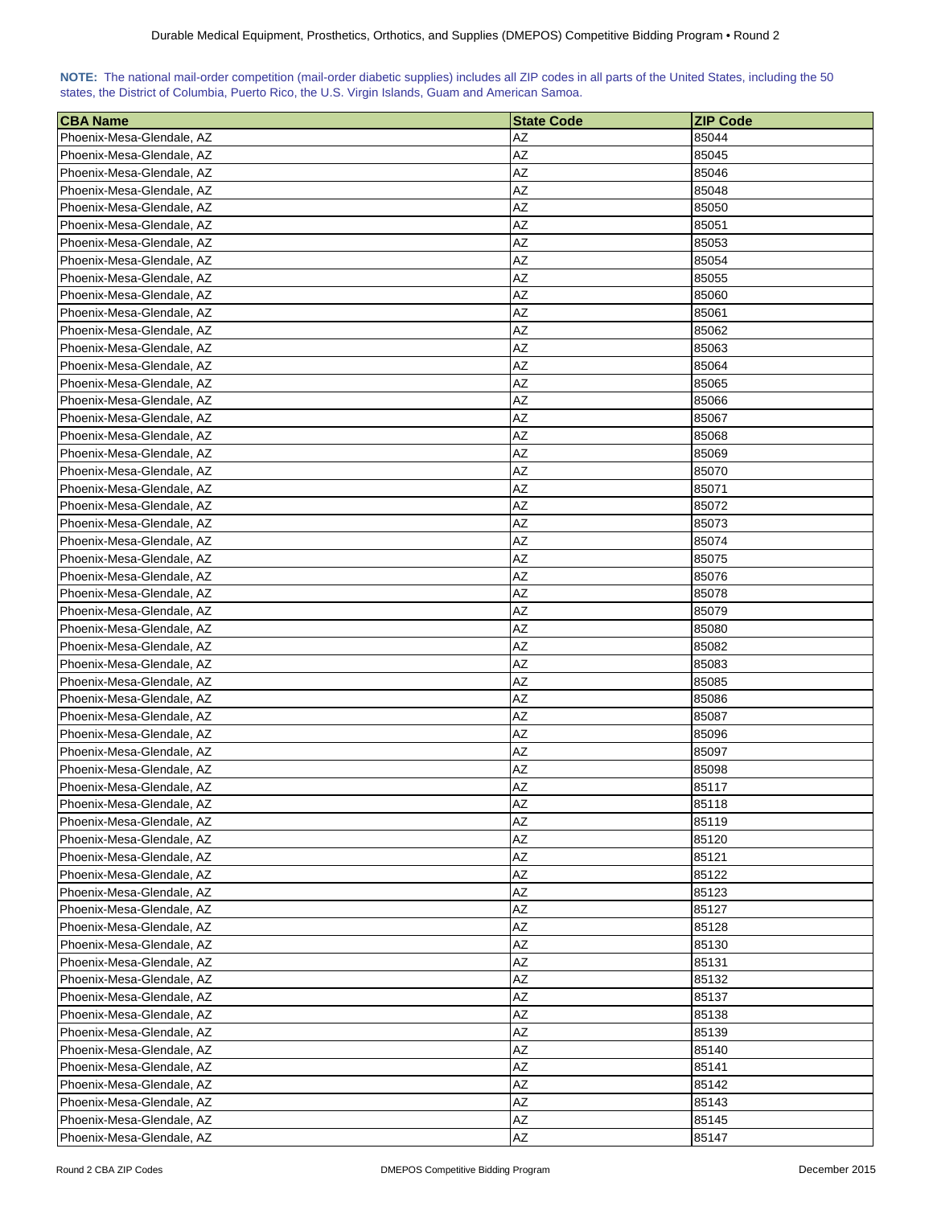**NOTE:** The national mail-order competition (mail-order diabetic supplies) includes all ZIP codes in all parts of the United States, including the 50 states, the District of Columbia, Puerto Rico, the U.S. Virgin Islands, Guam and American Samoa.

| CBA Name | State Code | ZIP Code |
|---|---|---|
| Phoenix-Mesa-Glendale, AZ | AZ | 85044 |
| Phoenix-Mesa-Glendale, AZ | AZ | 85045 |
| Phoenix-Mesa-Glendale, AZ | AZ | 85046 |
| Phoenix-Mesa-Glendale, AZ | AZ | 85048 |
| Phoenix-Mesa-Glendale, AZ | AZ | 85050 |
| Phoenix-Mesa-Glendale, AZ | AZ | 85051 |
| Phoenix-Mesa-Glendale, AZ | AZ | 85053 |
| Phoenix-Mesa-Glendale, AZ | AZ | 85054 |
| Phoenix-Mesa-Glendale, AZ | AZ | 85055 |
| Phoenix-Mesa-Glendale, AZ | AZ | 85060 |
| Phoenix-Mesa-Glendale, AZ | AZ | 85061 |
| Phoenix-Mesa-Glendale, AZ | AZ | 85062 |
| Phoenix-Mesa-Glendale, AZ | AZ | 85063 |
| Phoenix-Mesa-Glendale, AZ | AZ | 85064 |
| Phoenix-Mesa-Glendale, AZ | AZ | 85065 |
| Phoenix-Mesa-Glendale, AZ | AZ | 85066 |
| Phoenix-Mesa-Glendale, AZ | AZ | 85067 |
| Phoenix-Mesa-Glendale, AZ | AZ | 85068 |
| Phoenix-Mesa-Glendale, AZ | AZ | 85069 |
| Phoenix-Mesa-Glendale, AZ | AZ | 85070 |
| Phoenix-Mesa-Glendale, AZ | AZ | 85071 |
| Phoenix-Mesa-Glendale, AZ | AZ | 85072 |
| Phoenix-Mesa-Glendale, AZ | AZ | 85073 |
| Phoenix-Mesa-Glendale, AZ | AZ | 85074 |
| Phoenix-Mesa-Glendale, AZ | AZ | 85075 |
| Phoenix-Mesa-Glendale, AZ | AZ | 85076 |
| Phoenix-Mesa-Glendale, AZ | AZ | 85078 |
| Phoenix-Mesa-Glendale, AZ | AZ | 85079 |
| Phoenix-Mesa-Glendale, AZ | AZ | 85080 |
| Phoenix-Mesa-Glendale, AZ | AZ | 85082 |
| Phoenix-Mesa-Glendale, AZ | AZ | 85083 |
| Phoenix-Mesa-Glendale, AZ | AZ | 85085 |
| Phoenix-Mesa-Glendale, AZ | AZ | 85086 |
| Phoenix-Mesa-Glendale, AZ | AZ | 85087 |
| Phoenix-Mesa-Glendale, AZ | AZ | 85096 |
| Phoenix-Mesa-Glendale, AZ | AZ | 85097 |
| Phoenix-Mesa-Glendale, AZ | AZ | 85098 |
| Phoenix-Mesa-Glendale, AZ | AZ | 85117 |
| Phoenix-Mesa-Glendale, AZ | AZ | 85118 |
| Phoenix-Mesa-Glendale, AZ | AZ | 85119 |
| Phoenix-Mesa-Glendale, AZ | AZ | 85120 |
| Phoenix-Mesa-Glendale, AZ | AZ | 85121 |
| Phoenix-Mesa-Glendale, AZ | AZ | 85122 |
| Phoenix-Mesa-Glendale, AZ | AZ | 85123 |
| Phoenix-Mesa-Glendale, AZ | AZ | 85127 |
| Phoenix-Mesa-Glendale, AZ | AZ | 85128 |
| Phoenix-Mesa-Glendale, AZ | AZ | 85130 |
| Phoenix-Mesa-Glendale, AZ | AZ | 85131 |
| Phoenix-Mesa-Glendale, AZ | AZ | 85132 |
| Phoenix-Mesa-Glendale, AZ | AZ | 85137 |
| Phoenix-Mesa-Glendale, AZ | AZ | 85138 |
| Phoenix-Mesa-Glendale, AZ | AZ | 85139 |
| Phoenix-Mesa-Glendale, AZ | AZ | 85140 |
| Phoenix-Mesa-Glendale, AZ | AZ | 85141 |
| Phoenix-Mesa-Glendale, AZ | AZ | 85142 |
| Phoenix-Mesa-Glendale, AZ | AZ | 85143 |
| Phoenix-Mesa-Glendale, AZ | AZ | 85145 |
| Phoenix-Mesa-Glendale, AZ | AZ | 85147 |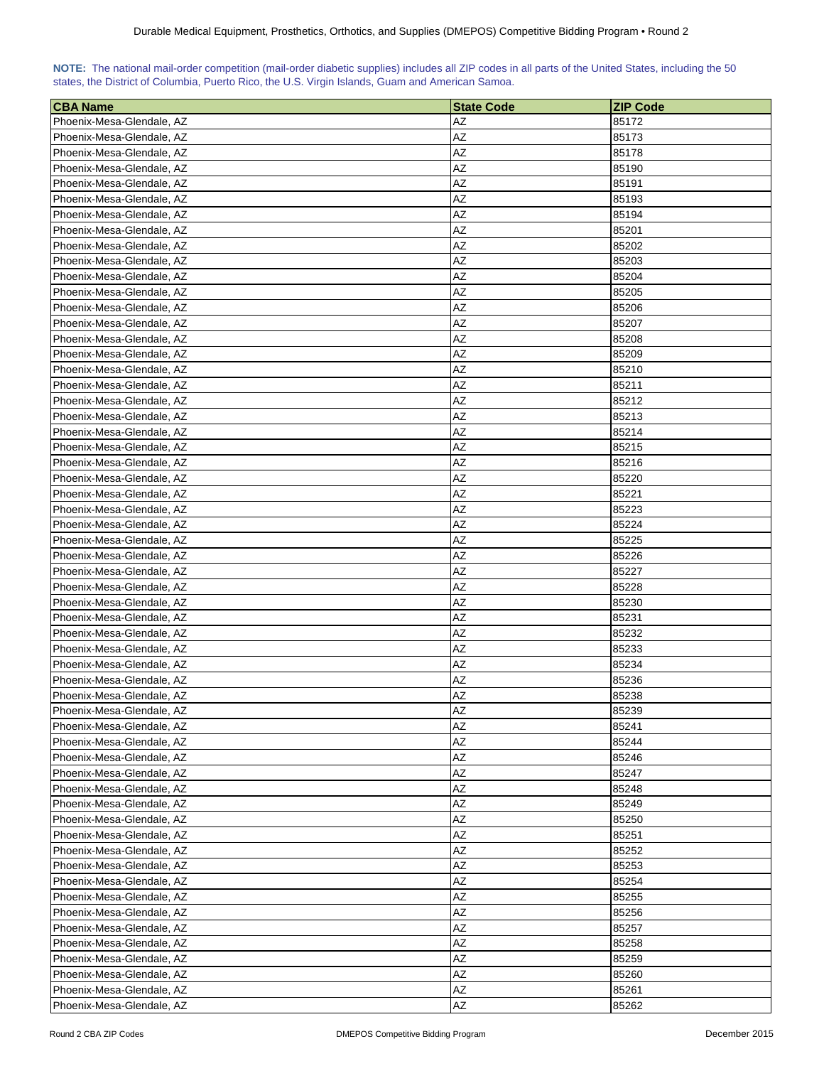**NOTE:** The national mail-order competition (mail-order diabetic supplies) includes all ZIP codes in all parts of the United States, including the 50 states, the District of Columbia, Puerto Rico, the U.S. Virgin Islands, Guam and American Samoa.

| CBA Name | State Code | ZIP Code |
|---|---|---|
| Phoenix-Mesa-Glendale, AZ | AZ | 85172 |
| Phoenix-Mesa-Glendale, AZ | AZ | 85173 |
| Phoenix-Mesa-Glendale, AZ | AZ | 85178 |
| Phoenix-Mesa-Glendale, AZ | AZ | 85190 |
| Phoenix-Mesa-Glendale, AZ | AZ | 85191 |
| Phoenix-Mesa-Glendale, AZ | AZ | 85193 |
| Phoenix-Mesa-Glendale, AZ | AZ | 85194 |
| Phoenix-Mesa-Glendale, AZ | AZ | 85201 |
| Phoenix-Mesa-Glendale, AZ | AZ | 85202 |
| Phoenix-Mesa-Glendale, AZ | AZ | 85203 |
| Phoenix-Mesa-Glendale, AZ | AZ | 85204 |
| Phoenix-Mesa-Glendale, AZ | AZ | 85205 |
| Phoenix-Mesa-Glendale, AZ | AZ | 85206 |
| Phoenix-Mesa-Glendale, AZ | AZ | 85207 |
| Phoenix-Mesa-Glendale, AZ | AZ | 85208 |
| Phoenix-Mesa-Glendale, AZ | AZ | 85209 |
| Phoenix-Mesa-Glendale, AZ | AZ | 85210 |
| Phoenix-Mesa-Glendale, AZ | AZ | 85211 |
| Phoenix-Mesa-Glendale, AZ | AZ | 85212 |
| Phoenix-Mesa-Glendale, AZ | AZ | 85213 |
| Phoenix-Mesa-Glendale, AZ | AZ | 85214 |
| Phoenix-Mesa-Glendale, AZ | AZ | 85215 |
| Phoenix-Mesa-Glendale, AZ | AZ | 85216 |
| Phoenix-Mesa-Glendale, AZ | AZ | 85220 |
| Phoenix-Mesa-Glendale, AZ | AZ | 85221 |
| Phoenix-Mesa-Glendale, AZ | AZ | 85223 |
| Phoenix-Mesa-Glendale, AZ | AZ | 85224 |
| Phoenix-Mesa-Glendale, AZ | AZ | 85225 |
| Phoenix-Mesa-Glendale, AZ | AZ | 85226 |
| Phoenix-Mesa-Glendale, AZ | AZ | 85227 |
| Phoenix-Mesa-Glendale, AZ | AZ | 85228 |
| Phoenix-Mesa-Glendale, AZ | AZ | 85230 |
| Phoenix-Mesa-Glendale, AZ | AZ | 85231 |
| Phoenix-Mesa-Glendale, AZ | AZ | 85232 |
| Phoenix-Mesa-Glendale, AZ | AZ | 85233 |
| Phoenix-Mesa-Glendale, AZ | AZ | 85234 |
| Phoenix-Mesa-Glendale, AZ | AZ | 85236 |
| Phoenix-Mesa-Glendale, AZ | AZ | 85238 |
| Phoenix-Mesa-Glendale, AZ | AZ | 85239 |
| Phoenix-Mesa-Glendale, AZ | AZ | 85241 |
| Phoenix-Mesa-Glendale, AZ | AZ | 85244 |
| Phoenix-Mesa-Glendale, AZ | AZ | 85246 |
| Phoenix-Mesa-Glendale, AZ | AZ | 85247 |
| Phoenix-Mesa-Glendale, AZ | AZ | 85248 |
| Phoenix-Mesa-Glendale, AZ | AZ | 85249 |
| Phoenix-Mesa-Glendale, AZ | AZ | 85250 |
| Phoenix-Mesa-Glendale, AZ | AZ | 85251 |
| Phoenix-Mesa-Glendale, AZ | AZ | 85252 |
| Phoenix-Mesa-Glendale, AZ | AZ | 85253 |
| Phoenix-Mesa-Glendale, AZ | AZ | 85254 |
| Phoenix-Mesa-Glendale, AZ | AZ | 85255 |
| Phoenix-Mesa-Glendale, AZ | AZ | 85256 |
| Phoenix-Mesa-Glendale, AZ | AZ | 85257 |
| Phoenix-Mesa-Glendale, AZ | AZ | 85258 |
| Phoenix-Mesa-Glendale, AZ | AZ | 85259 |
| Phoenix-Mesa-Glendale, AZ | AZ | 85260 |
| Phoenix-Mesa-Glendale, AZ | AZ | 85261 |
| Phoenix-Mesa-Glendale, AZ | AZ | 85262 |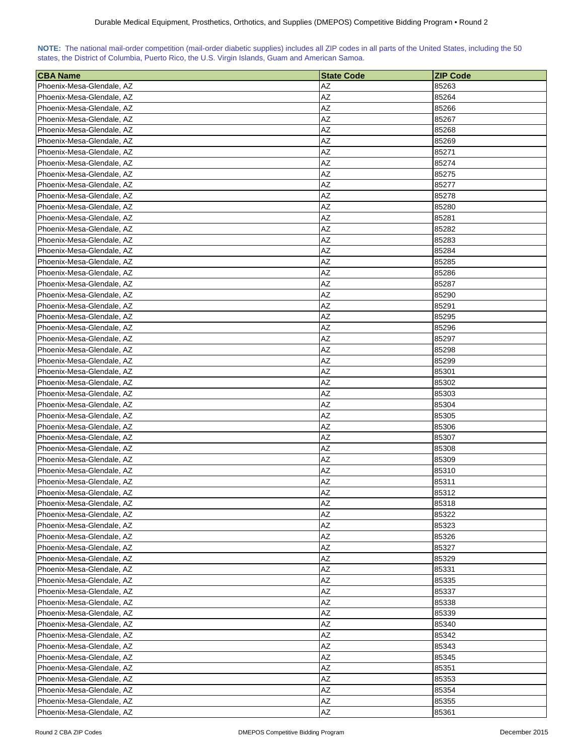**NOTE:** The national mail-order competition (mail-order diabetic supplies) includes all ZIP codes in all parts of the United States, including the 50 states, the District of Columbia, Puerto Rico, the U.S. Virgin Islands, Guam and American Samoa.

| CBA Name | State Code | ZIP Code |
|---|---|---|
| Phoenix-Mesa-Glendale, AZ | AZ | 85263 |
| Phoenix-Mesa-Glendale, AZ | AZ | 85264 |
| Phoenix-Mesa-Glendale, AZ | AZ | 85266 |
| Phoenix-Mesa-Glendale, AZ | AZ | 85267 |
| Phoenix-Mesa-Glendale, AZ | AZ | 85268 |
| Phoenix-Mesa-Glendale, AZ | AZ | 85269 |
| Phoenix-Mesa-Glendale, AZ | AZ | 85271 |
| Phoenix-Mesa-Glendale, AZ | AZ | 85274 |
| Phoenix-Mesa-Glendale, AZ | AZ | 85275 |
| Phoenix-Mesa-Glendale, AZ | AZ | 85277 |
| Phoenix-Mesa-Glendale, AZ | AZ | 85278 |
| Phoenix-Mesa-Glendale, AZ | AZ | 85280 |
| Phoenix-Mesa-Glendale, AZ | AZ | 85281 |
| Phoenix-Mesa-Glendale, AZ | AZ | 85282 |
| Phoenix-Mesa-Glendale, AZ | AZ | 85283 |
| Phoenix-Mesa-Glendale, AZ | AZ | 85284 |
| Phoenix-Mesa-Glendale, AZ | AZ | 85285 |
| Phoenix-Mesa-Glendale, AZ | AZ | 85286 |
| Phoenix-Mesa-Glendale, AZ | AZ | 85287 |
| Phoenix-Mesa-Glendale, AZ | AZ | 85290 |
| Phoenix-Mesa-Glendale, AZ | AZ | 85291 |
| Phoenix-Mesa-Glendale, AZ | AZ | 85295 |
| Phoenix-Mesa-Glendale, AZ | AZ | 85296 |
| Phoenix-Mesa-Glendale, AZ | AZ | 85297 |
| Phoenix-Mesa-Glendale, AZ | AZ | 85298 |
| Phoenix-Mesa-Glendale, AZ | AZ | 85299 |
| Phoenix-Mesa-Glendale, AZ | AZ | 85301 |
| Phoenix-Mesa-Glendale, AZ | AZ | 85302 |
| Phoenix-Mesa-Glendale, AZ | AZ | 85303 |
| Phoenix-Mesa-Glendale, AZ | AZ | 85304 |
| Phoenix-Mesa-Glendale, AZ | AZ | 85305 |
| Phoenix-Mesa-Glendale, AZ | AZ | 85306 |
| Phoenix-Mesa-Glendale, AZ | AZ | 85307 |
| Phoenix-Mesa-Glendale, AZ | AZ | 85308 |
| Phoenix-Mesa-Glendale, AZ | AZ | 85309 |
| Phoenix-Mesa-Glendale, AZ | AZ | 85310 |
| Phoenix-Mesa-Glendale, AZ | AZ | 85311 |
| Phoenix-Mesa-Glendale, AZ | AZ | 85312 |
| Phoenix-Mesa-Glendale, AZ | AZ | 85318 |
| Phoenix-Mesa-Glendale, AZ | AZ | 85322 |
| Phoenix-Mesa-Glendale, AZ | AZ | 85323 |
| Phoenix-Mesa-Glendale, AZ | AZ | 85326 |
| Phoenix-Mesa-Glendale, AZ | AZ | 85327 |
| Phoenix-Mesa-Glendale, AZ | AZ | 85329 |
| Phoenix-Mesa-Glendale, AZ | AZ | 85331 |
| Phoenix-Mesa-Glendale, AZ | AZ | 85335 |
| Phoenix-Mesa-Glendale, AZ | AZ | 85337 |
| Phoenix-Mesa-Glendale, AZ | AZ | 85338 |
| Phoenix-Mesa-Glendale, AZ | AZ | 85339 |
| Phoenix-Mesa-Glendale, AZ | AZ | 85340 |
| Phoenix-Mesa-Glendale, AZ | AZ | 85342 |
| Phoenix-Mesa-Glendale, AZ | AZ | 85343 |
| Phoenix-Mesa-Glendale, AZ | AZ | 85345 |
| Phoenix-Mesa-Glendale, AZ | AZ | 85351 |
| Phoenix-Mesa-Glendale, AZ | AZ | 85353 |
| Phoenix-Mesa-Glendale, AZ | AZ | 85354 |
| Phoenix-Mesa-Glendale, AZ | AZ | 85355 |
| Phoenix-Mesa-Glendale, AZ | AZ | 85361 |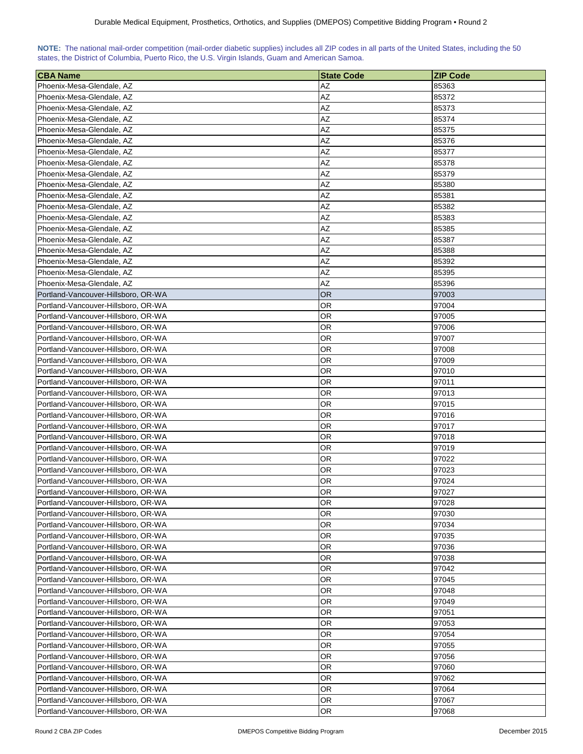**NOTE:** The national mail-order competition (mail-order diabetic supplies) includes all ZIP codes in all parts of the United States, including the 50 states, the District of Columbia, Puerto Rico, the U.S. Virgin Islands, Guam and American Samoa.

| CBA Name | State Code | ZIP Code |
|---|---|---|
| Phoenix-Mesa-Glendale, AZ | AZ | 85363 |
| Phoenix-Mesa-Glendale, AZ | AZ | 85372 |
| Phoenix-Mesa-Glendale, AZ | AZ | 85373 |
| Phoenix-Mesa-Glendale, AZ | AZ | 85374 |
| Phoenix-Mesa-Glendale, AZ | AZ | 85375 |
| Phoenix-Mesa-Glendale, AZ | AZ | 85376 |
| Phoenix-Mesa-Glendale, AZ | AZ | 85377 |
| Phoenix-Mesa-Glendale, AZ | AZ | 85378 |
| Phoenix-Mesa-Glendale, AZ | AZ | 85379 |
| Phoenix-Mesa-Glendale, AZ | AZ | 85380 |
| Phoenix-Mesa-Glendale, AZ | AZ | 85381 |
| Phoenix-Mesa-Glendale, AZ | AZ | 85382 |
| Phoenix-Mesa-Glendale, AZ | AZ | 85383 |
| Phoenix-Mesa-Glendale, AZ | AZ | 85385 |
| Phoenix-Mesa-Glendale, AZ | AZ | 85387 |
| Phoenix-Mesa-Glendale, AZ | AZ | 85388 |
| Phoenix-Mesa-Glendale, AZ | AZ | 85392 |
| Phoenix-Mesa-Glendale, AZ | AZ | 85395 |
| Phoenix-Mesa-Glendale, AZ | AZ | 85396 |
| Portland-Vancouver-Hillsboro, OR-WA | OR | 97003 |
| Portland-Vancouver-Hillsboro, OR-WA | OR | 97004 |
| Portland-Vancouver-Hillsboro, OR-WA | OR | 97005 |
| Portland-Vancouver-Hillsboro, OR-WA | OR | 97006 |
| Portland-Vancouver-Hillsboro, OR-WA | OR | 97007 |
| Portland-Vancouver-Hillsboro, OR-WA | OR | 97008 |
| Portland-Vancouver-Hillsboro, OR-WA | OR | 97009 |
| Portland-Vancouver-Hillsboro, OR-WA | OR | 97010 |
| Portland-Vancouver-Hillsboro, OR-WA | OR | 97011 |
| Portland-Vancouver-Hillsboro, OR-WA | OR | 97013 |
| Portland-Vancouver-Hillsboro, OR-WA | OR | 97015 |
| Portland-Vancouver-Hillsboro, OR-WA | OR | 97016 |
| Portland-Vancouver-Hillsboro, OR-WA | OR | 97017 |
| Portland-Vancouver-Hillsboro, OR-WA | OR | 97018 |
| Portland-Vancouver-Hillsboro, OR-WA | OR | 97019 |
| Portland-Vancouver-Hillsboro, OR-WA | OR | 97022 |
| Portland-Vancouver-Hillsboro, OR-WA | OR | 97023 |
| Portland-Vancouver-Hillsboro, OR-WA | OR | 97024 |
| Portland-Vancouver-Hillsboro, OR-WA | OR | 97027 |
| Portland-Vancouver-Hillsboro, OR-WA | OR | 97028 |
| Portland-Vancouver-Hillsboro, OR-WA | OR | 97030 |
| Portland-Vancouver-Hillsboro, OR-WA | OR | 97034 |
| Portland-Vancouver-Hillsboro, OR-WA | OR | 97035 |
| Portland-Vancouver-Hillsboro, OR-WA | OR | 97036 |
| Portland-Vancouver-Hillsboro, OR-WA | OR | 97038 |
| Portland-Vancouver-Hillsboro, OR-WA | OR | 97042 |
| Portland-Vancouver-Hillsboro, OR-WA | OR | 97045 |
| Portland-Vancouver-Hillsboro, OR-WA | OR | 97048 |
| Portland-Vancouver-Hillsboro, OR-WA | OR | 97049 |
| Portland-Vancouver-Hillsboro, OR-WA | OR | 97051 |
| Portland-Vancouver-Hillsboro, OR-WA | OR | 97053 |
| Portland-Vancouver-Hillsboro, OR-WA | OR | 97054 |
| Portland-Vancouver-Hillsboro, OR-WA | OR | 97055 |
| Portland-Vancouver-Hillsboro, OR-WA | OR | 97056 |
| Portland-Vancouver-Hillsboro, OR-WA | OR | 97060 |
| Portland-Vancouver-Hillsboro, OR-WA | OR | 97062 |
| Portland-Vancouver-Hillsboro, OR-WA | OR | 97064 |
| Portland-Vancouver-Hillsboro, OR-WA | OR | 97067 |
| Portland-Vancouver-Hillsboro, OR-WA | OR | 97068 |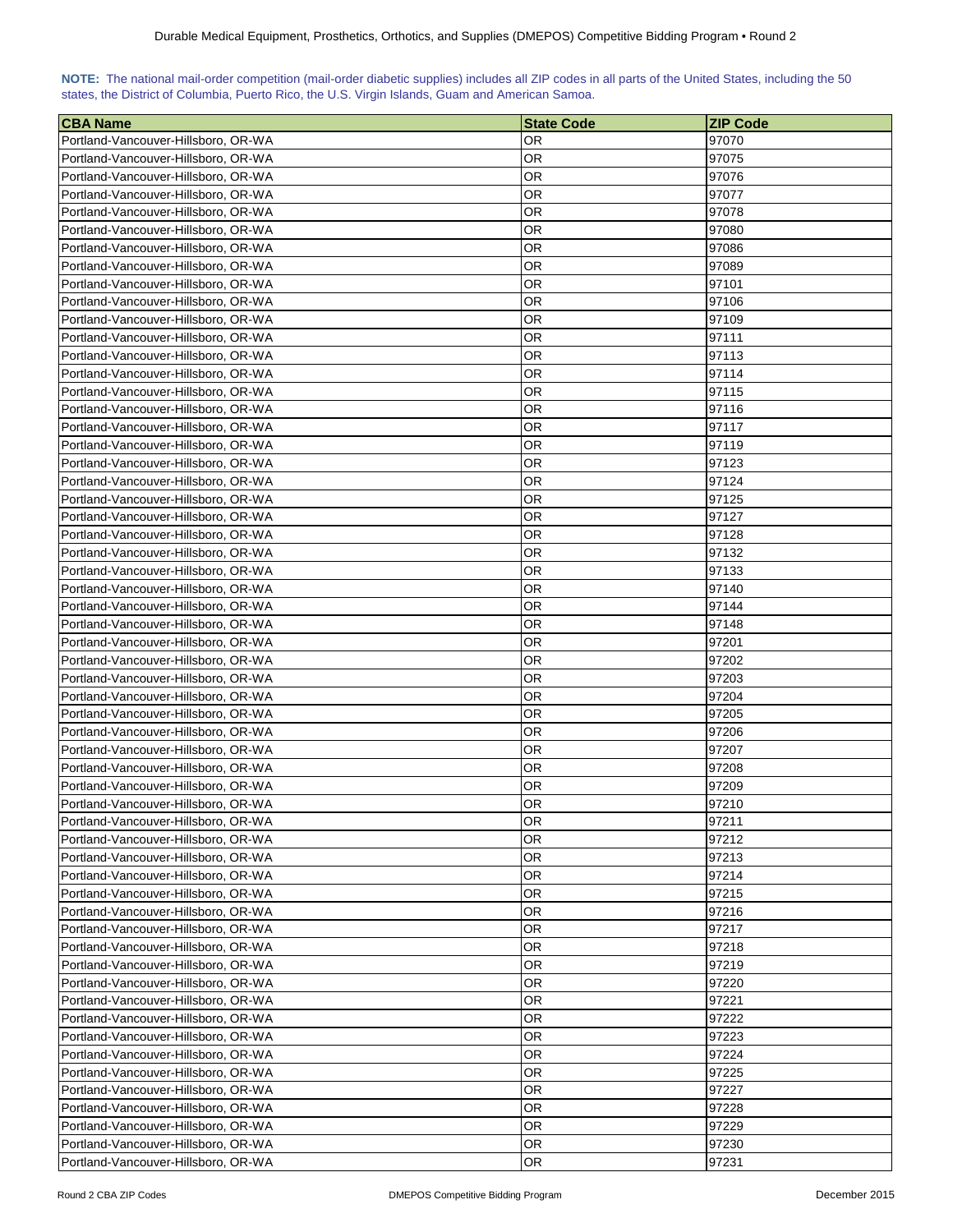**NOTE:** The national mail-order competition (mail-order diabetic supplies) includes all ZIP codes in all parts of the United States, including the 50 states, the District of Columbia, Puerto Rico, the U.S. Virgin Islands, Guam and American Samoa.

| CBA Name | State Code | ZIP Code |
|---|---|---|
| Portland-Vancouver-Hillsboro, OR-WA | OR | 97070 |
| Portland-Vancouver-Hillsboro, OR-WA | OR | 97075 |
| Portland-Vancouver-Hillsboro, OR-WA | OR | 97076 |
| Portland-Vancouver-Hillsboro, OR-WA | OR | 97077 |
| Portland-Vancouver-Hillsboro, OR-WA | OR | 97078 |
| Portland-Vancouver-Hillsboro, OR-WA | OR | 97080 |
| Portland-Vancouver-Hillsboro, OR-WA | OR | 97086 |
| Portland-Vancouver-Hillsboro, OR-WA | OR | 97089 |
| Portland-Vancouver-Hillsboro, OR-WA | OR | 97101 |
| Portland-Vancouver-Hillsboro, OR-WA | OR | 97106 |
| Portland-Vancouver-Hillsboro, OR-WA | OR | 97109 |
| Portland-Vancouver-Hillsboro, OR-WA | OR | 97111 |
| Portland-Vancouver-Hillsboro, OR-WA | OR | 97113 |
| Portland-Vancouver-Hillsboro, OR-WA | OR | 97114 |
| Portland-Vancouver-Hillsboro, OR-WA | OR | 97115 |
| Portland-Vancouver-Hillsboro, OR-WA | OR | 97116 |
| Portland-Vancouver-Hillsboro, OR-WA | OR | 97117 |
| Portland-Vancouver-Hillsboro, OR-WA | OR | 97119 |
| Portland-Vancouver-Hillsboro, OR-WA | OR | 97123 |
| Portland-Vancouver-Hillsboro, OR-WA | OR | 97124 |
| Portland-Vancouver-Hillsboro, OR-WA | OR | 97125 |
| Portland-Vancouver-Hillsboro, OR-WA | OR | 97127 |
| Portland-Vancouver-Hillsboro, OR-WA | OR | 97128 |
| Portland-Vancouver-Hillsboro, OR-WA | OR | 97132 |
| Portland-Vancouver-Hillsboro, OR-WA | OR | 97133 |
| Portland-Vancouver-Hillsboro, OR-WA | OR | 97140 |
| Portland-Vancouver-Hillsboro, OR-WA | OR | 97144 |
| Portland-Vancouver-Hillsboro, OR-WA | OR | 97148 |
| Portland-Vancouver-Hillsboro, OR-WA | OR | 97201 |
| Portland-Vancouver-Hillsboro, OR-WA | OR | 97202 |
| Portland-Vancouver-Hillsboro, OR-WA | OR | 97203 |
| Portland-Vancouver-Hillsboro, OR-WA | OR | 97204 |
| Portland-Vancouver-Hillsboro, OR-WA | OR | 97205 |
| Portland-Vancouver-Hillsboro, OR-WA | OR | 97206 |
| Portland-Vancouver-Hillsboro, OR-WA | OR | 97207 |
| Portland-Vancouver-Hillsboro, OR-WA | OR | 97208 |
| Portland-Vancouver-Hillsboro, OR-WA | OR | 97209 |
| Portland-Vancouver-Hillsboro, OR-WA | OR | 97210 |
| Portland-Vancouver-Hillsboro, OR-WA | OR | 97211 |
| Portland-Vancouver-Hillsboro, OR-WA | OR | 97212 |
| Portland-Vancouver-Hillsboro, OR-WA | OR | 97213 |
| Portland-Vancouver-Hillsboro, OR-WA | OR | 97214 |
| Portland-Vancouver-Hillsboro, OR-WA | OR | 97215 |
| Portland-Vancouver-Hillsboro, OR-WA | OR | 97216 |
| Portland-Vancouver-Hillsboro, OR-WA | OR | 97217 |
| Portland-Vancouver-Hillsboro, OR-WA | OR | 97218 |
| Portland-Vancouver-Hillsboro, OR-WA | OR | 97219 |
| Portland-Vancouver-Hillsboro, OR-WA | OR | 97220 |
| Portland-Vancouver-Hillsboro, OR-WA | OR | 97221 |
| Portland-Vancouver-Hillsboro, OR-WA | OR | 97222 |
| Portland-Vancouver-Hillsboro, OR-WA | OR | 97223 |
| Portland-Vancouver-Hillsboro, OR-WA | OR | 97224 |
| Portland-Vancouver-Hillsboro, OR-WA | OR | 97225 |
| Portland-Vancouver-Hillsboro, OR-WA | OR | 97227 |
| Portland-Vancouver-Hillsboro, OR-WA | OR | 97228 |
| Portland-Vancouver-Hillsboro, OR-WA | OR | 97229 |
| Portland-Vancouver-Hillsboro, OR-WA | OR | 97230 |
| Portland-Vancouver-Hillsboro, OR-WA | OR | 97231 |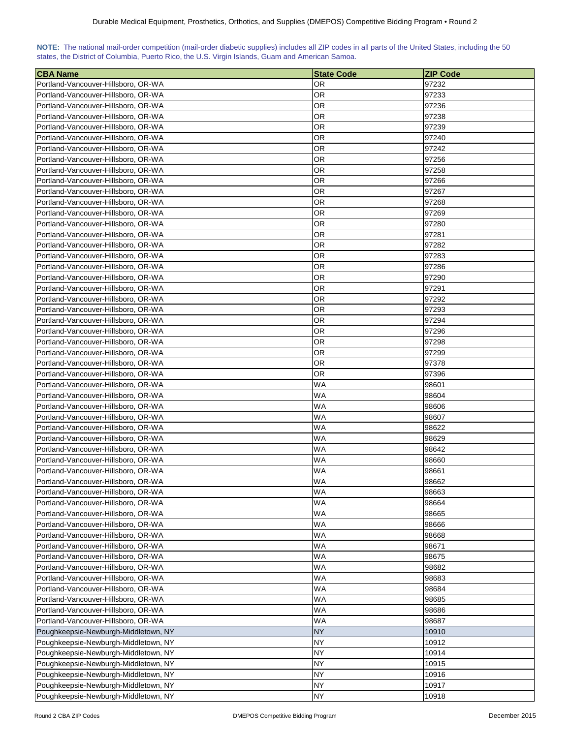**NOTE:** The national mail-order competition (mail-order diabetic supplies) includes all ZIP codes in all parts of the United States, including the 50 states, the District of Columbia, Puerto Rico, the U.S. Virgin Islands, Guam and American Samoa.

| CBA Name | State Code | ZIP Code |
|---|---|---|
| Portland-Vancouver-Hillsboro, OR-WA | OR | 97232 |
| Portland-Vancouver-Hillsboro, OR-WA | OR | 97233 |
| Portland-Vancouver-Hillsboro, OR-WA | OR | 97236 |
| Portland-Vancouver-Hillsboro, OR-WA | OR | 97238 |
| Portland-Vancouver-Hillsboro, OR-WA | OR | 97239 |
| Portland-Vancouver-Hillsboro, OR-WA | OR | 97240 |
| Portland-Vancouver-Hillsboro, OR-WA | OR | 97242 |
| Portland-Vancouver-Hillsboro, OR-WA | OR | 97256 |
| Portland-Vancouver-Hillsboro, OR-WA | OR | 97258 |
| Portland-Vancouver-Hillsboro, OR-WA | OR | 97266 |
| Portland-Vancouver-Hillsboro, OR-WA | OR | 97267 |
| Portland-Vancouver-Hillsboro, OR-WA | OR | 97268 |
| Portland-Vancouver-Hillsboro, OR-WA | OR | 97269 |
| Portland-Vancouver-Hillsboro, OR-WA | OR | 97280 |
| Portland-Vancouver-Hillsboro, OR-WA | OR | 97281 |
| Portland-Vancouver-Hillsboro, OR-WA | OR | 97282 |
| Portland-Vancouver-Hillsboro, OR-WA | OR | 97283 |
| Portland-Vancouver-Hillsboro, OR-WA | OR | 97286 |
| Portland-Vancouver-Hillsboro, OR-WA | OR | 97290 |
| Portland-Vancouver-Hillsboro, OR-WA | OR | 97291 |
| Portland-Vancouver-Hillsboro, OR-WA | OR | 97292 |
| Portland-Vancouver-Hillsboro, OR-WA | OR | 97293 |
| Portland-Vancouver-Hillsboro, OR-WA | OR | 97294 |
| Portland-Vancouver-Hillsboro, OR-WA | OR | 97296 |
| Portland-Vancouver-Hillsboro, OR-WA | OR | 97298 |
| Portland-Vancouver-Hillsboro, OR-WA | OR | 97299 |
| Portland-Vancouver-Hillsboro, OR-WA | OR | 97378 |
| Portland-Vancouver-Hillsboro, OR-WA | OR | 97396 |
| Portland-Vancouver-Hillsboro, OR-WA | WA | 98601 |
| Portland-Vancouver-Hillsboro, OR-WA | WA | 98604 |
| Portland-Vancouver-Hillsboro, OR-WA | WA | 98606 |
| Portland-Vancouver-Hillsboro, OR-WA | WA | 98607 |
| Portland-Vancouver-Hillsboro, OR-WA | WA | 98622 |
| Portland-Vancouver-Hillsboro, OR-WA | WA | 98629 |
| Portland-Vancouver-Hillsboro, OR-WA | WA | 98642 |
| Portland-Vancouver-Hillsboro, OR-WA | WA | 98660 |
| Portland-Vancouver-Hillsboro, OR-WA | WA | 98661 |
| Portland-Vancouver-Hillsboro, OR-WA | WA | 98662 |
| Portland-Vancouver-Hillsboro, OR-WA | WA | 98663 |
| Portland-Vancouver-Hillsboro, OR-WA | WA | 98664 |
| Portland-Vancouver-Hillsboro, OR-WA | WA | 98665 |
| Portland-Vancouver-Hillsboro, OR-WA | WA | 98666 |
| Portland-Vancouver-Hillsboro, OR-WA | WA | 98668 |
| Portland-Vancouver-Hillsboro, OR-WA | WA | 98671 |
| Portland-Vancouver-Hillsboro, OR-WA | WA | 98675 |
| Portland-Vancouver-Hillsboro, OR-WA | WA | 98682 |
| Portland-Vancouver-Hillsboro, OR-WA | WA | 98683 |
| Portland-Vancouver-Hillsboro, OR-WA | WA | 98684 |
| Portland-Vancouver-Hillsboro, OR-WA | WA | 98685 |
| Portland-Vancouver-Hillsboro, OR-WA | WA | 98686 |
| Portland-Vancouver-Hillsboro, OR-WA | WA | 98687 |
| Poughkeepsie-Newburgh-Middletown, NY | NY | 10910 |
| Poughkeepsie-Newburgh-Middletown, NY | NY | 10912 |
| Poughkeepsie-Newburgh-Middletown, NY | NY | 10914 |
| Poughkeepsie-Newburgh-Middletown, NY | NY | 10915 |
| Poughkeepsie-Newburgh-Middletown, NY | NY | 10916 |
| Poughkeepsie-Newburgh-Middletown, NY | NY | 10917 |
| Poughkeepsie-Newburgh-Middletown, NY | NY | 10918 |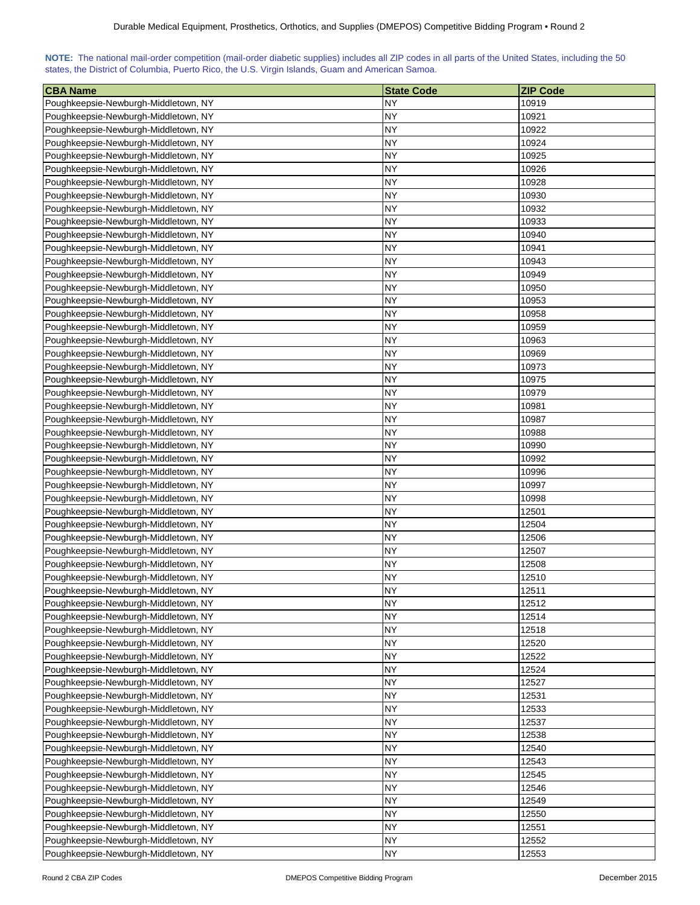**NOTE:** The national mail-order competition (mail-order diabetic supplies) includes all ZIP codes in all parts of the United States, including the 50 states, the District of Columbia, Puerto Rico, the U.S. Virgin Islands, Guam and American Samoa.

| CBA Name | State Code | ZIP Code |
| --- | --- | --- |
| Poughkeepsie-Newburgh-Middletown, NY | NY | 10919 |
| Poughkeepsie-Newburgh-Middletown, NY | NY | 10921 |
| Poughkeepsie-Newburgh-Middletown, NY | NY | 10922 |
| Poughkeepsie-Newburgh-Middletown, NY | NY | 10924 |
| Poughkeepsie-Newburgh-Middletown, NY | NY | 10925 |
| Poughkeepsie-Newburgh-Middletown, NY | NY | 10926 |
| Poughkeepsie-Newburgh-Middletown, NY | NY | 10928 |
| Poughkeepsie-Newburgh-Middletown, NY | NY | 10930 |
| Poughkeepsie-Newburgh-Middletown, NY | NY | 10932 |
| Poughkeepsie-Newburgh-Middletown, NY | NY | 10933 |
| Poughkeepsie-Newburgh-Middletown, NY | NY | 10940 |
| Poughkeepsie-Newburgh-Middletown, NY | NY | 10941 |
| Poughkeepsie-Newburgh-Middletown, NY | NY | 10943 |
| Poughkeepsie-Newburgh-Middletown, NY | NY | 10949 |
| Poughkeepsie-Newburgh-Middletown, NY | NY | 10950 |
| Poughkeepsie-Newburgh-Middletown, NY | NY | 10953 |
| Poughkeepsie-Newburgh-Middletown, NY | NY | 10958 |
| Poughkeepsie-Newburgh-Middletown, NY | NY | 10959 |
| Poughkeepsie-Newburgh-Middletown, NY | NY | 10963 |
| Poughkeepsie-Newburgh-Middletown, NY | NY | 10969 |
| Poughkeepsie-Newburgh-Middletown, NY | NY | 10973 |
| Poughkeepsie-Newburgh-Middletown, NY | NY | 10975 |
| Poughkeepsie-Newburgh-Middletown, NY | NY | 10979 |
| Poughkeepsie-Newburgh-Middletown, NY | NY | 10981 |
| Poughkeepsie-Newburgh-Middletown, NY | NY | 10987 |
| Poughkeepsie-Newburgh-Middletown, NY | NY | 10988 |
| Poughkeepsie-Newburgh-Middletown, NY | NY | 10990 |
| Poughkeepsie-Newburgh-Middletown, NY | NY | 10992 |
| Poughkeepsie-Newburgh-Middletown, NY | NY | 10996 |
| Poughkeepsie-Newburgh-Middletown, NY | NY | 10997 |
| Poughkeepsie-Newburgh-Middletown, NY | NY | 10998 |
| Poughkeepsie-Newburgh-Middletown, NY | NY | 12501 |
| Poughkeepsie-Newburgh-Middletown, NY | NY | 12504 |
| Poughkeepsie-Newburgh-Middletown, NY | NY | 12506 |
| Poughkeepsie-Newburgh-Middletown, NY | NY | 12507 |
| Poughkeepsie-Newburgh-Middletown, NY | NY | 12508 |
| Poughkeepsie-Newburgh-Middletown, NY | NY | 12510 |
| Poughkeepsie-Newburgh-Middletown, NY | NY | 12511 |
| Poughkeepsie-Newburgh-Middletown, NY | NY | 12512 |
| Poughkeepsie-Newburgh-Middletown, NY | NY | 12514 |
| Poughkeepsie-Newburgh-Middletown, NY | NY | 12518 |
| Poughkeepsie-Newburgh-Middletown, NY | NY | 12520 |
| Poughkeepsie-Newburgh-Middletown, NY | NY | 12522 |
| Poughkeepsie-Newburgh-Middletown, NY | NY | 12524 |
| Poughkeepsie-Newburgh-Middletown, NY | NY | 12527 |
| Poughkeepsie-Newburgh-Middletown, NY | NY | 12531 |
| Poughkeepsie-Newburgh-Middletown, NY | NY | 12533 |
| Poughkeepsie-Newburgh-Middletown, NY | NY | 12537 |
| Poughkeepsie-Newburgh-Middletown, NY | NY | 12538 |
| Poughkeepsie-Newburgh-Middletown, NY | NY | 12540 |
| Poughkeepsie-Newburgh-Middletown, NY | NY | 12543 |
| Poughkeepsie-Newburgh-Middletown, NY | NY | 12545 |
| Poughkeepsie-Newburgh-Middletown, NY | NY | 12546 |
| Poughkeepsie-Newburgh-Middletown, NY | NY | 12549 |
| Poughkeepsie-Newburgh-Middletown, NY | NY | 12550 |
| Poughkeepsie-Newburgh-Middletown, NY | NY | 12551 |
| Poughkeepsie-Newburgh-Middletown, NY | NY | 12552 |
| Poughkeepsie-Newburgh-Middletown, NY | NY | 12553 |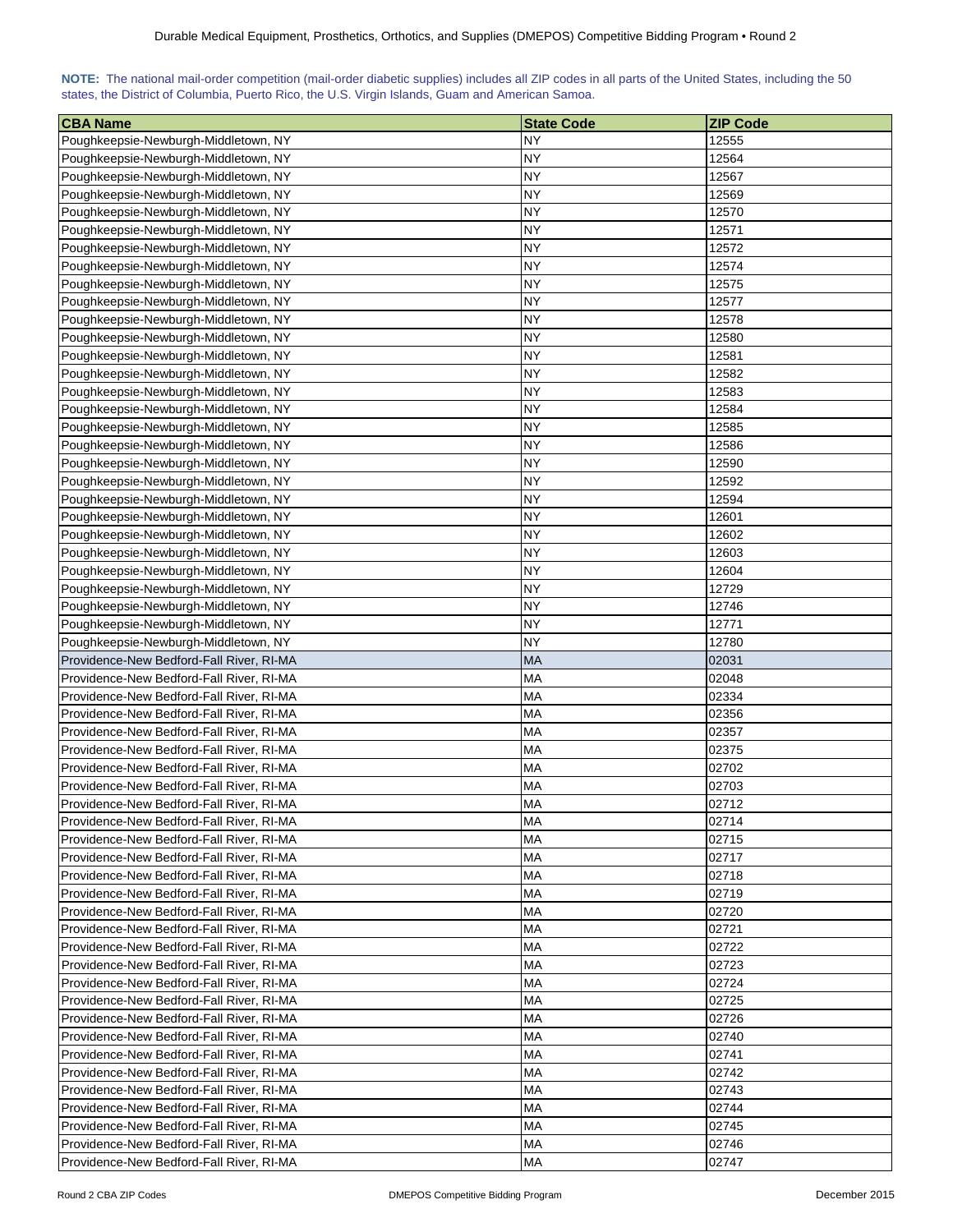**NOTE:** The national mail-order competition (mail-order diabetic supplies) includes all ZIP codes in all parts of the United States, including the 50 states, the District of Columbia, Puerto Rico, the U.S. Virgin Islands, Guam and American Samoa.

| CBA Name | State Code | ZIP Code |
|---|---|---|
| Poughkeepsie-Newburgh-Middletown, NY | NY | 12555 |
| Poughkeepsie-Newburgh-Middletown, NY | NY | 12564 |
| Poughkeepsie-Newburgh-Middletown, NY | NY | 12567 |
| Poughkeepsie-Newburgh-Middletown, NY | NY | 12569 |
| Poughkeepsie-Newburgh-Middletown, NY | NY | 12570 |
| Poughkeepsie-Newburgh-Middletown, NY | NY | 12571 |
| Poughkeepsie-Newburgh-Middletown, NY | NY | 12572 |
| Poughkeepsie-Newburgh-Middletown, NY | NY | 12574 |
| Poughkeepsie-Newburgh-Middletown, NY | NY | 12575 |
| Poughkeepsie-Newburgh-Middletown, NY | NY | 12577 |
| Poughkeepsie-Newburgh-Middletown, NY | NY | 12578 |
| Poughkeepsie-Newburgh-Middletown, NY | NY | 12580 |
| Poughkeepsie-Newburgh-Middletown, NY | NY | 12581 |
| Poughkeepsie-Newburgh-Middletown, NY | NY | 12582 |
| Poughkeepsie-Newburgh-Middletown, NY | NY | 12583 |
| Poughkeepsie-Newburgh-Middletown, NY | NY | 12584 |
| Poughkeepsie-Newburgh-Middletown, NY | NY | 12585 |
| Poughkeepsie-Newburgh-Middletown, NY | NY | 12586 |
| Poughkeepsie-Newburgh-Middletown, NY | NY | 12590 |
| Poughkeepsie-Newburgh-Middletown, NY | NY | 12592 |
| Poughkeepsie-Newburgh-Middletown, NY | NY | 12594 |
| Poughkeepsie-Newburgh-Middletown, NY | NY | 12601 |
| Poughkeepsie-Newburgh-Middletown, NY | NY | 12602 |
| Poughkeepsie-Newburgh-Middletown, NY | NY | 12603 |
| Poughkeepsie-Newburgh-Middletown, NY | NY | 12604 |
| Poughkeepsie-Newburgh-Middletown, NY | NY | 12729 |
| Poughkeepsie-Newburgh-Middletown, NY | NY | 12746 |
| Poughkeepsie-Newburgh-Middletown, NY | NY | 12771 |
| Poughkeepsie-Newburgh-Middletown, NY | NY | 12780 |
| Providence-New Bedford-Fall River, RI-MA | MA | 02031 |
| Providence-New Bedford-Fall River, RI-MA | MA | 02048 |
| Providence-New Bedford-Fall River, RI-MA | MA | 02334 |
| Providence-New Bedford-Fall River, RI-MA | MA | 02356 |
| Providence-New Bedford-Fall River, RI-MA | MA | 02357 |
| Providence-New Bedford-Fall River, RI-MA | MA | 02375 |
| Providence-New Bedford-Fall River, RI-MA | MA | 02702 |
| Providence-New Bedford-Fall River, RI-MA | MA | 02703 |
| Providence-New Bedford-Fall River, RI-MA | MA | 02712 |
| Providence-New Bedford-Fall River, RI-MA | MA | 02714 |
| Providence-New Bedford-Fall River, RI-MA | MA | 02715 |
| Providence-New Bedford-Fall River, RI-MA | MA | 02717 |
| Providence-New Bedford-Fall River, RI-MA | MA | 02718 |
| Providence-New Bedford-Fall River, RI-MA | MA | 02719 |
| Providence-New Bedford-Fall River, RI-MA | MA | 02720 |
| Providence-New Bedford-Fall River, RI-MA | MA | 02721 |
| Providence-New Bedford-Fall River, RI-MA | MA | 02722 |
| Providence-New Bedford-Fall River, RI-MA | MA | 02723 |
| Providence-New Bedford-Fall River, RI-MA | MA | 02724 |
| Providence-New Bedford-Fall River, RI-MA | MA | 02725 |
| Providence-New Bedford-Fall River, RI-MA | MA | 02726 |
| Providence-New Bedford-Fall River, RI-MA | MA | 02740 |
| Providence-New Bedford-Fall River, RI-MA | MA | 02741 |
| Providence-New Bedford-Fall River, RI-MA | MA | 02742 |
| Providence-New Bedford-Fall River, RI-MA | MA | 02743 |
| Providence-New Bedford-Fall River, RI-MA | MA | 02744 |
| Providence-New Bedford-Fall River, RI-MA | MA | 02745 |
| Providence-New Bedford-Fall River, RI-MA | MA | 02746 |
| Providence-New Bedford-Fall River, RI-MA | MA | 02747 |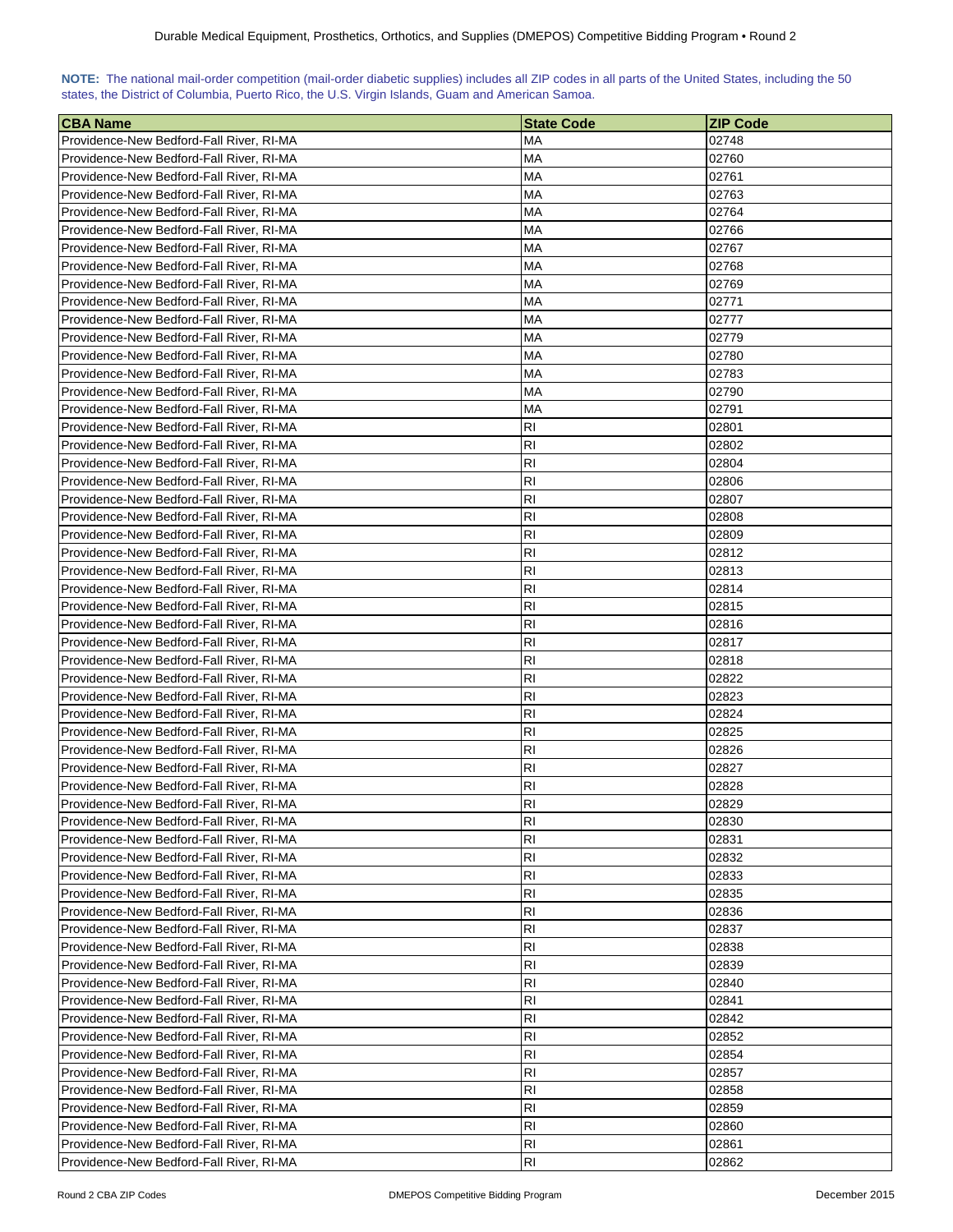**NOTE:** The national mail-order competition (mail-order diabetic supplies) includes all ZIP codes in all parts of the United States, including the 50 states, the District of Columbia, Puerto Rico, the U.S. Virgin Islands, Guam and American Samoa.

| CBA Name | State Code | ZIP Code |
|---|---|---|
| Providence-New Bedford-Fall River, RI-MA | MA | 02748 |
| Providence-New Bedford-Fall River, RI-MA | MA | 02760 |
| Providence-New Bedford-Fall River, RI-MA | MA | 02761 |
| Providence-New Bedford-Fall River, RI-MA | MA | 02763 |
| Providence-New Bedford-Fall River, RI-MA | MA | 02764 |
| Providence-New Bedford-Fall River, RI-MA | MA | 02766 |
| Providence-New Bedford-Fall River, RI-MA | MA | 02767 |
| Providence-New Bedford-Fall River, RI-MA | MA | 02768 |
| Providence-New Bedford-Fall River, RI-MA | MA | 02769 |
| Providence-New Bedford-Fall River, RI-MA | MA | 02771 |
| Providence-New Bedford-Fall River, RI-MA | MA | 02777 |
| Providence-New Bedford-Fall River, RI-MA | MA | 02779 |
| Providence-New Bedford-Fall River, RI-MA | MA | 02780 |
| Providence-New Bedford-Fall River, RI-MA | MA | 02783 |
| Providence-New Bedford-Fall River, RI-MA | MA | 02790 |
| Providence-New Bedford-Fall River, RI-MA | MA | 02791 |
| Providence-New Bedford-Fall River, RI-MA | RI | 02801 |
| Providence-New Bedford-Fall River, RI-MA | RI | 02802 |
| Providence-New Bedford-Fall River, RI-MA | RI | 02804 |
| Providence-New Bedford-Fall River, RI-MA | RI | 02806 |
| Providence-New Bedford-Fall River, RI-MA | RI | 02807 |
| Providence-New Bedford-Fall River, RI-MA | RI | 02808 |
| Providence-New Bedford-Fall River, RI-MA | RI | 02809 |
| Providence-New Bedford-Fall River, RI-MA | RI | 02812 |
| Providence-New Bedford-Fall River, RI-MA | RI | 02813 |
| Providence-New Bedford-Fall River, RI-MA | RI | 02814 |
| Providence-New Bedford-Fall River, RI-MA | RI | 02815 |
| Providence-New Bedford-Fall River, RI-MA | RI | 02816 |
| Providence-New Bedford-Fall River, RI-MA | RI | 02817 |
| Providence-New Bedford-Fall River, RI-MA | RI | 02818 |
| Providence-New Bedford-Fall River, RI-MA | RI | 02822 |
| Providence-New Bedford-Fall River, RI-MA | RI | 02823 |
| Providence-New Bedford-Fall River, RI-MA | RI | 02824 |
| Providence-New Bedford-Fall River, RI-MA | RI | 02825 |
| Providence-New Bedford-Fall River, RI-MA | RI | 02826 |
| Providence-New Bedford-Fall River, RI-MA | RI | 02827 |
| Providence-New Bedford-Fall River, RI-MA | RI | 02828 |
| Providence-New Bedford-Fall River, RI-MA | RI | 02829 |
| Providence-New Bedford-Fall River, RI-MA | RI | 02830 |
| Providence-New Bedford-Fall River, RI-MA | RI | 02831 |
| Providence-New Bedford-Fall River, RI-MA | RI | 02832 |
| Providence-New Bedford-Fall River, RI-MA | RI | 02833 |
| Providence-New Bedford-Fall River, RI-MA | RI | 02835 |
| Providence-New Bedford-Fall River, RI-MA | RI | 02836 |
| Providence-New Bedford-Fall River, RI-MA | RI | 02837 |
| Providence-New Bedford-Fall River, RI-MA | RI | 02838 |
| Providence-New Bedford-Fall River, RI-MA | RI | 02839 |
| Providence-New Bedford-Fall River, RI-MA | RI | 02840 |
| Providence-New Bedford-Fall River, RI-MA | RI | 02841 |
| Providence-New Bedford-Fall River, RI-MA | RI | 02842 |
| Providence-New Bedford-Fall River, RI-MA | RI | 02852 |
| Providence-New Bedford-Fall River, RI-MA | RI | 02854 |
| Providence-New Bedford-Fall River, RI-MA | RI | 02857 |
| Providence-New Bedford-Fall River, RI-MA | RI | 02858 |
| Providence-New Bedford-Fall River, RI-MA | RI | 02859 |
| Providence-New Bedford-Fall River, RI-MA | RI | 02860 |
| Providence-New Bedford-Fall River, RI-MA | RI | 02861 |
| Providence-New Bedford-Fall River, RI-MA | RI | 02862 |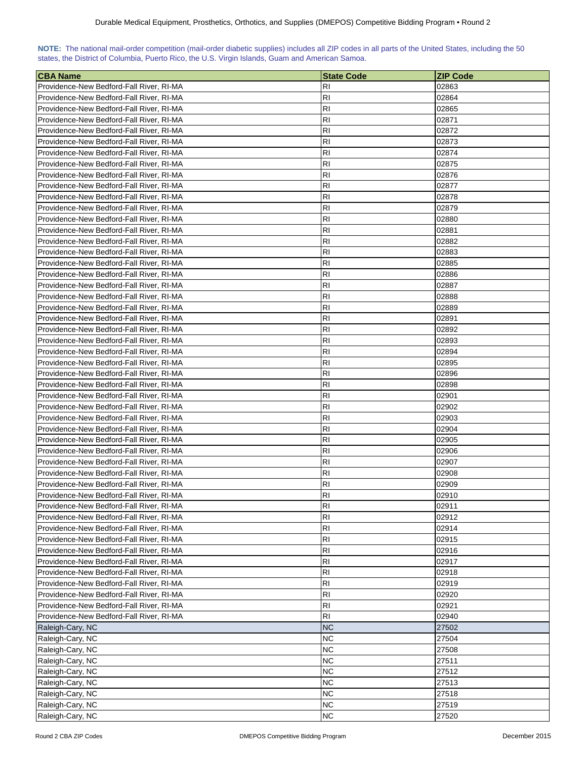**NOTE:** The national mail-order competition (mail-order diabetic supplies) includes all ZIP codes in all parts of the United States, including the 50 states, the District of Columbia, Puerto Rico, the U.S. Virgin Islands, Guam and American Samoa.

| CBA Name | State Code | ZIP Code |
|---|---|---|
| Providence-New Bedford-Fall River, RI-MA | RI | 02863 |
| Providence-New Bedford-Fall River, RI-MA | RI | 02864 |
| Providence-New Bedford-Fall River, RI-MA | RI | 02865 |
| Providence-New Bedford-Fall River, RI-MA | RI | 02871 |
| Providence-New Bedford-Fall River, RI-MA | RI | 02872 |
| Providence-New Bedford-Fall River, RI-MA | RI | 02873 |
| Providence-New Bedford-Fall River, RI-MA | RI | 02874 |
| Providence-New Bedford-Fall River, RI-MA | RI | 02875 |
| Providence-New Bedford-Fall River, RI-MA | RI | 02876 |
| Providence-New Bedford-Fall River, RI-MA | RI | 02877 |
| Providence-New Bedford-Fall River, RI-MA | RI | 02878 |
| Providence-New Bedford-Fall River, RI-MA | RI | 02879 |
| Providence-New Bedford-Fall River, RI-MA | RI | 02880 |
| Providence-New Bedford-Fall River, RI-MA | RI | 02881 |
| Providence-New Bedford-Fall River, RI-MA | RI | 02882 |
| Providence-New Bedford-Fall River, RI-MA | RI | 02883 |
| Providence-New Bedford-Fall River, RI-MA | RI | 02885 |
| Providence-New Bedford-Fall River, RI-MA | RI | 02886 |
| Providence-New Bedford-Fall River, RI-MA | RI | 02887 |
| Providence-New Bedford-Fall River, RI-MA | RI | 02888 |
| Providence-New Bedford-Fall River, RI-MA | RI | 02889 |
| Providence-New Bedford-Fall River, RI-MA | RI | 02891 |
| Providence-New Bedford-Fall River, RI-MA | RI | 02892 |
| Providence-New Bedford-Fall River, RI-MA | RI | 02893 |
| Providence-New Bedford-Fall River, RI-MA | RI | 02894 |
| Providence-New Bedford-Fall River, RI-MA | RI | 02895 |
| Providence-New Bedford-Fall River, RI-MA | RI | 02896 |
| Providence-New Bedford-Fall River, RI-MA | RI | 02898 |
| Providence-New Bedford-Fall River, RI-MA | RI | 02901 |
| Providence-New Bedford-Fall River, RI-MA | RI | 02902 |
| Providence-New Bedford-Fall River, RI-MA | RI | 02903 |
| Providence-New Bedford-Fall River, RI-MA | RI | 02904 |
| Providence-New Bedford-Fall River, RI-MA | RI | 02905 |
| Providence-New Bedford-Fall River, RI-MA | RI | 02906 |
| Providence-New Bedford-Fall River, RI-MA | RI | 02907 |
| Providence-New Bedford-Fall River, RI-MA | RI | 02908 |
| Providence-New Bedford-Fall River, RI-MA | RI | 02909 |
| Providence-New Bedford-Fall River, RI-MA | RI | 02910 |
| Providence-New Bedford-Fall River, RI-MA | RI | 02911 |
| Providence-New Bedford-Fall River, RI-MA | RI | 02912 |
| Providence-New Bedford-Fall River, RI-MA | RI | 02914 |
| Providence-New Bedford-Fall River, RI-MA | RI | 02915 |
| Providence-New Bedford-Fall River, RI-MA | RI | 02916 |
| Providence-New Bedford-Fall River, RI-MA | RI | 02917 |
| Providence-New Bedford-Fall River, RI-MA | RI | 02918 |
| Providence-New Bedford-Fall River, RI-MA | RI | 02919 |
| Providence-New Bedford-Fall River, RI-MA | RI | 02920 |
| Providence-New Bedford-Fall River, RI-MA | RI | 02921 |
| Providence-New Bedford-Fall River, RI-MA | RI | 02940 |
| Raleigh-Cary, NC | NC | 27502 |
| Raleigh-Cary, NC | NC | 27504 |
| Raleigh-Cary, NC | NC | 27508 |
| Raleigh-Cary, NC | NC | 27511 |
| Raleigh-Cary, NC | NC | 27512 |
| Raleigh-Cary, NC | NC | 27513 |
| Raleigh-Cary, NC | NC | 27518 |
| Raleigh-Cary, NC | NC | 27519 |
| Raleigh-Cary, NC | NC | 27520 |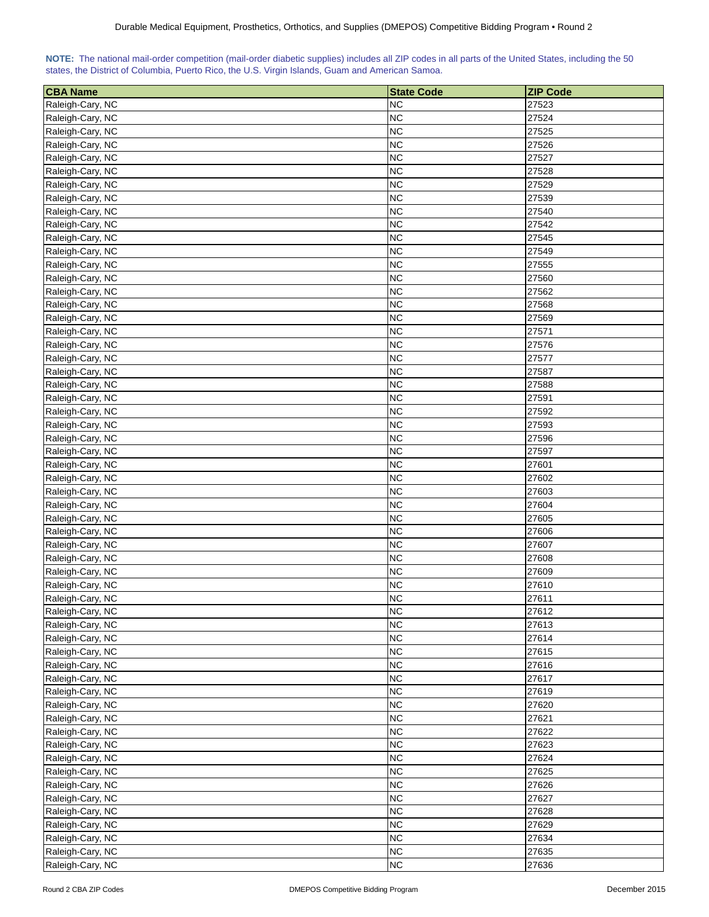**NOTE:** The national mail-order competition (mail-order diabetic supplies) includes all ZIP codes in all parts of the United States, including the 50 states, the District of Columbia, Puerto Rico, the U.S. Virgin Islands, Guam and American Samoa.

| CBA Name | State Code | ZIP Code |
|---|---|---|
| Raleigh-Cary, NC | NC | 27523 |
| Raleigh-Cary, NC | NC | 27524 |
| Raleigh-Cary, NC | NC | 27525 |
| Raleigh-Cary, NC | NC | 27526 |
| Raleigh-Cary, NC | NC | 27527 |
| Raleigh-Cary, NC | NC | 27528 |
| Raleigh-Cary, NC | NC | 27529 |
| Raleigh-Cary, NC | NC | 27539 |
| Raleigh-Cary, NC | NC | 27540 |
| Raleigh-Cary, NC | NC | 27542 |
| Raleigh-Cary, NC | NC | 27545 |
| Raleigh-Cary, NC | NC | 27549 |
| Raleigh-Cary, NC | NC | 27555 |
| Raleigh-Cary, NC | NC | 27560 |
| Raleigh-Cary, NC | NC | 27562 |
| Raleigh-Cary, NC | NC | 27568 |
| Raleigh-Cary, NC | NC | 27569 |
| Raleigh-Cary, NC | NC | 27571 |
| Raleigh-Cary, NC | NC | 27576 |
| Raleigh-Cary, NC | NC | 27577 |
| Raleigh-Cary, NC | NC | 27587 |
| Raleigh-Cary, NC | NC | 27588 |
| Raleigh-Cary, NC | NC | 27591 |
| Raleigh-Cary, NC | NC | 27592 |
| Raleigh-Cary, NC | NC | 27593 |
| Raleigh-Cary, NC | NC | 27596 |
| Raleigh-Cary, NC | NC | 27597 |
| Raleigh-Cary, NC | NC | 27601 |
| Raleigh-Cary, NC | NC | 27602 |
| Raleigh-Cary, NC | NC | 27603 |
| Raleigh-Cary, NC | NC | 27604 |
| Raleigh-Cary, NC | NC | 27605 |
| Raleigh-Cary, NC | NC | 27606 |
| Raleigh-Cary, NC | NC | 27607 |
| Raleigh-Cary, NC | NC | 27608 |
| Raleigh-Cary, NC | NC | 27609 |
| Raleigh-Cary, NC | NC | 27610 |
| Raleigh-Cary, NC | NC | 27611 |
| Raleigh-Cary, NC | NC | 27612 |
| Raleigh-Cary, NC | NC | 27613 |
| Raleigh-Cary, NC | NC | 27614 |
| Raleigh-Cary, NC | NC | 27615 |
| Raleigh-Cary, NC | NC | 27616 |
| Raleigh-Cary, NC | NC | 27617 |
| Raleigh-Cary, NC | NC | 27619 |
| Raleigh-Cary, NC | NC | 27620 |
| Raleigh-Cary, NC | NC | 27621 |
| Raleigh-Cary, NC | NC | 27622 |
| Raleigh-Cary, NC | NC | 27623 |
| Raleigh-Cary, NC | NC | 27624 |
| Raleigh-Cary, NC | NC | 27625 |
| Raleigh-Cary, NC | NC | 27626 |
| Raleigh-Cary, NC | NC | 27627 |
| Raleigh-Cary, NC | NC | 27628 |
| Raleigh-Cary, NC | NC | 27629 |
| Raleigh-Cary, NC | NC | 27634 |
| Raleigh-Cary, NC | NC | 27635 |
| Raleigh-Cary, NC | NC | 27636 |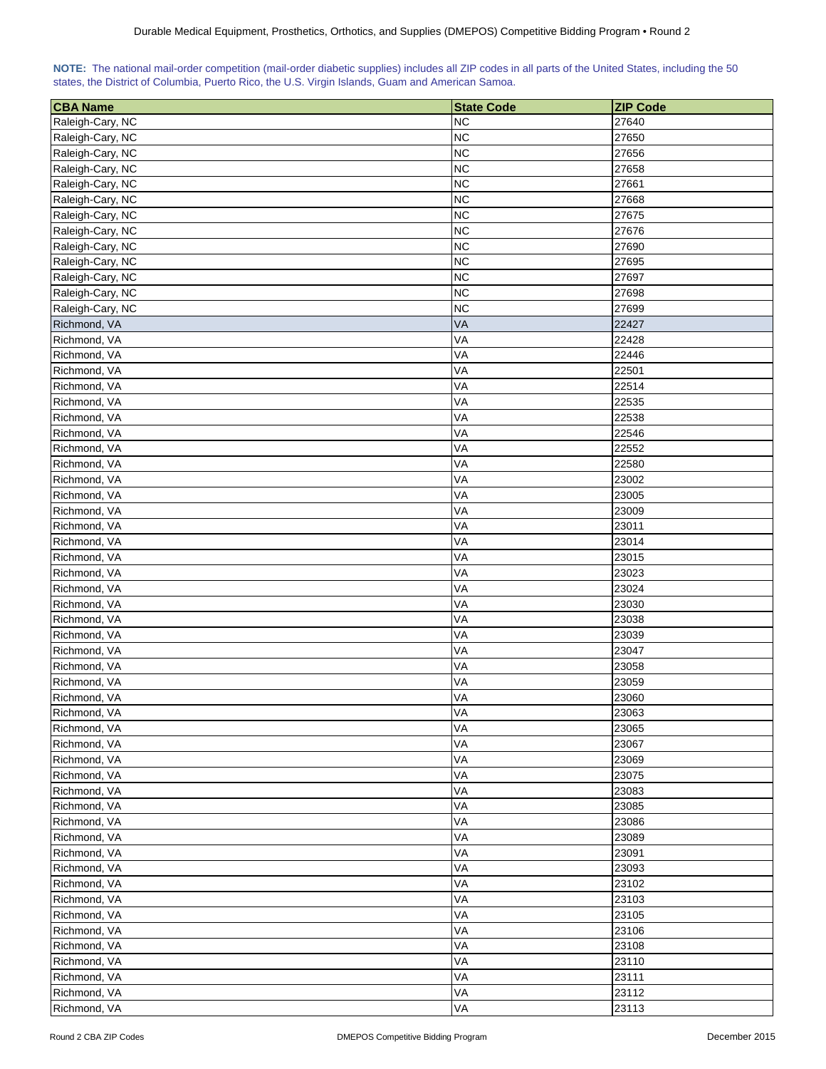**NOTE:** The national mail-order competition (mail-order diabetic supplies) includes all ZIP codes in all parts of the United States, including the 50 states, the District of Columbia, Puerto Rico, the U.S. Virgin Islands, Guam and American Samoa.

| CBA Name | State Code | ZIP Code |
|---|---|---|
| Raleigh-Cary, NC | NC | 27640 |
| Raleigh-Cary, NC | NC | 27650 |
| Raleigh-Cary, NC | NC | 27656 |
| Raleigh-Cary, NC | NC | 27658 |
| Raleigh-Cary, NC | NC | 27661 |
| Raleigh-Cary, NC | NC | 27668 |
| Raleigh-Cary, NC | NC | 27675 |
| Raleigh-Cary, NC | NC | 27676 |
| Raleigh-Cary, NC | NC | 27690 |
| Raleigh-Cary, NC | NC | 27695 |
| Raleigh-Cary, NC | NC | 27697 |
| Raleigh-Cary, NC | NC | 27698 |
| Raleigh-Cary, NC | NC | 27699 |
| Richmond, VA | VA | 22427 |
| Richmond, VA | VA | 22428 |
| Richmond, VA | VA | 22446 |
| Richmond, VA | VA | 22501 |
| Richmond, VA | VA | 22514 |
| Richmond, VA | VA | 22535 |
| Richmond, VA | VA | 22538 |
| Richmond, VA | VA | 22546 |
| Richmond, VA | VA | 22552 |
| Richmond, VA | VA | 22580 |
| Richmond, VA | VA | 23002 |
| Richmond, VA | VA | 23005 |
| Richmond, VA | VA | 23009 |
| Richmond, VA | VA | 23011 |
| Richmond, VA | VA | 23014 |
| Richmond, VA | VA | 23015 |
| Richmond, VA | VA | 23023 |
| Richmond, VA | VA | 23024 |
| Richmond, VA | VA | 23030 |
| Richmond, VA | VA | 23038 |
| Richmond, VA | VA | 23039 |
| Richmond, VA | VA | 23047 |
| Richmond, VA | VA | 23058 |
| Richmond, VA | VA | 23059 |
| Richmond, VA | VA | 23060 |
| Richmond, VA | VA | 23063 |
| Richmond, VA | VA | 23065 |
| Richmond, VA | VA | 23067 |
| Richmond, VA | VA | 23069 |
| Richmond, VA | VA | 23075 |
| Richmond, VA | VA | 23083 |
| Richmond, VA | VA | 23085 |
| Richmond, VA | VA | 23086 |
| Richmond, VA | VA | 23089 |
| Richmond, VA | VA | 23091 |
| Richmond, VA | VA | 23093 |
| Richmond, VA | VA | 23102 |
| Richmond, VA | VA | 23103 |
| Richmond, VA | VA | 23105 |
| Richmond, VA | VA | 23106 |
| Richmond, VA | VA | 23108 |
| Richmond, VA | VA | 23110 |
| Richmond, VA | VA | 23111 |
| Richmond, VA | VA | 23112 |
| Richmond, VA | VA | 23113 |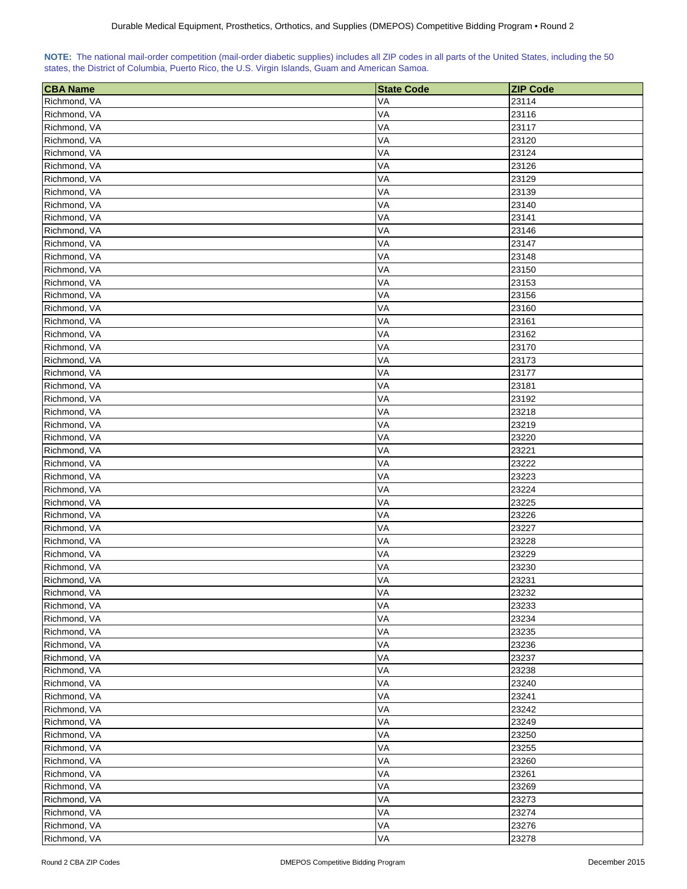**NOTE:** The national mail-order competition (mail-order diabetic supplies) includes all ZIP codes in all parts of the United States, including the 50 states, the District of Columbia, Puerto Rico, the U.S. Virgin Islands, Guam and American Samoa.

| CBA Name | State Code | ZIP Code |
|---|---|---|
| Richmond, VA | VA | 23114 |
| Richmond, VA | VA | 23116 |
| Richmond, VA | VA | 23117 |
| Richmond, VA | VA | 23120 |
| Richmond, VA | VA | 23124 |
| Richmond, VA | VA | 23126 |
| Richmond, VA | VA | 23129 |
| Richmond, VA | VA | 23139 |
| Richmond, VA | VA | 23140 |
| Richmond, VA | VA | 23141 |
| Richmond, VA | VA | 23146 |
| Richmond, VA | VA | 23147 |
| Richmond, VA | VA | 23148 |
| Richmond, VA | VA | 23150 |
| Richmond, VA | VA | 23153 |
| Richmond, VA | VA | 23156 |
| Richmond, VA | VA | 23160 |
| Richmond, VA | VA | 23161 |
| Richmond, VA | VA | 23162 |
| Richmond, VA | VA | 23170 |
| Richmond, VA | VA | 23173 |
| Richmond, VA | VA | 23177 |
| Richmond, VA | VA | 23181 |
| Richmond, VA | VA | 23192 |
| Richmond, VA | VA | 23218 |
| Richmond, VA | VA | 23219 |
| Richmond, VA | VA | 23220 |
| Richmond, VA | VA | 23221 |
| Richmond, VA | VA | 23222 |
| Richmond, VA | VA | 23223 |
| Richmond, VA | VA | 23224 |
| Richmond, VA | VA | 23225 |
| Richmond, VA | VA | 23226 |
| Richmond, VA | VA | 23227 |
| Richmond, VA | VA | 23228 |
| Richmond, VA | VA | 23229 |
| Richmond, VA | VA | 23230 |
| Richmond, VA | VA | 23231 |
| Richmond, VA | VA | 23232 |
| Richmond, VA | VA | 23233 |
| Richmond, VA | VA | 23234 |
| Richmond, VA | VA | 23235 |
| Richmond, VA | VA | 23236 |
| Richmond, VA | VA | 23237 |
| Richmond, VA | VA | 23238 |
| Richmond, VA | VA | 23240 |
| Richmond, VA | VA | 23241 |
| Richmond, VA | VA | 23242 |
| Richmond, VA | VA | 23249 |
| Richmond, VA | VA | 23250 |
| Richmond, VA | VA | 23255 |
| Richmond, VA | VA | 23260 |
| Richmond, VA | VA | 23261 |
| Richmond, VA | VA | 23269 |
| Richmond, VA | VA | 23273 |
| Richmond, VA | VA | 23274 |
| Richmond, VA | VA | 23276 |
| Richmond, VA | VA | 23278 |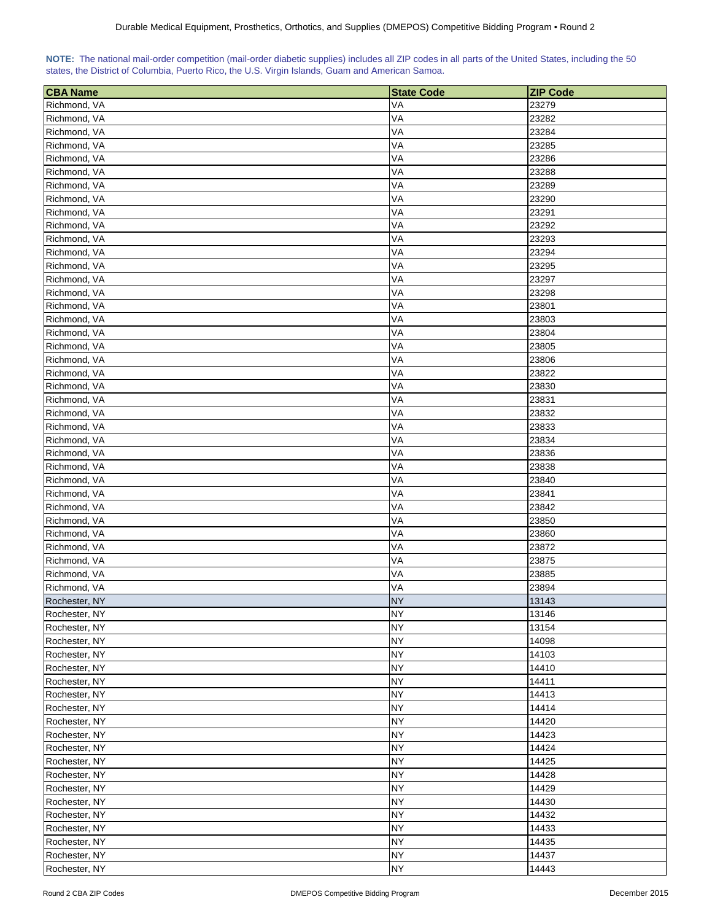**NOTE:** The national mail-order competition (mail-order diabetic supplies) includes all ZIP codes in all parts of the United States, including the 50 states, the District of Columbia, Puerto Rico, the U.S. Virgin Islands, Guam and American Samoa.

| CBA Name | State Code | ZIP Code |
|---|---|---|
| Richmond, VA | VA | 23279 |
| Richmond, VA | VA | 23282 |
| Richmond, VA | VA | 23284 |
| Richmond, VA | VA | 23285 |
| Richmond, VA | VA | 23286 |
| Richmond, VA | VA | 23288 |
| Richmond, VA | VA | 23289 |
| Richmond, VA | VA | 23290 |
| Richmond, VA | VA | 23291 |
| Richmond, VA | VA | 23292 |
| Richmond, VA | VA | 23293 |
| Richmond, VA | VA | 23294 |
| Richmond, VA | VA | 23295 |
| Richmond, VA | VA | 23297 |
| Richmond, VA | VA | 23298 |
| Richmond, VA | VA | 23801 |
| Richmond, VA | VA | 23803 |
| Richmond, VA | VA | 23804 |
| Richmond, VA | VA | 23805 |
| Richmond, VA | VA | 23806 |
| Richmond, VA | VA | 23822 |
| Richmond, VA | VA | 23830 |
| Richmond, VA | VA | 23831 |
| Richmond, VA | VA | 23832 |
| Richmond, VA | VA | 23833 |
| Richmond, VA | VA | 23834 |
| Richmond, VA | VA | 23836 |
| Richmond, VA | VA | 23838 |
| Richmond, VA | VA | 23840 |
| Richmond, VA | VA | 23841 |
| Richmond, VA | VA | 23842 |
| Richmond, VA | VA | 23850 |
| Richmond, VA | VA | 23860 |
| Richmond, VA | VA | 23872 |
| Richmond, VA | VA | 23875 |
| Richmond, VA | VA | 23885 |
| Richmond, VA | VA | 23894 |
| Rochester, NY | NY | 13143 |
| Rochester, NY | NY | 13146 |
| Rochester, NY | NY | 13154 |
| Rochester, NY | NY | 14098 |
| Rochester, NY | NY | 14103 |
| Rochester, NY | NY | 14410 |
| Rochester, NY | NY | 14411 |
| Rochester, NY | NY | 14413 |
| Rochester, NY | NY | 14414 |
| Rochester, NY | NY | 14420 |
| Rochester, NY | NY | 14423 |
| Rochester, NY | NY | 14424 |
| Rochester, NY | NY | 14425 |
| Rochester, NY | NY | 14428 |
| Rochester, NY | NY | 14429 |
| Rochester, NY | NY | 14430 |
| Rochester, NY | NY | 14432 |
| Rochester, NY | NY | 14433 |
| Rochester, NY | NY | 14435 |
| Rochester, NY | NY | 14437 |
| Rochester, NY | NY | 14443 |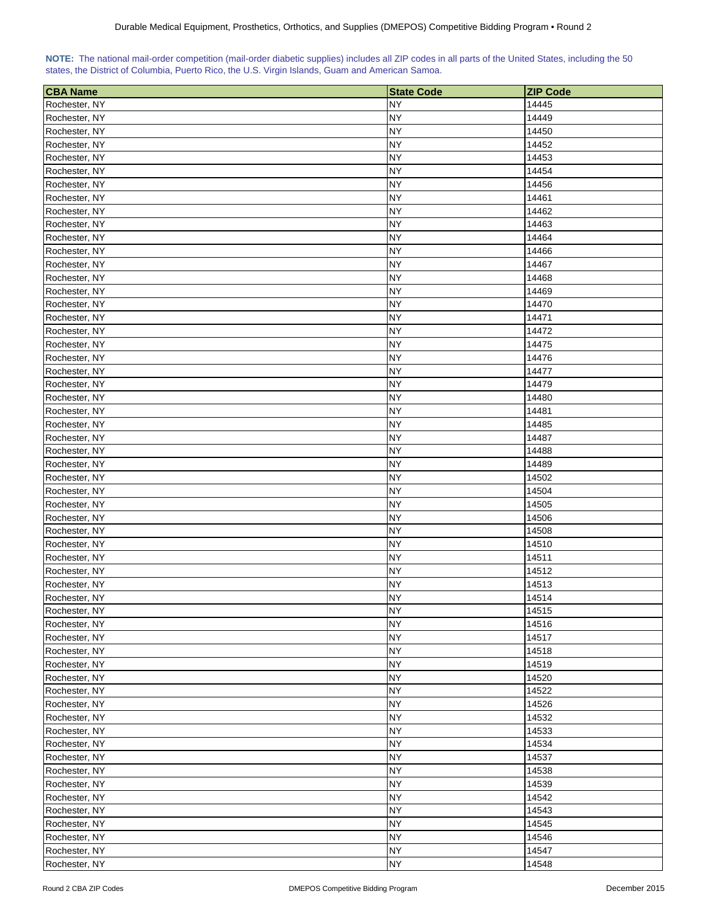**NOTE:** The national mail-order competition (mail-order diabetic supplies) includes all ZIP codes in all parts of the United States, including the 50 states, the District of Columbia, Puerto Rico, the U.S. Virgin Islands, Guam and American Samoa.

| CBA Name | State Code | ZIP Code |
|---|---|---|
| Rochester, NY | NY | 14445 |
| Rochester, NY | NY | 14449 |
| Rochester, NY | NY | 14450 |
| Rochester, NY | NY | 14452 |
| Rochester, NY | NY | 14453 |
| Rochester, NY | NY | 14454 |
| Rochester, NY | NY | 14456 |
| Rochester, NY | NY | 14461 |
| Rochester, NY | NY | 14462 |
| Rochester, NY | NY | 14463 |
| Rochester, NY | NY | 14464 |
| Rochester, NY | NY | 14466 |
| Rochester, NY | NY | 14467 |
| Rochester, NY | NY | 14468 |
| Rochester, NY | NY | 14469 |
| Rochester, NY | NY | 14470 |
| Rochester, NY | NY | 14471 |
| Rochester, NY | NY | 14472 |
| Rochester, NY | NY | 14475 |
| Rochester, NY | NY | 14476 |
| Rochester, NY | NY | 14477 |
| Rochester, NY | NY | 14479 |
| Rochester, NY | NY | 14480 |
| Rochester, NY | NY | 14481 |
| Rochester, NY | NY | 14485 |
| Rochester, NY | NY | 14487 |
| Rochester, NY | NY | 14488 |
| Rochester, NY | NY | 14489 |
| Rochester, NY | NY | 14502 |
| Rochester, NY | NY | 14504 |
| Rochester, NY | NY | 14505 |
| Rochester, NY | NY | 14506 |
| Rochester, NY | NY | 14508 |
| Rochester, NY | NY | 14510 |
| Rochester, NY | NY | 14511 |
| Rochester, NY | NY | 14512 |
| Rochester, NY | NY | 14513 |
| Rochester, NY | NY | 14514 |
| Rochester, NY | NY | 14515 |
| Rochester, NY | NY | 14516 |
| Rochester, NY | NY | 14517 |
| Rochester, NY | NY | 14518 |
| Rochester, NY | NY | 14519 |
| Rochester, NY | NY | 14520 |
| Rochester, NY | NY | 14522 |
| Rochester, NY | NY | 14526 |
| Rochester, NY | NY | 14532 |
| Rochester, NY | NY | 14533 |
| Rochester, NY | NY | 14534 |
| Rochester, NY | NY | 14537 |
| Rochester, NY | NY | 14538 |
| Rochester, NY | NY | 14539 |
| Rochester, NY | NY | 14542 |
| Rochester, NY | NY | 14543 |
| Rochester, NY | NY | 14545 |
| Rochester, NY | NY | 14546 |
| Rochester, NY | NY | 14547 |
| Rochester, NY | NY | 14548 |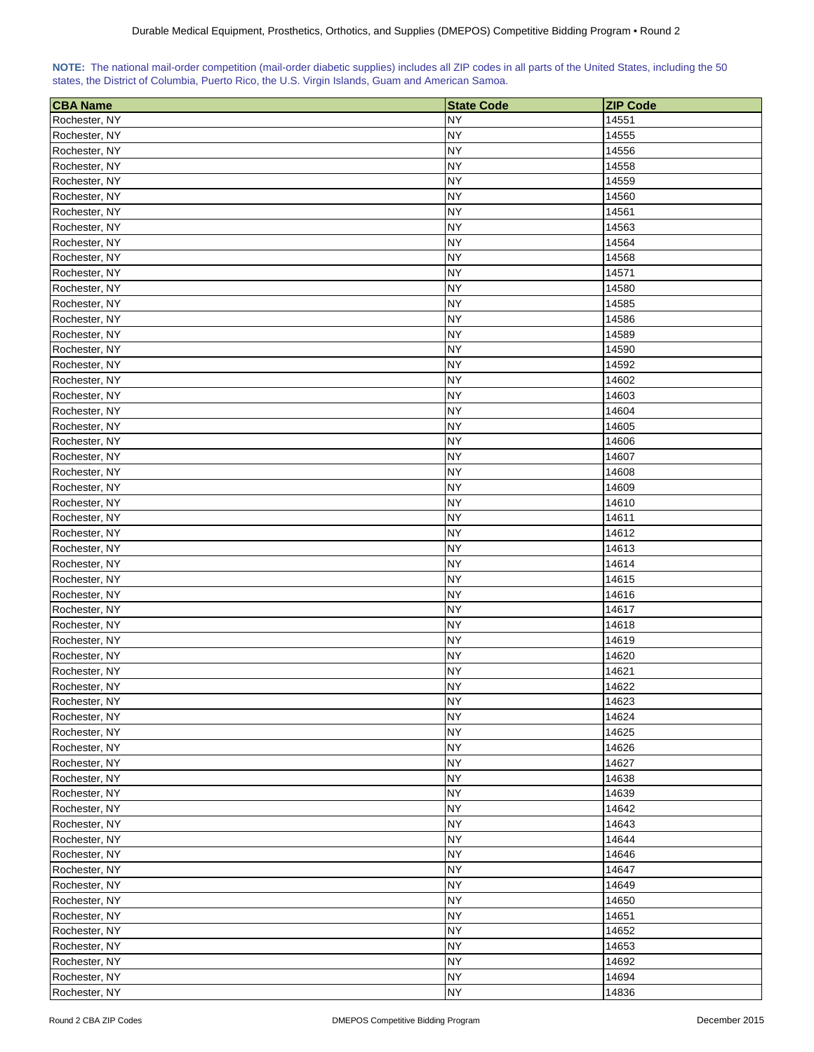**NOTE:** The national mail-order competition (mail-order diabetic supplies) includes all ZIP codes in all parts of the United States, including the 50 states, the District of Columbia, Puerto Rico, the U.S. Virgin Islands, Guam and American Samoa.

| CBA Name | State Code | ZIP Code |
|---|---|---|
| Rochester, NY | NY | 14551 |
| Rochester, NY | NY | 14555 |
| Rochester, NY | NY | 14556 |
| Rochester, NY | NY | 14558 |
| Rochester, NY | NY | 14559 |
| Rochester, NY | NY | 14560 |
| Rochester, NY | NY | 14561 |
| Rochester, NY | NY | 14563 |
| Rochester, NY | NY | 14564 |
| Rochester, NY | NY | 14568 |
| Rochester, NY | NY | 14571 |
| Rochester, NY | NY | 14580 |
| Rochester, NY | NY | 14585 |
| Rochester, NY | NY | 14586 |
| Rochester, NY | NY | 14589 |
| Rochester, NY | NY | 14590 |
| Rochester, NY | NY | 14592 |
| Rochester, NY | NY | 14602 |
| Rochester, NY | NY | 14603 |
| Rochester, NY | NY | 14604 |
| Rochester, NY | NY | 14605 |
| Rochester, NY | NY | 14606 |
| Rochester, NY | NY | 14607 |
| Rochester, NY | NY | 14608 |
| Rochester, NY | NY | 14609 |
| Rochester, NY | NY | 14610 |
| Rochester, NY | NY | 14611 |
| Rochester, NY | NY | 14612 |
| Rochester, NY | NY | 14613 |
| Rochester, NY | NY | 14614 |
| Rochester, NY | NY | 14615 |
| Rochester, NY | NY | 14616 |
| Rochester, NY | NY | 14617 |
| Rochester, NY | NY | 14618 |
| Rochester, NY | NY | 14619 |
| Rochester, NY | NY | 14620 |
| Rochester, NY | NY | 14621 |
| Rochester, NY | NY | 14622 |
| Rochester, NY | NY | 14623 |
| Rochester, NY | NY | 14624 |
| Rochester, NY | NY | 14625 |
| Rochester, NY | NY | 14626 |
| Rochester, NY | NY | 14627 |
| Rochester, NY | NY | 14638 |
| Rochester, NY | NY | 14639 |
| Rochester, NY | NY | 14642 |
| Rochester, NY | NY | 14643 |
| Rochester, NY | NY | 14644 |
| Rochester, NY | NY | 14646 |
| Rochester, NY | NY | 14647 |
| Rochester, NY | NY | 14649 |
| Rochester, NY | NY | 14650 |
| Rochester, NY | NY | 14651 |
| Rochester, NY | NY | 14652 |
| Rochester, NY | NY | 14653 |
| Rochester, NY | NY | 14692 |
| Rochester, NY | NY | 14694 |
| Rochester, NY | NY | 14836 |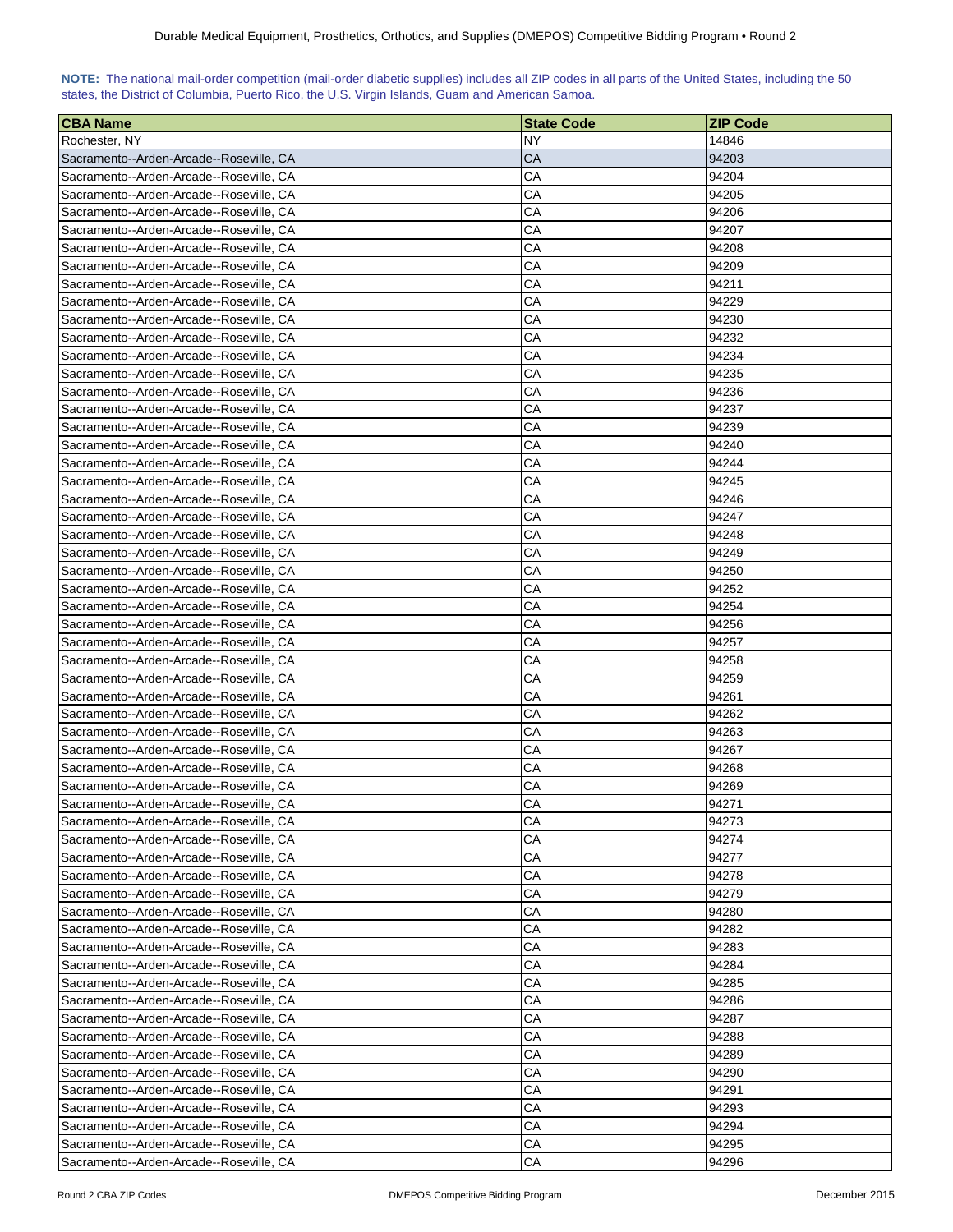**NOTE:** The national mail-order competition (mail-order diabetic supplies) includes all ZIP codes in all parts of the United States, including the 50 states, the District of Columbia, Puerto Rico, the U.S. Virgin Islands, Guam and American Samoa.

| CBA Name | State Code | ZIP Code |
|---|---|---|
| Rochester, NY | NY | 14846 |
| Sacramento--Arden-Arcade--Roseville, CA | CA | 94203 |
| Sacramento--Arden-Arcade--Roseville, CA | CA | 94204 |
| Sacramento--Arden-Arcade--Roseville, CA | CA | 94205 |
| Sacramento--Arden-Arcade--Roseville, CA | CA | 94206 |
| Sacramento--Arden-Arcade--Roseville, CA | CA | 94207 |
| Sacramento--Arden-Arcade--Roseville, CA | CA | 94208 |
| Sacramento--Arden-Arcade--Roseville, CA | CA | 94209 |
| Sacramento--Arden-Arcade--Roseville, CA | CA | 94211 |
| Sacramento--Arden-Arcade--Roseville, CA | CA | 94229 |
| Sacramento--Arden-Arcade--Roseville, CA | CA | 94230 |
| Sacramento--Arden-Arcade--Roseville, CA | CA | 94232 |
| Sacramento--Arden-Arcade--Roseville, CA | CA | 94234 |
| Sacramento--Arden-Arcade--Roseville, CA | CA | 94235 |
| Sacramento--Arden-Arcade--Roseville, CA | CA | 94236 |
| Sacramento--Arden-Arcade--Roseville, CA | CA | 94237 |
| Sacramento--Arden-Arcade--Roseville, CA | CA | 94239 |
| Sacramento--Arden-Arcade--Roseville, CA | CA | 94240 |
| Sacramento--Arden-Arcade--Roseville, CA | CA | 94244 |
| Sacramento--Arden-Arcade--Roseville, CA | CA | 94245 |
| Sacramento--Arden-Arcade--Roseville, CA | CA | 94246 |
| Sacramento--Arden-Arcade--Roseville, CA | CA | 94247 |
| Sacramento--Arden-Arcade--Roseville, CA | CA | 94248 |
| Sacramento--Arden-Arcade--Roseville, CA | CA | 94249 |
| Sacramento--Arden-Arcade--Roseville, CA | CA | 94250 |
| Sacramento--Arden-Arcade--Roseville, CA | CA | 94252 |
| Sacramento--Arden-Arcade--Roseville, CA | CA | 94254 |
| Sacramento--Arden-Arcade--Roseville, CA | CA | 94256 |
| Sacramento--Arden-Arcade--Roseville, CA | CA | 94257 |
| Sacramento--Arden-Arcade--Roseville, CA | CA | 94258 |
| Sacramento--Arden-Arcade--Roseville, CA | CA | 94259 |
| Sacramento--Arden-Arcade--Roseville, CA | CA | 94261 |
| Sacramento--Arden-Arcade--Roseville, CA | CA | 94262 |
| Sacramento--Arden-Arcade--Roseville, CA | CA | 94263 |
| Sacramento--Arden-Arcade--Roseville, CA | CA | 94267 |
| Sacramento--Arden-Arcade--Roseville, CA | CA | 94268 |
| Sacramento--Arden-Arcade--Roseville, CA | CA | 94269 |
| Sacramento--Arden-Arcade--Roseville, CA | CA | 94271 |
| Sacramento--Arden-Arcade--Roseville, CA | CA | 94273 |
| Sacramento--Arden-Arcade--Roseville, CA | CA | 94274 |
| Sacramento--Arden-Arcade--Roseville, CA | CA | 94277 |
| Sacramento--Arden-Arcade--Roseville, CA | CA | 94278 |
| Sacramento--Arden-Arcade--Roseville, CA | CA | 94279 |
| Sacramento--Arden-Arcade--Roseville, CA | CA | 94280 |
| Sacramento--Arden-Arcade--Roseville, CA | CA | 94282 |
| Sacramento--Arden-Arcade--Roseville, CA | CA | 94283 |
| Sacramento--Arden-Arcade--Roseville, CA | CA | 94284 |
| Sacramento--Arden-Arcade--Roseville, CA | CA | 94285 |
| Sacramento--Arden-Arcade--Roseville, CA | CA | 94286 |
| Sacramento--Arden-Arcade--Roseville, CA | CA | 94287 |
| Sacramento--Arden-Arcade--Roseville, CA | CA | 94288 |
| Sacramento--Arden-Arcade--Roseville, CA | CA | 94289 |
| Sacramento--Arden-Arcade--Roseville, CA | CA | 94290 |
| Sacramento--Arden-Arcade--Roseville, CA | CA | 94291 |
| Sacramento--Arden-Arcade--Roseville, CA | CA | 94293 |
| Sacramento--Arden-Arcade--Roseville, CA | CA | 94294 |
| Sacramento--Arden-Arcade--Roseville, CA | CA | 94295 |
| Sacramento--Arden-Arcade--Roseville, CA | CA | 94296 |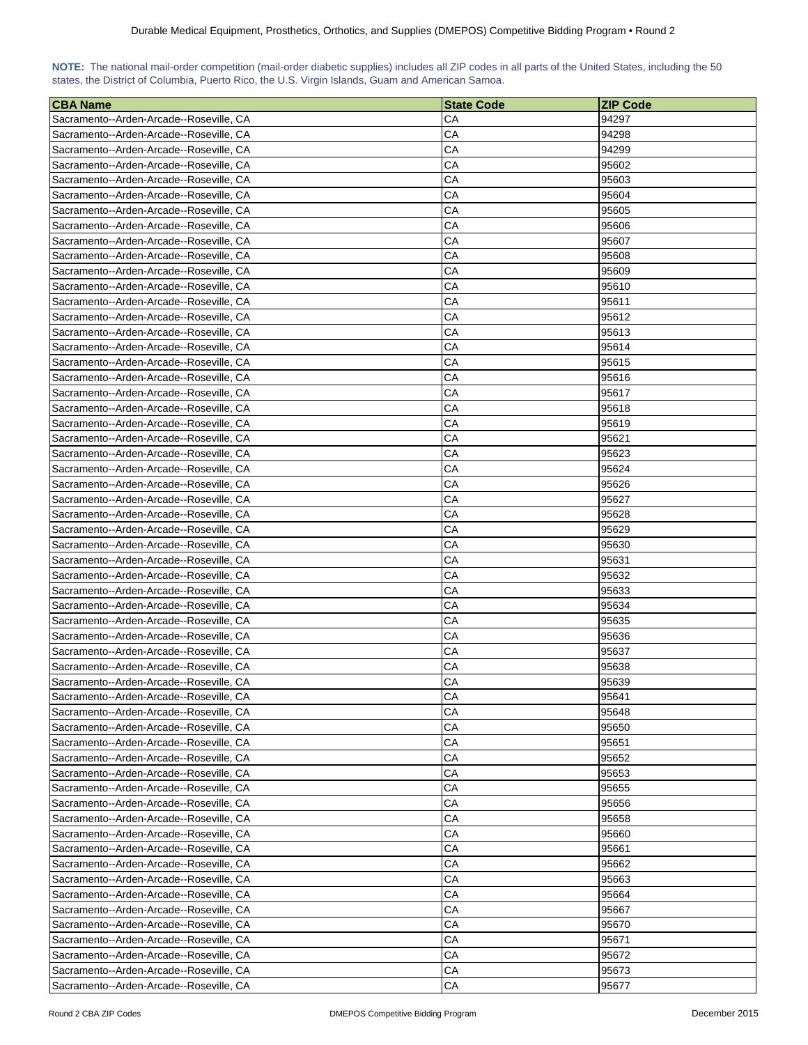**NOTE:** The national mail-order competition (mail-order diabetic supplies) includes all ZIP codes in all parts of the United States, including the 50 states, the District of Columbia, Puerto Rico, the U.S. Virgin Islands, Guam and American Samoa.

| CBA Name | State Code | ZIP Code |
|---|---|---|
| Sacramento--Arden-Arcade--Roseville, CA | CA | 94297 |
| Sacramento--Arden-Arcade--Roseville, CA | CA | 94298 |
| Sacramento--Arden-Arcade--Roseville, CA | CA | 94299 |
| Sacramento--Arden-Arcade--Roseville, CA | CA | 95602 |
| Sacramento--Arden-Arcade--Roseville, CA | CA | 95603 |
| Sacramento--Arden-Arcade--Roseville, CA | CA | 95604 |
| Sacramento--Arden-Arcade--Roseville, CA | CA | 95605 |
| Sacramento--Arden-Arcade--Roseville, CA | CA | 95606 |
| Sacramento--Arden-Arcade--Roseville, CA | CA | 95607 |
| Sacramento--Arden-Arcade--Roseville, CA | CA | 95608 |
| Sacramento--Arden-Arcade--Roseville, CA | CA | 95609 |
| Sacramento--Arden-Arcade--Roseville, CA | CA | 95610 |
| Sacramento--Arden-Arcade--Roseville, CA | CA | 95611 |
| Sacramento--Arden-Arcade--Roseville, CA | CA | 95612 |
| Sacramento--Arden-Arcade--Roseville, CA | CA | 95613 |
| Sacramento--Arden-Arcade--Roseville, CA | CA | 95614 |
| Sacramento--Arden-Arcade--Roseville, CA | CA | 95615 |
| Sacramento--Arden-Arcade--Roseville, CA | CA | 95616 |
| Sacramento--Arden-Arcade--Roseville, CA | CA | 95617 |
| Sacramento--Arden-Arcade--Roseville, CA | CA | 95618 |
| Sacramento--Arden-Arcade--Roseville, CA | CA | 95619 |
| Sacramento--Arden-Arcade--Roseville, CA | CA | 95621 |
| Sacramento--Arden-Arcade--Roseville, CA | CA | 95623 |
| Sacramento--Arden-Arcade--Roseville, CA | CA | 95624 |
| Sacramento--Arden-Arcade--Roseville, CA | CA | 95626 |
| Sacramento--Arden-Arcade--Roseville, CA | CA | 95627 |
| Sacramento--Arden-Arcade--Roseville, CA | CA | 95628 |
| Sacramento--Arden-Arcade--Roseville, CA | CA | 95629 |
| Sacramento--Arden-Arcade--Roseville, CA | CA | 95630 |
| Sacramento--Arden-Arcade--Roseville, CA | CA | 95631 |
| Sacramento--Arden-Arcade--Roseville, CA | CA | 95632 |
| Sacramento--Arden-Arcade--Roseville, CA | CA | 95633 |
| Sacramento--Arden-Arcade--Roseville, CA | CA | 95634 |
| Sacramento--Arden-Arcade--Roseville, CA | CA | 95635 |
| Sacramento--Arden-Arcade--Roseville, CA | CA | 95636 |
| Sacramento--Arden-Arcade--Roseville, CA | CA | 95637 |
| Sacramento--Arden-Arcade--Roseville, CA | CA | 95638 |
| Sacramento--Arden-Arcade--Roseville, CA | CA | 95639 |
| Sacramento--Arden-Arcade--Roseville, CA | CA | 95641 |
| Sacramento--Arden-Arcade--Roseville, CA | CA | 95648 |
| Sacramento--Arden-Arcade--Roseville, CA | CA | 95650 |
| Sacramento--Arden-Arcade--Roseville, CA | CA | 95651 |
| Sacramento--Arden-Arcade--Roseville, CA | CA | 95652 |
| Sacramento--Arden-Arcade--Roseville, CA | CA | 95653 |
| Sacramento--Arden-Arcade--Roseville, CA | CA | 95655 |
| Sacramento--Arden-Arcade--Roseville, CA | CA | 95656 |
| Sacramento--Arden-Arcade--Roseville, CA | CA | 95658 |
| Sacramento--Arden-Arcade--Roseville, CA | CA | 95660 |
| Sacramento--Arden-Arcade--Roseville, CA | CA | 95661 |
| Sacramento--Arden-Arcade--Roseville, CA | CA | 95662 |
| Sacramento--Arden-Arcade--Roseville, CA | CA | 95663 |
| Sacramento--Arden-Arcade--Roseville, CA | CA | 95664 |
| Sacramento--Arden-Arcade--Roseville, CA | CA | 95667 |
| Sacramento--Arden-Arcade--Roseville, CA | CA | 95670 |
| Sacramento--Arden-Arcade--Roseville, CA | CA | 95671 |
| Sacramento--Arden-Arcade--Roseville, CA | CA | 95672 |
| Sacramento--Arden-Arcade--Roseville, CA | CA | 95673 |
| Sacramento--Arden-Arcade--Roseville, CA | CA | 95677 |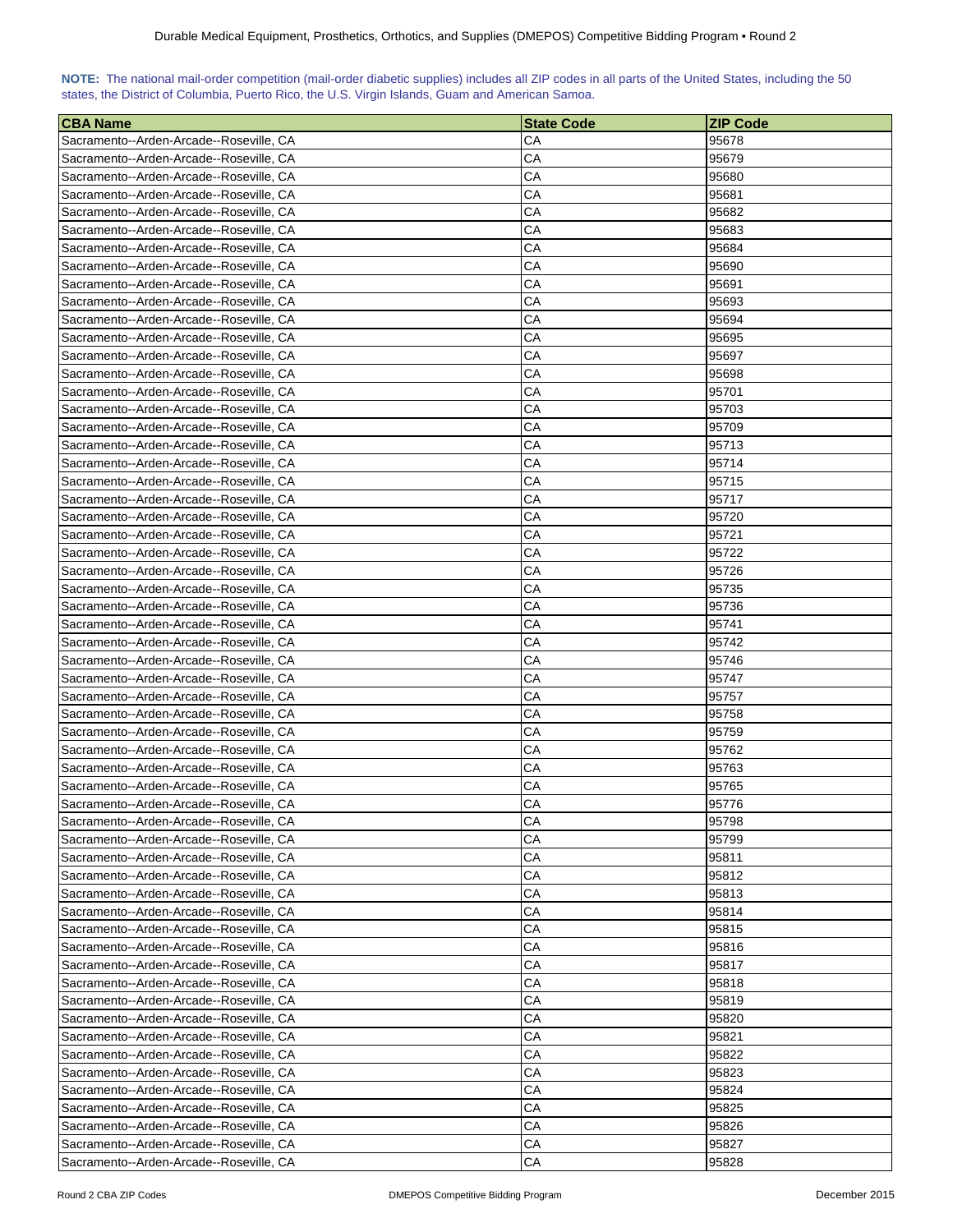**NOTE:** The national mail-order competition (mail-order diabetic supplies) includes all ZIP codes in all parts of the United States, including the 50 states, the District of Columbia, Puerto Rico, the U.S. Virgin Islands, Guam and American Samoa.

| CBA Name | State Code | ZIP Code |
|---|---|---|
| Sacramento--Arden-Arcade--Roseville, CA | CA | 95678 |
| Sacramento--Arden-Arcade--Roseville, CA | CA | 95679 |
| Sacramento--Arden-Arcade--Roseville, CA | CA | 95680 |
| Sacramento--Arden-Arcade--Roseville, CA | CA | 95681 |
| Sacramento--Arden-Arcade--Roseville, CA | CA | 95682 |
| Sacramento--Arden-Arcade--Roseville, CA | CA | 95683 |
| Sacramento--Arden-Arcade--Roseville, CA | CA | 95684 |
| Sacramento--Arden-Arcade--Roseville, CA | CA | 95690 |
| Sacramento--Arden-Arcade--Roseville, CA | CA | 95691 |
| Sacramento--Arden-Arcade--Roseville, CA | CA | 95693 |
| Sacramento--Arden-Arcade--Roseville, CA | CA | 95694 |
| Sacramento--Arden-Arcade--Roseville, CA | CA | 95695 |
| Sacramento--Arden-Arcade--Roseville, CA | CA | 95697 |
| Sacramento--Arden-Arcade--Roseville, CA | CA | 95698 |
| Sacramento--Arden-Arcade--Roseville, CA | CA | 95701 |
| Sacramento--Arden-Arcade--Roseville, CA | CA | 95703 |
| Sacramento--Arden-Arcade--Roseville, CA | CA | 95709 |
| Sacramento--Arden-Arcade--Roseville, CA | CA | 95713 |
| Sacramento--Arden-Arcade--Roseville, CA | CA | 95714 |
| Sacramento--Arden-Arcade--Roseville, CA | CA | 95715 |
| Sacramento--Arden-Arcade--Roseville, CA | CA | 95717 |
| Sacramento--Arden-Arcade--Roseville, CA | CA | 95720 |
| Sacramento--Arden-Arcade--Roseville, CA | CA | 95721 |
| Sacramento--Arden-Arcade--Roseville, CA | CA | 95722 |
| Sacramento--Arden-Arcade--Roseville, CA | CA | 95726 |
| Sacramento--Arden-Arcade--Roseville, CA | CA | 95735 |
| Sacramento--Arden-Arcade--Roseville, CA | CA | 95736 |
| Sacramento--Arden-Arcade--Roseville, CA | CA | 95741 |
| Sacramento--Arden-Arcade--Roseville, CA | CA | 95742 |
| Sacramento--Arden-Arcade--Roseville, CA | CA | 95746 |
| Sacramento--Arden-Arcade--Roseville, CA | CA | 95747 |
| Sacramento--Arden-Arcade--Roseville, CA | CA | 95757 |
| Sacramento--Arden-Arcade--Roseville, CA | CA | 95758 |
| Sacramento--Arden-Arcade--Roseville, CA | CA | 95759 |
| Sacramento--Arden-Arcade--Roseville, CA | CA | 95762 |
| Sacramento--Arden-Arcade--Roseville, CA | CA | 95763 |
| Sacramento--Arden-Arcade--Roseville, CA | CA | 95765 |
| Sacramento--Arden-Arcade--Roseville, CA | CA | 95776 |
| Sacramento--Arden-Arcade--Roseville, CA | CA | 95798 |
| Sacramento--Arden-Arcade--Roseville, CA | CA | 95799 |
| Sacramento--Arden-Arcade--Roseville, CA | CA | 95811 |
| Sacramento--Arden-Arcade--Roseville, CA | CA | 95812 |
| Sacramento--Arden-Arcade--Roseville, CA | CA | 95813 |
| Sacramento--Arden-Arcade--Roseville, CA | CA | 95814 |
| Sacramento--Arden-Arcade--Roseville, CA | CA | 95815 |
| Sacramento--Arden-Arcade--Roseville, CA | CA | 95816 |
| Sacramento--Arden-Arcade--Roseville, CA | CA | 95817 |
| Sacramento--Arden-Arcade--Roseville, CA | CA | 95818 |
| Sacramento--Arden-Arcade--Roseville, CA | CA | 95819 |
| Sacramento--Arden-Arcade--Roseville, CA | CA | 95820 |
| Sacramento--Arden-Arcade--Roseville, CA | CA | 95821 |
| Sacramento--Arden-Arcade--Roseville, CA | CA | 95822 |
| Sacramento--Arden-Arcade--Roseville, CA | CA | 95823 |
| Sacramento--Arden-Arcade--Roseville, CA | CA | 95824 |
| Sacramento--Arden-Arcade--Roseville, CA | CA | 95825 |
| Sacramento--Arden-Arcade--Roseville, CA | CA | 95826 |
| Sacramento--Arden-Arcade--Roseville, CA | CA | 95827 |
| Sacramento--Arden-Arcade--Roseville, CA | CA | 95828 |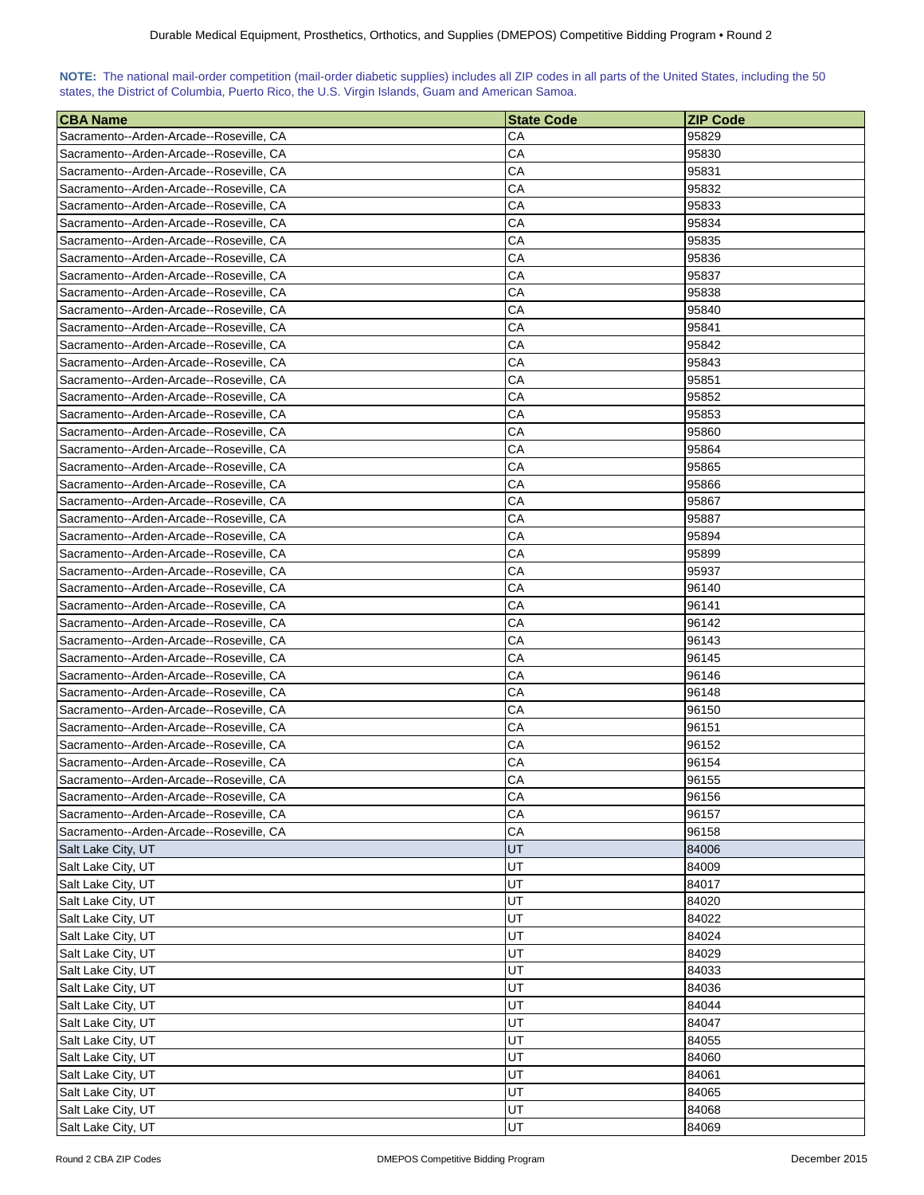**NOTE:** The national mail-order competition (mail-order diabetic supplies) includes all ZIP codes in all parts of the United States, including the 50 states, the District of Columbia, Puerto Rico, the U.S. Virgin Islands, Guam and American Samoa.

| CBA Name | State Code | ZIP Code |
|---|---|---|
| Sacramento--Arden-Arcade--Roseville, CA | CA | 95829 |
| Sacramento--Arden-Arcade--Roseville, CA | CA | 95830 |
| Sacramento--Arden-Arcade--Roseville, CA | CA | 95831 |
| Sacramento--Arden-Arcade--Roseville, CA | CA | 95832 |
| Sacramento--Arden-Arcade--Roseville, CA | CA | 95833 |
| Sacramento--Arden-Arcade--Roseville, CA | CA | 95834 |
| Sacramento--Arden-Arcade--Roseville, CA | CA | 95835 |
| Sacramento--Arden-Arcade--Roseville, CA | CA | 95836 |
| Sacramento--Arden-Arcade--Roseville, CA | CA | 95837 |
| Sacramento--Arden-Arcade--Roseville, CA | CA | 95838 |
| Sacramento--Arden-Arcade--Roseville, CA | CA | 95840 |
| Sacramento--Arden-Arcade--Roseville, CA | CA | 95841 |
| Sacramento--Arden-Arcade--Roseville, CA | CA | 95842 |
| Sacramento--Arden-Arcade--Roseville, CA | CA | 95843 |
| Sacramento--Arden-Arcade--Roseville, CA | CA | 95851 |
| Sacramento--Arden-Arcade--Roseville, CA | CA | 95852 |
| Sacramento--Arden-Arcade--Roseville, CA | CA | 95853 |
| Sacramento--Arden-Arcade--Roseville, CA | CA | 95860 |
| Sacramento--Arden-Arcade--Roseville, CA | CA | 95864 |
| Sacramento--Arden-Arcade--Roseville, CA | CA | 95865 |
| Sacramento--Arden-Arcade--Roseville, CA | CA | 95866 |
| Sacramento--Arden-Arcade--Roseville, CA | CA | 95867 |
| Sacramento--Arden-Arcade--Roseville, CA | CA | 95887 |
| Sacramento--Arden-Arcade--Roseville, CA | CA | 95894 |
| Sacramento--Arden-Arcade--Roseville, CA | CA | 95899 |
| Sacramento--Arden-Arcade--Roseville, CA | CA | 95937 |
| Sacramento--Arden-Arcade--Roseville, CA | CA | 96140 |
| Sacramento--Arden-Arcade--Roseville, CA | CA | 96141 |
| Sacramento--Arden-Arcade--Roseville, CA | CA | 96142 |
| Sacramento--Arden-Arcade--Roseville, CA | CA | 96143 |
| Sacramento--Arden-Arcade--Roseville, CA | CA | 96145 |
| Sacramento--Arden-Arcade--Roseville, CA | CA | 96146 |
| Sacramento--Arden-Arcade--Roseville, CA | CA | 96148 |
| Sacramento--Arden-Arcade--Roseville, CA | CA | 96150 |
| Sacramento--Arden-Arcade--Roseville, CA | CA | 96151 |
| Sacramento--Arden-Arcade--Roseville, CA | CA | 96152 |
| Sacramento--Arden-Arcade--Roseville, CA | CA | 96154 |
| Sacramento--Arden-Arcade--Roseville, CA | CA | 96155 |
| Sacramento--Arden-Arcade--Roseville, CA | CA | 96156 |
| Sacramento--Arden-Arcade--Roseville, CA | CA | 96157 |
| Sacramento--Arden-Arcade--Roseville, CA | CA | 96158 |
| Salt Lake City, UT | UT | 84006 |
| Salt Lake City, UT | UT | 84009 |
| Salt Lake City, UT | UT | 84017 |
| Salt Lake City, UT | UT | 84020 |
| Salt Lake City, UT | UT | 84022 |
| Salt Lake City, UT | UT | 84024 |
| Salt Lake City, UT | UT | 84029 |
| Salt Lake City, UT | UT | 84033 |
| Salt Lake City, UT | UT | 84036 |
| Salt Lake City, UT | UT | 84044 |
| Salt Lake City, UT | UT | 84047 |
| Salt Lake City, UT | UT | 84055 |
| Salt Lake City, UT | UT | 84060 |
| Salt Lake City, UT | UT | 84061 |
| Salt Lake City, UT | UT | 84065 |
| Salt Lake City, UT | UT | 84068 |
| Salt Lake City, UT | UT | 84069 |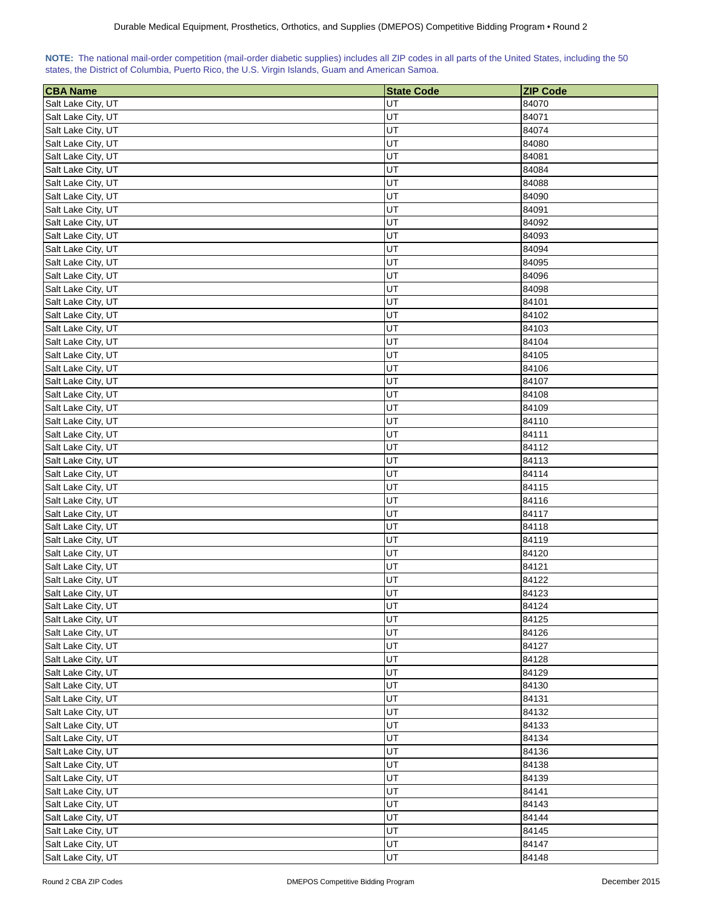**NOTE:** The national mail-order competition (mail-order diabetic supplies) includes all ZIP codes in all parts of the United States, including the 50 states, the District of Columbia, Puerto Rico, the U.S. Virgin Islands, Guam and American Samoa.

| CBA Name | State Code | ZIP Code |
|---|---|---|
| Salt Lake City, UT | UT | 84070 |
| Salt Lake City, UT | UT | 84071 |
| Salt Lake City, UT | UT | 84074 |
| Salt Lake City, UT | UT | 84080 |
| Salt Lake City, UT | UT | 84081 |
| Salt Lake City, UT | UT | 84084 |
| Salt Lake City, UT | UT | 84088 |
| Salt Lake City, UT | UT | 84090 |
| Salt Lake City, UT | UT | 84091 |
| Salt Lake City, UT | UT | 84092 |
| Salt Lake City, UT | UT | 84093 |
| Salt Lake City, UT | UT | 84094 |
| Salt Lake City, UT | UT | 84095 |
| Salt Lake City, UT | UT | 84096 |
| Salt Lake City, UT | UT | 84098 |
| Salt Lake City, UT | UT | 84101 |
| Salt Lake City, UT | UT | 84102 |
| Salt Lake City, UT | UT | 84103 |
| Salt Lake City, UT | UT | 84104 |
| Salt Lake City, UT | UT | 84105 |
| Salt Lake City, UT | UT | 84106 |
| Salt Lake City, UT | UT | 84107 |
| Salt Lake City, UT | UT | 84108 |
| Salt Lake City, UT | UT | 84109 |
| Salt Lake City, UT | UT | 84110 |
| Salt Lake City, UT | UT | 84111 |
| Salt Lake City, UT | UT | 84112 |
| Salt Lake City, UT | UT | 84113 |
| Salt Lake City, UT | UT | 84114 |
| Salt Lake City, UT | UT | 84115 |
| Salt Lake City, UT | UT | 84116 |
| Salt Lake City, UT | UT | 84117 |
| Salt Lake City, UT | UT | 84118 |
| Salt Lake City, UT | UT | 84119 |
| Salt Lake City, UT | UT | 84120 |
| Salt Lake City, UT | UT | 84121 |
| Salt Lake City, UT | UT | 84122 |
| Salt Lake City, UT | UT | 84123 |
| Salt Lake City, UT | UT | 84124 |
| Salt Lake City, UT | UT | 84125 |
| Salt Lake City, UT | UT | 84126 |
| Salt Lake City, UT | UT | 84127 |
| Salt Lake City, UT | UT | 84128 |
| Salt Lake City, UT | UT | 84129 |
| Salt Lake City, UT | UT | 84130 |
| Salt Lake City, UT | UT | 84131 |
| Salt Lake City, UT | UT | 84132 |
| Salt Lake City, UT | UT | 84133 |
| Salt Lake City, UT | UT | 84134 |
| Salt Lake City, UT | UT | 84136 |
| Salt Lake City, UT | UT | 84138 |
| Salt Lake City, UT | UT | 84139 |
| Salt Lake City, UT | UT | 84141 |
| Salt Lake City, UT | UT | 84143 |
| Salt Lake City, UT | UT | 84144 |
| Salt Lake City, UT | UT | 84145 |
| Salt Lake City, UT | UT | 84147 |
| Salt Lake City, UT | UT | 84148 |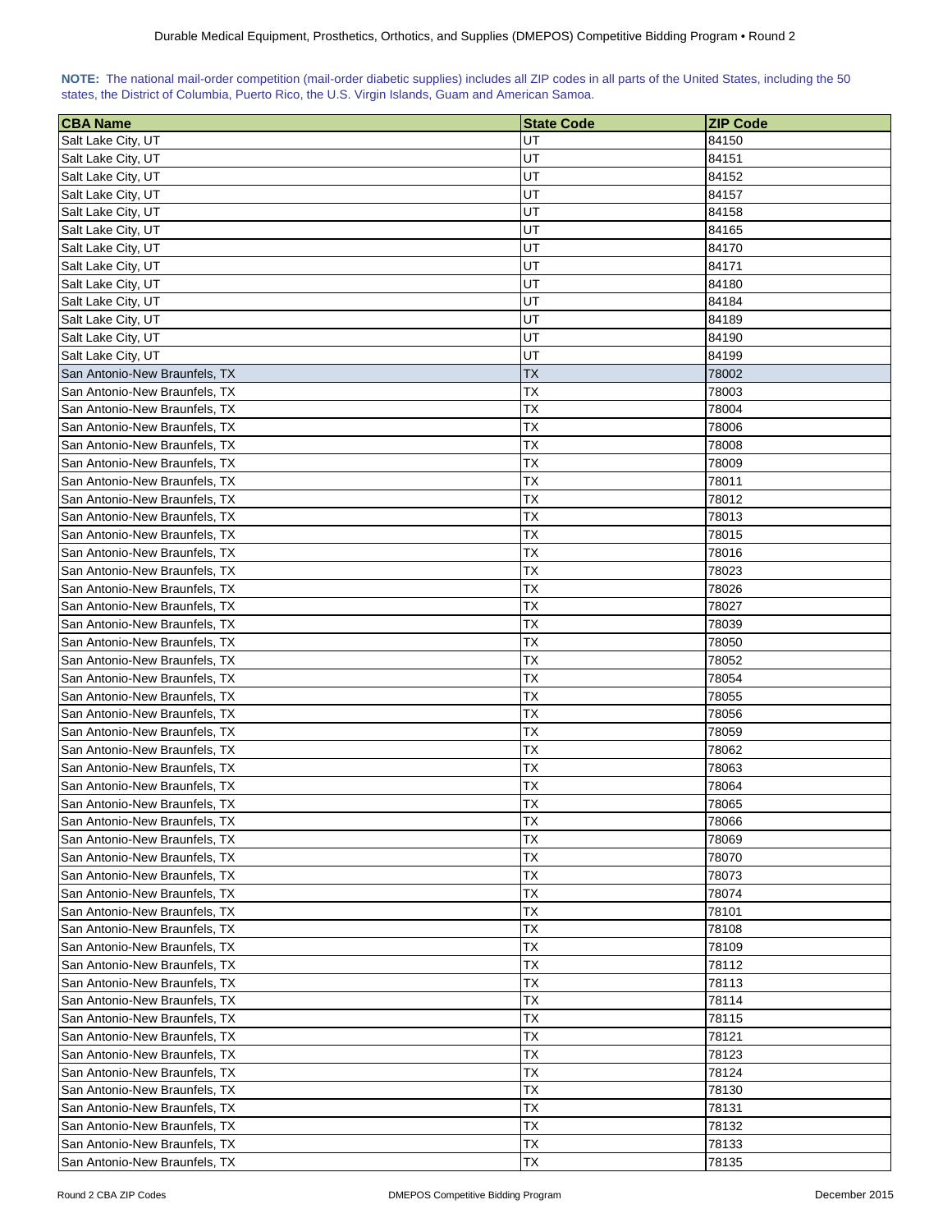**NOTE:** The national mail-order competition (mail-order diabetic supplies) includes all ZIP codes in all parts of the United States, including the 50 states, the District of Columbia, Puerto Rico, the U.S. Virgin Islands, Guam and American Samoa.

| CBA Name | State Code | ZIP Code |
|---|---|---|
| Salt Lake City, UT | UT | 84150 |
| Salt Lake City, UT | UT | 84151 |
| Salt Lake City, UT | UT | 84152 |
| Salt Lake City, UT | UT | 84157 |
| Salt Lake City, UT | UT | 84158 |
| Salt Lake City, UT | UT | 84165 |
| Salt Lake City, UT | UT | 84170 |
| Salt Lake City, UT | UT | 84171 |
| Salt Lake City, UT | UT | 84180 |
| Salt Lake City, UT | UT | 84184 |
| Salt Lake City, UT | UT | 84189 |
| Salt Lake City, UT | UT | 84190 |
| Salt Lake City, UT | UT | 84199 |
| San Antonio-New Braunfels, TX | TX | 78002 |
| San Antonio-New Braunfels, TX | TX | 78003 |
| San Antonio-New Braunfels, TX | TX | 78004 |
| San Antonio-New Braunfels, TX | TX | 78006 |
| San Antonio-New Braunfels, TX | TX | 78008 |
| San Antonio-New Braunfels, TX | TX | 78009 |
| San Antonio-New Braunfels, TX | TX | 78011 |
| San Antonio-New Braunfels, TX | TX | 78012 |
| San Antonio-New Braunfels, TX | TX | 78013 |
| San Antonio-New Braunfels, TX | TX | 78015 |
| San Antonio-New Braunfels, TX | TX | 78016 |
| San Antonio-New Braunfels, TX | TX | 78023 |
| San Antonio-New Braunfels, TX | TX | 78026 |
| San Antonio-New Braunfels, TX | TX | 78027 |
| San Antonio-New Braunfels, TX | TX | 78039 |
| San Antonio-New Braunfels, TX | TX | 78050 |
| San Antonio-New Braunfels, TX | TX | 78052 |
| San Antonio-New Braunfels, TX | TX | 78054 |
| San Antonio-New Braunfels, TX | TX | 78055 |
| San Antonio-New Braunfels, TX | TX | 78056 |
| San Antonio-New Braunfels, TX | TX | 78059 |
| San Antonio-New Braunfels, TX | TX | 78062 |
| San Antonio-New Braunfels, TX | TX | 78063 |
| San Antonio-New Braunfels, TX | TX | 78064 |
| San Antonio-New Braunfels, TX | TX | 78065 |
| San Antonio-New Braunfels, TX | TX | 78066 |
| San Antonio-New Braunfels, TX | TX | 78069 |
| San Antonio-New Braunfels, TX | TX | 78070 |
| San Antonio-New Braunfels, TX | TX | 78073 |
| San Antonio-New Braunfels, TX | TX | 78074 |
| San Antonio-New Braunfels, TX | TX | 78101 |
| San Antonio-New Braunfels, TX | TX | 78108 |
| San Antonio-New Braunfels, TX | TX | 78109 |
| San Antonio-New Braunfels, TX | TX | 78112 |
| San Antonio-New Braunfels, TX | TX | 78113 |
| San Antonio-New Braunfels, TX | TX | 78114 |
| San Antonio-New Braunfels, TX | TX | 78115 |
| San Antonio-New Braunfels, TX | TX | 78121 |
| San Antonio-New Braunfels, TX | TX | 78123 |
| San Antonio-New Braunfels, TX | TX | 78124 |
| San Antonio-New Braunfels, TX | TX | 78130 |
| San Antonio-New Braunfels, TX | TX | 78131 |
| San Antonio-New Braunfels, TX | TX | 78132 |
| San Antonio-New Braunfels, TX | TX | 78133 |
| San Antonio-New Braunfels, TX | TX | 78135 |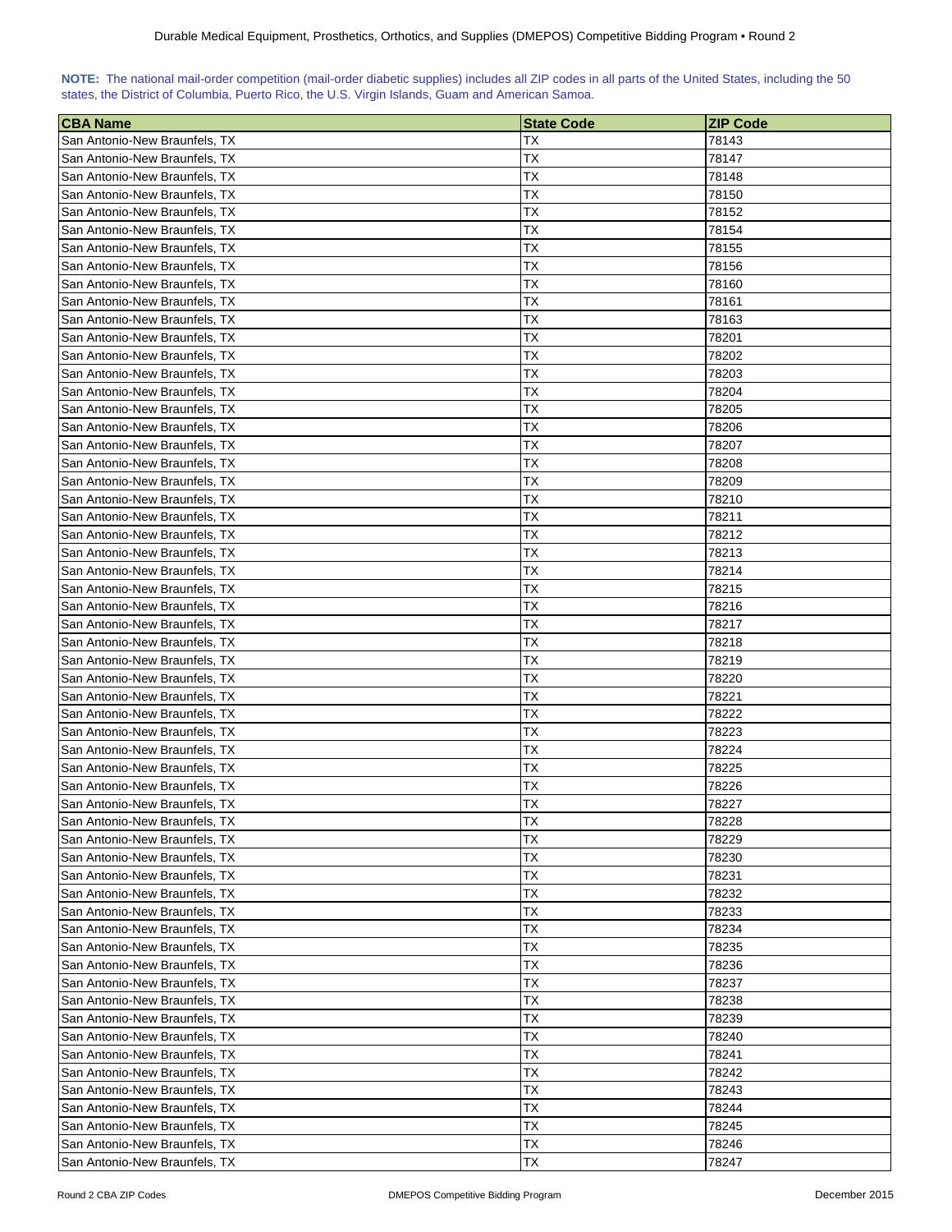**NOTE:** The national mail-order competition (mail-order diabetic supplies) includes all ZIP codes in all parts of the United States, including the 50 states, the District of Columbia, Puerto Rico, the U.S. Virgin Islands, Guam and American Samoa.

| CBA Name | State Code | ZIP Code |
|---|---|---|
| San Antonio-New Braunfels, TX | TX | 78143 |
| San Antonio-New Braunfels, TX | TX | 78147 |
| San Antonio-New Braunfels, TX | TX | 78148 |
| San Antonio-New Braunfels, TX | TX | 78150 |
| San Antonio-New Braunfels, TX | TX | 78152 |
| San Antonio-New Braunfels, TX | TX | 78154 |
| San Antonio-New Braunfels, TX | TX | 78155 |
| San Antonio-New Braunfels, TX | TX | 78156 |
| San Antonio-New Braunfels, TX | TX | 78160 |
| San Antonio-New Braunfels, TX | TX | 78161 |
| San Antonio-New Braunfels, TX | TX | 78163 |
| San Antonio-New Braunfels, TX | TX | 78201 |
| San Antonio-New Braunfels, TX | TX | 78202 |
| San Antonio-New Braunfels, TX | TX | 78203 |
| San Antonio-New Braunfels, TX | TX | 78204 |
| San Antonio-New Braunfels, TX | TX | 78205 |
| San Antonio-New Braunfels, TX | TX | 78206 |
| San Antonio-New Braunfels, TX | TX | 78207 |
| San Antonio-New Braunfels, TX | TX | 78208 |
| San Antonio-New Braunfels, TX | TX | 78209 |
| San Antonio-New Braunfels, TX | TX | 78210 |
| San Antonio-New Braunfels, TX | TX | 78211 |
| San Antonio-New Braunfels, TX | TX | 78212 |
| San Antonio-New Braunfels, TX | TX | 78213 |
| San Antonio-New Braunfels, TX | TX | 78214 |
| San Antonio-New Braunfels, TX | TX | 78215 |
| San Antonio-New Braunfels, TX | TX | 78216 |
| San Antonio-New Braunfels, TX | TX | 78217 |
| San Antonio-New Braunfels, TX | TX | 78218 |
| San Antonio-New Braunfels, TX | TX | 78219 |
| San Antonio-New Braunfels, TX | TX | 78220 |
| San Antonio-New Braunfels, TX | TX | 78221 |
| San Antonio-New Braunfels, TX | TX | 78222 |
| San Antonio-New Braunfels, TX | TX | 78223 |
| San Antonio-New Braunfels, TX | TX | 78224 |
| San Antonio-New Braunfels, TX | TX | 78225 |
| San Antonio-New Braunfels, TX | TX | 78226 |
| San Antonio-New Braunfels, TX | TX | 78227 |
| San Antonio-New Braunfels, TX | TX | 78228 |
| San Antonio-New Braunfels, TX | TX | 78229 |
| San Antonio-New Braunfels, TX | TX | 78230 |
| San Antonio-New Braunfels, TX | TX | 78231 |
| San Antonio-New Braunfels, TX | TX | 78232 |
| San Antonio-New Braunfels, TX | TX | 78233 |
| San Antonio-New Braunfels, TX | TX | 78234 |
| San Antonio-New Braunfels, TX | TX | 78235 |
| San Antonio-New Braunfels, TX | TX | 78236 |
| San Antonio-New Braunfels, TX | TX | 78237 |
| San Antonio-New Braunfels, TX | TX | 78238 |
| San Antonio-New Braunfels, TX | TX | 78239 |
| San Antonio-New Braunfels, TX | TX | 78240 |
| San Antonio-New Braunfels, TX | TX | 78241 |
| San Antonio-New Braunfels, TX | TX | 78242 |
| San Antonio-New Braunfels, TX | TX | 78243 |
| San Antonio-New Braunfels, TX | TX | 78244 |
| San Antonio-New Braunfels, TX | TX | 78245 |
| San Antonio-New Braunfels, TX | TX | 78246 |
| San Antonio-New Braunfels, TX | TX | 78247 |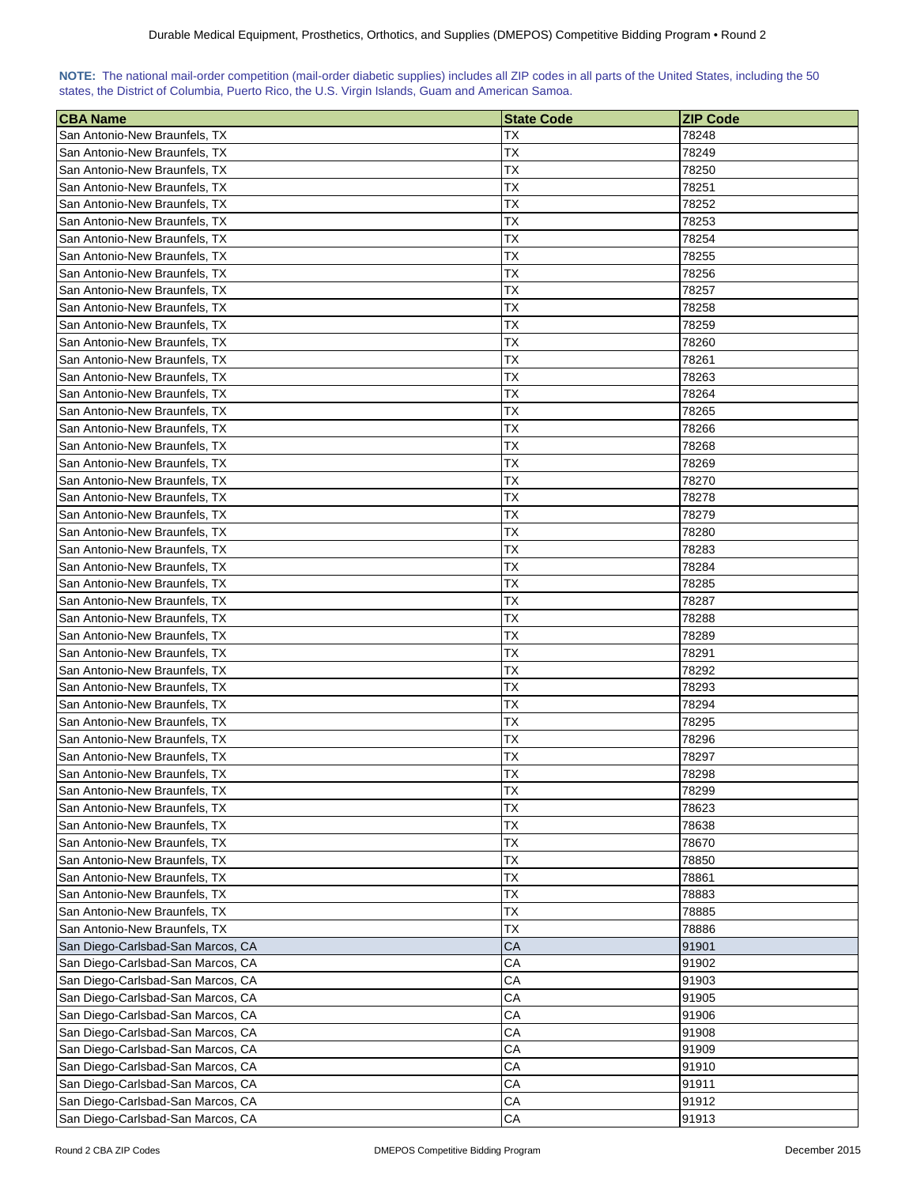**NOTE:** The national mail-order competition (mail-order diabetic supplies) includes all ZIP codes in all parts of the United States, including the 50 states, the District of Columbia, Puerto Rico, the U.S. Virgin Islands, Guam and American Samoa.

| CBA Name | State Code | ZIP Code |
|---|---|---|
| San Antonio-New Braunfels, TX | TX | 78248 |
| San Antonio-New Braunfels, TX | TX | 78249 |
| San Antonio-New Braunfels, TX | TX | 78250 |
| San Antonio-New Braunfels, TX | TX | 78251 |
| San Antonio-New Braunfels, TX | TX | 78252 |
| San Antonio-New Braunfels, TX | TX | 78253 |
| San Antonio-New Braunfels, TX | TX | 78254 |
| San Antonio-New Braunfels, TX | TX | 78255 |
| San Antonio-New Braunfels, TX | TX | 78256 |
| San Antonio-New Braunfels, TX | TX | 78257 |
| San Antonio-New Braunfels, TX | TX | 78258 |
| San Antonio-New Braunfels, TX | TX | 78259 |
| San Antonio-New Braunfels, TX | TX | 78260 |
| San Antonio-New Braunfels, TX | TX | 78261 |
| San Antonio-New Braunfels, TX | TX | 78263 |
| San Antonio-New Braunfels, TX | TX | 78264 |
| San Antonio-New Braunfels, TX | TX | 78265 |
| San Antonio-New Braunfels, TX | TX | 78266 |
| San Antonio-New Braunfels, TX | TX | 78268 |
| San Antonio-New Braunfels, TX | TX | 78269 |
| San Antonio-New Braunfels, TX | TX | 78270 |
| San Antonio-New Braunfels, TX | TX | 78278 |
| San Antonio-New Braunfels, TX | TX | 78279 |
| San Antonio-New Braunfels, TX | TX | 78280 |
| San Antonio-New Braunfels, TX | TX | 78283 |
| San Antonio-New Braunfels, TX | TX | 78284 |
| San Antonio-New Braunfels, TX | TX | 78285 |
| San Antonio-New Braunfels, TX | TX | 78287 |
| San Antonio-New Braunfels, TX | TX | 78288 |
| San Antonio-New Braunfels, TX | TX | 78289 |
| San Antonio-New Braunfels, TX | TX | 78291 |
| San Antonio-New Braunfels, TX | TX | 78292 |
| San Antonio-New Braunfels, TX | TX | 78293 |
| San Antonio-New Braunfels, TX | TX | 78294 |
| San Antonio-New Braunfels, TX | TX | 78295 |
| San Antonio-New Braunfels, TX | TX | 78296 |
| San Antonio-New Braunfels, TX | TX | 78297 |
| San Antonio-New Braunfels, TX | TX | 78298 |
| San Antonio-New Braunfels, TX | TX | 78299 |
| San Antonio-New Braunfels, TX | TX | 78623 |
| San Antonio-New Braunfels, TX | TX | 78638 |
| San Antonio-New Braunfels, TX | TX | 78670 |
| San Antonio-New Braunfels, TX | TX | 78850 |
| San Antonio-New Braunfels, TX | TX | 78861 |
| San Antonio-New Braunfels, TX | TX | 78883 |
| San Antonio-New Braunfels, TX | TX | 78885 |
| San Antonio-New Braunfels, TX | TX | 78886 |
| San Diego-Carlsbad-San Marcos, CA | CA | 91901 |
| San Diego-Carlsbad-San Marcos, CA | CA | 91902 |
| San Diego-Carlsbad-San Marcos, CA | CA | 91903 |
| San Diego-Carlsbad-San Marcos, CA | CA | 91905 |
| San Diego-Carlsbad-San Marcos, CA | CA | 91906 |
| San Diego-Carlsbad-San Marcos, CA | CA | 91908 |
| San Diego-Carlsbad-San Marcos, CA | CA | 91909 |
| San Diego-Carlsbad-San Marcos, CA | CA | 91910 |
| San Diego-Carlsbad-San Marcos, CA | CA | 91911 |
| San Diego-Carlsbad-San Marcos, CA | CA | 91912 |
| San Diego-Carlsbad-San Marcos, CA | CA | 91913 |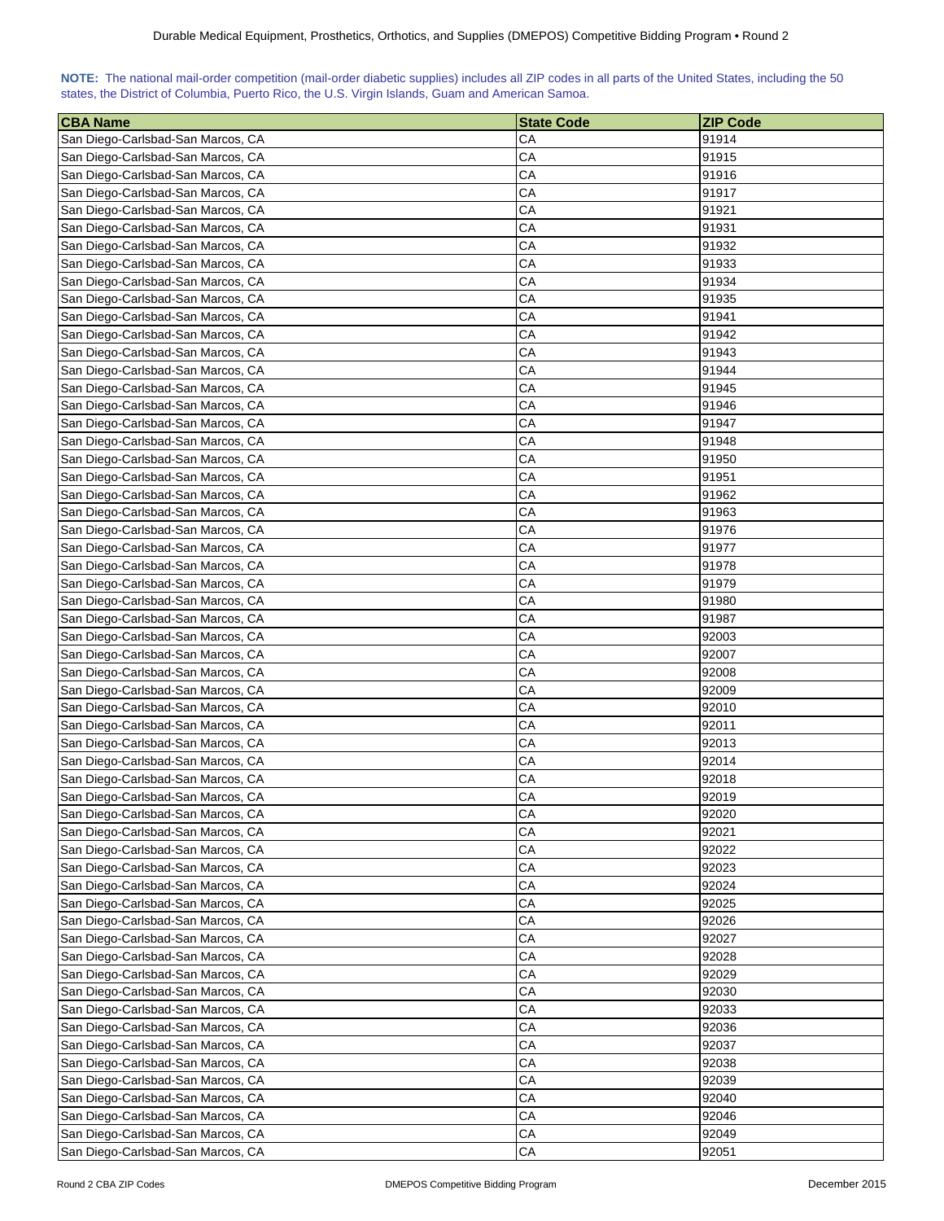**NOTE:** The national mail-order competition (mail-order diabetic supplies) includes all ZIP codes in all parts of the United States, including the 50 states, the District of Columbia, Puerto Rico, the U.S. Virgin Islands, Guam and American Samoa.

| CBA Name | State Code | ZIP Code |
|---|---|---|
| San Diego-Carlsbad-San Marcos, CA | CA | 91914 |
| San Diego-Carlsbad-San Marcos, CA | CA | 91915 |
| San Diego-Carlsbad-San Marcos, CA | CA | 91916 |
| San Diego-Carlsbad-San Marcos, CA | CA | 91917 |
| San Diego-Carlsbad-San Marcos, CA | CA | 91921 |
| San Diego-Carlsbad-San Marcos, CA | CA | 91931 |
| San Diego-Carlsbad-San Marcos, CA | CA | 91932 |
| San Diego-Carlsbad-San Marcos, CA | CA | 91933 |
| San Diego-Carlsbad-San Marcos, CA | CA | 91934 |
| San Diego-Carlsbad-San Marcos, CA | CA | 91935 |
| San Diego-Carlsbad-San Marcos, CA | CA | 91941 |
| San Diego-Carlsbad-San Marcos, CA | CA | 91942 |
| San Diego-Carlsbad-San Marcos, CA | CA | 91943 |
| San Diego-Carlsbad-San Marcos, CA | CA | 91944 |
| San Diego-Carlsbad-San Marcos, CA | CA | 91945 |
| San Diego-Carlsbad-San Marcos, CA | CA | 91946 |
| San Diego-Carlsbad-San Marcos, CA | CA | 91947 |
| San Diego-Carlsbad-San Marcos, CA | CA | 91948 |
| San Diego-Carlsbad-San Marcos, CA | CA | 91950 |
| San Diego-Carlsbad-San Marcos, CA | CA | 91951 |
| San Diego-Carlsbad-San Marcos, CA | CA | 91962 |
| San Diego-Carlsbad-San Marcos, CA | CA | 91963 |
| San Diego-Carlsbad-San Marcos, CA | CA | 91976 |
| San Diego-Carlsbad-San Marcos, CA | CA | 91977 |
| San Diego-Carlsbad-San Marcos, CA | CA | 91978 |
| San Diego-Carlsbad-San Marcos, CA | CA | 91979 |
| San Diego-Carlsbad-San Marcos, CA | CA | 91980 |
| San Diego-Carlsbad-San Marcos, CA | CA | 91987 |
| San Diego-Carlsbad-San Marcos, CA | CA | 92003 |
| San Diego-Carlsbad-San Marcos, CA | CA | 92007 |
| San Diego-Carlsbad-San Marcos, CA | CA | 92008 |
| San Diego-Carlsbad-San Marcos, CA | CA | 92009 |
| San Diego-Carlsbad-San Marcos, CA | CA | 92010 |
| San Diego-Carlsbad-San Marcos, CA | CA | 92011 |
| San Diego-Carlsbad-San Marcos, CA | CA | 92013 |
| San Diego-Carlsbad-San Marcos, CA | CA | 92014 |
| San Diego-Carlsbad-San Marcos, CA | CA | 92018 |
| San Diego-Carlsbad-San Marcos, CA | CA | 92019 |
| San Diego-Carlsbad-San Marcos, CA | CA | 92020 |
| San Diego-Carlsbad-San Marcos, CA | CA | 92021 |
| San Diego-Carlsbad-San Marcos, CA | CA | 92022 |
| San Diego-Carlsbad-San Marcos, CA | CA | 92023 |
| San Diego-Carlsbad-San Marcos, CA | CA | 92024 |
| San Diego-Carlsbad-San Marcos, CA | CA | 92025 |
| San Diego-Carlsbad-San Marcos, CA | CA | 92026 |
| San Diego-Carlsbad-San Marcos, CA | CA | 92027 |
| San Diego-Carlsbad-San Marcos, CA | CA | 92028 |
| San Diego-Carlsbad-San Marcos, CA | CA | 92029 |
| San Diego-Carlsbad-San Marcos, CA | CA | 92030 |
| San Diego-Carlsbad-San Marcos, CA | CA | 92033 |
| San Diego-Carlsbad-San Marcos, CA | CA | 92036 |
| San Diego-Carlsbad-San Marcos, CA | CA | 92037 |
| San Diego-Carlsbad-San Marcos, CA | CA | 92038 |
| San Diego-Carlsbad-San Marcos, CA | CA | 92039 |
| San Diego-Carlsbad-San Marcos, CA | CA | 92040 |
| San Diego-Carlsbad-San Marcos, CA | CA | 92046 |
| San Diego-Carlsbad-San Marcos, CA | CA | 92049 |
| San Diego-Carlsbad-San Marcos, CA | CA | 92051 |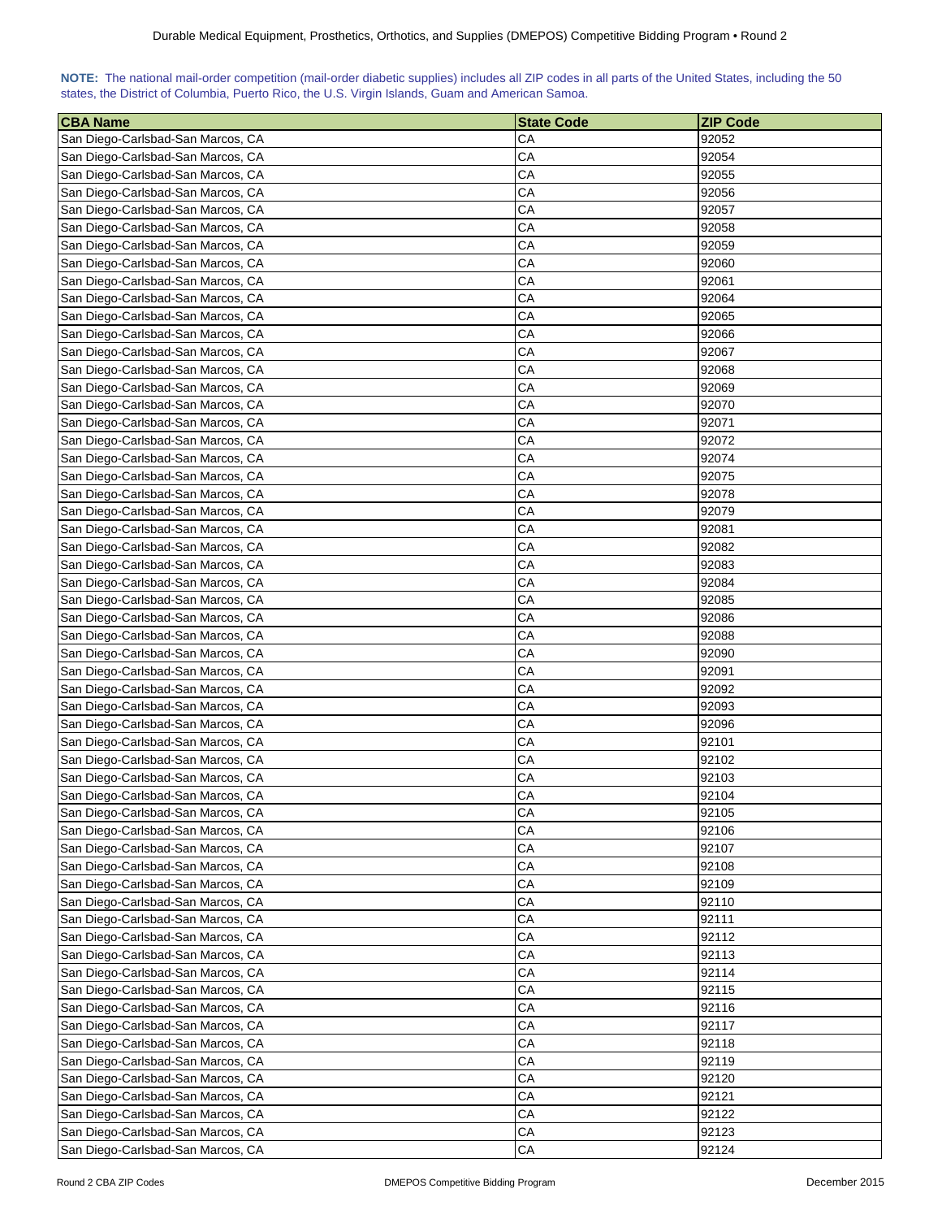**NOTE:** The national mail-order competition (mail-order diabetic supplies) includes all ZIP codes in all parts of the United States, including the 50 states, the District of Columbia, Puerto Rico, the U.S. Virgin Islands, Guam and American Samoa.

| CBA Name | State Code | ZIP Code |
|---|---|---|
| San Diego-Carlsbad-San Marcos, CA | CA | 92052 |
| San Diego-Carlsbad-San Marcos, CA | CA | 92054 |
| San Diego-Carlsbad-San Marcos, CA | CA | 92055 |
| San Diego-Carlsbad-San Marcos, CA | CA | 92056 |
| San Diego-Carlsbad-San Marcos, CA | CA | 92057 |
| San Diego-Carlsbad-San Marcos, CA | CA | 92058 |
| San Diego-Carlsbad-San Marcos, CA | CA | 92059 |
| San Diego-Carlsbad-San Marcos, CA | CA | 92060 |
| San Diego-Carlsbad-San Marcos, CA | CA | 92061 |
| San Diego-Carlsbad-San Marcos, CA | CA | 92064 |
| San Diego-Carlsbad-San Marcos, CA | CA | 92065 |
| San Diego-Carlsbad-San Marcos, CA | CA | 92066 |
| San Diego-Carlsbad-San Marcos, CA | CA | 92067 |
| San Diego-Carlsbad-San Marcos, CA | CA | 92068 |
| San Diego-Carlsbad-San Marcos, CA | CA | 92069 |
| San Diego-Carlsbad-San Marcos, CA | CA | 92070 |
| San Diego-Carlsbad-San Marcos, CA | CA | 92071 |
| San Diego-Carlsbad-San Marcos, CA | CA | 92072 |
| San Diego-Carlsbad-San Marcos, CA | CA | 92074 |
| San Diego-Carlsbad-San Marcos, CA | CA | 92075 |
| San Diego-Carlsbad-San Marcos, CA | CA | 92078 |
| San Diego-Carlsbad-San Marcos, CA | CA | 92079 |
| San Diego-Carlsbad-San Marcos, CA | CA | 92081 |
| San Diego-Carlsbad-San Marcos, CA | CA | 92082 |
| San Diego-Carlsbad-San Marcos, CA | CA | 92083 |
| San Diego-Carlsbad-San Marcos, CA | CA | 92084 |
| San Diego-Carlsbad-San Marcos, CA | CA | 92085 |
| San Diego-Carlsbad-San Marcos, CA | CA | 92086 |
| San Diego-Carlsbad-San Marcos, CA | CA | 92088 |
| San Diego-Carlsbad-San Marcos, CA | CA | 92090 |
| San Diego-Carlsbad-San Marcos, CA | CA | 92091 |
| San Diego-Carlsbad-San Marcos, CA | CA | 92092 |
| San Diego-Carlsbad-San Marcos, CA | CA | 92093 |
| San Diego-Carlsbad-San Marcos, CA | CA | 92096 |
| San Diego-Carlsbad-San Marcos, CA | CA | 92101 |
| San Diego-Carlsbad-San Marcos, CA | CA | 92102 |
| San Diego-Carlsbad-San Marcos, CA | CA | 92103 |
| San Diego-Carlsbad-San Marcos, CA | CA | 92104 |
| San Diego-Carlsbad-San Marcos, CA | CA | 92105 |
| San Diego-Carlsbad-San Marcos, CA | CA | 92106 |
| San Diego-Carlsbad-San Marcos, CA | CA | 92107 |
| San Diego-Carlsbad-San Marcos, CA | CA | 92108 |
| San Diego-Carlsbad-San Marcos, CA | CA | 92109 |
| San Diego-Carlsbad-San Marcos, CA | CA | 92110 |
| San Diego-Carlsbad-San Marcos, CA | CA | 92111 |
| San Diego-Carlsbad-San Marcos, CA | CA | 92112 |
| San Diego-Carlsbad-San Marcos, CA | CA | 92113 |
| San Diego-Carlsbad-San Marcos, CA | CA | 92114 |
| San Diego-Carlsbad-San Marcos, CA | CA | 92115 |
| San Diego-Carlsbad-San Marcos, CA | CA | 92116 |
| San Diego-Carlsbad-San Marcos, CA | CA | 92117 |
| San Diego-Carlsbad-San Marcos, CA | CA | 92118 |
| San Diego-Carlsbad-San Marcos, CA | CA | 92119 |
| San Diego-Carlsbad-San Marcos, CA | CA | 92120 |
| San Diego-Carlsbad-San Marcos, CA | CA | 92121 |
| San Diego-Carlsbad-San Marcos, CA | CA | 92122 |
| San Diego-Carlsbad-San Marcos, CA | CA | 92123 |
| San Diego-Carlsbad-San Marcos, CA | CA | 92124 |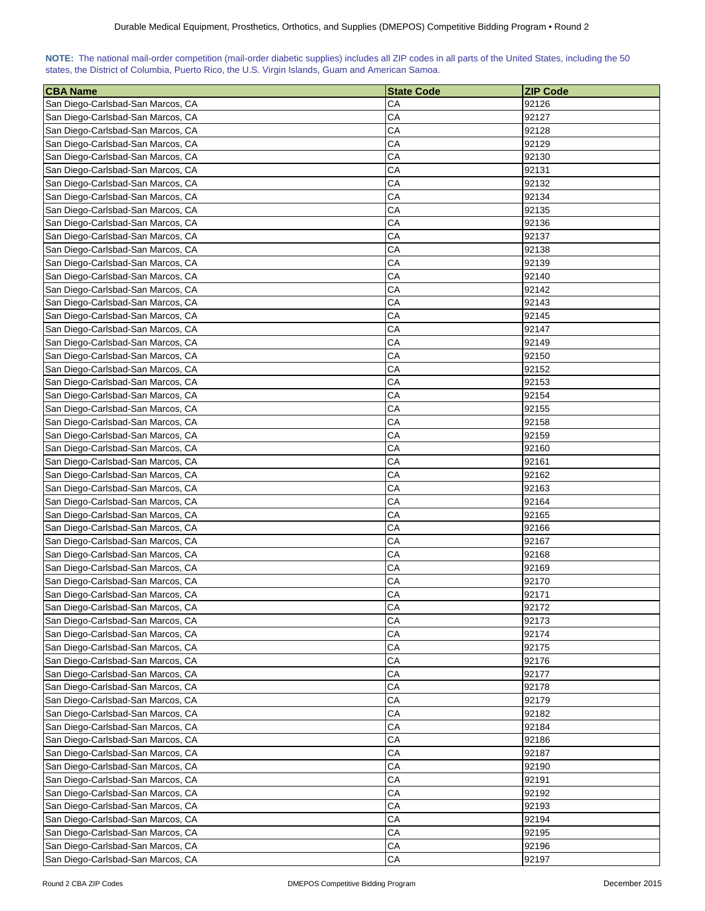**NOTE:** The national mail-order competition (mail-order diabetic supplies) includes all ZIP codes in all parts of the United States, including the 50 states, the District of Columbia, Puerto Rico, the U.S. Virgin Islands, Guam and American Samoa.

| CBA Name | State Code | ZIP Code |
|---|---|---|
| San Diego-Carlsbad-San Marcos, CA | CA | 92126 |
| San Diego-Carlsbad-San Marcos, CA | CA | 92127 |
| San Diego-Carlsbad-San Marcos, CA | CA | 92128 |
| San Diego-Carlsbad-San Marcos, CA | CA | 92129 |
| San Diego-Carlsbad-San Marcos, CA | CA | 92130 |
| San Diego-Carlsbad-San Marcos, CA | CA | 92131 |
| San Diego-Carlsbad-San Marcos, CA | CA | 92132 |
| San Diego-Carlsbad-San Marcos, CA | CA | 92134 |
| San Diego-Carlsbad-San Marcos, CA | CA | 92135 |
| San Diego-Carlsbad-San Marcos, CA | CA | 92136 |
| San Diego-Carlsbad-San Marcos, CA | CA | 92137 |
| San Diego-Carlsbad-San Marcos, CA | CA | 92138 |
| San Diego-Carlsbad-San Marcos, CA | CA | 92139 |
| San Diego-Carlsbad-San Marcos, CA | CA | 92140 |
| San Diego-Carlsbad-San Marcos, CA | CA | 92142 |
| San Diego-Carlsbad-San Marcos, CA | CA | 92143 |
| San Diego-Carlsbad-San Marcos, CA | CA | 92145 |
| San Diego-Carlsbad-San Marcos, CA | CA | 92147 |
| San Diego-Carlsbad-San Marcos, CA | CA | 92149 |
| San Diego-Carlsbad-San Marcos, CA | CA | 92150 |
| San Diego-Carlsbad-San Marcos, CA | CA | 92152 |
| San Diego-Carlsbad-San Marcos, CA | CA | 92153 |
| San Diego-Carlsbad-San Marcos, CA | CA | 92154 |
| San Diego-Carlsbad-San Marcos, CA | CA | 92155 |
| San Diego-Carlsbad-San Marcos, CA | CA | 92158 |
| San Diego-Carlsbad-San Marcos, CA | CA | 92159 |
| San Diego-Carlsbad-San Marcos, CA | CA | 92160 |
| San Diego-Carlsbad-San Marcos, CA | CA | 92161 |
| San Diego-Carlsbad-San Marcos, CA | CA | 92162 |
| San Diego-Carlsbad-San Marcos, CA | CA | 92163 |
| San Diego-Carlsbad-San Marcos, CA | CA | 92164 |
| San Diego-Carlsbad-San Marcos, CA | CA | 92165 |
| San Diego-Carlsbad-San Marcos, CA | CA | 92166 |
| San Diego-Carlsbad-San Marcos, CA | CA | 92167 |
| San Diego-Carlsbad-San Marcos, CA | CA | 92168 |
| San Diego-Carlsbad-San Marcos, CA | CA | 92169 |
| San Diego-Carlsbad-San Marcos, CA | CA | 92170 |
| San Diego-Carlsbad-San Marcos, CA | CA | 92171 |
| San Diego-Carlsbad-San Marcos, CA | CA | 92172 |
| San Diego-Carlsbad-San Marcos, CA | CA | 92173 |
| San Diego-Carlsbad-San Marcos, CA | CA | 92174 |
| San Diego-Carlsbad-San Marcos, CA | CA | 92175 |
| San Diego-Carlsbad-San Marcos, CA | CA | 92176 |
| San Diego-Carlsbad-San Marcos, CA | CA | 92177 |
| San Diego-Carlsbad-San Marcos, CA | CA | 92178 |
| San Diego-Carlsbad-San Marcos, CA | CA | 92179 |
| San Diego-Carlsbad-San Marcos, CA | CA | 92182 |
| San Diego-Carlsbad-San Marcos, CA | CA | 92184 |
| San Diego-Carlsbad-San Marcos, CA | CA | 92186 |
| San Diego-Carlsbad-San Marcos, CA | CA | 92187 |
| San Diego-Carlsbad-San Marcos, CA | CA | 92190 |
| San Diego-Carlsbad-San Marcos, CA | CA | 92191 |
| San Diego-Carlsbad-San Marcos, CA | CA | 92192 |
| San Diego-Carlsbad-San Marcos, CA | CA | 92193 |
| San Diego-Carlsbad-San Marcos, CA | CA | 92194 |
| San Diego-Carlsbad-San Marcos, CA | CA | 92195 |
| San Diego-Carlsbad-San Marcos, CA | CA | 92196 |
| San Diego-Carlsbad-San Marcos, CA | CA | 92197 |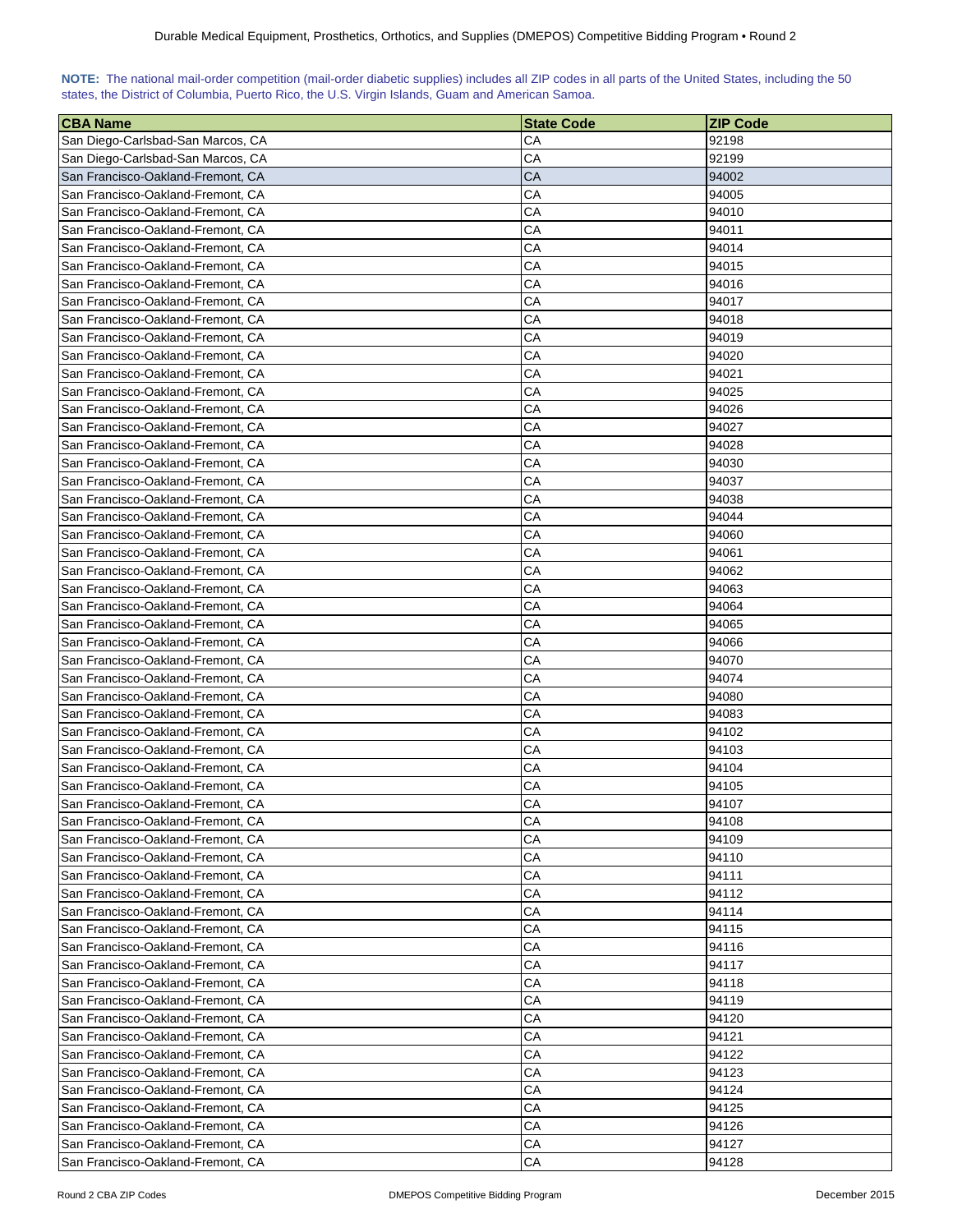**NOTE:** The national mail-order competition (mail-order diabetic supplies) includes all ZIP codes in all parts of the United States, including the 50 states, the District of Columbia, Puerto Rico, the U.S. Virgin Islands, Guam and American Samoa.

| CBA Name | State Code | ZIP Code |
|---|---|---|
| San Diego-Carlsbad-San Marcos, CA | CA | 92198 |
| San Diego-Carlsbad-San Marcos, CA | CA | 92199 |
| San Francisco-Oakland-Fremont, CA | CA | 94002 |
| San Francisco-Oakland-Fremont, CA | CA | 94005 |
| San Francisco-Oakland-Fremont, CA | CA | 94010 |
| San Francisco-Oakland-Fremont, CA | CA | 94011 |
| San Francisco-Oakland-Fremont, CA | CA | 94014 |
| San Francisco-Oakland-Fremont, CA | CA | 94015 |
| San Francisco-Oakland-Fremont, CA | CA | 94016 |
| San Francisco-Oakland-Fremont, CA | CA | 94017 |
| San Francisco-Oakland-Fremont, CA | CA | 94018 |
| San Francisco-Oakland-Fremont, CA | CA | 94019 |
| San Francisco-Oakland-Fremont, CA | CA | 94020 |
| San Francisco-Oakland-Fremont, CA | CA | 94021 |
| San Francisco-Oakland-Fremont, CA | CA | 94025 |
| San Francisco-Oakland-Fremont, CA | CA | 94026 |
| San Francisco-Oakland-Fremont, CA | CA | 94027 |
| San Francisco-Oakland-Fremont, CA | CA | 94028 |
| San Francisco-Oakland-Fremont, CA | CA | 94030 |
| San Francisco-Oakland-Fremont, CA | CA | 94037 |
| San Francisco-Oakland-Fremont, CA | CA | 94038 |
| San Francisco-Oakland-Fremont, CA | CA | 94044 |
| San Francisco-Oakland-Fremont, CA | CA | 94060 |
| San Francisco-Oakland-Fremont, CA | CA | 94061 |
| San Francisco-Oakland-Fremont, CA | CA | 94062 |
| San Francisco-Oakland-Fremont, CA | CA | 94063 |
| San Francisco-Oakland-Fremont, CA | CA | 94064 |
| San Francisco-Oakland-Fremont, CA | CA | 94065 |
| San Francisco-Oakland-Fremont, CA | CA | 94066 |
| San Francisco-Oakland-Fremont, CA | CA | 94070 |
| San Francisco-Oakland-Fremont, CA | CA | 94074 |
| San Francisco-Oakland-Fremont, CA | CA | 94080 |
| San Francisco-Oakland-Fremont, CA | CA | 94083 |
| San Francisco-Oakland-Fremont, CA | CA | 94102 |
| San Francisco-Oakland-Fremont, CA | CA | 94103 |
| San Francisco-Oakland-Fremont, CA | CA | 94104 |
| San Francisco-Oakland-Fremont, CA | CA | 94105 |
| San Francisco-Oakland-Fremont, CA | CA | 94107 |
| San Francisco-Oakland-Fremont, CA | CA | 94108 |
| San Francisco-Oakland-Fremont, CA | CA | 94109 |
| San Francisco-Oakland-Fremont, CA | CA | 94110 |
| San Francisco-Oakland-Fremont, CA | CA | 94111 |
| San Francisco-Oakland-Fremont, CA | CA | 94112 |
| San Francisco-Oakland-Fremont, CA | CA | 94114 |
| San Francisco-Oakland-Fremont, CA | CA | 94115 |
| San Francisco-Oakland-Fremont, CA | CA | 94116 |
| San Francisco-Oakland-Fremont, CA | CA | 94117 |
| San Francisco-Oakland-Fremont, CA | CA | 94118 |
| San Francisco-Oakland-Fremont, CA | CA | 94119 |
| San Francisco-Oakland-Fremont, CA | CA | 94120 |
| San Francisco-Oakland-Fremont, CA | CA | 94121 |
| San Francisco-Oakland-Fremont, CA | CA | 94122 |
| San Francisco-Oakland-Fremont, CA | CA | 94123 |
| San Francisco-Oakland-Fremont, CA | CA | 94124 |
| San Francisco-Oakland-Fremont, CA | CA | 94125 |
| San Francisco-Oakland-Fremont, CA | CA | 94126 |
| San Francisco-Oakland-Fremont, CA | CA | 94127 |
| San Francisco-Oakland-Fremont, CA | CA | 94128 |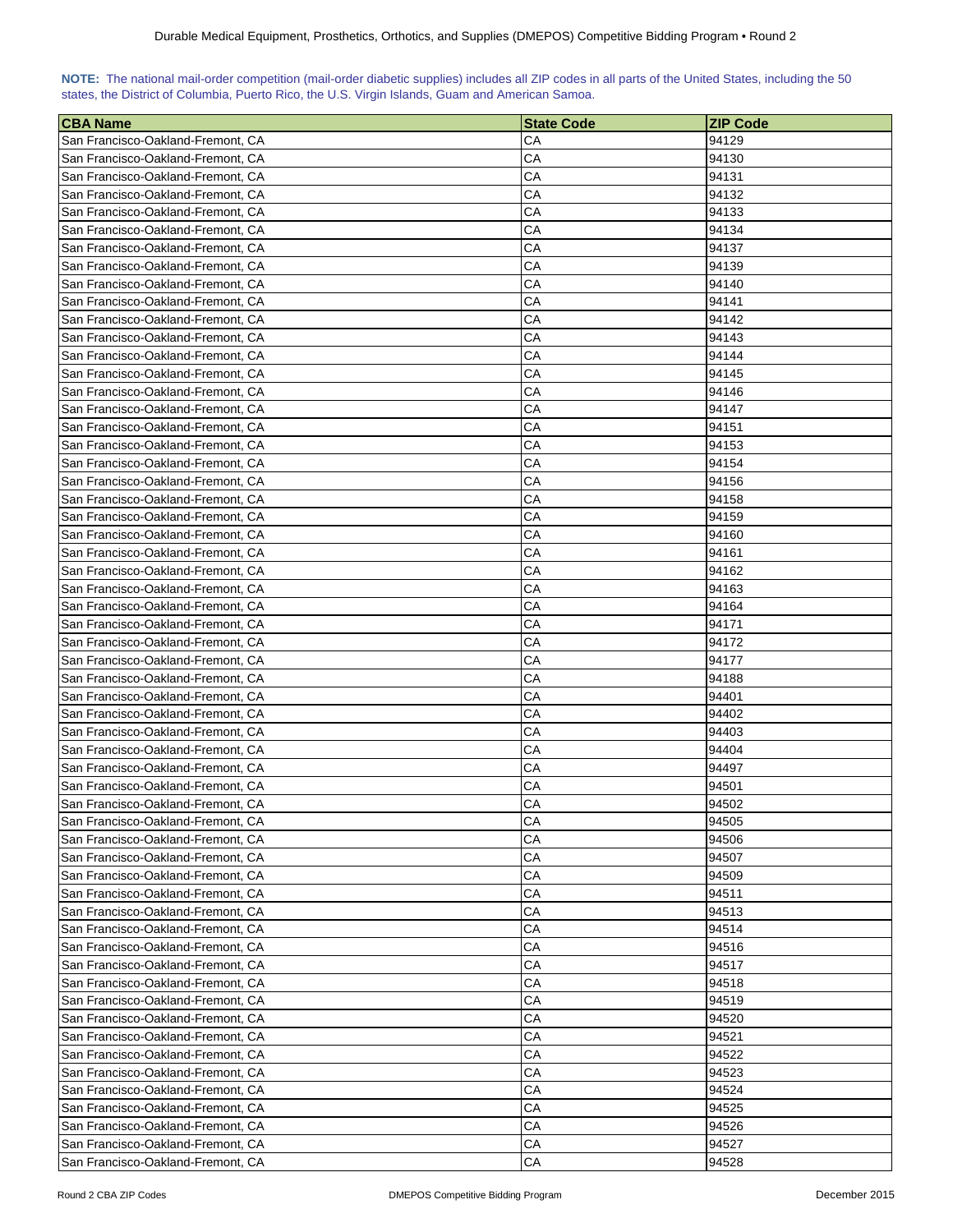**NOTE:** The national mail-order competition (mail-order diabetic supplies) includes all ZIP codes in all parts of the United States, including the 50 states, the District of Columbia, Puerto Rico, the U.S. Virgin Islands, Guam and American Samoa.

| CBA Name | State Code | ZIP Code |
|---|---|---|
| San Francisco-Oakland-Fremont, CA | CA | 94129 |
| San Francisco-Oakland-Fremont, CA | CA | 94130 |
| San Francisco-Oakland-Fremont, CA | CA | 94131 |
| San Francisco-Oakland-Fremont, CA | CA | 94132 |
| San Francisco-Oakland-Fremont, CA | CA | 94133 |
| San Francisco-Oakland-Fremont, CA | CA | 94134 |
| San Francisco-Oakland-Fremont, CA | CA | 94137 |
| San Francisco-Oakland-Fremont, CA | CA | 94139 |
| San Francisco-Oakland-Fremont, CA | CA | 94140 |
| San Francisco-Oakland-Fremont, CA | CA | 94141 |
| San Francisco-Oakland-Fremont, CA | CA | 94142 |
| San Francisco-Oakland-Fremont, CA | CA | 94143 |
| San Francisco-Oakland-Fremont, CA | CA | 94144 |
| San Francisco-Oakland-Fremont, CA | CA | 94145 |
| San Francisco-Oakland-Fremont, CA | CA | 94146 |
| San Francisco-Oakland-Fremont, CA | CA | 94147 |
| San Francisco-Oakland-Fremont, CA | CA | 94151 |
| San Francisco-Oakland-Fremont, CA | CA | 94153 |
| San Francisco-Oakland-Fremont, CA | CA | 94154 |
| San Francisco-Oakland-Fremont, CA | CA | 94156 |
| San Francisco-Oakland-Fremont, CA | CA | 94158 |
| San Francisco-Oakland-Fremont, CA | CA | 94159 |
| San Francisco-Oakland-Fremont, CA | CA | 94160 |
| San Francisco-Oakland-Fremont, CA | CA | 94161 |
| San Francisco-Oakland-Fremont, CA | CA | 94162 |
| San Francisco-Oakland-Fremont, CA | CA | 94163 |
| San Francisco-Oakland-Fremont, CA | CA | 94164 |
| San Francisco-Oakland-Fremont, CA | CA | 94171 |
| San Francisco-Oakland-Fremont, CA | CA | 94172 |
| San Francisco-Oakland-Fremont, CA | CA | 94177 |
| San Francisco-Oakland-Fremont, CA | CA | 94188 |
| San Francisco-Oakland-Fremont, CA | CA | 94401 |
| San Francisco-Oakland-Fremont, CA | CA | 94402 |
| San Francisco-Oakland-Fremont, CA | CA | 94403 |
| San Francisco-Oakland-Fremont, CA | CA | 94404 |
| San Francisco-Oakland-Fremont, CA | CA | 94497 |
| San Francisco-Oakland-Fremont, CA | CA | 94501 |
| San Francisco-Oakland-Fremont, CA | CA | 94502 |
| San Francisco-Oakland-Fremont, CA | CA | 94505 |
| San Francisco-Oakland-Fremont, CA | CA | 94506 |
| San Francisco-Oakland-Fremont, CA | CA | 94507 |
| San Francisco-Oakland-Fremont, CA | CA | 94509 |
| San Francisco-Oakland-Fremont, CA | CA | 94511 |
| San Francisco-Oakland-Fremont, CA | CA | 94513 |
| San Francisco-Oakland-Fremont, CA | CA | 94514 |
| San Francisco-Oakland-Fremont, CA | CA | 94516 |
| San Francisco-Oakland-Fremont, CA | CA | 94517 |
| San Francisco-Oakland-Fremont, CA | CA | 94518 |
| San Francisco-Oakland-Fremont, CA | CA | 94519 |
| San Francisco-Oakland-Fremont, CA | CA | 94520 |
| San Francisco-Oakland-Fremont, CA | CA | 94521 |
| San Francisco-Oakland-Fremont, CA | CA | 94522 |
| San Francisco-Oakland-Fremont, CA | CA | 94523 |
| San Francisco-Oakland-Fremont, CA | CA | 94524 |
| San Francisco-Oakland-Fremont, CA | CA | 94525 |
| San Francisco-Oakland-Fremont, CA | CA | 94526 |
| San Francisco-Oakland-Fremont, CA | CA | 94527 |
| San Francisco-Oakland-Fremont, CA | CA | 94528 |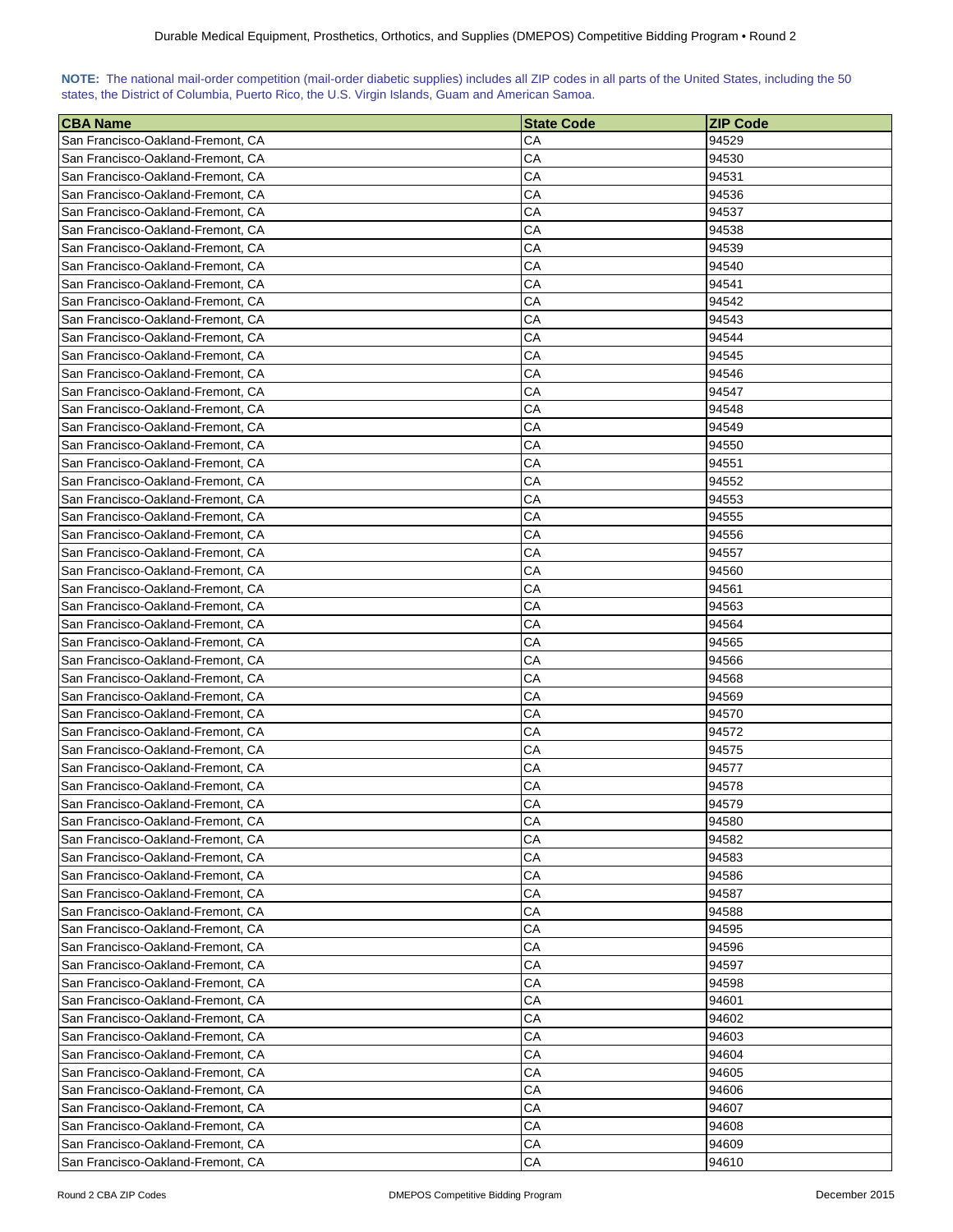**NOTE:** The national mail-order competition (mail-order diabetic supplies) includes all ZIP codes in all parts of the United States, including the 50 states, the District of Columbia, Puerto Rico, the U.S. Virgin Islands, Guam and American Samoa.

| CBA Name | State Code | ZIP Code |
|---|---|---|
| San Francisco-Oakland-Fremont, CA | CA | 94529 |
| San Francisco-Oakland-Fremont, CA | CA | 94530 |
| San Francisco-Oakland-Fremont, CA | CA | 94531 |
| San Francisco-Oakland-Fremont, CA | CA | 94536 |
| San Francisco-Oakland-Fremont, CA | CA | 94537 |
| San Francisco-Oakland-Fremont, CA | CA | 94538 |
| San Francisco-Oakland-Fremont, CA | CA | 94539 |
| San Francisco-Oakland-Fremont, CA | CA | 94540 |
| San Francisco-Oakland-Fremont, CA | CA | 94541 |
| San Francisco-Oakland-Fremont, CA | CA | 94542 |
| San Francisco-Oakland-Fremont, CA | CA | 94543 |
| San Francisco-Oakland-Fremont, CA | CA | 94544 |
| San Francisco-Oakland-Fremont, CA | CA | 94545 |
| San Francisco-Oakland-Fremont, CA | CA | 94546 |
| San Francisco-Oakland-Fremont, CA | CA | 94547 |
| San Francisco-Oakland-Fremont, CA | CA | 94548 |
| San Francisco-Oakland-Fremont, CA | CA | 94549 |
| San Francisco-Oakland-Fremont, CA | CA | 94550 |
| San Francisco-Oakland-Fremont, CA | CA | 94551 |
| San Francisco-Oakland-Fremont, CA | CA | 94552 |
| San Francisco-Oakland-Fremont, CA | CA | 94553 |
| San Francisco-Oakland-Fremont, CA | CA | 94555 |
| San Francisco-Oakland-Fremont, CA | CA | 94556 |
| San Francisco-Oakland-Fremont, CA | CA | 94557 |
| San Francisco-Oakland-Fremont, CA | CA | 94560 |
| San Francisco-Oakland-Fremont, CA | CA | 94561 |
| San Francisco-Oakland-Fremont, CA | CA | 94563 |
| San Francisco-Oakland-Fremont, CA | CA | 94564 |
| San Francisco-Oakland-Fremont, CA | CA | 94565 |
| San Francisco-Oakland-Fremont, CA | CA | 94566 |
| San Francisco-Oakland-Fremont, CA | CA | 94568 |
| San Francisco-Oakland-Fremont, CA | CA | 94569 |
| San Francisco-Oakland-Fremont, CA | CA | 94570 |
| San Francisco-Oakland-Fremont, CA | CA | 94572 |
| San Francisco-Oakland-Fremont, CA | CA | 94575 |
| San Francisco-Oakland-Fremont, CA | CA | 94577 |
| San Francisco-Oakland-Fremont, CA | CA | 94578 |
| San Francisco-Oakland-Fremont, CA | CA | 94579 |
| San Francisco-Oakland-Fremont, CA | CA | 94580 |
| San Francisco-Oakland-Fremont, CA | CA | 94582 |
| San Francisco-Oakland-Fremont, CA | CA | 94583 |
| San Francisco-Oakland-Fremont, CA | CA | 94586 |
| San Francisco-Oakland-Fremont, CA | CA | 94587 |
| San Francisco-Oakland-Fremont, CA | CA | 94588 |
| San Francisco-Oakland-Fremont, CA | CA | 94595 |
| San Francisco-Oakland-Fremont, CA | CA | 94596 |
| San Francisco-Oakland-Fremont, CA | CA | 94597 |
| San Francisco-Oakland-Fremont, CA | CA | 94598 |
| San Francisco-Oakland-Fremont, CA | CA | 94601 |
| San Francisco-Oakland-Fremont, CA | CA | 94602 |
| San Francisco-Oakland-Fremont, CA | CA | 94603 |
| San Francisco-Oakland-Fremont, CA | CA | 94604 |
| San Francisco-Oakland-Fremont, CA | CA | 94605 |
| San Francisco-Oakland-Fremont, CA | CA | 94606 |
| San Francisco-Oakland-Fremont, CA | CA | 94607 |
| San Francisco-Oakland-Fremont, CA | CA | 94608 |
| San Francisco-Oakland-Fremont, CA | CA | 94609 |
| San Francisco-Oakland-Fremont, CA | CA | 94610 |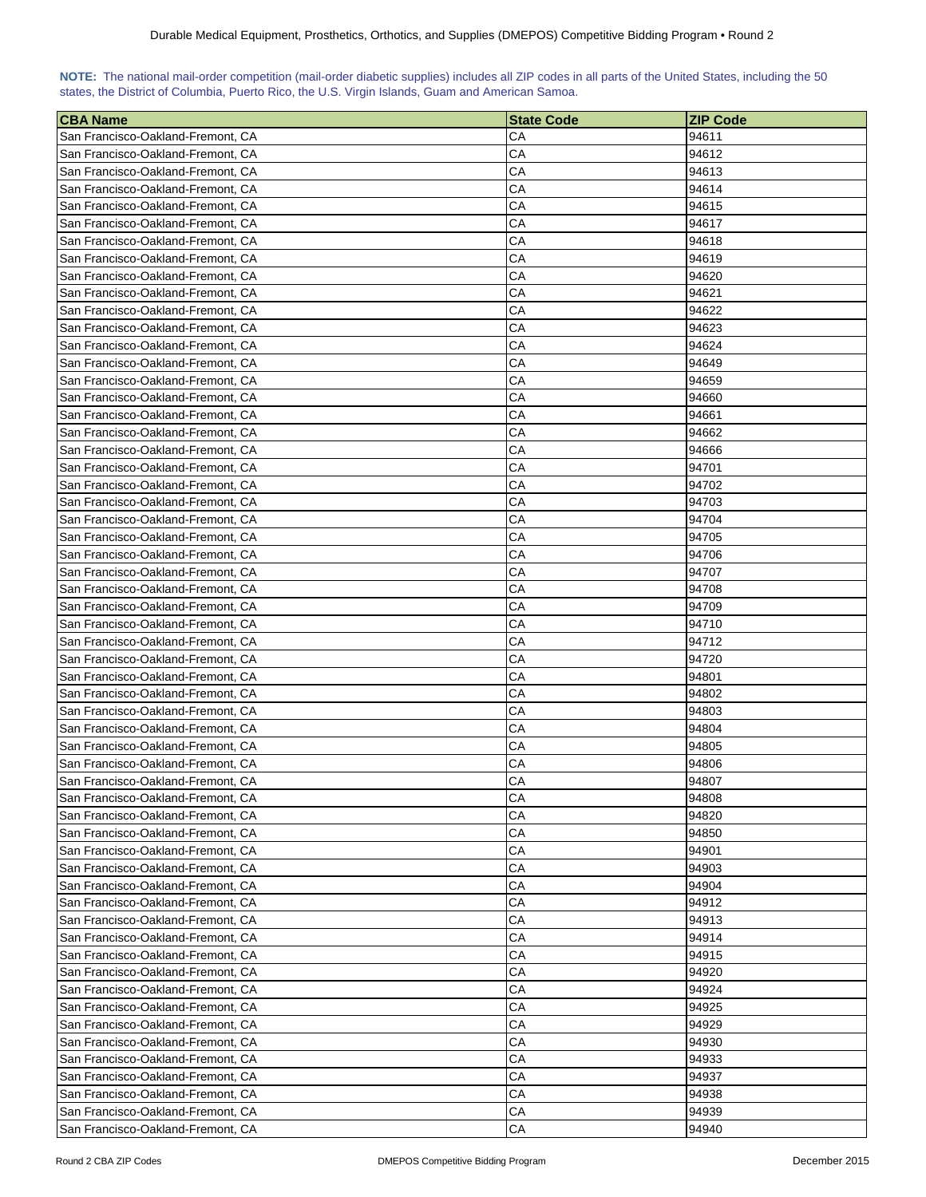**NOTE:** The national mail-order competition (mail-order diabetic supplies) includes all ZIP codes in all parts of the United States, including the 50 states, the District of Columbia, Puerto Rico, the U.S. Virgin Islands, Guam and American Samoa.

| CBA Name | State Code | ZIP Code |
|---|---|---|
| San Francisco-Oakland-Fremont, CA | CA | 94611 |
| San Francisco-Oakland-Fremont, CA | CA | 94612 |
| San Francisco-Oakland-Fremont, CA | CA | 94613 |
| San Francisco-Oakland-Fremont, CA | CA | 94614 |
| San Francisco-Oakland-Fremont, CA | CA | 94615 |
| San Francisco-Oakland-Fremont, CA | CA | 94617 |
| San Francisco-Oakland-Fremont, CA | CA | 94618 |
| San Francisco-Oakland-Fremont, CA | CA | 94619 |
| San Francisco-Oakland-Fremont, CA | CA | 94620 |
| San Francisco-Oakland-Fremont, CA | CA | 94621 |
| San Francisco-Oakland-Fremont, CA | CA | 94622 |
| San Francisco-Oakland-Fremont, CA | CA | 94623 |
| San Francisco-Oakland-Fremont, CA | CA | 94624 |
| San Francisco-Oakland-Fremont, CA | CA | 94649 |
| San Francisco-Oakland-Fremont, CA | CA | 94659 |
| San Francisco-Oakland-Fremont, CA | CA | 94660 |
| San Francisco-Oakland-Fremont, CA | CA | 94661 |
| San Francisco-Oakland-Fremont, CA | CA | 94662 |
| San Francisco-Oakland-Fremont, CA | CA | 94666 |
| San Francisco-Oakland-Fremont, CA | CA | 94701 |
| San Francisco-Oakland-Fremont, CA | CA | 94702 |
| San Francisco-Oakland-Fremont, CA | CA | 94703 |
| San Francisco-Oakland-Fremont, CA | CA | 94704 |
| San Francisco-Oakland-Fremont, CA | CA | 94705 |
| San Francisco-Oakland-Fremont, CA | CA | 94706 |
| San Francisco-Oakland-Fremont, CA | CA | 94707 |
| San Francisco-Oakland-Fremont, CA | CA | 94708 |
| San Francisco-Oakland-Fremont, CA | CA | 94709 |
| San Francisco-Oakland-Fremont, CA | CA | 94710 |
| San Francisco-Oakland-Fremont, CA | CA | 94712 |
| San Francisco-Oakland-Fremont, CA | CA | 94720 |
| San Francisco-Oakland-Fremont, CA | CA | 94801 |
| San Francisco-Oakland-Fremont, CA | CA | 94802 |
| San Francisco-Oakland-Fremont, CA | CA | 94803 |
| San Francisco-Oakland-Fremont, CA | CA | 94804 |
| San Francisco-Oakland-Fremont, CA | CA | 94805 |
| San Francisco-Oakland-Fremont, CA | CA | 94806 |
| San Francisco-Oakland-Fremont, CA | CA | 94807 |
| San Francisco-Oakland-Fremont, CA | CA | 94808 |
| San Francisco-Oakland-Fremont, CA | CA | 94820 |
| San Francisco-Oakland-Fremont, CA | CA | 94850 |
| San Francisco-Oakland-Fremont, CA | CA | 94901 |
| San Francisco-Oakland-Fremont, CA | CA | 94903 |
| San Francisco-Oakland-Fremont, CA | CA | 94904 |
| San Francisco-Oakland-Fremont, CA | CA | 94912 |
| San Francisco-Oakland-Fremont, CA | CA | 94913 |
| San Francisco-Oakland-Fremont, CA | CA | 94914 |
| San Francisco-Oakland-Fremont, CA | CA | 94915 |
| San Francisco-Oakland-Fremont, CA | CA | 94920 |
| San Francisco-Oakland-Fremont, CA | CA | 94924 |
| San Francisco-Oakland-Fremont, CA | CA | 94925 |
| San Francisco-Oakland-Fremont, CA | CA | 94929 |
| San Francisco-Oakland-Fremont, CA | CA | 94930 |
| San Francisco-Oakland-Fremont, CA | CA | 94933 |
| San Francisco-Oakland-Fremont, CA | CA | 94937 |
| San Francisco-Oakland-Fremont, CA | CA | 94938 |
| San Francisco-Oakland-Fremont, CA | CA | 94939 |
| San Francisco-Oakland-Fremont, CA | CA | 94940 |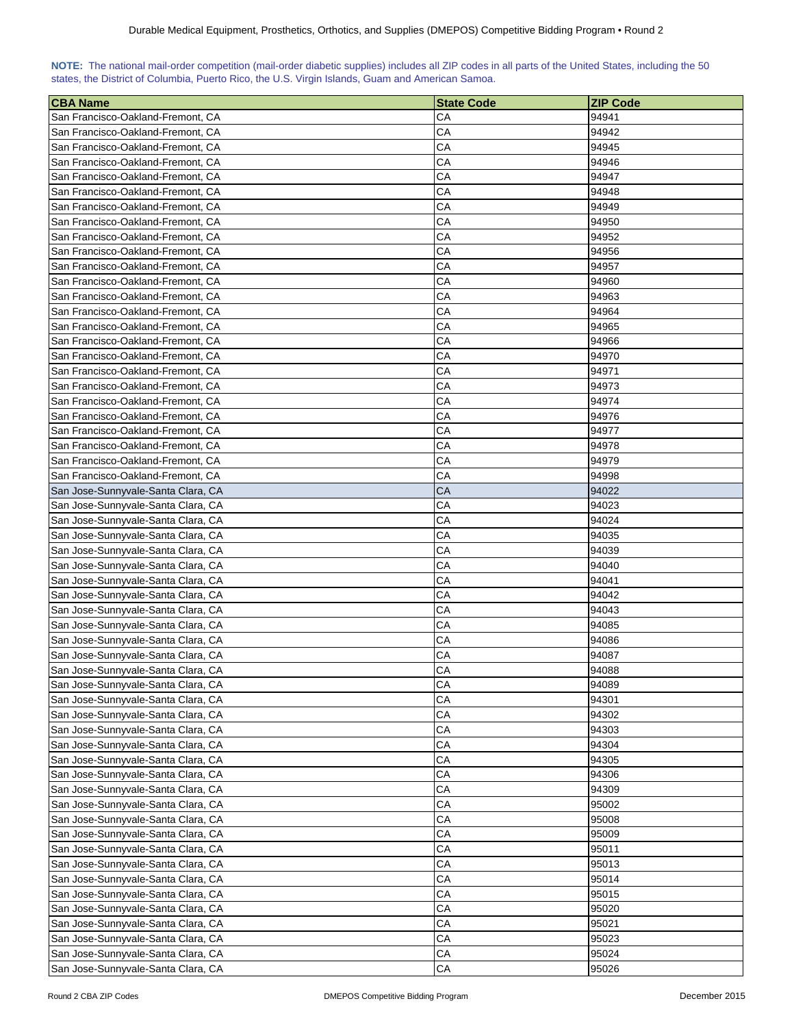**NOTE:** The national mail-order competition (mail-order diabetic supplies) includes all ZIP codes in all parts of the United States, including the 50 states, the District of Columbia, Puerto Rico, the U.S. Virgin Islands, Guam and American Samoa.

| CBA Name | State Code | ZIP Code |
|---|---|---|
| San Francisco-Oakland-Fremont, CA | CA | 94941 |
| San Francisco-Oakland-Fremont, CA | CA | 94942 |
| San Francisco-Oakland-Fremont, CA | CA | 94945 |
| San Francisco-Oakland-Fremont, CA | CA | 94946 |
| San Francisco-Oakland-Fremont, CA | CA | 94947 |
| San Francisco-Oakland-Fremont, CA | CA | 94948 |
| San Francisco-Oakland-Fremont, CA | CA | 94949 |
| San Francisco-Oakland-Fremont, CA | CA | 94950 |
| San Francisco-Oakland-Fremont, CA | CA | 94952 |
| San Francisco-Oakland-Fremont, CA | CA | 94956 |
| San Francisco-Oakland-Fremont, CA | CA | 94957 |
| San Francisco-Oakland-Fremont, CA | CA | 94960 |
| San Francisco-Oakland-Fremont, CA | CA | 94963 |
| San Francisco-Oakland-Fremont, CA | CA | 94964 |
| San Francisco-Oakland-Fremont, CA | CA | 94965 |
| San Francisco-Oakland-Fremont, CA | CA | 94966 |
| San Francisco-Oakland-Fremont, CA | CA | 94970 |
| San Francisco-Oakland-Fremont, CA | CA | 94971 |
| San Francisco-Oakland-Fremont, CA | CA | 94973 |
| San Francisco-Oakland-Fremont, CA | CA | 94974 |
| San Francisco-Oakland-Fremont, CA | CA | 94976 |
| San Francisco-Oakland-Fremont, CA | CA | 94977 |
| San Francisco-Oakland-Fremont, CA | CA | 94978 |
| San Francisco-Oakland-Fremont, CA | CA | 94979 |
| San Francisco-Oakland-Fremont, CA | CA | 94998 |
| San Jose-Sunnyvale-Santa Clara, CA | CA | 94022 |
| San Jose-Sunnyvale-Santa Clara, CA | CA | 94023 |
| San Jose-Sunnyvale-Santa Clara, CA | CA | 94024 |
| San Jose-Sunnyvale-Santa Clara, CA | CA | 94035 |
| San Jose-Sunnyvale-Santa Clara, CA | CA | 94039 |
| San Jose-Sunnyvale-Santa Clara, CA | CA | 94040 |
| San Jose-Sunnyvale-Santa Clara, CA | CA | 94041 |
| San Jose-Sunnyvale-Santa Clara, CA | CA | 94042 |
| San Jose-Sunnyvale-Santa Clara, CA | CA | 94043 |
| San Jose-Sunnyvale-Santa Clara, CA | CA | 94085 |
| San Jose-Sunnyvale-Santa Clara, CA | CA | 94086 |
| San Jose-Sunnyvale-Santa Clara, CA | CA | 94087 |
| San Jose-Sunnyvale-Santa Clara, CA | CA | 94088 |
| San Jose-Sunnyvale-Santa Clara, CA | CA | 94089 |
| San Jose-Sunnyvale-Santa Clara, CA | CA | 94301 |
| San Jose-Sunnyvale-Santa Clara, CA | CA | 94302 |
| San Jose-Sunnyvale-Santa Clara, CA | CA | 94303 |
| San Jose-Sunnyvale-Santa Clara, CA | CA | 94304 |
| San Jose-Sunnyvale-Santa Clara, CA | CA | 94305 |
| San Jose-Sunnyvale-Santa Clara, CA | CA | 94306 |
| San Jose-Sunnyvale-Santa Clara, CA | CA | 94309 |
| San Jose-Sunnyvale-Santa Clara, CA | CA | 95002 |
| San Jose-Sunnyvale-Santa Clara, CA | CA | 95008 |
| San Jose-Sunnyvale-Santa Clara, CA | CA | 95009 |
| San Jose-Sunnyvale-Santa Clara, CA | CA | 95011 |
| San Jose-Sunnyvale-Santa Clara, CA | CA | 95013 |
| San Jose-Sunnyvale-Santa Clara, CA | CA | 95014 |
| San Jose-Sunnyvale-Santa Clara, CA | CA | 95015 |
| San Jose-Sunnyvale-Santa Clara, CA | CA | 95020 |
| San Jose-Sunnyvale-Santa Clara, CA | CA | 95021 |
| San Jose-Sunnyvale-Santa Clara, CA | CA | 95023 |
| San Jose-Sunnyvale-Santa Clara, CA | CA | 95024 |
| San Jose-Sunnyvale-Santa Clara, CA | CA | 95026 |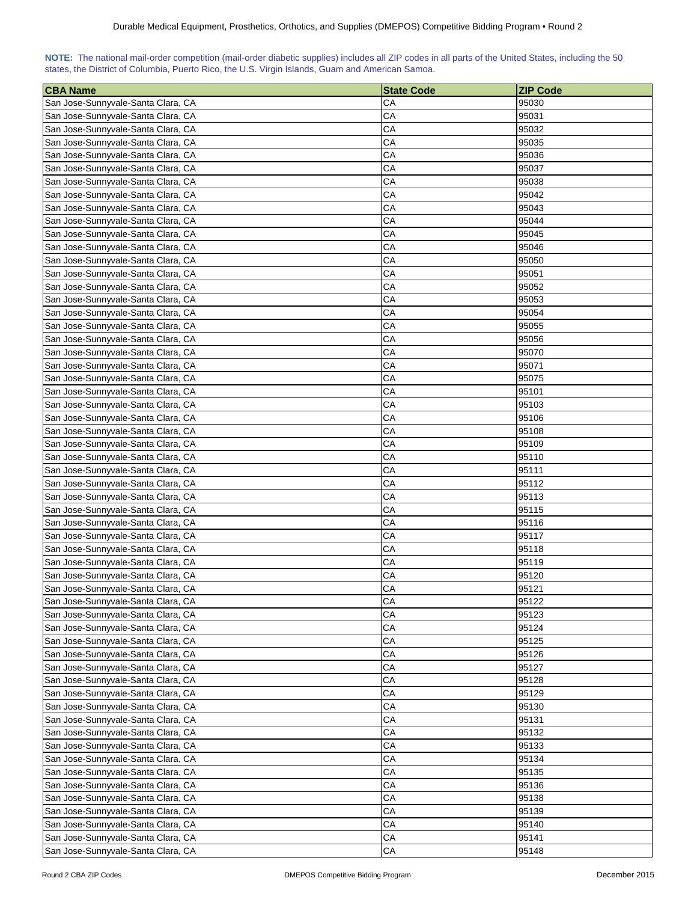**NOTE:** The national mail-order competition (mail-order diabetic supplies) includes all ZIP codes in all parts of the United States, including the 50 states, the District of Columbia, Puerto Rico, the U.S. Virgin Islands, Guam and American Samoa.

| CBA Name | State Code | ZIP Code |
| --- | --- | --- |
| San Jose-Sunnyvale-Santa Clara, CA | CA | 95030 |
| San Jose-Sunnyvale-Santa Clara, CA | CA | 95031 |
| San Jose-Sunnyvale-Santa Clara, CA | CA | 95032 |
| San Jose-Sunnyvale-Santa Clara, CA | CA | 95035 |
| San Jose-Sunnyvale-Santa Clara, CA | CA | 95036 |
| San Jose-Sunnyvale-Santa Clara, CA | CA | 95037 |
| San Jose-Sunnyvale-Santa Clara, CA | CA | 95038 |
| San Jose-Sunnyvale-Santa Clara, CA | CA | 95042 |
| San Jose-Sunnyvale-Santa Clara, CA | CA | 95043 |
| San Jose-Sunnyvale-Santa Clara, CA | CA | 95044 |
| San Jose-Sunnyvale-Santa Clara, CA | CA | 95045 |
| San Jose-Sunnyvale-Santa Clara, CA | CA | 95046 |
| San Jose-Sunnyvale-Santa Clara, CA | CA | 95050 |
| San Jose-Sunnyvale-Santa Clara, CA | CA | 95051 |
| San Jose-Sunnyvale-Santa Clara, CA | CA | 95052 |
| San Jose-Sunnyvale-Santa Clara, CA | CA | 95053 |
| San Jose-Sunnyvale-Santa Clara, CA | CA | 95054 |
| San Jose-Sunnyvale-Santa Clara, CA | CA | 95055 |
| San Jose-Sunnyvale-Santa Clara, CA | CA | 95056 |
| San Jose-Sunnyvale-Santa Clara, CA | CA | 95070 |
| San Jose-Sunnyvale-Santa Clara, CA | CA | 95071 |
| San Jose-Sunnyvale-Santa Clara, CA | CA | 95075 |
| San Jose-Sunnyvale-Santa Clara, CA | CA | 95101 |
| San Jose-Sunnyvale-Santa Clara, CA | CA | 95103 |
| San Jose-Sunnyvale-Santa Clara, CA | CA | 95106 |
| San Jose-Sunnyvale-Santa Clara, CA | CA | 95108 |
| San Jose-Sunnyvale-Santa Clara, CA | CA | 95109 |
| San Jose-Sunnyvale-Santa Clara, CA | CA | 95110 |
| San Jose-Sunnyvale-Santa Clara, CA | CA | 95111 |
| San Jose-Sunnyvale-Santa Clara, CA | CA | 95112 |
| San Jose-Sunnyvale-Santa Clara, CA | CA | 95113 |
| San Jose-Sunnyvale-Santa Clara, CA | CA | 95115 |
| San Jose-Sunnyvale-Santa Clara, CA | CA | 95116 |
| San Jose-Sunnyvale-Santa Clara, CA | CA | 95117 |
| San Jose-Sunnyvale-Santa Clara, CA | CA | 95118 |
| San Jose-Sunnyvale-Santa Clara, CA | CA | 95119 |
| San Jose-Sunnyvale-Santa Clara, CA | CA | 95120 |
| San Jose-Sunnyvale-Santa Clara, CA | CA | 95121 |
| San Jose-Sunnyvale-Santa Clara, CA | CA | 95122 |
| San Jose-Sunnyvale-Santa Clara, CA | CA | 95123 |
| San Jose-Sunnyvale-Santa Clara, CA | CA | 95124 |
| San Jose-Sunnyvale-Santa Clara, CA | CA | 95125 |
| San Jose-Sunnyvale-Santa Clara, CA | CA | 95126 |
| San Jose-Sunnyvale-Santa Clara, CA | CA | 95127 |
| San Jose-Sunnyvale-Santa Clara, CA | CA | 95128 |
| San Jose-Sunnyvale-Santa Clara, CA | CA | 95129 |
| San Jose-Sunnyvale-Santa Clara, CA | CA | 95130 |
| San Jose-Sunnyvale-Santa Clara, CA | CA | 95131 |
| San Jose-Sunnyvale-Santa Clara, CA | CA | 95132 |
| San Jose-Sunnyvale-Santa Clara, CA | CA | 95133 |
| San Jose-Sunnyvale-Santa Clara, CA | CA | 95134 |
| San Jose-Sunnyvale-Santa Clara, CA | CA | 95135 |
| San Jose-Sunnyvale-Santa Clara, CA | CA | 95136 |
| San Jose-Sunnyvale-Santa Clara, CA | CA | 95138 |
| San Jose-Sunnyvale-Santa Clara, CA | CA | 95139 |
| San Jose-Sunnyvale-Santa Clara, CA | CA | 95140 |
| San Jose-Sunnyvale-Santa Clara, CA | CA | 95141 |
| San Jose-Sunnyvale-Santa Clara, CA | CA | 95148 |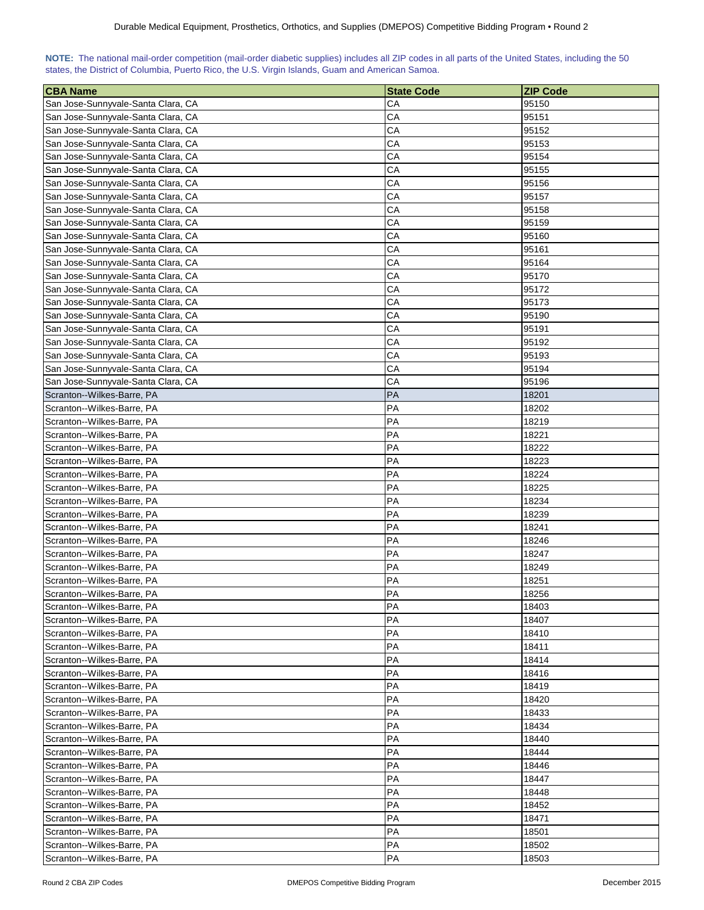**NOTE:** The national mail-order competition (mail-order diabetic supplies) includes all ZIP codes in all parts of the United States, including the 50 states, the District of Columbia, Puerto Rico, the U.S. Virgin Islands, Guam and American Samoa.

| CBA Name | State Code | ZIP Code |
|---|---|---|
| San Jose-Sunnyvale-Santa Clara, CA | CA | 95150 |
| San Jose-Sunnyvale-Santa Clara, CA | CA | 95151 |
| San Jose-Sunnyvale-Santa Clara, CA | CA | 95152 |
| San Jose-Sunnyvale-Santa Clara, CA | CA | 95153 |
| San Jose-Sunnyvale-Santa Clara, CA | CA | 95154 |
| San Jose-Sunnyvale-Santa Clara, CA | CA | 95155 |
| San Jose-Sunnyvale-Santa Clara, CA | CA | 95156 |
| San Jose-Sunnyvale-Santa Clara, CA | CA | 95157 |
| San Jose-Sunnyvale-Santa Clara, CA | CA | 95158 |
| San Jose-Sunnyvale-Santa Clara, CA | CA | 95159 |
| San Jose-Sunnyvale-Santa Clara, CA | CA | 95160 |
| San Jose-Sunnyvale-Santa Clara, CA | CA | 95161 |
| San Jose-Sunnyvale-Santa Clara, CA | CA | 95164 |
| San Jose-Sunnyvale-Santa Clara, CA | CA | 95170 |
| San Jose-Sunnyvale-Santa Clara, CA | CA | 95172 |
| San Jose-Sunnyvale-Santa Clara, CA | CA | 95173 |
| San Jose-Sunnyvale-Santa Clara, CA | CA | 95190 |
| San Jose-Sunnyvale-Santa Clara, CA | CA | 95191 |
| San Jose-Sunnyvale-Santa Clara, CA | CA | 95192 |
| San Jose-Sunnyvale-Santa Clara, CA | CA | 95193 |
| San Jose-Sunnyvale-Santa Clara, CA | CA | 95194 |
| San Jose-Sunnyvale-Santa Clara, CA | CA | 95196 |
| Scranton--Wilkes-Barre, PA | PA | 18201 |
| Scranton--Wilkes-Barre, PA | PA | 18202 |
| Scranton--Wilkes-Barre, PA | PA | 18219 |
| Scranton--Wilkes-Barre, PA | PA | 18221 |
| Scranton--Wilkes-Barre, PA | PA | 18222 |
| Scranton--Wilkes-Barre, PA | PA | 18223 |
| Scranton--Wilkes-Barre, PA | PA | 18224 |
| Scranton--Wilkes-Barre, PA | PA | 18225 |
| Scranton--Wilkes-Barre, PA | PA | 18234 |
| Scranton--Wilkes-Barre, PA | PA | 18239 |
| Scranton--Wilkes-Barre, PA | PA | 18241 |
| Scranton--Wilkes-Barre, PA | PA | 18246 |
| Scranton--Wilkes-Barre, PA | PA | 18247 |
| Scranton--Wilkes-Barre, PA | PA | 18249 |
| Scranton--Wilkes-Barre, PA | PA | 18251 |
| Scranton--Wilkes-Barre, PA | PA | 18256 |
| Scranton--Wilkes-Barre, PA | PA | 18403 |
| Scranton--Wilkes-Barre, PA | PA | 18407 |
| Scranton--Wilkes-Barre, PA | PA | 18410 |
| Scranton--Wilkes-Barre, PA | PA | 18411 |
| Scranton--Wilkes-Barre, PA | PA | 18414 |
| Scranton--Wilkes-Barre, PA | PA | 18416 |
| Scranton--Wilkes-Barre, PA | PA | 18419 |
| Scranton--Wilkes-Barre, PA | PA | 18420 |
| Scranton--Wilkes-Barre, PA | PA | 18433 |
| Scranton--Wilkes-Barre, PA | PA | 18434 |
| Scranton--Wilkes-Barre, PA | PA | 18440 |
| Scranton--Wilkes-Barre, PA | PA | 18444 |
| Scranton--Wilkes-Barre, PA | PA | 18446 |
| Scranton--Wilkes-Barre, PA | PA | 18447 |
| Scranton--Wilkes-Barre, PA | PA | 18448 |
| Scranton--Wilkes-Barre, PA | PA | 18452 |
| Scranton--Wilkes-Barre, PA | PA | 18471 |
| Scranton--Wilkes-Barre, PA | PA | 18501 |
| Scranton--Wilkes-Barre, PA | PA | 18502 |
| Scranton--Wilkes-Barre, PA | PA | 18503 |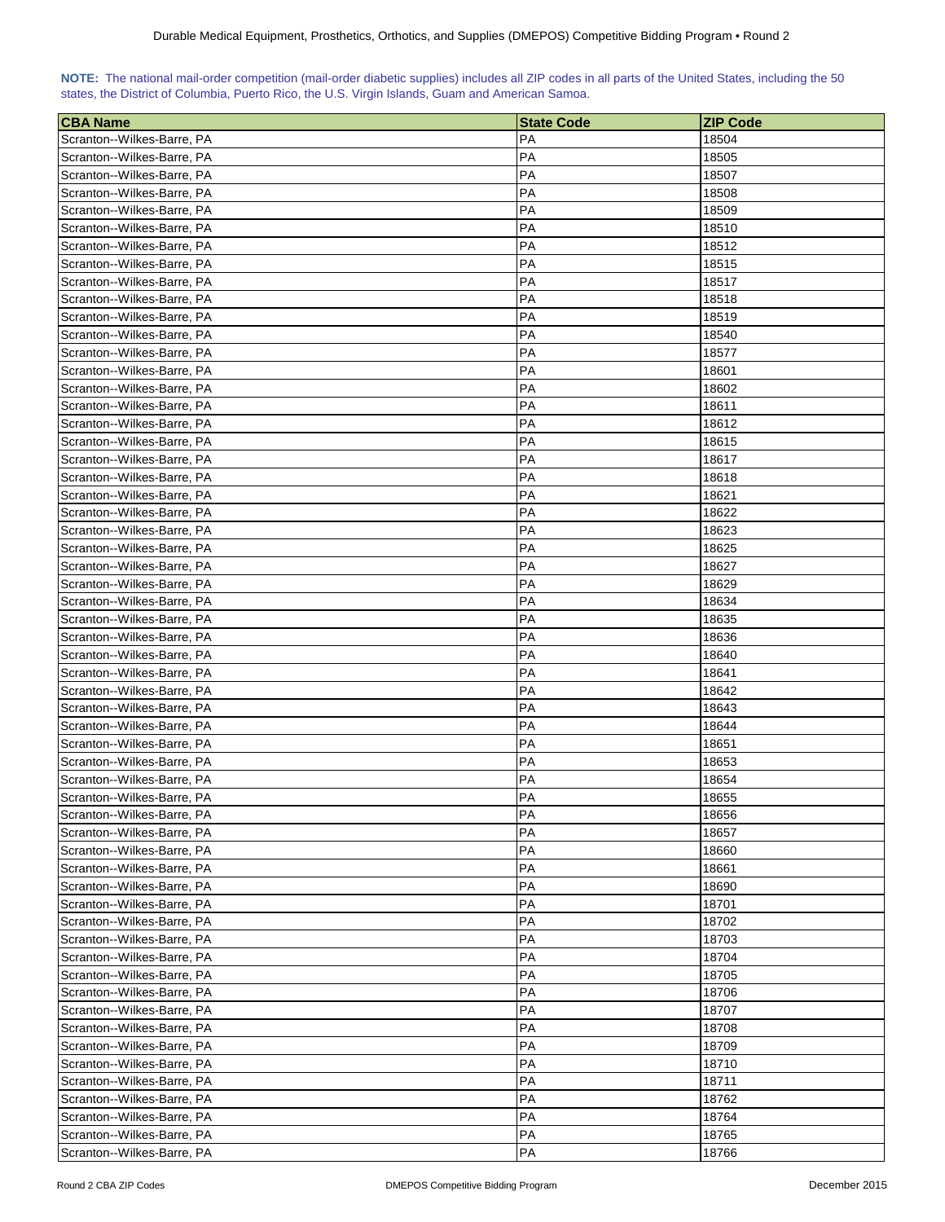**NOTE:** The national mail-order competition (mail-order diabetic supplies) includes all ZIP codes in all parts of the United States, including the 50 states, the District of Columbia, Puerto Rico, the U.S. Virgin Islands, Guam and American Samoa.

| CBA Name | State Code | ZIP Code |
|---|---|---|
| Scranton--Wilkes-Barre, PA | PA | 18504 |
| Scranton--Wilkes-Barre, PA | PA | 18505 |
| Scranton--Wilkes-Barre, PA | PA | 18507 |
| Scranton--Wilkes-Barre, PA | PA | 18508 |
| Scranton--Wilkes-Barre, PA | PA | 18509 |
| Scranton--Wilkes-Barre, PA | PA | 18510 |
| Scranton--Wilkes-Barre, PA | PA | 18512 |
| Scranton--Wilkes-Barre, PA | PA | 18515 |
| Scranton--Wilkes-Barre, PA | PA | 18517 |
| Scranton--Wilkes-Barre, PA | PA | 18518 |
| Scranton--Wilkes-Barre, PA | PA | 18519 |
| Scranton--Wilkes-Barre, PA | PA | 18540 |
| Scranton--Wilkes-Barre, PA | PA | 18577 |
| Scranton--Wilkes-Barre, PA | PA | 18601 |
| Scranton--Wilkes-Barre, PA | PA | 18602 |
| Scranton--Wilkes-Barre, PA | PA | 18611 |
| Scranton--Wilkes-Barre, PA | PA | 18612 |
| Scranton--Wilkes-Barre, PA | PA | 18615 |
| Scranton--Wilkes-Barre, PA | PA | 18617 |
| Scranton--Wilkes-Barre, PA | PA | 18618 |
| Scranton--Wilkes-Barre, PA | PA | 18621 |
| Scranton--Wilkes-Barre, PA | PA | 18622 |
| Scranton--Wilkes-Barre, PA | PA | 18623 |
| Scranton--Wilkes-Barre, PA | PA | 18625 |
| Scranton--Wilkes-Barre, PA | PA | 18627 |
| Scranton--Wilkes-Barre, PA | PA | 18629 |
| Scranton--Wilkes-Barre, PA | PA | 18634 |
| Scranton--Wilkes-Barre, PA | PA | 18635 |
| Scranton--Wilkes-Barre, PA | PA | 18636 |
| Scranton--Wilkes-Barre, PA | PA | 18640 |
| Scranton--Wilkes-Barre, PA | PA | 18641 |
| Scranton--Wilkes-Barre, PA | PA | 18642 |
| Scranton--Wilkes-Barre, PA | PA | 18643 |
| Scranton--Wilkes-Barre, PA | PA | 18644 |
| Scranton--Wilkes-Barre, PA | PA | 18651 |
| Scranton--Wilkes-Barre, PA | PA | 18653 |
| Scranton--Wilkes-Barre, PA | PA | 18654 |
| Scranton--Wilkes-Barre, PA | PA | 18655 |
| Scranton--Wilkes-Barre, PA | PA | 18656 |
| Scranton--Wilkes-Barre, PA | PA | 18657 |
| Scranton--Wilkes-Barre, PA | PA | 18660 |
| Scranton--Wilkes-Barre, PA | PA | 18661 |
| Scranton--Wilkes-Barre, PA | PA | 18690 |
| Scranton--Wilkes-Barre, PA | PA | 18701 |
| Scranton--Wilkes-Barre, PA | PA | 18702 |
| Scranton--Wilkes-Barre, PA | PA | 18703 |
| Scranton--Wilkes-Barre, PA | PA | 18704 |
| Scranton--Wilkes-Barre, PA | PA | 18705 |
| Scranton--Wilkes-Barre, PA | PA | 18706 |
| Scranton--Wilkes-Barre, PA | PA | 18707 |
| Scranton--Wilkes-Barre, PA | PA | 18708 |
| Scranton--Wilkes-Barre, PA | PA | 18709 |
| Scranton--Wilkes-Barre, PA | PA | 18710 |
| Scranton--Wilkes-Barre, PA | PA | 18711 |
| Scranton--Wilkes-Barre, PA | PA | 18762 |
| Scranton--Wilkes-Barre, PA | PA | 18764 |
| Scranton--Wilkes-Barre, PA | PA | 18765 |
| Scranton--Wilkes-Barre, PA | PA | 18766 |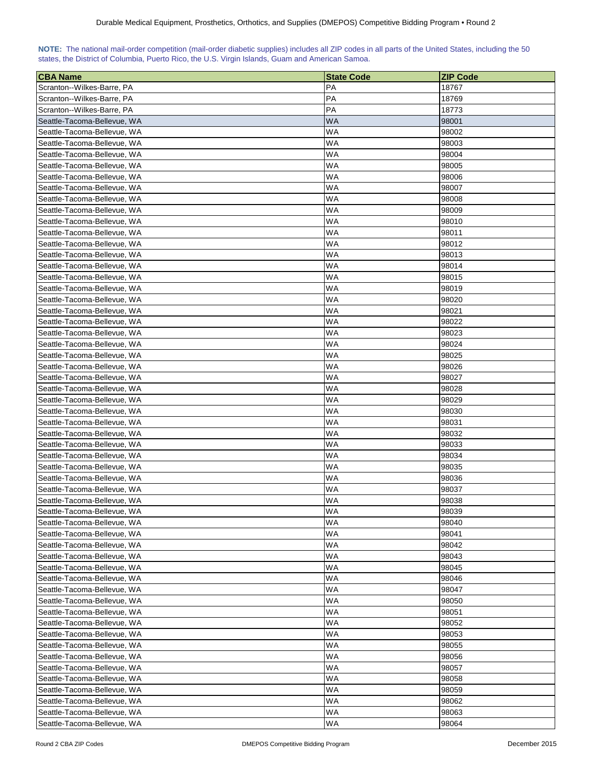**NOTE:** The national mail-order competition (mail-order diabetic supplies) includes all ZIP codes in all parts of the United States, including the 50 states, the District of Columbia, Puerto Rico, the U.S. Virgin Islands, Guam and American Samoa.

| CBA Name | State Code | ZIP Code |
|---|---|---|
| Scranton--Wilkes-Barre, PA | PA | 18767 |
| Scranton--Wilkes-Barre, PA | PA | 18769 |
| Scranton--Wilkes-Barre, PA | PA | 18773 |
| Seattle-Tacoma-Bellevue, WA | WA | 98001 |
| Seattle-Tacoma-Bellevue, WA | WA | 98002 |
| Seattle-Tacoma-Bellevue, WA | WA | 98003 |
| Seattle-Tacoma-Bellevue, WA | WA | 98004 |
| Seattle-Tacoma-Bellevue, WA | WA | 98005 |
| Seattle-Tacoma-Bellevue, WA | WA | 98006 |
| Seattle-Tacoma-Bellevue, WA | WA | 98007 |
| Seattle-Tacoma-Bellevue, WA | WA | 98008 |
| Seattle-Tacoma-Bellevue, WA | WA | 98009 |
| Seattle-Tacoma-Bellevue, WA | WA | 98010 |
| Seattle-Tacoma-Bellevue, WA | WA | 98011 |
| Seattle-Tacoma-Bellevue, WA | WA | 98012 |
| Seattle-Tacoma-Bellevue, WA | WA | 98013 |
| Seattle-Tacoma-Bellevue, WA | WA | 98014 |
| Seattle-Tacoma-Bellevue, WA | WA | 98015 |
| Seattle-Tacoma-Bellevue, WA | WA | 98019 |
| Seattle-Tacoma-Bellevue, WA | WA | 98020 |
| Seattle-Tacoma-Bellevue, WA | WA | 98021 |
| Seattle-Tacoma-Bellevue, WA | WA | 98022 |
| Seattle-Tacoma-Bellevue, WA | WA | 98023 |
| Seattle-Tacoma-Bellevue, WA | WA | 98024 |
| Seattle-Tacoma-Bellevue, WA | WA | 98025 |
| Seattle-Tacoma-Bellevue, WA | WA | 98026 |
| Seattle-Tacoma-Bellevue, WA | WA | 98027 |
| Seattle-Tacoma-Bellevue, WA | WA | 98028 |
| Seattle-Tacoma-Bellevue, WA | WA | 98029 |
| Seattle-Tacoma-Bellevue, WA | WA | 98030 |
| Seattle-Tacoma-Bellevue, WA | WA | 98031 |
| Seattle-Tacoma-Bellevue, WA | WA | 98032 |
| Seattle-Tacoma-Bellevue, WA | WA | 98033 |
| Seattle-Tacoma-Bellevue, WA | WA | 98034 |
| Seattle-Tacoma-Bellevue, WA | WA | 98035 |
| Seattle-Tacoma-Bellevue, WA | WA | 98036 |
| Seattle-Tacoma-Bellevue, WA | WA | 98037 |
| Seattle-Tacoma-Bellevue, WA | WA | 98038 |
| Seattle-Tacoma-Bellevue, WA | WA | 98039 |
| Seattle-Tacoma-Bellevue, WA | WA | 98040 |
| Seattle-Tacoma-Bellevue, WA | WA | 98041 |
| Seattle-Tacoma-Bellevue, WA | WA | 98042 |
| Seattle-Tacoma-Bellevue, WA | WA | 98043 |
| Seattle-Tacoma-Bellevue, WA | WA | 98045 |
| Seattle-Tacoma-Bellevue, WA | WA | 98046 |
| Seattle-Tacoma-Bellevue, WA | WA | 98047 |
| Seattle-Tacoma-Bellevue, WA | WA | 98050 |
| Seattle-Tacoma-Bellevue, WA | WA | 98051 |
| Seattle-Tacoma-Bellevue, WA | WA | 98052 |
| Seattle-Tacoma-Bellevue, WA | WA | 98053 |
| Seattle-Tacoma-Bellevue, WA | WA | 98055 |
| Seattle-Tacoma-Bellevue, WA | WA | 98056 |
| Seattle-Tacoma-Bellevue, WA | WA | 98057 |
| Seattle-Tacoma-Bellevue, WA | WA | 98058 |
| Seattle-Tacoma-Bellevue, WA | WA | 98059 |
| Seattle-Tacoma-Bellevue, WA | WA | 98062 |
| Seattle-Tacoma-Bellevue, WA | WA | 98063 |
| Seattle-Tacoma-Bellevue, WA | WA | 98064 |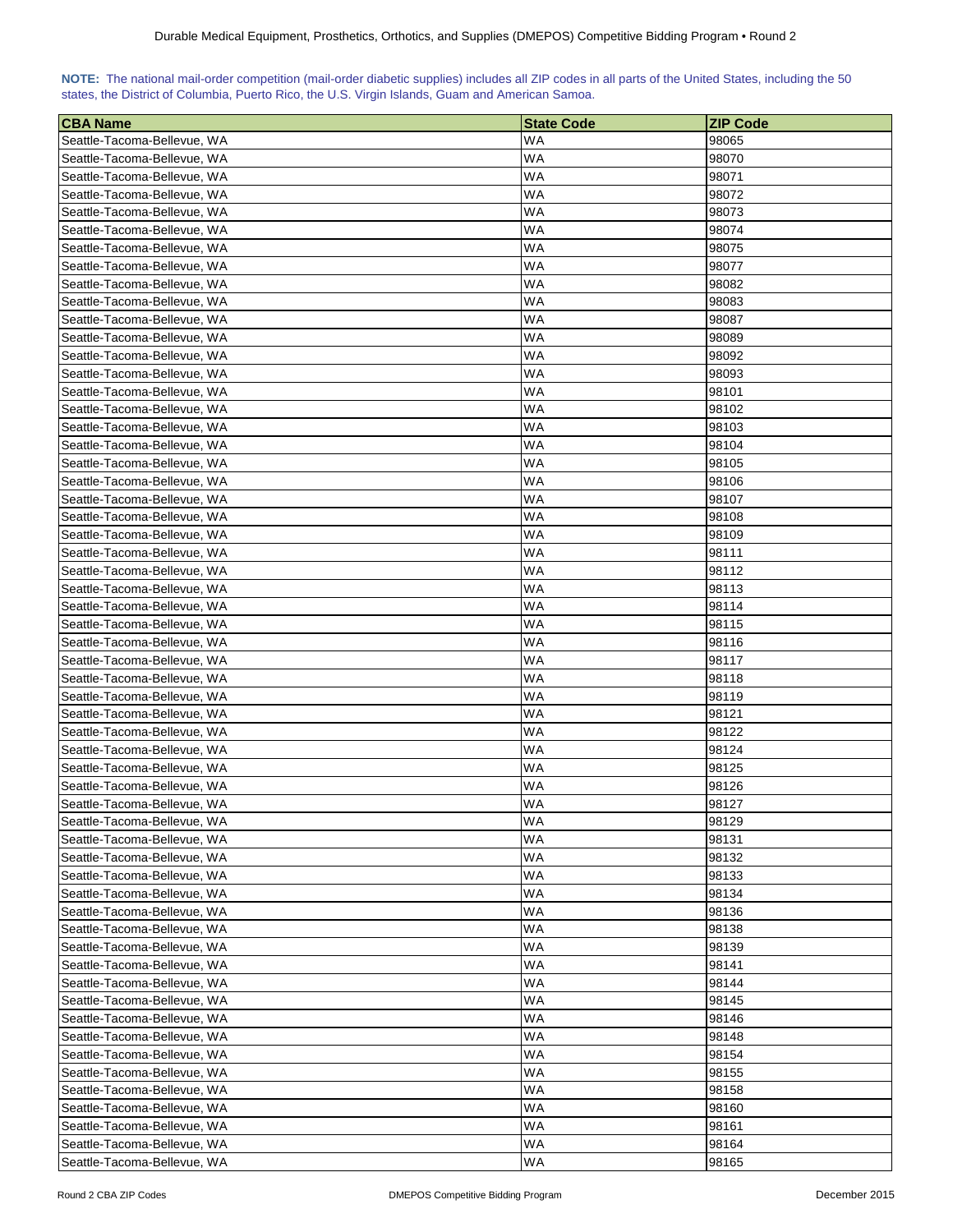**NOTE:** The national mail-order competition (mail-order diabetic supplies) includes all ZIP codes in all parts of the United States, including the 50 states, the District of Columbia, Puerto Rico, the U.S. Virgin Islands, Guam and American Samoa.

| CBA Name | State Code | ZIP Code |
|---|---|---|
| Seattle-Tacoma-Bellevue, WA | WA | 98065 |
| Seattle-Tacoma-Bellevue, WA | WA | 98070 |
| Seattle-Tacoma-Bellevue, WA | WA | 98071 |
| Seattle-Tacoma-Bellevue, WA | WA | 98072 |
| Seattle-Tacoma-Bellevue, WA | WA | 98073 |
| Seattle-Tacoma-Bellevue, WA | WA | 98074 |
| Seattle-Tacoma-Bellevue, WA | WA | 98075 |
| Seattle-Tacoma-Bellevue, WA | WA | 98077 |
| Seattle-Tacoma-Bellevue, WA | WA | 98082 |
| Seattle-Tacoma-Bellevue, WA | WA | 98083 |
| Seattle-Tacoma-Bellevue, WA | WA | 98087 |
| Seattle-Tacoma-Bellevue, WA | WA | 98089 |
| Seattle-Tacoma-Bellevue, WA | WA | 98092 |
| Seattle-Tacoma-Bellevue, WA | WA | 98093 |
| Seattle-Tacoma-Bellevue, WA | WA | 98101 |
| Seattle-Tacoma-Bellevue, WA | WA | 98102 |
| Seattle-Tacoma-Bellevue, WA | WA | 98103 |
| Seattle-Tacoma-Bellevue, WA | WA | 98104 |
| Seattle-Tacoma-Bellevue, WA | WA | 98105 |
| Seattle-Tacoma-Bellevue, WA | WA | 98106 |
| Seattle-Tacoma-Bellevue, WA | WA | 98107 |
| Seattle-Tacoma-Bellevue, WA | WA | 98108 |
| Seattle-Tacoma-Bellevue, WA | WA | 98109 |
| Seattle-Tacoma-Bellevue, WA | WA | 98111 |
| Seattle-Tacoma-Bellevue, WA | WA | 98112 |
| Seattle-Tacoma-Bellevue, WA | WA | 98113 |
| Seattle-Tacoma-Bellevue, WA | WA | 98114 |
| Seattle-Tacoma-Bellevue, WA | WA | 98115 |
| Seattle-Tacoma-Bellevue, WA | WA | 98116 |
| Seattle-Tacoma-Bellevue, WA | WA | 98117 |
| Seattle-Tacoma-Bellevue, WA | WA | 98118 |
| Seattle-Tacoma-Bellevue, WA | WA | 98119 |
| Seattle-Tacoma-Bellevue, WA | WA | 98121 |
| Seattle-Tacoma-Bellevue, WA | WA | 98122 |
| Seattle-Tacoma-Bellevue, WA | WA | 98124 |
| Seattle-Tacoma-Bellevue, WA | WA | 98125 |
| Seattle-Tacoma-Bellevue, WA | WA | 98126 |
| Seattle-Tacoma-Bellevue, WA | WA | 98127 |
| Seattle-Tacoma-Bellevue, WA | WA | 98129 |
| Seattle-Tacoma-Bellevue, WA | WA | 98131 |
| Seattle-Tacoma-Bellevue, WA | WA | 98132 |
| Seattle-Tacoma-Bellevue, WA | WA | 98133 |
| Seattle-Tacoma-Bellevue, WA | WA | 98134 |
| Seattle-Tacoma-Bellevue, WA | WA | 98136 |
| Seattle-Tacoma-Bellevue, WA | WA | 98138 |
| Seattle-Tacoma-Bellevue, WA | WA | 98139 |
| Seattle-Tacoma-Bellevue, WA | WA | 98141 |
| Seattle-Tacoma-Bellevue, WA | WA | 98144 |
| Seattle-Tacoma-Bellevue, WA | WA | 98145 |
| Seattle-Tacoma-Bellevue, WA | WA | 98146 |
| Seattle-Tacoma-Bellevue, WA | WA | 98148 |
| Seattle-Tacoma-Bellevue, WA | WA | 98154 |
| Seattle-Tacoma-Bellevue, WA | WA | 98155 |
| Seattle-Tacoma-Bellevue, WA | WA | 98158 |
| Seattle-Tacoma-Bellevue, WA | WA | 98160 |
| Seattle-Tacoma-Bellevue, WA | WA | 98161 |
| Seattle-Tacoma-Bellevue, WA | WA | 98164 |
| Seattle-Tacoma-Bellevue, WA | WA | 98165 |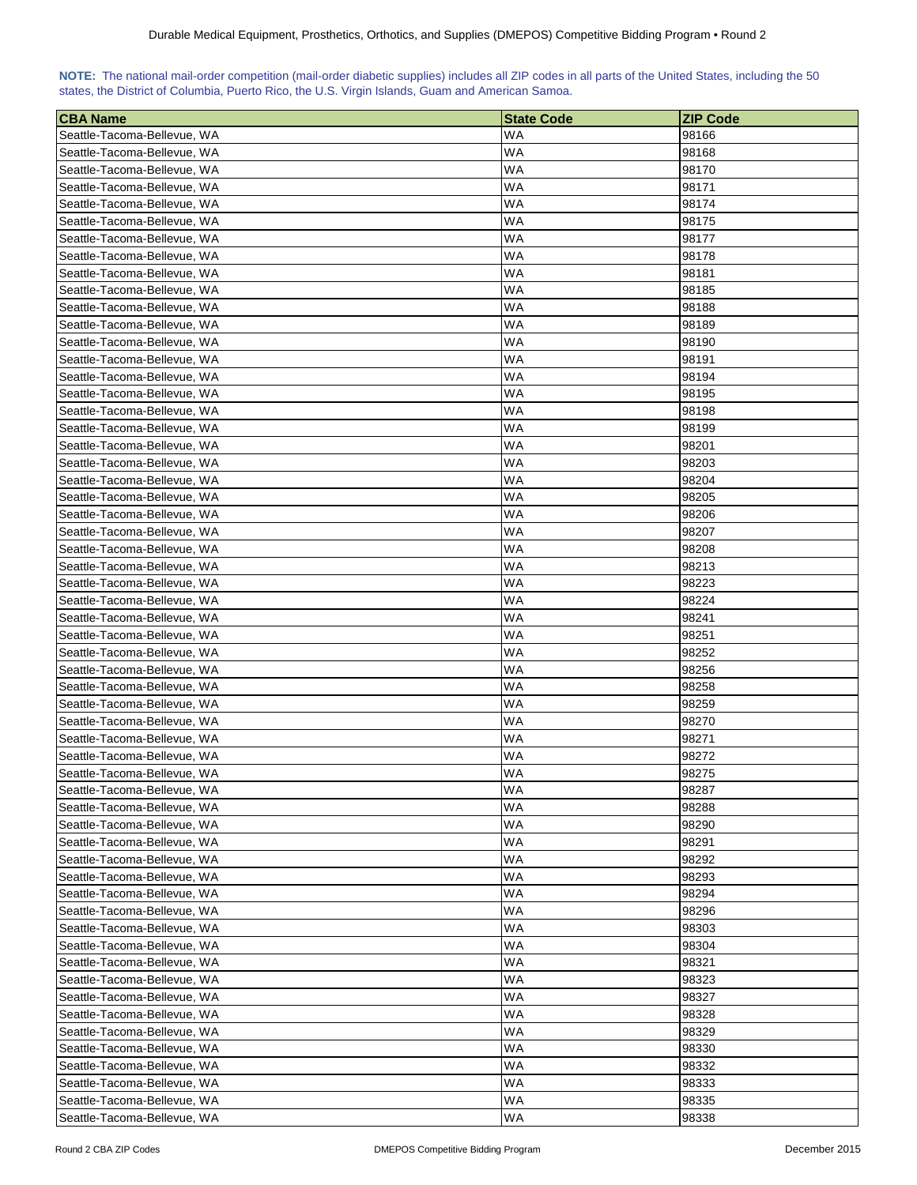**NOTE:** The national mail-order competition (mail-order diabetic supplies) includes all ZIP codes in all parts of the United States, including the 50 states, the District of Columbia, Puerto Rico, the U.S. Virgin Islands, Guam and American Samoa.

| CBA Name | State Code | ZIP Code |
|---|---|---|
| Seattle-Tacoma-Bellevue, WA | WA | 98166 |
| Seattle-Tacoma-Bellevue, WA | WA | 98168 |
| Seattle-Tacoma-Bellevue, WA | WA | 98170 |
| Seattle-Tacoma-Bellevue, WA | WA | 98171 |
| Seattle-Tacoma-Bellevue, WA | WA | 98174 |
| Seattle-Tacoma-Bellevue, WA | WA | 98175 |
| Seattle-Tacoma-Bellevue, WA | WA | 98177 |
| Seattle-Tacoma-Bellevue, WA | WA | 98178 |
| Seattle-Tacoma-Bellevue, WA | WA | 98181 |
| Seattle-Tacoma-Bellevue, WA | WA | 98185 |
| Seattle-Tacoma-Bellevue, WA | WA | 98188 |
| Seattle-Tacoma-Bellevue, WA | WA | 98189 |
| Seattle-Tacoma-Bellevue, WA | WA | 98190 |
| Seattle-Tacoma-Bellevue, WA | WA | 98191 |
| Seattle-Tacoma-Bellevue, WA | WA | 98194 |
| Seattle-Tacoma-Bellevue, WA | WA | 98195 |
| Seattle-Tacoma-Bellevue, WA | WA | 98198 |
| Seattle-Tacoma-Bellevue, WA | WA | 98199 |
| Seattle-Tacoma-Bellevue, WA | WA | 98201 |
| Seattle-Tacoma-Bellevue, WA | WA | 98203 |
| Seattle-Tacoma-Bellevue, WA | WA | 98204 |
| Seattle-Tacoma-Bellevue, WA | WA | 98205 |
| Seattle-Tacoma-Bellevue, WA | WA | 98206 |
| Seattle-Tacoma-Bellevue, WA | WA | 98207 |
| Seattle-Tacoma-Bellevue, WA | WA | 98208 |
| Seattle-Tacoma-Bellevue, WA | WA | 98213 |
| Seattle-Tacoma-Bellevue, WA | WA | 98223 |
| Seattle-Tacoma-Bellevue, WA | WA | 98224 |
| Seattle-Tacoma-Bellevue, WA | WA | 98241 |
| Seattle-Tacoma-Bellevue, WA | WA | 98251 |
| Seattle-Tacoma-Bellevue, WA | WA | 98252 |
| Seattle-Tacoma-Bellevue, WA | WA | 98256 |
| Seattle-Tacoma-Bellevue, WA | WA | 98258 |
| Seattle-Tacoma-Bellevue, WA | WA | 98259 |
| Seattle-Tacoma-Bellevue, WA | WA | 98270 |
| Seattle-Tacoma-Bellevue, WA | WA | 98271 |
| Seattle-Tacoma-Bellevue, WA | WA | 98272 |
| Seattle-Tacoma-Bellevue, WA | WA | 98275 |
| Seattle-Tacoma-Bellevue, WA | WA | 98287 |
| Seattle-Tacoma-Bellevue, WA | WA | 98288 |
| Seattle-Tacoma-Bellevue, WA | WA | 98290 |
| Seattle-Tacoma-Bellevue, WA | WA | 98291 |
| Seattle-Tacoma-Bellevue, WA | WA | 98292 |
| Seattle-Tacoma-Bellevue, WA | WA | 98293 |
| Seattle-Tacoma-Bellevue, WA | WA | 98294 |
| Seattle-Tacoma-Bellevue, WA | WA | 98296 |
| Seattle-Tacoma-Bellevue, WA | WA | 98303 |
| Seattle-Tacoma-Bellevue, WA | WA | 98304 |
| Seattle-Tacoma-Bellevue, WA | WA | 98321 |
| Seattle-Tacoma-Bellevue, WA | WA | 98323 |
| Seattle-Tacoma-Bellevue, WA | WA | 98327 |
| Seattle-Tacoma-Bellevue, WA | WA | 98328 |
| Seattle-Tacoma-Bellevue, WA | WA | 98329 |
| Seattle-Tacoma-Bellevue, WA | WA | 98330 |
| Seattle-Tacoma-Bellevue, WA | WA | 98332 |
| Seattle-Tacoma-Bellevue, WA | WA | 98333 |
| Seattle-Tacoma-Bellevue, WA | WA | 98335 |
| Seattle-Tacoma-Bellevue, WA | WA | 98338 |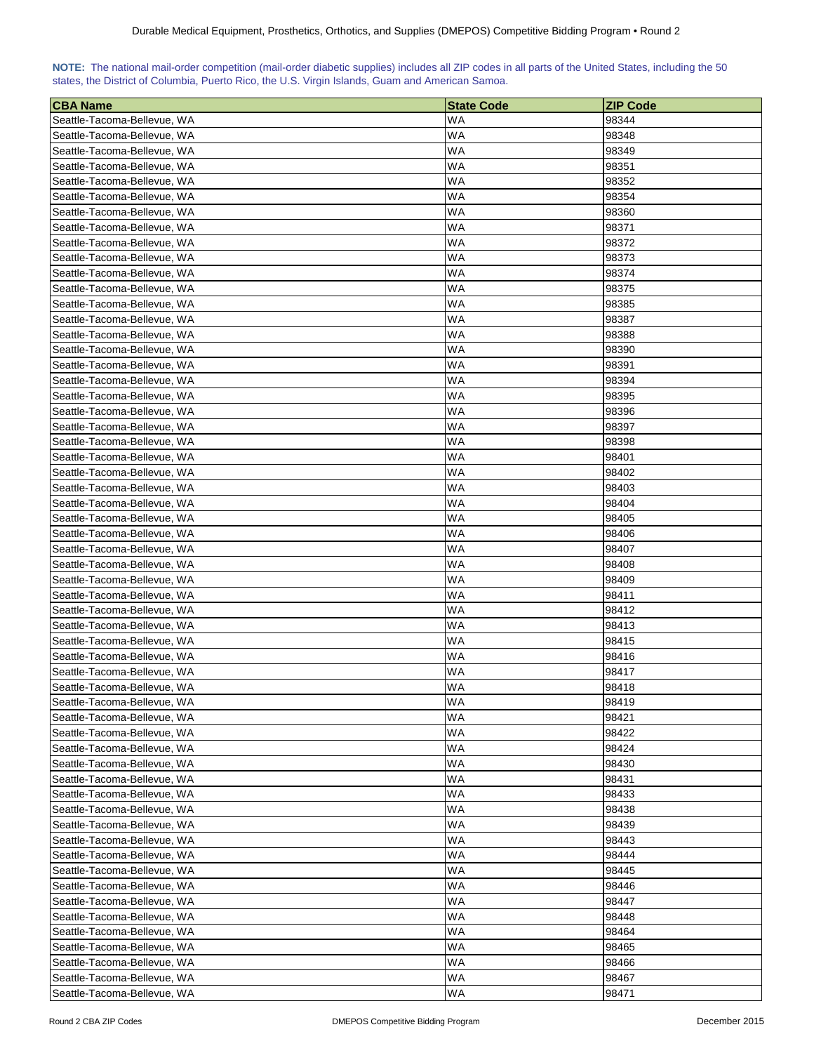**NOTE:** The national mail-order competition (mail-order diabetic supplies) includes all ZIP codes in all parts of the United States, including the 50 states, the District of Columbia, Puerto Rico, the U.S. Virgin Islands, Guam and American Samoa.

| CBA Name | State Code | ZIP Code |
|---|---|---|
| Seattle-Tacoma-Bellevue, WA | WA | 98344 |
| Seattle-Tacoma-Bellevue, WA | WA | 98348 |
| Seattle-Tacoma-Bellevue, WA | WA | 98349 |
| Seattle-Tacoma-Bellevue, WA | WA | 98351 |
| Seattle-Tacoma-Bellevue, WA | WA | 98352 |
| Seattle-Tacoma-Bellevue, WA | WA | 98354 |
| Seattle-Tacoma-Bellevue, WA | WA | 98360 |
| Seattle-Tacoma-Bellevue, WA | WA | 98371 |
| Seattle-Tacoma-Bellevue, WA | WA | 98372 |
| Seattle-Tacoma-Bellevue, WA | WA | 98373 |
| Seattle-Tacoma-Bellevue, WA | WA | 98374 |
| Seattle-Tacoma-Bellevue, WA | WA | 98375 |
| Seattle-Tacoma-Bellevue, WA | WA | 98385 |
| Seattle-Tacoma-Bellevue, WA | WA | 98387 |
| Seattle-Tacoma-Bellevue, WA | WA | 98388 |
| Seattle-Tacoma-Bellevue, WA | WA | 98390 |
| Seattle-Tacoma-Bellevue, WA | WA | 98391 |
| Seattle-Tacoma-Bellevue, WA | WA | 98394 |
| Seattle-Tacoma-Bellevue, WA | WA | 98395 |
| Seattle-Tacoma-Bellevue, WA | WA | 98396 |
| Seattle-Tacoma-Bellevue, WA | WA | 98397 |
| Seattle-Tacoma-Bellevue, WA | WA | 98398 |
| Seattle-Tacoma-Bellevue, WA | WA | 98401 |
| Seattle-Tacoma-Bellevue, WA | WA | 98402 |
| Seattle-Tacoma-Bellevue, WA | WA | 98403 |
| Seattle-Tacoma-Bellevue, WA | WA | 98404 |
| Seattle-Tacoma-Bellevue, WA | WA | 98405 |
| Seattle-Tacoma-Bellevue, WA | WA | 98406 |
| Seattle-Tacoma-Bellevue, WA | WA | 98407 |
| Seattle-Tacoma-Bellevue, WA | WA | 98408 |
| Seattle-Tacoma-Bellevue, WA | WA | 98409 |
| Seattle-Tacoma-Bellevue, WA | WA | 98411 |
| Seattle-Tacoma-Bellevue, WA | WA | 98412 |
| Seattle-Tacoma-Bellevue, WA | WA | 98413 |
| Seattle-Tacoma-Bellevue, WA | WA | 98415 |
| Seattle-Tacoma-Bellevue, WA | WA | 98416 |
| Seattle-Tacoma-Bellevue, WA | WA | 98417 |
| Seattle-Tacoma-Bellevue, WA | WA | 98418 |
| Seattle-Tacoma-Bellevue, WA | WA | 98419 |
| Seattle-Tacoma-Bellevue, WA | WA | 98421 |
| Seattle-Tacoma-Bellevue, WA | WA | 98422 |
| Seattle-Tacoma-Bellevue, WA | WA | 98424 |
| Seattle-Tacoma-Bellevue, WA | WA | 98430 |
| Seattle-Tacoma-Bellevue, WA | WA | 98431 |
| Seattle-Tacoma-Bellevue, WA | WA | 98433 |
| Seattle-Tacoma-Bellevue, WA | WA | 98438 |
| Seattle-Tacoma-Bellevue, WA | WA | 98439 |
| Seattle-Tacoma-Bellevue, WA | WA | 98443 |
| Seattle-Tacoma-Bellevue, WA | WA | 98444 |
| Seattle-Tacoma-Bellevue, WA | WA | 98445 |
| Seattle-Tacoma-Bellevue, WA | WA | 98446 |
| Seattle-Tacoma-Bellevue, WA | WA | 98447 |
| Seattle-Tacoma-Bellevue, WA | WA | 98448 |
| Seattle-Tacoma-Bellevue, WA | WA | 98464 |
| Seattle-Tacoma-Bellevue, WA | WA | 98465 |
| Seattle-Tacoma-Bellevue, WA | WA | 98466 |
| Seattle-Tacoma-Bellevue, WA | WA | 98467 |
| Seattle-Tacoma-Bellevue, WA | WA | 98471 |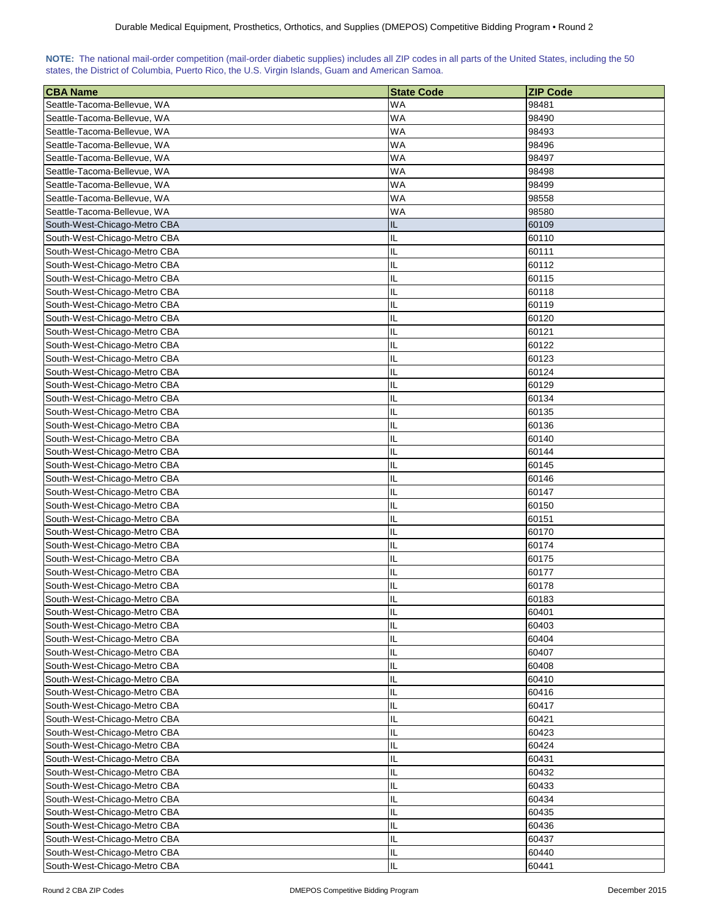**NOTE:** The national mail-order competition (mail-order diabetic supplies) includes all ZIP codes in all parts of the United States, including the 50 states, the District of Columbia, Puerto Rico, the U.S. Virgin Islands, Guam and American Samoa.

| CBA Name | State Code | ZIP Code |
|---|---|---|
| Seattle-Tacoma-Bellevue, WA | WA | 98481 |
| Seattle-Tacoma-Bellevue, WA | WA | 98490 |
| Seattle-Tacoma-Bellevue, WA | WA | 98493 |
| Seattle-Tacoma-Bellevue, WA | WA | 98496 |
| Seattle-Tacoma-Bellevue, WA | WA | 98497 |
| Seattle-Tacoma-Bellevue, WA | WA | 98498 |
| Seattle-Tacoma-Bellevue, WA | WA | 98499 |
| Seattle-Tacoma-Bellevue, WA | WA | 98558 |
| Seattle-Tacoma-Bellevue, WA | WA | 98580 |
| South-West-Chicago-Metro CBA | IL | 60109 |
| South-West-Chicago-Metro CBA | IL | 60110 |
| South-West-Chicago-Metro CBA | IL | 60111 |
| South-West-Chicago-Metro CBA | IL | 60112 |
| South-West-Chicago-Metro CBA | IL | 60115 |
| South-West-Chicago-Metro CBA | IL | 60118 |
| South-West-Chicago-Metro CBA | IL | 60119 |
| South-West-Chicago-Metro CBA | IL | 60120 |
| South-West-Chicago-Metro CBA | IL | 60121 |
| South-West-Chicago-Metro CBA | IL | 60122 |
| South-West-Chicago-Metro CBA | IL | 60123 |
| South-West-Chicago-Metro CBA | IL | 60124 |
| South-West-Chicago-Metro CBA | IL | 60129 |
| South-West-Chicago-Metro CBA | IL | 60134 |
| South-West-Chicago-Metro CBA | IL | 60135 |
| South-West-Chicago-Metro CBA | IL | 60136 |
| South-West-Chicago-Metro CBA | IL | 60140 |
| South-West-Chicago-Metro CBA | IL | 60144 |
| South-West-Chicago-Metro CBA | IL | 60145 |
| South-West-Chicago-Metro CBA | IL | 60146 |
| South-West-Chicago-Metro CBA | IL | 60147 |
| South-West-Chicago-Metro CBA | IL | 60150 |
| South-West-Chicago-Metro CBA | IL | 60151 |
| South-West-Chicago-Metro CBA | IL | 60170 |
| South-West-Chicago-Metro CBA | IL | 60174 |
| South-West-Chicago-Metro CBA | IL | 60175 |
| South-West-Chicago-Metro CBA | IL | 60177 |
| South-West-Chicago-Metro CBA | IL | 60178 |
| South-West-Chicago-Metro CBA | IL | 60183 |
| South-West-Chicago-Metro CBA | IL | 60401 |
| South-West-Chicago-Metro CBA | IL | 60403 |
| South-West-Chicago-Metro CBA | IL | 60404 |
| South-West-Chicago-Metro CBA | IL | 60407 |
| South-West-Chicago-Metro CBA | IL | 60408 |
| South-West-Chicago-Metro CBA | IL | 60410 |
| South-West-Chicago-Metro CBA | IL | 60416 |
| South-West-Chicago-Metro CBA | IL | 60417 |
| South-West-Chicago-Metro CBA | IL | 60421 |
| South-West-Chicago-Metro CBA | IL | 60423 |
| South-West-Chicago-Metro CBA | IL | 60424 |
| South-West-Chicago-Metro CBA | IL | 60431 |
| South-West-Chicago-Metro CBA | IL | 60432 |
| South-West-Chicago-Metro CBA | IL | 60433 |
| South-West-Chicago-Metro CBA | IL | 60434 |
| South-West-Chicago-Metro CBA | IL | 60435 |
| South-West-Chicago-Metro CBA | IL | 60436 |
| South-West-Chicago-Metro CBA | IL | 60437 |
| South-West-Chicago-Metro CBA | IL | 60440 |
| South-West-Chicago-Metro CBA | IL | 60441 |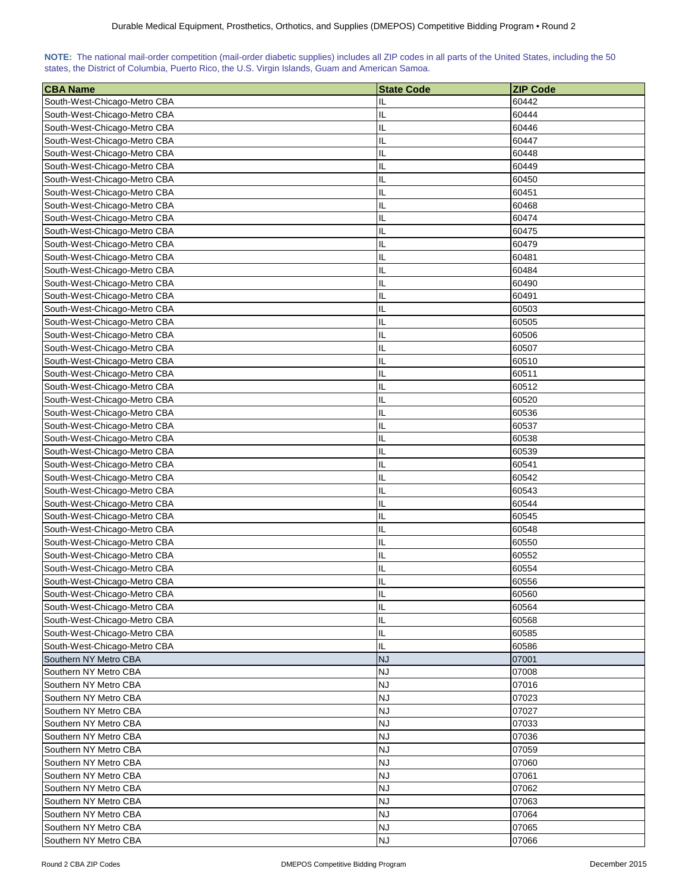**NOTE:** The national mail-order competition (mail-order diabetic supplies) includes all ZIP codes in all parts of the United States, including the 50 states, the District of Columbia, Puerto Rico, the U.S. Virgin Islands, Guam and American Samoa.

| CBA Name | State Code | ZIP Code |
|---|---|---|
| South-West-Chicago-Metro CBA | IL | 60442 |
| South-West-Chicago-Metro CBA | IL | 60444 |
| South-West-Chicago-Metro CBA | IL | 60446 |
| South-West-Chicago-Metro CBA | IL | 60447 |
| South-West-Chicago-Metro CBA | IL | 60448 |
| South-West-Chicago-Metro CBA | IL | 60449 |
| South-West-Chicago-Metro CBA | IL | 60450 |
| South-West-Chicago-Metro CBA | IL | 60451 |
| South-West-Chicago-Metro CBA | IL | 60468 |
| South-West-Chicago-Metro CBA | IL | 60474 |
| South-West-Chicago-Metro CBA | IL | 60475 |
| South-West-Chicago-Metro CBA | IL | 60479 |
| South-West-Chicago-Metro CBA | IL | 60481 |
| South-West-Chicago-Metro CBA | IL | 60484 |
| South-West-Chicago-Metro CBA | IL | 60490 |
| South-West-Chicago-Metro CBA | IL | 60491 |
| South-West-Chicago-Metro CBA | IL | 60503 |
| South-West-Chicago-Metro CBA | IL | 60505 |
| South-West-Chicago-Metro CBA | IL | 60506 |
| South-West-Chicago-Metro CBA | IL | 60507 |
| South-West-Chicago-Metro CBA | IL | 60510 |
| South-West-Chicago-Metro CBA | IL | 60511 |
| South-West-Chicago-Metro CBA | IL | 60512 |
| South-West-Chicago-Metro CBA | IL | 60520 |
| South-West-Chicago-Metro CBA | IL | 60536 |
| South-West-Chicago-Metro CBA | IL | 60537 |
| South-West-Chicago-Metro CBA | IL | 60538 |
| South-West-Chicago-Metro CBA | IL | 60539 |
| South-West-Chicago-Metro CBA | IL | 60541 |
| South-West-Chicago-Metro CBA | IL | 60542 |
| South-West-Chicago-Metro CBA | IL | 60543 |
| South-West-Chicago-Metro CBA | IL | 60544 |
| South-West-Chicago-Metro CBA | IL | 60545 |
| South-West-Chicago-Metro CBA | IL | 60548 |
| South-West-Chicago-Metro CBA | IL | 60550 |
| South-West-Chicago-Metro CBA | IL | 60552 |
| South-West-Chicago-Metro CBA | IL | 60554 |
| South-West-Chicago-Metro CBA | IL | 60556 |
| South-West-Chicago-Metro CBA | IL | 60560 |
| South-West-Chicago-Metro CBA | IL | 60564 |
| South-West-Chicago-Metro CBA | IL | 60568 |
| South-West-Chicago-Metro CBA | IL | 60585 |
| South-West-Chicago-Metro CBA | IL | 60586 |
| Southern NY Metro CBA | NJ | 07001 |
| Southern NY Metro CBA | NJ | 07008 |
| Southern NY Metro CBA | NJ | 07016 |
| Southern NY Metro CBA | NJ | 07023 |
| Southern NY Metro CBA | NJ | 07027 |
| Southern NY Metro CBA | NJ | 07033 |
| Southern NY Metro CBA | NJ | 07036 |
| Southern NY Metro CBA | NJ | 07059 |
| Southern NY Metro CBA | NJ | 07060 |
| Southern NY Metro CBA | NJ | 07061 |
| Southern NY Metro CBA | NJ | 07062 |
| Southern NY Metro CBA | NJ | 07063 |
| Southern NY Metro CBA | NJ | 07064 |
| Southern NY Metro CBA | NJ | 07065 |
| Southern NY Metro CBA | NJ | 07066 |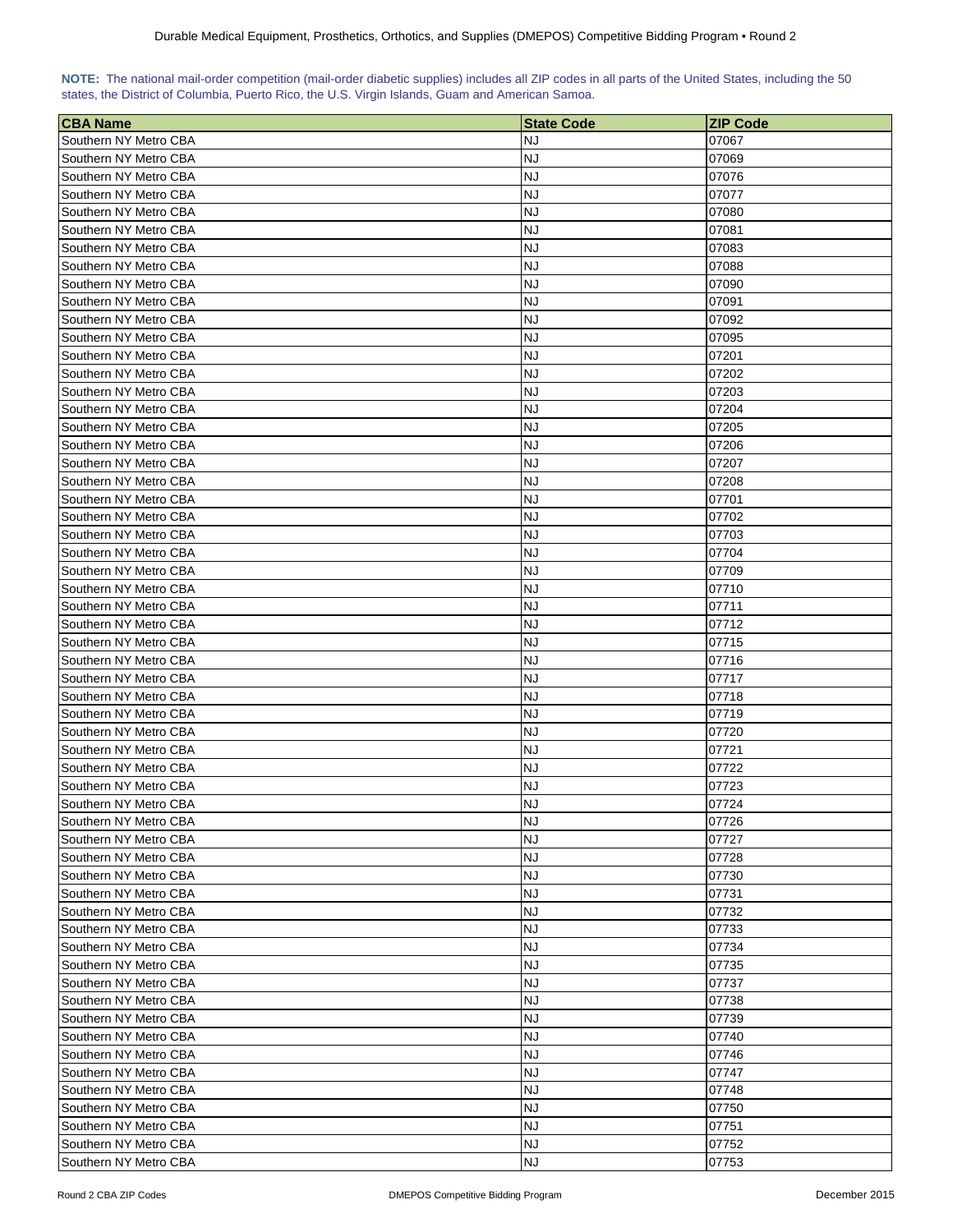**NOTE:** The national mail-order competition (mail-order diabetic supplies) includes all ZIP codes in all parts of the United States, including the 50 states, the District of Columbia, Puerto Rico, the U.S. Virgin Islands, Guam and American Samoa.

| CBA Name | State Code | ZIP Code |
| --- | --- | --- |
| Southern NY Metro CBA | NJ | 07067 |
| Southern NY Metro CBA | NJ | 07069 |
| Southern NY Metro CBA | NJ | 07076 |
| Southern NY Metro CBA | NJ | 07077 |
| Southern NY Metro CBA | NJ | 07080 |
| Southern NY Metro CBA | NJ | 07081 |
| Southern NY Metro CBA | NJ | 07083 |
| Southern NY Metro CBA | NJ | 07088 |
| Southern NY Metro CBA | NJ | 07090 |
| Southern NY Metro CBA | NJ | 07091 |
| Southern NY Metro CBA | NJ | 07092 |
| Southern NY Metro CBA | NJ | 07095 |
| Southern NY Metro CBA | NJ | 07201 |
| Southern NY Metro CBA | NJ | 07202 |
| Southern NY Metro CBA | NJ | 07203 |
| Southern NY Metro CBA | NJ | 07204 |
| Southern NY Metro CBA | NJ | 07205 |
| Southern NY Metro CBA | NJ | 07206 |
| Southern NY Metro CBA | NJ | 07207 |
| Southern NY Metro CBA | NJ | 07208 |
| Southern NY Metro CBA | NJ | 07701 |
| Southern NY Metro CBA | NJ | 07702 |
| Southern NY Metro CBA | NJ | 07703 |
| Southern NY Metro CBA | NJ | 07704 |
| Southern NY Metro CBA | NJ | 07709 |
| Southern NY Metro CBA | NJ | 07710 |
| Southern NY Metro CBA | NJ | 07711 |
| Southern NY Metro CBA | NJ | 07712 |
| Southern NY Metro CBA | NJ | 07715 |
| Southern NY Metro CBA | NJ | 07716 |
| Southern NY Metro CBA | NJ | 07717 |
| Southern NY Metro CBA | NJ | 07718 |
| Southern NY Metro CBA | NJ | 07719 |
| Southern NY Metro CBA | NJ | 07720 |
| Southern NY Metro CBA | NJ | 07721 |
| Southern NY Metro CBA | NJ | 07722 |
| Southern NY Metro CBA | NJ | 07723 |
| Southern NY Metro CBA | NJ | 07724 |
| Southern NY Metro CBA | NJ | 07726 |
| Southern NY Metro CBA | NJ | 07727 |
| Southern NY Metro CBA | NJ | 07728 |
| Southern NY Metro CBA | NJ | 07730 |
| Southern NY Metro CBA | NJ | 07731 |
| Southern NY Metro CBA | NJ | 07732 |
| Southern NY Metro CBA | NJ | 07733 |
| Southern NY Metro CBA | NJ | 07734 |
| Southern NY Metro CBA | NJ | 07735 |
| Southern NY Metro CBA | NJ | 07737 |
| Southern NY Metro CBA | NJ | 07738 |
| Southern NY Metro CBA | NJ | 07739 |
| Southern NY Metro CBA | NJ | 07740 |
| Southern NY Metro CBA | NJ | 07746 |
| Southern NY Metro CBA | NJ | 07747 |
| Southern NY Metro CBA | NJ | 07748 |
| Southern NY Metro CBA | NJ | 07750 |
| Southern NY Metro CBA | NJ | 07751 |
| Southern NY Metro CBA | NJ | 07752 |
| Southern NY Metro CBA | NJ | 07753 |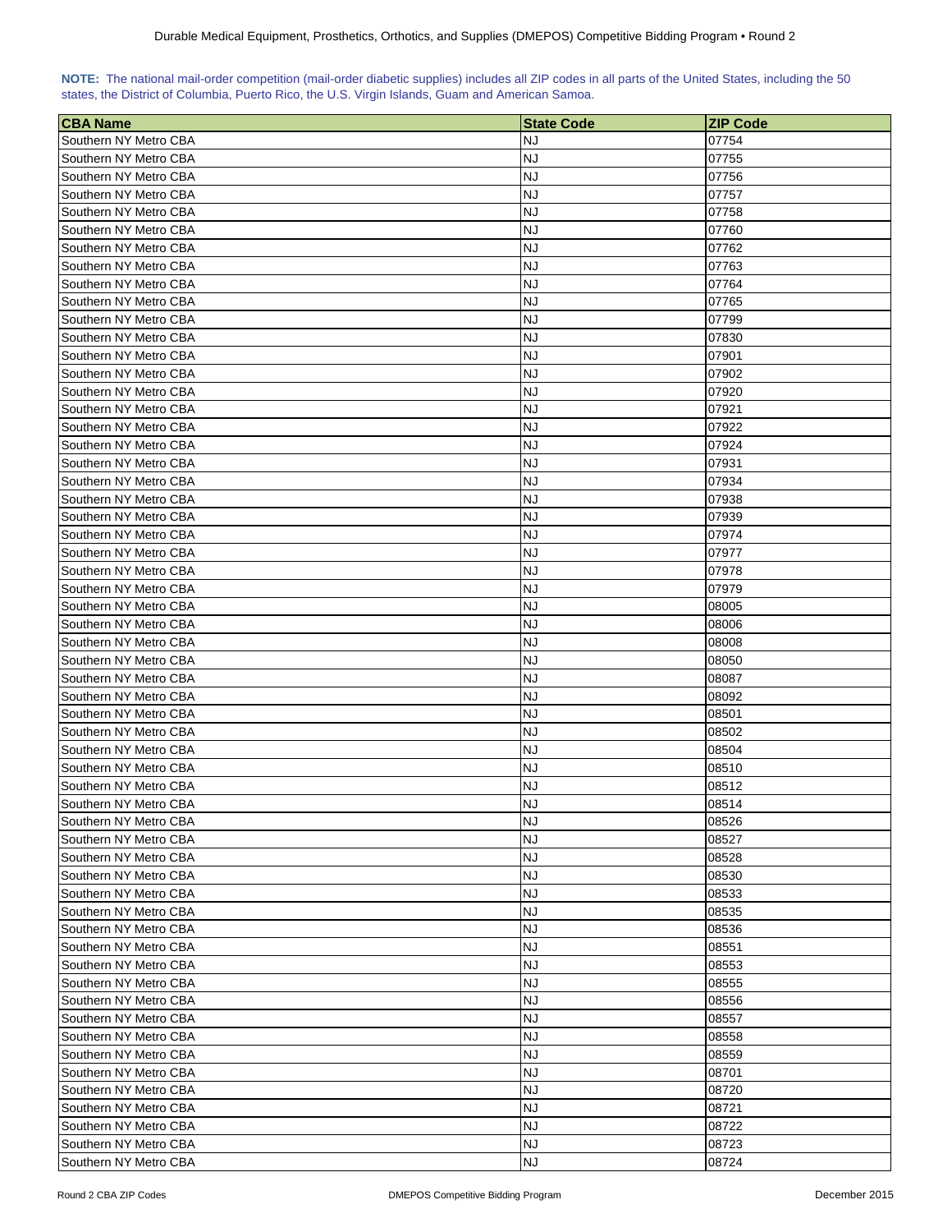**NOTE:** The national mail-order competition (mail-order diabetic supplies) includes all ZIP codes in all parts of the United States, including the 50 states, the District of Columbia, Puerto Rico, the U.S. Virgin Islands, Guam and American Samoa.

| CBA Name | State Code | ZIP Code |
|---|---|---|
| Southern NY Metro CBA | NJ | 07754 |
| Southern NY Metro CBA | NJ | 07755 |
| Southern NY Metro CBA | NJ | 07756 |
| Southern NY Metro CBA | NJ | 07757 |
| Southern NY Metro CBA | NJ | 07758 |
| Southern NY Metro CBA | NJ | 07760 |
| Southern NY Metro CBA | NJ | 07762 |
| Southern NY Metro CBA | NJ | 07763 |
| Southern NY Metro CBA | NJ | 07764 |
| Southern NY Metro CBA | NJ | 07765 |
| Southern NY Metro CBA | NJ | 07799 |
| Southern NY Metro CBA | NJ | 07830 |
| Southern NY Metro CBA | NJ | 07901 |
| Southern NY Metro CBA | NJ | 07902 |
| Southern NY Metro CBA | NJ | 07920 |
| Southern NY Metro CBA | NJ | 07921 |
| Southern NY Metro CBA | NJ | 07922 |
| Southern NY Metro CBA | NJ | 07924 |
| Southern NY Metro CBA | NJ | 07931 |
| Southern NY Metro CBA | NJ | 07934 |
| Southern NY Metro CBA | NJ | 07938 |
| Southern NY Metro CBA | NJ | 07939 |
| Southern NY Metro CBA | NJ | 07974 |
| Southern NY Metro CBA | NJ | 07977 |
| Southern NY Metro CBA | NJ | 07978 |
| Southern NY Metro CBA | NJ | 07979 |
| Southern NY Metro CBA | NJ | 08005 |
| Southern NY Metro CBA | NJ | 08006 |
| Southern NY Metro CBA | NJ | 08008 |
| Southern NY Metro CBA | NJ | 08050 |
| Southern NY Metro CBA | NJ | 08087 |
| Southern NY Metro CBA | NJ | 08092 |
| Southern NY Metro CBA | NJ | 08501 |
| Southern NY Metro CBA | NJ | 08502 |
| Southern NY Metro CBA | NJ | 08504 |
| Southern NY Metro CBA | NJ | 08510 |
| Southern NY Metro CBA | NJ | 08512 |
| Southern NY Metro CBA | NJ | 08514 |
| Southern NY Metro CBA | NJ | 08526 |
| Southern NY Metro CBA | NJ | 08527 |
| Southern NY Metro CBA | NJ | 08528 |
| Southern NY Metro CBA | NJ | 08530 |
| Southern NY Metro CBA | NJ | 08533 |
| Southern NY Metro CBA | NJ | 08535 |
| Southern NY Metro CBA | NJ | 08536 |
| Southern NY Metro CBA | NJ | 08551 |
| Southern NY Metro CBA | NJ | 08553 |
| Southern NY Metro CBA | NJ | 08555 |
| Southern NY Metro CBA | NJ | 08556 |
| Southern NY Metro CBA | NJ | 08557 |
| Southern NY Metro CBA | NJ | 08558 |
| Southern NY Metro CBA | NJ | 08559 |
| Southern NY Metro CBA | NJ | 08701 |
| Southern NY Metro CBA | NJ | 08720 |
| Southern NY Metro CBA | NJ | 08721 |
| Southern NY Metro CBA | NJ | 08722 |
| Southern NY Metro CBA | NJ | 08723 |
| Southern NY Metro CBA | NJ | 08724 |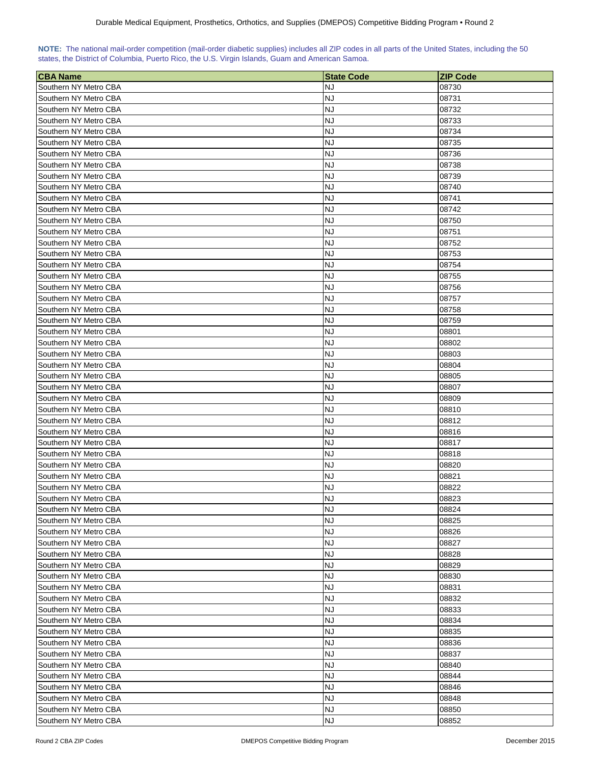**NOTE:** The national mail-order competition (mail-order diabetic supplies) includes all ZIP codes in all parts of the United States, including the 50 states, the District of Columbia, Puerto Rico, the U.S. Virgin Islands, Guam and American Samoa.

| CBA Name | State Code | ZIP Code |
|---|---|---|
| Southern NY Metro CBA | NJ | 08730 |
| Southern NY Metro CBA | NJ | 08731 |
| Southern NY Metro CBA | NJ | 08732 |
| Southern NY Metro CBA | NJ | 08733 |
| Southern NY Metro CBA | NJ | 08734 |
| Southern NY Metro CBA | NJ | 08735 |
| Southern NY Metro CBA | NJ | 08736 |
| Southern NY Metro CBA | NJ | 08738 |
| Southern NY Metro CBA | NJ | 08739 |
| Southern NY Metro CBA | NJ | 08740 |
| Southern NY Metro CBA | NJ | 08741 |
| Southern NY Metro CBA | NJ | 08742 |
| Southern NY Metro CBA | NJ | 08750 |
| Southern NY Metro CBA | NJ | 08751 |
| Southern NY Metro CBA | NJ | 08752 |
| Southern NY Metro CBA | NJ | 08753 |
| Southern NY Metro CBA | NJ | 08754 |
| Southern NY Metro CBA | NJ | 08755 |
| Southern NY Metro CBA | NJ | 08756 |
| Southern NY Metro CBA | NJ | 08757 |
| Southern NY Metro CBA | NJ | 08758 |
| Southern NY Metro CBA | NJ | 08759 |
| Southern NY Metro CBA | NJ | 08801 |
| Southern NY Metro CBA | NJ | 08802 |
| Southern NY Metro CBA | NJ | 08803 |
| Southern NY Metro CBA | NJ | 08804 |
| Southern NY Metro CBA | NJ | 08805 |
| Southern NY Metro CBA | NJ | 08807 |
| Southern NY Metro CBA | NJ | 08809 |
| Southern NY Metro CBA | NJ | 08810 |
| Southern NY Metro CBA | NJ | 08812 |
| Southern NY Metro CBA | NJ | 08816 |
| Southern NY Metro CBA | NJ | 08817 |
| Southern NY Metro CBA | NJ | 08818 |
| Southern NY Metro CBA | NJ | 08820 |
| Southern NY Metro CBA | NJ | 08821 |
| Southern NY Metro CBA | NJ | 08822 |
| Southern NY Metro CBA | NJ | 08823 |
| Southern NY Metro CBA | NJ | 08824 |
| Southern NY Metro CBA | NJ | 08825 |
| Southern NY Metro CBA | NJ | 08826 |
| Southern NY Metro CBA | NJ | 08827 |
| Southern NY Metro CBA | NJ | 08828 |
| Southern NY Metro CBA | NJ | 08829 |
| Southern NY Metro CBA | NJ | 08830 |
| Southern NY Metro CBA | NJ | 08831 |
| Southern NY Metro CBA | NJ | 08832 |
| Southern NY Metro CBA | NJ | 08833 |
| Southern NY Metro CBA | NJ | 08834 |
| Southern NY Metro CBA | NJ | 08835 |
| Southern NY Metro CBA | NJ | 08836 |
| Southern NY Metro CBA | NJ | 08837 |
| Southern NY Metro CBA | NJ | 08840 |
| Southern NY Metro CBA | NJ | 08844 |
| Southern NY Metro CBA | NJ | 08846 |
| Southern NY Metro CBA | NJ | 08848 |
| Southern NY Metro CBA | NJ | 08850 |
| Southern NY Metro CBA | NJ | 08852 |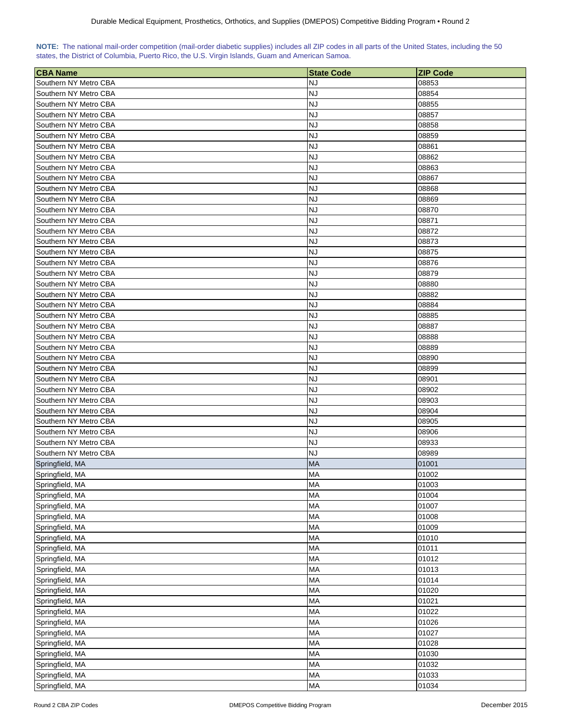**NOTE:** The national mail-order competition (mail-order diabetic supplies) includes all ZIP codes in all parts of the United States, including the 50 states, the District of Columbia, Puerto Rico, the U.S. Virgin Islands, Guam and American Samoa.

| CBA Name | State Code | ZIP Code |
|---|---|---|
| Southern NY Metro CBA | NJ | 08853 |
| Southern NY Metro CBA | NJ | 08854 |
| Southern NY Metro CBA | NJ | 08855 |
| Southern NY Metro CBA | NJ | 08857 |
| Southern NY Metro CBA | NJ | 08858 |
| Southern NY Metro CBA | NJ | 08859 |
| Southern NY Metro CBA | NJ | 08861 |
| Southern NY Metro CBA | NJ | 08862 |
| Southern NY Metro CBA | NJ | 08863 |
| Southern NY Metro CBA | NJ | 08867 |
| Southern NY Metro CBA | NJ | 08868 |
| Southern NY Metro CBA | NJ | 08869 |
| Southern NY Metro CBA | NJ | 08870 |
| Southern NY Metro CBA | NJ | 08871 |
| Southern NY Metro CBA | NJ | 08872 |
| Southern NY Metro CBA | NJ | 08873 |
| Southern NY Metro CBA | NJ | 08875 |
| Southern NY Metro CBA | NJ | 08876 |
| Southern NY Metro CBA | NJ | 08879 |
| Southern NY Metro CBA | NJ | 08880 |
| Southern NY Metro CBA | NJ | 08882 |
| Southern NY Metro CBA | NJ | 08884 |
| Southern NY Metro CBA | NJ | 08885 |
| Southern NY Metro CBA | NJ | 08887 |
| Southern NY Metro CBA | NJ | 08888 |
| Southern NY Metro CBA | NJ | 08889 |
| Southern NY Metro CBA | NJ | 08890 |
| Southern NY Metro CBA | NJ | 08899 |
| Southern NY Metro CBA | NJ | 08901 |
| Southern NY Metro CBA | NJ | 08902 |
| Southern NY Metro CBA | NJ | 08903 |
| Southern NY Metro CBA | NJ | 08904 |
| Southern NY Metro CBA | NJ | 08905 |
| Southern NY Metro CBA | NJ | 08906 |
| Southern NY Metro CBA | NJ | 08933 |
| Southern NY Metro CBA | NJ | 08989 |
| Springfield, MA | MA | 01001 |
| Springfield, MA | MA | 01002 |
| Springfield, MA | MA | 01003 |
| Springfield, MA | MA | 01004 |
| Springfield, MA | MA | 01007 |
| Springfield, MA | MA | 01008 |
| Springfield, MA | MA | 01009 |
| Springfield, MA | MA | 01010 |
| Springfield, MA | MA | 01011 |
| Springfield, MA | MA | 01012 |
| Springfield, MA | MA | 01013 |
| Springfield, MA | MA | 01014 |
| Springfield, MA | MA | 01020 |
| Springfield, MA | MA | 01021 |
| Springfield, MA | MA | 01022 |
| Springfield, MA | MA | 01026 |
| Springfield, MA | MA | 01027 |
| Springfield, MA | MA | 01028 |
| Springfield, MA | MA | 01030 |
| Springfield, MA | MA | 01032 |
| Springfield, MA | MA | 01033 |
| Springfield, MA | MA | 01034 |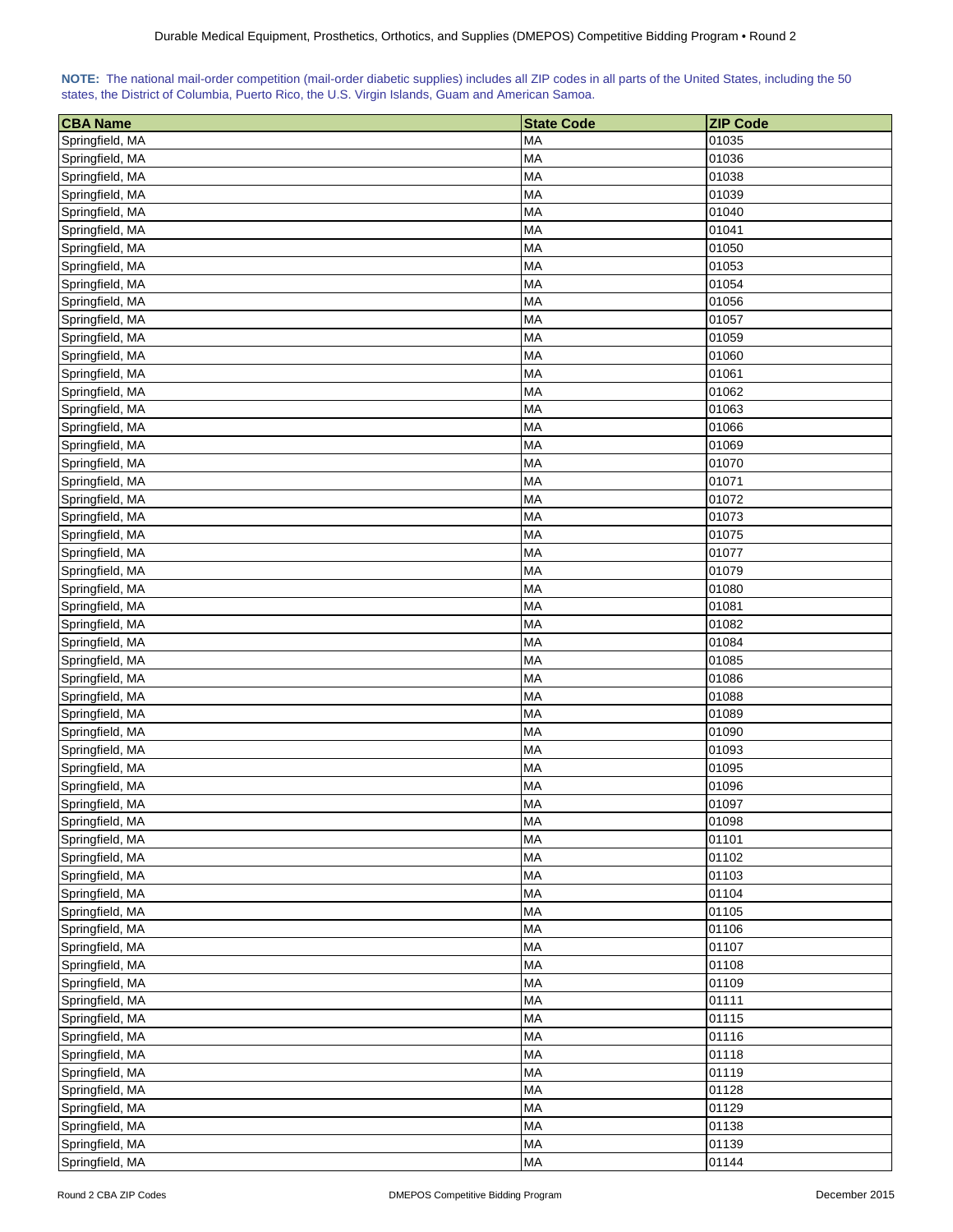**NOTE:** The national mail-order competition (mail-order diabetic supplies) includes all ZIP codes in all parts of the United States, including the 50 states, the District of Columbia, Puerto Rico, the U.S. Virgin Islands, Guam and American Samoa.

| CBA Name | State Code | ZIP Code |
|---|---|---|
| Springfield, MA | MA | 01035 |
| Springfield, MA | MA | 01036 |
| Springfield, MA | MA | 01038 |
| Springfield, MA | MA | 01039 |
| Springfield, MA | MA | 01040 |
| Springfield, MA | MA | 01041 |
| Springfield, MA | MA | 01050 |
| Springfield, MA | MA | 01053 |
| Springfield, MA | MA | 01054 |
| Springfield, MA | MA | 01056 |
| Springfield, MA | MA | 01057 |
| Springfield, MA | MA | 01059 |
| Springfield, MA | MA | 01060 |
| Springfield, MA | MA | 01061 |
| Springfield, MA | MA | 01062 |
| Springfield, MA | MA | 01063 |
| Springfield, MA | MA | 01066 |
| Springfield, MA | MA | 01069 |
| Springfield, MA | MA | 01070 |
| Springfield, MA | MA | 01071 |
| Springfield, MA | MA | 01072 |
| Springfield, MA | MA | 01073 |
| Springfield, MA | MA | 01075 |
| Springfield, MA | MA | 01077 |
| Springfield, MA | MA | 01079 |
| Springfield, MA | MA | 01080 |
| Springfield, MA | MA | 01081 |
| Springfield, MA | MA | 01082 |
| Springfield, MA | MA | 01084 |
| Springfield, MA | MA | 01085 |
| Springfield, MA | MA | 01086 |
| Springfield, MA | MA | 01088 |
| Springfield, MA | MA | 01089 |
| Springfield, MA | MA | 01090 |
| Springfield, MA | MA | 01093 |
| Springfield, MA | MA | 01095 |
| Springfield, MA | MA | 01096 |
| Springfield, MA | MA | 01097 |
| Springfield, MA | MA | 01098 |
| Springfield, MA | MA | 01101 |
| Springfield, MA | MA | 01102 |
| Springfield, MA | MA | 01103 |
| Springfield, MA | MA | 01104 |
| Springfield, MA | MA | 01105 |
| Springfield, MA | MA | 01106 |
| Springfield, MA | MA | 01107 |
| Springfield, MA | MA | 01108 |
| Springfield, MA | MA | 01109 |
| Springfield, MA | MA | 01111 |
| Springfield, MA | MA | 01115 |
| Springfield, MA | MA | 01116 |
| Springfield, MA | MA | 01118 |
| Springfield, MA | MA | 01119 |
| Springfield, MA | MA | 01128 |
| Springfield, MA | MA | 01129 |
| Springfield, MA | MA | 01138 |
| Springfield, MA | MA | 01139 |
| Springfield, MA | MA | 01144 |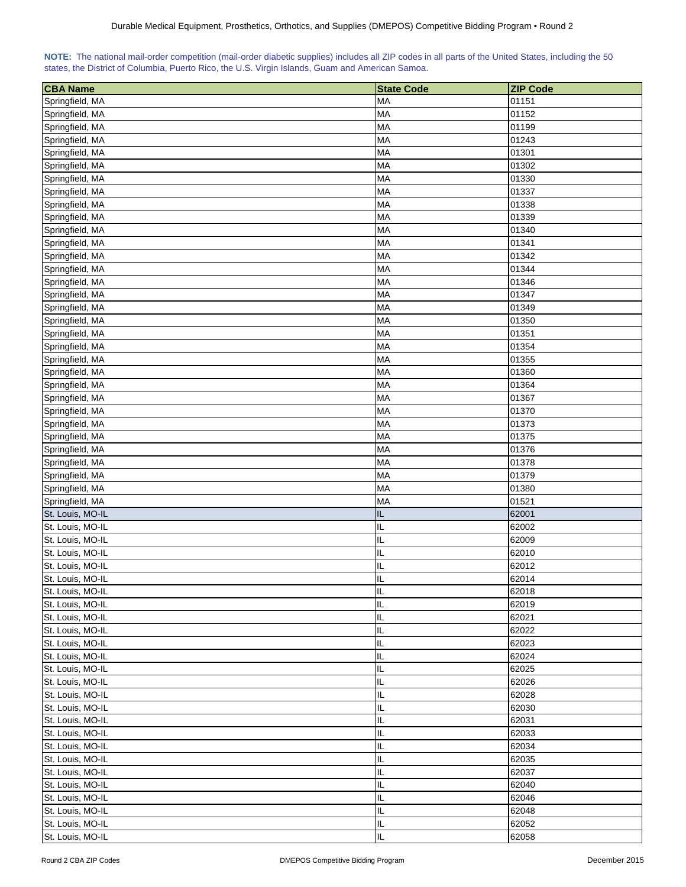**NOTE:** The national mail-order competition (mail-order diabetic supplies) includes all ZIP codes in all parts of the United States, including the 50 states, the District of Columbia, Puerto Rico, the U.S. Virgin Islands, Guam and American Samoa.

| CBA Name | State Code | ZIP Code |
|---|---|---|
| Springfield, MA | MA | 01151 |
| Springfield, MA | MA | 01152 |
| Springfield, MA | MA | 01199 |
| Springfield, MA | MA | 01243 |
| Springfield, MA | MA | 01301 |
| Springfield, MA | MA | 01302 |
| Springfield, MA | MA | 01330 |
| Springfield, MA | MA | 01337 |
| Springfield, MA | MA | 01338 |
| Springfield, MA | MA | 01339 |
| Springfield, MA | MA | 01340 |
| Springfield, MA | MA | 01341 |
| Springfield, MA | MA | 01342 |
| Springfield, MA | MA | 01344 |
| Springfield, MA | MA | 01346 |
| Springfield, MA | MA | 01347 |
| Springfield, MA | MA | 01349 |
| Springfield, MA | MA | 01350 |
| Springfield, MA | MA | 01351 |
| Springfield, MA | MA | 01354 |
| Springfield, MA | MA | 01355 |
| Springfield, MA | MA | 01360 |
| Springfield, MA | MA | 01364 |
| Springfield, MA | MA | 01367 |
| Springfield, MA | MA | 01370 |
| Springfield, MA | MA | 01373 |
| Springfield, MA | MA | 01375 |
| Springfield, MA | MA | 01376 |
| Springfield, MA | MA | 01378 |
| Springfield, MA | MA | 01379 |
| Springfield, MA | MA | 01380 |
| Springfield, MA | MA | 01521 |
| St. Louis, MO-IL | IL | 62001 |
| St. Louis, MO-IL | IL | 62002 |
| St. Louis, MO-IL | IL | 62009 |
| St. Louis, MO-IL | IL | 62010 |
| St. Louis, MO-IL | IL | 62012 |
| St. Louis, MO-IL | IL | 62014 |
| St. Louis, MO-IL | IL | 62018 |
| St. Louis, MO-IL | IL | 62019 |
| St. Louis, MO-IL | IL | 62021 |
| St. Louis, MO-IL | IL | 62022 |
| St. Louis, MO-IL | IL | 62023 |
| St. Louis, MO-IL | IL | 62024 |
| St. Louis, MO-IL | IL | 62025 |
| St. Louis, MO-IL | IL | 62026 |
| St. Louis, MO-IL | IL | 62028 |
| St. Louis, MO-IL | IL | 62030 |
| St. Louis, MO-IL | IL | 62031 |
| St. Louis, MO-IL | IL | 62033 |
| St. Louis, MO-IL | IL | 62034 |
| St. Louis, MO-IL | IL | 62035 |
| St. Louis, MO-IL | IL | 62037 |
| St. Louis, MO-IL | IL | 62040 |
| St. Louis, MO-IL | IL | 62046 |
| St. Louis, MO-IL | IL | 62048 |
| St. Louis, MO-IL | IL | 62052 |
| St. Louis, MO-IL | IL | 62058 |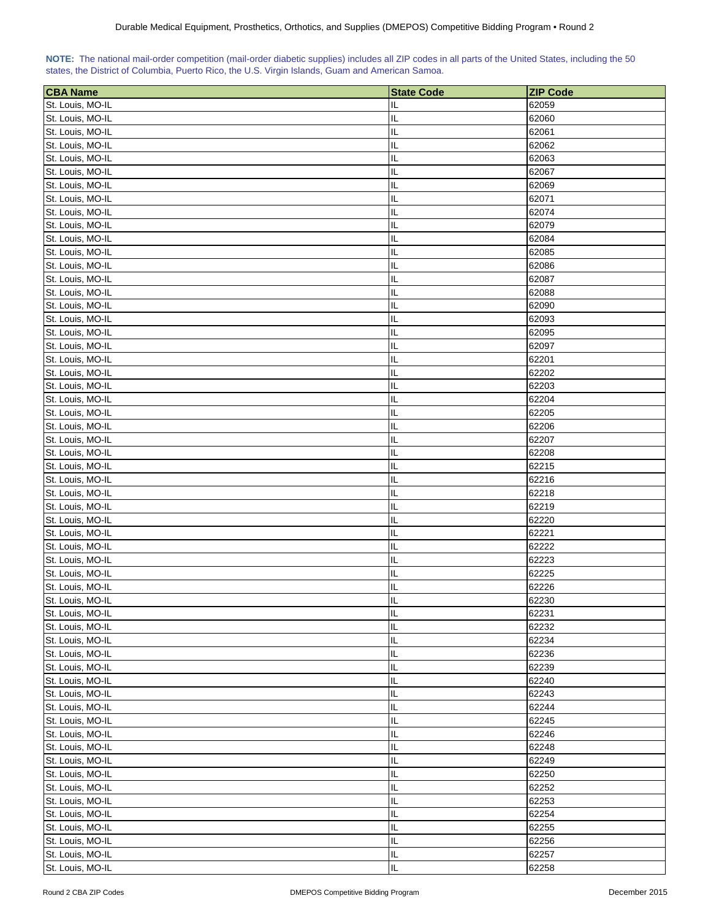**NOTE:** The national mail-order competition (mail-order diabetic supplies) includes all ZIP codes in all parts of the United States, including the 50 states, the District of Columbia, Puerto Rico, the U.S. Virgin Islands, Guam and American Samoa.

| CBA Name | State Code | ZIP Code |
|---|---|---|
| St. Louis, MO-IL | IL | 62059 |
| St. Louis, MO-IL | IL | 62060 |
| St. Louis, MO-IL | IL | 62061 |
| St. Louis, MO-IL | IL | 62062 |
| St. Louis, MO-IL | IL | 62063 |
| St. Louis, MO-IL | IL | 62067 |
| St. Louis, MO-IL | IL | 62069 |
| St. Louis, MO-IL | IL | 62071 |
| St. Louis, MO-IL | IL | 62074 |
| St. Louis, MO-IL | IL | 62079 |
| St. Louis, MO-IL | IL | 62084 |
| St. Louis, MO-IL | IL | 62085 |
| St. Louis, MO-IL | IL | 62086 |
| St. Louis, MO-IL | IL | 62087 |
| St. Louis, MO-IL | IL | 62088 |
| St. Louis, MO-IL | IL | 62090 |
| St. Louis, MO-IL | IL | 62093 |
| St. Louis, MO-IL | IL | 62095 |
| St. Louis, MO-IL | IL | 62097 |
| St. Louis, MO-IL | IL | 62201 |
| St. Louis, MO-IL | IL | 62202 |
| St. Louis, MO-IL | IL | 62203 |
| St. Louis, MO-IL | IL | 62204 |
| St. Louis, MO-IL | IL | 62205 |
| St. Louis, MO-IL | IL | 62206 |
| St. Louis, MO-IL | IL | 62207 |
| St. Louis, MO-IL | IL | 62208 |
| St. Louis, MO-IL | IL | 62215 |
| St. Louis, MO-IL | IL | 62216 |
| St. Louis, MO-IL | IL | 62218 |
| St. Louis, MO-IL | IL | 62219 |
| St. Louis, MO-IL | IL | 62220 |
| St. Louis, MO-IL | IL | 62221 |
| St. Louis, MO-IL | IL | 62222 |
| St. Louis, MO-IL | IL | 62223 |
| St. Louis, MO-IL | IL | 62225 |
| St. Louis, MO-IL | IL | 62226 |
| St. Louis, MO-IL | IL | 62230 |
| St. Louis, MO-IL | IL | 62231 |
| St. Louis, MO-IL | IL | 62232 |
| St. Louis, MO-IL | IL | 62234 |
| St. Louis, MO-IL | IL | 62236 |
| St. Louis, MO-IL | IL | 62239 |
| St. Louis, MO-IL | IL | 62240 |
| St. Louis, MO-IL | IL | 62243 |
| St. Louis, MO-IL | IL | 62244 |
| St. Louis, MO-IL | IL | 62245 |
| St. Louis, MO-IL | IL | 62246 |
| St. Louis, MO-IL | IL | 62248 |
| St. Louis, MO-IL | IL | 62249 |
| St. Louis, MO-IL | IL | 62250 |
| St. Louis, MO-IL | IL | 62252 |
| St. Louis, MO-IL | IL | 62253 |
| St. Louis, MO-IL | IL | 62254 |
| St. Louis, MO-IL | IL | 62255 |
| St. Louis, MO-IL | IL | 62256 |
| St. Louis, MO-IL | IL | 62257 |
| St. Louis, MO-IL | IL | 62258 |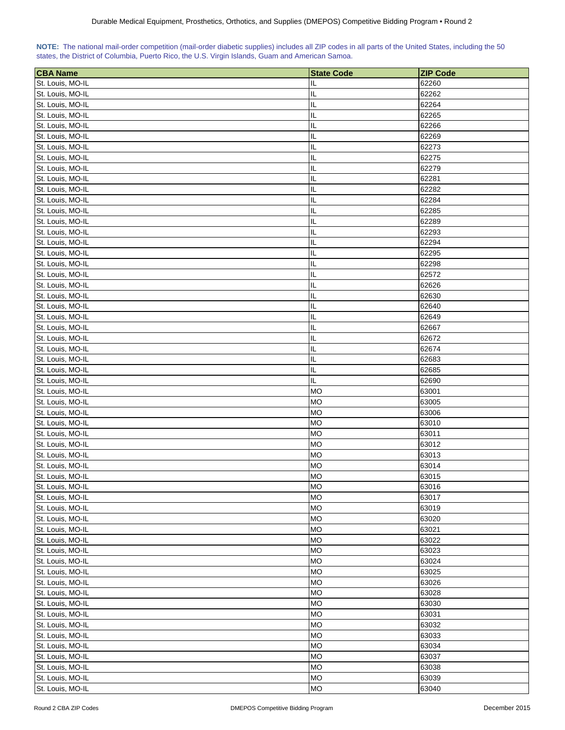**NOTE:** The national mail-order competition (mail-order diabetic supplies) includes all ZIP codes in all parts of the United States, including the 50 states, the District of Columbia, Puerto Rico, the U.S. Virgin Islands, Guam and American Samoa.

| CBA Name | State Code | ZIP Code |
|---|---|---|
| St. Louis, MO-IL | IL | 62260 |
| St. Louis, MO-IL | IL | 62262 |
| St. Louis, MO-IL | IL | 62264 |
| St. Louis, MO-IL | IL | 62265 |
| St. Louis, MO-IL | IL | 62266 |
| St. Louis, MO-IL | IL | 62269 |
| St. Louis, MO-IL | IL | 62273 |
| St. Louis, MO-IL | IL | 62275 |
| St. Louis, MO-IL | IL | 62279 |
| St. Louis, MO-IL | IL | 62281 |
| St. Louis, MO-IL | IL | 62282 |
| St. Louis, MO-IL | IL | 62284 |
| St. Louis, MO-IL | IL | 62285 |
| St. Louis, MO-IL | IL | 62289 |
| St. Louis, MO-IL | IL | 62293 |
| St. Louis, MO-IL | IL | 62294 |
| St. Louis, MO-IL | IL | 62295 |
| St. Louis, MO-IL | IL | 62298 |
| St. Louis, MO-IL | IL | 62572 |
| St. Louis, MO-IL | IL | 62626 |
| St. Louis, MO-IL | IL | 62630 |
| St. Louis, MO-IL | IL | 62640 |
| St. Louis, MO-IL | IL | 62649 |
| St. Louis, MO-IL | IL | 62667 |
| St. Louis, MO-IL | IL | 62672 |
| St. Louis, MO-IL | IL | 62674 |
| St. Louis, MO-IL | IL | 62683 |
| St. Louis, MO-IL | IL | 62685 |
| St. Louis, MO-IL | IL | 62690 |
| St. Louis, MO-IL | MO | 63001 |
| St. Louis, MO-IL | MO | 63005 |
| St. Louis, MO-IL | MO | 63006 |
| St. Louis, MO-IL | MO | 63010 |
| St. Louis, MO-IL | MO | 63011 |
| St. Louis, MO-IL | MO | 63012 |
| St. Louis, MO-IL | MO | 63013 |
| St. Louis, MO-IL | MO | 63014 |
| St. Louis, MO-IL | MO | 63015 |
| St. Louis, MO-IL | MO | 63016 |
| St. Louis, MO-IL | MO | 63017 |
| St. Louis, MO-IL | MO | 63019 |
| St. Louis, MO-IL | MO | 63020 |
| St. Louis, MO-IL | MO | 63021 |
| St. Louis, MO-IL | MO | 63022 |
| St. Louis, MO-IL | MO | 63023 |
| St. Louis, MO-IL | MO | 63024 |
| St. Louis, MO-IL | MO | 63025 |
| St. Louis, MO-IL | MO | 63026 |
| St. Louis, MO-IL | MO | 63028 |
| St. Louis, MO-IL | MO | 63030 |
| St. Louis, MO-IL | MO | 63031 |
| St. Louis, MO-IL | MO | 63032 |
| St. Louis, MO-IL | MO | 63033 |
| St. Louis, MO-IL | MO | 63034 |
| St. Louis, MO-IL | MO | 63037 |
| St. Louis, MO-IL | MO | 63038 |
| St. Louis, MO-IL | MO | 63039 |
| St. Louis, MO-IL | MO | 63040 |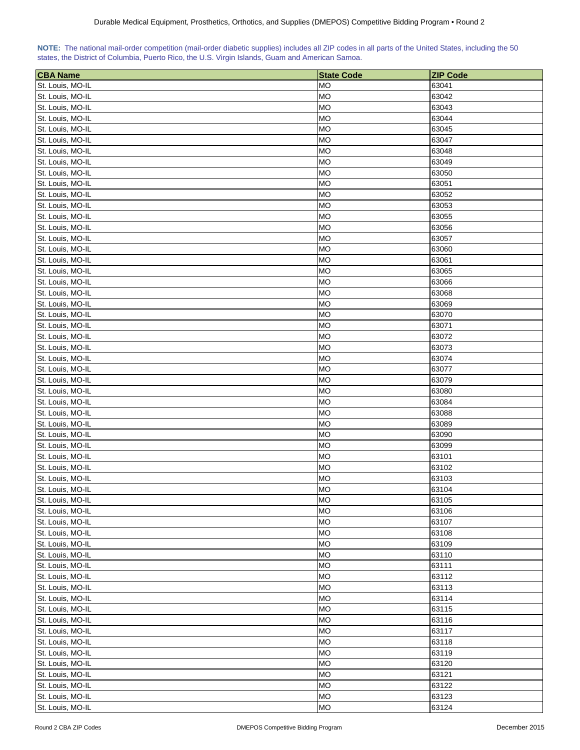**NOTE:** The national mail-order competition (mail-order diabetic supplies) includes all ZIP codes in all parts of the United States, including the 50 states, the District of Columbia, Puerto Rico, the U.S. Virgin Islands, Guam and American Samoa.

| CBA Name | State Code | ZIP Code |
|---|---|---|
| St. Louis, MO-IL | MO | 63041 |
| St. Louis, MO-IL | MO | 63042 |
| St. Louis, MO-IL | MO | 63043 |
| St. Louis, MO-IL | MO | 63044 |
| St. Louis, MO-IL | MO | 63045 |
| St. Louis, MO-IL | MO | 63047 |
| St. Louis, MO-IL | MO | 63048 |
| St. Louis, MO-IL | MO | 63049 |
| St. Louis, MO-IL | MO | 63050 |
| St. Louis, MO-IL | MO | 63051 |
| St. Louis, MO-IL | MO | 63052 |
| St. Louis, MO-IL | MO | 63053 |
| St. Louis, MO-IL | MO | 63055 |
| St. Louis, MO-IL | MO | 63056 |
| St. Louis, MO-IL | MO | 63057 |
| St. Louis, MO-IL | MO | 63060 |
| St. Louis, MO-IL | MO | 63061 |
| St. Louis, MO-IL | MO | 63065 |
| St. Louis, MO-IL | MO | 63066 |
| St. Louis, MO-IL | MO | 63068 |
| St. Louis, MO-IL | MO | 63069 |
| St. Louis, MO-IL | MO | 63070 |
| St. Louis, MO-IL | MO | 63071 |
| St. Louis, MO-IL | MO | 63072 |
| St. Louis, MO-IL | MO | 63073 |
| St. Louis, MO-IL | MO | 63074 |
| St. Louis, MO-IL | MO | 63077 |
| St. Louis, MO-IL | MO | 63079 |
| St. Louis, MO-IL | MO | 63080 |
| St. Louis, MO-IL | MO | 63084 |
| St. Louis, MO-IL | MO | 63088 |
| St. Louis, MO-IL | MO | 63089 |
| St. Louis, MO-IL | MO | 63090 |
| St. Louis, MO-IL | MO | 63099 |
| St. Louis, MO-IL | MO | 63101 |
| St. Louis, MO-IL | MO | 63102 |
| St. Louis, MO-IL | MO | 63103 |
| St. Louis, MO-IL | MO | 63104 |
| St. Louis, MO-IL | MO | 63105 |
| St. Louis, MO-IL | MO | 63106 |
| St. Louis, MO-IL | MO | 63107 |
| St. Louis, MO-IL | MO | 63108 |
| St. Louis, MO-IL | MO | 63109 |
| St. Louis, MO-IL | MO | 63110 |
| St. Louis, MO-IL | MO | 63111 |
| St. Louis, MO-IL | MO | 63112 |
| St. Louis, MO-IL | MO | 63113 |
| St. Louis, MO-IL | MO | 63114 |
| St. Louis, MO-IL | MO | 63115 |
| St. Louis, MO-IL | MO | 63116 |
| St. Louis, MO-IL | MO | 63117 |
| St. Louis, MO-IL | MO | 63118 |
| St. Louis, MO-IL | MO | 63119 |
| St. Louis, MO-IL | MO | 63120 |
| St. Louis, MO-IL | MO | 63121 |
| St. Louis, MO-IL | MO | 63122 |
| St. Louis, MO-IL | MO | 63123 |
| St. Louis, MO-IL | MO | 63124 |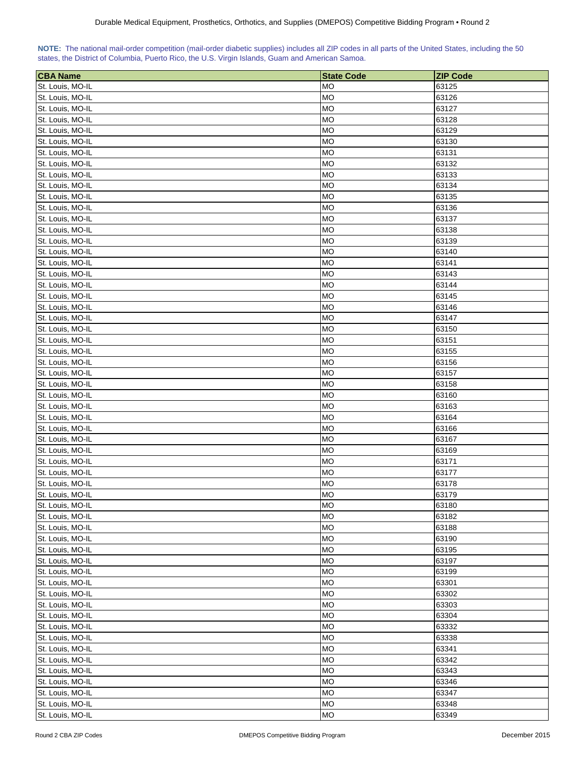**NOTE:** The national mail-order competition (mail-order diabetic supplies) includes all ZIP codes in all parts of the United States, including the 50 states, the District of Columbia, Puerto Rico, the U.S. Virgin Islands, Guam and American Samoa.

| CBA Name | State Code | ZIP Code |
|---|---|---|
| St. Louis, MO-IL | MO | 63125 |
| St. Louis, MO-IL | MO | 63126 |
| St. Louis, MO-IL | MO | 63127 |
| St. Louis, MO-IL | MO | 63128 |
| St. Louis, MO-IL | MO | 63129 |
| St. Louis, MO-IL | MO | 63130 |
| St. Louis, MO-IL | MO | 63131 |
| St. Louis, MO-IL | MO | 63132 |
| St. Louis, MO-IL | MO | 63133 |
| St. Louis, MO-IL | MO | 63134 |
| St. Louis, MO-IL | MO | 63135 |
| St. Louis, MO-IL | MO | 63136 |
| St. Louis, MO-IL | MO | 63137 |
| St. Louis, MO-IL | MO | 63138 |
| St. Louis, MO-IL | MO | 63139 |
| St. Louis, MO-IL | MO | 63140 |
| St. Louis, MO-IL | MO | 63141 |
| St. Louis, MO-IL | MO | 63143 |
| St. Louis, MO-IL | MO | 63144 |
| St. Louis, MO-IL | MO | 63145 |
| St. Louis, MO-IL | MO | 63146 |
| St. Louis, MO-IL | MO | 63147 |
| St. Louis, MO-IL | MO | 63150 |
| St. Louis, MO-IL | MO | 63151 |
| St. Louis, MO-IL | MO | 63155 |
| St. Louis, MO-IL | MO | 63156 |
| St. Louis, MO-IL | MO | 63157 |
| St. Louis, MO-IL | MO | 63158 |
| St. Louis, MO-IL | MO | 63160 |
| St. Louis, MO-IL | MO | 63163 |
| St. Louis, MO-IL | MO | 63164 |
| St. Louis, MO-IL | MO | 63166 |
| St. Louis, MO-IL | MO | 63167 |
| St. Louis, MO-IL | MO | 63169 |
| St. Louis, MO-IL | MO | 63171 |
| St. Louis, MO-IL | MO | 63177 |
| St. Louis, MO-IL | MO | 63178 |
| St. Louis, MO-IL | MO | 63179 |
| St. Louis, MO-IL | MO | 63180 |
| St. Louis, MO-IL | MO | 63182 |
| St. Louis, MO-IL | MO | 63188 |
| St. Louis, MO-IL | MO | 63190 |
| St. Louis, MO-IL | MO | 63195 |
| St. Louis, MO-IL | MO | 63197 |
| St. Louis, MO-IL | MO | 63199 |
| St. Louis, MO-IL | MO | 63301 |
| St. Louis, MO-IL | MO | 63302 |
| St. Louis, MO-IL | MO | 63303 |
| St. Louis, MO-IL | MO | 63304 |
| St. Louis, MO-IL | MO | 63332 |
| St. Louis, MO-IL | MO | 63338 |
| St. Louis, MO-IL | MO | 63341 |
| St. Louis, MO-IL | MO | 63342 |
| St. Louis, MO-IL | MO | 63343 |
| St. Louis, MO-IL | MO | 63346 |
| St. Louis, MO-IL | MO | 63347 |
| St. Louis, MO-IL | MO | 63348 |
| St. Louis, MO-IL | MO | 63349 |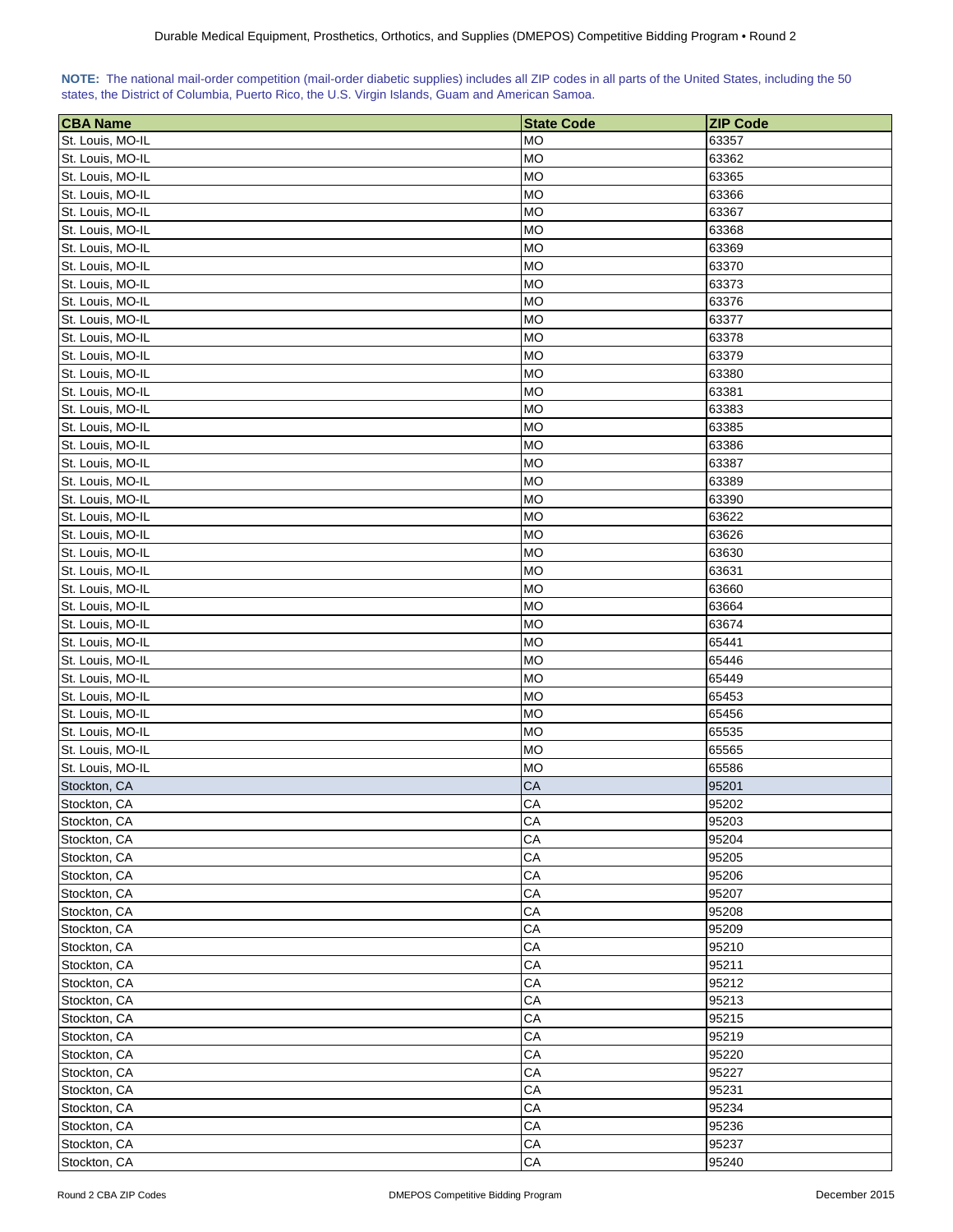**NOTE:** The national mail-order competition (mail-order diabetic supplies) includes all ZIP codes in all parts of the United States, including the 50 states, the District of Columbia, Puerto Rico, the U.S. Virgin Islands, Guam and American Samoa.

| CBA Name | State Code | ZIP Code |
|---|---|---|
| St. Louis, MO-IL | MO | 63357 |
| St. Louis, MO-IL | MO | 63362 |
| St. Louis, MO-IL | MO | 63365 |
| St. Louis, MO-IL | MO | 63366 |
| St. Louis, MO-IL | MO | 63367 |
| St. Louis, MO-IL | MO | 63368 |
| St. Louis, MO-IL | MO | 63369 |
| St. Louis, MO-IL | MO | 63370 |
| St. Louis, MO-IL | MO | 63373 |
| St. Louis, MO-IL | MO | 63376 |
| St. Louis, MO-IL | MO | 63377 |
| St. Louis, MO-IL | MO | 63378 |
| St. Louis, MO-IL | MO | 63379 |
| St. Louis, MO-IL | MO | 63380 |
| St. Louis, MO-IL | MO | 63381 |
| St. Louis, MO-IL | MO | 63383 |
| St. Louis, MO-IL | MO | 63385 |
| St. Louis, MO-IL | MO | 63386 |
| St. Louis, MO-IL | MO | 63387 |
| St. Louis, MO-IL | MO | 63389 |
| St. Louis, MO-IL | MO | 63390 |
| St. Louis, MO-IL | MO | 63622 |
| St. Louis, MO-IL | MO | 63626 |
| St. Louis, MO-IL | MO | 63630 |
| St. Louis, MO-IL | MO | 63631 |
| St. Louis, MO-IL | MO | 63660 |
| St. Louis, MO-IL | MO | 63664 |
| St. Louis, MO-IL | MO | 63674 |
| St. Louis, MO-IL | MO | 65441 |
| St. Louis, MO-IL | MO | 65446 |
| St. Louis, MO-IL | MO | 65449 |
| St. Louis, MO-IL | MO | 65453 |
| St. Louis, MO-IL | MO | 65456 |
| St. Louis, MO-IL | MO | 65535 |
| St. Louis, MO-IL | MO | 65565 |
| St. Louis, MO-IL | MO | 65586 |
| Stockton, CA | CA | 95201 |
| Stockton, CA | CA | 95202 |
| Stockton, CA | CA | 95203 |
| Stockton, CA | CA | 95204 |
| Stockton, CA | CA | 95205 |
| Stockton, CA | CA | 95206 |
| Stockton, CA | CA | 95207 |
| Stockton, CA | CA | 95208 |
| Stockton, CA | CA | 95209 |
| Stockton, CA | CA | 95210 |
| Stockton, CA | CA | 95211 |
| Stockton, CA | CA | 95212 |
| Stockton, CA | CA | 95213 |
| Stockton, CA | CA | 95215 |
| Stockton, CA | CA | 95219 |
| Stockton, CA | CA | 95220 |
| Stockton, CA | CA | 95227 |
| Stockton, CA | CA | 95231 |
| Stockton, CA | CA | 95234 |
| Stockton, CA | CA | 95236 |
| Stockton, CA | CA | 95237 |
| Stockton, CA | CA | 95240 |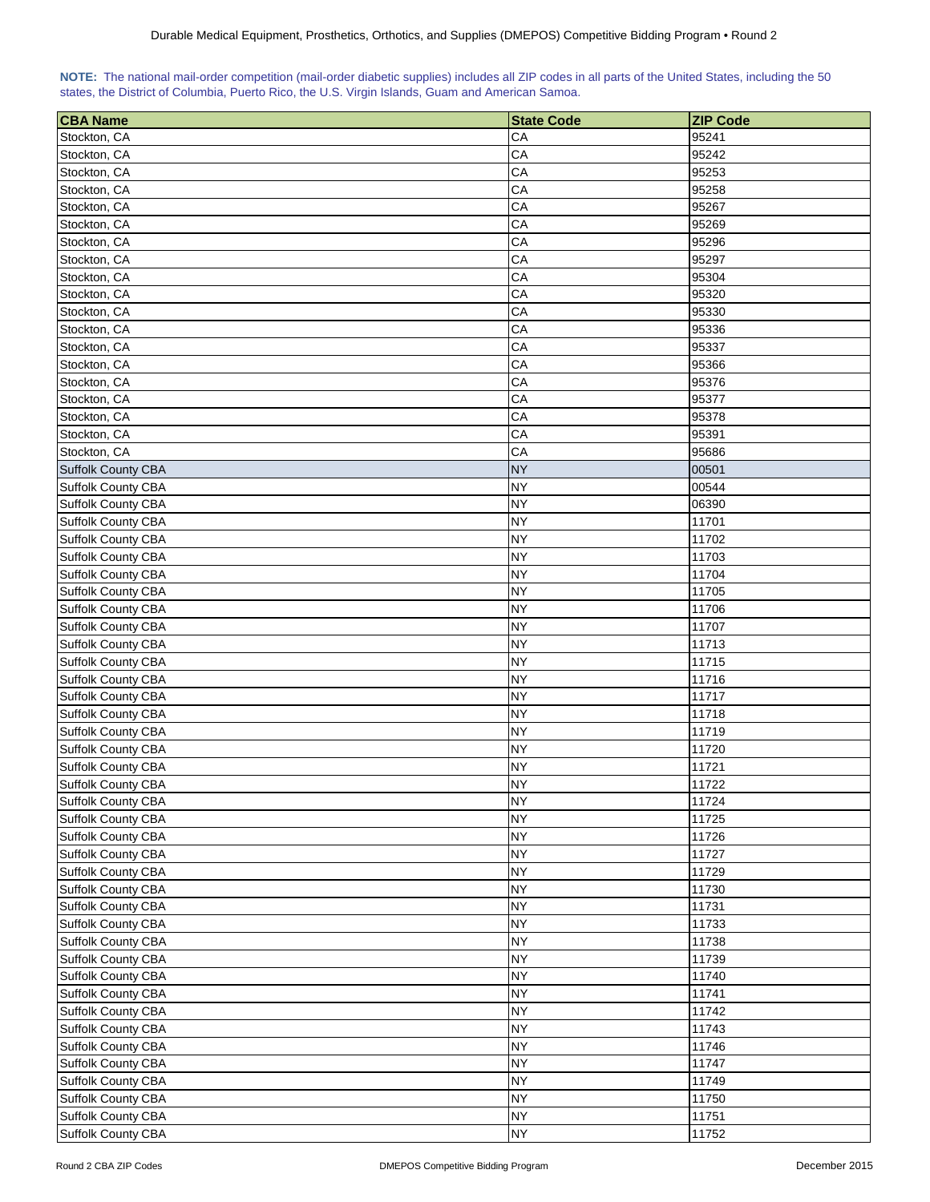**NOTE:** The national mail-order competition (mail-order diabetic supplies) includes all ZIP codes in all parts of the United States, including the 50 states, the District of Columbia, Puerto Rico, the U.S. Virgin Islands, Guam and American Samoa.

| CBA Name | State Code | ZIP Code |
|---|---|---|
| Stockton, CA | CA | 95241 |
| Stockton, CA | CA | 95242 |
| Stockton, CA | CA | 95253 |
| Stockton, CA | CA | 95258 |
| Stockton, CA | CA | 95267 |
| Stockton, CA | CA | 95269 |
| Stockton, CA | CA | 95296 |
| Stockton, CA | CA | 95297 |
| Stockton, CA | CA | 95304 |
| Stockton, CA | CA | 95320 |
| Stockton, CA | CA | 95330 |
| Stockton, CA | CA | 95336 |
| Stockton, CA | CA | 95337 |
| Stockton, CA | CA | 95366 |
| Stockton, CA | CA | 95376 |
| Stockton, CA | CA | 95377 |
| Stockton, CA | CA | 95378 |
| Stockton, CA | CA | 95391 |
| Stockton, CA | CA | 95686 |
| Suffolk County CBA | NY | 00501 |
| Suffolk County CBA | NY | 00544 |
| Suffolk County CBA | NY | 06390 |
| Suffolk County CBA | NY | 11701 |
| Suffolk County CBA | NY | 11702 |
| Suffolk County CBA | NY | 11703 |
| Suffolk County CBA | NY | 11704 |
| Suffolk County CBA | NY | 11705 |
| Suffolk County CBA | NY | 11706 |
| Suffolk County CBA | NY | 11707 |
| Suffolk County CBA | NY | 11713 |
| Suffolk County CBA | NY | 11715 |
| Suffolk County CBA | NY | 11716 |
| Suffolk County CBA | NY | 11717 |
| Suffolk County CBA | NY | 11718 |
| Suffolk County CBA | NY | 11719 |
| Suffolk County CBA | NY | 11720 |
| Suffolk County CBA | NY | 11721 |
| Suffolk County CBA | NY | 11722 |
| Suffolk County CBA | NY | 11724 |
| Suffolk County CBA | NY | 11725 |
| Suffolk County CBA | NY | 11726 |
| Suffolk County CBA | NY | 11727 |
| Suffolk County CBA | NY | 11729 |
| Suffolk County CBA | NY | 11730 |
| Suffolk County CBA | NY | 11731 |
| Suffolk County CBA | NY | 11733 |
| Suffolk County CBA | NY | 11738 |
| Suffolk County CBA | NY | 11739 |
| Suffolk County CBA | NY | 11740 |
| Suffolk County CBA | NY | 11741 |
| Suffolk County CBA | NY | 11742 |
| Suffolk County CBA | NY | 11743 |
| Suffolk County CBA | NY | 11746 |
| Suffolk County CBA | NY | 11747 |
| Suffolk County CBA | NY | 11749 |
| Suffolk County CBA | NY | 11750 |
| Suffolk County CBA | NY | 11751 |
| Suffolk County CBA | NY | 11752 |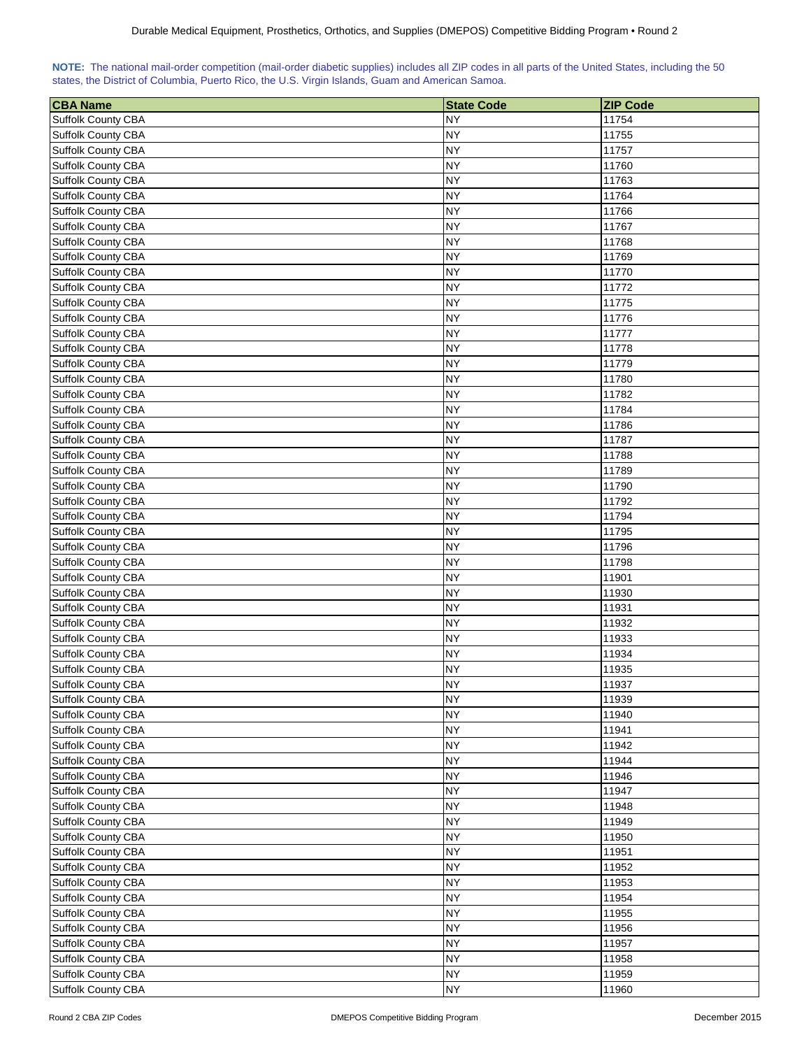**NOTE:** The national mail-order competition (mail-order diabetic supplies) includes all ZIP codes in all parts of the United States, including the 50 states, the District of Columbia, Puerto Rico, the U.S. Virgin Islands, Guam and American Samoa.

| CBA Name | State Code | ZIP Code |
|---|---|---|
| Suffolk County CBA | NY | 11754 |
| Suffolk County CBA | NY | 11755 |
| Suffolk County CBA | NY | 11757 |
| Suffolk County CBA | NY | 11760 |
| Suffolk County CBA | NY | 11763 |
| Suffolk County CBA | NY | 11764 |
| Suffolk County CBA | NY | 11766 |
| Suffolk County CBA | NY | 11767 |
| Suffolk County CBA | NY | 11768 |
| Suffolk County CBA | NY | 11769 |
| Suffolk County CBA | NY | 11770 |
| Suffolk County CBA | NY | 11772 |
| Suffolk County CBA | NY | 11775 |
| Suffolk County CBA | NY | 11776 |
| Suffolk County CBA | NY | 11777 |
| Suffolk County CBA | NY | 11778 |
| Suffolk County CBA | NY | 11779 |
| Suffolk County CBA | NY | 11780 |
| Suffolk County CBA | NY | 11782 |
| Suffolk County CBA | NY | 11784 |
| Suffolk County CBA | NY | 11786 |
| Suffolk County CBA | NY | 11787 |
| Suffolk County CBA | NY | 11788 |
| Suffolk County CBA | NY | 11789 |
| Suffolk County CBA | NY | 11790 |
| Suffolk County CBA | NY | 11792 |
| Suffolk County CBA | NY | 11794 |
| Suffolk County CBA | NY | 11795 |
| Suffolk County CBA | NY | 11796 |
| Suffolk County CBA | NY | 11798 |
| Suffolk County CBA | NY | 11901 |
| Suffolk County CBA | NY | 11930 |
| Suffolk County CBA | NY | 11931 |
| Suffolk County CBA | NY | 11932 |
| Suffolk County CBA | NY | 11933 |
| Suffolk County CBA | NY | 11934 |
| Suffolk County CBA | NY | 11935 |
| Suffolk County CBA | NY | 11937 |
| Suffolk County CBA | NY | 11939 |
| Suffolk County CBA | NY | 11940 |
| Suffolk County CBA | NY | 11941 |
| Suffolk County CBA | NY | 11942 |
| Suffolk County CBA | NY | 11944 |
| Suffolk County CBA | NY | 11946 |
| Suffolk County CBA | NY | 11947 |
| Suffolk County CBA | NY | 11948 |
| Suffolk County CBA | NY | 11949 |
| Suffolk County CBA | NY | 11950 |
| Suffolk County CBA | NY | 11951 |
| Suffolk County CBA | NY | 11952 |
| Suffolk County CBA | NY | 11953 |
| Suffolk County CBA | NY | 11954 |
| Suffolk County CBA | NY | 11955 |
| Suffolk County CBA | NY | 11956 |
| Suffolk County CBA | NY | 11957 |
| Suffolk County CBA | NY | 11958 |
| Suffolk County CBA | NY | 11959 |
| Suffolk County CBA | NY | 11960 |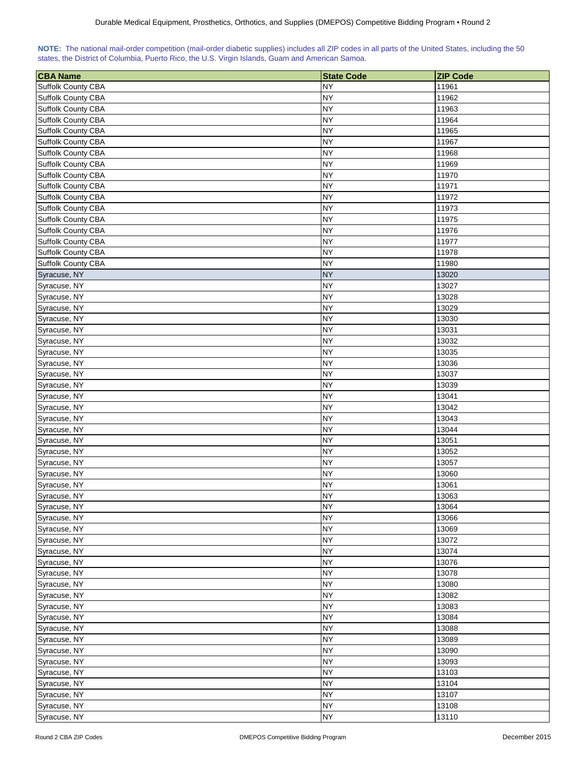**NOTE:** The national mail-order competition (mail-order diabetic supplies) includes all ZIP codes in all parts of the United States, including the 50 states, the District of Columbia, Puerto Rico, the U.S. Virgin Islands, Guam and American Samoa.

| CBA Name | State Code | ZIP Code |
|---|---|---|
| Suffolk County CBA | NY | 11961 |
| Suffolk County CBA | NY | 11962 |
| Suffolk County CBA | NY | 11963 |
| Suffolk County CBA | NY | 11964 |
| Suffolk County CBA | NY | 11965 |
| Suffolk County CBA | NY | 11967 |
| Suffolk County CBA | NY | 11968 |
| Suffolk County CBA | NY | 11969 |
| Suffolk County CBA | NY | 11970 |
| Suffolk County CBA | NY | 11971 |
| Suffolk County CBA | NY | 11972 |
| Suffolk County CBA | NY | 11973 |
| Suffolk County CBA | NY | 11975 |
| Suffolk County CBA | NY | 11976 |
| Suffolk County CBA | NY | 11977 |
| Suffolk County CBA | NY | 11978 |
| Suffolk County CBA | NY | 11980 |
| Syracuse, NY | NY | 13020 |
| Syracuse, NY | NY | 13027 |
| Syracuse, NY | NY | 13028 |
| Syracuse, NY | NY | 13029 |
| Syracuse, NY | NY | 13030 |
| Syracuse, NY | NY | 13031 |
| Syracuse, NY | NY | 13032 |
| Syracuse, NY | NY | 13035 |
| Syracuse, NY | NY | 13036 |
| Syracuse, NY | NY | 13037 |
| Syracuse, NY | NY | 13039 |
| Syracuse, NY | NY | 13041 |
| Syracuse, NY | NY | 13042 |
| Syracuse, NY | NY | 13043 |
| Syracuse, NY | NY | 13044 |
| Syracuse, NY | NY | 13051 |
| Syracuse, NY | NY | 13052 |
| Syracuse, NY | NY | 13057 |
| Syracuse, NY | NY | 13060 |
| Syracuse, NY | NY | 13061 |
| Syracuse, NY | NY | 13063 |
| Syracuse, NY | NY | 13064 |
| Syracuse, NY | NY | 13066 |
| Syracuse, NY | NY | 13069 |
| Syracuse, NY | NY | 13072 |
| Syracuse, NY | NY | 13074 |
| Syracuse, NY | NY | 13076 |
| Syracuse, NY | NY | 13078 |
| Syracuse, NY | NY | 13080 |
| Syracuse, NY | NY | 13082 |
| Syracuse, NY | NY | 13083 |
| Syracuse, NY | NY | 13084 |
| Syracuse, NY | NY | 13088 |
| Syracuse, NY | NY | 13089 |
| Syracuse, NY | NY | 13090 |
| Syracuse, NY | NY | 13093 |
| Syracuse, NY | NY | 13103 |
| Syracuse, NY | NY | 13104 |
| Syracuse, NY | NY | 13107 |
| Syracuse, NY | NY | 13108 |
| Syracuse, NY | NY | 13110 |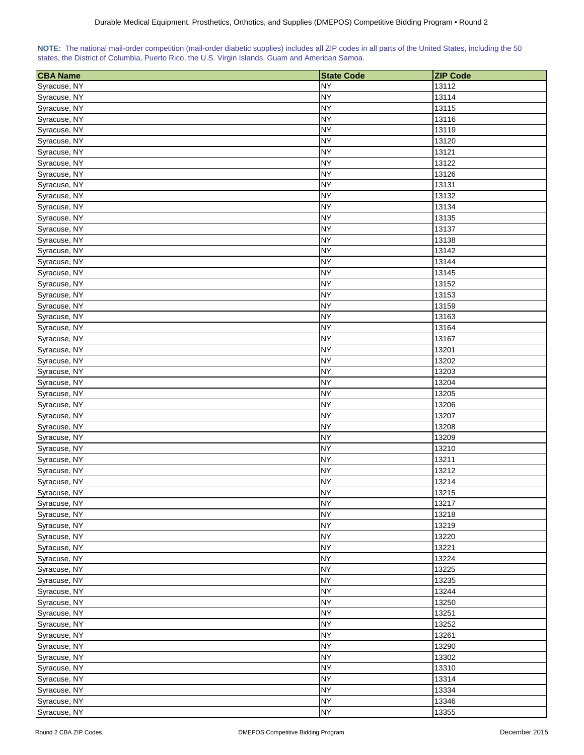**NOTE:** The national mail-order competition (mail-order diabetic supplies) includes all ZIP codes in all parts of the United States, including the 50 states, the District of Columbia, Puerto Rico, the U.S. Virgin Islands, Guam and American Samoa.

| CBA Name | State Code | ZIP Code |
|---|---|---|
| Syracuse, NY | NY | 13112 |
| Syracuse, NY | NY | 13114 |
| Syracuse, NY | NY | 13115 |
| Syracuse, NY | NY | 13116 |
| Syracuse, NY | NY | 13119 |
| Syracuse, NY | NY | 13120 |
| Syracuse, NY | NY | 13121 |
| Syracuse, NY | NY | 13122 |
| Syracuse, NY | NY | 13126 |
| Syracuse, NY | NY | 13131 |
| Syracuse, NY | NY | 13132 |
| Syracuse, NY | NY | 13134 |
| Syracuse, NY | NY | 13135 |
| Syracuse, NY | NY | 13137 |
| Syracuse, NY | NY | 13138 |
| Syracuse, NY | NY | 13142 |
| Syracuse, NY | NY | 13144 |
| Syracuse, NY | NY | 13145 |
| Syracuse, NY | NY | 13152 |
| Syracuse, NY | NY | 13153 |
| Syracuse, NY | NY | 13159 |
| Syracuse, NY | NY | 13163 |
| Syracuse, NY | NY | 13164 |
| Syracuse, NY | NY | 13167 |
| Syracuse, NY | NY | 13201 |
| Syracuse, NY | NY | 13202 |
| Syracuse, NY | NY | 13203 |
| Syracuse, NY | NY | 13204 |
| Syracuse, NY | NY | 13205 |
| Syracuse, NY | NY | 13206 |
| Syracuse, NY | NY | 13207 |
| Syracuse, NY | NY | 13208 |
| Syracuse, NY | NY | 13209 |
| Syracuse, NY | NY | 13210 |
| Syracuse, NY | NY | 13211 |
| Syracuse, NY | NY | 13212 |
| Syracuse, NY | NY | 13214 |
| Syracuse, NY | NY | 13215 |
| Syracuse, NY | NY | 13217 |
| Syracuse, NY | NY | 13218 |
| Syracuse, NY | NY | 13219 |
| Syracuse, NY | NY | 13220 |
| Syracuse, NY | NY | 13221 |
| Syracuse, NY | NY | 13224 |
| Syracuse, NY | NY | 13225 |
| Syracuse, NY | NY | 13235 |
| Syracuse, NY | NY | 13244 |
| Syracuse, NY | NY | 13250 |
| Syracuse, NY | NY | 13251 |
| Syracuse, NY | NY | 13252 |
| Syracuse, NY | NY | 13261 |
| Syracuse, NY | NY | 13290 |
| Syracuse, NY | NY | 13302 |
| Syracuse, NY | NY | 13310 |
| Syracuse, NY | NY | 13314 |
| Syracuse, NY | NY | 13334 |
| Syracuse, NY | NY | 13346 |
| Syracuse, NY | NY | 13355 |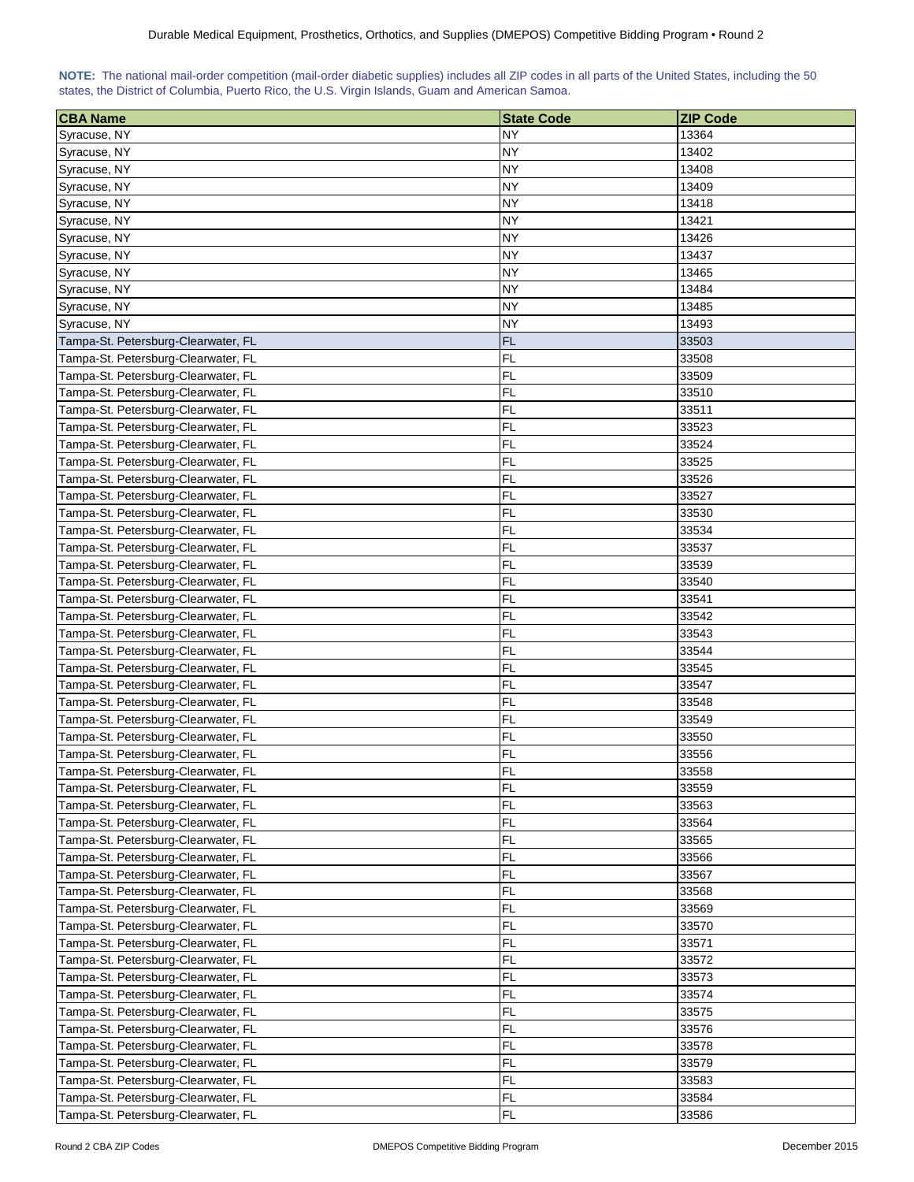**NOTE:** The national mail-order competition (mail-order diabetic supplies) includes all ZIP codes in all parts of the United States, including the 50 states, the District of Columbia, Puerto Rico, the U.S. Virgin Islands, Guam and American Samoa.

| CBA Name | State Code | ZIP Code |
|---|---|---|
| Syracuse, NY | NY | 13364 |
| Syracuse, NY | NY | 13402 |
| Syracuse, NY | NY | 13408 |
| Syracuse, NY | NY | 13409 |
| Syracuse, NY | NY | 13418 |
| Syracuse, NY | NY | 13421 |
| Syracuse, NY | NY | 13426 |
| Syracuse, NY | NY | 13437 |
| Syracuse, NY | NY | 13465 |
| Syracuse, NY | NY | 13484 |
| Syracuse, NY | NY | 13485 |
| Syracuse, NY | NY | 13493 |
| Tampa-St. Petersburg-Clearwater, FL | FL | 33503 |
| Tampa-St. Petersburg-Clearwater, FL | FL | 33508 |
| Tampa-St. Petersburg-Clearwater, FL | FL | 33509 |
| Tampa-St. Petersburg-Clearwater, FL | FL | 33510 |
| Tampa-St. Petersburg-Clearwater, FL | FL | 33511 |
| Tampa-St. Petersburg-Clearwater, FL | FL | 33523 |
| Tampa-St. Petersburg-Clearwater, FL | FL | 33524 |
| Tampa-St. Petersburg-Clearwater, FL | FL | 33525 |
| Tampa-St. Petersburg-Clearwater, FL | FL | 33526 |
| Tampa-St. Petersburg-Clearwater, FL | FL | 33527 |
| Tampa-St. Petersburg-Clearwater, FL | FL | 33530 |
| Tampa-St. Petersburg-Clearwater, FL | FL | 33534 |
| Tampa-St. Petersburg-Clearwater, FL | FL | 33537 |
| Tampa-St. Petersburg-Clearwater, FL | FL | 33539 |
| Tampa-St. Petersburg-Clearwater, FL | FL | 33540 |
| Tampa-St. Petersburg-Clearwater, FL | FL | 33541 |
| Tampa-St. Petersburg-Clearwater, FL | FL | 33542 |
| Tampa-St. Petersburg-Clearwater, FL | FL | 33543 |
| Tampa-St. Petersburg-Clearwater, FL | FL | 33544 |
| Tampa-St. Petersburg-Clearwater, FL | FL | 33545 |
| Tampa-St. Petersburg-Clearwater, FL | FL | 33547 |
| Tampa-St. Petersburg-Clearwater, FL | FL | 33548 |
| Tampa-St. Petersburg-Clearwater, FL | FL | 33549 |
| Tampa-St. Petersburg-Clearwater, FL | FL | 33550 |
| Tampa-St. Petersburg-Clearwater, FL | FL | 33556 |
| Tampa-St. Petersburg-Clearwater, FL | FL | 33558 |
| Tampa-St. Petersburg-Clearwater, FL | FL | 33559 |
| Tampa-St. Petersburg-Clearwater, FL | FL | 33563 |
| Tampa-St. Petersburg-Clearwater, FL | FL | 33564 |
| Tampa-St. Petersburg-Clearwater, FL | FL | 33565 |
| Tampa-St. Petersburg-Clearwater, FL | FL | 33566 |
| Tampa-St. Petersburg-Clearwater, FL | FL | 33567 |
| Tampa-St. Petersburg-Clearwater, FL | FL | 33568 |
| Tampa-St. Petersburg-Clearwater, FL | FL | 33569 |
| Tampa-St. Petersburg-Clearwater, FL | FL | 33570 |
| Tampa-St. Petersburg-Clearwater, FL | FL | 33571 |
| Tampa-St. Petersburg-Clearwater, FL | FL | 33572 |
| Tampa-St. Petersburg-Clearwater, FL | FL | 33573 |
| Tampa-St. Petersburg-Clearwater, FL | FL | 33574 |
| Tampa-St. Petersburg-Clearwater, FL | FL | 33575 |
| Tampa-St. Petersburg-Clearwater, FL | FL | 33576 |
| Tampa-St. Petersburg-Clearwater, FL | FL | 33578 |
| Tampa-St. Petersburg-Clearwater, FL | FL | 33579 |
| Tampa-St. Petersburg-Clearwater, FL | FL | 33583 |
| Tampa-St. Petersburg-Clearwater, FL | FL | 33584 |
| Tampa-St. Petersburg-Clearwater, FL | FL | 33586 |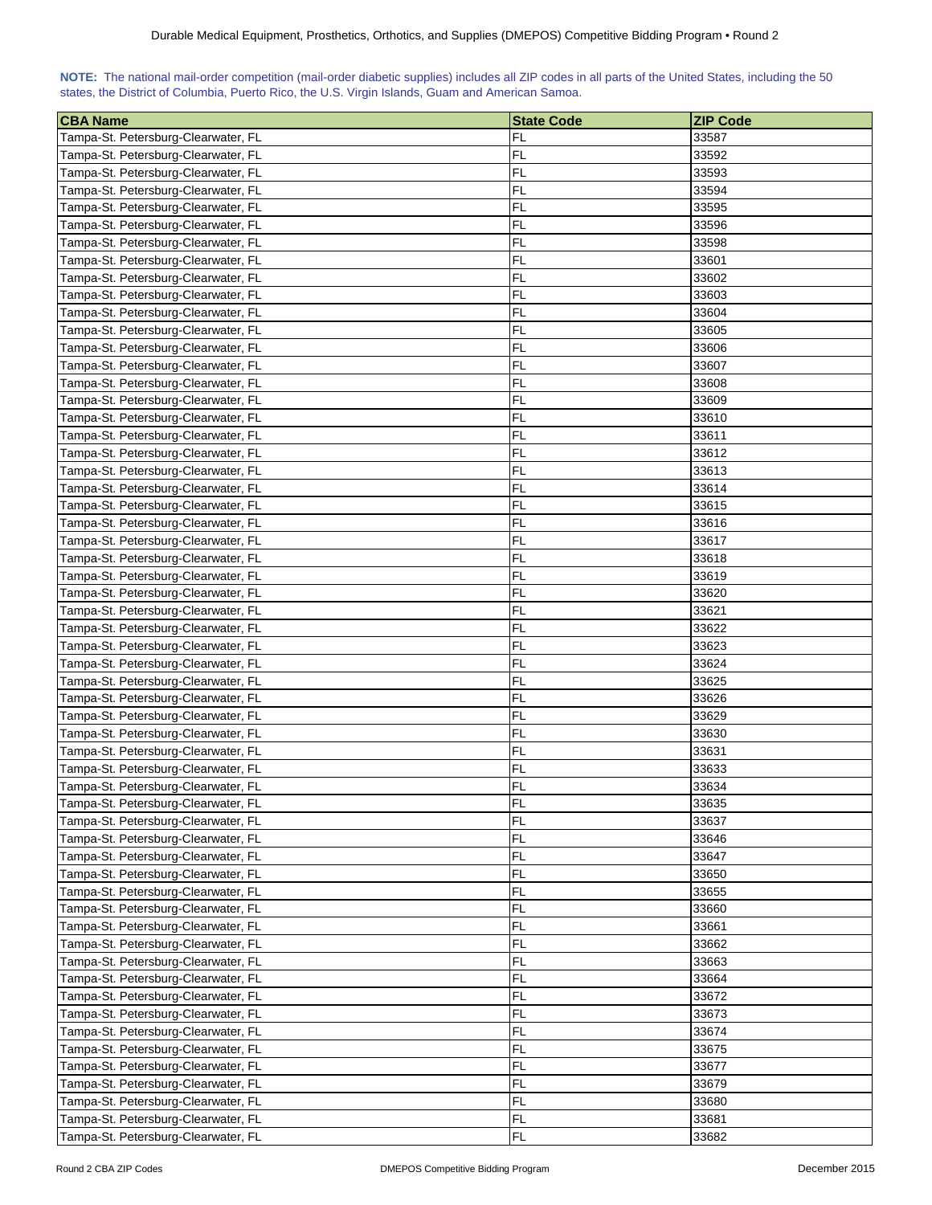**NOTE:** The national mail-order competition (mail-order diabetic supplies) includes all ZIP codes in all parts of the United States, including the 50 states, the District of Columbia, Puerto Rico, the U.S. Virgin Islands, Guam and American Samoa.

| CBA Name | State Code | ZIP Code |
|---|---|---|
| Tampa-St. Petersburg-Clearwater, FL | FL | 33587 |
| Tampa-St. Petersburg-Clearwater, FL | FL | 33592 |
| Tampa-St. Petersburg-Clearwater, FL | FL | 33593 |
| Tampa-St. Petersburg-Clearwater, FL | FL | 33594 |
| Tampa-St. Petersburg-Clearwater, FL | FL | 33595 |
| Tampa-St. Petersburg-Clearwater, FL | FL | 33596 |
| Tampa-St. Petersburg-Clearwater, FL | FL | 33598 |
| Tampa-St. Petersburg-Clearwater, FL | FL | 33601 |
| Tampa-St. Petersburg-Clearwater, FL | FL | 33602 |
| Tampa-St. Petersburg-Clearwater, FL | FL | 33603 |
| Tampa-St. Petersburg-Clearwater, FL | FL | 33604 |
| Tampa-St. Petersburg-Clearwater, FL | FL | 33605 |
| Tampa-St. Petersburg-Clearwater, FL | FL | 33606 |
| Tampa-St. Petersburg-Clearwater, FL | FL | 33607 |
| Tampa-St. Petersburg-Clearwater, FL | FL | 33608 |
| Tampa-St. Petersburg-Clearwater, FL | FL | 33609 |
| Tampa-St. Petersburg-Clearwater, FL | FL | 33610 |
| Tampa-St. Petersburg-Clearwater, FL | FL | 33611 |
| Tampa-St. Petersburg-Clearwater, FL | FL | 33612 |
| Tampa-St. Petersburg-Clearwater, FL | FL | 33613 |
| Tampa-St. Petersburg-Clearwater, FL | FL | 33614 |
| Tampa-St. Petersburg-Clearwater, FL | FL | 33615 |
| Tampa-St. Petersburg-Clearwater, FL | FL | 33616 |
| Tampa-St. Petersburg-Clearwater, FL | FL | 33617 |
| Tampa-St. Petersburg-Clearwater, FL | FL | 33618 |
| Tampa-St. Petersburg-Clearwater, FL | FL | 33619 |
| Tampa-St. Petersburg-Clearwater, FL | FL | 33620 |
| Tampa-St. Petersburg-Clearwater, FL | FL | 33621 |
| Tampa-St. Petersburg-Clearwater, FL | FL | 33622 |
| Tampa-St. Petersburg-Clearwater, FL | FL | 33623 |
| Tampa-St. Petersburg-Clearwater, FL | FL | 33624 |
| Tampa-St. Petersburg-Clearwater, FL | FL | 33625 |
| Tampa-St. Petersburg-Clearwater, FL | FL | 33626 |
| Tampa-St. Petersburg-Clearwater, FL | FL | 33629 |
| Tampa-St. Petersburg-Clearwater, FL | FL | 33630 |
| Tampa-St. Petersburg-Clearwater, FL | FL | 33631 |
| Tampa-St. Petersburg-Clearwater, FL | FL | 33633 |
| Tampa-St. Petersburg-Clearwater, FL | FL | 33634 |
| Tampa-St. Petersburg-Clearwater, FL | FL | 33635 |
| Tampa-St. Petersburg-Clearwater, FL | FL | 33637 |
| Tampa-St. Petersburg-Clearwater, FL | FL | 33646 |
| Tampa-St. Petersburg-Clearwater, FL | FL | 33647 |
| Tampa-St. Petersburg-Clearwater, FL | FL | 33650 |
| Tampa-St. Petersburg-Clearwater, FL | FL | 33655 |
| Tampa-St. Petersburg-Clearwater, FL | FL | 33660 |
| Tampa-St. Petersburg-Clearwater, FL | FL | 33661 |
| Tampa-St. Petersburg-Clearwater, FL | FL | 33662 |
| Tampa-St. Petersburg-Clearwater, FL | FL | 33663 |
| Tampa-St. Petersburg-Clearwater, FL | FL | 33664 |
| Tampa-St. Petersburg-Clearwater, FL | FL | 33672 |
| Tampa-St. Petersburg-Clearwater, FL | FL | 33673 |
| Tampa-St. Petersburg-Clearwater, FL | FL | 33674 |
| Tampa-St. Petersburg-Clearwater, FL | FL | 33675 |
| Tampa-St. Petersburg-Clearwater, FL | FL | 33677 |
| Tampa-St. Petersburg-Clearwater, FL | FL | 33679 |
| Tampa-St. Petersburg-Clearwater, FL | FL | 33680 |
| Tampa-St. Petersburg-Clearwater, FL | FL | 33681 |
| Tampa-St. Petersburg-Clearwater, FL | FL | 33682 |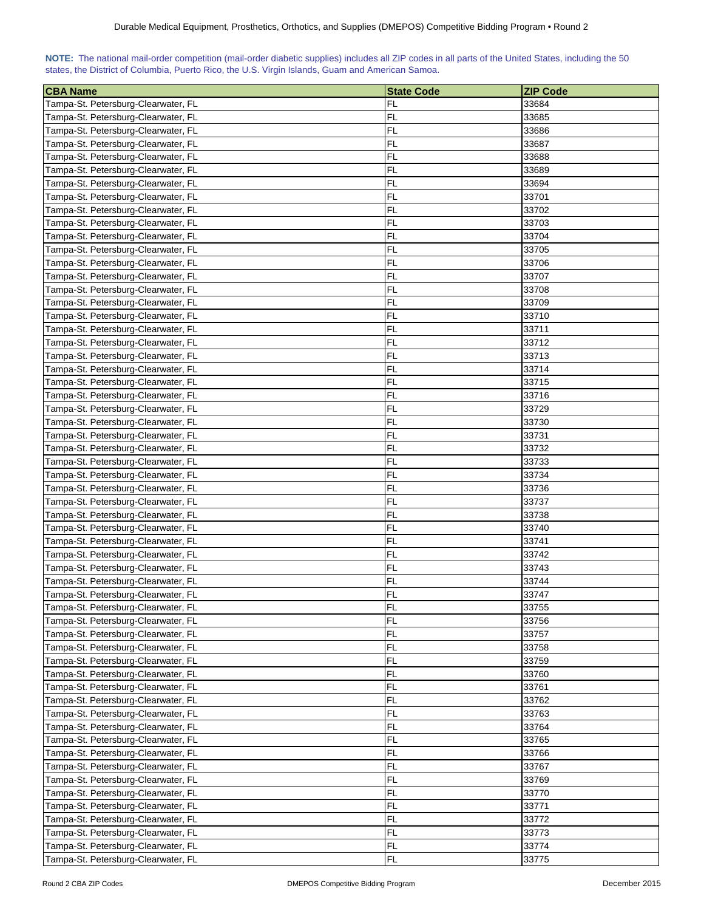**NOTE:** The national mail-order competition (mail-order diabetic supplies) includes all ZIP codes in all parts of the United States, including the 50 states, the District of Columbia, Puerto Rico, the U.S. Virgin Islands, Guam and American Samoa.

| CBA Name | State Code | ZIP Code |
|---|---|---|
| Tampa-St. Petersburg-Clearwater, FL | FL | 33684 |
| Tampa-St. Petersburg-Clearwater, FL | FL | 33685 |
| Tampa-St. Petersburg-Clearwater, FL | FL | 33686 |
| Tampa-St. Petersburg-Clearwater, FL | FL | 33687 |
| Tampa-St. Petersburg-Clearwater, FL | FL | 33688 |
| Tampa-St. Petersburg-Clearwater, FL | FL | 33689 |
| Tampa-St. Petersburg-Clearwater, FL | FL | 33694 |
| Tampa-St. Petersburg-Clearwater, FL | FL | 33701 |
| Tampa-St. Petersburg-Clearwater, FL | FL | 33702 |
| Tampa-St. Petersburg-Clearwater, FL | FL | 33703 |
| Tampa-St. Petersburg-Clearwater, FL | FL | 33704 |
| Tampa-St. Petersburg-Clearwater, FL | FL | 33705 |
| Tampa-St. Petersburg-Clearwater, FL | FL | 33706 |
| Tampa-St. Petersburg-Clearwater, FL | FL | 33707 |
| Tampa-St. Petersburg-Clearwater, FL | FL | 33708 |
| Tampa-St. Petersburg-Clearwater, FL | FL | 33709 |
| Tampa-St. Petersburg-Clearwater, FL | FL | 33710 |
| Tampa-St. Petersburg-Clearwater, FL | FL | 33711 |
| Tampa-St. Petersburg-Clearwater, FL | FL | 33712 |
| Tampa-St. Petersburg-Clearwater, FL | FL | 33713 |
| Tampa-St. Petersburg-Clearwater, FL | FL | 33714 |
| Tampa-St. Petersburg-Clearwater, FL | FL | 33715 |
| Tampa-St. Petersburg-Clearwater, FL | FL | 33716 |
| Tampa-St. Petersburg-Clearwater, FL | FL | 33729 |
| Tampa-St. Petersburg-Clearwater, FL | FL | 33730 |
| Tampa-St. Petersburg-Clearwater, FL | FL | 33731 |
| Tampa-St. Petersburg-Clearwater, FL | FL | 33732 |
| Tampa-St. Petersburg-Clearwater, FL | FL | 33733 |
| Tampa-St. Petersburg-Clearwater, FL | FL | 33734 |
| Tampa-St. Petersburg-Clearwater, FL | FL | 33736 |
| Tampa-St. Petersburg-Clearwater, FL | FL | 33737 |
| Tampa-St. Petersburg-Clearwater, FL | FL | 33738 |
| Tampa-St. Petersburg-Clearwater, FL | FL | 33740 |
| Tampa-St. Petersburg-Clearwater, FL | FL | 33741 |
| Tampa-St. Petersburg-Clearwater, FL | FL | 33742 |
| Tampa-St. Petersburg-Clearwater, FL | FL | 33743 |
| Tampa-St. Petersburg-Clearwater, FL | FL | 33744 |
| Tampa-St. Petersburg-Clearwater, FL | FL | 33747 |
| Tampa-St. Petersburg-Clearwater, FL | FL | 33755 |
| Tampa-St. Petersburg-Clearwater, FL | FL | 33756 |
| Tampa-St. Petersburg-Clearwater, FL | FL | 33757 |
| Tampa-St. Petersburg-Clearwater, FL | FL | 33758 |
| Tampa-St. Petersburg-Clearwater, FL | FL | 33759 |
| Tampa-St. Petersburg-Clearwater, FL | FL | 33760 |
| Tampa-St. Petersburg-Clearwater, FL | FL | 33761 |
| Tampa-St. Petersburg-Clearwater, FL | FL | 33762 |
| Tampa-St. Petersburg-Clearwater, FL | FL | 33763 |
| Tampa-St. Petersburg-Clearwater, FL | FL | 33764 |
| Tampa-St. Petersburg-Clearwater, FL | FL | 33765 |
| Tampa-St. Petersburg-Clearwater, FL | FL | 33766 |
| Tampa-St. Petersburg-Clearwater, FL | FL | 33767 |
| Tampa-St. Petersburg-Clearwater, FL | FL | 33769 |
| Tampa-St. Petersburg-Clearwater, FL | FL | 33770 |
| Tampa-St. Petersburg-Clearwater, FL | FL | 33771 |
| Tampa-St. Petersburg-Clearwater, FL | FL | 33772 |
| Tampa-St. Petersburg-Clearwater, FL | FL | 33773 |
| Tampa-St. Petersburg-Clearwater, FL | FL | 33774 |
| Tampa-St. Petersburg-Clearwater, FL | FL | 33775 |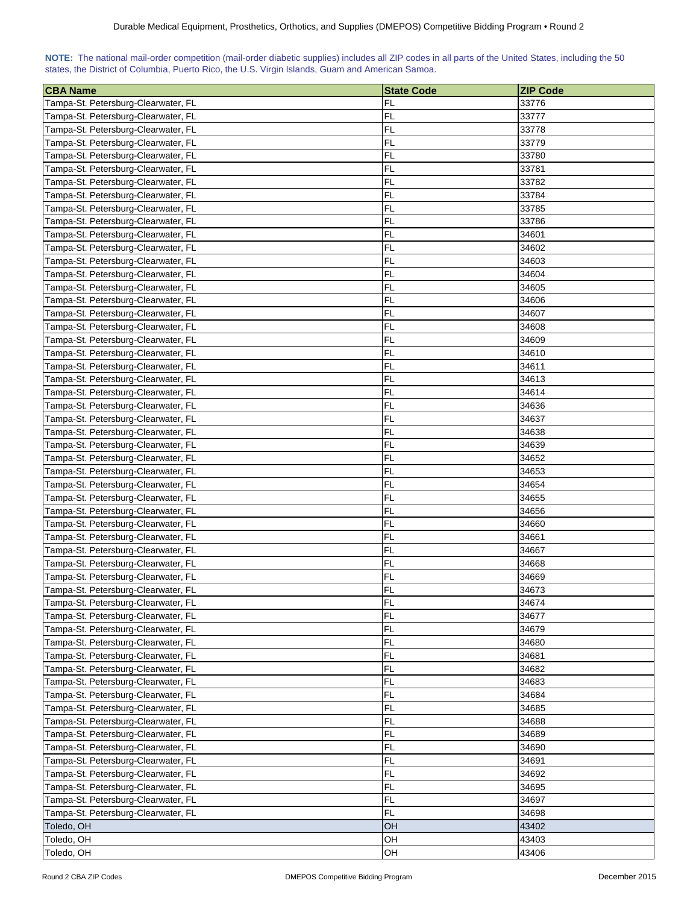**NOTE:** The national mail-order competition (mail-order diabetic supplies) includes all ZIP codes in all parts of the United States, including the 50 states, the District of Columbia, Puerto Rico, the U.S. Virgin Islands, Guam and American Samoa.

| CBA Name | State Code | ZIP Code |
|---|---|---|
| Tampa-St. Petersburg-Clearwater, FL | FL | 33776 |
| Tampa-St. Petersburg-Clearwater, FL | FL | 33777 |
| Tampa-St. Petersburg-Clearwater, FL | FL | 33778 |
| Tampa-St. Petersburg-Clearwater, FL | FL | 33779 |
| Tampa-St. Petersburg-Clearwater, FL | FL | 33780 |
| Tampa-St. Petersburg-Clearwater, FL | FL | 33781 |
| Tampa-St. Petersburg-Clearwater, FL | FL | 33782 |
| Tampa-St. Petersburg-Clearwater, FL | FL | 33784 |
| Tampa-St. Petersburg-Clearwater, FL | FL | 33785 |
| Tampa-St. Petersburg-Clearwater, FL | FL | 33786 |
| Tampa-St. Petersburg-Clearwater, FL | FL | 34601 |
| Tampa-St. Petersburg-Clearwater, FL | FL | 34602 |
| Tampa-St. Petersburg-Clearwater, FL | FL | 34603 |
| Tampa-St. Petersburg-Clearwater, FL | FL | 34604 |
| Tampa-St. Petersburg-Clearwater, FL | FL | 34605 |
| Tampa-St. Petersburg-Clearwater, FL | FL | 34606 |
| Tampa-St. Petersburg-Clearwater, FL | FL | 34607 |
| Tampa-St. Petersburg-Clearwater, FL | FL | 34608 |
| Tampa-St. Petersburg-Clearwater, FL | FL | 34609 |
| Tampa-St. Petersburg-Clearwater, FL | FL | 34610 |
| Tampa-St. Petersburg-Clearwater, FL | FL | 34611 |
| Tampa-St. Petersburg-Clearwater, FL | FL | 34613 |
| Tampa-St. Petersburg-Clearwater, FL | FL | 34614 |
| Tampa-St. Petersburg-Clearwater, FL | FL | 34636 |
| Tampa-St. Petersburg-Clearwater, FL | FL | 34637 |
| Tampa-St. Petersburg-Clearwater, FL | FL | 34638 |
| Tampa-St. Petersburg-Clearwater, FL | FL | 34639 |
| Tampa-St. Petersburg-Clearwater, FL | FL | 34652 |
| Tampa-St. Petersburg-Clearwater, FL | FL | 34653 |
| Tampa-St. Petersburg-Clearwater, FL | FL | 34654 |
| Tampa-St. Petersburg-Clearwater, FL | FL | 34655 |
| Tampa-St. Petersburg-Clearwater, FL | FL | 34656 |
| Tampa-St. Petersburg-Clearwater, FL | FL | 34660 |
| Tampa-St. Petersburg-Clearwater, FL | FL | 34661 |
| Tampa-St. Petersburg-Clearwater, FL | FL | 34667 |
| Tampa-St. Petersburg-Clearwater, FL | FL | 34668 |
| Tampa-St. Petersburg-Clearwater, FL | FL | 34669 |
| Tampa-St. Petersburg-Clearwater, FL | FL | 34673 |
| Tampa-St. Petersburg-Clearwater, FL | FL | 34674 |
| Tampa-St. Petersburg-Clearwater, FL | FL | 34677 |
| Tampa-St. Petersburg-Clearwater, FL | FL | 34679 |
| Tampa-St. Petersburg-Clearwater, FL | FL | 34680 |
| Tampa-St. Petersburg-Clearwater, FL | FL | 34681 |
| Tampa-St. Petersburg-Clearwater, FL | FL | 34682 |
| Tampa-St. Petersburg-Clearwater, FL | FL | 34683 |
| Tampa-St. Petersburg-Clearwater, FL | FL | 34684 |
| Tampa-St. Petersburg-Clearwater, FL | FL | 34685 |
| Tampa-St. Petersburg-Clearwater, FL | FL | 34688 |
| Tampa-St. Petersburg-Clearwater, FL | FL | 34689 |
| Tampa-St. Petersburg-Clearwater, FL | FL | 34690 |
| Tampa-St. Petersburg-Clearwater, FL | FL | 34691 |
| Tampa-St. Petersburg-Clearwater, FL | FL | 34692 |
| Tampa-St. Petersburg-Clearwater, FL | FL | 34695 |
| Tampa-St. Petersburg-Clearwater, FL | FL | 34697 |
| Tampa-St. Petersburg-Clearwater, FL | FL | 34698 |
| Toledo, OH | OH | 43402 |
| Toledo, OH | OH | 43403 |
| Toledo, OH | OH | 43406 |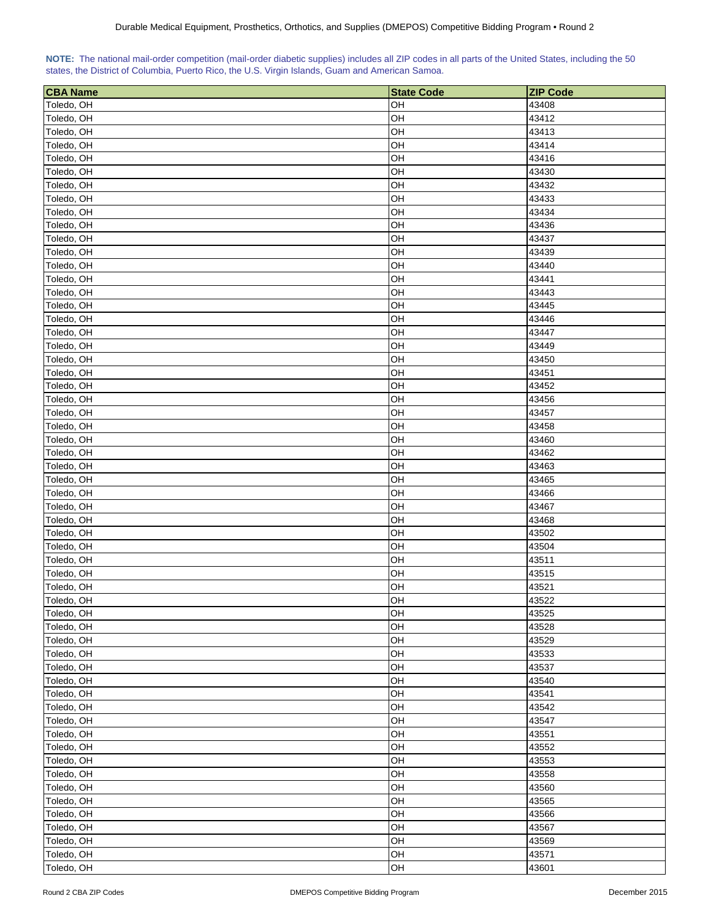**NOTE:** The national mail-order competition (mail-order diabetic supplies) includes all ZIP codes in all parts of the United States, including the 50 states, the District of Columbia, Puerto Rico, the U.S. Virgin Islands, Guam and American Samoa.

| CBA Name | State Code | ZIP Code |
|---|---|---|
| Toledo, OH | OH | 43408 |
| Toledo, OH | OH | 43412 |
| Toledo, OH | OH | 43413 |
| Toledo, OH | OH | 43414 |
| Toledo, OH | OH | 43416 |
| Toledo, OH | OH | 43430 |
| Toledo, OH | OH | 43432 |
| Toledo, OH | OH | 43433 |
| Toledo, OH | OH | 43434 |
| Toledo, OH | OH | 43436 |
| Toledo, OH | OH | 43437 |
| Toledo, OH | OH | 43439 |
| Toledo, OH | OH | 43440 |
| Toledo, OH | OH | 43441 |
| Toledo, OH | OH | 43443 |
| Toledo, OH | OH | 43445 |
| Toledo, OH | OH | 43446 |
| Toledo, OH | OH | 43447 |
| Toledo, OH | OH | 43449 |
| Toledo, OH | OH | 43450 |
| Toledo, OH | OH | 43451 |
| Toledo, OH | OH | 43452 |
| Toledo, OH | OH | 43456 |
| Toledo, OH | OH | 43457 |
| Toledo, OH | OH | 43458 |
| Toledo, OH | OH | 43460 |
| Toledo, OH | OH | 43462 |
| Toledo, OH | OH | 43463 |
| Toledo, OH | OH | 43465 |
| Toledo, OH | OH | 43466 |
| Toledo, OH | OH | 43467 |
| Toledo, OH | OH | 43468 |
| Toledo, OH | OH | 43502 |
| Toledo, OH | OH | 43504 |
| Toledo, OH | OH | 43511 |
| Toledo, OH | OH | 43515 |
| Toledo, OH | OH | 43521 |
| Toledo, OH | OH | 43522 |
| Toledo, OH | OH | 43525 |
| Toledo, OH | OH | 43528 |
| Toledo, OH | OH | 43529 |
| Toledo, OH | OH | 43533 |
| Toledo, OH | OH | 43537 |
| Toledo, OH | OH | 43540 |
| Toledo, OH | OH | 43541 |
| Toledo, OH | OH | 43542 |
| Toledo, OH | OH | 43547 |
| Toledo, OH | OH | 43551 |
| Toledo, OH | OH | 43552 |
| Toledo, OH | OH | 43553 |
| Toledo, OH | OH | 43558 |
| Toledo, OH | OH | 43560 |
| Toledo, OH | OH | 43565 |
| Toledo, OH | OH | 43566 |
| Toledo, OH | OH | 43567 |
| Toledo, OH | OH | 43569 |
| Toledo, OH | OH | 43571 |
| Toledo, OH | OH | 43601 |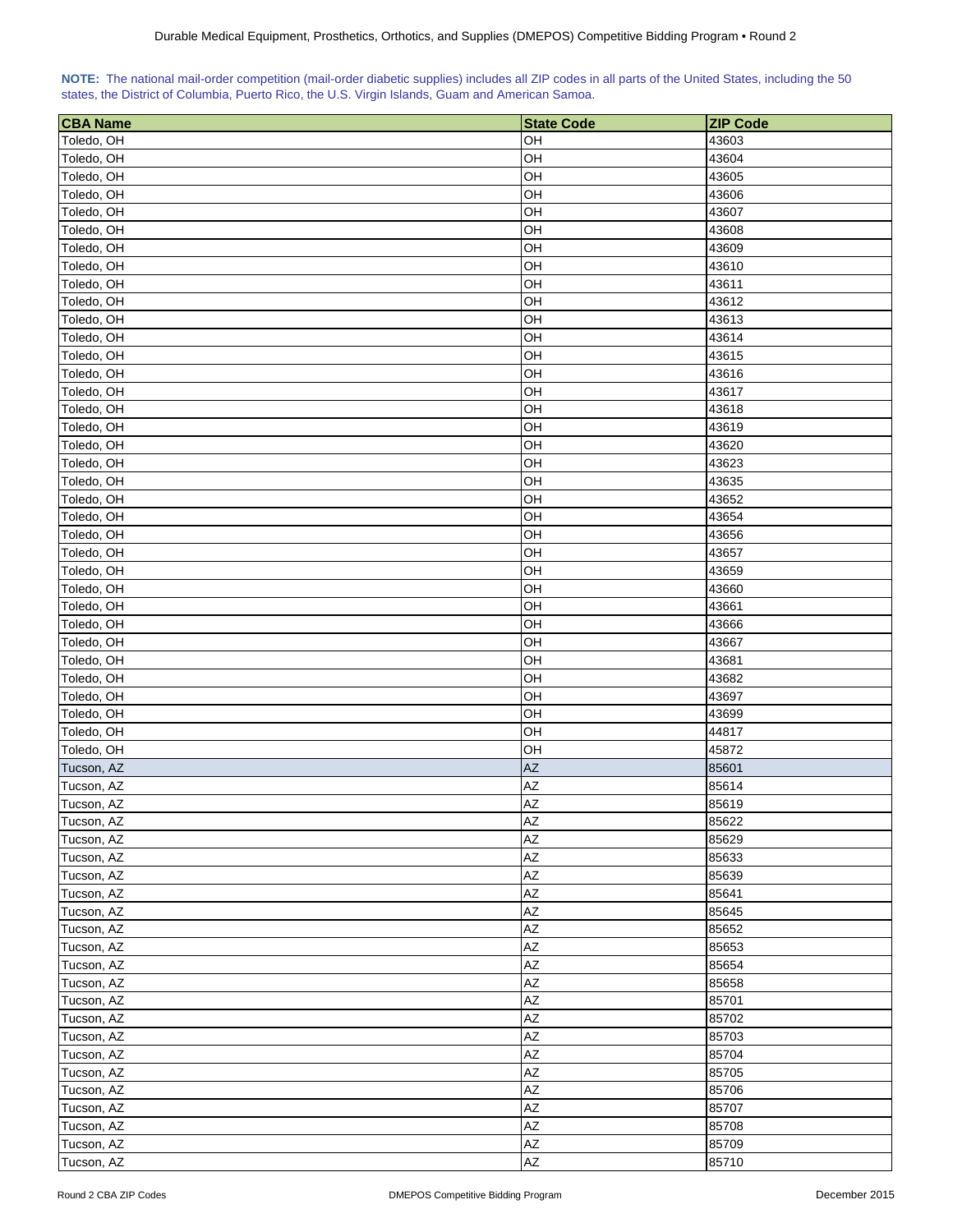**NOTE:** The national mail-order competition (mail-order diabetic supplies) includes all ZIP codes in all parts of the United States, including the 50 states, the District of Columbia, Puerto Rico, the U.S. Virgin Islands, Guam and American Samoa.

| CBA Name | State Code | ZIP Code |
|---|---|---|
| Toledo, OH | OH | 43603 |
| Toledo, OH | OH | 43604 |
| Toledo, OH | OH | 43605 |
| Toledo, OH | OH | 43606 |
| Toledo, OH | OH | 43607 |
| Toledo, OH | OH | 43608 |
| Toledo, OH | OH | 43609 |
| Toledo, OH | OH | 43610 |
| Toledo, OH | OH | 43611 |
| Toledo, OH | OH | 43612 |
| Toledo, OH | OH | 43613 |
| Toledo, OH | OH | 43614 |
| Toledo, OH | OH | 43615 |
| Toledo, OH | OH | 43616 |
| Toledo, OH | OH | 43617 |
| Toledo, OH | OH | 43618 |
| Toledo, OH | OH | 43619 |
| Toledo, OH | OH | 43620 |
| Toledo, OH | OH | 43623 |
| Toledo, OH | OH | 43635 |
| Toledo, OH | OH | 43652 |
| Toledo, OH | OH | 43654 |
| Toledo, OH | OH | 43656 |
| Toledo, OH | OH | 43657 |
| Toledo, OH | OH | 43659 |
| Toledo, OH | OH | 43660 |
| Toledo, OH | OH | 43661 |
| Toledo, OH | OH | 43666 |
| Toledo, OH | OH | 43667 |
| Toledo, OH | OH | 43681 |
| Toledo, OH | OH | 43682 |
| Toledo, OH | OH | 43697 |
| Toledo, OH | OH | 43699 |
| Toledo, OH | OH | 44817 |
| Toledo, OH | OH | 45872 |
| Tucson, AZ | AZ | 85601 |
| Tucson, AZ | AZ | 85614 |
| Tucson, AZ | AZ | 85619 |
| Tucson, AZ | AZ | 85622 |
| Tucson, AZ | AZ | 85629 |
| Tucson, AZ | AZ | 85633 |
| Tucson, AZ | AZ | 85639 |
| Tucson, AZ | AZ | 85641 |
| Tucson, AZ | AZ | 85645 |
| Tucson, AZ | AZ | 85652 |
| Tucson, AZ | AZ | 85653 |
| Tucson, AZ | AZ | 85654 |
| Tucson, AZ | AZ | 85658 |
| Tucson, AZ | AZ | 85701 |
| Tucson, AZ | AZ | 85702 |
| Tucson, AZ | AZ | 85703 |
| Tucson, AZ | AZ | 85704 |
| Tucson, AZ | AZ | 85705 |
| Tucson, AZ | AZ | 85706 |
| Tucson, AZ | AZ | 85707 |
| Tucson, AZ | AZ | 85708 |
| Tucson, AZ | AZ | 85709 |
| Tucson, AZ | AZ | 85710 |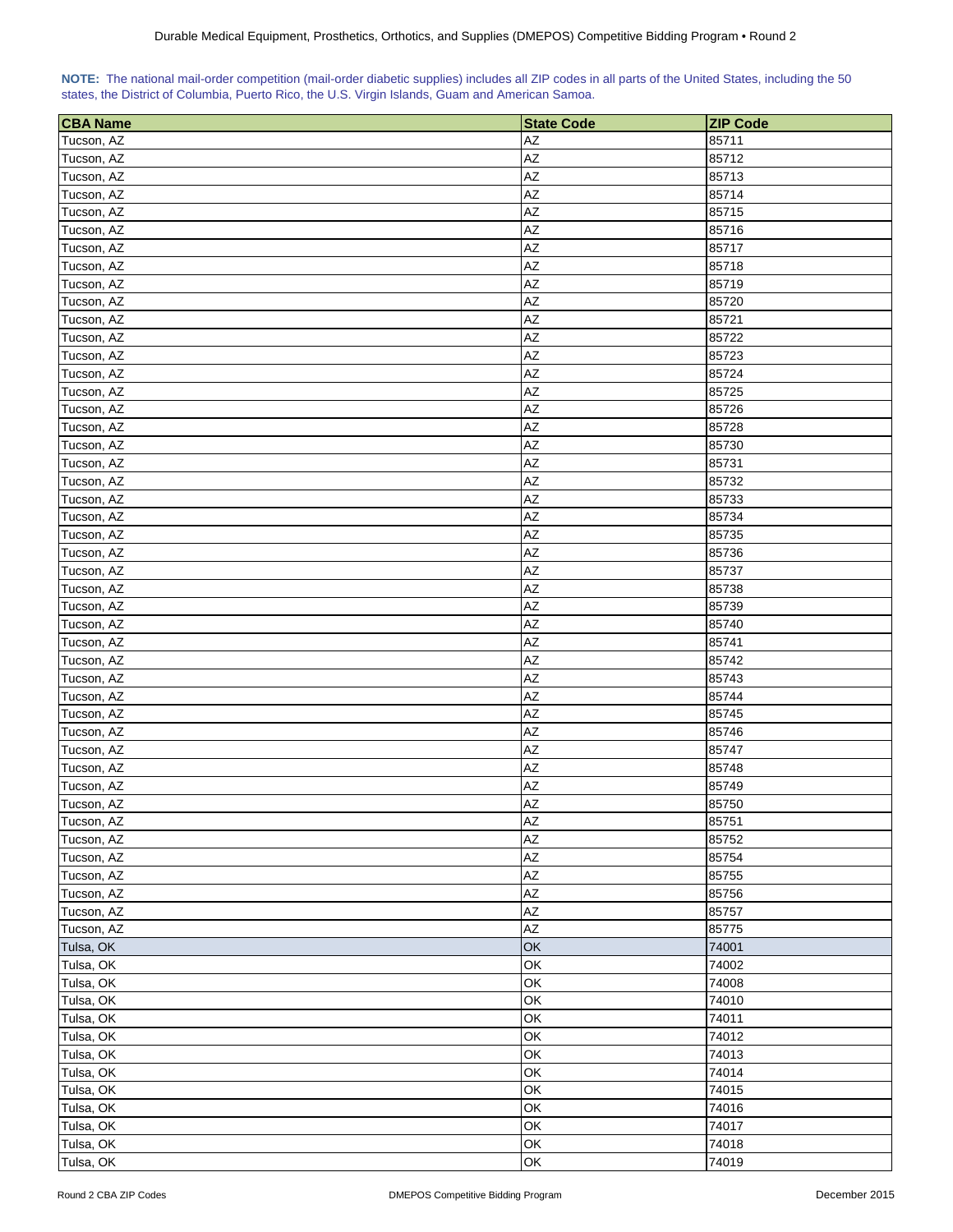**NOTE:** The national mail-order competition (mail-order diabetic supplies) includes all ZIP codes in all parts of the United States, including the 50 states, the District of Columbia, Puerto Rico, the U.S. Virgin Islands, Guam and American Samoa.

| CBA Name | State Code | ZIP Code |
|---|---|---|
| Tucson, AZ | AZ | 85711 |
| Tucson, AZ | AZ | 85712 |
| Tucson, AZ | AZ | 85713 |
| Tucson, AZ | AZ | 85714 |
| Tucson, AZ | AZ | 85715 |
| Tucson, AZ | AZ | 85716 |
| Tucson, AZ | AZ | 85717 |
| Tucson, AZ | AZ | 85718 |
| Tucson, AZ | AZ | 85719 |
| Tucson, AZ | AZ | 85720 |
| Tucson, AZ | AZ | 85721 |
| Tucson, AZ | AZ | 85722 |
| Tucson, AZ | AZ | 85723 |
| Tucson, AZ | AZ | 85724 |
| Tucson, AZ | AZ | 85725 |
| Tucson, AZ | AZ | 85726 |
| Tucson, AZ | AZ | 85728 |
| Tucson, AZ | AZ | 85730 |
| Tucson, AZ | AZ | 85731 |
| Tucson, AZ | AZ | 85732 |
| Tucson, AZ | AZ | 85733 |
| Tucson, AZ | AZ | 85734 |
| Tucson, AZ | AZ | 85735 |
| Tucson, AZ | AZ | 85736 |
| Tucson, AZ | AZ | 85737 |
| Tucson, AZ | AZ | 85738 |
| Tucson, AZ | AZ | 85739 |
| Tucson, AZ | AZ | 85740 |
| Tucson, AZ | AZ | 85741 |
| Tucson, AZ | AZ | 85742 |
| Tucson, AZ | AZ | 85743 |
| Tucson, AZ | AZ | 85744 |
| Tucson, AZ | AZ | 85745 |
| Tucson, AZ | AZ | 85746 |
| Tucson, AZ | AZ | 85747 |
| Tucson, AZ | AZ | 85748 |
| Tucson, AZ | AZ | 85749 |
| Tucson, AZ | AZ | 85750 |
| Tucson, AZ | AZ | 85751 |
| Tucson, AZ | AZ | 85752 |
| Tucson, AZ | AZ | 85754 |
| Tucson, AZ | AZ | 85755 |
| Tucson, AZ | AZ | 85756 |
| Tucson, AZ | AZ | 85757 |
| Tucson, AZ | AZ | 85775 |
| Tulsa, OK | OK | 74001 |
| Tulsa, OK | OK | 74002 |
| Tulsa, OK | OK | 74008 |
| Tulsa, OK | OK | 74010 |
| Tulsa, OK | OK | 74011 |
| Tulsa, OK | OK | 74012 |
| Tulsa, OK | OK | 74013 |
| Tulsa, OK | OK | 74014 |
| Tulsa, OK | OK | 74015 |
| Tulsa, OK | OK | 74016 |
| Tulsa, OK | OK | 74017 |
| Tulsa, OK | OK | 74018 |
| Tulsa, OK | OK | 74019 |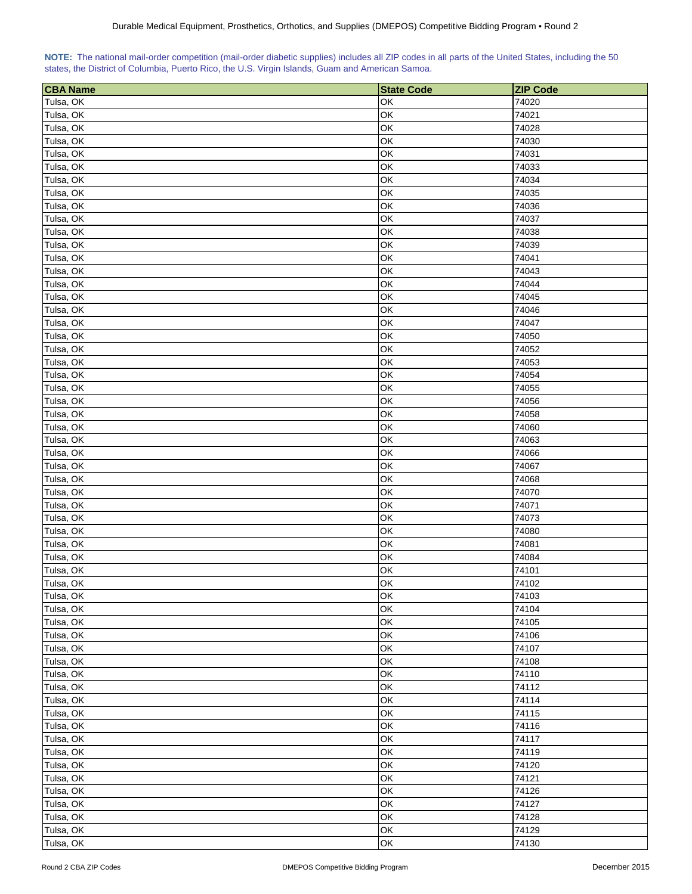**NOTE:** The national mail-order competition (mail-order diabetic supplies) includes all ZIP codes in all parts of the United States, including the 50 states, the District of Columbia, Puerto Rico, the U.S. Virgin Islands, Guam and American Samoa.

| CBA Name | State Code | ZIP Code |
|---|---|---|
| Tulsa, OK | OK | 74020 |
| Tulsa, OK | OK | 74021 |
| Tulsa, OK | OK | 74028 |
| Tulsa, OK | OK | 74030 |
| Tulsa, OK | OK | 74031 |
| Tulsa, OK | OK | 74033 |
| Tulsa, OK | OK | 74034 |
| Tulsa, OK | OK | 74035 |
| Tulsa, OK | OK | 74036 |
| Tulsa, OK | OK | 74037 |
| Tulsa, OK | OK | 74038 |
| Tulsa, OK | OK | 74039 |
| Tulsa, OK | OK | 74041 |
| Tulsa, OK | OK | 74043 |
| Tulsa, OK | OK | 74044 |
| Tulsa, OK | OK | 74045 |
| Tulsa, OK | OK | 74046 |
| Tulsa, OK | OK | 74047 |
| Tulsa, OK | OK | 74050 |
| Tulsa, OK | OK | 74052 |
| Tulsa, OK | OK | 74053 |
| Tulsa, OK | OK | 74054 |
| Tulsa, OK | OK | 74055 |
| Tulsa, OK | OK | 74056 |
| Tulsa, OK | OK | 74058 |
| Tulsa, OK | OK | 74060 |
| Tulsa, OK | OK | 74063 |
| Tulsa, OK | OK | 74066 |
| Tulsa, OK | OK | 74067 |
| Tulsa, OK | OK | 74068 |
| Tulsa, OK | OK | 74070 |
| Tulsa, OK | OK | 74071 |
| Tulsa, OK | OK | 74073 |
| Tulsa, OK | OK | 74080 |
| Tulsa, OK | OK | 74081 |
| Tulsa, OK | OK | 74084 |
| Tulsa, OK | OK | 74101 |
| Tulsa, OK | OK | 74102 |
| Tulsa, OK | OK | 74103 |
| Tulsa, OK | OK | 74104 |
| Tulsa, OK | OK | 74105 |
| Tulsa, OK | OK | 74106 |
| Tulsa, OK | OK | 74107 |
| Tulsa, OK | OK | 74108 |
| Tulsa, OK | OK | 74110 |
| Tulsa, OK | OK | 74112 |
| Tulsa, OK | OK | 74114 |
| Tulsa, OK | OK | 74115 |
| Tulsa, OK | OK | 74116 |
| Tulsa, OK | OK | 74117 |
| Tulsa, OK | OK | 74119 |
| Tulsa, OK | OK | 74120 |
| Tulsa, OK | OK | 74121 |
| Tulsa, OK | OK | 74126 |
| Tulsa, OK | OK | 74127 |
| Tulsa, OK | OK | 74128 |
| Tulsa, OK | OK | 74129 |
| Tulsa, OK | OK | 74130 |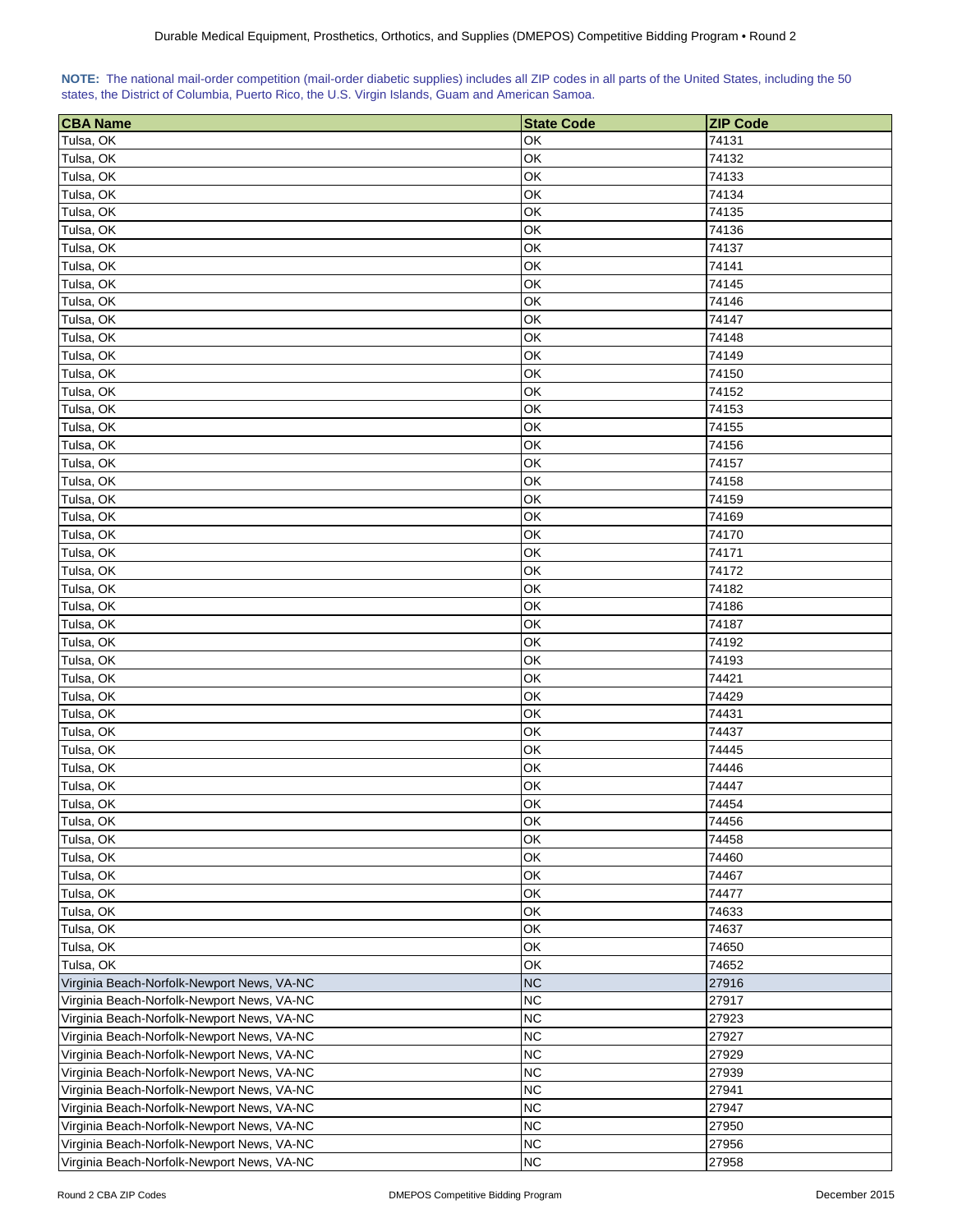**NOTE:** The national mail-order competition (mail-order diabetic supplies) includes all ZIP codes in all parts of the United States, including the 50 states, the District of Columbia, Puerto Rico, the U.S. Virgin Islands, Guam and American Samoa.

| CBA Name | State Code | ZIP Code |
|---|---|---|
| Tulsa, OK | OK | 74131 |
| Tulsa, OK | OK | 74132 |
| Tulsa, OK | OK | 74133 |
| Tulsa, OK | OK | 74134 |
| Tulsa, OK | OK | 74135 |
| Tulsa, OK | OK | 74136 |
| Tulsa, OK | OK | 74137 |
| Tulsa, OK | OK | 74141 |
| Tulsa, OK | OK | 74145 |
| Tulsa, OK | OK | 74146 |
| Tulsa, OK | OK | 74147 |
| Tulsa, OK | OK | 74148 |
| Tulsa, OK | OK | 74149 |
| Tulsa, OK | OK | 74150 |
| Tulsa, OK | OK | 74152 |
| Tulsa, OK | OK | 74153 |
| Tulsa, OK | OK | 74155 |
| Tulsa, OK | OK | 74156 |
| Tulsa, OK | OK | 74157 |
| Tulsa, OK | OK | 74158 |
| Tulsa, OK | OK | 74159 |
| Tulsa, OK | OK | 74169 |
| Tulsa, OK | OK | 74170 |
| Tulsa, OK | OK | 74171 |
| Tulsa, OK | OK | 74172 |
| Tulsa, OK | OK | 74182 |
| Tulsa, OK | OK | 74186 |
| Tulsa, OK | OK | 74187 |
| Tulsa, OK | OK | 74192 |
| Tulsa, OK | OK | 74193 |
| Tulsa, OK | OK | 74421 |
| Tulsa, OK | OK | 74429 |
| Tulsa, OK | OK | 74431 |
| Tulsa, OK | OK | 74437 |
| Tulsa, OK | OK | 74445 |
| Tulsa, OK | OK | 74446 |
| Tulsa, OK | OK | 74447 |
| Tulsa, OK | OK | 74454 |
| Tulsa, OK | OK | 74456 |
| Tulsa, OK | OK | 74458 |
| Tulsa, OK | OK | 74460 |
| Tulsa, OK | OK | 74467 |
| Tulsa, OK | OK | 74477 |
| Tulsa, OK | OK | 74633 |
| Tulsa, OK | OK | 74637 |
| Tulsa, OK | OK | 74650 |
| Tulsa, OK | OK | 74652 |
| Virginia Beach-Norfolk-Newport News, VA-NC | NC | 27916 |
| Virginia Beach-Norfolk-Newport News, VA-NC | NC | 27917 |
| Virginia Beach-Norfolk-Newport News, VA-NC | NC | 27923 |
| Virginia Beach-Norfolk-Newport News, VA-NC | NC | 27927 |
| Virginia Beach-Norfolk-Newport News, VA-NC | NC | 27929 |
| Virginia Beach-Norfolk-Newport News, VA-NC | NC | 27939 |
| Virginia Beach-Norfolk-Newport News, VA-NC | NC | 27941 |
| Virginia Beach-Norfolk-Newport News, VA-NC | NC | 27947 |
| Virginia Beach-Norfolk-Newport News, VA-NC | NC | 27950 |
| Virginia Beach-Norfolk-Newport News, VA-NC | NC | 27956 |
| Virginia Beach-Norfolk-Newport News, VA-NC | NC | 27958 |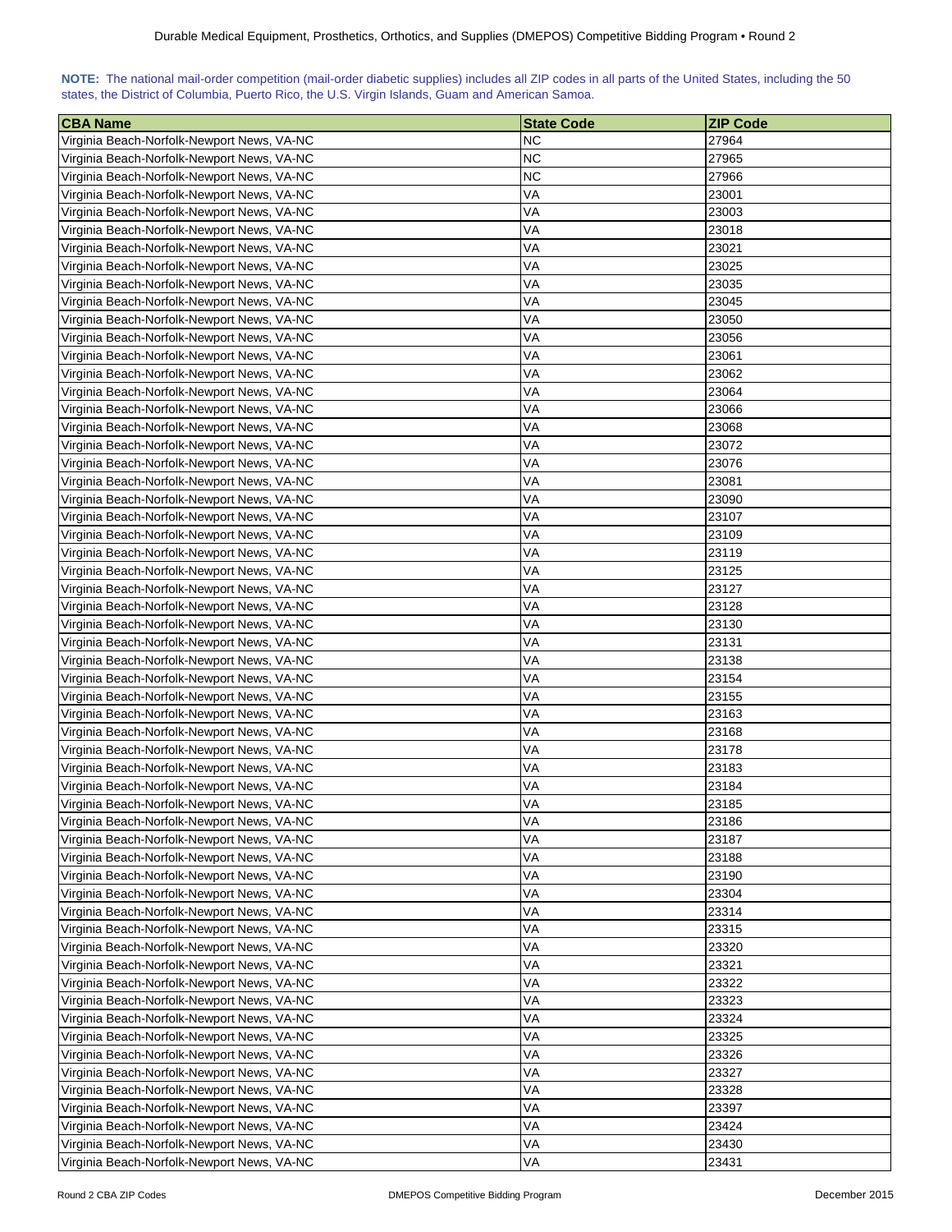**NOTE:** The national mail-order competition (mail-order diabetic supplies) includes all ZIP codes in all parts of the United States, including the 50 states, the District of Columbia, Puerto Rico, the U.S. Virgin Islands, Guam and American Samoa.

| CBA Name | State Code | ZIP Code |
|---|---|---|
| Virginia Beach-Norfolk-Newport News, VA-NC | NC | 27964 |
| Virginia Beach-Norfolk-Newport News, VA-NC | NC | 27965 |
| Virginia Beach-Norfolk-Newport News, VA-NC | NC | 27966 |
| Virginia Beach-Norfolk-Newport News, VA-NC | VA | 23001 |
| Virginia Beach-Norfolk-Newport News, VA-NC | VA | 23003 |
| Virginia Beach-Norfolk-Newport News, VA-NC | VA | 23018 |
| Virginia Beach-Norfolk-Newport News, VA-NC | VA | 23021 |
| Virginia Beach-Norfolk-Newport News, VA-NC | VA | 23025 |
| Virginia Beach-Norfolk-Newport News, VA-NC | VA | 23035 |
| Virginia Beach-Norfolk-Newport News, VA-NC | VA | 23045 |
| Virginia Beach-Norfolk-Newport News, VA-NC | VA | 23050 |
| Virginia Beach-Norfolk-Newport News, VA-NC | VA | 23056 |
| Virginia Beach-Norfolk-Newport News, VA-NC | VA | 23061 |
| Virginia Beach-Norfolk-Newport News, VA-NC | VA | 23062 |
| Virginia Beach-Norfolk-Newport News, VA-NC | VA | 23064 |
| Virginia Beach-Norfolk-Newport News, VA-NC | VA | 23066 |
| Virginia Beach-Norfolk-Newport News, VA-NC | VA | 23068 |
| Virginia Beach-Norfolk-Newport News, VA-NC | VA | 23072 |
| Virginia Beach-Norfolk-Newport News, VA-NC | VA | 23076 |
| Virginia Beach-Norfolk-Newport News, VA-NC | VA | 23081 |
| Virginia Beach-Norfolk-Newport News, VA-NC | VA | 23090 |
| Virginia Beach-Norfolk-Newport News, VA-NC | VA | 23107 |
| Virginia Beach-Norfolk-Newport News, VA-NC | VA | 23109 |
| Virginia Beach-Norfolk-Newport News, VA-NC | VA | 23119 |
| Virginia Beach-Norfolk-Newport News, VA-NC | VA | 23125 |
| Virginia Beach-Norfolk-Newport News, VA-NC | VA | 23127 |
| Virginia Beach-Norfolk-Newport News, VA-NC | VA | 23128 |
| Virginia Beach-Norfolk-Newport News, VA-NC | VA | 23130 |
| Virginia Beach-Norfolk-Newport News, VA-NC | VA | 23131 |
| Virginia Beach-Norfolk-Newport News, VA-NC | VA | 23138 |
| Virginia Beach-Norfolk-Newport News, VA-NC | VA | 23154 |
| Virginia Beach-Norfolk-Newport News, VA-NC | VA | 23155 |
| Virginia Beach-Norfolk-Newport News, VA-NC | VA | 23163 |
| Virginia Beach-Norfolk-Newport News, VA-NC | VA | 23168 |
| Virginia Beach-Norfolk-Newport News, VA-NC | VA | 23178 |
| Virginia Beach-Norfolk-Newport News, VA-NC | VA | 23183 |
| Virginia Beach-Norfolk-Newport News, VA-NC | VA | 23184 |
| Virginia Beach-Norfolk-Newport News, VA-NC | VA | 23185 |
| Virginia Beach-Norfolk-Newport News, VA-NC | VA | 23186 |
| Virginia Beach-Norfolk-Newport News, VA-NC | VA | 23187 |
| Virginia Beach-Norfolk-Newport News, VA-NC | VA | 23188 |
| Virginia Beach-Norfolk-Newport News, VA-NC | VA | 23190 |
| Virginia Beach-Norfolk-Newport News, VA-NC | VA | 23304 |
| Virginia Beach-Norfolk-Newport News, VA-NC | VA | 23314 |
| Virginia Beach-Norfolk-Newport News, VA-NC | VA | 23315 |
| Virginia Beach-Norfolk-Newport News, VA-NC | VA | 23320 |
| Virginia Beach-Norfolk-Newport News, VA-NC | VA | 23321 |
| Virginia Beach-Norfolk-Newport News, VA-NC | VA | 23322 |
| Virginia Beach-Norfolk-Newport News, VA-NC | VA | 23323 |
| Virginia Beach-Norfolk-Newport News, VA-NC | VA | 23324 |
| Virginia Beach-Norfolk-Newport News, VA-NC | VA | 23325 |
| Virginia Beach-Norfolk-Newport News, VA-NC | VA | 23326 |
| Virginia Beach-Norfolk-Newport News, VA-NC | VA | 23327 |
| Virginia Beach-Norfolk-Newport News, VA-NC | VA | 23328 |
| Virginia Beach-Norfolk-Newport News, VA-NC | VA | 23397 |
| Virginia Beach-Norfolk-Newport News, VA-NC | VA | 23424 |
| Virginia Beach-Norfolk-Newport News, VA-NC | VA | 23430 |
| Virginia Beach-Norfolk-Newport News, VA-NC | VA | 23431 |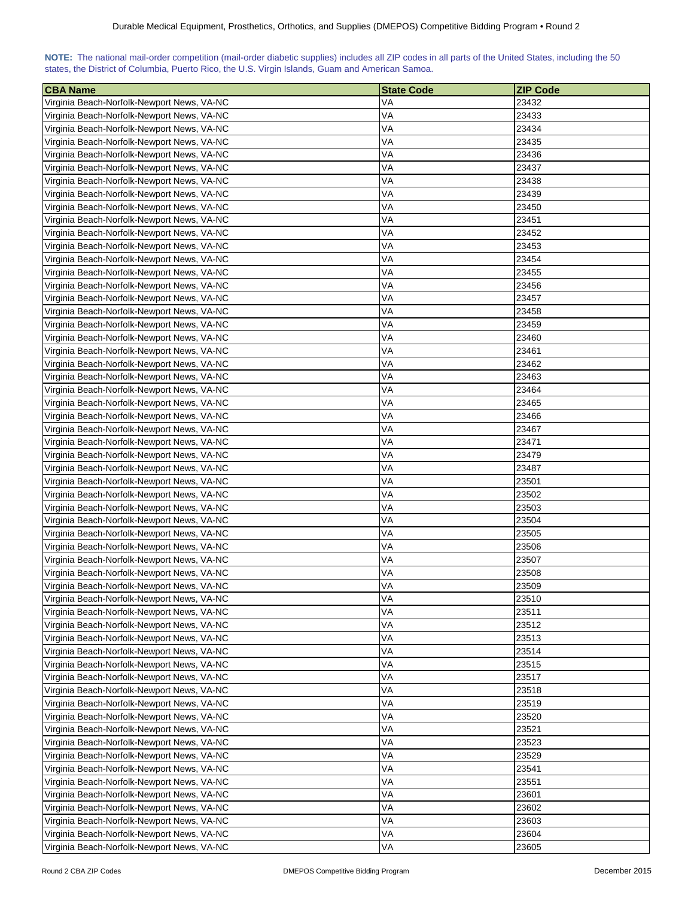**NOTE:** The national mail-order competition (mail-order diabetic supplies) includes all ZIP codes in all parts of the United States, including the 50 states, the District of Columbia, Puerto Rico, the U.S. Virgin Islands, Guam and American Samoa.

| CBA Name | State Code | ZIP Code |
|---|---|---|
| Virginia Beach-Norfolk-Newport News, VA-NC | VA | 23432 |
| Virginia Beach-Norfolk-Newport News, VA-NC | VA | 23433 |
| Virginia Beach-Norfolk-Newport News, VA-NC | VA | 23434 |
| Virginia Beach-Norfolk-Newport News, VA-NC | VA | 23435 |
| Virginia Beach-Norfolk-Newport News, VA-NC | VA | 23436 |
| Virginia Beach-Norfolk-Newport News, VA-NC | VA | 23437 |
| Virginia Beach-Norfolk-Newport News, VA-NC | VA | 23438 |
| Virginia Beach-Norfolk-Newport News, VA-NC | VA | 23439 |
| Virginia Beach-Norfolk-Newport News, VA-NC | VA | 23450 |
| Virginia Beach-Norfolk-Newport News, VA-NC | VA | 23451 |
| Virginia Beach-Norfolk-Newport News, VA-NC | VA | 23452 |
| Virginia Beach-Norfolk-Newport News, VA-NC | VA | 23453 |
| Virginia Beach-Norfolk-Newport News, VA-NC | VA | 23454 |
| Virginia Beach-Norfolk-Newport News, VA-NC | VA | 23455 |
| Virginia Beach-Norfolk-Newport News, VA-NC | VA | 23456 |
| Virginia Beach-Norfolk-Newport News, VA-NC | VA | 23457 |
| Virginia Beach-Norfolk-Newport News, VA-NC | VA | 23458 |
| Virginia Beach-Norfolk-Newport News, VA-NC | VA | 23459 |
| Virginia Beach-Norfolk-Newport News, VA-NC | VA | 23460 |
| Virginia Beach-Norfolk-Newport News, VA-NC | VA | 23461 |
| Virginia Beach-Norfolk-Newport News, VA-NC | VA | 23462 |
| Virginia Beach-Norfolk-Newport News, VA-NC | VA | 23463 |
| Virginia Beach-Norfolk-Newport News, VA-NC | VA | 23464 |
| Virginia Beach-Norfolk-Newport News, VA-NC | VA | 23465 |
| Virginia Beach-Norfolk-Newport News, VA-NC | VA | 23466 |
| Virginia Beach-Norfolk-Newport News, VA-NC | VA | 23467 |
| Virginia Beach-Norfolk-Newport News, VA-NC | VA | 23471 |
| Virginia Beach-Norfolk-Newport News, VA-NC | VA | 23479 |
| Virginia Beach-Norfolk-Newport News, VA-NC | VA | 23487 |
| Virginia Beach-Norfolk-Newport News, VA-NC | VA | 23501 |
| Virginia Beach-Norfolk-Newport News, VA-NC | VA | 23502 |
| Virginia Beach-Norfolk-Newport News, VA-NC | VA | 23503 |
| Virginia Beach-Norfolk-Newport News, VA-NC | VA | 23504 |
| Virginia Beach-Norfolk-Newport News, VA-NC | VA | 23505 |
| Virginia Beach-Norfolk-Newport News, VA-NC | VA | 23506 |
| Virginia Beach-Norfolk-Newport News, VA-NC | VA | 23507 |
| Virginia Beach-Norfolk-Newport News, VA-NC | VA | 23508 |
| Virginia Beach-Norfolk-Newport News, VA-NC | VA | 23509 |
| Virginia Beach-Norfolk-Newport News, VA-NC | VA | 23510 |
| Virginia Beach-Norfolk-Newport News, VA-NC | VA | 23511 |
| Virginia Beach-Norfolk-Newport News, VA-NC | VA | 23512 |
| Virginia Beach-Norfolk-Newport News, VA-NC | VA | 23513 |
| Virginia Beach-Norfolk-Newport News, VA-NC | VA | 23514 |
| Virginia Beach-Norfolk-Newport News, VA-NC | VA | 23515 |
| Virginia Beach-Norfolk-Newport News, VA-NC | VA | 23517 |
| Virginia Beach-Norfolk-Newport News, VA-NC | VA | 23518 |
| Virginia Beach-Norfolk-Newport News, VA-NC | VA | 23519 |
| Virginia Beach-Norfolk-Newport News, VA-NC | VA | 23520 |
| Virginia Beach-Norfolk-Newport News, VA-NC | VA | 23521 |
| Virginia Beach-Norfolk-Newport News, VA-NC | VA | 23523 |
| Virginia Beach-Norfolk-Newport News, VA-NC | VA | 23529 |
| Virginia Beach-Norfolk-Newport News, VA-NC | VA | 23541 |
| Virginia Beach-Norfolk-Newport News, VA-NC | VA | 23551 |
| Virginia Beach-Norfolk-Newport News, VA-NC | VA | 23601 |
| Virginia Beach-Norfolk-Newport News, VA-NC | VA | 23602 |
| Virginia Beach-Norfolk-Newport News, VA-NC | VA | 23603 |
| Virginia Beach-Norfolk-Newport News, VA-NC | VA | 23604 |
| Virginia Beach-Norfolk-Newport News, VA-NC | VA | 23605 |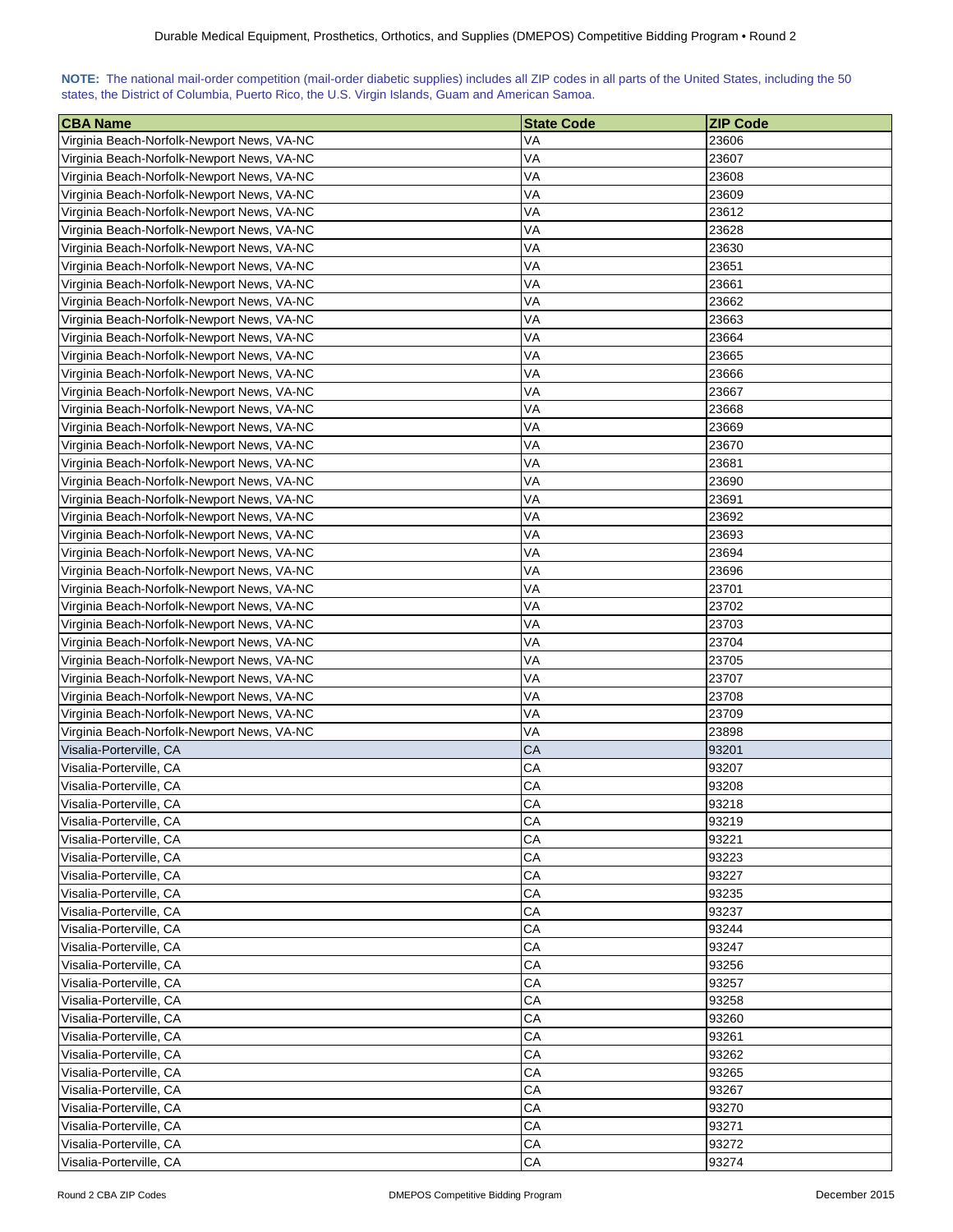**NOTE:** The national mail-order competition (mail-order diabetic supplies) includes all ZIP codes in all parts of the United States, including the 50 states, the District of Columbia, Puerto Rico, the U.S. Virgin Islands, Guam and American Samoa.

| CBA Name | State Code | ZIP Code |
|---|---|---|
| Virginia Beach-Norfolk-Newport News, VA-NC | VA | 23606 |
| Virginia Beach-Norfolk-Newport News, VA-NC | VA | 23607 |
| Virginia Beach-Norfolk-Newport News, VA-NC | VA | 23608 |
| Virginia Beach-Norfolk-Newport News, VA-NC | VA | 23609 |
| Virginia Beach-Norfolk-Newport News, VA-NC | VA | 23612 |
| Virginia Beach-Norfolk-Newport News, VA-NC | VA | 23628 |
| Virginia Beach-Norfolk-Newport News, VA-NC | VA | 23630 |
| Virginia Beach-Norfolk-Newport News, VA-NC | VA | 23651 |
| Virginia Beach-Norfolk-Newport News, VA-NC | VA | 23661 |
| Virginia Beach-Norfolk-Newport News, VA-NC | VA | 23662 |
| Virginia Beach-Norfolk-Newport News, VA-NC | VA | 23663 |
| Virginia Beach-Norfolk-Newport News, VA-NC | VA | 23664 |
| Virginia Beach-Norfolk-Newport News, VA-NC | VA | 23665 |
| Virginia Beach-Norfolk-Newport News, VA-NC | VA | 23666 |
| Virginia Beach-Norfolk-Newport News, VA-NC | VA | 23667 |
| Virginia Beach-Norfolk-Newport News, VA-NC | VA | 23668 |
| Virginia Beach-Norfolk-Newport News, VA-NC | VA | 23669 |
| Virginia Beach-Norfolk-Newport News, VA-NC | VA | 23670 |
| Virginia Beach-Norfolk-Newport News, VA-NC | VA | 23681 |
| Virginia Beach-Norfolk-Newport News, VA-NC | VA | 23690 |
| Virginia Beach-Norfolk-Newport News, VA-NC | VA | 23691 |
| Virginia Beach-Norfolk-Newport News, VA-NC | VA | 23692 |
| Virginia Beach-Norfolk-Newport News, VA-NC | VA | 23693 |
| Virginia Beach-Norfolk-Newport News, VA-NC | VA | 23694 |
| Virginia Beach-Norfolk-Newport News, VA-NC | VA | 23696 |
| Virginia Beach-Norfolk-Newport News, VA-NC | VA | 23701 |
| Virginia Beach-Norfolk-Newport News, VA-NC | VA | 23702 |
| Virginia Beach-Norfolk-Newport News, VA-NC | VA | 23703 |
| Virginia Beach-Norfolk-Newport News, VA-NC | VA | 23704 |
| Virginia Beach-Norfolk-Newport News, VA-NC | VA | 23705 |
| Virginia Beach-Norfolk-Newport News, VA-NC | VA | 23707 |
| Virginia Beach-Norfolk-Newport News, VA-NC | VA | 23708 |
| Virginia Beach-Norfolk-Newport News, VA-NC | VA | 23709 |
| Virginia Beach-Norfolk-Newport News, VA-NC | VA | 23898 |
| Visalia-Porterville, CA | CA | 93201 |
| Visalia-Porterville, CA | CA | 93207 |
| Visalia-Porterville, CA | CA | 93208 |
| Visalia-Porterville, CA | CA | 93218 |
| Visalia-Porterville, CA | CA | 93219 |
| Visalia-Porterville, CA | CA | 93221 |
| Visalia-Porterville, CA | CA | 93223 |
| Visalia-Porterville, CA | CA | 93227 |
| Visalia-Porterville, CA | CA | 93235 |
| Visalia-Porterville, CA | CA | 93237 |
| Visalia-Porterville, CA | CA | 93244 |
| Visalia-Porterville, CA | CA | 93247 |
| Visalia-Porterville, CA | CA | 93256 |
| Visalia-Porterville, CA | CA | 93257 |
| Visalia-Porterville, CA | CA | 93258 |
| Visalia-Porterville, CA | CA | 93260 |
| Visalia-Porterville, CA | CA | 93261 |
| Visalia-Porterville, CA | CA | 93262 |
| Visalia-Porterville, CA | CA | 93265 |
| Visalia-Porterville, CA | CA | 93267 |
| Visalia-Porterville, CA | CA | 93270 |
| Visalia-Porterville, CA | CA | 93271 |
| Visalia-Porterville, CA | CA | 93272 |
| Visalia-Porterville, CA | CA | 93274 |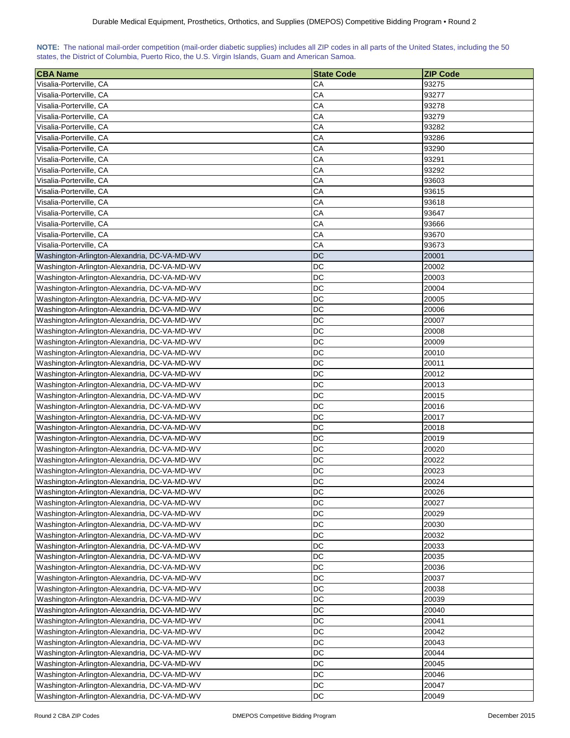**NOTE:** The national mail-order competition (mail-order diabetic supplies) includes all ZIP codes in all parts of the United States, including the 50 states, the District of Columbia, Puerto Rico, the U.S. Virgin Islands, Guam and American Samoa.

| CBA Name | State Code | ZIP Code |
|---|---|---|
| Visalia-Porterville, CA | CA | 93275 |
| Visalia-Porterville, CA | CA | 93277 |
| Visalia-Porterville, CA | CA | 93278 |
| Visalia-Porterville, CA | CA | 93279 |
| Visalia-Porterville, CA | CA | 93282 |
| Visalia-Porterville, CA | CA | 93286 |
| Visalia-Porterville, CA | CA | 93290 |
| Visalia-Porterville, CA | CA | 93291 |
| Visalia-Porterville, CA | CA | 93292 |
| Visalia-Porterville, CA | CA | 93603 |
| Visalia-Porterville, CA | CA | 93615 |
| Visalia-Porterville, CA | CA | 93618 |
| Visalia-Porterville, CA | CA | 93647 |
| Visalia-Porterville, CA | CA | 93666 |
| Visalia-Porterville, CA | CA | 93670 |
| Visalia-Porterville, CA | CA | 93673 |
| Washington-Arlington-Alexandria, DC-VA-MD-WV | DC | 20001 |
| Washington-Arlington-Alexandria, DC-VA-MD-WV | DC | 20002 |
| Washington-Arlington-Alexandria, DC-VA-MD-WV | DC | 20003 |
| Washington-Arlington-Alexandria, DC-VA-MD-WV | DC | 20004 |
| Washington-Arlington-Alexandria, DC-VA-MD-WV | DC | 20005 |
| Washington-Arlington-Alexandria, DC-VA-MD-WV | DC | 20006 |
| Washington-Arlington-Alexandria, DC-VA-MD-WV | DC | 20007 |
| Washington-Arlington-Alexandria, DC-VA-MD-WV | DC | 20008 |
| Washington-Arlington-Alexandria, DC-VA-MD-WV | DC | 20009 |
| Washington-Arlington-Alexandria, DC-VA-MD-WV | DC | 20010 |
| Washington-Arlington-Alexandria, DC-VA-MD-WV | DC | 20011 |
| Washington-Arlington-Alexandria, DC-VA-MD-WV | DC | 20012 |
| Washington-Arlington-Alexandria, DC-VA-MD-WV | DC | 20013 |
| Washington-Arlington-Alexandria, DC-VA-MD-WV | DC | 20015 |
| Washington-Arlington-Alexandria, DC-VA-MD-WV | DC | 20016 |
| Washington-Arlington-Alexandria, DC-VA-MD-WV | DC | 20017 |
| Washington-Arlington-Alexandria, DC-VA-MD-WV | DC | 20018 |
| Washington-Arlington-Alexandria, DC-VA-MD-WV | DC | 20019 |
| Washington-Arlington-Alexandria, DC-VA-MD-WV | DC | 20020 |
| Washington-Arlington-Alexandria, DC-VA-MD-WV | DC | 20022 |
| Washington-Arlington-Alexandria, DC-VA-MD-WV | DC | 20023 |
| Washington-Arlington-Alexandria, DC-VA-MD-WV | DC | 20024 |
| Washington-Arlington-Alexandria, DC-VA-MD-WV | DC | 20026 |
| Washington-Arlington-Alexandria, DC-VA-MD-WV | DC | 20027 |
| Washington-Arlington-Alexandria, DC-VA-MD-WV | DC | 20029 |
| Washington-Arlington-Alexandria, DC-VA-MD-WV | DC | 20030 |
| Washington-Arlington-Alexandria, DC-VA-MD-WV | DC | 20032 |
| Washington-Arlington-Alexandria, DC-VA-MD-WV | DC | 20033 |
| Washington-Arlington-Alexandria, DC-VA-MD-WV | DC | 20035 |
| Washington-Arlington-Alexandria, DC-VA-MD-WV | DC | 20036 |
| Washington-Arlington-Alexandria, DC-VA-MD-WV | DC | 20037 |
| Washington-Arlington-Alexandria, DC-VA-MD-WV | DC | 20038 |
| Washington-Arlington-Alexandria, DC-VA-MD-WV | DC | 20039 |
| Washington-Arlington-Alexandria, DC-VA-MD-WV | DC | 20040 |
| Washington-Arlington-Alexandria, DC-VA-MD-WV | DC | 20041 |
| Washington-Arlington-Alexandria, DC-VA-MD-WV | DC | 20042 |
| Washington-Arlington-Alexandria, DC-VA-MD-WV | DC | 20043 |
| Washington-Arlington-Alexandria, DC-VA-MD-WV | DC | 20044 |
| Washington-Arlington-Alexandria, DC-VA-MD-WV | DC | 20045 |
| Washington-Arlington-Alexandria, DC-VA-MD-WV | DC | 20046 |
| Washington-Arlington-Alexandria, DC-VA-MD-WV | DC | 20047 |
| Washington-Arlington-Alexandria, DC-VA-MD-WV | DC | 20049 |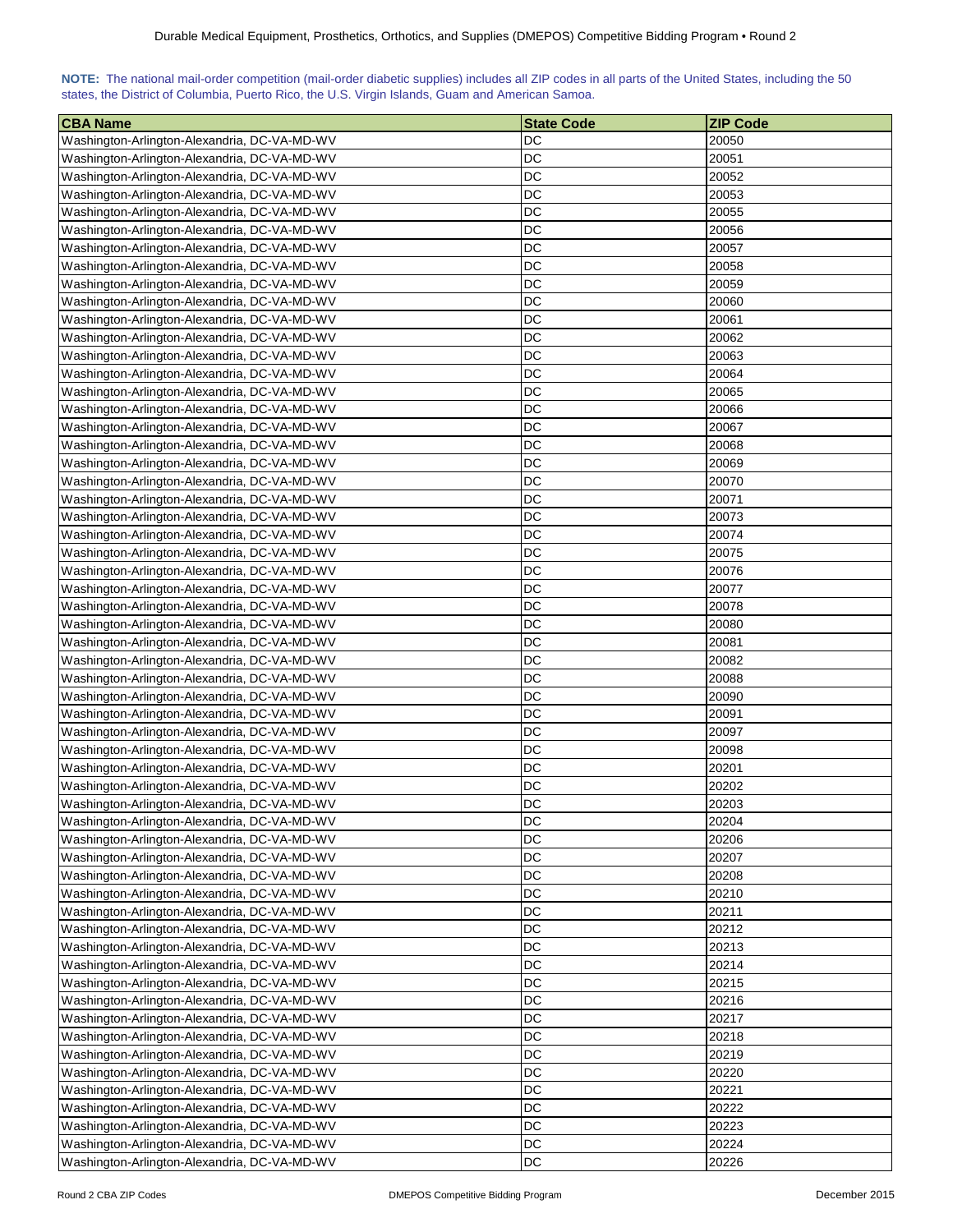**NOTE:** The national mail-order competition (mail-order diabetic supplies) includes all ZIP codes in all parts of the United States, including the 50 states, the District of Columbia, Puerto Rico, the U.S. Virgin Islands, Guam and American Samoa.

| CBA Name | State Code | ZIP Code |
| --- | --- | --- |
| Washington-Arlington-Alexandria, DC-VA-MD-WV | DC | 20050 |
| Washington-Arlington-Alexandria, DC-VA-MD-WV | DC | 20051 |
| Washington-Arlington-Alexandria, DC-VA-MD-WV | DC | 20052 |
| Washington-Arlington-Alexandria, DC-VA-MD-WV | DC | 20053 |
| Washington-Arlington-Alexandria, DC-VA-MD-WV | DC | 20055 |
| Washington-Arlington-Alexandria, DC-VA-MD-WV | DC | 20056 |
| Washington-Arlington-Alexandria, DC-VA-MD-WV | DC | 20057 |
| Washington-Arlington-Alexandria, DC-VA-MD-WV | DC | 20058 |
| Washington-Arlington-Alexandria, DC-VA-MD-WV | DC | 20059 |
| Washington-Arlington-Alexandria, DC-VA-MD-WV | DC | 20060 |
| Washington-Arlington-Alexandria, DC-VA-MD-WV | DC | 20061 |
| Washington-Arlington-Alexandria, DC-VA-MD-WV | DC | 20062 |
| Washington-Arlington-Alexandria, DC-VA-MD-WV | DC | 20063 |
| Washington-Arlington-Alexandria, DC-VA-MD-WV | DC | 20064 |
| Washington-Arlington-Alexandria, DC-VA-MD-WV | DC | 20065 |
| Washington-Arlington-Alexandria, DC-VA-MD-WV | DC | 20066 |
| Washington-Arlington-Alexandria, DC-VA-MD-WV | DC | 20067 |
| Washington-Arlington-Alexandria, DC-VA-MD-WV | DC | 20068 |
| Washington-Arlington-Alexandria, DC-VA-MD-WV | DC | 20069 |
| Washington-Arlington-Alexandria, DC-VA-MD-WV | DC | 20070 |
| Washington-Arlington-Alexandria, DC-VA-MD-WV | DC | 20071 |
| Washington-Arlington-Alexandria, DC-VA-MD-WV | DC | 20073 |
| Washington-Arlington-Alexandria, DC-VA-MD-WV | DC | 20074 |
| Washington-Arlington-Alexandria, DC-VA-MD-WV | DC | 20075 |
| Washington-Arlington-Alexandria, DC-VA-MD-WV | DC | 20076 |
| Washington-Arlington-Alexandria, DC-VA-MD-WV | DC | 20077 |
| Washington-Arlington-Alexandria, DC-VA-MD-WV | DC | 20078 |
| Washington-Arlington-Alexandria, DC-VA-MD-WV | DC | 20080 |
| Washington-Arlington-Alexandria, DC-VA-MD-WV | DC | 20081 |
| Washington-Arlington-Alexandria, DC-VA-MD-WV | DC | 20082 |
| Washington-Arlington-Alexandria, DC-VA-MD-WV | DC | 20088 |
| Washington-Arlington-Alexandria, DC-VA-MD-WV | DC | 20090 |
| Washington-Arlington-Alexandria, DC-VA-MD-WV | DC | 20091 |
| Washington-Arlington-Alexandria, DC-VA-MD-WV | DC | 20097 |
| Washington-Arlington-Alexandria, DC-VA-MD-WV | DC | 20098 |
| Washington-Arlington-Alexandria, DC-VA-MD-WV | DC | 20201 |
| Washington-Arlington-Alexandria, DC-VA-MD-WV | DC | 20202 |
| Washington-Arlington-Alexandria, DC-VA-MD-WV | DC | 20203 |
| Washington-Arlington-Alexandria, DC-VA-MD-WV | DC | 20204 |
| Washington-Arlington-Alexandria, DC-VA-MD-WV | DC | 20206 |
| Washington-Arlington-Alexandria, DC-VA-MD-WV | DC | 20207 |
| Washington-Arlington-Alexandria, DC-VA-MD-WV | DC | 20208 |
| Washington-Arlington-Alexandria, DC-VA-MD-WV | DC | 20210 |
| Washington-Arlington-Alexandria, DC-VA-MD-WV | DC | 20211 |
| Washington-Arlington-Alexandria, DC-VA-MD-WV | DC | 20212 |
| Washington-Arlington-Alexandria, DC-VA-MD-WV | DC | 20213 |
| Washington-Arlington-Alexandria, DC-VA-MD-WV | DC | 20214 |
| Washington-Arlington-Alexandria, DC-VA-MD-WV | DC | 20215 |
| Washington-Arlington-Alexandria, DC-VA-MD-WV | DC | 20216 |
| Washington-Arlington-Alexandria, DC-VA-MD-WV | DC | 20217 |
| Washington-Arlington-Alexandria, DC-VA-MD-WV | DC | 20218 |
| Washington-Arlington-Alexandria, DC-VA-MD-WV | DC | 20219 |
| Washington-Arlington-Alexandria, DC-VA-MD-WV | DC | 20220 |
| Washington-Arlington-Alexandria, DC-VA-MD-WV | DC | 20221 |
| Washington-Arlington-Alexandria, DC-VA-MD-WV | DC | 20222 |
| Washington-Arlington-Alexandria, DC-VA-MD-WV | DC | 20223 |
| Washington-Arlington-Alexandria, DC-VA-MD-WV | DC | 20224 |
| Washington-Arlington-Alexandria, DC-VA-MD-WV | DC | 20226 |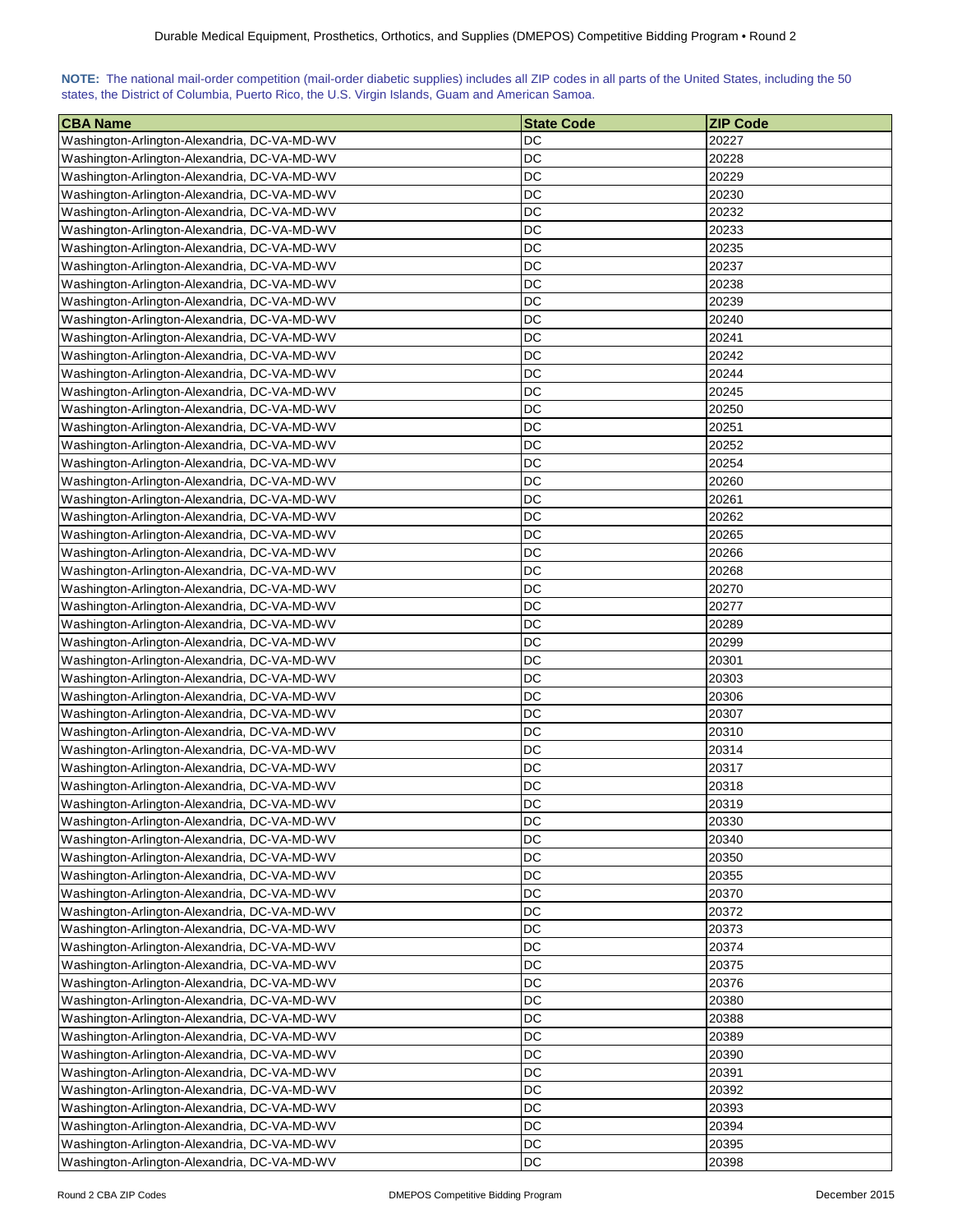**NOTE:** The national mail-order competition (mail-order diabetic supplies) includes all ZIP codes in all parts of the United States, including the 50 states, the District of Columbia, Puerto Rico, the U.S. Virgin Islands, Guam and American Samoa.

| CBA Name | State Code | ZIP Code |
|---|---|---|
| Washington-Arlington-Alexandria, DC-VA-MD-WV | DC | 20227 |
| Washington-Arlington-Alexandria, DC-VA-MD-WV | DC | 20228 |
| Washington-Arlington-Alexandria, DC-VA-MD-WV | DC | 20229 |
| Washington-Arlington-Alexandria, DC-VA-MD-WV | DC | 20230 |
| Washington-Arlington-Alexandria, DC-VA-MD-WV | DC | 20232 |
| Washington-Arlington-Alexandria, DC-VA-MD-WV | DC | 20233 |
| Washington-Arlington-Alexandria, DC-VA-MD-WV | DC | 20235 |
| Washington-Arlington-Alexandria, DC-VA-MD-WV | DC | 20237 |
| Washington-Arlington-Alexandria, DC-VA-MD-WV | DC | 20238 |
| Washington-Arlington-Alexandria, DC-VA-MD-WV | DC | 20239 |
| Washington-Arlington-Alexandria, DC-VA-MD-WV | DC | 20240 |
| Washington-Arlington-Alexandria, DC-VA-MD-WV | DC | 20241 |
| Washington-Arlington-Alexandria, DC-VA-MD-WV | DC | 20242 |
| Washington-Arlington-Alexandria, DC-VA-MD-WV | DC | 20244 |
| Washington-Arlington-Alexandria, DC-VA-MD-WV | DC | 20245 |
| Washington-Arlington-Alexandria, DC-VA-MD-WV | DC | 20250 |
| Washington-Arlington-Alexandria, DC-VA-MD-WV | DC | 20251 |
| Washington-Arlington-Alexandria, DC-VA-MD-WV | DC | 20252 |
| Washington-Arlington-Alexandria, DC-VA-MD-WV | DC | 20254 |
| Washington-Arlington-Alexandria, DC-VA-MD-WV | DC | 20260 |
| Washington-Arlington-Alexandria, DC-VA-MD-WV | DC | 20261 |
| Washington-Arlington-Alexandria, DC-VA-MD-WV | DC | 20262 |
| Washington-Arlington-Alexandria, DC-VA-MD-WV | DC | 20265 |
| Washington-Arlington-Alexandria, DC-VA-MD-WV | DC | 20266 |
| Washington-Arlington-Alexandria, DC-VA-MD-WV | DC | 20268 |
| Washington-Arlington-Alexandria, DC-VA-MD-WV | DC | 20270 |
| Washington-Arlington-Alexandria, DC-VA-MD-WV | DC | 20277 |
| Washington-Arlington-Alexandria, DC-VA-MD-WV | DC | 20289 |
| Washington-Arlington-Alexandria, DC-VA-MD-WV | DC | 20299 |
| Washington-Arlington-Alexandria, DC-VA-MD-WV | DC | 20301 |
| Washington-Arlington-Alexandria, DC-VA-MD-WV | DC | 20303 |
| Washington-Arlington-Alexandria, DC-VA-MD-WV | DC | 20306 |
| Washington-Arlington-Alexandria, DC-VA-MD-WV | DC | 20307 |
| Washington-Arlington-Alexandria, DC-VA-MD-WV | DC | 20310 |
| Washington-Arlington-Alexandria, DC-VA-MD-WV | DC | 20314 |
| Washington-Arlington-Alexandria, DC-VA-MD-WV | DC | 20317 |
| Washington-Arlington-Alexandria, DC-VA-MD-WV | DC | 20318 |
| Washington-Arlington-Alexandria, DC-VA-MD-WV | DC | 20319 |
| Washington-Arlington-Alexandria, DC-VA-MD-WV | DC | 20330 |
| Washington-Arlington-Alexandria, DC-VA-MD-WV | DC | 20340 |
| Washington-Arlington-Alexandria, DC-VA-MD-WV | DC | 20350 |
| Washington-Arlington-Alexandria, DC-VA-MD-WV | DC | 20355 |
| Washington-Arlington-Alexandria, DC-VA-MD-WV | DC | 20370 |
| Washington-Arlington-Alexandria, DC-VA-MD-WV | DC | 20372 |
| Washington-Arlington-Alexandria, DC-VA-MD-WV | DC | 20373 |
| Washington-Arlington-Alexandria, DC-VA-MD-WV | DC | 20374 |
| Washington-Arlington-Alexandria, DC-VA-MD-WV | DC | 20375 |
| Washington-Arlington-Alexandria, DC-VA-MD-WV | DC | 20376 |
| Washington-Arlington-Alexandria, DC-VA-MD-WV | DC | 20380 |
| Washington-Arlington-Alexandria, DC-VA-MD-WV | DC | 20388 |
| Washington-Arlington-Alexandria, DC-VA-MD-WV | DC | 20389 |
| Washington-Arlington-Alexandria, DC-VA-MD-WV | DC | 20390 |
| Washington-Arlington-Alexandria, DC-VA-MD-WV | DC | 20391 |
| Washington-Arlington-Alexandria, DC-VA-MD-WV | DC | 20392 |
| Washington-Arlington-Alexandria, DC-VA-MD-WV | DC | 20393 |
| Washington-Arlington-Alexandria, DC-VA-MD-WV | DC | 20394 |
| Washington-Arlington-Alexandria, DC-VA-MD-WV | DC | 20395 |
| Washington-Arlington-Alexandria, DC-VA-MD-WV | DC | 20398 |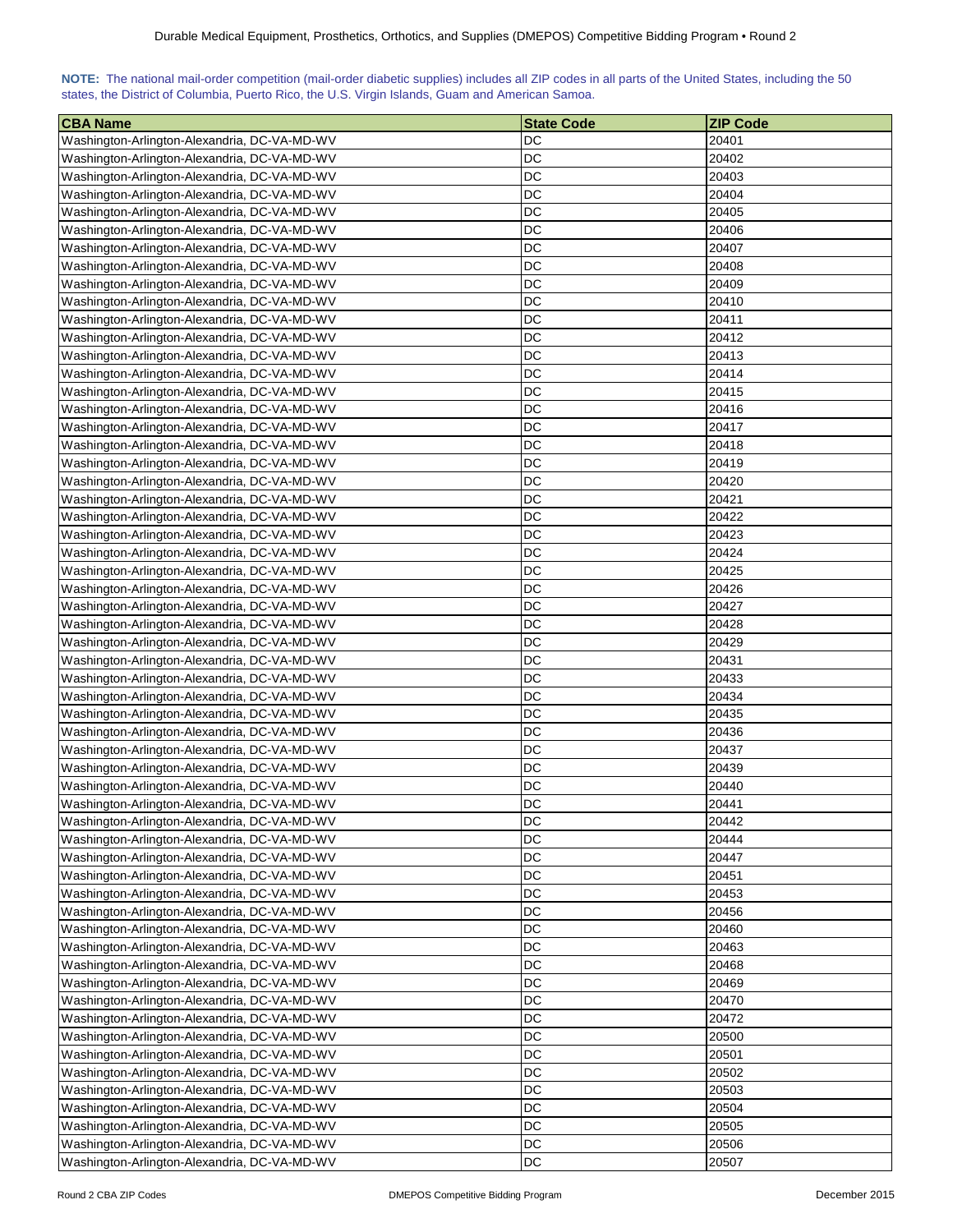**NOTE:** The national mail-order competition (mail-order diabetic supplies) includes all ZIP codes in all parts of the United States, including the 50 states, the District of Columbia, Puerto Rico, the U.S. Virgin Islands, Guam and American Samoa.

| CBA Name | State Code | ZIP Code |
|---|---|---|
| Washington-Arlington-Alexandria, DC-VA-MD-WV | DC | 20401 |
| Washington-Arlington-Alexandria, DC-VA-MD-WV | DC | 20402 |
| Washington-Arlington-Alexandria, DC-VA-MD-WV | DC | 20403 |
| Washington-Arlington-Alexandria, DC-VA-MD-WV | DC | 20404 |
| Washington-Arlington-Alexandria, DC-VA-MD-WV | DC | 20405 |
| Washington-Arlington-Alexandria, DC-VA-MD-WV | DC | 20406 |
| Washington-Arlington-Alexandria, DC-VA-MD-WV | DC | 20407 |
| Washington-Arlington-Alexandria, DC-VA-MD-WV | DC | 20408 |
| Washington-Arlington-Alexandria, DC-VA-MD-WV | DC | 20409 |
| Washington-Arlington-Alexandria, DC-VA-MD-WV | DC | 20410 |
| Washington-Arlington-Alexandria, DC-VA-MD-WV | DC | 20411 |
| Washington-Arlington-Alexandria, DC-VA-MD-WV | DC | 20412 |
| Washington-Arlington-Alexandria, DC-VA-MD-WV | DC | 20413 |
| Washington-Arlington-Alexandria, DC-VA-MD-WV | DC | 20414 |
| Washington-Arlington-Alexandria, DC-VA-MD-WV | DC | 20415 |
| Washington-Arlington-Alexandria, DC-VA-MD-WV | DC | 20416 |
| Washington-Arlington-Alexandria, DC-VA-MD-WV | DC | 20417 |
| Washington-Arlington-Alexandria, DC-VA-MD-WV | DC | 20418 |
| Washington-Arlington-Alexandria, DC-VA-MD-WV | DC | 20419 |
| Washington-Arlington-Alexandria, DC-VA-MD-WV | DC | 20420 |
| Washington-Arlington-Alexandria, DC-VA-MD-WV | DC | 20421 |
| Washington-Arlington-Alexandria, DC-VA-MD-WV | DC | 20422 |
| Washington-Arlington-Alexandria, DC-VA-MD-WV | DC | 20423 |
| Washington-Arlington-Alexandria, DC-VA-MD-WV | DC | 20424 |
| Washington-Arlington-Alexandria, DC-VA-MD-WV | DC | 20425 |
| Washington-Arlington-Alexandria, DC-VA-MD-WV | DC | 20426 |
| Washington-Arlington-Alexandria, DC-VA-MD-WV | DC | 20427 |
| Washington-Arlington-Alexandria, DC-VA-MD-WV | DC | 20428 |
| Washington-Arlington-Alexandria, DC-VA-MD-WV | DC | 20429 |
| Washington-Arlington-Alexandria, DC-VA-MD-WV | DC | 20431 |
| Washington-Arlington-Alexandria, DC-VA-MD-WV | DC | 20433 |
| Washington-Arlington-Alexandria, DC-VA-MD-WV | DC | 20434 |
| Washington-Arlington-Alexandria, DC-VA-MD-WV | DC | 20435 |
| Washington-Arlington-Alexandria, DC-VA-MD-WV | DC | 20436 |
| Washington-Arlington-Alexandria, DC-VA-MD-WV | DC | 20437 |
| Washington-Arlington-Alexandria, DC-VA-MD-WV | DC | 20439 |
| Washington-Arlington-Alexandria, DC-VA-MD-WV | DC | 20440 |
| Washington-Arlington-Alexandria, DC-VA-MD-WV | DC | 20441 |
| Washington-Arlington-Alexandria, DC-VA-MD-WV | DC | 20442 |
| Washington-Arlington-Alexandria, DC-VA-MD-WV | DC | 20444 |
| Washington-Arlington-Alexandria, DC-VA-MD-WV | DC | 20447 |
| Washington-Arlington-Alexandria, DC-VA-MD-WV | DC | 20451 |
| Washington-Arlington-Alexandria, DC-VA-MD-WV | DC | 20453 |
| Washington-Arlington-Alexandria, DC-VA-MD-WV | DC | 20456 |
| Washington-Arlington-Alexandria, DC-VA-MD-WV | DC | 20460 |
| Washington-Arlington-Alexandria, DC-VA-MD-WV | DC | 20463 |
| Washington-Arlington-Alexandria, DC-VA-MD-WV | DC | 20468 |
| Washington-Arlington-Alexandria, DC-VA-MD-WV | DC | 20469 |
| Washington-Arlington-Alexandria, DC-VA-MD-WV | DC | 20470 |
| Washington-Arlington-Alexandria, DC-VA-MD-WV | DC | 20472 |
| Washington-Arlington-Alexandria, DC-VA-MD-WV | DC | 20500 |
| Washington-Arlington-Alexandria, DC-VA-MD-WV | DC | 20501 |
| Washington-Arlington-Alexandria, DC-VA-MD-WV | DC | 20502 |
| Washington-Arlington-Alexandria, DC-VA-MD-WV | DC | 20503 |
| Washington-Arlington-Alexandria, DC-VA-MD-WV | DC | 20504 |
| Washington-Arlington-Alexandria, DC-VA-MD-WV | DC | 20505 |
| Washington-Arlington-Alexandria, DC-VA-MD-WV | DC | 20506 |
| Washington-Arlington-Alexandria, DC-VA-MD-WV | DC | 20507 |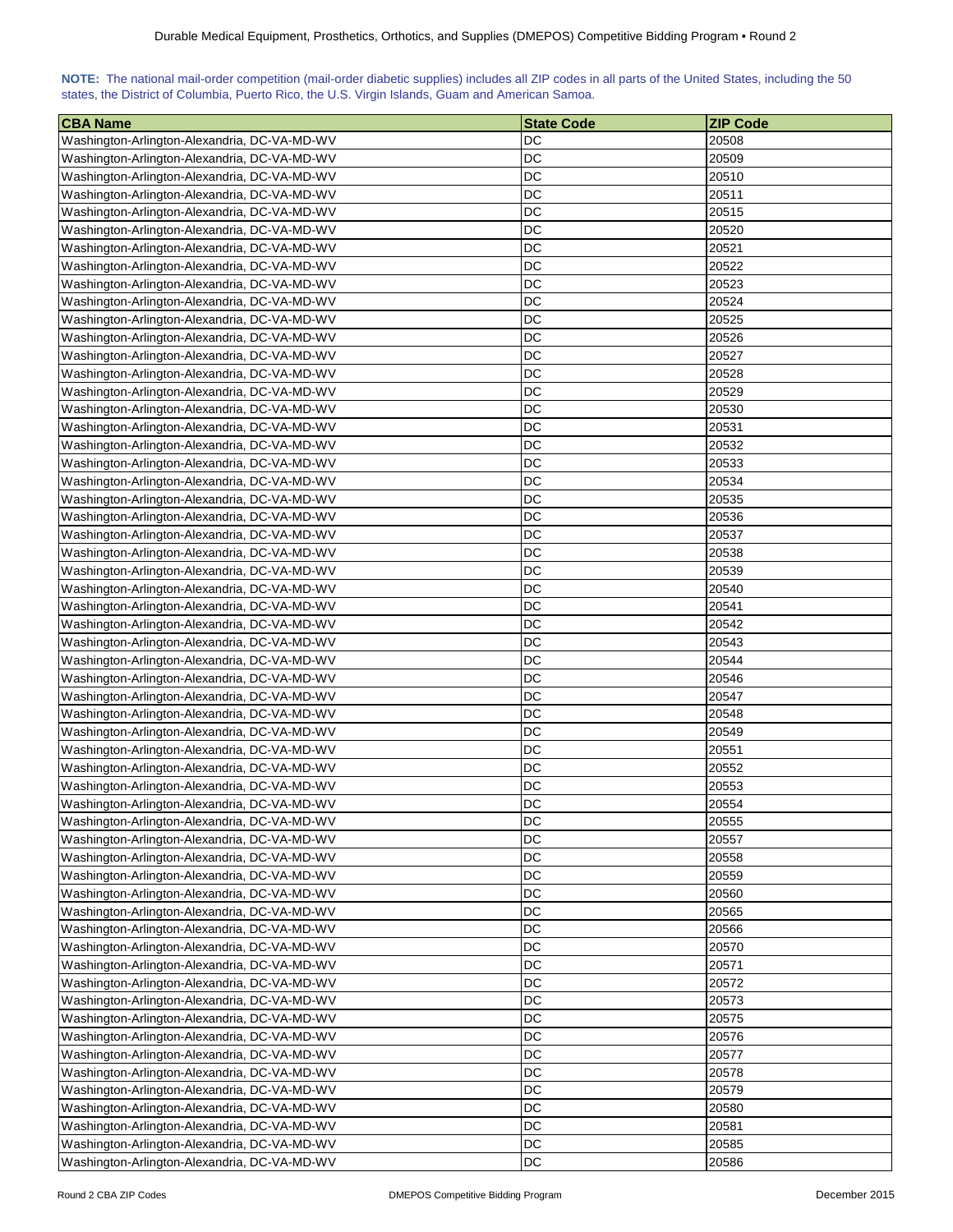**NOTE:** The national mail-order competition (mail-order diabetic supplies) includes all ZIP codes in all parts of the United States, including the 50 states, the District of Columbia, Puerto Rico, the U.S. Virgin Islands, Guam and American Samoa.

| CBA Name | State Code | ZIP Code |
|---|---|---|
| Washington-Arlington-Alexandria, DC-VA-MD-WV | DC | 20508 |
| Washington-Arlington-Alexandria, DC-VA-MD-WV | DC | 20509 |
| Washington-Arlington-Alexandria, DC-VA-MD-WV | DC | 20510 |
| Washington-Arlington-Alexandria, DC-VA-MD-WV | DC | 20511 |
| Washington-Arlington-Alexandria, DC-VA-MD-WV | DC | 20515 |
| Washington-Arlington-Alexandria, DC-VA-MD-WV | DC | 20520 |
| Washington-Arlington-Alexandria, DC-VA-MD-WV | DC | 20521 |
| Washington-Arlington-Alexandria, DC-VA-MD-WV | DC | 20522 |
| Washington-Arlington-Alexandria, DC-VA-MD-WV | DC | 20523 |
| Washington-Arlington-Alexandria, DC-VA-MD-WV | DC | 20524 |
| Washington-Arlington-Alexandria, DC-VA-MD-WV | DC | 20525 |
| Washington-Arlington-Alexandria, DC-VA-MD-WV | DC | 20526 |
| Washington-Arlington-Alexandria, DC-VA-MD-WV | DC | 20527 |
| Washington-Arlington-Alexandria, DC-VA-MD-WV | DC | 20528 |
| Washington-Arlington-Alexandria, DC-VA-MD-WV | DC | 20529 |
| Washington-Arlington-Alexandria, DC-VA-MD-WV | DC | 20530 |
| Washington-Arlington-Alexandria, DC-VA-MD-WV | DC | 20531 |
| Washington-Arlington-Alexandria, DC-VA-MD-WV | DC | 20532 |
| Washington-Arlington-Alexandria, DC-VA-MD-WV | DC | 20533 |
| Washington-Arlington-Alexandria, DC-VA-MD-WV | DC | 20534 |
| Washington-Arlington-Alexandria, DC-VA-MD-WV | DC | 20535 |
| Washington-Arlington-Alexandria, DC-VA-MD-WV | DC | 20536 |
| Washington-Arlington-Alexandria, DC-VA-MD-WV | DC | 20537 |
| Washington-Arlington-Alexandria, DC-VA-MD-WV | DC | 20538 |
| Washington-Arlington-Alexandria, DC-VA-MD-WV | DC | 20539 |
| Washington-Arlington-Alexandria, DC-VA-MD-WV | DC | 20540 |
| Washington-Arlington-Alexandria, DC-VA-MD-WV | DC | 20541 |
| Washington-Arlington-Alexandria, DC-VA-MD-WV | DC | 20542 |
| Washington-Arlington-Alexandria, DC-VA-MD-WV | DC | 20543 |
| Washington-Arlington-Alexandria, DC-VA-MD-WV | DC | 20544 |
| Washington-Arlington-Alexandria, DC-VA-MD-WV | DC | 20546 |
| Washington-Arlington-Alexandria, DC-VA-MD-WV | DC | 20547 |
| Washington-Arlington-Alexandria, DC-VA-MD-WV | DC | 20548 |
| Washington-Arlington-Alexandria, DC-VA-MD-WV | DC | 20549 |
| Washington-Arlington-Alexandria, DC-VA-MD-WV | DC | 20551 |
| Washington-Arlington-Alexandria, DC-VA-MD-WV | DC | 20552 |
| Washington-Arlington-Alexandria, DC-VA-MD-WV | DC | 20553 |
| Washington-Arlington-Alexandria, DC-VA-MD-WV | DC | 20554 |
| Washington-Arlington-Alexandria, DC-VA-MD-WV | DC | 20555 |
| Washington-Arlington-Alexandria, DC-VA-MD-WV | DC | 20557 |
| Washington-Arlington-Alexandria, DC-VA-MD-WV | DC | 20558 |
| Washington-Arlington-Alexandria, DC-VA-MD-WV | DC | 20559 |
| Washington-Arlington-Alexandria, DC-VA-MD-WV | DC | 20560 |
| Washington-Arlington-Alexandria, DC-VA-MD-WV | DC | 20565 |
| Washington-Arlington-Alexandria, DC-VA-MD-WV | DC | 20566 |
| Washington-Arlington-Alexandria, DC-VA-MD-WV | DC | 20570 |
| Washington-Arlington-Alexandria, DC-VA-MD-WV | DC | 20571 |
| Washington-Arlington-Alexandria, DC-VA-MD-WV | DC | 20572 |
| Washington-Arlington-Alexandria, DC-VA-MD-WV | DC | 20573 |
| Washington-Arlington-Alexandria, DC-VA-MD-WV | DC | 20575 |
| Washington-Arlington-Alexandria, DC-VA-MD-WV | DC | 20576 |
| Washington-Arlington-Alexandria, DC-VA-MD-WV | DC | 20577 |
| Washington-Arlington-Alexandria, DC-VA-MD-WV | DC | 20578 |
| Washington-Arlington-Alexandria, DC-VA-MD-WV | DC | 20579 |
| Washington-Arlington-Alexandria, DC-VA-MD-WV | DC | 20580 |
| Washington-Arlington-Alexandria, DC-VA-MD-WV | DC | 20581 |
| Washington-Arlington-Alexandria, DC-VA-MD-WV | DC | 20585 |
| Washington-Arlington-Alexandria, DC-VA-MD-WV | DC | 20586 |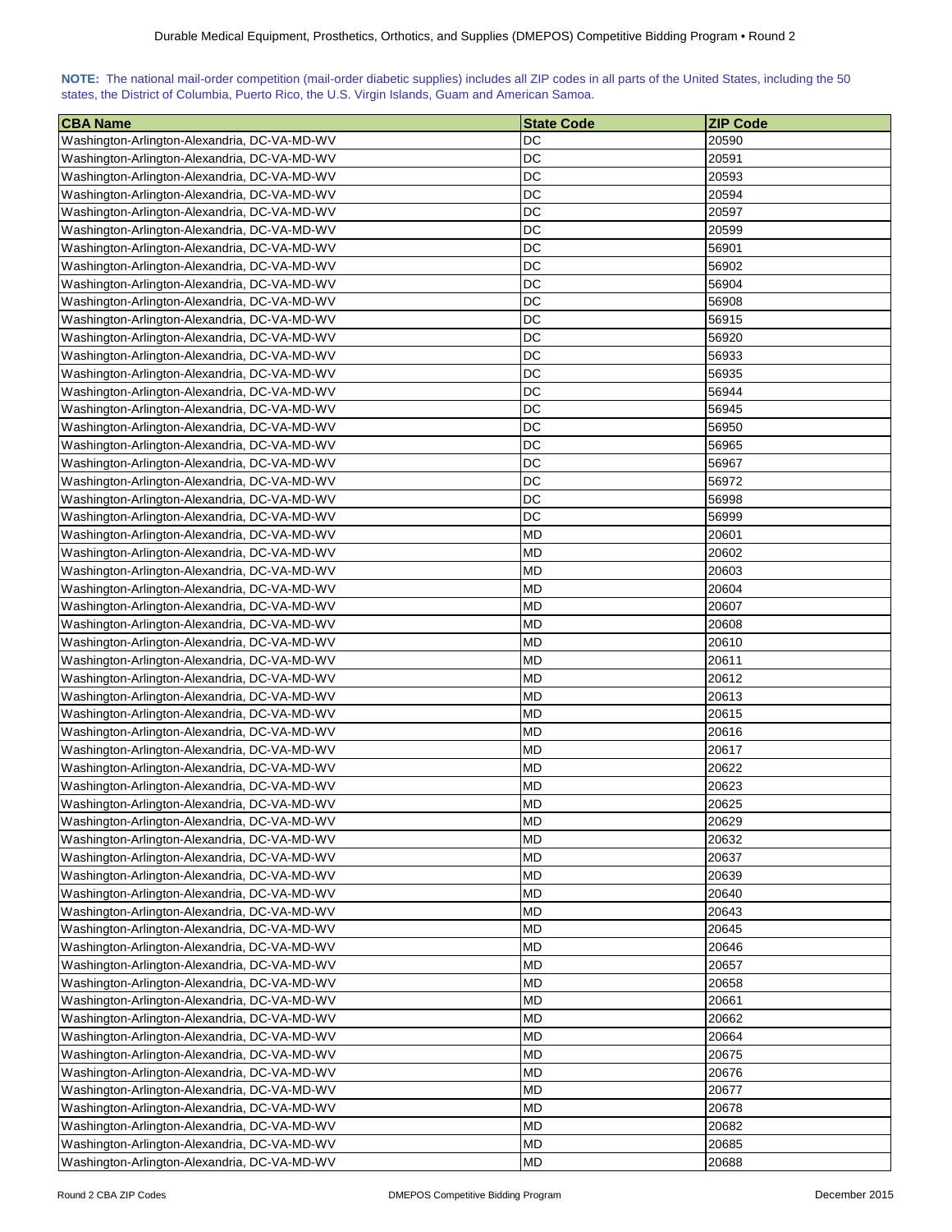**NOTE:** The national mail-order competition (mail-order diabetic supplies) includes all ZIP codes in all parts of the United States, including the 50 states, the District of Columbia, Puerto Rico, the U.S. Virgin Islands, Guam and American Samoa.

| CBA Name | State Code | ZIP Code |
|---|---|---|
| Washington-Arlington-Alexandria, DC-VA-MD-WV | DC | 20590 |
| Washington-Arlington-Alexandria, DC-VA-MD-WV | DC | 20591 |
| Washington-Arlington-Alexandria, DC-VA-MD-WV | DC | 20593 |
| Washington-Arlington-Alexandria, DC-VA-MD-WV | DC | 20594 |
| Washington-Arlington-Alexandria, DC-VA-MD-WV | DC | 20597 |
| Washington-Arlington-Alexandria, DC-VA-MD-WV | DC | 20599 |
| Washington-Arlington-Alexandria, DC-VA-MD-WV | DC | 56901 |
| Washington-Arlington-Alexandria, DC-VA-MD-WV | DC | 56902 |
| Washington-Arlington-Alexandria, DC-VA-MD-WV | DC | 56904 |
| Washington-Arlington-Alexandria, DC-VA-MD-WV | DC | 56908 |
| Washington-Arlington-Alexandria, DC-VA-MD-WV | DC | 56915 |
| Washington-Arlington-Alexandria, DC-VA-MD-WV | DC | 56920 |
| Washington-Arlington-Alexandria, DC-VA-MD-WV | DC | 56933 |
| Washington-Arlington-Alexandria, DC-VA-MD-WV | DC | 56935 |
| Washington-Arlington-Alexandria, DC-VA-MD-WV | DC | 56944 |
| Washington-Arlington-Alexandria, DC-VA-MD-WV | DC | 56945 |
| Washington-Arlington-Alexandria, DC-VA-MD-WV | DC | 56950 |
| Washington-Arlington-Alexandria, DC-VA-MD-WV | DC | 56965 |
| Washington-Arlington-Alexandria, DC-VA-MD-WV | DC | 56967 |
| Washington-Arlington-Alexandria, DC-VA-MD-WV | DC | 56972 |
| Washington-Arlington-Alexandria, DC-VA-MD-WV | DC | 56998 |
| Washington-Arlington-Alexandria, DC-VA-MD-WV | DC | 56999 |
| Washington-Arlington-Alexandria, DC-VA-MD-WV | MD | 20601 |
| Washington-Arlington-Alexandria, DC-VA-MD-WV | MD | 20602 |
| Washington-Arlington-Alexandria, DC-VA-MD-WV | MD | 20603 |
| Washington-Arlington-Alexandria, DC-VA-MD-WV | MD | 20604 |
| Washington-Arlington-Alexandria, DC-VA-MD-WV | MD | 20607 |
| Washington-Arlington-Alexandria, DC-VA-MD-WV | MD | 20608 |
| Washington-Arlington-Alexandria, DC-VA-MD-WV | MD | 20610 |
| Washington-Arlington-Alexandria, DC-VA-MD-WV | MD | 20611 |
| Washington-Arlington-Alexandria, DC-VA-MD-WV | MD | 20612 |
| Washington-Arlington-Alexandria, DC-VA-MD-WV | MD | 20613 |
| Washington-Arlington-Alexandria, DC-VA-MD-WV | MD | 20615 |
| Washington-Arlington-Alexandria, DC-VA-MD-WV | MD | 20616 |
| Washington-Arlington-Alexandria, DC-VA-MD-WV | MD | 20617 |
| Washington-Arlington-Alexandria, DC-VA-MD-WV | MD | 20622 |
| Washington-Arlington-Alexandria, DC-VA-MD-WV | MD | 20623 |
| Washington-Arlington-Alexandria, DC-VA-MD-WV | MD | 20625 |
| Washington-Arlington-Alexandria, DC-VA-MD-WV | MD | 20629 |
| Washington-Arlington-Alexandria, DC-VA-MD-WV | MD | 20632 |
| Washington-Arlington-Alexandria, DC-VA-MD-WV | MD | 20637 |
| Washington-Arlington-Alexandria, DC-VA-MD-WV | MD | 20639 |
| Washington-Arlington-Alexandria, DC-VA-MD-WV | MD | 20640 |
| Washington-Arlington-Alexandria, DC-VA-MD-WV | MD | 20643 |
| Washington-Arlington-Alexandria, DC-VA-MD-WV | MD | 20645 |
| Washington-Arlington-Alexandria, DC-VA-MD-WV | MD | 20646 |
| Washington-Arlington-Alexandria, DC-VA-MD-WV | MD | 20657 |
| Washington-Arlington-Alexandria, DC-VA-MD-WV | MD | 20658 |
| Washington-Arlington-Alexandria, DC-VA-MD-WV | MD | 20661 |
| Washington-Arlington-Alexandria, DC-VA-MD-WV | MD | 20662 |
| Washington-Arlington-Alexandria, DC-VA-MD-WV | MD | 20664 |
| Washington-Arlington-Alexandria, DC-VA-MD-WV | MD | 20675 |
| Washington-Arlington-Alexandria, DC-VA-MD-WV | MD | 20676 |
| Washington-Arlington-Alexandria, DC-VA-MD-WV | MD | 20677 |
| Washington-Arlington-Alexandria, DC-VA-MD-WV | MD | 20678 |
| Washington-Arlington-Alexandria, DC-VA-MD-WV | MD | 20682 |
| Washington-Arlington-Alexandria, DC-VA-MD-WV | MD | 20685 |
| Washington-Arlington-Alexandria, DC-VA-MD-WV | MD | 20688 |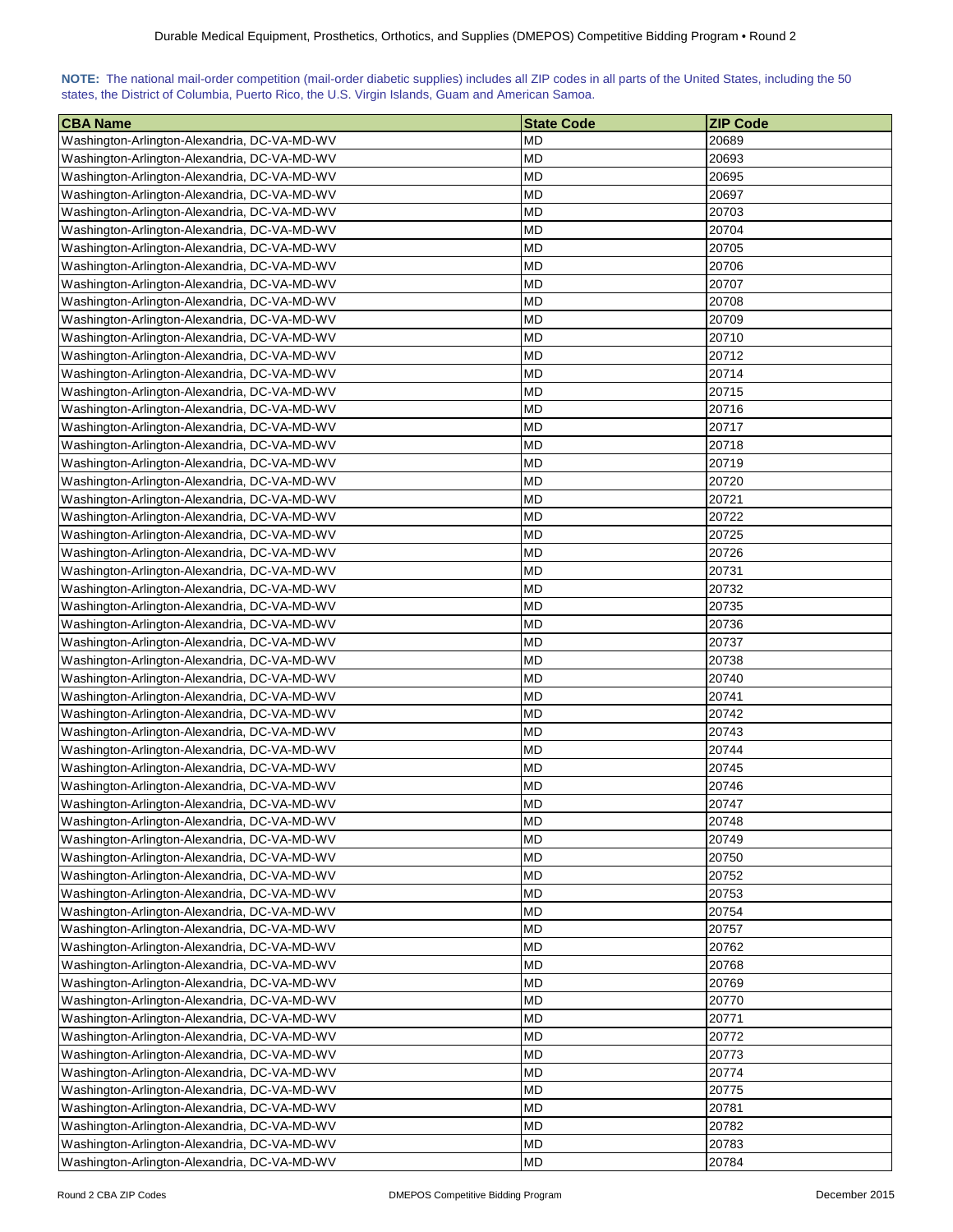**NOTE:** The national mail-order competition (mail-order diabetic supplies) includes all ZIP codes in all parts of the United States, including the 50 states, the District of Columbia, Puerto Rico, the U.S. Virgin Islands, Guam and American Samoa.

| CBA Name | State Code | ZIP Code |
|---|---|---|
| Washington-Arlington-Alexandria, DC-VA-MD-WV | MD | 20689 |
| Washington-Arlington-Alexandria, DC-VA-MD-WV | MD | 20693 |
| Washington-Arlington-Alexandria, DC-VA-MD-WV | MD | 20695 |
| Washington-Arlington-Alexandria, DC-VA-MD-WV | MD | 20697 |
| Washington-Arlington-Alexandria, DC-VA-MD-WV | MD | 20703 |
| Washington-Arlington-Alexandria, DC-VA-MD-WV | MD | 20704 |
| Washington-Arlington-Alexandria, DC-VA-MD-WV | MD | 20705 |
| Washington-Arlington-Alexandria, DC-VA-MD-WV | MD | 20706 |
| Washington-Arlington-Alexandria, DC-VA-MD-WV | MD | 20707 |
| Washington-Arlington-Alexandria, DC-VA-MD-WV | MD | 20708 |
| Washington-Arlington-Alexandria, DC-VA-MD-WV | MD | 20709 |
| Washington-Arlington-Alexandria, DC-VA-MD-WV | MD | 20710 |
| Washington-Arlington-Alexandria, DC-VA-MD-WV | MD | 20712 |
| Washington-Arlington-Alexandria, DC-VA-MD-WV | MD | 20714 |
| Washington-Arlington-Alexandria, DC-VA-MD-WV | MD | 20715 |
| Washington-Arlington-Alexandria, DC-VA-MD-WV | MD | 20716 |
| Washington-Arlington-Alexandria, DC-VA-MD-WV | MD | 20717 |
| Washington-Arlington-Alexandria, DC-VA-MD-WV | MD | 20718 |
| Washington-Arlington-Alexandria, DC-VA-MD-WV | MD | 20719 |
| Washington-Arlington-Alexandria, DC-VA-MD-WV | MD | 20720 |
| Washington-Arlington-Alexandria, DC-VA-MD-WV | MD | 20721 |
| Washington-Arlington-Alexandria, DC-VA-MD-WV | MD | 20722 |
| Washington-Arlington-Alexandria, DC-VA-MD-WV | MD | 20725 |
| Washington-Arlington-Alexandria, DC-VA-MD-WV | MD | 20726 |
| Washington-Arlington-Alexandria, DC-VA-MD-WV | MD | 20731 |
| Washington-Arlington-Alexandria, DC-VA-MD-WV | MD | 20732 |
| Washington-Arlington-Alexandria, DC-VA-MD-WV | MD | 20735 |
| Washington-Arlington-Alexandria, DC-VA-MD-WV | MD | 20736 |
| Washington-Arlington-Alexandria, DC-VA-MD-WV | MD | 20737 |
| Washington-Arlington-Alexandria, DC-VA-MD-WV | MD | 20738 |
| Washington-Arlington-Alexandria, DC-VA-MD-WV | MD | 20740 |
| Washington-Arlington-Alexandria, DC-VA-MD-WV | MD | 20741 |
| Washington-Arlington-Alexandria, DC-VA-MD-WV | MD | 20742 |
| Washington-Arlington-Alexandria, DC-VA-MD-WV | MD | 20743 |
| Washington-Arlington-Alexandria, DC-VA-MD-WV | MD | 20744 |
| Washington-Arlington-Alexandria, DC-VA-MD-WV | MD | 20745 |
| Washington-Arlington-Alexandria, DC-VA-MD-WV | MD | 20746 |
| Washington-Arlington-Alexandria, DC-VA-MD-WV | MD | 20747 |
| Washington-Arlington-Alexandria, DC-VA-MD-WV | MD | 20748 |
| Washington-Arlington-Alexandria, DC-VA-MD-WV | MD | 20749 |
| Washington-Arlington-Alexandria, DC-VA-MD-WV | MD | 20750 |
| Washington-Arlington-Alexandria, DC-VA-MD-WV | MD | 20752 |
| Washington-Arlington-Alexandria, DC-VA-MD-WV | MD | 20753 |
| Washington-Arlington-Alexandria, DC-VA-MD-WV | MD | 20754 |
| Washington-Arlington-Alexandria, DC-VA-MD-WV | MD | 20757 |
| Washington-Arlington-Alexandria, DC-VA-MD-WV | MD | 20762 |
| Washington-Arlington-Alexandria, DC-VA-MD-WV | MD | 20768 |
| Washington-Arlington-Alexandria, DC-VA-MD-WV | MD | 20769 |
| Washington-Arlington-Alexandria, DC-VA-MD-WV | MD | 20770 |
| Washington-Arlington-Alexandria, DC-VA-MD-WV | MD | 20771 |
| Washington-Arlington-Alexandria, DC-VA-MD-WV | MD | 20772 |
| Washington-Arlington-Alexandria, DC-VA-MD-WV | MD | 20773 |
| Washington-Arlington-Alexandria, DC-VA-MD-WV | MD | 20774 |
| Washington-Arlington-Alexandria, DC-VA-MD-WV | MD | 20775 |
| Washington-Arlington-Alexandria, DC-VA-MD-WV | MD | 20781 |
| Washington-Arlington-Alexandria, DC-VA-MD-WV | MD | 20782 |
| Washington-Arlington-Alexandria, DC-VA-MD-WV | MD | 20783 |
| Washington-Arlington-Alexandria, DC-VA-MD-WV | MD | 20784 |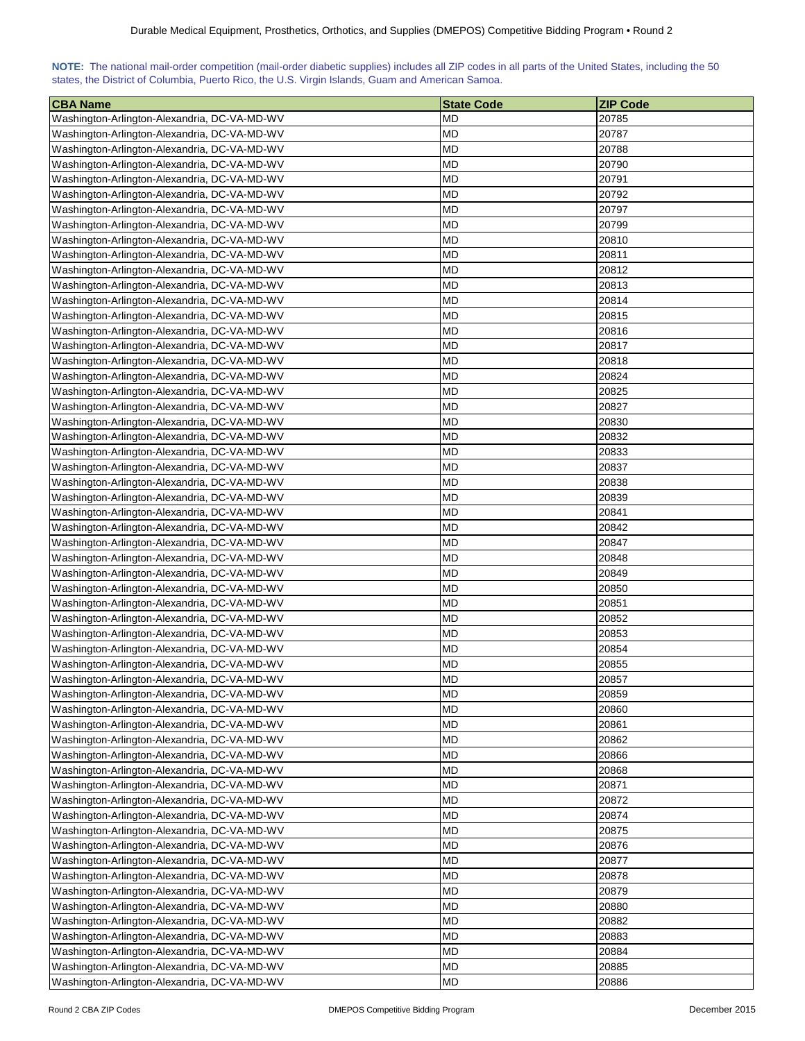**NOTE:** The national mail-order competition (mail-order diabetic supplies) includes all ZIP codes in all parts of the United States, including the 50 states, the District of Columbia, Puerto Rico, the U.S. Virgin Islands, Guam and American Samoa.

| CBA Name | State Code | ZIP Code |
|---|---|---|
| Washington-Arlington-Alexandria, DC-VA-MD-WV | MD | 20785 |
| Washington-Arlington-Alexandria, DC-VA-MD-WV | MD | 20787 |
| Washington-Arlington-Alexandria, DC-VA-MD-WV | MD | 20788 |
| Washington-Arlington-Alexandria, DC-VA-MD-WV | MD | 20790 |
| Washington-Arlington-Alexandria, DC-VA-MD-WV | MD | 20791 |
| Washington-Arlington-Alexandria, DC-VA-MD-WV | MD | 20792 |
| Washington-Arlington-Alexandria, DC-VA-MD-WV | MD | 20797 |
| Washington-Arlington-Alexandria, DC-VA-MD-WV | MD | 20799 |
| Washington-Arlington-Alexandria, DC-VA-MD-WV | MD | 20810 |
| Washington-Arlington-Alexandria, DC-VA-MD-WV | MD | 20811 |
| Washington-Arlington-Alexandria, DC-VA-MD-WV | MD | 20812 |
| Washington-Arlington-Alexandria, DC-VA-MD-WV | MD | 20813 |
| Washington-Arlington-Alexandria, DC-VA-MD-WV | MD | 20814 |
| Washington-Arlington-Alexandria, DC-VA-MD-WV | MD | 20815 |
| Washington-Arlington-Alexandria, DC-VA-MD-WV | MD | 20816 |
| Washington-Arlington-Alexandria, DC-VA-MD-WV | MD | 20817 |
| Washington-Arlington-Alexandria, DC-VA-MD-WV | MD | 20818 |
| Washington-Arlington-Alexandria, DC-VA-MD-WV | MD | 20824 |
| Washington-Arlington-Alexandria, DC-VA-MD-WV | MD | 20825 |
| Washington-Arlington-Alexandria, DC-VA-MD-WV | MD | 20827 |
| Washington-Arlington-Alexandria, DC-VA-MD-WV | MD | 20830 |
| Washington-Arlington-Alexandria, DC-VA-MD-WV | MD | 20832 |
| Washington-Arlington-Alexandria, DC-VA-MD-WV | MD | 20833 |
| Washington-Arlington-Alexandria, DC-VA-MD-WV | MD | 20837 |
| Washington-Arlington-Alexandria, DC-VA-MD-WV | MD | 20838 |
| Washington-Arlington-Alexandria, DC-VA-MD-WV | MD | 20839 |
| Washington-Arlington-Alexandria, DC-VA-MD-WV | MD | 20841 |
| Washington-Arlington-Alexandria, DC-VA-MD-WV | MD | 20842 |
| Washington-Arlington-Alexandria, DC-VA-MD-WV | MD | 20847 |
| Washington-Arlington-Alexandria, DC-VA-MD-WV | MD | 20848 |
| Washington-Arlington-Alexandria, DC-VA-MD-WV | MD | 20849 |
| Washington-Arlington-Alexandria, DC-VA-MD-WV | MD | 20850 |
| Washington-Arlington-Alexandria, DC-VA-MD-WV | MD | 20851 |
| Washington-Arlington-Alexandria, DC-VA-MD-WV | MD | 20852 |
| Washington-Arlington-Alexandria, DC-VA-MD-WV | MD | 20853 |
| Washington-Arlington-Alexandria, DC-VA-MD-WV | MD | 20854 |
| Washington-Arlington-Alexandria, DC-VA-MD-WV | MD | 20855 |
| Washington-Arlington-Alexandria, DC-VA-MD-WV | MD | 20857 |
| Washington-Arlington-Alexandria, DC-VA-MD-WV | MD | 20859 |
| Washington-Arlington-Alexandria, DC-VA-MD-WV | MD | 20860 |
| Washington-Arlington-Alexandria, DC-VA-MD-WV | MD | 20861 |
| Washington-Arlington-Alexandria, DC-VA-MD-WV | MD | 20862 |
| Washington-Arlington-Alexandria, DC-VA-MD-WV | MD | 20866 |
| Washington-Arlington-Alexandria, DC-VA-MD-WV | MD | 20868 |
| Washington-Arlington-Alexandria, DC-VA-MD-WV | MD | 20871 |
| Washington-Arlington-Alexandria, DC-VA-MD-WV | MD | 20872 |
| Washington-Arlington-Alexandria, DC-VA-MD-WV | MD | 20874 |
| Washington-Arlington-Alexandria, DC-VA-MD-WV | MD | 20875 |
| Washington-Arlington-Alexandria, DC-VA-MD-WV | MD | 20876 |
| Washington-Arlington-Alexandria, DC-VA-MD-WV | MD | 20877 |
| Washington-Arlington-Alexandria, DC-VA-MD-WV | MD | 20878 |
| Washington-Arlington-Alexandria, DC-VA-MD-WV | MD | 20879 |
| Washington-Arlington-Alexandria, DC-VA-MD-WV | MD | 20880 |
| Washington-Arlington-Alexandria, DC-VA-MD-WV | MD | 20882 |
| Washington-Arlington-Alexandria, DC-VA-MD-WV | MD | 20883 |
| Washington-Arlington-Alexandria, DC-VA-MD-WV | MD | 20884 |
| Washington-Arlington-Alexandria, DC-VA-MD-WV | MD | 20885 |
| Washington-Arlington-Alexandria, DC-VA-MD-WV | MD | 20886 |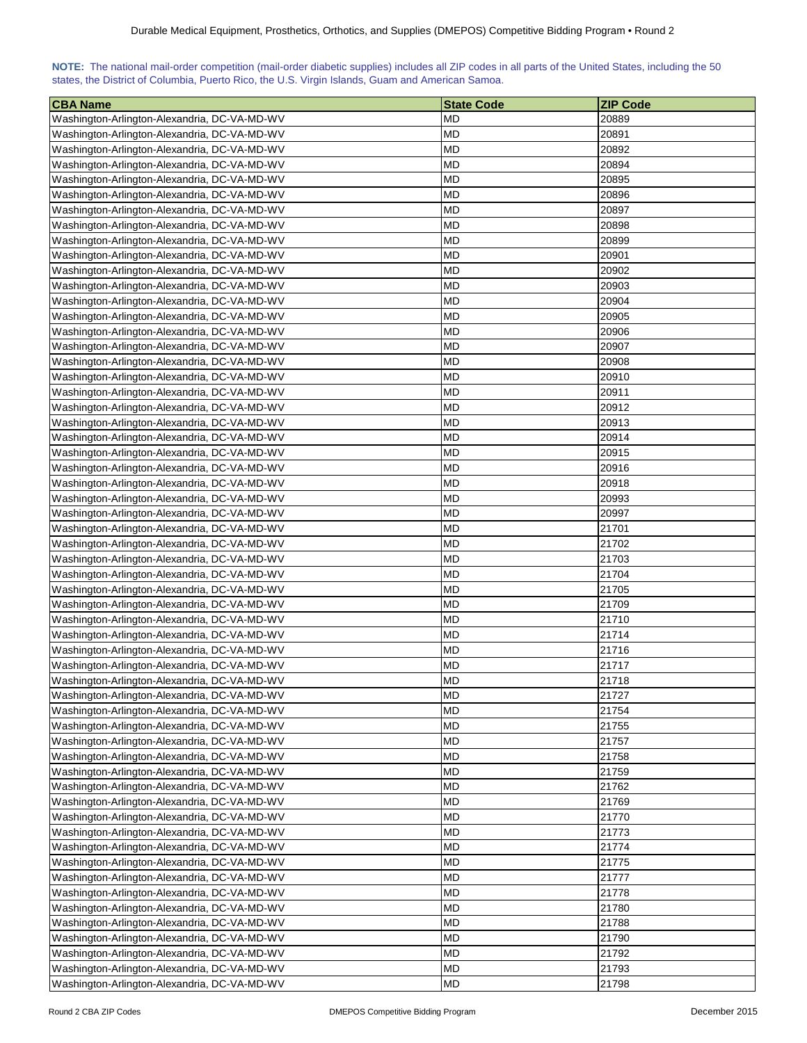**NOTE:** The national mail-order competition (mail-order diabetic supplies) includes all ZIP codes in all parts of the United States, including the 50 states, the District of Columbia, Puerto Rico, the U.S. Virgin Islands, Guam and American Samoa.

| CBA Name | State Code | ZIP Code |
|---|---|---|
| Washington-Arlington-Alexandria, DC-VA-MD-WV | MD | 20889 |
| Washington-Arlington-Alexandria, DC-VA-MD-WV | MD | 20891 |
| Washington-Arlington-Alexandria, DC-VA-MD-WV | MD | 20892 |
| Washington-Arlington-Alexandria, DC-VA-MD-WV | MD | 20894 |
| Washington-Arlington-Alexandria, DC-VA-MD-WV | MD | 20895 |
| Washington-Arlington-Alexandria, DC-VA-MD-WV | MD | 20896 |
| Washington-Arlington-Alexandria, DC-VA-MD-WV | MD | 20897 |
| Washington-Arlington-Alexandria, DC-VA-MD-WV | MD | 20898 |
| Washington-Arlington-Alexandria, DC-VA-MD-WV | MD | 20899 |
| Washington-Arlington-Alexandria, DC-VA-MD-WV | MD | 20901 |
| Washington-Arlington-Alexandria, DC-VA-MD-WV | MD | 20902 |
| Washington-Arlington-Alexandria, DC-VA-MD-WV | MD | 20903 |
| Washington-Arlington-Alexandria, DC-VA-MD-WV | MD | 20904 |
| Washington-Arlington-Alexandria, DC-VA-MD-WV | MD | 20905 |
| Washington-Arlington-Alexandria, DC-VA-MD-WV | MD | 20906 |
| Washington-Arlington-Alexandria, DC-VA-MD-WV | MD | 20907 |
| Washington-Arlington-Alexandria, DC-VA-MD-WV | MD | 20908 |
| Washington-Arlington-Alexandria, DC-VA-MD-WV | MD | 20910 |
| Washington-Arlington-Alexandria, DC-VA-MD-WV | MD | 20911 |
| Washington-Arlington-Alexandria, DC-VA-MD-WV | MD | 20912 |
| Washington-Arlington-Alexandria, DC-VA-MD-WV | MD | 20913 |
| Washington-Arlington-Alexandria, DC-VA-MD-WV | MD | 20914 |
| Washington-Arlington-Alexandria, DC-VA-MD-WV | MD | 20915 |
| Washington-Arlington-Alexandria, DC-VA-MD-WV | MD | 20916 |
| Washington-Arlington-Alexandria, DC-VA-MD-WV | MD | 20918 |
| Washington-Arlington-Alexandria, DC-VA-MD-WV | MD | 20993 |
| Washington-Arlington-Alexandria, DC-VA-MD-WV | MD | 20997 |
| Washington-Arlington-Alexandria, DC-VA-MD-WV | MD | 21701 |
| Washington-Arlington-Alexandria, DC-VA-MD-WV | MD | 21702 |
| Washington-Arlington-Alexandria, DC-VA-MD-WV | MD | 21703 |
| Washington-Arlington-Alexandria, DC-VA-MD-WV | MD | 21704 |
| Washington-Arlington-Alexandria, DC-VA-MD-WV | MD | 21705 |
| Washington-Arlington-Alexandria, DC-VA-MD-WV | MD | 21709 |
| Washington-Arlington-Alexandria, DC-VA-MD-WV | MD | 21710 |
| Washington-Arlington-Alexandria, DC-VA-MD-WV | MD | 21714 |
| Washington-Arlington-Alexandria, DC-VA-MD-WV | MD | 21716 |
| Washington-Arlington-Alexandria, DC-VA-MD-WV | MD | 21717 |
| Washington-Arlington-Alexandria, DC-VA-MD-WV | MD | 21718 |
| Washington-Arlington-Alexandria, DC-VA-MD-WV | MD | 21727 |
| Washington-Arlington-Alexandria, DC-VA-MD-WV | MD | 21754 |
| Washington-Arlington-Alexandria, DC-VA-MD-WV | MD | 21755 |
| Washington-Arlington-Alexandria, DC-VA-MD-WV | MD | 21757 |
| Washington-Arlington-Alexandria, DC-VA-MD-WV | MD | 21758 |
| Washington-Arlington-Alexandria, DC-VA-MD-WV | MD | 21759 |
| Washington-Arlington-Alexandria, DC-VA-MD-WV | MD | 21762 |
| Washington-Arlington-Alexandria, DC-VA-MD-WV | MD | 21769 |
| Washington-Arlington-Alexandria, DC-VA-MD-WV | MD | 21770 |
| Washington-Arlington-Alexandria, DC-VA-MD-WV | MD | 21773 |
| Washington-Arlington-Alexandria, DC-VA-MD-WV | MD | 21774 |
| Washington-Arlington-Alexandria, DC-VA-MD-WV | MD | 21775 |
| Washington-Arlington-Alexandria, DC-VA-MD-WV | MD | 21777 |
| Washington-Arlington-Alexandria, DC-VA-MD-WV | MD | 21778 |
| Washington-Arlington-Alexandria, DC-VA-MD-WV | MD | 21780 |
| Washington-Arlington-Alexandria, DC-VA-MD-WV | MD | 21788 |
| Washington-Arlington-Alexandria, DC-VA-MD-WV | MD | 21790 |
| Washington-Arlington-Alexandria, DC-VA-MD-WV | MD | 21792 |
| Washington-Arlington-Alexandria, DC-VA-MD-WV | MD | 21793 |
| Washington-Arlington-Alexandria, DC-VA-MD-WV | MD | 21798 |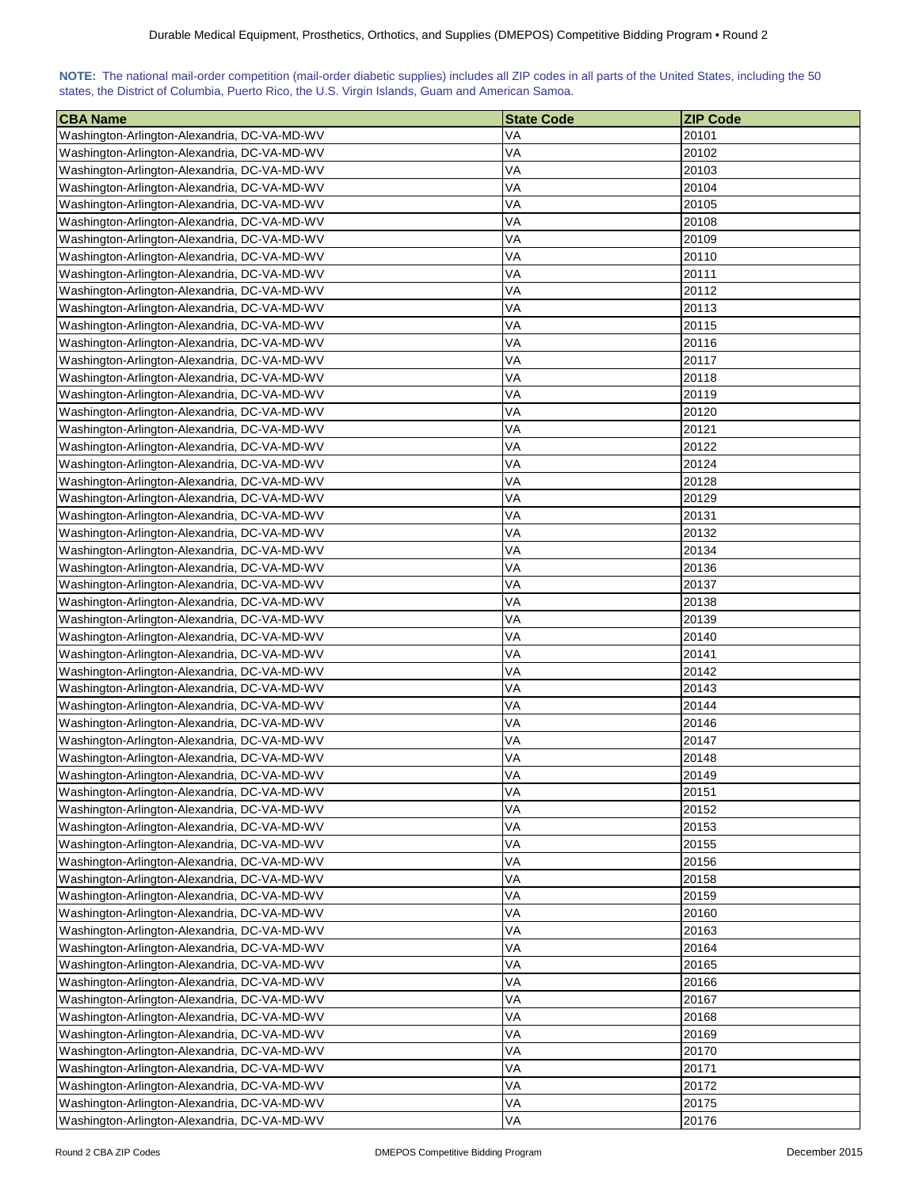**NOTE:** The national mail-order competition (mail-order diabetic supplies) includes all ZIP codes in all parts of the United States, including the 50 states, the District of Columbia, Puerto Rico, the U.S. Virgin Islands, Guam and American Samoa.

| CBA Name | State Code | ZIP Code |
|---|---|---|
| Washington-Arlington-Alexandria, DC-VA-MD-WV | VA | 20101 |
| Washington-Arlington-Alexandria, DC-VA-MD-WV | VA | 20102 |
| Washington-Arlington-Alexandria, DC-VA-MD-WV | VA | 20103 |
| Washington-Arlington-Alexandria, DC-VA-MD-WV | VA | 20104 |
| Washington-Arlington-Alexandria, DC-VA-MD-WV | VA | 20105 |
| Washington-Arlington-Alexandria, DC-VA-MD-WV | VA | 20108 |
| Washington-Arlington-Alexandria, DC-VA-MD-WV | VA | 20109 |
| Washington-Arlington-Alexandria, DC-VA-MD-WV | VA | 20110 |
| Washington-Arlington-Alexandria, DC-VA-MD-WV | VA | 20111 |
| Washington-Arlington-Alexandria, DC-VA-MD-WV | VA | 20112 |
| Washington-Arlington-Alexandria, DC-VA-MD-WV | VA | 20113 |
| Washington-Arlington-Alexandria, DC-VA-MD-WV | VA | 20115 |
| Washington-Arlington-Alexandria, DC-VA-MD-WV | VA | 20116 |
| Washington-Arlington-Alexandria, DC-VA-MD-WV | VA | 20117 |
| Washington-Arlington-Alexandria, DC-VA-MD-WV | VA | 20118 |
| Washington-Arlington-Alexandria, DC-VA-MD-WV | VA | 20119 |
| Washington-Arlington-Alexandria, DC-VA-MD-WV | VA | 20120 |
| Washington-Arlington-Alexandria, DC-VA-MD-WV | VA | 20121 |
| Washington-Arlington-Alexandria, DC-VA-MD-WV | VA | 20122 |
| Washington-Arlington-Alexandria, DC-VA-MD-WV | VA | 20124 |
| Washington-Arlington-Alexandria, DC-VA-MD-WV | VA | 20128 |
| Washington-Arlington-Alexandria, DC-VA-MD-WV | VA | 20129 |
| Washington-Arlington-Alexandria, DC-VA-MD-WV | VA | 20131 |
| Washington-Arlington-Alexandria, DC-VA-MD-WV | VA | 20132 |
| Washington-Arlington-Alexandria, DC-VA-MD-WV | VA | 20134 |
| Washington-Arlington-Alexandria, DC-VA-MD-WV | VA | 20136 |
| Washington-Arlington-Alexandria, DC-VA-MD-WV | VA | 20137 |
| Washington-Arlington-Alexandria, DC-VA-MD-WV | VA | 20138 |
| Washington-Arlington-Alexandria, DC-VA-MD-WV | VA | 20139 |
| Washington-Arlington-Alexandria, DC-VA-MD-WV | VA | 20140 |
| Washington-Arlington-Alexandria, DC-VA-MD-WV | VA | 20141 |
| Washington-Arlington-Alexandria, DC-VA-MD-WV | VA | 20142 |
| Washington-Arlington-Alexandria, DC-VA-MD-WV | VA | 20143 |
| Washington-Arlington-Alexandria, DC-VA-MD-WV | VA | 20144 |
| Washington-Arlington-Alexandria, DC-VA-MD-WV | VA | 20146 |
| Washington-Arlington-Alexandria, DC-VA-MD-WV | VA | 20147 |
| Washington-Arlington-Alexandria, DC-VA-MD-WV | VA | 20148 |
| Washington-Arlington-Alexandria, DC-VA-MD-WV | VA | 20149 |
| Washington-Arlington-Alexandria, DC-VA-MD-WV | VA | 20151 |
| Washington-Arlington-Alexandria, DC-VA-MD-WV | VA | 20152 |
| Washington-Arlington-Alexandria, DC-VA-MD-WV | VA | 20153 |
| Washington-Arlington-Alexandria, DC-VA-MD-WV | VA | 20155 |
| Washington-Arlington-Alexandria, DC-VA-MD-WV | VA | 20156 |
| Washington-Arlington-Alexandria, DC-VA-MD-WV | VA | 20158 |
| Washington-Arlington-Alexandria, DC-VA-MD-WV | VA | 20159 |
| Washington-Arlington-Alexandria, DC-VA-MD-WV | VA | 20160 |
| Washington-Arlington-Alexandria, DC-VA-MD-WV | VA | 20163 |
| Washington-Arlington-Alexandria, DC-VA-MD-WV | VA | 20164 |
| Washington-Arlington-Alexandria, DC-VA-MD-WV | VA | 20165 |
| Washington-Arlington-Alexandria, DC-VA-MD-WV | VA | 20166 |
| Washington-Arlington-Alexandria, DC-VA-MD-WV | VA | 20167 |
| Washington-Arlington-Alexandria, DC-VA-MD-WV | VA | 20168 |
| Washington-Arlington-Alexandria, DC-VA-MD-WV | VA | 20169 |
| Washington-Arlington-Alexandria, DC-VA-MD-WV | VA | 20170 |
| Washington-Arlington-Alexandria, DC-VA-MD-WV | VA | 20171 |
| Washington-Arlington-Alexandria, DC-VA-MD-WV | VA | 20172 |
| Washington-Arlington-Alexandria, DC-VA-MD-WV | VA | 20175 |
| Washington-Arlington-Alexandria, DC-VA-MD-WV | VA | 20176 |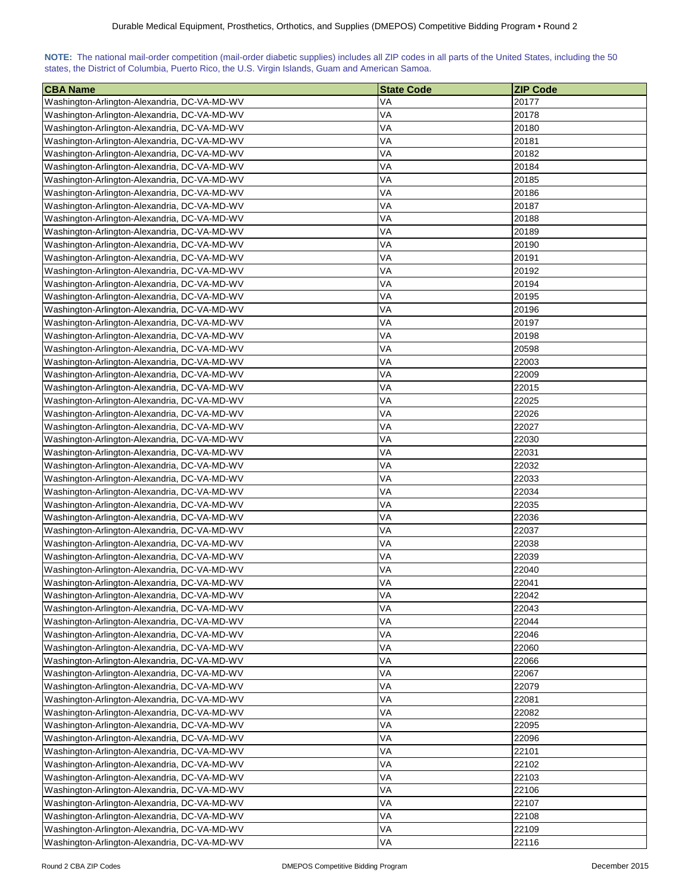**NOTE:** The national mail-order competition (mail-order diabetic supplies) includes all ZIP codes in all parts of the United States, including the 50 states, the District of Columbia, Puerto Rico, the U.S. Virgin Islands, Guam and American Samoa.

| CBA Name | State Code | ZIP Code |
| --- | --- | --- |
| Washington-Arlington-Alexandria, DC-VA-MD-WV | VA | 20177 |
| Washington-Arlington-Alexandria, DC-VA-MD-WV | VA | 20178 |
| Washington-Arlington-Alexandria, DC-VA-MD-WV | VA | 20180 |
| Washington-Arlington-Alexandria, DC-VA-MD-WV | VA | 20181 |
| Washington-Arlington-Alexandria, DC-VA-MD-WV | VA | 20182 |
| Washington-Arlington-Alexandria, DC-VA-MD-WV | VA | 20184 |
| Washington-Arlington-Alexandria, DC-VA-MD-WV | VA | 20185 |
| Washington-Arlington-Alexandria, DC-VA-MD-WV | VA | 20186 |
| Washington-Arlington-Alexandria, DC-VA-MD-WV | VA | 20187 |
| Washington-Arlington-Alexandria, DC-VA-MD-WV | VA | 20188 |
| Washington-Arlington-Alexandria, DC-VA-MD-WV | VA | 20189 |
| Washington-Arlington-Alexandria, DC-VA-MD-WV | VA | 20190 |
| Washington-Arlington-Alexandria, DC-VA-MD-WV | VA | 20191 |
| Washington-Arlington-Alexandria, DC-VA-MD-WV | VA | 20192 |
| Washington-Arlington-Alexandria, DC-VA-MD-WV | VA | 20194 |
| Washington-Arlington-Alexandria, DC-VA-MD-WV | VA | 20195 |
| Washington-Arlington-Alexandria, DC-VA-MD-WV | VA | 20196 |
| Washington-Arlington-Alexandria, DC-VA-MD-WV | VA | 20197 |
| Washington-Arlington-Alexandria, DC-VA-MD-WV | VA | 20198 |
| Washington-Arlington-Alexandria, DC-VA-MD-WV | VA | 20598 |
| Washington-Arlington-Alexandria, DC-VA-MD-WV | VA | 22003 |
| Washington-Arlington-Alexandria, DC-VA-MD-WV | VA | 22009 |
| Washington-Arlington-Alexandria, DC-VA-MD-WV | VA | 22015 |
| Washington-Arlington-Alexandria, DC-VA-MD-WV | VA | 22025 |
| Washington-Arlington-Alexandria, DC-VA-MD-WV | VA | 22026 |
| Washington-Arlington-Alexandria, DC-VA-MD-WV | VA | 22027 |
| Washington-Arlington-Alexandria, DC-VA-MD-WV | VA | 22030 |
| Washington-Arlington-Alexandria, DC-VA-MD-WV | VA | 22031 |
| Washington-Arlington-Alexandria, DC-VA-MD-WV | VA | 22032 |
| Washington-Arlington-Alexandria, DC-VA-MD-WV | VA | 22033 |
| Washington-Arlington-Alexandria, DC-VA-MD-WV | VA | 22034 |
| Washington-Arlington-Alexandria, DC-VA-MD-WV | VA | 22035 |
| Washington-Arlington-Alexandria, DC-VA-MD-WV | VA | 22036 |
| Washington-Arlington-Alexandria, DC-VA-MD-WV | VA | 22037 |
| Washington-Arlington-Alexandria, DC-VA-MD-WV | VA | 22038 |
| Washington-Arlington-Alexandria, DC-VA-MD-WV | VA | 22039 |
| Washington-Arlington-Alexandria, DC-VA-MD-WV | VA | 22040 |
| Washington-Arlington-Alexandria, DC-VA-MD-WV | VA | 22041 |
| Washington-Arlington-Alexandria, DC-VA-MD-WV | VA | 22042 |
| Washington-Arlington-Alexandria, DC-VA-MD-WV | VA | 22043 |
| Washington-Arlington-Alexandria, DC-VA-MD-WV | VA | 22044 |
| Washington-Arlington-Alexandria, DC-VA-MD-WV | VA | 22046 |
| Washington-Arlington-Alexandria, DC-VA-MD-WV | VA | 22060 |
| Washington-Arlington-Alexandria, DC-VA-MD-WV | VA | 22066 |
| Washington-Arlington-Alexandria, DC-VA-MD-WV | VA | 22067 |
| Washington-Arlington-Alexandria, DC-VA-MD-WV | VA | 22079 |
| Washington-Arlington-Alexandria, DC-VA-MD-WV | VA | 22081 |
| Washington-Arlington-Alexandria, DC-VA-MD-WV | VA | 22082 |
| Washington-Arlington-Alexandria, DC-VA-MD-WV | VA | 22095 |
| Washington-Arlington-Alexandria, DC-VA-MD-WV | VA | 22096 |
| Washington-Arlington-Alexandria, DC-VA-MD-WV | VA | 22101 |
| Washington-Arlington-Alexandria, DC-VA-MD-WV | VA | 22102 |
| Washington-Arlington-Alexandria, DC-VA-MD-WV | VA | 22103 |
| Washington-Arlington-Alexandria, DC-VA-MD-WV | VA | 22106 |
| Washington-Arlington-Alexandria, DC-VA-MD-WV | VA | 22107 |
| Washington-Arlington-Alexandria, DC-VA-MD-WV | VA | 22108 |
| Washington-Arlington-Alexandria, DC-VA-MD-WV | VA | 22109 |
| Washington-Arlington-Alexandria, DC-VA-MD-WV | VA | 22116 |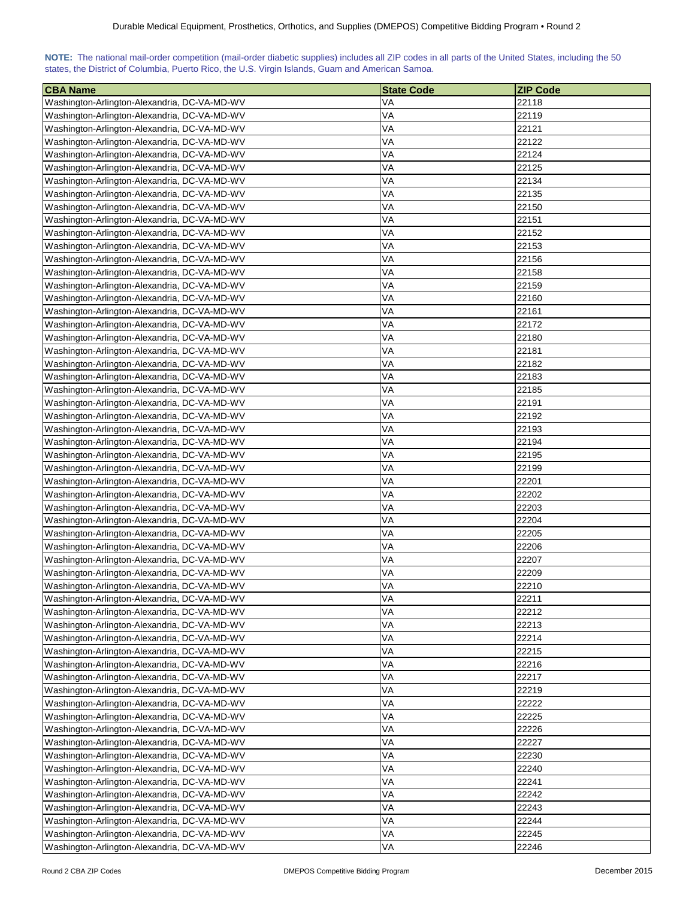**NOTE:** The national mail-order competition (mail-order diabetic supplies) includes all ZIP codes in all parts of the United States, including the 50 states, the District of Columbia, Puerto Rico, the U.S. Virgin Islands, Guam and American Samoa.

| CBA Name | State Code | ZIP Code |
|---|---|---|
| Washington-Arlington-Alexandria, DC-VA-MD-WV | VA | 22118 |
| Washington-Arlington-Alexandria, DC-VA-MD-WV | VA | 22119 |
| Washington-Arlington-Alexandria, DC-VA-MD-WV | VA | 22121 |
| Washington-Arlington-Alexandria, DC-VA-MD-WV | VA | 22122 |
| Washington-Arlington-Alexandria, DC-VA-MD-WV | VA | 22124 |
| Washington-Arlington-Alexandria, DC-VA-MD-WV | VA | 22125 |
| Washington-Arlington-Alexandria, DC-VA-MD-WV | VA | 22134 |
| Washington-Arlington-Alexandria, DC-VA-MD-WV | VA | 22135 |
| Washington-Arlington-Alexandria, DC-VA-MD-WV | VA | 22150 |
| Washington-Arlington-Alexandria, DC-VA-MD-WV | VA | 22151 |
| Washington-Arlington-Alexandria, DC-VA-MD-WV | VA | 22152 |
| Washington-Arlington-Alexandria, DC-VA-MD-WV | VA | 22153 |
| Washington-Arlington-Alexandria, DC-VA-MD-WV | VA | 22156 |
| Washington-Arlington-Alexandria, DC-VA-MD-WV | VA | 22158 |
| Washington-Arlington-Alexandria, DC-VA-MD-WV | VA | 22159 |
| Washington-Arlington-Alexandria, DC-VA-MD-WV | VA | 22160 |
| Washington-Arlington-Alexandria, DC-VA-MD-WV | VA | 22161 |
| Washington-Arlington-Alexandria, DC-VA-MD-WV | VA | 22172 |
| Washington-Arlington-Alexandria, DC-VA-MD-WV | VA | 22180 |
| Washington-Arlington-Alexandria, DC-VA-MD-WV | VA | 22181 |
| Washington-Arlington-Alexandria, DC-VA-MD-WV | VA | 22182 |
| Washington-Arlington-Alexandria, DC-VA-MD-WV | VA | 22183 |
| Washington-Arlington-Alexandria, DC-VA-MD-WV | VA | 22185 |
| Washington-Arlington-Alexandria, DC-VA-MD-WV | VA | 22191 |
| Washington-Arlington-Alexandria, DC-VA-MD-WV | VA | 22192 |
| Washington-Arlington-Alexandria, DC-VA-MD-WV | VA | 22193 |
| Washington-Arlington-Alexandria, DC-VA-MD-WV | VA | 22194 |
| Washington-Arlington-Alexandria, DC-VA-MD-WV | VA | 22195 |
| Washington-Arlington-Alexandria, DC-VA-MD-WV | VA | 22199 |
| Washington-Arlington-Alexandria, DC-VA-MD-WV | VA | 22201 |
| Washington-Arlington-Alexandria, DC-VA-MD-WV | VA | 22202 |
| Washington-Arlington-Alexandria, DC-VA-MD-WV | VA | 22203 |
| Washington-Arlington-Alexandria, DC-VA-MD-WV | VA | 22204 |
| Washington-Arlington-Alexandria, DC-VA-MD-WV | VA | 22205 |
| Washington-Arlington-Alexandria, DC-VA-MD-WV | VA | 22206 |
| Washington-Arlington-Alexandria, DC-VA-MD-WV | VA | 22207 |
| Washington-Arlington-Alexandria, DC-VA-MD-WV | VA | 22209 |
| Washington-Arlington-Alexandria, DC-VA-MD-WV | VA | 22210 |
| Washington-Arlington-Alexandria, DC-VA-MD-WV | VA | 22211 |
| Washington-Arlington-Alexandria, DC-VA-MD-WV | VA | 22212 |
| Washington-Arlington-Alexandria, DC-VA-MD-WV | VA | 22213 |
| Washington-Arlington-Alexandria, DC-VA-MD-WV | VA | 22214 |
| Washington-Arlington-Alexandria, DC-VA-MD-WV | VA | 22215 |
| Washington-Arlington-Alexandria, DC-VA-MD-WV | VA | 22216 |
| Washington-Arlington-Alexandria, DC-VA-MD-WV | VA | 22217 |
| Washington-Arlington-Alexandria, DC-VA-MD-WV | VA | 22219 |
| Washington-Arlington-Alexandria, DC-VA-MD-WV | VA | 22222 |
| Washington-Arlington-Alexandria, DC-VA-MD-WV | VA | 22225 |
| Washington-Arlington-Alexandria, DC-VA-MD-WV | VA | 22226 |
| Washington-Arlington-Alexandria, DC-VA-MD-WV | VA | 22227 |
| Washington-Arlington-Alexandria, DC-VA-MD-WV | VA | 22230 |
| Washington-Arlington-Alexandria, DC-VA-MD-WV | VA | 22240 |
| Washington-Arlington-Alexandria, DC-VA-MD-WV | VA | 22241 |
| Washington-Arlington-Alexandria, DC-VA-MD-WV | VA | 22242 |
| Washington-Arlington-Alexandria, DC-VA-MD-WV | VA | 22243 |
| Washington-Arlington-Alexandria, DC-VA-MD-WV | VA | 22244 |
| Washington-Arlington-Alexandria, DC-VA-MD-WV | VA | 22245 |
| Washington-Arlington-Alexandria, DC-VA-MD-WV | VA | 22246 |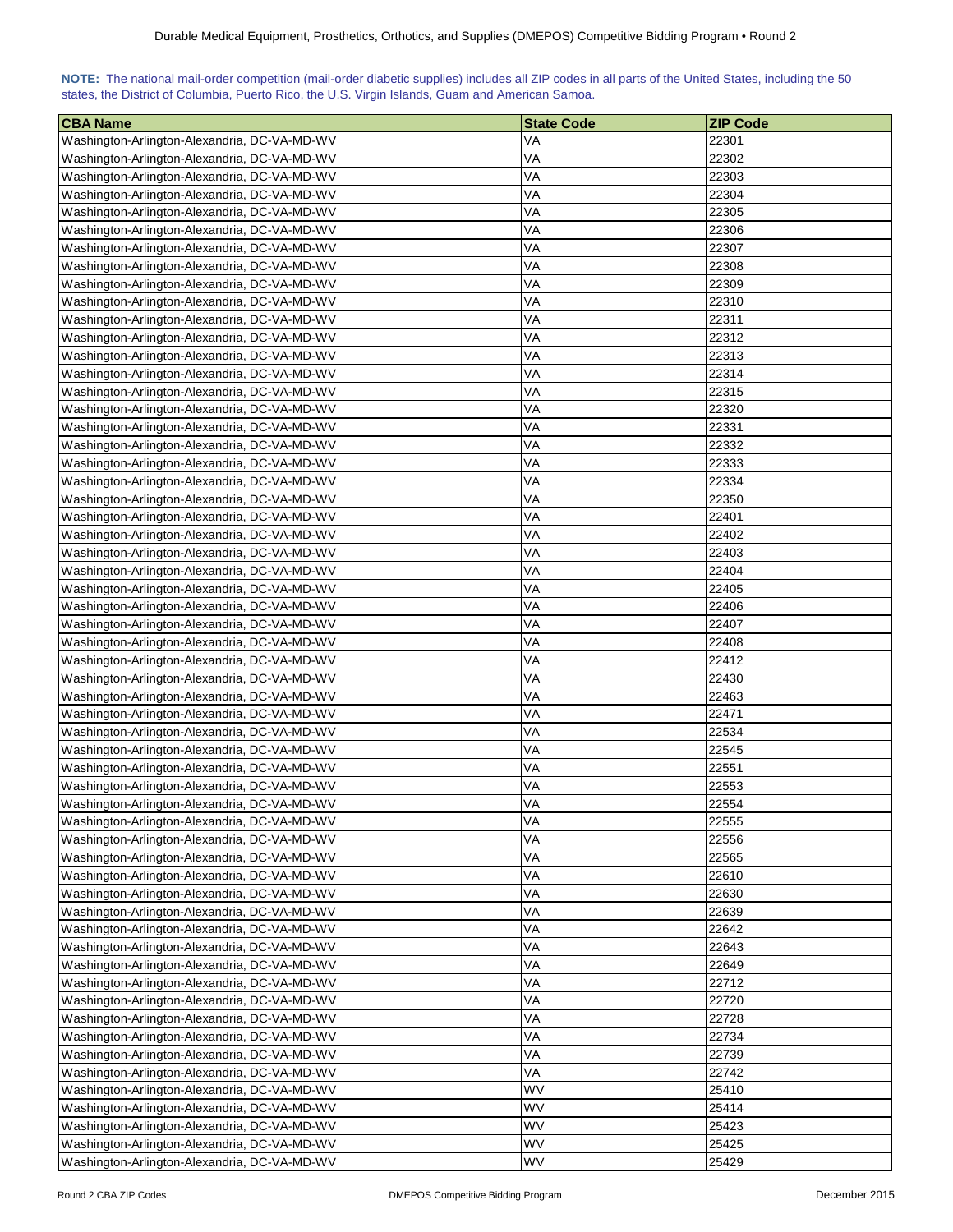**NOTE:** The national mail-order competition (mail-order diabetic supplies) includes all ZIP codes in all parts of the United States, including the 50 states, the District of Columbia, Puerto Rico, the U.S. Virgin Islands, Guam and American Samoa.

| CBA Name | State Code | ZIP Code |
|---|---|---|
| Washington-Arlington-Alexandria, DC-VA-MD-WV | VA | 22301 |
| Washington-Arlington-Alexandria, DC-VA-MD-WV | VA | 22302 |
| Washington-Arlington-Alexandria, DC-VA-MD-WV | VA | 22303 |
| Washington-Arlington-Alexandria, DC-VA-MD-WV | VA | 22304 |
| Washington-Arlington-Alexandria, DC-VA-MD-WV | VA | 22305 |
| Washington-Arlington-Alexandria, DC-VA-MD-WV | VA | 22306 |
| Washington-Arlington-Alexandria, DC-VA-MD-WV | VA | 22307 |
| Washington-Arlington-Alexandria, DC-VA-MD-WV | VA | 22308 |
| Washington-Arlington-Alexandria, DC-VA-MD-WV | VA | 22309 |
| Washington-Arlington-Alexandria, DC-VA-MD-WV | VA | 22310 |
| Washington-Arlington-Alexandria, DC-VA-MD-WV | VA | 22311 |
| Washington-Arlington-Alexandria, DC-VA-MD-WV | VA | 22312 |
| Washington-Arlington-Alexandria, DC-VA-MD-WV | VA | 22313 |
| Washington-Arlington-Alexandria, DC-VA-MD-WV | VA | 22314 |
| Washington-Arlington-Alexandria, DC-VA-MD-WV | VA | 22315 |
| Washington-Arlington-Alexandria, DC-VA-MD-WV | VA | 22320 |
| Washington-Arlington-Alexandria, DC-VA-MD-WV | VA | 22331 |
| Washington-Arlington-Alexandria, DC-VA-MD-WV | VA | 22332 |
| Washington-Arlington-Alexandria, DC-VA-MD-WV | VA | 22333 |
| Washington-Arlington-Alexandria, DC-VA-MD-WV | VA | 22334 |
| Washington-Arlington-Alexandria, DC-VA-MD-WV | VA | 22350 |
| Washington-Arlington-Alexandria, DC-VA-MD-WV | VA | 22401 |
| Washington-Arlington-Alexandria, DC-VA-MD-WV | VA | 22402 |
| Washington-Arlington-Alexandria, DC-VA-MD-WV | VA | 22403 |
| Washington-Arlington-Alexandria, DC-VA-MD-WV | VA | 22404 |
| Washington-Arlington-Alexandria, DC-VA-MD-WV | VA | 22405 |
| Washington-Arlington-Alexandria, DC-VA-MD-WV | VA | 22406 |
| Washington-Arlington-Alexandria, DC-VA-MD-WV | VA | 22407 |
| Washington-Arlington-Alexandria, DC-VA-MD-WV | VA | 22408 |
| Washington-Arlington-Alexandria, DC-VA-MD-WV | VA | 22412 |
| Washington-Arlington-Alexandria, DC-VA-MD-WV | VA | 22430 |
| Washington-Arlington-Alexandria, DC-VA-MD-WV | VA | 22463 |
| Washington-Arlington-Alexandria, DC-VA-MD-WV | VA | 22471 |
| Washington-Arlington-Alexandria, DC-VA-MD-WV | VA | 22534 |
| Washington-Arlington-Alexandria, DC-VA-MD-WV | VA | 22545 |
| Washington-Arlington-Alexandria, DC-VA-MD-WV | VA | 22551 |
| Washington-Arlington-Alexandria, DC-VA-MD-WV | VA | 22553 |
| Washington-Arlington-Alexandria, DC-VA-MD-WV | VA | 22554 |
| Washington-Arlington-Alexandria, DC-VA-MD-WV | VA | 22555 |
| Washington-Arlington-Alexandria, DC-VA-MD-WV | VA | 22556 |
| Washington-Arlington-Alexandria, DC-VA-MD-WV | VA | 22565 |
| Washington-Arlington-Alexandria, DC-VA-MD-WV | VA | 22610 |
| Washington-Arlington-Alexandria, DC-VA-MD-WV | VA | 22630 |
| Washington-Arlington-Alexandria, DC-VA-MD-WV | VA | 22639 |
| Washington-Arlington-Alexandria, DC-VA-MD-WV | VA | 22642 |
| Washington-Arlington-Alexandria, DC-VA-MD-WV | VA | 22643 |
| Washington-Arlington-Alexandria, DC-VA-MD-WV | VA | 22649 |
| Washington-Arlington-Alexandria, DC-VA-MD-WV | VA | 22712 |
| Washington-Arlington-Alexandria, DC-VA-MD-WV | VA | 22720 |
| Washington-Arlington-Alexandria, DC-VA-MD-WV | VA | 22728 |
| Washington-Arlington-Alexandria, DC-VA-MD-WV | VA | 22734 |
| Washington-Arlington-Alexandria, DC-VA-MD-WV | VA | 22739 |
| Washington-Arlington-Alexandria, DC-VA-MD-WV | VA | 22742 |
| Washington-Arlington-Alexandria, DC-VA-MD-WV | WV | 25410 |
| Washington-Arlington-Alexandria, DC-VA-MD-WV | WV | 25414 |
| Washington-Arlington-Alexandria, DC-VA-MD-WV | WV | 25423 |
| Washington-Arlington-Alexandria, DC-VA-MD-WV | WV | 25425 |
| Washington-Arlington-Alexandria, DC-VA-MD-WV | WV | 25429 |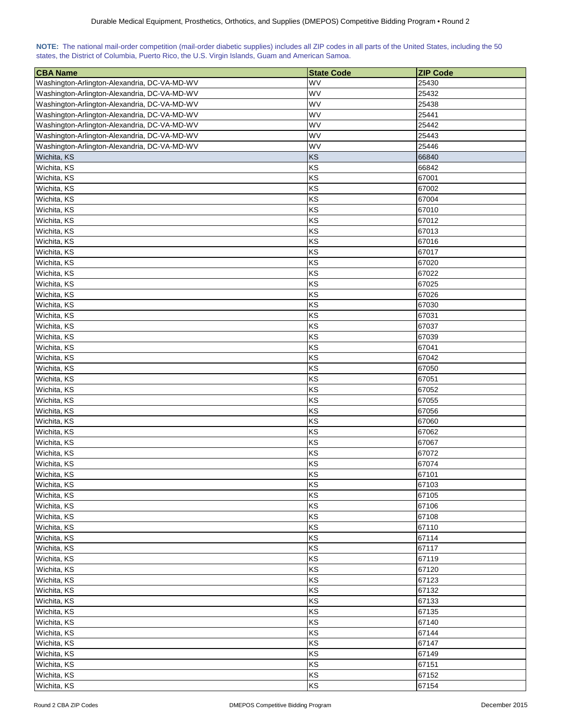**NOTE:** The national mail-order competition (mail-order diabetic supplies) includes all ZIP codes in all parts of the United States, including the 50 states, the District of Columbia, Puerto Rico, the U.S. Virgin Islands, Guam and American Samoa.

| CBA Name | State Code | ZIP Code |
|---|---|---|
| Washington-Arlington-Alexandria, DC-VA-MD-WV | WV | 25430 |
| Washington-Arlington-Alexandria, DC-VA-MD-WV | WV | 25432 |
| Washington-Arlington-Alexandria, DC-VA-MD-WV | WV | 25438 |
| Washington-Arlington-Alexandria, DC-VA-MD-WV | WV | 25441 |
| Washington-Arlington-Alexandria, DC-VA-MD-WV | WV | 25442 |
| Washington-Arlington-Alexandria, DC-VA-MD-WV | WV | 25443 |
| Washington-Arlington-Alexandria, DC-VA-MD-WV | WV | 25446 |
| Wichita, KS | KS | 66840 |
| Wichita, KS | KS | 66842 |
| Wichita, KS | KS | 67001 |
| Wichita, KS | KS | 67002 |
| Wichita, KS | KS | 67004 |
| Wichita, KS | KS | 67010 |
| Wichita, KS | KS | 67012 |
| Wichita, KS | KS | 67013 |
| Wichita, KS | KS | 67016 |
| Wichita, KS | KS | 67017 |
| Wichita, KS | KS | 67020 |
| Wichita, KS | KS | 67022 |
| Wichita, KS | KS | 67025 |
| Wichita, KS | KS | 67026 |
| Wichita, KS | KS | 67030 |
| Wichita, KS | KS | 67031 |
| Wichita, KS | KS | 67037 |
| Wichita, KS | KS | 67039 |
| Wichita, KS | KS | 67041 |
| Wichita, KS | KS | 67042 |
| Wichita, KS | KS | 67050 |
| Wichita, KS | KS | 67051 |
| Wichita, KS | KS | 67052 |
| Wichita, KS | KS | 67055 |
| Wichita, KS | KS | 67056 |
| Wichita, KS | KS | 67060 |
| Wichita, KS | KS | 67062 |
| Wichita, KS | KS | 67067 |
| Wichita, KS | KS | 67072 |
| Wichita, KS | KS | 67074 |
| Wichita, KS | KS | 67101 |
| Wichita, KS | KS | 67103 |
| Wichita, KS | KS | 67105 |
| Wichita, KS | KS | 67106 |
| Wichita, KS | KS | 67108 |
| Wichita, KS | KS | 67110 |
| Wichita, KS | KS | 67114 |
| Wichita, KS | KS | 67117 |
| Wichita, KS | KS | 67119 |
| Wichita, KS | KS | 67120 |
| Wichita, KS | KS | 67123 |
| Wichita, KS | KS | 67132 |
| Wichita, KS | KS | 67133 |
| Wichita, KS | KS | 67135 |
| Wichita, KS | KS | 67140 |
| Wichita, KS | KS | 67144 |
| Wichita, KS | KS | 67147 |
| Wichita, KS | KS | 67149 |
| Wichita, KS | KS | 67151 |
| Wichita, KS | KS | 67152 |
| Wichita, KS | KS | 67154 |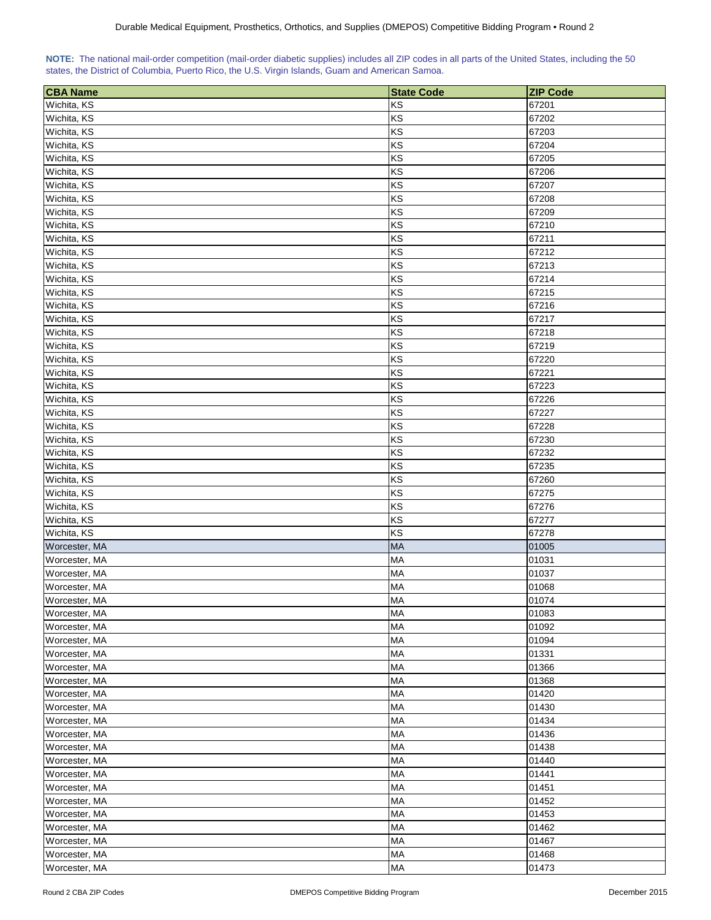**NOTE:** The national mail-order competition (mail-order diabetic supplies) includes all ZIP codes in all parts of the United States, including the 50 states, the District of Columbia, Puerto Rico, the U.S. Virgin Islands, Guam and American Samoa.

| CBA Name | State Code | ZIP Code |
|---|---|---|
| Wichita, KS | KS | 67201 |
| Wichita, KS | KS | 67202 |
| Wichita, KS | KS | 67203 |
| Wichita, KS | KS | 67204 |
| Wichita, KS | KS | 67205 |
| Wichita, KS | KS | 67206 |
| Wichita, KS | KS | 67207 |
| Wichita, KS | KS | 67208 |
| Wichita, KS | KS | 67209 |
| Wichita, KS | KS | 67210 |
| Wichita, KS | KS | 67211 |
| Wichita, KS | KS | 67212 |
| Wichita, KS | KS | 67213 |
| Wichita, KS | KS | 67214 |
| Wichita, KS | KS | 67215 |
| Wichita, KS | KS | 67216 |
| Wichita, KS | KS | 67217 |
| Wichita, KS | KS | 67218 |
| Wichita, KS | KS | 67219 |
| Wichita, KS | KS | 67220 |
| Wichita, KS | KS | 67221 |
| Wichita, KS | KS | 67223 |
| Wichita, KS | KS | 67226 |
| Wichita, KS | KS | 67227 |
| Wichita, KS | KS | 67228 |
| Wichita, KS | KS | 67230 |
| Wichita, KS | KS | 67232 |
| Wichita, KS | KS | 67235 |
| Wichita, KS | KS | 67260 |
| Wichita, KS | KS | 67275 |
| Wichita, KS | KS | 67276 |
| Wichita, KS | KS | 67277 |
| Wichita, KS | KS | 67278 |
| Worcester, MA | MA | 01005 |
| Worcester, MA | MA | 01031 |
| Worcester, MA | MA | 01037 |
| Worcester, MA | MA | 01068 |
| Worcester, MA | MA | 01074 |
| Worcester, MA | MA | 01083 |
| Worcester, MA | MA | 01092 |
| Worcester, MA | MA | 01094 |
| Worcester, MA | MA | 01331 |
| Worcester, MA | MA | 01366 |
| Worcester, MA | MA | 01368 |
| Worcester, MA | MA | 01420 |
| Worcester, MA | MA | 01430 |
| Worcester, MA | MA | 01434 |
| Worcester, MA | MA | 01436 |
| Worcester, MA | MA | 01438 |
| Worcester, MA | MA | 01440 |
| Worcester, MA | MA | 01441 |
| Worcester, MA | MA | 01451 |
| Worcester, MA | MA | 01452 |
| Worcester, MA | MA | 01453 |
| Worcester, MA | MA | 01462 |
| Worcester, MA | MA | 01467 |
| Worcester, MA | MA | 01468 |
| Worcester, MA | MA | 01473 |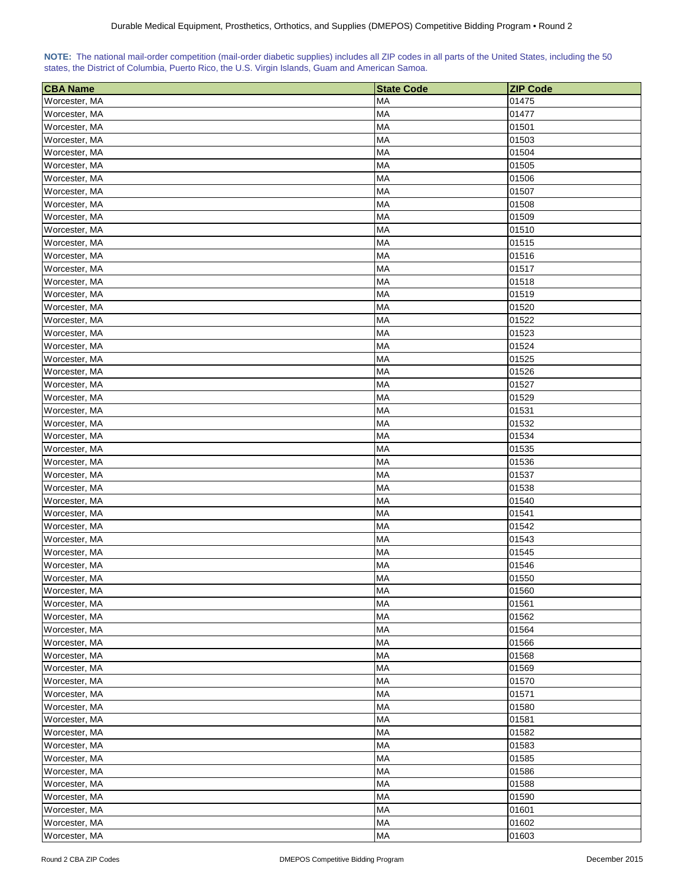**NOTE:** The national mail-order competition (mail-order diabetic supplies) includes all ZIP codes in all parts of the United States, including the 50 states, the District of Columbia, Puerto Rico, the U.S. Virgin Islands, Guam and American Samoa.

| CBA Name | State Code | ZIP Code |
| --- | --- | --- |
| Worcester, MA | MA | 01475 |
| Worcester, MA | MA | 01477 |
| Worcester, MA | MA | 01501 |
| Worcester, MA | MA | 01503 |
| Worcester, MA | MA | 01504 |
| Worcester, MA | MA | 01505 |
| Worcester, MA | MA | 01506 |
| Worcester, MA | MA | 01507 |
| Worcester, MA | MA | 01508 |
| Worcester, MA | MA | 01509 |
| Worcester, MA | MA | 01510 |
| Worcester, MA | MA | 01515 |
| Worcester, MA | MA | 01516 |
| Worcester, MA | MA | 01517 |
| Worcester, MA | MA | 01518 |
| Worcester, MA | MA | 01519 |
| Worcester, MA | MA | 01520 |
| Worcester, MA | MA | 01522 |
| Worcester, MA | MA | 01523 |
| Worcester, MA | MA | 01524 |
| Worcester, MA | MA | 01525 |
| Worcester, MA | MA | 01526 |
| Worcester, MA | MA | 01527 |
| Worcester, MA | MA | 01529 |
| Worcester, MA | MA | 01531 |
| Worcester, MA | MA | 01532 |
| Worcester, MA | MA | 01534 |
| Worcester, MA | MA | 01535 |
| Worcester, MA | MA | 01536 |
| Worcester, MA | MA | 01537 |
| Worcester, MA | MA | 01538 |
| Worcester, MA | MA | 01540 |
| Worcester, MA | MA | 01541 |
| Worcester, MA | MA | 01542 |
| Worcester, MA | MA | 01543 |
| Worcester, MA | MA | 01545 |
| Worcester, MA | MA | 01546 |
| Worcester, MA | MA | 01550 |
| Worcester, MA | MA | 01560 |
| Worcester, MA | MA | 01561 |
| Worcester, MA | MA | 01562 |
| Worcester, MA | MA | 01564 |
| Worcester, MA | MA | 01566 |
| Worcester, MA | MA | 01568 |
| Worcester, MA | MA | 01569 |
| Worcester, MA | MA | 01570 |
| Worcester, MA | MA | 01571 |
| Worcester, MA | MA | 01580 |
| Worcester, MA | MA | 01581 |
| Worcester, MA | MA | 01582 |
| Worcester, MA | MA | 01583 |
| Worcester, MA | MA | 01585 |
| Worcester, MA | MA | 01586 |
| Worcester, MA | MA | 01588 |
| Worcester, MA | MA | 01590 |
| Worcester, MA | MA | 01601 |
| Worcester, MA | MA | 01602 |
| Worcester, MA | MA | 01603 |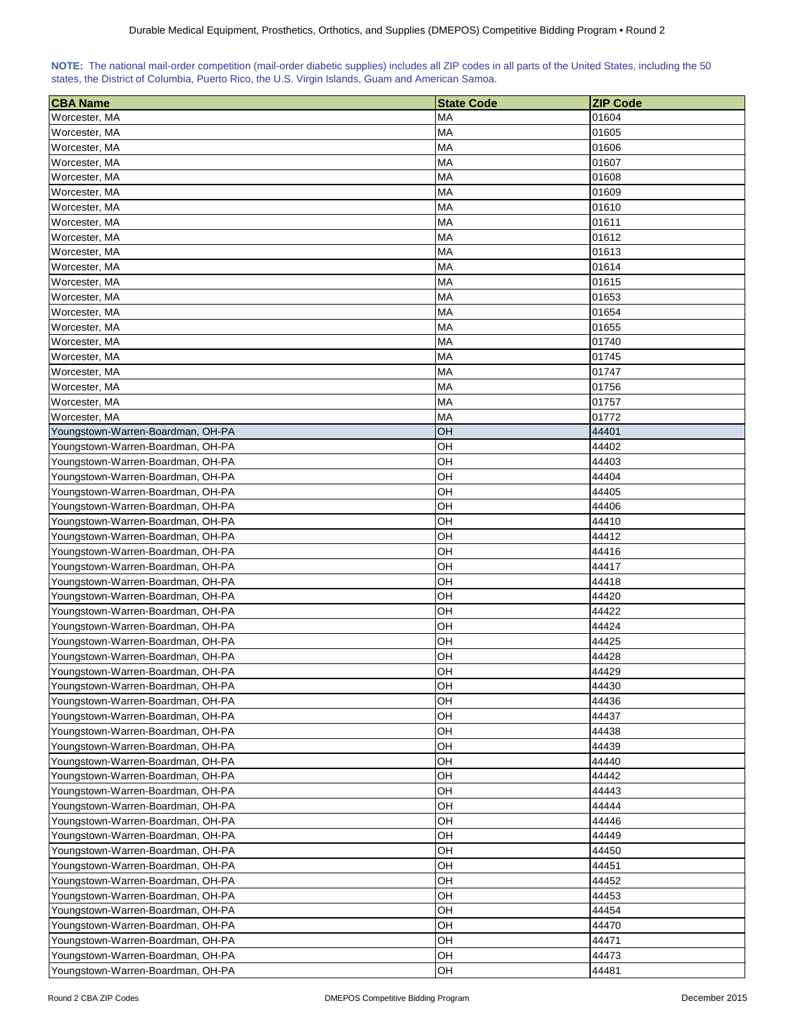**NOTE:** The national mail-order competition (mail-order diabetic supplies) includes all ZIP codes in all parts of the United States, including the 50 states, the District of Columbia, Puerto Rico, the U.S. Virgin Islands, Guam and American Samoa.

| CBA Name | State Code | ZIP Code |
|---|---|---|
| Worcester, MA | MA | 01604 |
| Worcester, MA | MA | 01605 |
| Worcester, MA | MA | 01606 |
| Worcester, MA | MA | 01607 |
| Worcester, MA | MA | 01608 |
| Worcester, MA | MA | 01609 |
| Worcester, MA | MA | 01610 |
| Worcester, MA | MA | 01611 |
| Worcester, MA | MA | 01612 |
| Worcester, MA | MA | 01613 |
| Worcester, MA | MA | 01614 |
| Worcester, MA | MA | 01615 |
| Worcester, MA | MA | 01653 |
| Worcester, MA | MA | 01654 |
| Worcester, MA | MA | 01655 |
| Worcester, MA | MA | 01740 |
| Worcester, MA | MA | 01745 |
| Worcester, MA | MA | 01747 |
| Worcester, MA | MA | 01756 |
| Worcester, MA | MA | 01757 |
| Worcester, MA | MA | 01772 |
| Youngstown-Warren-Boardman, OH-PA | OH | 44401 |
| Youngstown-Warren-Boardman, OH-PA | OH | 44402 |
| Youngstown-Warren-Boardman, OH-PA | OH | 44403 |
| Youngstown-Warren-Boardman, OH-PA | OH | 44404 |
| Youngstown-Warren-Boardman, OH-PA | OH | 44405 |
| Youngstown-Warren-Boardman, OH-PA | OH | 44406 |
| Youngstown-Warren-Boardman, OH-PA | OH | 44410 |
| Youngstown-Warren-Boardman, OH-PA | OH | 44412 |
| Youngstown-Warren-Boardman, OH-PA | OH | 44416 |
| Youngstown-Warren-Boardman, OH-PA | OH | 44417 |
| Youngstown-Warren-Boardman, OH-PA | OH | 44418 |
| Youngstown-Warren-Boardman, OH-PA | OH | 44420 |
| Youngstown-Warren-Boardman, OH-PA | OH | 44422 |
| Youngstown-Warren-Boardman, OH-PA | OH | 44424 |
| Youngstown-Warren-Boardman, OH-PA | OH | 44425 |
| Youngstown-Warren-Boardman, OH-PA | OH | 44428 |
| Youngstown-Warren-Boardman, OH-PA | OH | 44429 |
| Youngstown-Warren-Boardman, OH-PA | OH | 44430 |
| Youngstown-Warren-Boardman, OH-PA | OH | 44436 |
| Youngstown-Warren-Boardman, OH-PA | OH | 44437 |
| Youngstown-Warren-Boardman, OH-PA | OH | 44438 |
| Youngstown-Warren-Boardman, OH-PA | OH | 44439 |
| Youngstown-Warren-Boardman, OH-PA | OH | 44440 |
| Youngstown-Warren-Boardman, OH-PA | OH | 44442 |
| Youngstown-Warren-Boardman, OH-PA | OH | 44443 |
| Youngstown-Warren-Boardman, OH-PA | OH | 44444 |
| Youngstown-Warren-Boardman, OH-PA | OH | 44446 |
| Youngstown-Warren-Boardman, OH-PA | OH | 44449 |
| Youngstown-Warren-Boardman, OH-PA | OH | 44450 |
| Youngstown-Warren-Boardman, OH-PA | OH | 44451 |
| Youngstown-Warren-Boardman, OH-PA | OH | 44452 |
| Youngstown-Warren-Boardman, OH-PA | OH | 44453 |
| Youngstown-Warren-Boardman, OH-PA | OH | 44454 |
| Youngstown-Warren-Boardman, OH-PA | OH | 44470 |
| Youngstown-Warren-Boardman, OH-PA | OH | 44471 |
| Youngstown-Warren-Boardman, OH-PA | OH | 44473 |
| Youngstown-Warren-Boardman, OH-PA | OH | 44481 |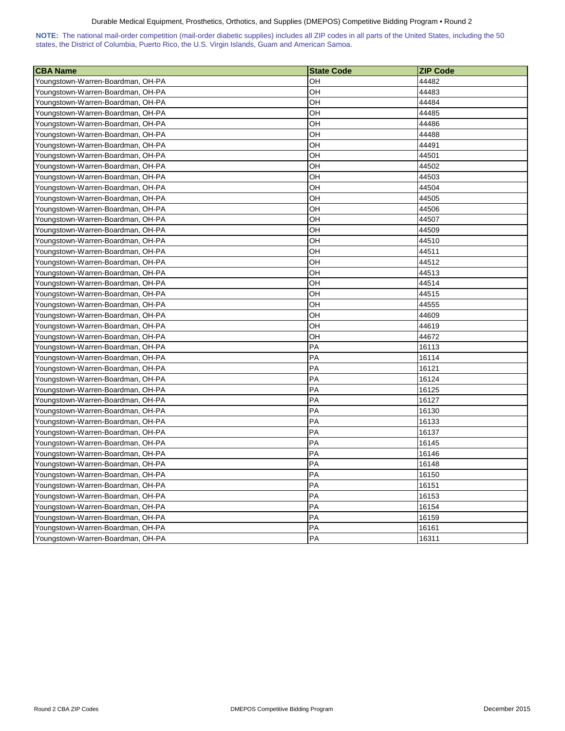**NOTE:** The national mail-order competition (mail-order diabetic supplies) includes all ZIP codes in all parts of the United States, including the 50 states, the District of Columbia, Puerto Rico, the U.S. Virgin Islands, Guam and American Samoa.

| CBA Name | State Code | ZIP Code |
|---|---|---|
| Youngstown-Warren-Boardman, OH-PA | OH | 44482 |
| Youngstown-Warren-Boardman, OH-PA | OH | 44483 |
| Youngstown-Warren-Boardman, OH-PA | OH | 44484 |
| Youngstown-Warren-Boardman, OH-PA | OH | 44485 |
| Youngstown-Warren-Boardman, OH-PA | OH | 44486 |
| Youngstown-Warren-Boardman, OH-PA | OH | 44488 |
| Youngstown-Warren-Boardman, OH-PA | OH | 44491 |
| Youngstown-Warren-Boardman, OH-PA | OH | 44501 |
| Youngstown-Warren-Boardman, OH-PA | OH | 44502 |
| Youngstown-Warren-Boardman, OH-PA | OH | 44503 |
| Youngstown-Warren-Boardman, OH-PA | OH | 44504 |
| Youngstown-Warren-Boardman, OH-PA | OH | 44505 |
| Youngstown-Warren-Boardman, OH-PA | OH | 44506 |
| Youngstown-Warren-Boardman, OH-PA | OH | 44507 |
| Youngstown-Warren-Boardman, OH-PA | OH | 44509 |
| Youngstown-Warren-Boardman, OH-PA | OH | 44510 |
| Youngstown-Warren-Boardman, OH-PA | OH | 44511 |
| Youngstown-Warren-Boardman, OH-PA | OH | 44512 |
| Youngstown-Warren-Boardman, OH-PA | OH | 44513 |
| Youngstown-Warren-Boardman, OH-PA | OH | 44514 |
| Youngstown-Warren-Boardman, OH-PA | OH | 44515 |
| Youngstown-Warren-Boardman, OH-PA | OH | 44555 |
| Youngstown-Warren-Boardman, OH-PA | OH | 44609 |
| Youngstown-Warren-Boardman, OH-PA | OH | 44619 |
| Youngstown-Warren-Boardman, OH-PA | OH | 44672 |
| Youngstown-Warren-Boardman, OH-PA | PA | 16113 |
| Youngstown-Warren-Boardman, OH-PA | PA | 16114 |
| Youngstown-Warren-Boardman, OH-PA | PA | 16121 |
| Youngstown-Warren-Boardman, OH-PA | PA | 16124 |
| Youngstown-Warren-Boardman, OH-PA | PA | 16125 |
| Youngstown-Warren-Boardman, OH-PA | PA | 16127 |
| Youngstown-Warren-Boardman, OH-PA | PA | 16130 |
| Youngstown-Warren-Boardman, OH-PA | PA | 16133 |
| Youngstown-Warren-Boardman, OH-PA | PA | 16137 |
| Youngstown-Warren-Boardman, OH-PA | PA | 16145 |
| Youngstown-Warren-Boardman, OH-PA | PA | 16146 |
| Youngstown-Warren-Boardman, OH-PA | PA | 16148 |
| Youngstown-Warren-Boardman, OH-PA | PA | 16150 |
| Youngstown-Warren-Boardman, OH-PA | PA | 16151 |
| Youngstown-Warren-Boardman, OH-PA | PA | 16153 |
| Youngstown-Warren-Boardman, OH-PA | PA | 16154 |
| Youngstown-Warren-Boardman, OH-PA | PA | 16159 |
| Youngstown-Warren-Boardman, OH-PA | PA | 16161 |
| Youngstown-Warren-Boardman, OH-PA | PA | 16311 |